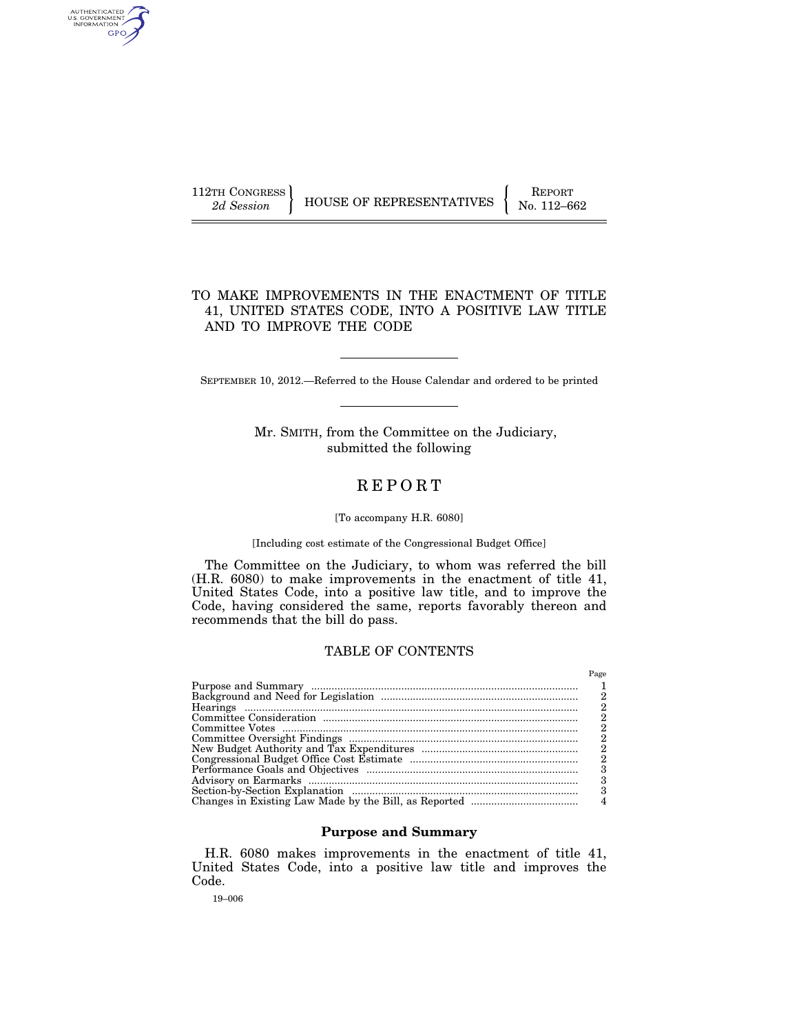112TH CONGRESS
*2d Session*

HOUSE OF REPRESENTATIVES

REPORT
No. 112–662

# TO MAKE IMPROVEMENTS IN THE ENACTMENT OF TITLE 41, UNITED STATES CODE, INTO A POSITIVE LAW TITLE AND TO IMPROVE THE CODE

SEPTEMBER 10, 2012.—Referred to the House Calendar and ordered to be printed

Mr. SMITH, from the Committee on the Judiciary, submitted the following

# REPORT

[To accompany H.R. 6080]

[Including cost estimate of the Congressional Budget Office]

The Committee on the Judiciary, to whom was referred the bill (H.R. 6080) to make improvements in the enactment of title 41, United States Code, into a positive law title, and to improve the Code, having considered the same, reports favorably thereon and recommends that the bill do pass.

## TABLE OF CONTENTS

| | Page |
|---|---|
| Purpose and Summary | 1 |
| Background and Need for Legislation | 2 |
| Hearings | 2 |
| Committee Consideration | 2 |
| Committee Votes | 2 |
| Committee Oversight Findings | 2 |
| New Budget Authority and Tax Expenditures | 2 |
| Congressional Budget Office Cost Estimate | 2 |
| Performance Goals and Objectives | 3 |
| Advisory on Earmarks | 3 |
| Section-by-Section Explanation | 3 |
| Changes in Existing Law Made by the Bill, as Reported | 4 |

## Purpose and Summary

H.R. 6080 makes improvements in the enactment of title 41, United States Code, into a positive law title and improves the Code.

19–006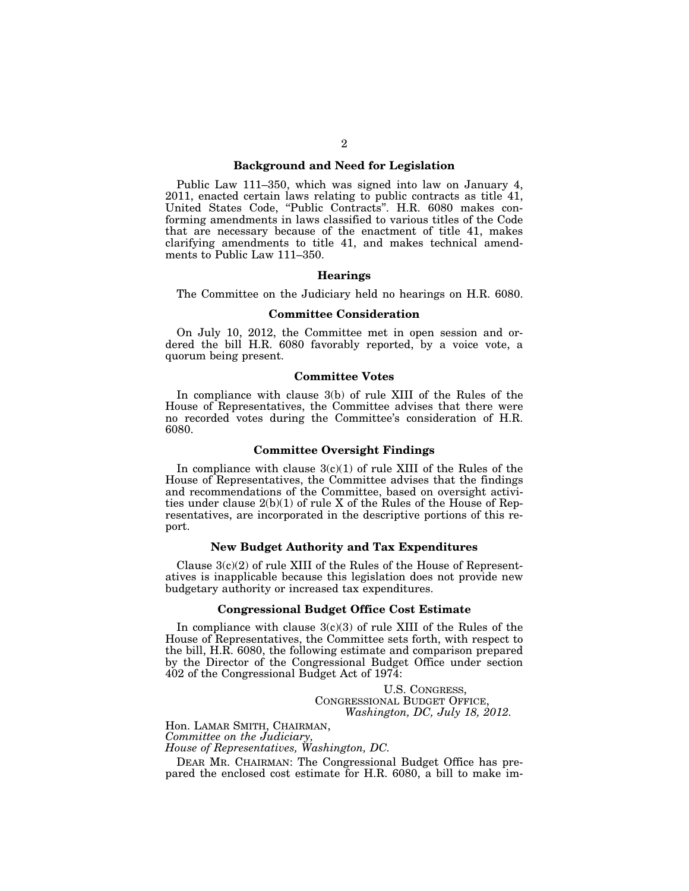## Background and Need for Legislation

Public Law 111–350, which was signed into law on January 4, 2011, enacted certain laws relating to public contracts as title 41, United States Code, "Public Contracts". H.R. 6080 makes conforming amendments in laws classified to various titles of the Code that are necessary because of the enactment of title 41, makes clarifying amendments to title 41, and makes technical amendments to Public Law 111–350.

## Hearings

The Committee on the Judiciary held no hearings on H.R. 6080.

## Committee Consideration

On July 10, 2012, the Committee met in open session and ordered the bill H.R. 6080 favorably reported, by a voice vote, a quorum being present.

## Committee Votes

In compliance with clause 3(b) of rule XIII of the Rules of the House of Representatives, the Committee advises that there were no recorded votes during the Committee's consideration of H.R. 6080.

## Committee Oversight Findings

In compliance with clause 3(c)(1) of rule XIII of the Rules of the House of Representatives, the Committee advises that the findings and recommendations of the Committee, based on oversight activities under clause 2(b)(1) of rule X of the Rules of the House of Representatives, are incorporated in the descriptive portions of this report.

## New Budget Authority and Tax Expenditures

Clause 3(c)(2) of rule XIII of the Rules of the House of Representatives is inapplicable because this legislation does not provide new budgetary authority or increased tax expenditures.

## Congressional Budget Office Cost Estimate

In compliance with clause 3(c)(3) of rule XIII of the Rules of the House of Representatives, the Committee sets forth, with respect to the bill, H.R. 6080, the following estimate and comparison prepared by the Director of the Congressional Budget Office under section 402 of the Congressional Budget Act of 1974:

U.S. CONGRESS,
CONGRESSIONAL BUDGET OFFICE,
*Washington, DC, July 18, 2012.*

Hon. LAMAR SMITH, CHAIRMAN,
*Committee on the Judiciary,*
*House of Representatives, Washington, DC.*

DEAR MR. CHAIRMAN: The Congressional Budget Office has prepared the enclosed cost estimate for H.R. 6080, a bill to make im-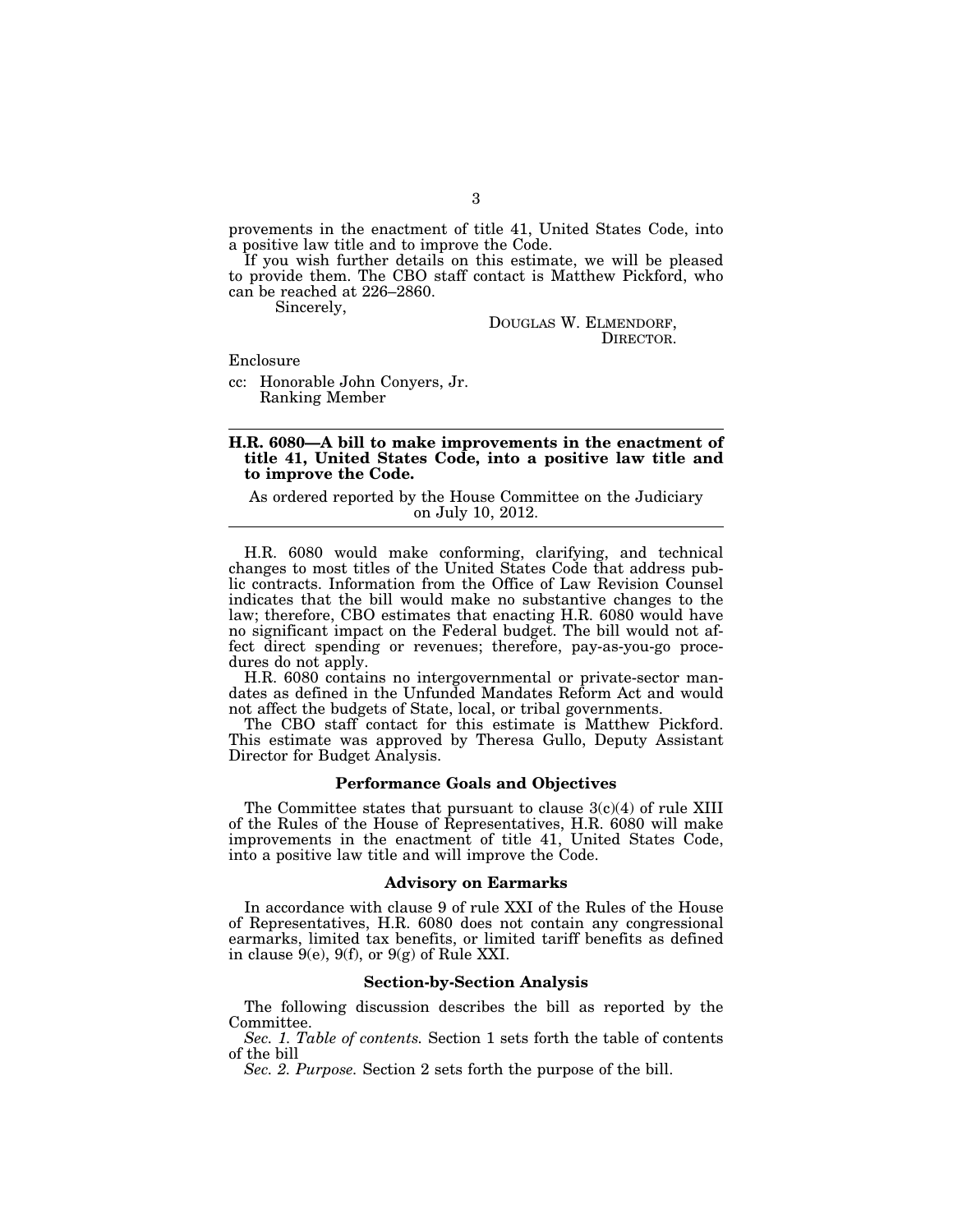provements in the enactment of title 41, United States Code, into a positive law title and to improve the Code.

If you wish further details on this estimate, we will be pleased to provide them. The CBO staff contact is Matthew Pickford, who can be reached at 226–2860.

Sincerely,

DOUGLAS W. ELMENDORF,
DIRECTOR.

Enclosure

cc: Honorable John Conyers, Jr.
Ranking Member

---

**H.R. 6080—A bill to make improvements in the enactment of title 41, United States Code, into a positive law title and to improve the Code.**

As ordered reported by the House Committee on the Judiciary on July 10, 2012.

---

H.R. 6080 would make conforming, clarifying, and technical changes to most titles of the United States Code that address public contracts. Information from the Office of Law Revision Counsel indicates that the bill would make no substantive changes to the law; therefore, CBO estimates that enacting H.R. 6080 would have no significant impact on the Federal budget. The bill would not affect direct spending or revenues; therefore, pay-as-you-go procedures do not apply.

H.R. 6080 contains no intergovernmental or private-sector mandates as defined in the Unfunded Mandates Reform Act and would not affect the budgets of State, local, or tribal governments.

The CBO staff contact for this estimate is Matthew Pickford. This estimate was approved by Theresa Gullo, Deputy Assistant Director for Budget Analysis.

### Performance Goals and Objectives

The Committee states that pursuant to clause 3(c)(4) of rule XIII of the Rules of the House of Representatives, H.R. 6080 will make improvements in the enactment of title 41, United States Code, into a positive law title and will improve the Code.

### Advisory on Earmarks

In accordance with clause 9 of rule XXI of the Rules of the House of Representatives, H.R. 6080 does not contain any congressional earmarks, limited tax benefits, or limited tariff benefits as defined in clause 9(e), 9(f), or 9(g) of Rule XXI.

### Section-by-Section Analysis

The following discussion describes the bill as reported by the Committee.

*Sec. 1. Table of contents.* Section 1 sets forth the table of contents of the bill

*Sec. 2. Purpose.* Section 2 sets forth the purpose of the bill.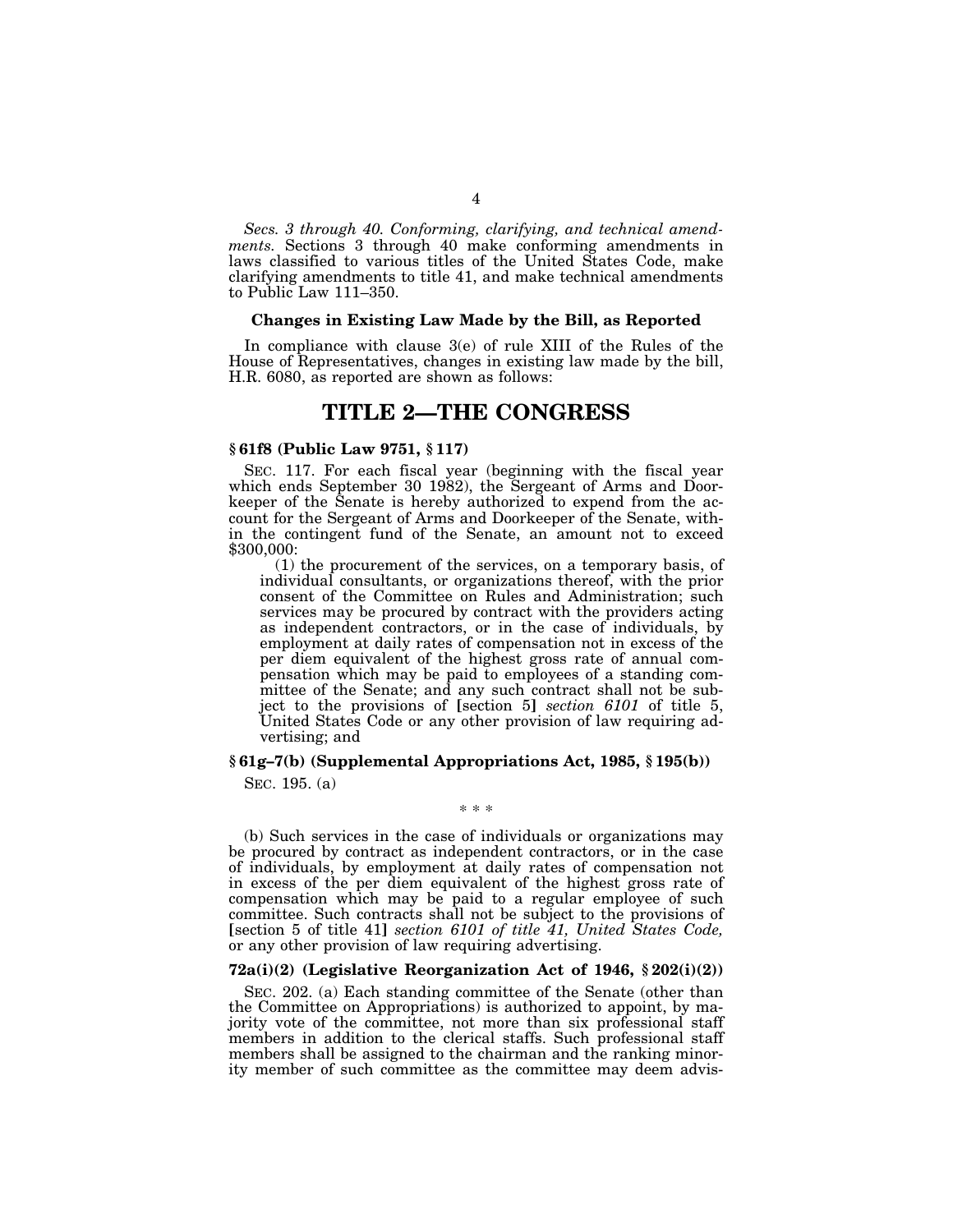*Secs. 3 through 40. Conforming, clarifying, and technical amendments.* Sections 3 through 40 make conforming amendments in laws classified to various titles of the United States Code, make clarifying amendments to title 41, and make technical amendments to Public Law 111–350.

### Changes in Existing Law Made by the Bill, as Reported

In compliance with clause 3(e) of rule XIII of the Rules of the House of Representatives, changes in existing law made by the bill, H.R. 6080, as reported are shown as follows:

# TITLE 2—THE CONGRESS

#### § 61f8 (Public Law 9751, § 117)

SEC. 117. For each fiscal year (beginning with the fiscal year which ends September 30 1982), the Sergeant of Arms and Doorkeeper of the Senate is hereby authorized to expend from the account for the Sergeant of Arms and Doorkeeper of the Senate, within the contingent fund of the Senate, an amount not to exceed $300,000:

(1) the procurement of the services, on a temporary basis, of individual consultants, or organizations thereof, with the prior consent of the Committee on Rules and Administration; such services may be procured by contract with the providers acting as independent contractors, or in the case of individuals, by employment at daily rates of compensation not in excess of the per diem equivalent of the highest gross rate of annual compensation which may be paid to employees of a standing committee of the Senate; and any such contract shall not be subject to the provisions of [section 5] *section 6101* of title 5, United States Code or any other provision of law requiring advertising; and

#### § 61g–7(b) (Supplemental Appropriations Act, 1985, § 195(b))

SEC. 195. (a)

\* \* \*

(b) Such services in the case of individuals or organizations may be procured by contract as independent contractors, or in the case of individuals, by employment at daily rates of compensation not in excess of the per diem equivalent of the highest gross rate of compensation which may be paid to a regular employee of such committee. Such contracts shall not be subject to the provisions of [section 5 of title 41] *section 6101 of title 41, United States Code,* or any other provision of law requiring advertising.

#### 72a(i)(2) (Legislative Reorganization Act of 1946, § 202(i)(2))

SEC. 202. (a) Each standing committee of the Senate (other than the Committee on Appropriations) is authorized to appoint, by majority vote of the committee, not more than six professional staff members in addition to the clerical staffs. Such professional staff members shall be assigned to the chairman and the ranking minority member of such committee as the committee may deem advis-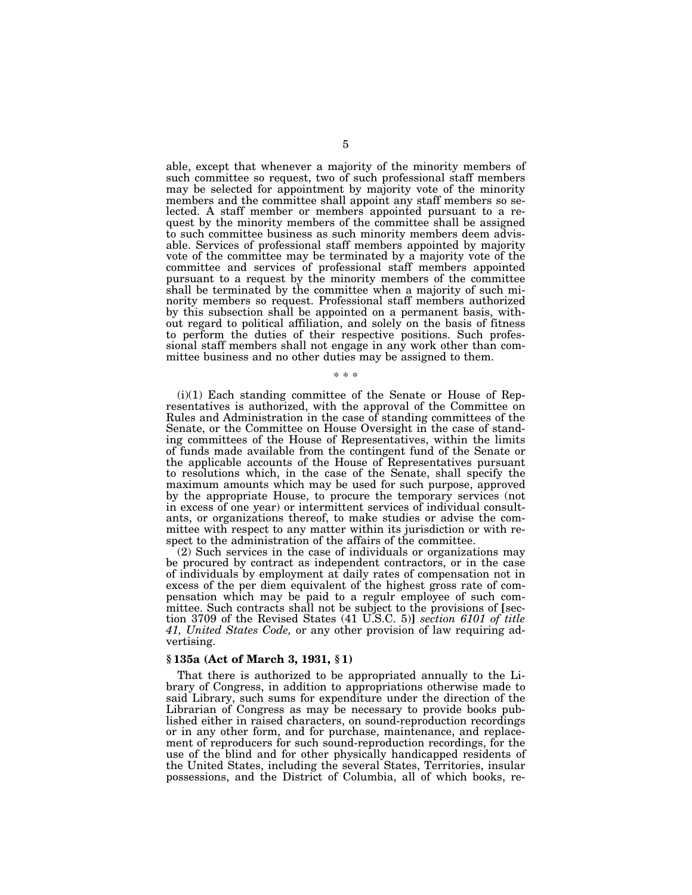able, except that whenever a majority of the minority members of such committee so request, two of such professional staff members may be selected for appointment by majority vote of the minority members and the committee shall appoint any staff members so selected. A staff member or members appointed pursuant to a request by the minority members of the committee shall be assigned to such committee business as such minority members deem advisable. Services of professional staff members appointed by majority vote of the committee may be terminated by a majority vote of the committee and services of professional staff members appointed pursuant to a request by the minority members of the committee shall be terminated by the committee when a majority of such minority members so request. Professional staff members authorized by this subsection shall be appointed on a permanent basis, without regard to political affiliation, and solely on the basis of fitness to perform the duties of their respective positions. Such professional staff members shall not engage in any work other than committee business and no other duties may be assigned to them.

\* \* \*

(i)(1) Each standing committee of the Senate or House of Representatives is authorized, with the approval of the Committee on Rules and Administration in the case of standing committees of the Senate, or the Committee on House Oversight in the case of standing committees of the House of Representatives, within the limits of funds made available from the contingent fund of the Senate or the applicable accounts of the House of Representatives pursuant to resolutions which, in the case of the Senate, shall specify the maximum amounts which may be used for such purpose, approved by the appropriate House, to procure the temporary services (not in excess of one year) or intermittent services of individual consultants, or organizations thereof, to make studies or advise the committee with respect to any matter within its jurisdiction or with respect to the administration of the affairs of the committee.

(2) Such services in the case of individuals or organizations may be procured by contract as independent contractors, or in the case of individuals by employment at daily rates of compensation not in excess of the per diem equivalent of the highest gross rate of compensation which may be paid to a regulr employee of such committee. Such contracts shall not be subject to the provisions of [section 3709 of the Revised States (41 U.S.C. 5)] *section 6101 of title 41, United States Code,* or any other provision of law requiring advertising.

**§ 135a (Act of March 3, 1931, § 1)**

That there is authorized to be appropriated annually to the Library of Congress, in addition to appropriations otherwise made to said Library, such sums for expenditure under the direction of the Librarian of Congress as may be necessary to provide books published either in raised characters, on sound-reproduction recordings or in any other form, and for purchase, maintenance, and replacement of reproducers for such sound-reproduction recordings, for the use of the blind and for other physically handicapped residents of the United States, including the several States, Territories, insular possessions, and the District of Columbia, all of which books, re-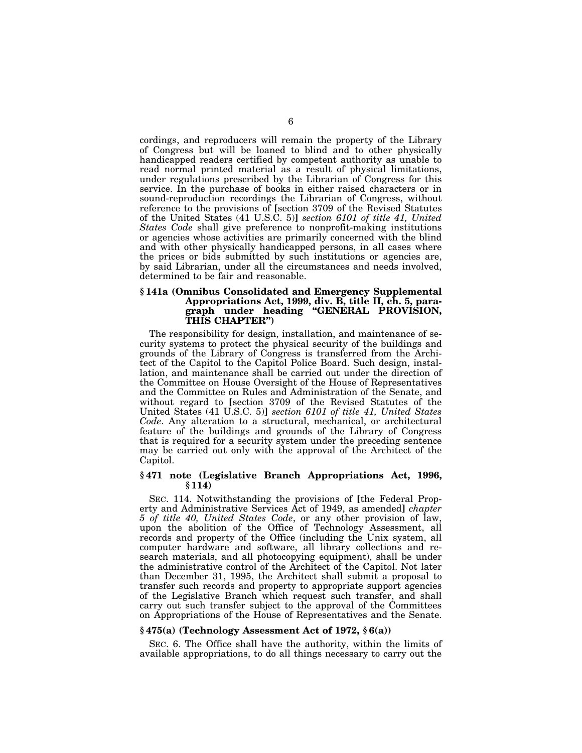cordings, and reproducers will remain the property of the Library of Congress but will be loaned to blind and to other physically handicapped readers certified by competent authority as unable to read normal printed material as a result of physical limitations, under regulations prescribed by the Librarian of Congress for this service. In the purchase of books in either raised characters or in sound-reproduction recordings the Librarian of Congress, without reference to the provisions of [section 3709 of the Revised Statutes of the United States (41 U.S.C. 5)] *section 6101 of title 41, United States Code* shall give preference to nonprofit-making institutions or agencies whose activities are primarily concerned with the blind and with other physically handicapped persons, in all cases where the prices or bids submitted by such institutions or agencies are, by said Librarian, under all the circumstances and needs involved, determined to be fair and reasonable.

### § 141a (Omnibus Consolidated and Emergency Supplemental Appropriations Act, 1999, div. B, title II, ch. 5, paragraph under heading "GENERAL PROVISION, THIS CHAPTER")

The responsibility for design, installation, and maintenance of security systems to protect the physical security of the buildings and grounds of the Library of Congress is transferred from the Architect of the Capitol to the Capitol Police Board. Such design, installation, and maintenance shall be carried out under the direction of the Committee on House Oversight of the House of Representatives and the Committee on Rules and Administration of the Senate, and without regard to [section 3709 of the Revised Statutes of the United States (41 U.S.C. 5)] *section 6101 of title 41, United States Code*. Any alteration to a structural, mechanical, or architectural feature of the buildings and grounds of the Library of Congress that is required for a security system under the preceding sentence may be carried out only with the approval of the Architect of the Capitol.

### § 471 note (Legislative Branch Appropriations Act, 1996, § 114)

SEC. 114. Notwithstanding the provisions of [the Federal Property and Administrative Services Act of 1949, as amended] *chapter 5 of title 40, United States Code*, or any other provision of law, upon the abolition of the Office of Technology Assessment, all records and property of the Office (including the Unix system, all computer hardware and software, all library collections and research materials, and all photocopying equipment), shall be under the administrative control of the Architect of the Capitol. Not later than December 31, 1995, the Architect shall submit a proposal to transfer such records and property to appropriate support agencies of the Legislative Branch which request such transfer, and shall carry out such transfer subject to the approval of the Committees on Appropriations of the House of Representatives and the Senate.

### § 475(a) (Technology Assessment Act of 1972, § 6(a))

SEC. 6. The Office shall have the authority, within the limits of available appropriations, to do all things necessary to carry out the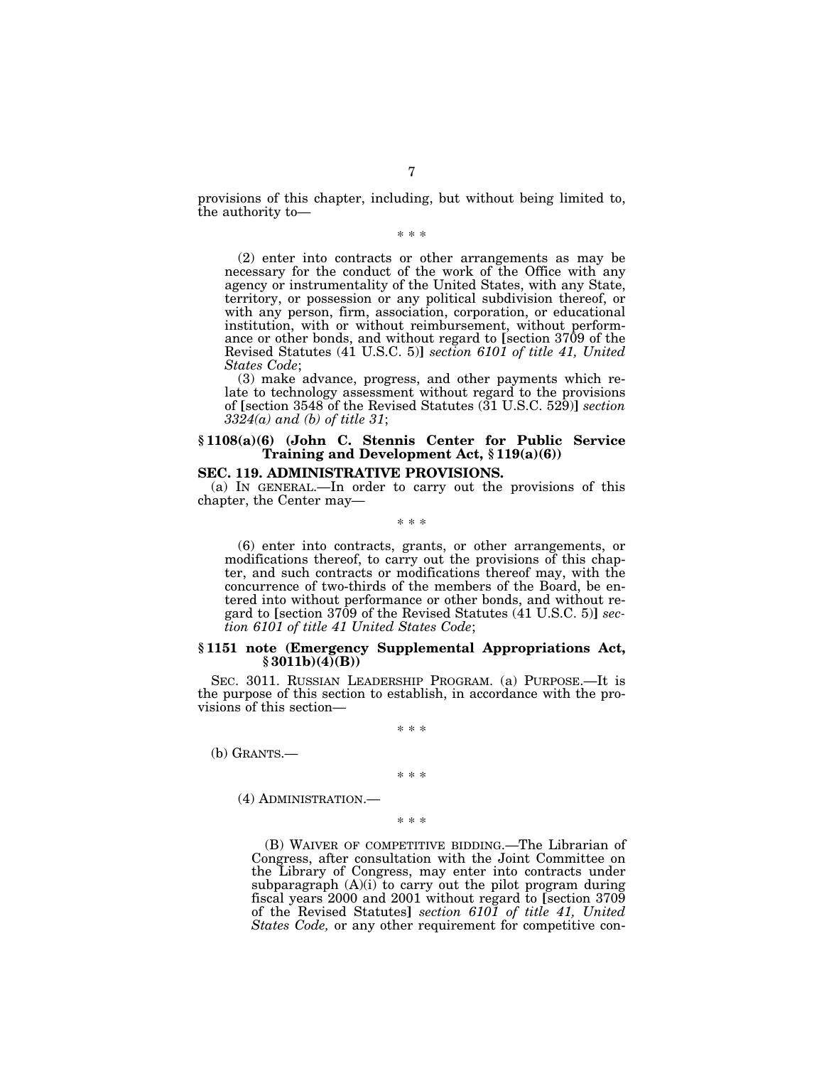provisions of this chapter, including, but without being limited to, the authority to—

\* \* \*

(2) enter into contracts or other arrangements as may be necessary for the conduct of the work of the Office with any agency or instrumentality of the United States, with any State, territory, or possession or any political subdivision thereof, or with any person, firm, association, corporation, or educational institution, with or without reimbursement, without performance or other bonds, and without regard to [section 3709 of the Revised Statutes (41 U.S.C. 5)] *section 6101 of title 41, United States Code*;

(3) make advance, progress, and other payments which relate to technology assessment without regard to the provisions of [section 3548 of the Revised Statutes (31 U.S.C. 529)] *section 3324(a) and (b) of title 31*;

### § 1108(a)(6) (John C. Stennis Center for Public Service Training and Development Act, § 119(a)(6))

### SEC. 119. ADMINISTRATIVE PROVISIONS.

(a) IN GENERAL.—In order to carry out the provisions of this chapter, the Center may—

\* \* \*

(6) enter into contracts, grants, or other arrangements, or modifications thereof, to carry out the provisions of this chapter, and such contracts or modifications thereof may, with the concurrence of two-thirds of the members of the Board, be entered into without performance or other bonds, and without regard to [section 3709 of the Revised Statutes (41 U.S.C. 5)] *section 6101 of title 41 United States Code*;

### § 1151 note (Emergency Supplemental Appropriations Act, § 3011b)(4)(B))

SEC. 3011. RUSSIAN LEADERSHIP PROGRAM. (a) PURPOSE.—It is the purpose of this section to establish, in accordance with the provisions of this section—

\* \* \*

(b) GRANTS.—

\* \* \*

(4) ADMINISTRATION.—

\* \* \*

(B) WAIVER OF COMPETITIVE BIDDING.—The Librarian of Congress, after consultation with the Joint Committee on the Library of Congress, may enter into contracts under subparagraph (A)(i) to carry out the pilot program during fiscal years 2000 and 2001 without regard to [section 3709 of the Revised Statutes] *section 6101 of title 41, United States Code,* or any other requirement for competitive con-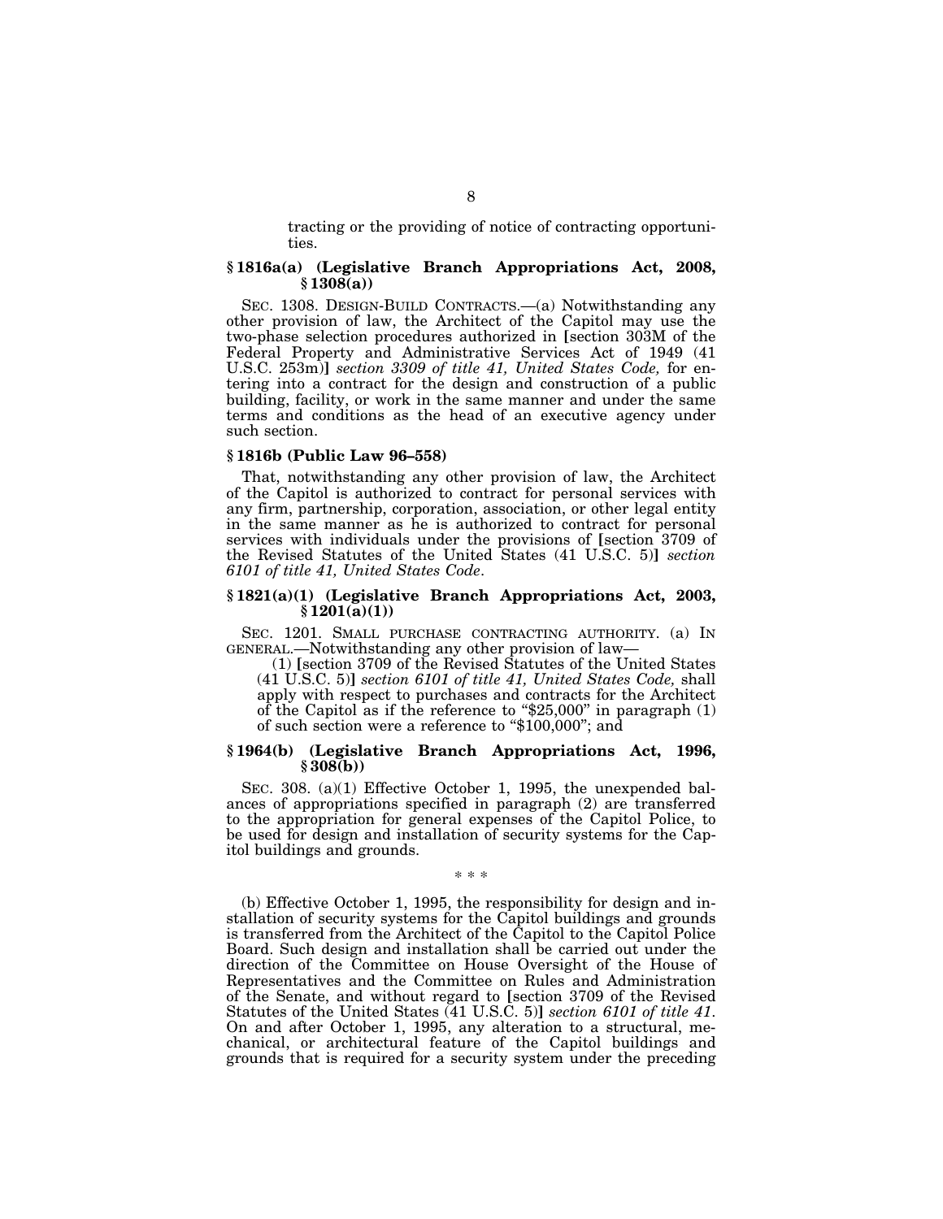tracting or the providing of notice of contracting opportunities.

### § 1816a(a) (Legislative Branch Appropriations Act, 2008, § 1308(a))

SEC. 1308. DESIGN-BUILD CONTRACTS.—(a) Notwithstanding any other provision of law, the Architect of the Capitol may use the two-phase selection procedures authorized in [section 303M of the Federal Property and Administrative Services Act of 1949 (41 U.S.C. 253m)] *section 3309 of title 41, United States Code,* for entering into a contract for the design and construction of a public building, facility, or work in the same manner and under the same terms and conditions as the head of an executive agency under such section.

### § 1816b (Public Law 96–558)

That, notwithstanding any other provision of law, the Architect of the Capitol is authorized to contract for personal services with any firm, partnership, corporation, association, or other legal entity in the same manner as he is authorized to contract for personal services with individuals under the provisions of [section 3709 of the Revised Statutes of the United States (41 U.S.C. 5)] *section 6101 of title 41, United States Code*.

### § 1821(a)(1) (Legislative Branch Appropriations Act, 2003, § 1201(a)(1))

SEC. 1201. SMALL PURCHASE CONTRACTING AUTHORITY. (a) IN GENERAL.—Notwithstanding any other provision of law—

(1) [section 3709 of the Revised Statutes of the United States (41 U.S.C. 5)] *section 6101 of title 41, United States Code,* shall apply with respect to purchases and contracts for the Architect of the Capitol as if the reference to "$25,000" in paragraph (1) of such section were a reference to "$100,000"; and

### § 1964(b) (Legislative Branch Appropriations Act, 1996, § 308(b))

SEC. 308. (a)(1) Effective October 1, 1995, the unexpended balances of appropriations specified in paragraph (2) are transferred to the appropriation for general expenses of the Capitol Police, to be used for design and installation of security systems for the Capitol buildings and grounds.

\* \* \*

(b) Effective October 1, 1995, the responsibility for design and installation of security systems for the Capitol buildings and grounds is transferred from the Architect of the Capitol to the Capitol Police Board. Such design and installation shall be carried out under the direction of the Committee on House Oversight of the House of Representatives and the Committee on Rules and Administration of the Senate, and without regard to [section 3709 of the Revised Statutes of the United States (41 U.S.C. 5)] *section 6101 of title 41*. On and after October 1, 1995, any alteration to a structural, mechanical, or architectural feature of the Capitol buildings and grounds that is required for a security system under the preceding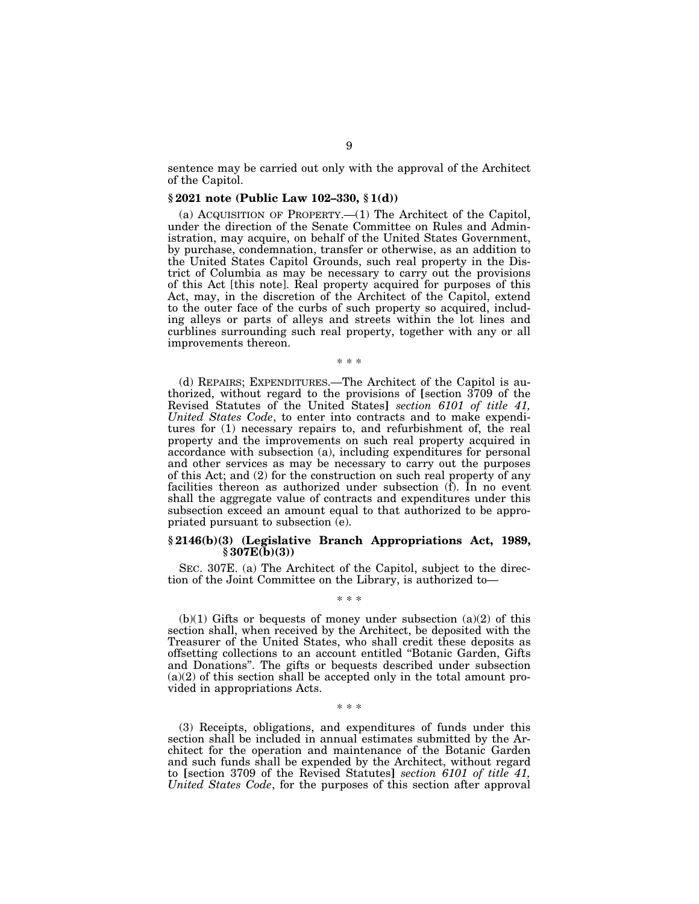sentence may be carried out only with the approval of the Architect of the Capitol.

### § 2021 note (Public Law 102–330, § 1(d))

(a) ACQUISITION OF PROPERTY.—(1) The Architect of the Capitol, under the direction of the Senate Committee on Rules and Administration, may acquire, on behalf of the United States Government, by purchase, condemnation, transfer or otherwise, as an addition to the United States Capitol Grounds, such real property in the District of Columbia as may be necessary to carry out the provisions of this Act [this note]. Real property acquired for purposes of this Act, may, in the discretion of the Architect of the Capitol, extend to the outer face of the curbs of such property so acquired, including alleys or parts of alleys and streets within the lot lines and curblines surrounding such real property, together with any or all improvements thereon.

\* \* \*

(d) REPAIRS; EXPENDITURES.—The Architect of the Capitol is authorized, without regard to the provisions of [section 3709 of the Revised Statutes of the United States] *section 6101 of title 41, United States Code*, to enter into contracts and to make expenditures for (1) necessary repairs to, and refurbishment of, the real property and the improvements on such real property acquired in accordance with subsection (a), including expenditures for personal and other services as may be necessary to carry out the purposes of this Act; and (2) for the construction on such real property of any facilities thereon as authorized under subsection (f). In no event shall the aggregate value of contracts and expenditures under this subsection exceed an amount equal to that authorized to be appropriated pursuant to subsection (e).

### § 2146(b)(3) (Legislative Branch Appropriations Act, 1989, § 307E(b)(3))

SEC. 307E. (a) The Architect of the Capitol, subject to the direction of the Joint Committee on the Library, is authorized to—

\* \* \*

(b)(1) Gifts or bequests of money under subsection (a)(2) of this section shall, when received by the Architect, be deposited with the Treasurer of the United States, who shall credit these deposits as offsetting collections to an account entitled "Botanic Garden, Gifts and Donations". The gifts or bequests described under subsection (a)(2) of this section shall be accepted only in the total amount provided in appropriations Acts.

\* \* \*

(3) Receipts, obligations, and expenditures of funds under this section shall be included in annual estimates submitted by the Architect for the operation and maintenance of the Botanic Garden and such funds shall be expended by the Architect, without regard to [section 3709 of the Revised Statutes] *section 6101 of title 41, United States Code*, for the purposes of this section after approval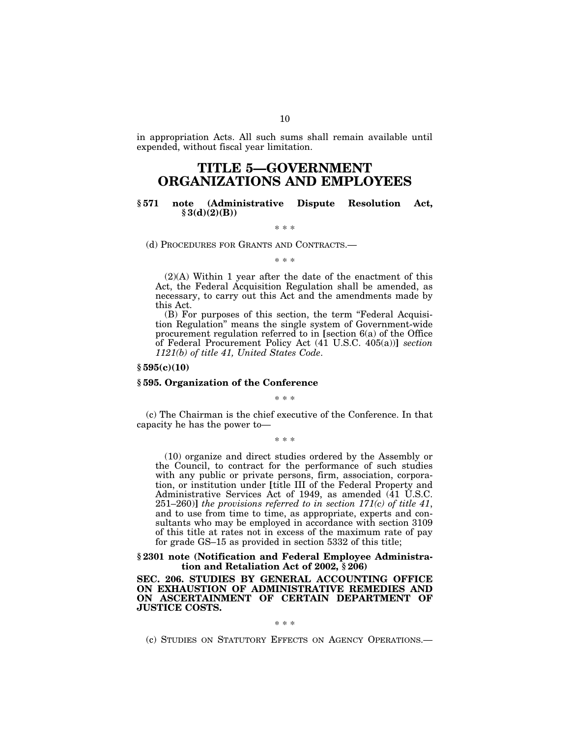in appropriation Acts. All such sums shall remain available until expended, without fiscal year limitation.

# TITLE 5—GOVERNMENT ORGANIZATIONS AND EMPLOYEES

### § 571 note (Administrative Dispute Resolution Act, § 3(d)(2)(B))

\* \* \*

(d) PROCEDURES FOR GRANTS AND CONTRACTS.—

\* \* \*

(2)(A) Within 1 year after the date of the enactment of this Act, the Federal Acquisition Regulation shall be amended, as necessary, to carry out this Act and the amendments made by this Act.

(B) For purposes of this section, the term "Federal Acquisition Regulation" means the single system of Government-wide procurement regulation referred to in [section 6(a) of the Office of Federal Procurement Policy Act (41 U.S.C. 405(a))] *section 1121(b) of title 41, United States Code*.

### § 595(c)(10)

### § 595. Organization of the Conference

\* \* \*

(c) The Chairman is the chief executive of the Conference. In that capacity he has the power to—

\* \* \*

(10) organize and direct studies ordered by the Assembly or the Council, to contract for the performance of such studies with any public or private persons, firm, association, corporation, or institution under [title III of the Federal Property and Administrative Services Act of 1949, as amended (41 U.S.C. 251–260)] *the provisions referred to in section 171(c) of title 41*, and to use from time to time, as appropriate, experts and consultants who may be employed in accordance with section 3109 of this title at rates not in excess of the maximum rate of pay for grade GS–15 as provided in section 5332 of this title;

### § 2301 note (Notification and Federal Employee Administration and Retaliation Act of 2002, § 206)

### SEC. 206. STUDIES BY GENERAL ACCOUNTING OFFICE ON EXHAUSTION OF ADMINISTRATIVE REMEDIES AND ON ASCERTAINMENT OF CERTAIN DEPARTMENT OF JUSTICE COSTS.

\* \* \*

(c) STUDIES ON STATUTORY EFFECTS ON AGENCY OPERATIONS.—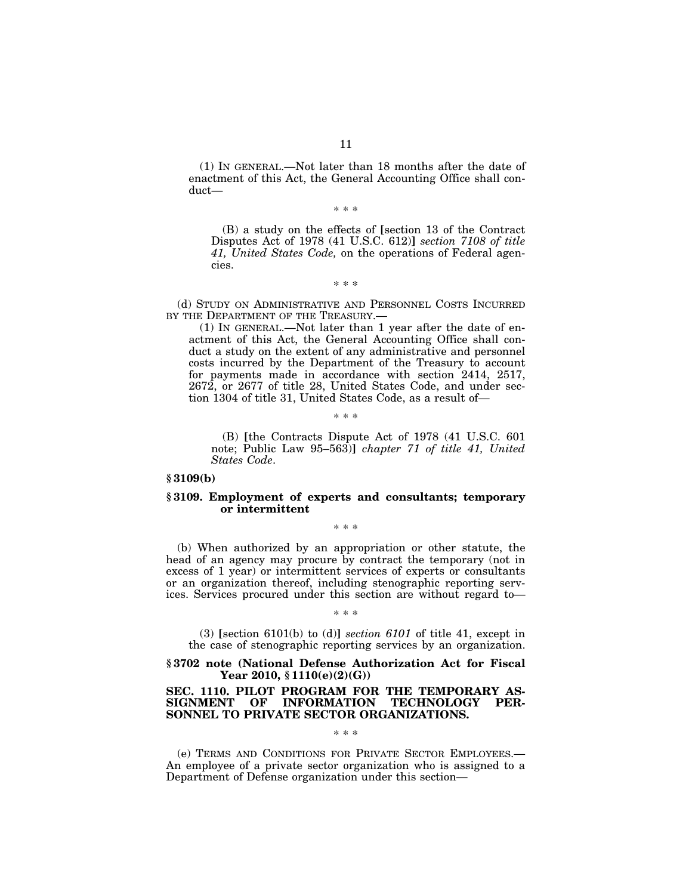(1) IN GENERAL.—Not later than 18 months after the date of enactment of this Act, the General Accounting Office shall conduct—

\* \* \*

(B) a study on the effects of [section 13 of the Contract Disputes Act of 1978 (41 U.S.C. 612)] *section 7108 of title 41, United States Code,* on the operations of Federal agencies.

\* \* \*

(d) STUDY ON ADMINISTRATIVE AND PERSONNEL COSTS INCURRED BY THE DEPARTMENT OF THE TREASURY.—

(1) IN GENERAL.—Not later than 1 year after the date of enactment of this Act, the General Accounting Office shall conduct a study on the extent of any administrative and personnel costs incurred by the Department of the Treasury to account for payments made in accordance with section 2414, 2517, 2672, or 2677 of title 28, United States Code, and under section 1304 of title 31, United States Code, as a result of—

\* \* \*

(B) [the Contracts Dispute Act of 1978 (41 U.S.C. 601 note; Public Law 95–563)] *chapter 71 of title 41, United States Code*.

**§ 3109(b)**

**§ 3109. Employment of experts and consultants; temporary or intermittent**

\* \* \*

(b) When authorized by an appropriation or other statute, the head of an agency may procure by contract the temporary (not in excess of 1 year) or intermittent services of experts or consultants or an organization thereof, including stenographic reporting services. Services procured under this section are without regard to—

\* \* \*

(3) [section 6101(b) to (d)] *section 6101* of title 41, except in the case of stenographic reporting services by an organization.

**§ 3702 note (National Defense Authorization Act for Fiscal Year 2010, § 1110(e)(2)(G))**

**SEC. 1110. PILOT PROGRAM FOR THE TEMPORARY ASSIGNMENT OF INFORMATION TECHNOLOGY PERSONNEL TO PRIVATE SECTOR ORGANIZATIONS.**

\* \* \*

(e) TERMS AND CONDITIONS FOR PRIVATE SECTOR EMPLOYEES.—An employee of a private sector organization who is assigned to a Department of Defense organization under this section—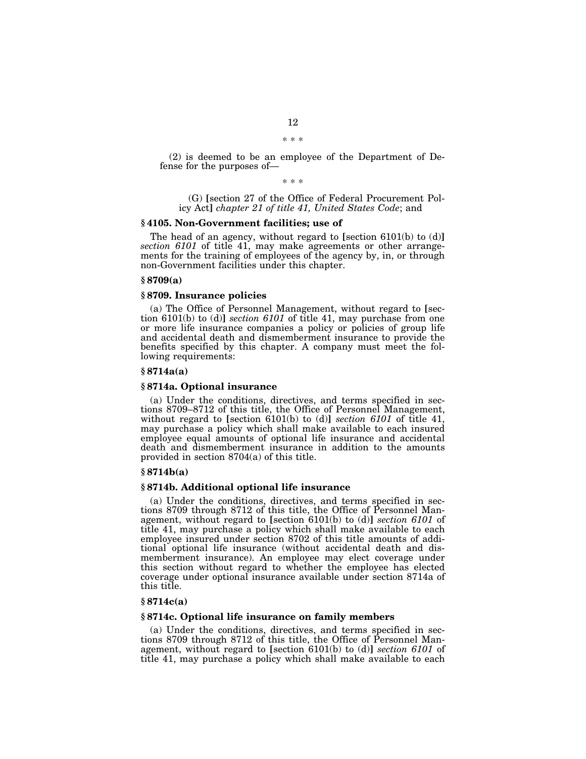\* \* \*

(2) is deemed to be an employee of the Department of Defense for the purposes of—

\* \* \*

(G) [section 27 of the Office of Federal Procurement Policy Act] *chapter 21 of title 41, United States Code*; and

**§ 4105. Non-Government facilities; use of**

The head of an agency, without regard to [section 6101(b) to (d)] *section 6101* of title 41, may make agreements or other arrangements for the training of employees of the agency by, in, or through non-Government facilities under this chapter.

**§ 8709(a)**

**§ 8709. Insurance policies**

(a) The Office of Personnel Management, without regard to [section 6101(b) to (d)] *section 6101* of title 41, may purchase from one or more life insurance companies a policy or policies of group life and accidental death and dismemberment insurance to provide the benefits specified by this chapter. A company must meet the following requirements:

**§ 8714a(a)**

**§ 8714a. Optional insurance**

(a) Under the conditions, directives, and terms specified in sections 8709–8712 of this title, the Office of Personnel Management, without regard to [section 6101(b) to (d)] *section 6101* of title 41, may purchase a policy which shall make available to each insured employee equal amounts of optional life insurance and accidental death and dismemberment insurance in addition to the amounts provided in section 8704(a) of this title.

**§ 8714b(a)**

**§ 8714b. Additional optional life insurance**

(a) Under the conditions, directives, and terms specified in sections 8709 through 8712 of this title, the Office of Personnel Management, without regard to [section 6101(b) to (d)] *section 6101* of title 41, may purchase a policy which shall make available to each employee insured under section 8702 of this title amounts of additional optional life insurance (without accidental death and dismemberment insurance). An employee may elect coverage under this section without regard to whether the employee has elected coverage under optional insurance available under section 8714a of this title.

**§ 8714c(a)**

**§ 8714c. Optional life insurance on family members**

(a) Under the conditions, directives, and terms specified in sections 8709 through 8712 of this title, the Office of Personnel Management, without regard to [section 6101(b) to (d)] *section 6101* of title 41, may purchase a policy which shall make available to each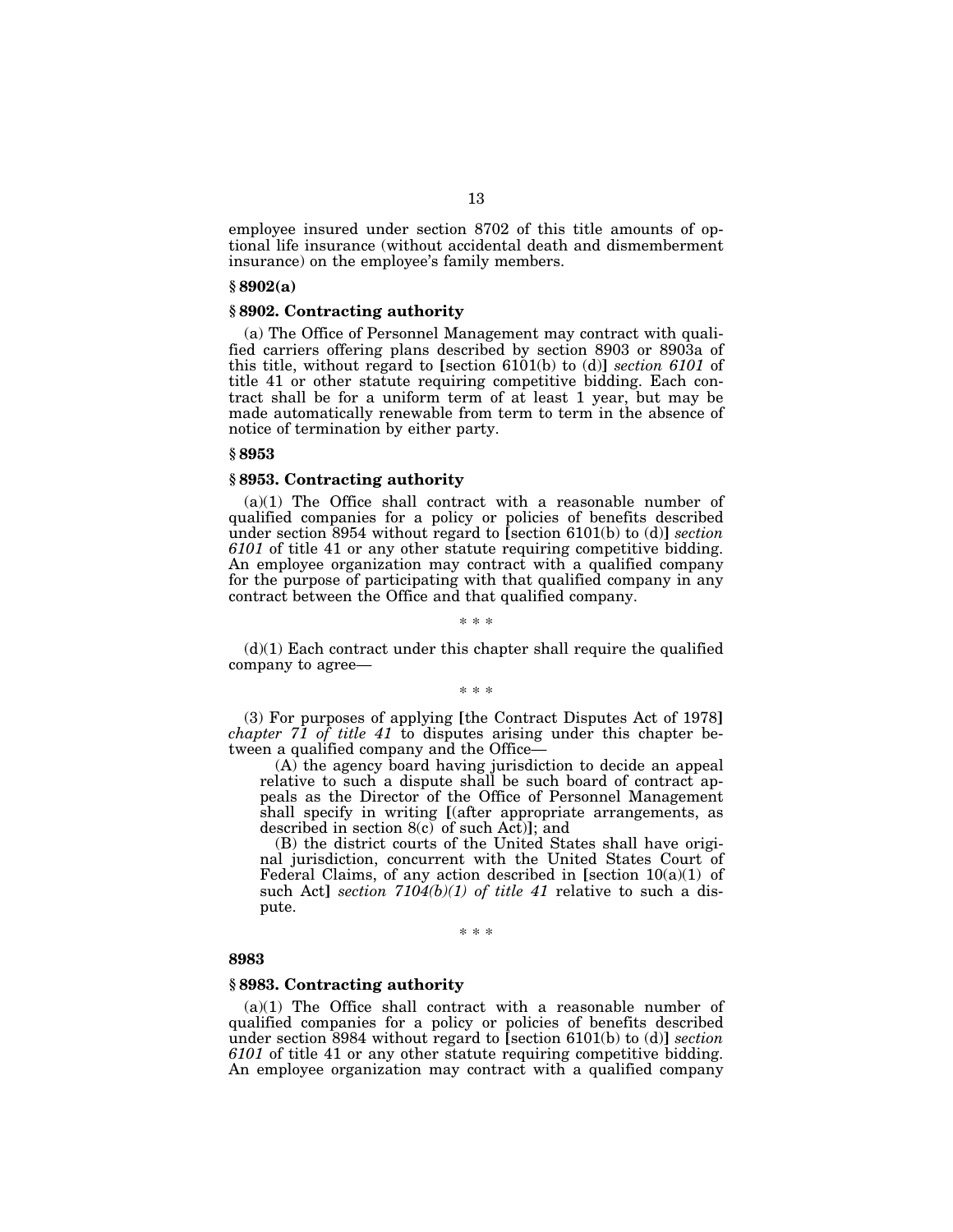employee insured under section 8702 of this title amounts of optional life insurance (without accidental death and dismemberment insurance) on the employee's family members.

**§ 8902(a)**

**§ 8902. Contracting authority**

(a) The Office of Personnel Management may contract with qualified carriers offering plans described by section 8903 or 8903a of this title, without regard to [section 6101(b) to (d)] *section 6101* of title 41 or other statute requiring competitive bidding. Each contract shall be for a uniform term of at least 1 year, but may be made automatically renewable from term to term in the absence of notice of termination by either party.

**§ 8953**

**§ 8953. Contracting authority**

(a)(1) The Office shall contract with a reasonable number of qualified companies for a policy or policies of benefits described under section 8954 without regard to [section 6101(b) to (d)] *section 6101* of title 41 or any other statute requiring competitive bidding. An employee organization may contract with a qualified company for the purpose of participating with that qualified company in any contract between the Office and that qualified company.

\* \* \*

(d)(1) Each contract under this chapter shall require the qualified company to agree—

\* \* \*

(3) For purposes of applying [the Contract Disputes Act of 1978] *chapter 71 of title 41* to disputes arising under this chapter between a qualified company and the Office—

(A) the agency board having jurisdiction to decide an appeal relative to such a dispute shall be such board of contract appeals as the Director of the Office of Personnel Management shall specify in writing [(after appropriate arrangements, as described in section 8(c) of such Act)]; and

(B) the district courts of the United States shall have original jurisdiction, concurrent with the United States Court of Federal Claims, of any action described in [section 10(a)(1) of such Act] *section 7104(b)(1) of title 41* relative to such a dispute.

\* \* \*

**8983**

**§ 8983. Contracting authority**

(a)(1) The Office shall contract with a reasonable number of qualified companies for a policy or policies of benefits described under section 8984 without regard to [section 6101(b) to (d)] *section 6101* of title 41 or any other statute requiring competitive bidding. An employee organization may contract with a qualified company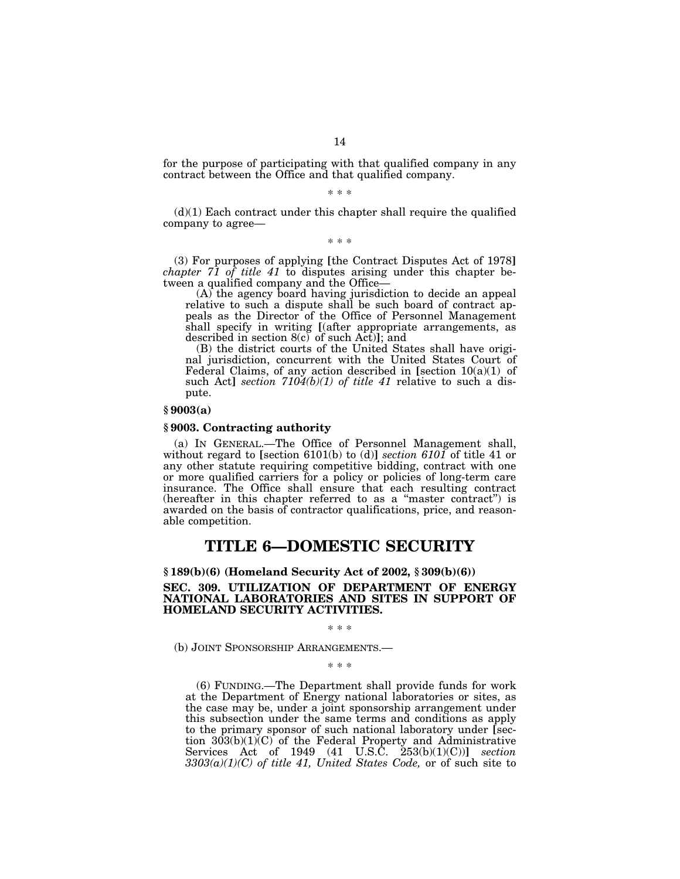for the purpose of participating with that qualified company in any contract between the Office and that qualified company.

\* \* \*

(d)(1) Each contract under this chapter shall require the qualified company to agree—

\* \* \*

(3) For purposes of applying [the Contract Disputes Act of 1978] *chapter 71 of title 41* to disputes arising under this chapter between a qualified company and the Office—

(A) the agency board having jurisdiction to decide an appeal relative to such a dispute shall be such board of contract appeals as the Director of the Office of Personnel Management shall specify in writing [(after appropriate arrangements, as described in section 8(c) of such Act)]; and

(B) the district courts of the United States shall have original jurisdiction, concurrent with the United States Court of Federal Claims, of any action described in [section 10(a)(1) of such Act] *section 7104(b)(1) of title 41* relative to such a dispute.

**§ 9003(a)**

**§ 9003. Contracting authority**

(a) IN GENERAL.—The Office of Personnel Management shall, without regard to [section 6101(b) to (d)] *section 6101* of title 41 or any other statute requiring competitive bidding, contract with one or more qualified carriers for a policy or policies of long-term care insurance. The Office shall ensure that each resulting contract (hereafter in this chapter referred to as a "master contract") is awarded on the basis of contractor qualifications, price, and reasonable competition.

# TITLE 6—DOMESTIC SECURITY

**§ 189(b)(6) (Homeland Security Act of 2002, § 309(b)(6))**

**SEC. 309. UTILIZATION OF DEPARTMENT OF ENERGY NATIONAL LABORATORIES AND SITES IN SUPPORT OF HOMELAND SECURITY ACTIVITIES.**

\* \* \*

(b) JOINT SPONSORSHIP ARRANGEMENTS.—

\* \* \*

(6) FUNDING.—The Department shall provide funds for work at the Department of Energy national laboratories or sites, as the case may be, under a joint sponsorship arrangement under this subsection under the same terms and conditions as apply to the primary sponsor of such national laboratory under [section 303(b)(1)(C) of the Federal Property and Administrative Services Act of 1949 (41 U.S.C. 253(b)(1)(C))] *section 3303(a)(1)(C) of title 41, United States Code,* or of such site to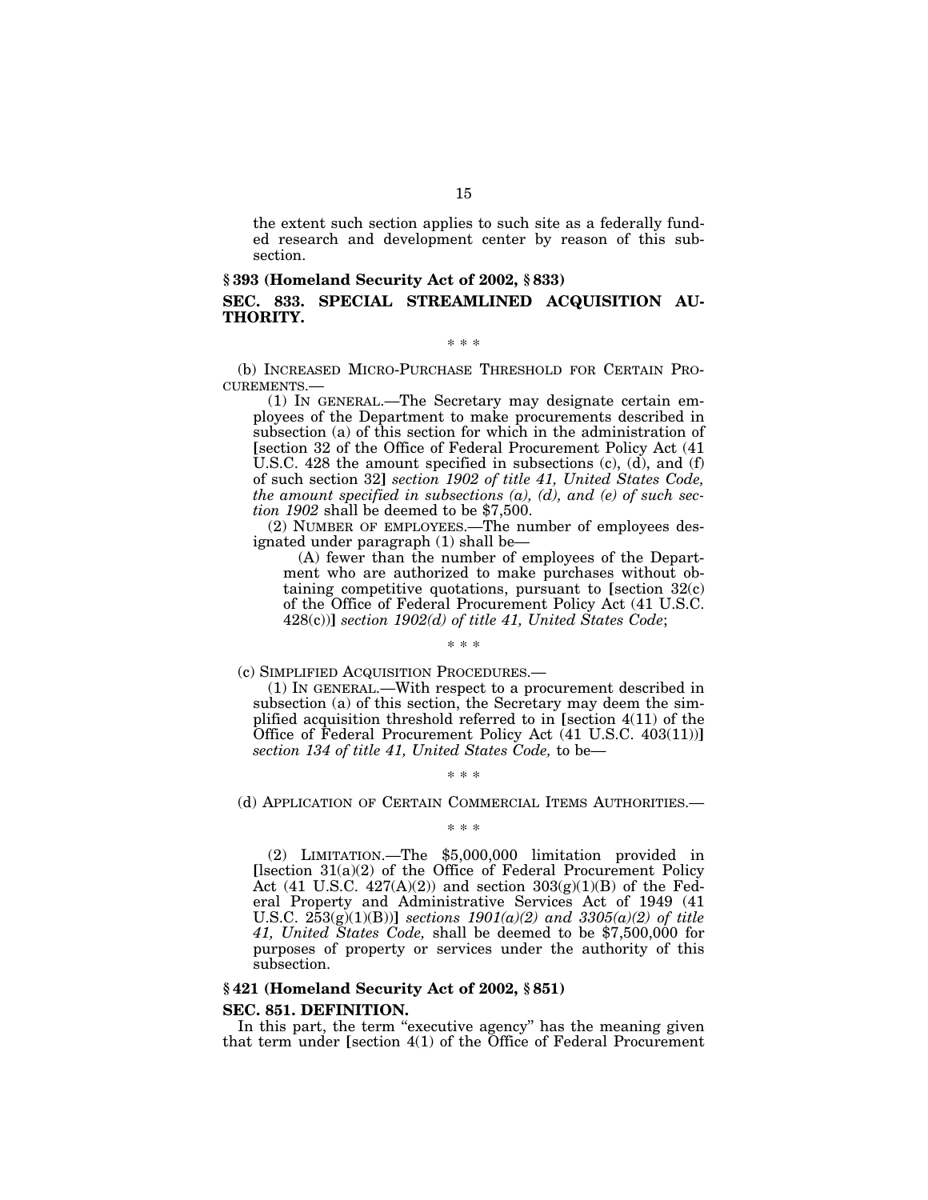the extent such section applies to such site as a federally funded research and development center by reason of this subsection.

**§ 393 (Homeland Security Act of 2002, § 833)**

**SEC. 833. SPECIAL STREAMLINED ACQUISITION AUTHORITY.**

\* \* \*

(b) INCREASED MICRO-PURCHASE THRESHOLD FOR CERTAIN PROCUREMENTS.—

(1) IN GENERAL.—The Secretary may designate certain employees of the Department to make procurements described in subsection (a) of this section for which in the administration of [section 32 of the Office of Federal Procurement Policy Act (41 U.S.C. 428 the amount specified in subsections (c), (d), and (f) of such section 32] *section 1902 of title 41, United States Code, the amount specified in subsections (a), (d), and (e) of such section 1902* shall be deemed to be $7,500.

(2) NUMBER OF EMPLOYEES.—The number of employees designated under paragraph (1) shall be—

(A) fewer than the number of employees of the Department who are authorized to make purchases without obtaining competitive quotations, pursuant to [section 32(c) of the Office of Federal Procurement Policy Act (41 U.S.C. 428(c))] *section 1902(d) of title 41, United States Code*;

\* \* \*

(c) SIMPLIFIED ACQUISITION PROCEDURES.—

(1) IN GENERAL.—With respect to a procurement described in subsection (a) of this section, the Secretary may deem the simplified acquisition threshold referred to in [section 4(11) of the Office of Federal Procurement Policy Act (41 U.S.C. 403(11))] *section 134 of title 41, United States Code,* to be—

\* \* \*

(d) APPLICATION OF CERTAIN COMMERCIAL ITEMS AUTHORITIES.—

\* \* \*

(2) LIMITATION.—The $5,000,000 limitation provided in [lsection 31(a)(2) of the Office of Federal Procurement Policy Act (41 U.S.C. 427(A)(2)) and section 303(g)(1)(B) of the Federal Property and Administrative Services Act of 1949 (41 U.S.C. 253(g)(1)(B))] *sections 1901(a)(2) and 3305(a)(2) of title 41, United States Code,* shall be deemed to be $7,500,000 for purposes of property or services under the authority of this subsection.

**§ 421 (Homeland Security Act of 2002, § 851)**

**SEC. 851. DEFINITION.**

In this part, the term "executive agency" has the meaning given that term under [section 4(1) of the Office of Federal Procurement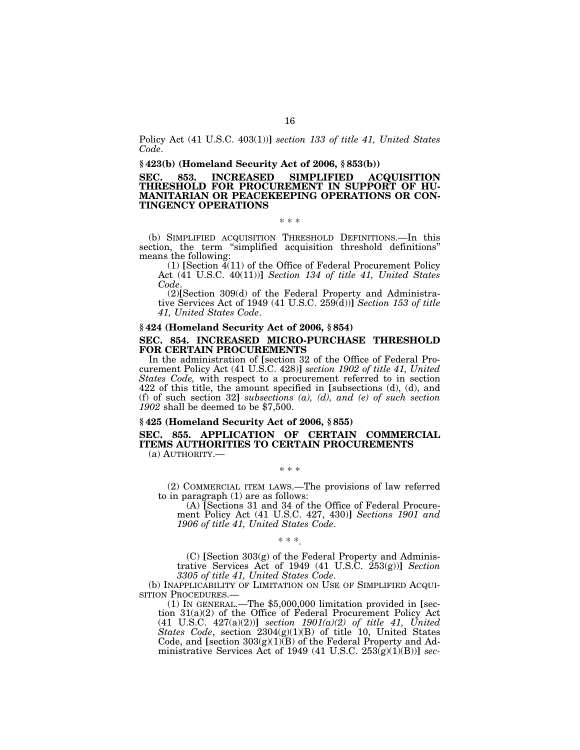Policy Act (41 U.S.C. 403(1))] *section 133 of title 41, United States Code*.

**§ 423(b) (Homeland Security Act of 2006, § 853(b))**

**SEC. 853. INCREASED SIMPLIFIED ACQUISITION THRESHOLD FOR PROCUREMENT IN SUPPORT OF HUMANITARIAN OR PEACEKEEPING OPERATIONS OR CONTINGENCY OPERATIONS**

\* \* \*

(b) SIMPLIFIED ACQUISITION THRESHOLD DEFINITIONS.—In this section, the term "simplified acquisition threshold definitions" means the following:

(1) [Section 4(11) of the Office of Federal Procurement Policy Act (41 U.S.C. 40(11))] *Section 134 of title 41, United States Code*.

(2)[Section 309(d) of the Federal Property and Administrative Services Act of 1949 (41 U.S.C. 259(d))] *Section 153 of title 41, United States Code*.

**§ 424 (Homeland Security Act of 2006, § 854)**

**SEC. 854. INCREASED MICRO-PURCHASE THRESHOLD FOR CERTAIN PROCUREMENTS**

In the administration of [section 32 of the Office of Federal Procurement Policy Act (41 U.S.C. 428)] *section 1902 of title 41, United States Code,* with respect to a procurement referred to in section 422 of this title, the amount specified in [subsections (d), (d), and (f) of such section 32] *subsections (a), (d), and (e) of such section 1902* shall be deemed to be $7,500.

**§ 425 (Homeland Security Act of 2006, § 855)**

**SEC. 855. APPLICATION OF CERTAIN COMMERCIAL ITEMS AUTHORITIES TO CERTAIN PROCUREMENTS**

(a) AUTHORITY.—

\* \* \*

(2) COMMERCIAL ITEM LAWS.—The provisions of law referred to in paragraph (1) are as follows:

(A) [Sections 31 and 34 of the Office of Federal Procurement Policy Act (41 U.S.C. 427, 430)] *Sections 1901 and 1906 of title 41, United States Code*.

\* \* \*.

(C) [Section 303(g) of the Federal Property and Administrative Services Act of 1949 (41 U.S.C. 253(g))] *Section 3305 of title 41, United States Code*.

(b) INAPPLICABILITY OF LIMITATION ON USE OF SIMPLIFIED ACQUISITION PROCEDURES.—

(1) IN GENERAL.—The $5,000,000 limitation provided in [section 31(a)(2) of the Office of Federal Procurement Policy Act (41 U.S.C. 427(a)(2))] *section 1901(a)(2) of title 41, United States Code*, section 2304(g)(1)(B) of title 10, United States Code, and [section 303(g)(1)(B) of the Federal Property and Administrative Services Act of 1949 (41 U.S.C. 253(g)(1)(B))] *sec-*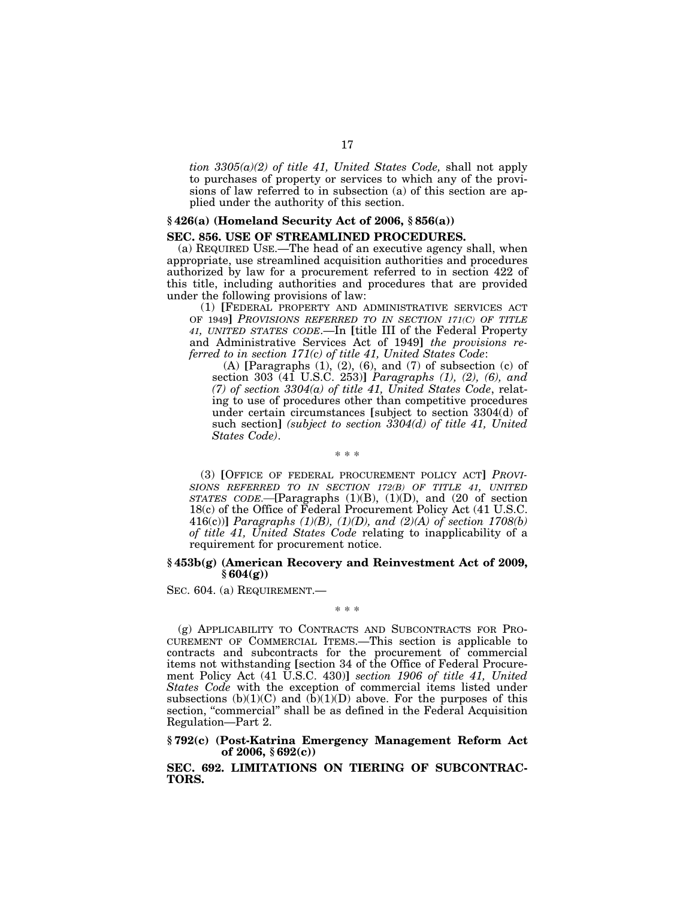*tion 3305(a)(2) of title 41, United States Code,* shall not apply to purchases of property or services to which any of the provisions of law referred to in subsection (a) of this section are applied under the authority of this section.

### § 426(a) (Homeland Security Act of 2006, § 856(a))

### SEC. 856. USE OF STREAMLINED PROCEDURES.

(a) REQUIRED USE.—The head of an executive agency shall, when appropriate, use streamlined acquisition authorities and procedures authorized by law for a procurement referred to in section 422 of this title, including authorities and procedures that are provided under the following provisions of law:

(1) [FEDERAL PROPERTY AND ADMINISTRATIVE SERVICES ACT OF 1949] *PROVISIONS REFERRED TO IN SECTION 171(C) OF TITLE 41, UNITED STATES CODE*.—In [title III of the Federal Property and Administrative Services Act of 1949] *the provisions referred to in section 171(c) of title 41, United States Code*:

(A) [Paragraphs (1), (2), (6), and (7) of subsection (c) of section 303 (41 U.S.C. 253)] *Paragraphs (1), (2), (6), and (7) of section 3304(a) of title 41, United States Code*, relating to use of procedures other than competitive procedures under certain circumstances [subject to section 3304(d) of such section] *(subject to section 3304(d) of title 41, United States Code)*.

\* \* \*

(3) [OFFICE OF FEDERAL PROCUREMENT POLICY ACT] *PROVISIONS REFERRED TO IN SECTION 172(B) OF TITLE 41, UNITED STATES CODE*.—[Paragraphs (1)(B), (1)(D), and (20 of section 18(c) of the Office of Federal Procurement Policy Act (41 U.S.C. 416(c))] *Paragraphs (1)(B), (1)(D), and (2)(A) of section 1708(b) of title 41, United States Code* relating to inapplicability of a requirement for procurement notice.

### § 453b(g) (American Recovery and Reinvestment Act of 2009, § 604(g))

SEC. 604. (a) REQUIREMENT.—

\* \* \*

(g) APPLICABILITY TO CONTRACTS AND SUBCONTRACTS FOR PROCUREMENT OF COMMERCIAL ITEMS.—This section is applicable to contracts and subcontracts for the procurement of commercial items not withstanding [section 34 of the Office of Federal Procurement Policy Act (41 U.S.C. 430)] *section 1906 of title 41, United States Code* with the exception of commercial items listed under subsections (b)(1)(C) and (b)(1)(D) above. For the purposes of this section, "commercial" shall be as defined in the Federal Acquisition Regulation—Part 2.

### § 792(c) (Post-Katrina Emergency Management Reform Act of 2006, § 692(c))

### SEC. 692. LIMITATIONS ON TIERING OF SUBCONTRACTORS.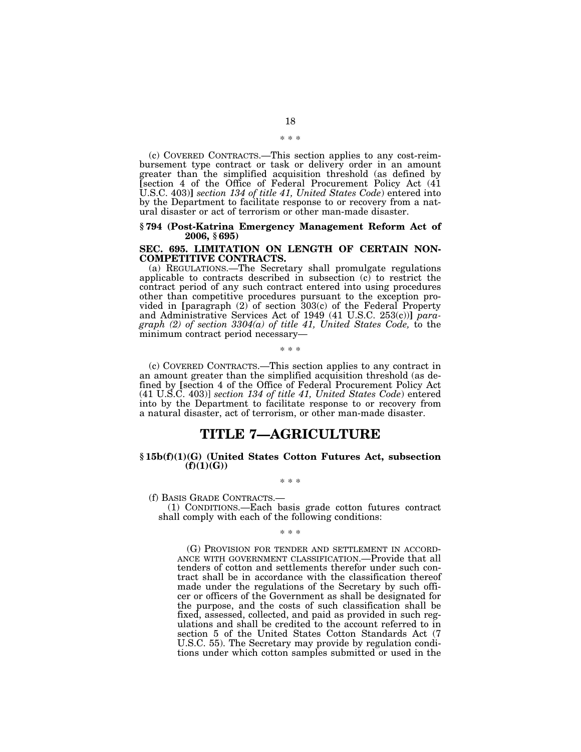\* \* \*

(c) COVERED CONTRACTS.—This section applies to any cost-reimbursement type contract or task or delivery order in an amount greater than the simplified acquisition threshold (as defined by [section 4 of the Office of Federal Procurement Policy Act (41 U.S.C. 403)] *section 134 of title 41, United States Code*) entered into by the Department to facilitate response to or recovery from a natural disaster or act of terrorism or other man-made disaster.

**§ 794 (Post-Katrina Emergency Management Reform Act of 2006, § 695)**

**SEC. 695. LIMITATION ON LENGTH OF CERTAIN NON-COMPETITIVE CONTRACTS.**

(a) REGULATIONS.—The Secretary shall promulgate regulations applicable to contracts described in subsection (c) to restrict the contract period of any such contract entered into using procedures other than competitive procedures pursuant to the exception provided in [paragraph (2) of section 303(c) of the Federal Property and Administrative Services Act of 1949 (41 U.S.C. 253(c))] *paragraph (2) of section 3304(a) of title 41, United States Code,* to the minimum contract period necessary—

\* \* \*

(c) COVERED CONTRACTS.—This section applies to any contract in an amount greater than the simplified acquisition threshold (as defined by [section 4 of the Office of Federal Procurement Policy Act (41 U.S.C. 403)] *section 134 of title 41, United States Code*) entered into by the Department to facilitate response to or recovery from a natural disaster, act of terrorism, or other man-made disaster.

# TITLE 7—AGRICULTURE

**§ 15b(f)(1)(G) (United States Cotton Futures Act, subsection (f)(1)(G))**

\* \* \*

(f) BASIS GRADE CONTRACTS.—

(1) CONDITIONS.—Each basis grade cotton futures contract shall comply with each of the following conditions:

\* \* \*

(G) PROVISION FOR TENDER AND SETTLEMENT IN ACCORDANCE WITH GOVERNMENT CLASSIFICATION.—Provide that all tenders of cotton and settlements therefor under such contract shall be in accordance with the classification thereof made under the regulations of the Secretary by such officer or officers of the Government as shall be designated for the purpose, and the costs of such classification shall be fixed, assessed, collected, and paid as provided in such regulations and shall be credited to the account referred to in section 5 of the United States Cotton Standards Act (7 U.S.C. 55). The Secretary may provide by regulation conditions under which cotton samples submitted or used in the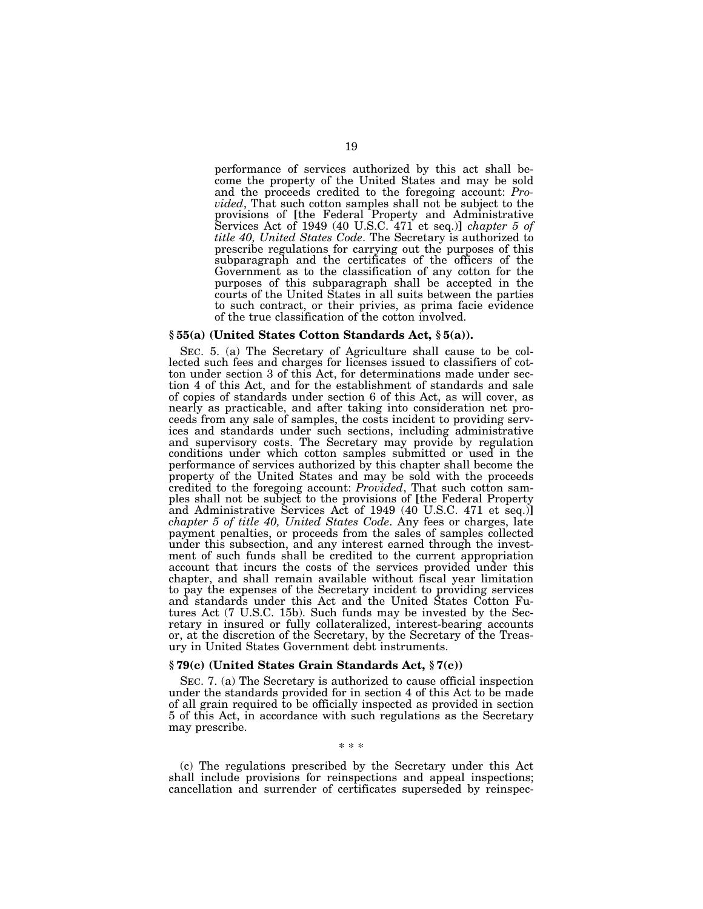performance of services authorized by this act shall become the property of the United States and may be sold and the proceeds credited to the foregoing account: *Provided*, That such cotton samples shall not be subject to the provisions of [the Federal Property and Administrative Services Act of 1949 (40 U.S.C. 471 et seq.)] *chapter 5 of title 40, United States Code*. The Secretary is authorized to prescribe regulations for carrying out the purposes of this subparagraph and the certificates of the officers of the Government as to the classification of any cotton for the purposes of this subparagraph shall be accepted in the courts of the United States in all suits between the parties to such contract, or their privies, as prima facie evidence of the true classification of the cotton involved.

**§ 55(a) (United States Cotton Standards Act, § 5(a)).**

SEC. 5. (a) The Secretary of Agriculture shall cause to be collected such fees and charges for licenses issued to classifiers of cotton under section 3 of this Act, for determinations made under section 4 of this Act, and for the establishment of standards and sale of copies of standards under section 6 of this Act, as will cover, as nearly as practicable, and after taking into consideration net proceeds from any sale of samples, the costs incident to providing services and standards under such sections, including administrative and supervisory costs. The Secretary may provide by regulation conditions under which cotton samples submitted or used in the performance of services authorized by this chapter shall become the property of the United States and may be sold with the proceeds credited to the foregoing account: *Provided*, That such cotton samples shall not be subject to the provisions of [the Federal Property and Administrative Services Act of 1949 (40 U.S.C. 471 et seq.)] *chapter 5 of title 40, United States Code*. Any fees or charges, late payment penalties, or proceeds from the sales of samples collected under this subsection, and any interest earned through the investment of such funds shall be credited to the current appropriation account that incurs the costs of the services provided under this chapter, and shall remain available without fiscal year limitation to pay the expenses of the Secretary incident to providing services and standards under this Act and the United States Cotton Futures Act (7 U.S.C. 15b). Such funds may be invested by the Secretary in insured or fully collateralized, interest-bearing accounts or, at the discretion of the Secretary, by the Secretary of the Treasury in United States Government debt instruments.

**§ 79(c) (United States Grain Standards Act, § 7(c))**

SEC. 7. (a) The Secretary is authorized to cause official inspection under the standards provided for in section 4 of this Act to be made of all grain required to be officially inspected as provided in section 5 of this Act, in accordance with such regulations as the Secretary may prescribe.

\* \* \*

(c) The regulations prescribed by the Secretary under this Act shall include provisions for reinspections and appeal inspections; cancellation and surrender of certificates superseded by reinspec-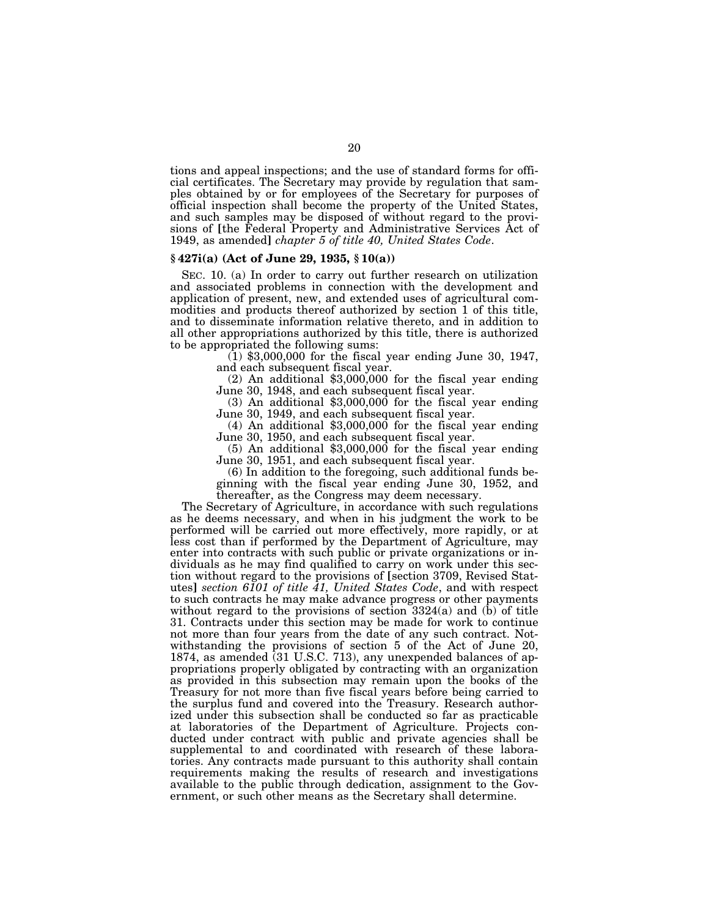tions and appeal inspections; and the use of standard forms for official certificates. The Secretary may provide by regulation that samples obtained by or for employees of the Secretary for purposes of official inspection shall become the property of the United States, and such samples may be disposed of without regard to the provisions of [the Federal Property and Administrative Services Act of 1949, as amended] *chapter 5 of title 40, United States Code*.

### § 427i(a) (Act of June 29, 1935, § 10(a))

SEC. 10. (a) In order to carry out further research on utilization and associated problems in connection with the development and application of present, new, and extended uses of agricultural commodities and products thereof authorized by section 1 of this title, and to disseminate information relative thereto, and in addition to all other appropriations authorized by this title, there is authorized to be appropriated the following sums:

(1) $3,000,000 for the fiscal year ending June 30, 1947, and each subsequent fiscal year.

(2) An additional $3,000,000 for the fiscal year ending June 30, 1948, and each subsequent fiscal year.

(3) An additional $3,000,000 for the fiscal year ending June 30, 1949, and each subsequent fiscal year.

(4) An additional $3,000,000 for the fiscal year ending June 30, 1950, and each subsequent fiscal year.

(5) An additional $3,000,000 for the fiscal year ending June 30, 1951, and each subsequent fiscal year.

(6) In addition to the foregoing, such additional funds beginning with the fiscal year ending June 30, 1952, and thereafter, as the Congress may deem necessary.

The Secretary of Agriculture, in accordance with such regulations as he deems necessary, and when in his judgment the work to be performed will be carried out more effectively, more rapidly, or at less cost than if performed by the Department of Agriculture, may enter into contracts with such public or private organizations or individuals as he may find qualified to carry on work under this section without regard to the provisions of [section 3709, Revised Statutes] *section 6101 of title 41, United States Code*, and with respect to such contracts he may make advance progress or other payments without regard to the provisions of section 3324(a) and (b) of title 31. Contracts under this section may be made for work to continue not more than four years from the date of any such contract. Notwithstanding the provisions of section 5 of the Act of June 20, 1874, as amended (31 U.S.C. 713), any unexpended balances of appropriations properly obligated by contracting with an organization as provided in this subsection may remain upon the books of the Treasury for not more than five fiscal years before being carried to the surplus fund and covered into the Treasury. Research authorized under this subsection shall be conducted so far as practicable at laboratories of the Department of Agriculture. Projects conducted under contract with public and private agencies shall be supplemental to and coordinated with research of these laboratories. Any contracts made pursuant to this authority shall contain requirements making the results of research and investigations available to the public through dedication, assignment to the Government, or such other means as the Secretary shall determine.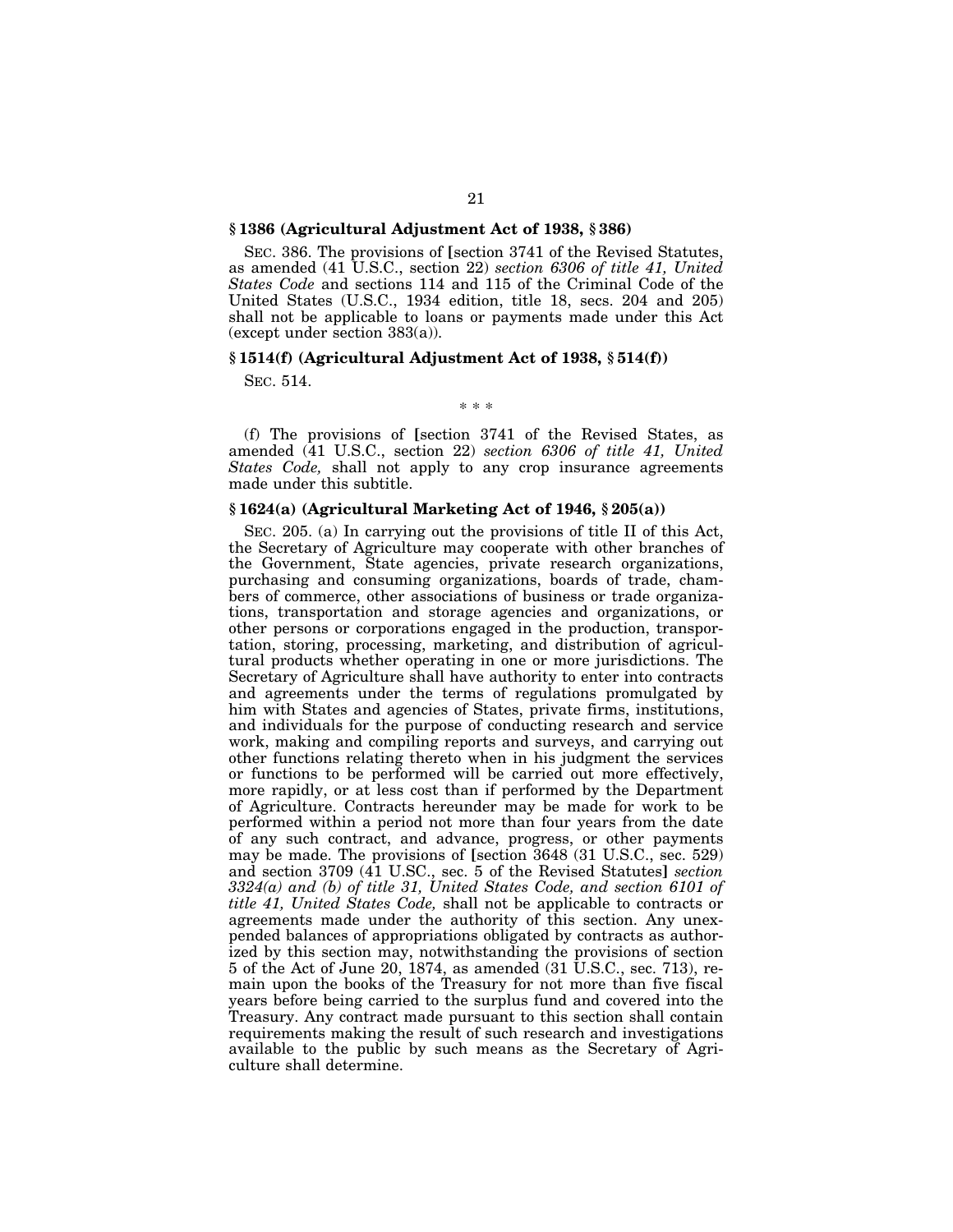### § 1386 (Agricultural Adjustment Act of 1938, § 386)

SEC. 386. The provisions of [section 3741 of the Revised Statutes, as amended (41 U.S.C., section 22) *section 6306 of title 41, United States Code* and sections 114 and 115 of the Criminal Code of the United States (U.S.C., 1934 edition, title 18, secs. 204 and 205) shall not be applicable to loans or payments made under this Act (except under section 383(a)).

### § 1514(f) (Agricultural Adjustment Act of 1938, § 514(f))

SEC. 514.

\* \* \*

(f) The provisions of [section 3741 of the Revised States, as amended (41 U.S.C., section 22) *section 6306 of title 41, United States Code,* shall not apply to any crop insurance agreements made under this subtitle.

### § 1624(a) (Agricultural Marketing Act of 1946, § 205(a))

SEC. 205. (a) In carrying out the provisions of title II of this Act, the Secretary of Agriculture may cooperate with other branches of the Government, State agencies, private research organizations, purchasing and consuming organizations, boards of trade, chambers of commerce, other associations of business or trade organizations, transportation and storage agencies and organizations, or other persons or corporations engaged in the production, transportation, storing, processing, marketing, and distribution of agricultural products whether operating in one or more jurisdictions. The Secretary of Agriculture shall have authority to enter into contracts and agreements under the terms of regulations promulgated by him with States and agencies of States, private firms, institutions, and individuals for the purpose of conducting research and service work, making and compiling reports and surveys, and carrying out other functions relating thereto when in his judgment the services or functions to be performed will be carried out more effectively, more rapidly, or at less cost than if performed by the Department of Agriculture. Contracts hereunder may be made for work to be performed within a period not more than four years from the date of any such contract, and advance, progress, or other payments may be made. The provisions of [section 3648 (31 U.S.C., sec. 529) and section 3709 (41 U.SC., sec. 5 of the Revised Statutes] *section 3324(a) and (b) of title 31, United States Code, and section 6101 of title 41, United States Code,* shall not be applicable to contracts or agreements made under the authority of this section. Any unexpended balances of appropriations obligated by contracts as authorized by this section may, notwithstanding the provisions of section 5 of the Act of June 20, 1874, as amended (31 U.S.C., sec. 713), remain upon the books of the Treasury for not more than five fiscal years before being carried to the surplus fund and covered into the Treasury. Any contract made pursuant to this section shall contain requirements making the result of such research and investigations available to the public by such means as the Secretary of Agriculture shall determine.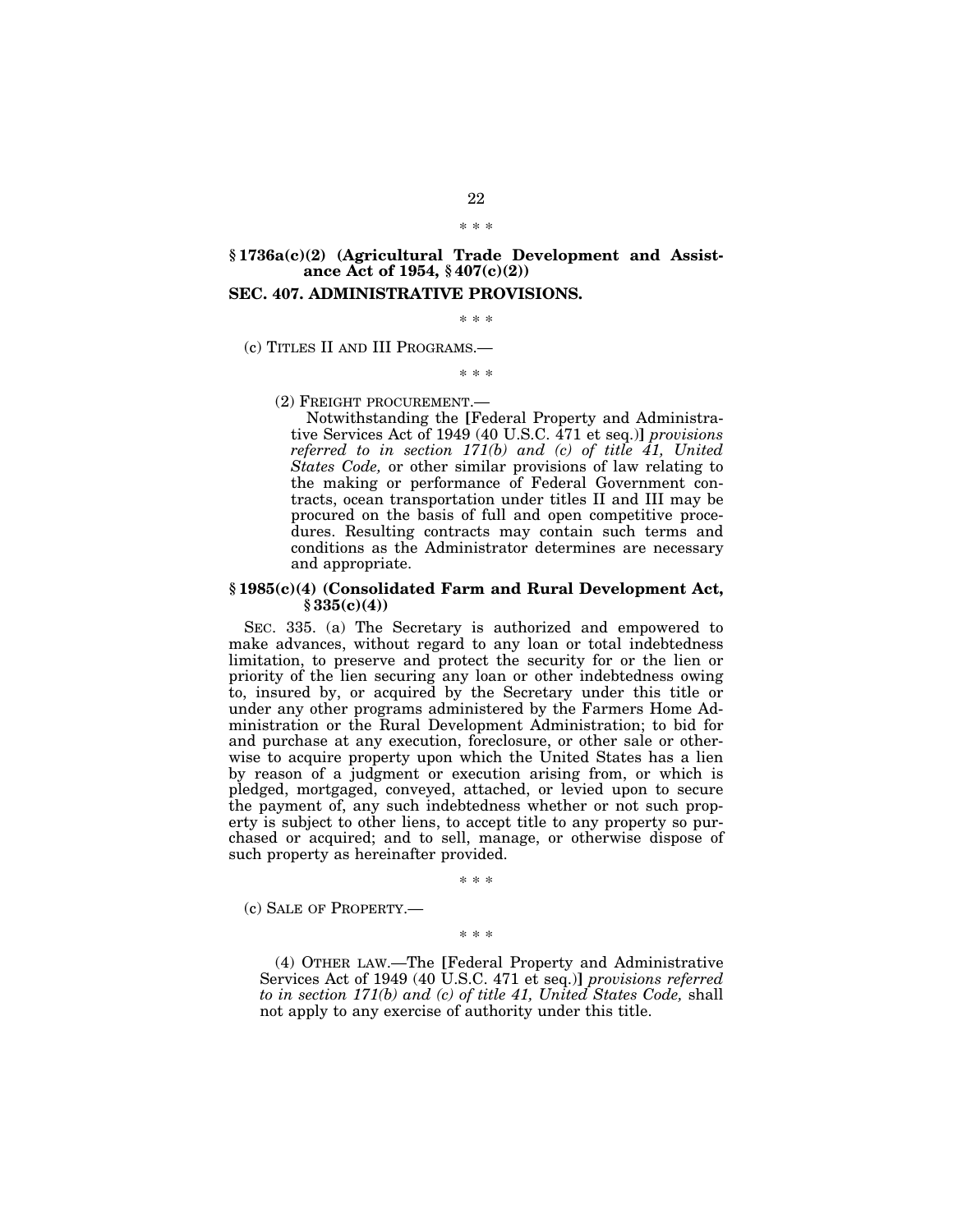\* \* \*

**§ 1736a(c)(2) (Agricultural Trade Development and Assistance Act of 1954, § 407(c)(2))**

**SEC. 407. ADMINISTRATIVE PROVISIONS.**

\* \* \*

(c) TITLES II AND III PROGRAMS.—

\* \* \*

(2) FREIGHT PROCUREMENT.—

Notwithstanding the [Federal Property and Administrative Services Act of 1949 (40 U.S.C. 471 et seq.)] *provisions referred to in section 171(b) and (c) of title 41, United States Code,* or other similar provisions of law relating to the making or performance of Federal Government contracts, ocean transportation under titles II and III may be procured on the basis of full and open competitive procedures. Resulting contracts may contain such terms and conditions as the Administrator determines are necessary and appropriate.

**§ 1985(c)(4) (Consolidated Farm and Rural Development Act, § 335(c)(4))**

SEC. 335. (a) The Secretary is authorized and empowered to make advances, without regard to any loan or total indebtedness limitation, to preserve and protect the security for or the lien or priority of the lien securing any loan or other indebtedness owing to, insured by, or acquired by the Secretary under this title or under any other programs administered by the Farmers Home Administration or the Rural Development Administration; to bid for and purchase at any execution, foreclosure, or other sale or otherwise to acquire property upon which the United States has a lien by reason of a judgment or execution arising from, or which is pledged, mortgaged, conveyed, attached, or levied upon to secure the payment of, any such indebtedness whether or not such property is subject to other liens, to accept title to any property so purchased or acquired; and to sell, manage, or otherwise dispose of such property as hereinafter provided.

\* \* \*

(c) SALE OF PROPERTY.—

\* \* \*

(4) OTHER LAW.—The [Federal Property and Administrative Services Act of 1949 (40 U.S.C. 471 et seq.)] *provisions referred to in section 171(b) and (c) of title 41, United States Code,* shall not apply to any exercise of authority under this title.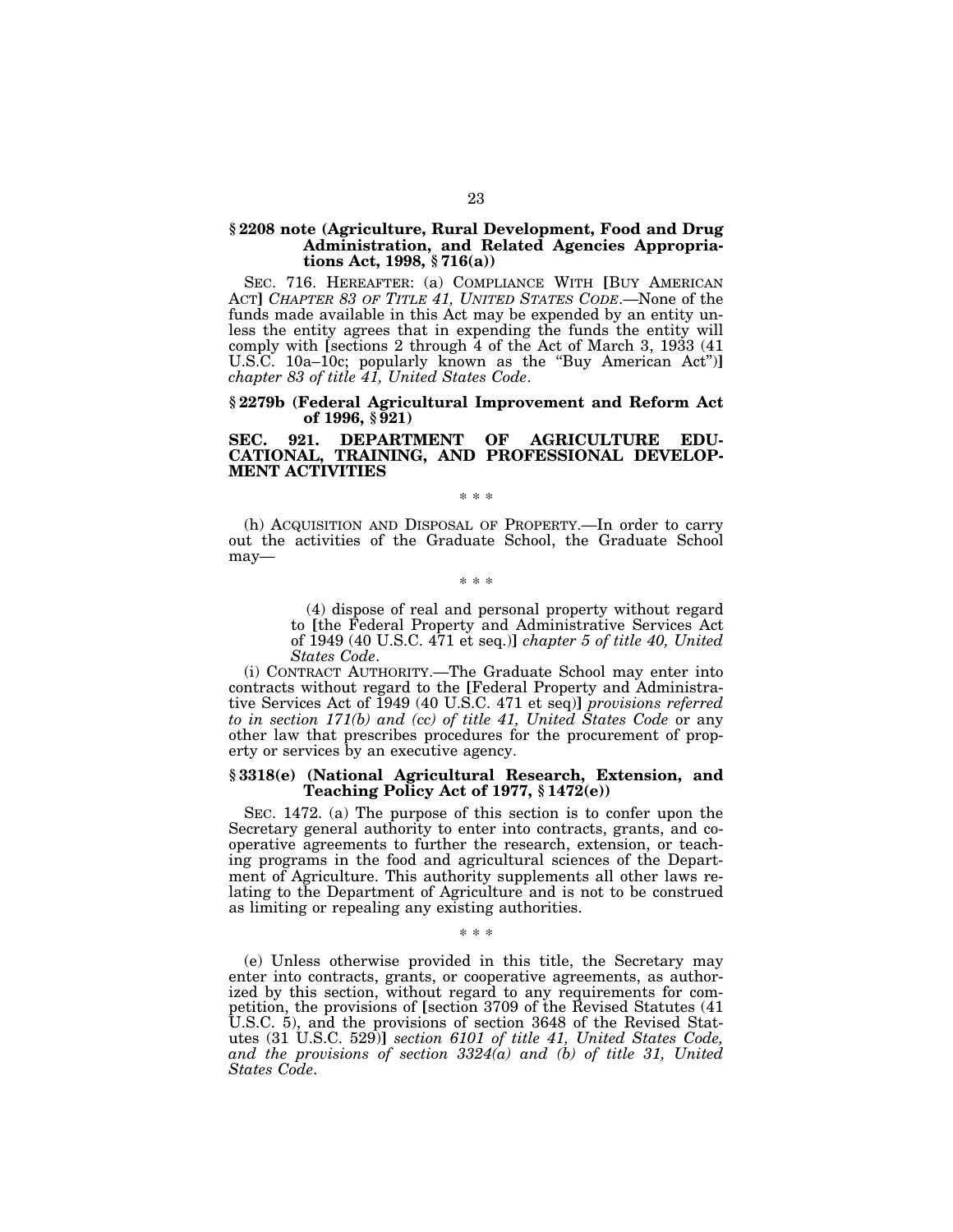### § 2208 note (Agriculture, Rural Development, Food and Drug Administration, and Related Agencies Appropriations Act, 1998, § 716(a))

SEC. 716. HEREAFTER: (a) COMPLIANCE WITH [BUY AMERICAN ACT] *CHAPTER 83 OF TITLE 41, UNITED STATES CODE*.—None of the funds made available in this Act may be expended by an entity unless the entity agrees that in expending the funds the entity will comply with [sections 2 through 4 of the Act of March 3, 1933 (41 U.S.C. 10a–10c; popularly known as the "Buy American Act")] *chapter 83 of title 41, United States Code*.

### § 2279b (Federal Agricultural Improvement and Reform Act of 1996, § 921)

### SEC. 921. DEPARTMENT OF AGRICULTURE EDUCATIONAL, TRAINING, AND PROFESSIONAL DEVELOPMENT ACTIVITIES

\* \* \*

(h) ACQUISITION AND DISPOSAL OF PROPERTY.—In order to carry out the activities of the Graduate School, the Graduate School may—

\* \* \*

(4) dispose of real and personal property without regard to [the Federal Property and Administrative Services Act of 1949 (40 U.S.C. 471 et seq.)] *chapter 5 of title 40, United States Code*.

(i) CONTRACT AUTHORITY.—The Graduate School may enter into contracts without regard to the [Federal Property and Administrative Services Act of 1949 (40 U.S.C. 471 et seq)] *provisions referred to in section 171(b) and (cc) of title 41, United States Code* or any other law that prescribes procedures for the procurement of property or services by an executive agency.

### § 3318(e) (National Agricultural Research, Extension, and Teaching Policy Act of 1977, § 1472(e))

SEC. 1472. (a) The purpose of this section is to confer upon the Secretary general authority to enter into contracts, grants, and cooperative agreements to further the research, extension, or teaching programs in the food and agricultural sciences of the Department of Agriculture. This authority supplements all other laws relating to the Department of Agriculture and is not to be construed as limiting or repealing any existing authorities.

\* \* \*

(e) Unless otherwise provided in this title, the Secretary may enter into contracts, grants, or cooperative agreements, as authorized by this section, without regard to any requirements for competition, the provisions of [section 3709 of the Revised Statutes (41 U.S.C. 5), and the provisions of section 3648 of the Revised Statutes (31 U.S.C. 529)] *section 6101 of title 41, United States Code, and the provisions of section 3324(a) and (b) of title 31, United States Code*.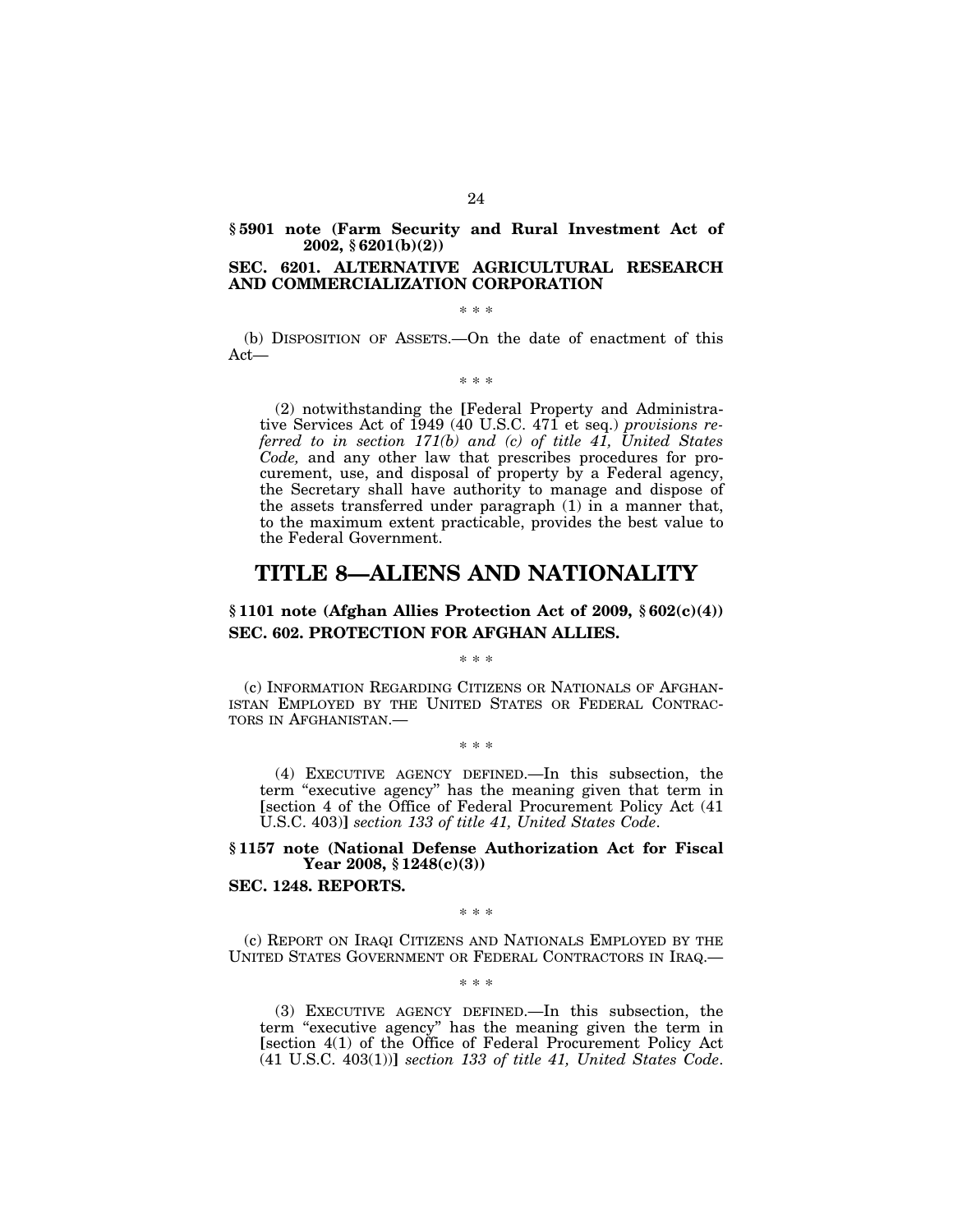**§ 5901 note (Farm Security and Rural Investment Act of 2002, § 6201(b)(2))**

**SEC. 6201. ALTERNATIVE AGRICULTURAL RESEARCH AND COMMERCIALIZATION CORPORATION**

\* \* \*

(b) DISPOSITION OF ASSETS.—On the date of enactment of this Act—

\* \* \*

(2) notwithstanding the [Federal Property and Administrative Services Act of 1949 (40 U.S.C. 471 et seq.) *provisions referred to in section 171(b) and (c) of title 41, United States Code,* and any other law that prescribes procedures for procurement, use, and disposal of property by a Federal agency, the Secretary shall have authority to manage and dispose of the assets transferred under paragraph (1) in a manner that, to the maximum extent practicable, provides the best value to the Federal Government.

# TITLE 8—ALIENS AND NATIONALITY

**§ 1101 note (Afghan Allies Protection Act of 2009, § 602(c)(4))**

**SEC. 602. PROTECTION FOR AFGHAN ALLIES.**

\* \* \*

(c) INFORMATION REGARDING CITIZENS OR NATIONALS OF AFGHANISTAN EMPLOYED BY THE UNITED STATES OR FEDERAL CONTRACTORS IN AFGHANISTAN.—

\* \* \*

(4) EXECUTIVE AGENCY DEFINED.—In this subsection, the term "executive agency" has the meaning given that term in [section 4 of the Office of Federal Procurement Policy Act (41 U.S.C. 403)] *section 133 of title 41, United States Code*.

**§ 1157 note (National Defense Authorization Act for Fiscal Year 2008, § 1248(c)(3))**

**SEC. 1248. REPORTS.**

\* \* \*

(c) REPORT ON IRAQI CITIZENS AND NATIONALS EMPLOYED BY THE UNITED STATES GOVERNMENT OR FEDERAL CONTRACTORS IN IRAQ.—

\* \* \*

(3) EXECUTIVE AGENCY DEFINED.—In this subsection, the term "executive agency" has the meaning given the term in [section 4(1) of the Office of Federal Procurement Policy Act (41 U.S.C. 403(1))] *section 133 of title 41, United States Code*.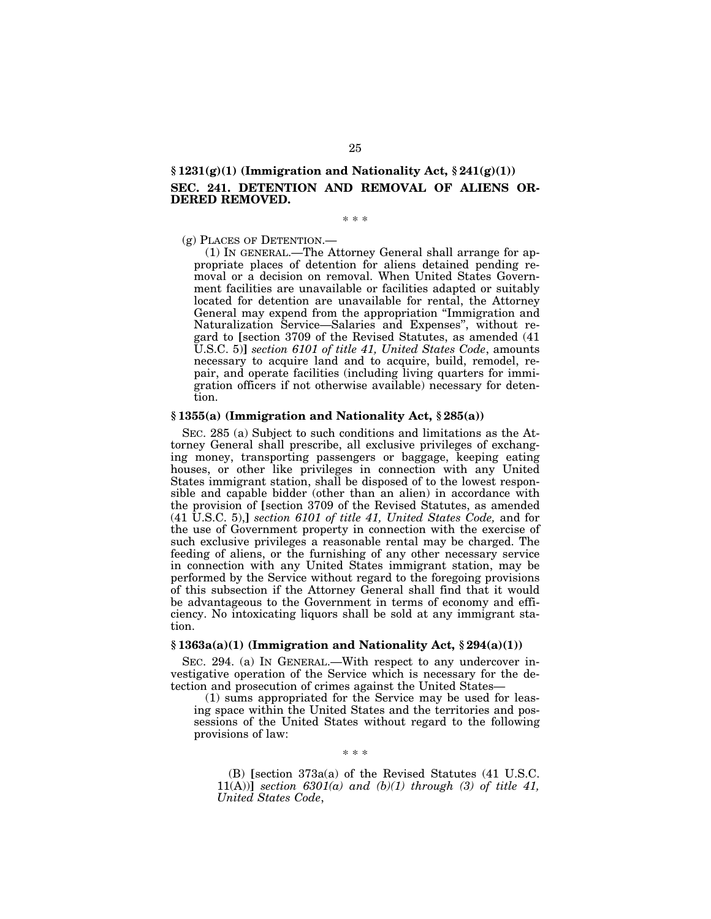**§ 1231(g)(1) (Immigration and Nationality Act, § 241(g)(1))**

**SEC. 241. DETENTION AND REMOVAL OF ALIENS ORDERED REMOVED.**

\* \* \*

(g) PLACES OF DETENTION.—

(1) IN GENERAL.—The Attorney General shall arrange for appropriate places of detention for aliens detained pending removal or a decision on removal. When United States Government facilities are unavailable or facilities adapted or suitably located for detention are unavailable for rental, the Attorney General may expend from the appropriation "Immigration and Naturalization Service—Salaries and Expenses", without regard to [section 3709 of the Revised Statutes, as amended (41 U.S.C. 5)] *section 6101 of title 41, United States Code*, amounts necessary to acquire land and to acquire, build, remodel, repair, and operate facilities (including living quarters for immigration officers if not otherwise available) necessary for detention.

**§ 1355(a) (Immigration and Nationality Act, § 285(a))**

SEC. 285 (a) Subject to such conditions and limitations as the Attorney General shall prescribe, all exclusive privileges of exchanging money, transporting passengers or baggage, keeping eating houses, or other like privileges in connection with any United States immigrant station, shall be disposed of to the lowest responsible and capable bidder (other than an alien) in accordance with the provision of [section 3709 of the Revised Statutes, as amended (41 U.S.C. 5),] *section 6101 of title 41, United States Code,* and for the use of Government property in connection with the exercise of such exclusive privileges a reasonable rental may be charged. The feeding of aliens, or the furnishing of any other necessary service in connection with any United States immigrant station, may be performed by the Service without regard to the foregoing provisions of this subsection if the Attorney General shall find that it would be advantageous to the Government in terms of economy and efficiency. No intoxicating liquors shall be sold at any immigrant station.

**§ 1363a(a)(1) (Immigration and Nationality Act, § 294(a)(1))**

SEC. 294. (a) IN GENERAL.—With respect to any undercover investigative operation of the Service which is necessary for the detection and prosecution of crimes against the United States—

(1) sums appropriated for the Service may be used for leasing space within the United States and the territories and possessions of the United States without regard to the following provisions of law:

\* \* \*

(B) [section 373a(a) of the Revised Statutes (41 U.S.C. 11(A))] *section 6301(a) and (b)(1) through (3) of title 41, United States Code*,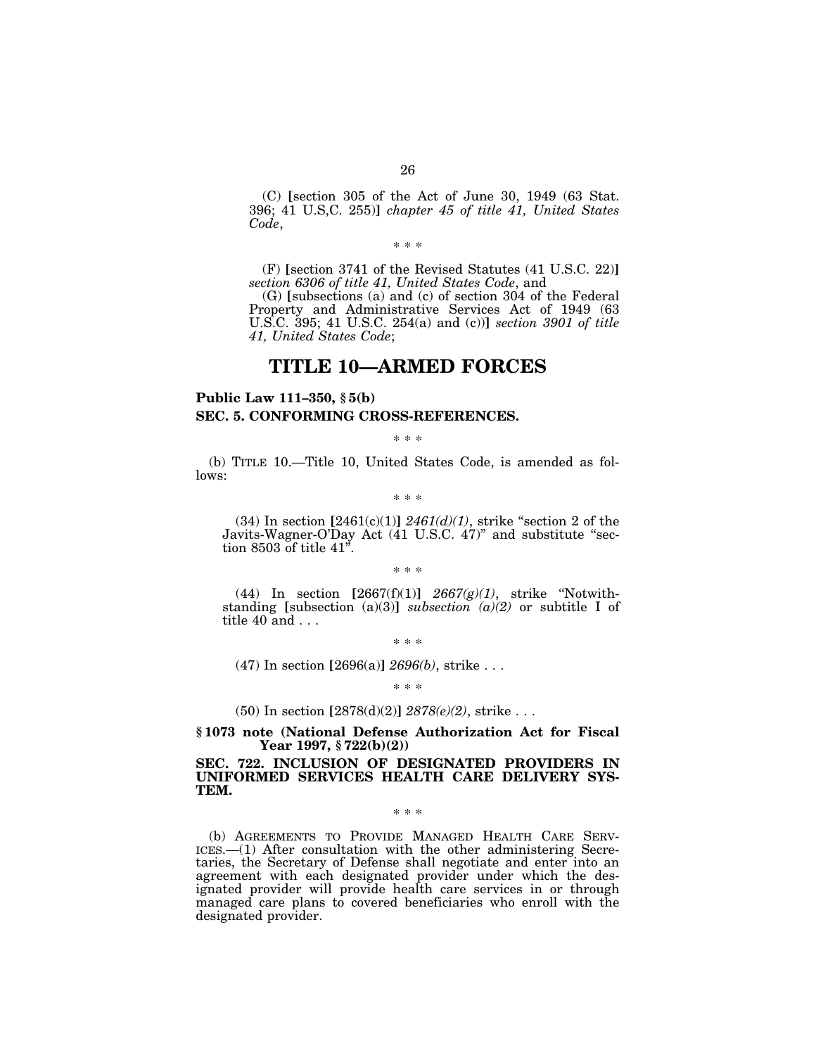(C) [section 305 of the Act of June 30, 1949 (63 Stat. 396; 41 U.S,C. 255)] *chapter 45 of title 41, United States Code*,

\* \* \*

(F) [section 3741 of the Revised Statutes (41 U.S.C. 22)] *section 6306 of title 41, United States Code*, and

(G) [subsections (a) and (c) of section 304 of the Federal Property and Administrative Services Act of 1949 (63 U.S.C. 395; 41 U.S.C. 254(a) and (c))] *section 3901 of title 41, United States Code*;

# TITLE 10—ARMED FORCES

**Public Law 111–350, § 5(b)**

**SEC. 5. CONFORMING CROSS-REFERENCES.**

\* \* \*

(b) TITLE 10.—Title 10, United States Code, is amended as follows:

\* \* \*

(34) In section [2461(c)(1)] *2461(d)(1)*, strike "section 2 of the Javits-Wagner-O'Day Act (41 U.S.C. 47)" and substitute "section 8503 of title 41".

\* \* \*

(44) In section [2667(f)(1)] *2667(g)(1)*, strike "Notwithstanding [subsection (a)(3)] *subsection (a)(2)* or subtitle I of title 40 and . . .

\* \* \*

(47) In section [2696(a)] *2696(b)*, strike . . .

\* \* \*

(50) In section [2878(d)(2)] *2878(e)(2)*, strike . . .

**§ 1073 note (National Defense Authorization Act for Fiscal Year 1997, § 722(b)(2))**

**SEC. 722. INCLUSION OF DESIGNATED PROVIDERS IN UNIFORMED SERVICES HEALTH CARE DELIVERY SYSTEM.**

\* \* \*

(b) AGREEMENTS TO PROVIDE MANAGED HEALTH CARE SERVICES.—(1) After consultation with the other administering Secretaries, the Secretary of Defense shall negotiate and enter into an agreement with each designated provider under which the designated provider will provide health care services in or through managed care plans to covered beneficiaries who enroll with the designated provider.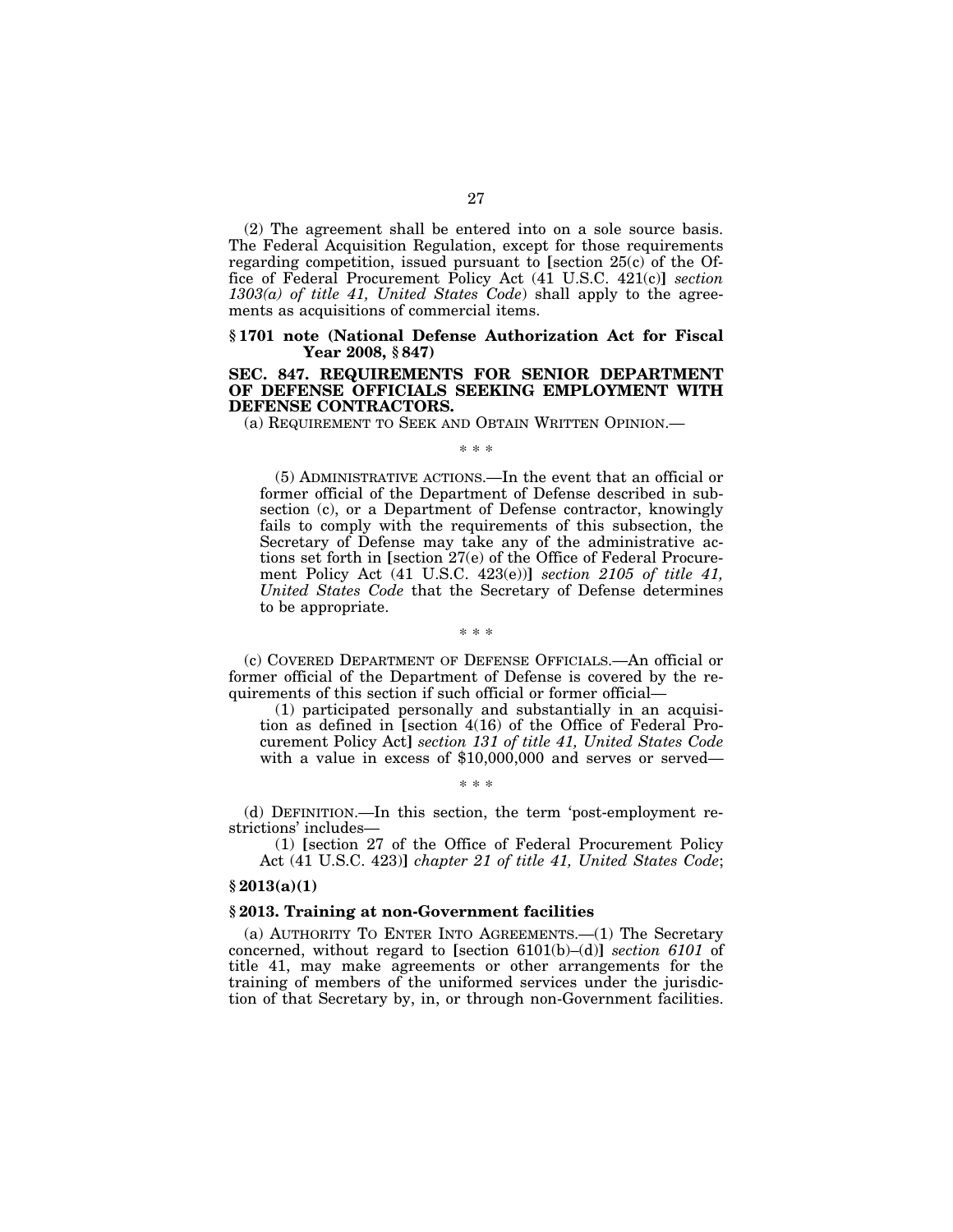(2) The agreement shall be entered into on a sole source basis. The Federal Acquisition Regulation, except for those requirements regarding competition, issued pursuant to [section 25(c) of the Office of Federal Procurement Policy Act (41 U.S.C. 421(c)] *section 1303(a) of title 41, United States Code*) shall apply to the agreements as acquisitions of commercial items.

### § 1701 note (National Defense Authorization Act for Fiscal Year 2008, § 847)

### SEC. 847. REQUIREMENTS FOR SENIOR DEPARTMENT OF DEFENSE OFFICIALS SEEKING EMPLOYMENT WITH DEFENSE CONTRACTORS.

(a) REQUIREMENT TO SEEK AND OBTAIN WRITTEN OPINION.—

\* \* \*

(5) ADMINISTRATIVE ACTIONS.—In the event that an official or former official of the Department of Defense described in subsection (c), or a Department of Defense contractor, knowingly fails to comply with the requirements of this subsection, the Secretary of Defense may take any of the administrative actions set forth in [section 27(e) of the Office of Federal Procurement Policy Act (41 U.S.C. 423(e))] *section 2105 of title 41, United States Code* that the Secretary of Defense determines to be appropriate.

\* \* \*

(c) COVERED DEPARTMENT OF DEFENSE OFFICIALS.—An official or former official of the Department of Defense is covered by the requirements of this section if such official or former official—

(1) participated personally and substantially in an acquisition as defined in [section 4(16) of the Office of Federal Procurement Policy Act] *section 131 of title 41, United States Code* with a value in excess of $10,000,000 and serves or served—

\* \* \*

(d) DEFINITION.—In this section, the term 'post-employment restrictions' includes—

(1) [section 27 of the Office of Federal Procurement Policy Act (41 U.S.C. 423)] *chapter 21 of title 41, United States Code*;

### § 2013(a)(1)

### § 2013. Training at non-Government facilities

(a) AUTHORITY TO ENTER INTO AGREEMENTS.—(1) The Secretary concerned, without regard to [section 6101(b)–(d)] *section 6101* of title 41, may make agreements or other arrangements for the training of members of the uniformed services under the jurisdiction of that Secretary by, in, or through non-Government facilities.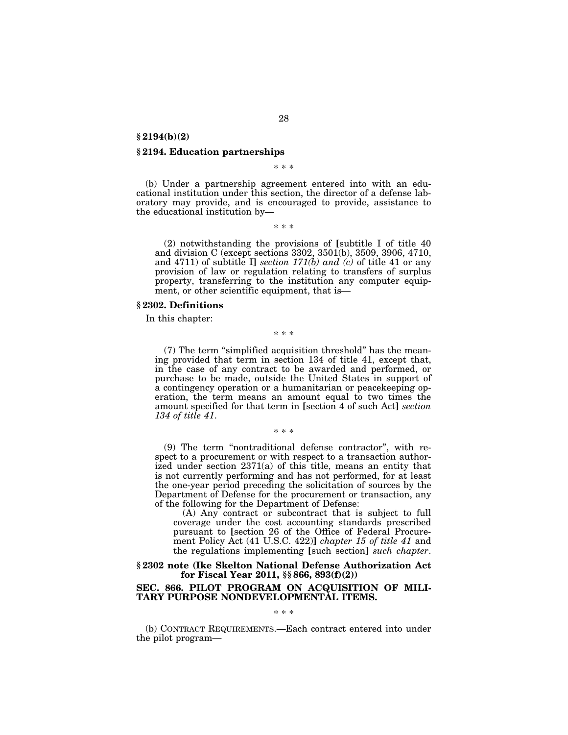**§ 2194(b)(2)**

**§ 2194. Education partnerships**

\* \* \*

(b) Under a partnership agreement entered into with an educational institution under this section, the director of a defense laboratory may provide, and is encouraged to provide, assistance to the educational institution by—

\* \* \*

(2) notwithstanding the provisions of [subtitle I of title 40 and division C (except sections 3302, 3501(b), 3509, 3906, 4710, and 4711) of subtitle I] *section 171(b) and (c)* of title 41 or any provision of law or regulation relating to transfers of surplus property, transferring to the institution any computer equipment, or other scientific equipment, that is—

**§ 2302. Definitions**

In this chapter:

\* \* \*

(7) The term "simplified acquisition threshold" has the meaning provided that term in section 134 of title 41, except that, in the case of any contract to be awarded and performed, or purchase to be made, outside the United States in support of a contingency operation or a humanitarian or peacekeeping operation, the term means an amount equal to two times the amount specified for that term in [section 4 of such Act] *section 134 of title 41*.

\* \* \*

(9) The term "nontraditional defense contractor", with respect to a procurement or with respect to a transaction authorized under section 2371(a) of this title, means an entity that is not currently performing and has not performed, for at least the one-year period preceding the solicitation of sources by the Department of Defense for the procurement or transaction, any of the following for the Department of Defense:

(A) Any contract or subcontract that is subject to full coverage under the cost accounting standards prescribed pursuant to [section 26 of the Office of Federal Procurement Policy Act (41 U.S.C. 422)] *chapter 15 of title 41* and the regulations implementing [such section] *such chapter*.

**§ 2302 note (Ike Skelton National Defense Authorization Act for Fiscal Year 2011, §§ 866, 893(f)(2))**

**SEC. 866. PILOT PROGRAM ON ACQUISITION OF MILITARY PURPOSE NONDEVELOPMENTAL ITEMS.**

\* \* \*

(b) CONTRACT REQUIREMENTS.—Each contract entered into under the pilot program—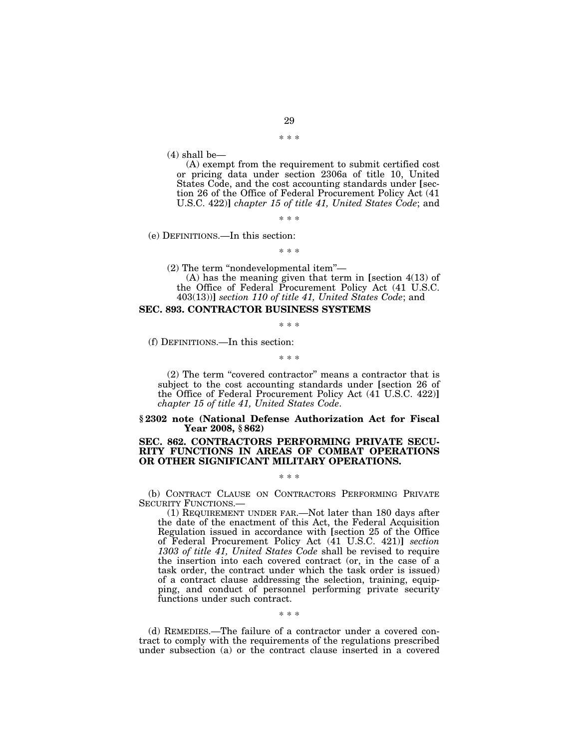\* \* \*

(4) shall be—

(A) exempt from the requirement to submit certified cost or pricing data under section 2306a of title 10, United States Code, and the cost accounting standards under [section 26 of the Office of Federal Procurement Policy Act (41 U.S.C. 422)] *chapter 15 of title 41, United States Code*; and

\* \* \*

(e) DEFINITIONS.—In this section:

\* \* \*

(2) The term "nondevelopmental item"—

(A) has the meaning given that term in [section 4(13) of the Office of Federal Procurement Policy Act (41 U.S.C. 403(13))] *section 110 of title 41, United States Code*; and

**SEC. 893. CONTRACTOR BUSINESS SYSTEMS**

\* \* \*

(f) DEFINITIONS.—In this section:

\* \* \*

(2) The term "covered contractor" means a contractor that is subject to the cost accounting standards under [section 26 of the Office of Federal Procurement Policy Act (41 U.S.C. 422)] *chapter 15 of title 41, United States Code*.

**§ 2302 note (National Defense Authorization Act for Fiscal Year 2008, § 862)**

**SEC. 862. CONTRACTORS PERFORMING PRIVATE SECURITY FUNCTIONS IN AREAS OF COMBAT OPERATIONS OR OTHER SIGNIFICANT MILITARY OPERATIONS.**

\* \* \*

(b) CONTRACT CLAUSE ON CONTRACTORS PERFORMING PRIVATE SECURITY FUNCTIONS.—

(1) REQUIREMENT UNDER FAR.—Not later than 180 days after the date of the enactment of this Act, the Federal Acquisition Regulation issued in accordance with [section 25 of the Office of Federal Procurement Policy Act (41 U.S.C. 421)] *section 1303 of title 41, United States Code* shall be revised to require the insertion into each covered contract (or, in the case of a task order, the contract under which the task order is issued) of a contract clause addressing the selection, training, equipping, and conduct of personnel performing private security functions under such contract.

\* \* \*

(d) REMEDIES.—The failure of a contractor under a covered contract to comply with the requirements of the regulations prescribed under subsection (a) or the contract clause inserted in a covered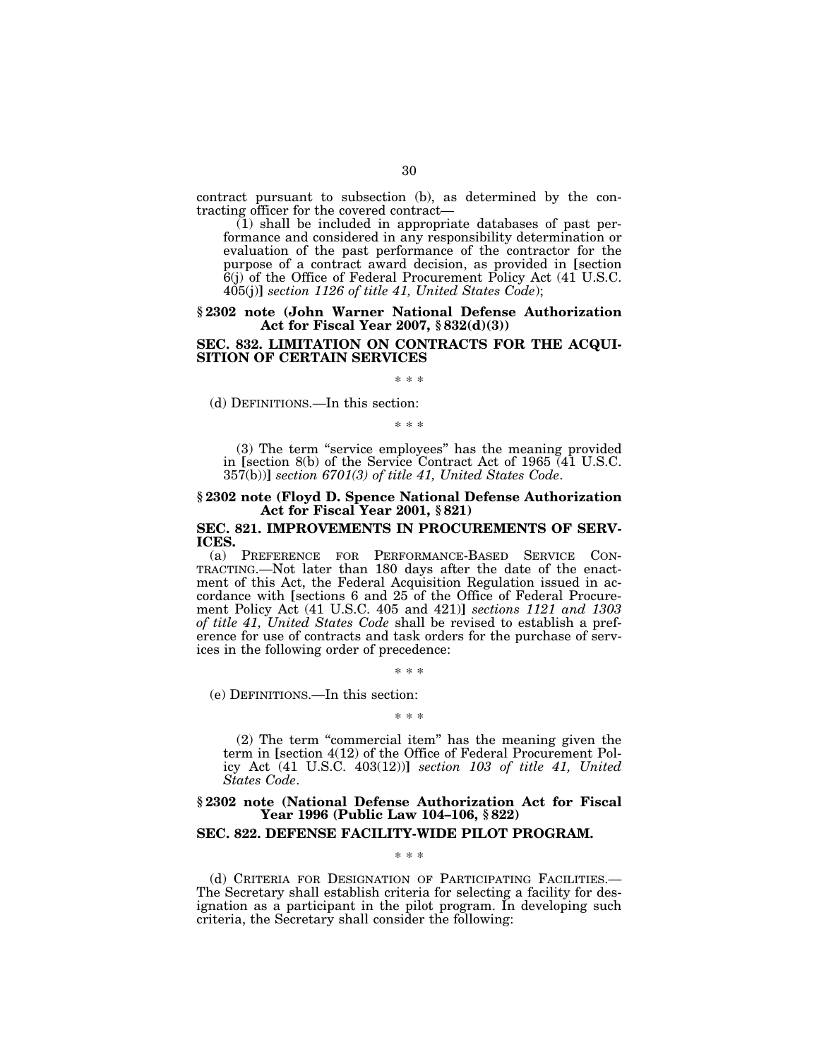contract pursuant to subsection (b), as determined by the contracting officer for the covered contract—

(1) shall be included in appropriate databases of past performance and considered in any responsibility determination or evaluation of the past performance of the contractor for the purpose of a contract award decision, as provided in [section 6(j) of the Office of Federal Procurement Policy Act (41 U.S.C. 405(j)] *section 1126 of title 41, United States Code*);

**§ 2302 note (John Warner National Defense Authorization Act for Fiscal Year 2007, § 832(d)(3))**

**SEC. 832. LIMITATION ON CONTRACTS FOR THE ACQUISITION OF CERTAIN SERVICES**

\* \* \*

(d) DEFINITIONS.—In this section:

\* \* \*

(3) The term "service employees" has the meaning provided in [section 8(b) of the Service Contract Act of 1965 (41 U.S.C. 357(b))] *section 6701(3) of title 41, United States Code*.

**§ 2302 note (Floyd D. Spence National Defense Authorization Act for Fiscal Year 2001, § 821)**

**SEC. 821. IMPROVEMENTS IN PROCUREMENTS OF SERVICES.**

(a) PREFERENCE FOR PERFORMANCE-BASED SERVICE CONTRACTING.—Not later than 180 days after the date of the enactment of this Act, the Federal Acquisition Regulation issued in accordance with [sections 6 and 25 of the Office of Federal Procurement Policy Act (41 U.S.C. 405 and 421)] *sections 1121 and 1303 of title 41, United States Code* shall be revised to establish a preference for use of contracts and task orders for the purchase of services in the following order of precedence:

\* \* \*

(e) DEFINITIONS.—In this section:

\* \* \*

(2) The term "commercial item" has the meaning given the term in [section 4(12) of the Office of Federal Procurement Policy Act (41 U.S.C. 403(12))] *section 103 of title 41, United States Code*.

**§ 2302 note (National Defense Authorization Act for Fiscal Year 1996 (Public Law 104–106, § 822)**

**SEC. 822. DEFENSE FACILITY-WIDE PILOT PROGRAM.**

\* \* \*

(d) CRITERIA FOR DESIGNATION OF PARTICIPATING FACILITIES.—The Secretary shall establish criteria for selecting a facility for designation as a participant in the pilot program. In developing such criteria, the Secretary shall consider the following: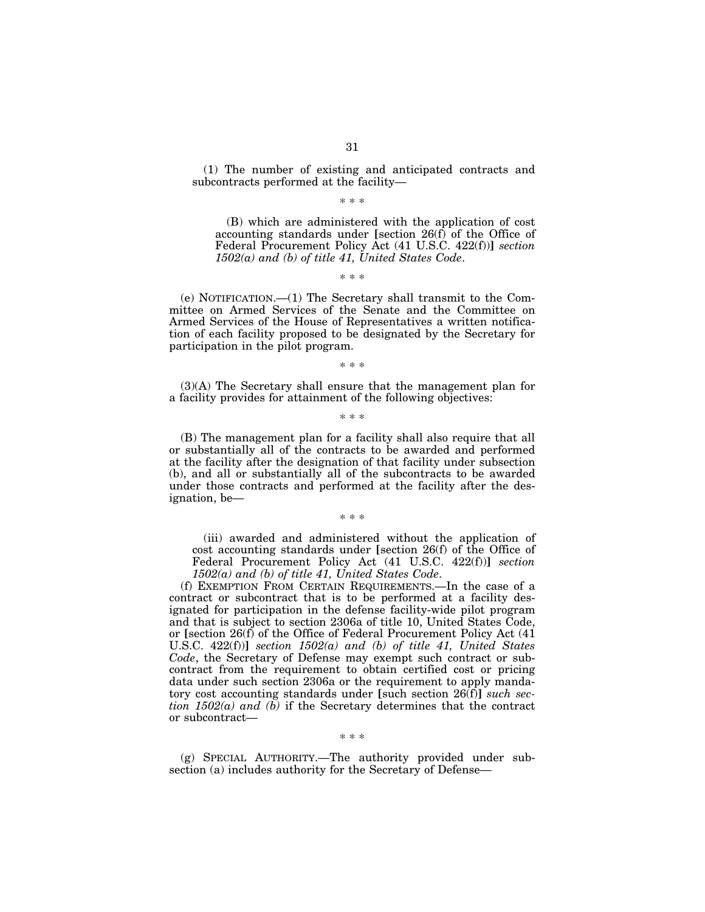(1) The number of existing and anticipated contracts and subcontracts performed at the facility—

\* \* \*

(B) which are administered with the application of cost accounting standards under [section 26(f) of the Office of Federal Procurement Policy Act (41 U.S.C. 422(f))] *section 1502(a) and (b) of title 41, United States Code*.

\* \* \*

(e) NOTIFICATION.—(1) The Secretary shall transmit to the Committee on Armed Services of the Senate and the Committee on Armed Services of the House of Representatives a written notification of each facility proposed to be designated by the Secretary for participation in the pilot program.

\* \* \*

(3)(A) The Secretary shall ensure that the management plan for a facility provides for attainment of the following objectives:

\* \* \*

(B) The management plan for a facility shall also require that all or substantially all of the contracts to be awarded and performed at the facility after the designation of that facility under subsection (b), and all or substantially all of the subcontracts to be awarded under those contracts and performed at the facility after the designation, be—

\* \* \*

(iii) awarded and administered without the application of cost accounting standards under [section 26(f) of the Office of Federal Procurement Policy Act (41 U.S.C. 422(f))] *section 1502(a) and (b) of title 41, United States Code*.

(f) EXEMPTION FROM CERTAIN REQUIREMENTS.—In the case of a contract or subcontract that is to be performed at a facility designated for participation in the defense facility-wide pilot program and that is subject to section 2306a of title 10, United States Code, or [section 26(f) of the Office of Federal Procurement Policy Act (41 U.S.C. 422(f))] *section 1502(a) and (b) of title 41, United States Code*, the Secretary of Defense may exempt such contract or subcontract from the requirement to obtain certified cost or pricing data under such section 2306a or the requirement to apply mandatory cost accounting standards under [such section 26(f)] *such section 1502(a) and (b)* if the Secretary determines that the contract or subcontract—

\* \* \*

(g) SPECIAL AUTHORITY.—The authority provided under subsection (a) includes authority for the Secretary of Defense—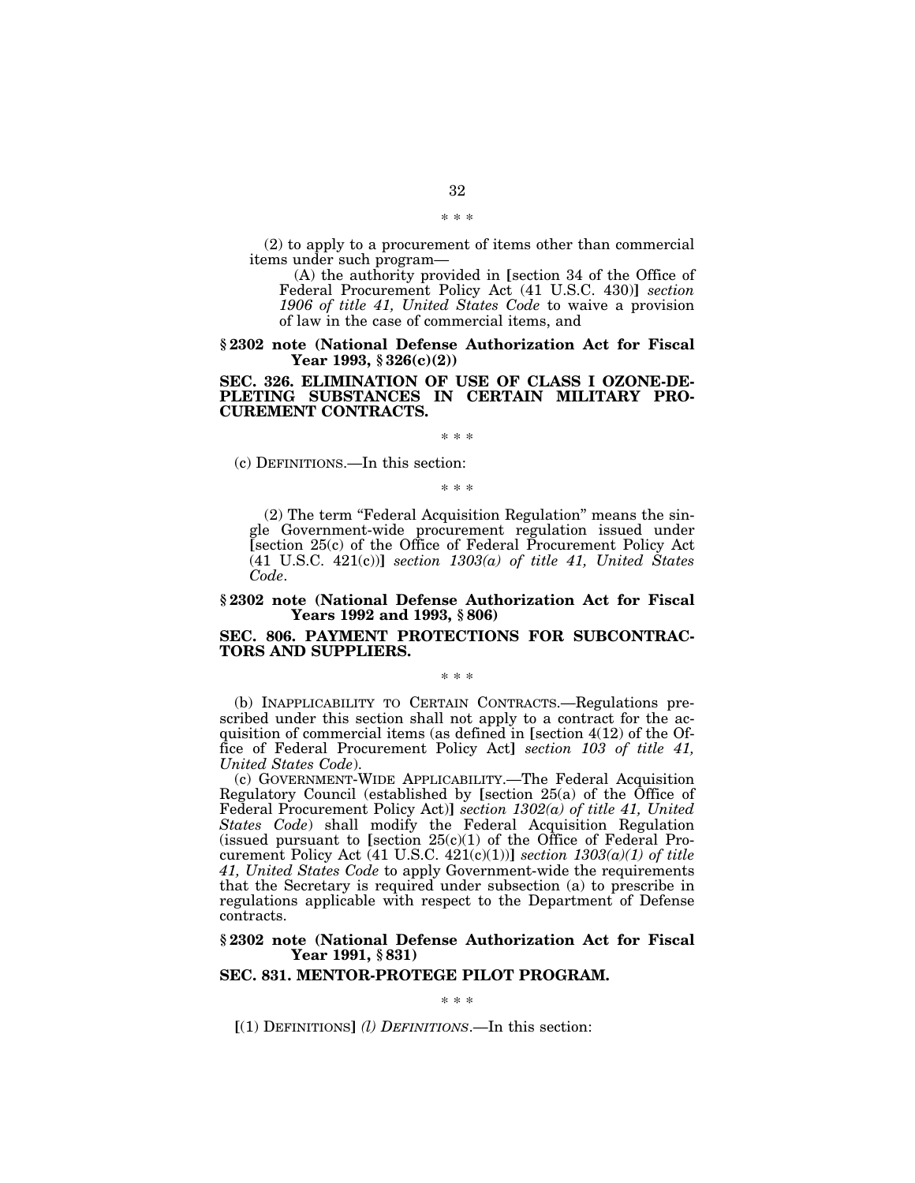\* \* \*

(2) to apply to a procurement of items other than commercial items under such program—

(A) the authority provided in [section 34 of the Office of Federal Procurement Policy Act (41 U.S.C. 430)] *section 1906 of title 41, United States Code* to waive a provision of law in the case of commercial items, and

**§ 2302 note (National Defense Authorization Act for Fiscal Year 1993, § 326(c)(2))**

**SEC. 326. ELIMINATION OF USE OF CLASS I OZONE-DEPLETING SUBSTANCES IN CERTAIN MILITARY PROCUREMENT CONTRACTS.**

\* \* \*

(c) DEFINITIONS.—In this section:

\* \* \*

(2) The term "Federal Acquisition Regulation" means the single Government-wide procurement regulation issued under [section 25(c) of the Office of Federal Procurement Policy Act (41 U.S.C. 421(c))] *section 1303(a) of title 41, United States Code*.

**§ 2302 note (National Defense Authorization Act for Fiscal Years 1992 and 1993, § 806)**

**SEC. 806. PAYMENT PROTECTIONS FOR SUBCONTRACTORS AND SUPPLIERS.**

\* \* \*

(b) INAPPLICABILITY TO CERTAIN CONTRACTS.—Regulations prescribed under this section shall not apply to a contract for the acquisition of commercial items (as defined in [section 4(12) of the Office of Federal Procurement Policy Act] *section 103 of title 41, United States Code*).

(c) GOVERNMENT-WIDE APPLICABILITY.—The Federal Acquisition Regulatory Council (established by [section 25(a) of the Office of Federal Procurement Policy Act)] *section 1302(a) of title 41, United States Code*) shall modify the Federal Acquisition Regulation (issued pursuant to [section 25(c)(1) of the Office of Federal Procurement Policy Act (41 U.S.C. 421(c)(1))] *section 1303(a)(1) of title 41, United States Code* to apply Government-wide the requirements that the Secretary is required under subsection (a) to prescribe in regulations applicable with respect to the Department of Defense contracts.

**§ 2302 note (National Defense Authorization Act for Fiscal Year 1991, § 831)**

**SEC. 831. MENTOR-PROTEGE PILOT PROGRAM.**

\* \* \*

[(1) DEFINITIONS] *(l) DEFINITIONS*.—In this section: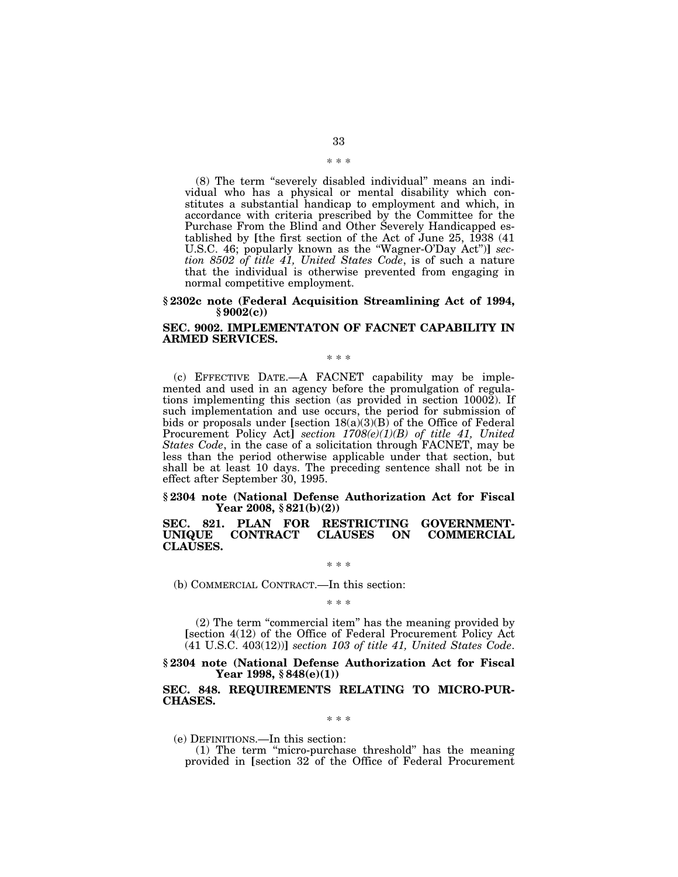\* \* \*

(8) The term "severely disabled individual" means an individual who has a physical or mental disability which constitutes a substantial handicap to employment and which, in accordance with criteria prescribed by the Committee for the Purchase From the Blind and Other Severely Handicapped established by [the first section of the Act of June 25, 1938 (41 U.S.C. 46; popularly known as the "Wagner-O'Day Act")] *section 8502 of title 41, United States Code*, is of such a nature that the individual is otherwise prevented from engaging in normal competitive employment.

### § 2302c note (Federal Acquisition Streamlining Act of 1994, § 9002(c))

### SEC. 9002. IMPLEMENTATON OF FACNET CAPABILITY IN ARMED SERVICES.

\* \* \*

(c) EFFECTIVE DATE.—A FACNET capability may be implemented and used in an agency before the promulgation of regulations implementing this section (as provided in section 10002). If such implementation and use occurs, the period for submission of bids or proposals under [section 18(a)(3)(B) of the Office of Federal Procurement Policy Act] *section 1708(e)(1)(B) of title 41, United States Code*, in the case of a solicitation through FACNET, may be less than the period otherwise applicable under that section, but shall be at least 10 days. The preceding sentence shall not be in effect after September 30, 1995.

### § 2304 note (National Defense Authorization Act for Fiscal Year 2008, § 821(b)(2))

### SEC. 821. PLAN FOR RESTRICTING GOVERNMENT-UNIQUE CONTRACT CLAUSES ON COMMERCIAL CLAUSES.

\* \* \*

(b) COMMERCIAL CONTRACT.—In this section:

\* \* \*

(2) The term "commercial item" has the meaning provided by [section 4(12) of the Office of Federal Procurement Policy Act (41 U.S.C. 403(12))] *section 103 of title 41, United States Code*.

### § 2304 note (National Defense Authorization Act for Fiscal Year 1998, § 848(e)(1))

### SEC. 848. REQUIREMENTS RELATING TO MICRO-PURCHASES.

\* \* \*

(e) DEFINITIONS.—In this section:

(1) The term "micro-purchase threshold" has the meaning provided in [section 32 of the Office of Federal Procurement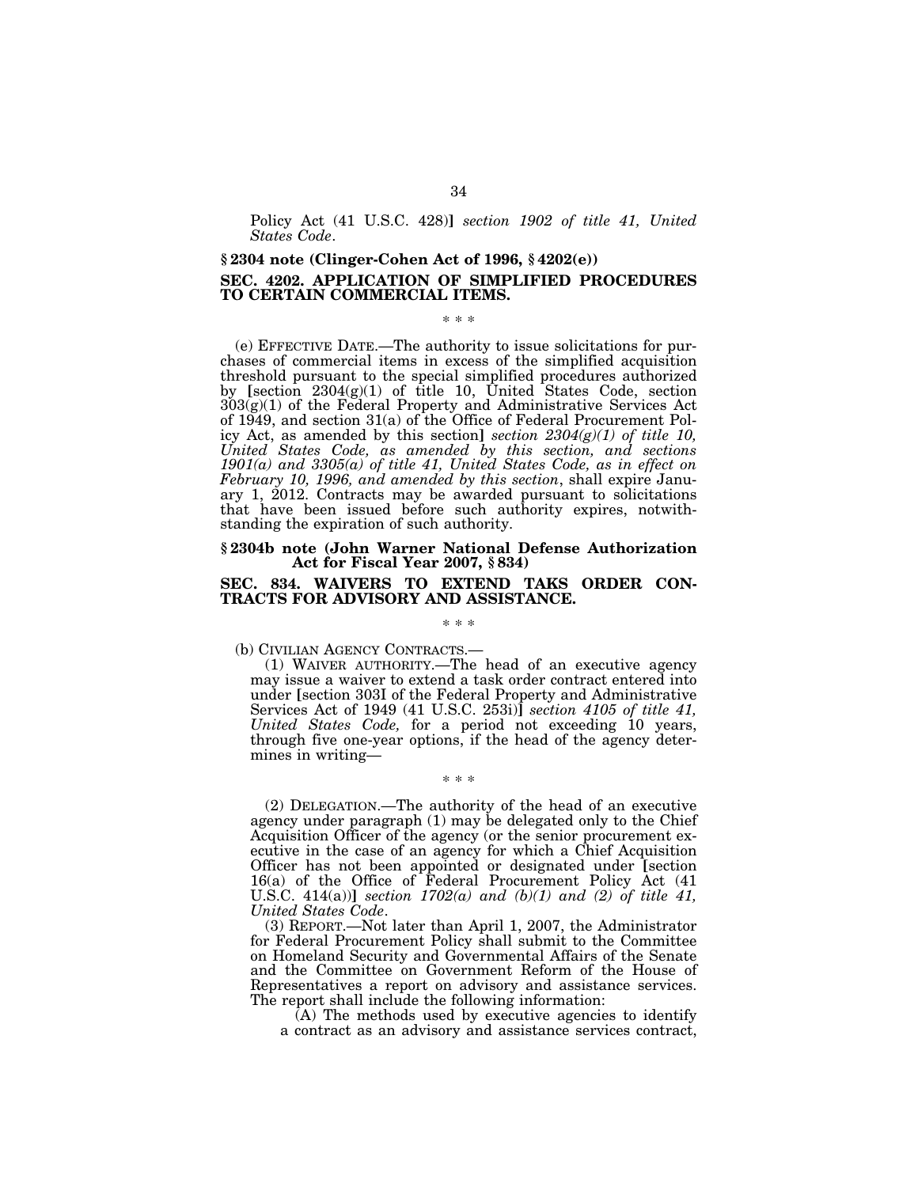Policy Act (41 U.S.C. 428)] *section 1902 of title 41, United States Code*.

### § 2304 note (Clinger-Cohen Act of 1996, § 4202(e))

### SEC. 4202. APPLICATION OF SIMPLIFIED PROCEDURES TO CERTAIN COMMERCIAL ITEMS.

\* \* \*

(e) EFFECTIVE DATE.—The authority to issue solicitations for purchases of commercial items in excess of the simplified acquisition threshold pursuant to the special simplified procedures authorized by [section 2304(g)(1) of title 10, United States Code, section 303(g)(1) of the Federal Property and Administrative Services Act of 1949, and section 31(a) of the Office of Federal Procurement Policy Act, as amended by this section] *section 2304(g)(1) of title 10, United States Code, as amended by this section, and sections 1901(a) and 3305(a) of title 41, United States Code, as in effect on February 10, 1996, and amended by this section*, shall expire January 1, 2012. Contracts may be awarded pursuant to solicitations that have been issued before such authority expires, notwithstanding the expiration of such authority.

### § 2304b note (John Warner National Defense Authorization Act for Fiscal Year 2007, § 834)

### SEC. 834. WAIVERS TO EXTEND TAKS ORDER CONTRACTS FOR ADVISORY AND ASSISTANCE.

\* \* \*

(b) CIVILIAN AGENCY CONTRACTS.—

(1) WAIVER AUTHORITY.—The head of an executive agency may issue a waiver to extend a task order contract entered into under [section 303I of the Federal Property and Administrative Services Act of 1949 (41 U.S.C. 253i)] *section 4105 of title 41, United States Code,* for a period not exceeding 10 years, through five one-year options, if the head of the agency determines in writing—

\* \* \*

(2) DELEGATION.—The authority of the head of an executive agency under paragraph (1) may be delegated only to the Chief Acquisition Officer of the agency (or the senior procurement executive in the case of an agency for which a Chief Acquisition Officer has not been appointed or designated under [section 16(a) of the Office of Federal Procurement Policy Act (41 U.S.C. 414(a))] *section 1702(a) and (b)(1) and (2) of title 41, United States Code*.

(3) REPORT.—Not later than April 1, 2007, the Administrator for Federal Procurement Policy shall submit to the Committee on Homeland Security and Governmental Affairs of the Senate and the Committee on Government Reform of the House of Representatives a report on advisory and assistance services. The report shall include the following information:

(A) The methods used by executive agencies to identify a contract as an advisory and assistance services contract,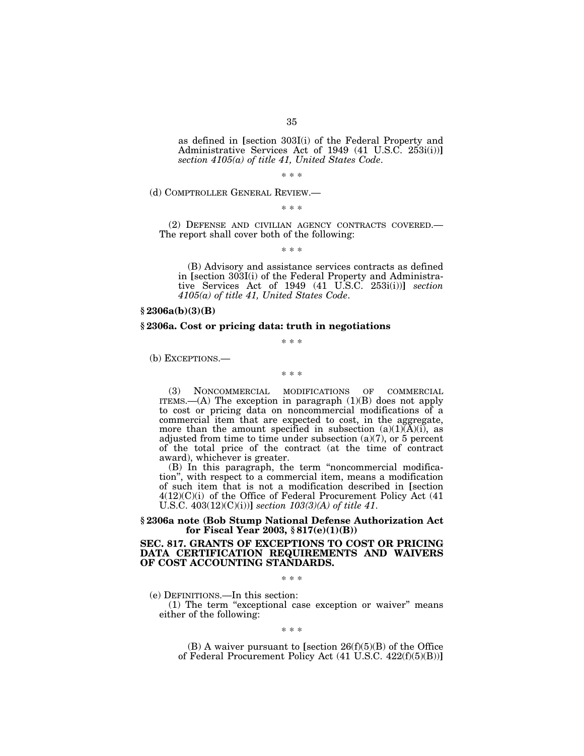as defined in [section 303I(i) of the Federal Property and Administrative Services Act of 1949 (41 U.S.C. 253i(i))] *section 4105(a) of title 41, United States Code*.

\* \* \*

(d) COMPTROLLER GENERAL REVIEW.—

\* \* \*

(2) DEFENSE AND CIVILIAN AGENCY CONTRACTS COVERED.—The report shall cover both of the following:

\* \* \*

(B) Advisory and assistance services contracts as defined in [section 303I(i) of the Federal Property and Administrative Services Act of 1949 (41 U.S.C. 253i(i))] *section 4105(a) of title 41, United States Code*.

**§ 2306a(b)(3)(B)**

**§ 2306a. Cost or pricing data: truth in negotiations**

\* \* \*

(b) EXCEPTIONS.—

\* \* \*

(3) NONCOMMERCIAL MODIFICATIONS OF COMMERCIAL ITEMS.—(A) The exception in paragraph (1)(B) does not apply to cost or pricing data on noncommercial modifications of a commercial item that are expected to cost, in the aggregate, more than the amount specified in subsection (a)(1)(A)(i), as adjusted from time to time under subsection (a)(7), or 5 percent of the total price of the contract (at the time of contract award), whichever is greater.

(B) In this paragraph, the term "noncommercial modification", with respect to a commercial item, means a modification of such item that is not a modification described in [section 4(12)(C)(i) of the Office of Federal Procurement Policy Act (41 U.S.C. 403(12)(C)(i))] *section 103(3)(A) of title 41*.

**§ 2306a note (Bob Stump National Defense Authorization Act for Fiscal Year 2003, § 817(e)(1)(B))**

**SEC. 817. GRANTS OF EXCEPTIONS TO COST OR PRICING DATA CERTIFICATION REQUIREMENTS AND WAIVERS OF COST ACCOUNTING STANDARDS.**

\* \* \*

(e) DEFINITIONS.—In this section:

(1) The term "exceptional case exception or waiver" means either of the following:

\* \* \*

(B) A waiver pursuant to [section 26(f)(5)(B) of the Office of Federal Procurement Policy Act (41 U.S.C. 422(f)(5)(B))]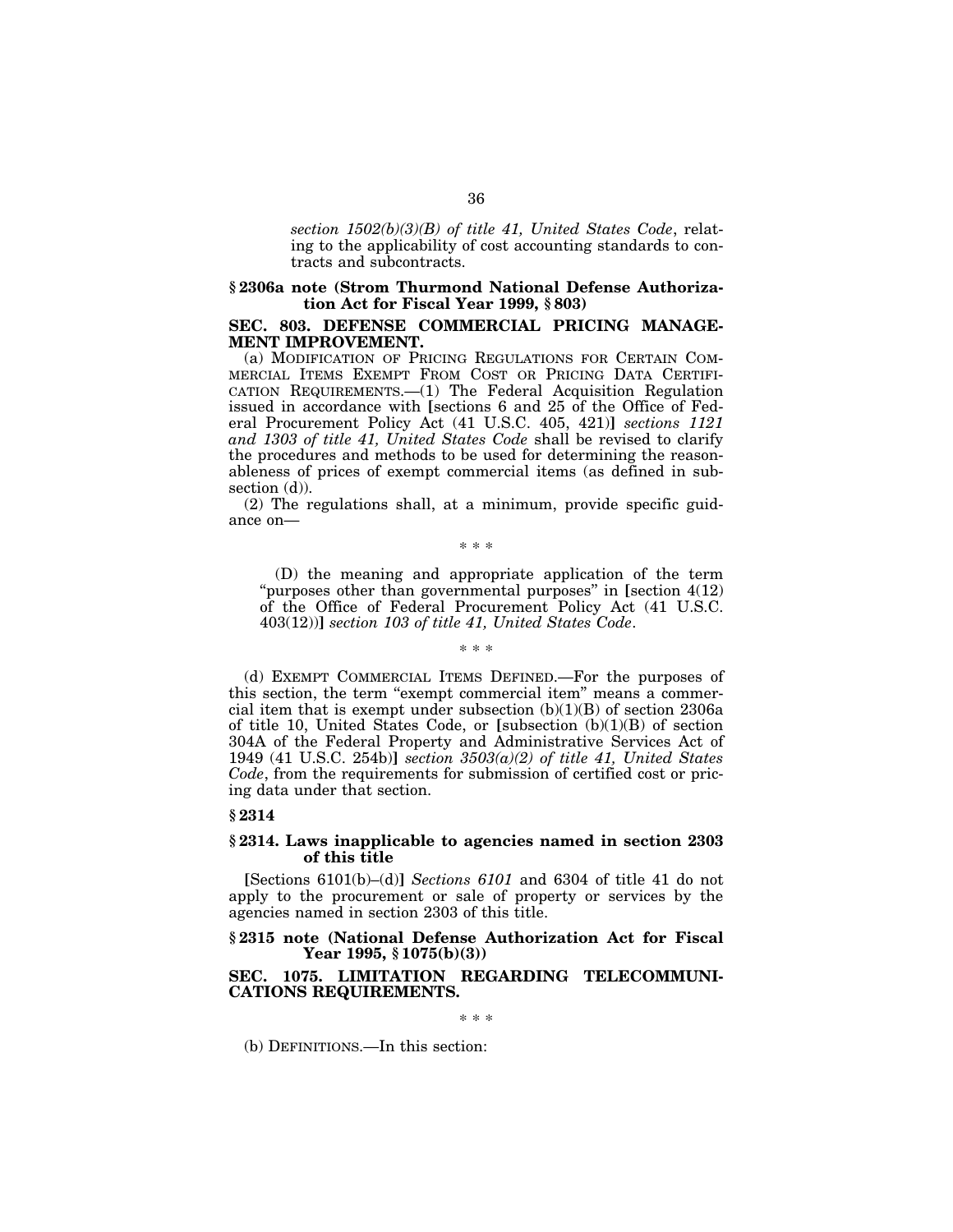*section 1502(b)(3)(B) of title 41, United States Code*, relating to the applicability of cost accounting standards to contracts and subcontracts.

**§ 2306a note (Strom Thurmond National Defense Authorization Act for Fiscal Year 1999, § 803)**

**SEC. 803. DEFENSE COMMERCIAL PRICING MANAGEMENT IMPROVEMENT.**

(a) MODIFICATION OF PRICING REGULATIONS FOR CERTAIN COMMERCIAL ITEMS EXEMPT FROM COST OR PRICING DATA CERTIFICATION REQUIREMENTS.—(1) The Federal Acquisition Regulation issued in accordance with [sections 6 and 25 of the Office of Federal Procurement Policy Act (41 U.S.C. 405, 421)] *sections 1121 and 1303 of title 41, United States Code* shall be revised to clarify the procedures and methods to be used for determining the reasonableness of prices of exempt commercial items (as defined in subsection (d)).

(2) The regulations shall, at a minimum, provide specific guidance on—

\* \* \*

(D) the meaning and appropriate application of the term "purposes other than governmental purposes" in [section 4(12) of the Office of Federal Procurement Policy Act (41 U.S.C. 403(12))] *section 103 of title 41, United States Code*.

\* \* \*

(d) EXEMPT COMMERCIAL ITEMS DEFINED.—For the purposes of this section, the term "exempt commercial item" means a commercial item that is exempt under subsection (b)(1)(B) of section 2306a of title 10, United States Code, or [subsection (b)(1)(B) of section 304A of the Federal Property and Administrative Services Act of 1949 (41 U.S.C. 254b)] *section 3503(a)(2) of title 41, United States Code*, from the requirements for submission of certified cost or pricing data under that section.

**§ 2314**

**§ 2314. Laws inapplicable to agencies named in section 2303 of this title**

[Sections 6101(b)–(d)] *Sections 6101* and 6304 of title 41 do not apply to the procurement or sale of property or services by the agencies named in section 2303 of this title.

**§ 2315 note (National Defense Authorization Act for Fiscal Year 1995, § 1075(b)(3))**

**SEC. 1075. LIMITATION REGARDING TELECOMMUNICATIONS REQUIREMENTS.**

\* \* \*

(b) DEFINITIONS.—In this section: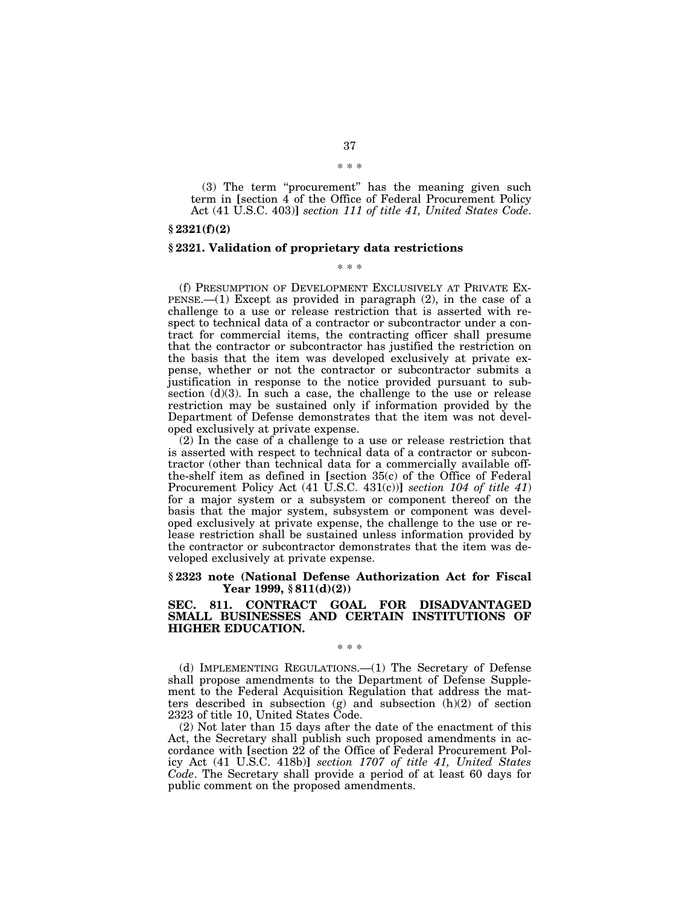\* \* \*

(3) The term "procurement" has the meaning given such term in [section 4 of the Office of Federal Procurement Policy Act (41 U.S.C. 403)] *section 111 of title 41, United States Code*.

**§ 2321(f)(2)**

**§ 2321. Validation of proprietary data restrictions**

\* \* \*

(f) PRESUMPTION OF DEVELOPMENT EXCLUSIVELY AT PRIVATE EXPENSE.—(1) Except as provided in paragraph (2), in the case of a challenge to a use or release restriction that is asserted with respect to technical data of a contractor or subcontractor under a contract for commercial items, the contracting officer shall presume that the contractor or subcontractor has justified the restriction on the basis that the item was developed exclusively at private expense, whether or not the contractor or subcontractor submits a justification in response to the notice provided pursuant to subsection (d)(3). In such a case, the challenge to the use or release restriction may be sustained only if information provided by the Department of Defense demonstrates that the item was not developed exclusively at private expense.

(2) In the case of a challenge to a use or release restriction that is asserted with respect to technical data of a contractor or subcontractor (other than technical data for a commercially available off-the-shelf item as defined in [section 35(c) of the Office of Federal Procurement Policy Act (41 U.S.C. 431(c))] *section 104 of title 41*) for a major system or a subsystem or component thereof on the basis that the major system, subsystem or component was developed exclusively at private expense, the challenge to the use or release restriction shall be sustained unless information provided by the contractor or subcontractor demonstrates that the item was developed exclusively at private expense.

**§ 2323 note (National Defense Authorization Act for Fiscal Year 1999, § 811(d)(2))**

**SEC. 811. CONTRACT GOAL FOR DISADVANTAGED SMALL BUSINESSES AND CERTAIN INSTITUTIONS OF HIGHER EDUCATION.**

\* \* \*

(d) IMPLEMENTING REGULATIONS.—(1) The Secretary of Defense shall propose amendments to the Department of Defense Supplement to the Federal Acquisition Regulation that address the matters described in subsection (g) and subsection (h)(2) of section 2323 of title 10, United States Code.

(2) Not later than 15 days after the date of the enactment of this Act, the Secretary shall publish such proposed amendments in accordance with [section 22 of the Office of Federal Procurement Policy Act (41 U.S.C. 418b)] *section 1707 of title 41, United States Code*. The Secretary shall provide a period of at least 60 days for public comment on the proposed amendments.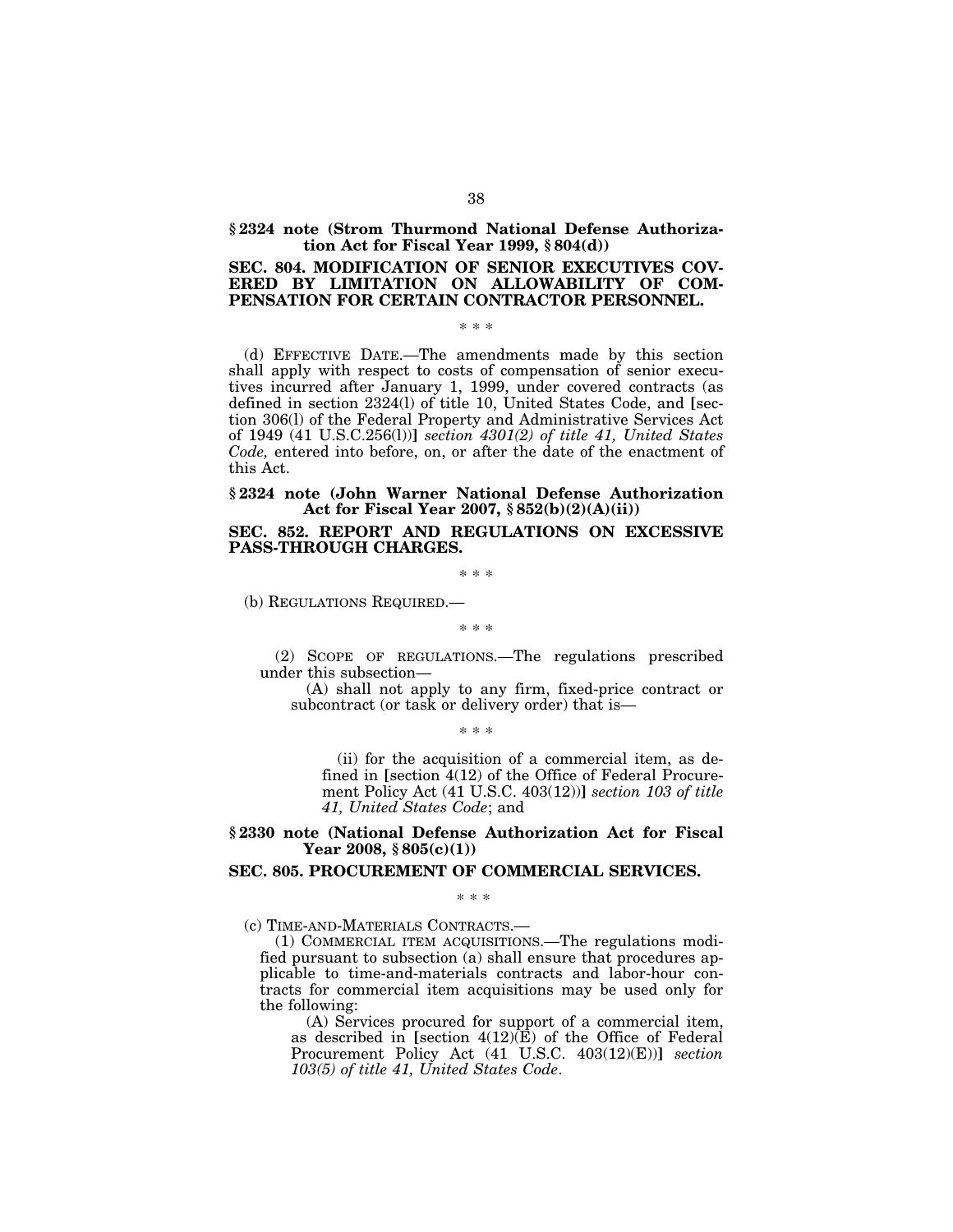**§ 2324 note (Strom Thurmond National Defense Authorization Act for Fiscal Year 1999, § 804(d))**

**SEC. 804. MODIFICATION OF SENIOR EXECUTIVES COVERED BY LIMITATION ON ALLOWABILITY OF COMPENSATION FOR CERTAIN CONTRACTOR PERSONNEL.**

\* \* \*

(d) EFFECTIVE DATE.—The amendments made by this section shall apply with respect to costs of compensation of senior executives incurred after January 1, 1999, under covered contracts (as defined in section 2324(l) of title 10, United States Code, and [section 306(l) of the Federal Property and Administrative Services Act of 1949 (41 U.S.C.256(l))] *section 4301(2) of title 41, United States Code,* entered into before, on, or after the date of the enactment of this Act.

**§ 2324 note (John Warner National Defense Authorization Act for Fiscal Year 2007, § 852(b)(2)(A)(ii))**

**SEC. 852. REPORT AND REGULATIONS ON EXCESSIVE PASS-THROUGH CHARGES.**

\* \* \*

(b) REGULATIONS REQUIRED.—

\* \* \*

(2) SCOPE OF REGULATIONS.—The regulations prescribed under this subsection—

(A) shall not apply to any firm, fixed-price contract or subcontract (or task or delivery order) that is—

\* \* \*

(ii) for the acquisition of a commercial item, as defined in [section 4(12) of the Office of Federal Procurement Policy Act (41 U.S.C. 403(12))] *section 103 of title 41, United States Code*; and

**§ 2330 note (National Defense Authorization Act for Fiscal Year 2008, § 805(c)(1))**

**SEC. 805. PROCUREMENT OF COMMERCIAL SERVICES.**

\* \* \*

(c) TIME-AND-MATERIALS CONTRACTS.—

(1) COMMERCIAL ITEM ACQUISITIONS.—The regulations modified pursuant to subsection (a) shall ensure that procedures applicable to time-and-materials contracts and labor-hour contracts for commercial item acquisitions may be used only for the following:

(A) Services procured for support of a commercial item, as described in [section 4(12)(E) of the Office of Federal Procurement Policy Act (41 U.S.C. 403(12)(E))] *section 103(5) of title 41, United States Code*.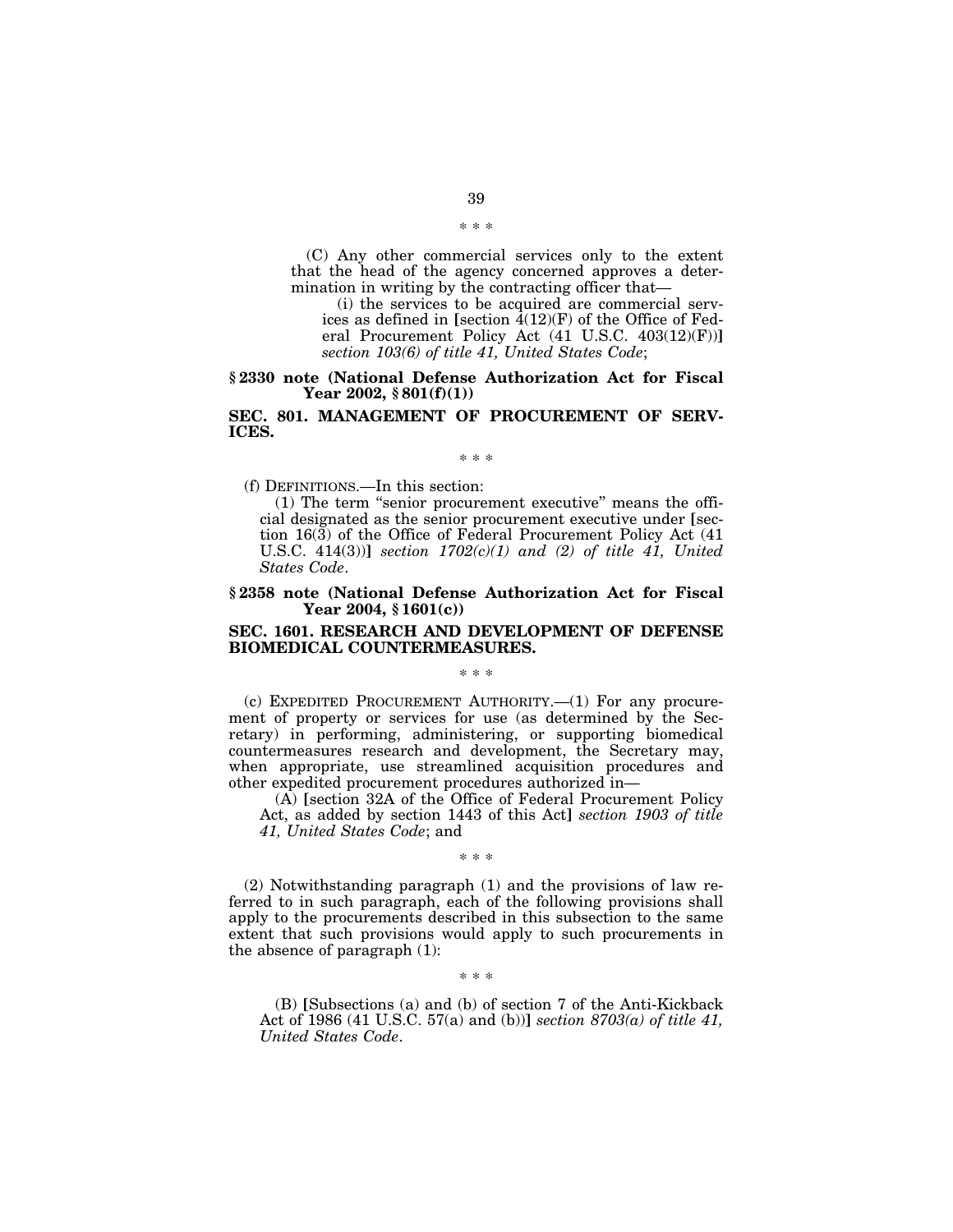\* \* \*

(C) Any other commercial services only to the extent that the head of the agency concerned approves a determination in writing by the contracting officer that—

(i) the services to be acquired are commercial services as defined in [section 4(12)(F) of the Office of Federal Procurement Policy Act (41 U.S.C. 403(12)(F))] *section 103(6) of title 41, United States Code*;

**§ 2330 note (National Defense Authorization Act for Fiscal Year 2002, § 801(f)(1))**

**SEC. 801. MANAGEMENT OF PROCUREMENT OF SERVICES.**

\* \* \*

(f) DEFINITIONS.—In this section:

(1) The term "senior procurement executive" means the official designated as the senior procurement executive under [section 16(3) of the Office of Federal Procurement Policy Act (41 U.S.C. 414(3))] *section 1702(c)(1) and (2) of title 41, United States Code*.

**§ 2358 note (National Defense Authorization Act for Fiscal Year 2004, § 1601(c))**

**SEC. 1601. RESEARCH AND DEVELOPMENT OF DEFENSE BIOMEDICAL COUNTERMEASURES.**

\* \* \*

(c) EXPEDITED PROCUREMENT AUTHORITY.—(1) For any procurement of property or services for use (as determined by the Secretary) in performing, administering, or supporting biomedical countermeasures research and development, the Secretary may, when appropriate, use streamlined acquisition procedures and other expedited procurement procedures authorized in—

(A) [section 32A of the Office of Federal Procurement Policy Act, as added by section 1443 of this Act] *section 1903 of title 41, United States Code*; and

\* \* \*

(2) Notwithstanding paragraph (1) and the provisions of law referred to in such paragraph, each of the following provisions shall apply to the procurements described in this subsection to the same extent that such provisions would apply to such procurements in the absence of paragraph (1):

\* \* \*

(B) [Subsections (a) and (b) of section 7 of the Anti-Kickback Act of 1986 (41 U.S.C. 57(a) and (b))] *section 8703(a) of title 41, United States Code*.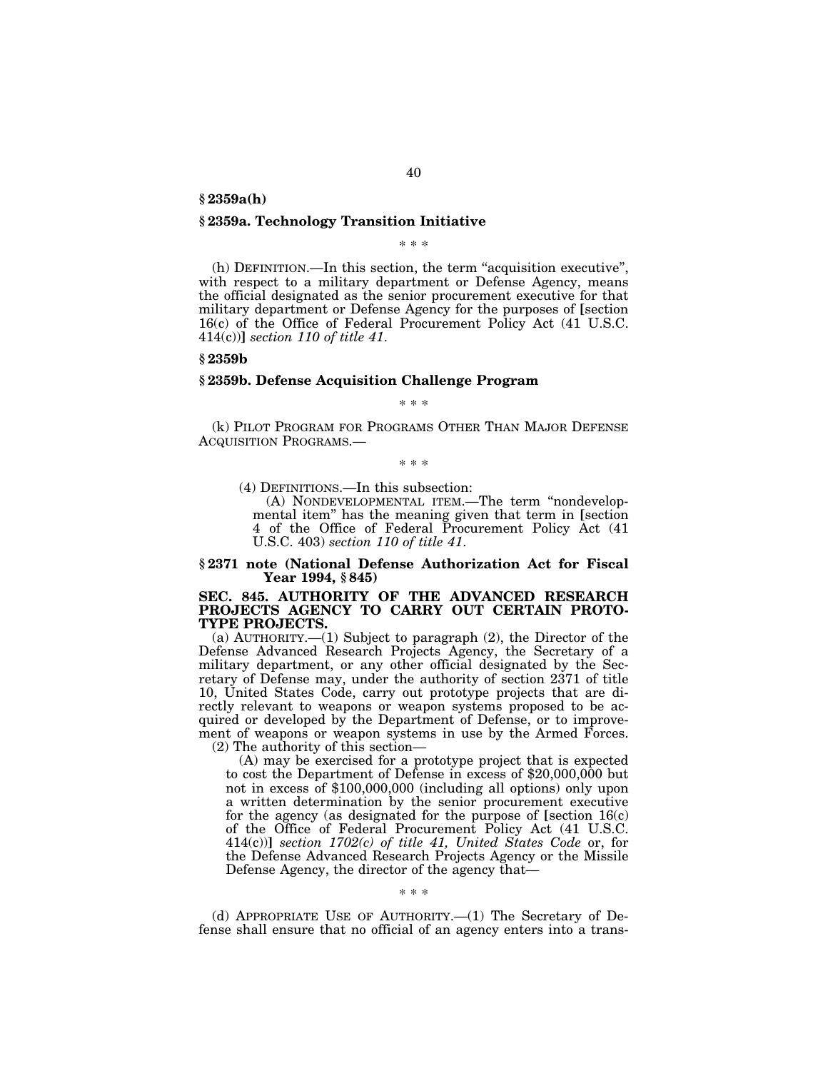**§ 2359a(h)**

### § 2359a. Technology Transition Initiative

\* \* \*

(h) DEFINITION.—In this section, the term "acquisition executive", with respect to a military department or Defense Agency, means the official designated as the senior procurement executive for that military department or Defense Agency for the purposes of [section 16(c) of the Office of Federal Procurement Policy Act (41 U.S.C. 414(c))] *section 110 of title 41*.

**§ 2359b**

### § 2359b. Defense Acquisition Challenge Program

\* \* \*

(k) PILOT PROGRAM FOR PROGRAMS OTHER THAN MAJOR DEFENSE ACQUISITION PROGRAMS.—

\* \* \*

(4) DEFINITIONS.—In this subsection:

(A) NONDEVELOPMENTAL ITEM.—The term "nondevelopmental item" has the meaning given that term in [section 4 of the Office of Federal Procurement Policy Act (41 U.S.C. 403) *section 110 of title 41*.

**§ 2371 note (National Defense Authorization Act for Fiscal Year 1994, § 845)**

**SEC. 845. AUTHORITY OF THE ADVANCED RESEARCH PROJECTS AGENCY TO CARRY OUT CERTAIN PROTOTYPE PROJECTS.**

(a) AUTHORITY.—(1) Subject to paragraph (2), the Director of the Defense Advanced Research Projects Agency, the Secretary of a military department, or any other official designated by the Secretary of Defense may, under the authority of section 2371 of title 10, United States Code, carry out prototype projects that are directly relevant to weapons or weapon systems proposed to be acquired or developed by the Department of Defense, or to improvement of weapons or weapon systems in use by the Armed Forces.

(2) The authority of this section—

(A) may be exercised for a prototype project that is expected to cost the Department of Defense in excess of $20,000,000 but not in excess of $100,000,000 (including all options) only upon a written determination by the senior procurement executive for the agency (as designated for the purpose of [section 16(c) of the Office of Federal Procurement Policy Act (41 U.S.C. 414(c))] *section 1702(c) of title 41, United States Code* or, for the Defense Advanced Research Projects Agency or the Missile Defense Agency, the director of the agency that—

\* \* \*

(d) APPROPRIATE USE OF AUTHORITY.—(1) The Secretary of Defense shall ensure that no official of an agency enters into a trans-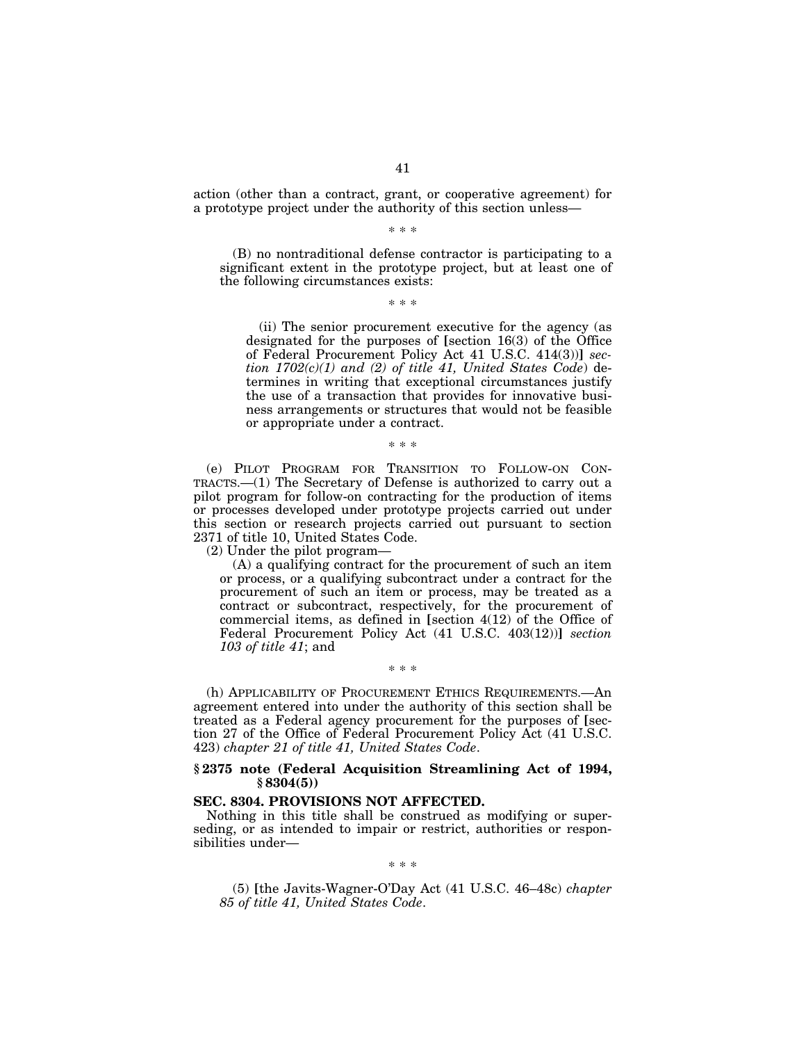action (other than a contract, grant, or cooperative agreement) for a prototype project under the authority of this section unless—

\* \* \*

(B) no nontraditional defense contractor is participating to a significant extent in the prototype project, but at least one of the following circumstances exists:

\* \* \*

(ii) The senior procurement executive for the agency (as designated for the purposes of [section 16(3) of the Office of Federal Procurement Policy Act 41 U.S.C. 414(3))] *section 1702(c)(1) and (2) of title 41, United States Code*) determines in writing that exceptional circumstances justify the use of a transaction that provides for innovative business arrangements or structures that would not be feasible or appropriate under a contract.

\* \* \*

(e) PILOT PROGRAM FOR TRANSITION TO FOLLOW-ON CONTRACTS.—(1) The Secretary of Defense is authorized to carry out a pilot program for follow-on contracting for the production of items or processes developed under prototype projects carried out under this section or research projects carried out pursuant to section 2371 of title 10, United States Code.

(2) Under the pilot program—

(A) a qualifying contract for the procurement of such an item or process, or a qualifying subcontract under a contract for the procurement of such an item or process, may be treated as a contract or subcontract, respectively, for the procurement of commercial items, as defined in [section 4(12) of the Office of Federal Procurement Policy Act (41 U.S.C. 403(12))] *section 103 of title 41*; and

\* \* \*

(h) APPLICABILITY OF PROCUREMENT ETHICS REQUIREMENTS.—An agreement entered into under the authority of this section shall be treated as a Federal agency procurement for the purposes of [section 27 of the Office of Federal Procurement Policy Act (41 U.S.C. 423) *chapter 21 of title 41, United States Code*.

### § 2375 note (Federal Acquisition Streamlining Act of 1994, § 8304(5))

### SEC. 8304. PROVISIONS NOT AFFECTED.

Nothing in this title shall be construed as modifying or superseding, or as intended to impair or restrict, authorities or responsibilities under—

\* \* \*

(5) [the Javits-Wagner-O'Day Act (41 U.S.C. 46–48c) *chapter 85 of title 41, United States Code*.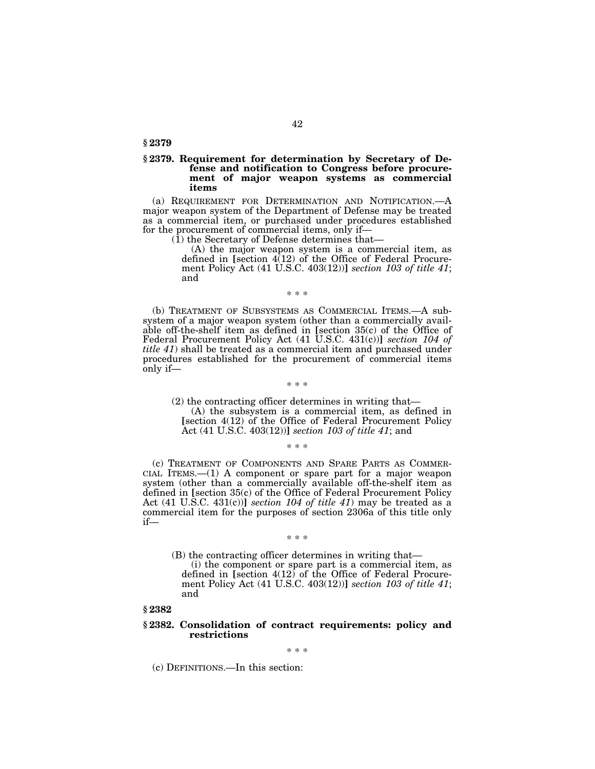**§ 2379**

### § 2379. Requirement for determination by Secretary of Defense and notification to Congress before procurement of major weapon systems as commercial items

(a) REQUIREMENT FOR DETERMINATION AND NOTIFICATION.—A major weapon system of the Department of Defense may be treated as a commercial item, or purchased under procedures established for the procurement of commercial items, only if—

(1) the Secretary of Defense determines that—

(A) the major weapon system is a commercial item, as defined in [section 4(12) of the Office of Federal Procurement Policy Act (41 U.S.C. 403(12))] *section 103 of title 41*; and

\* \* \*

(b) TREATMENT OF SUBSYSTEMS AS COMMERCIAL ITEMS.—A subsystem of a major weapon system (other than a commercially available off-the-shelf item as defined in [section 35(c) of the Office of Federal Procurement Policy Act (41 U.S.C. 431(c))] *section 104 of title 41*) shall be treated as a commercial item and purchased under procedures established for the procurement of commercial items only if—

\* \* \*

(2) the contracting officer determines in writing that—

(A) the subsystem is a commercial item, as defined in [section 4(12) of the Office of Federal Procurement Policy Act (41 U.S.C. 403(12))] *section 103 of title 41*; and

\* \* \*

(c) TREATMENT OF COMPONENTS AND SPARE PARTS AS COMMERCIAL ITEMS.—(1) A component or spare part for a major weapon system (other than a commercially available off-the-shelf item as defined in [section 35(c) of the Office of Federal Procurement Policy Act (41 U.S.C. 431(c))] *section 104 of title 41*) may be treated as a commercial item for the purposes of section 2306a of this title only if—

\* \* \*

(B) the contracting officer determines in writing that—

(i) the component or spare part is a commercial item, as defined in [section 4(12) of the Office of Federal Procurement Policy Act (41 U.S.C. 403(12))] *section 103 of title 41*; and

**§ 2382**

### § 2382. Consolidation of contract requirements: policy and restrictions

\* \* \*

(c) DEFINITIONS.—In this section: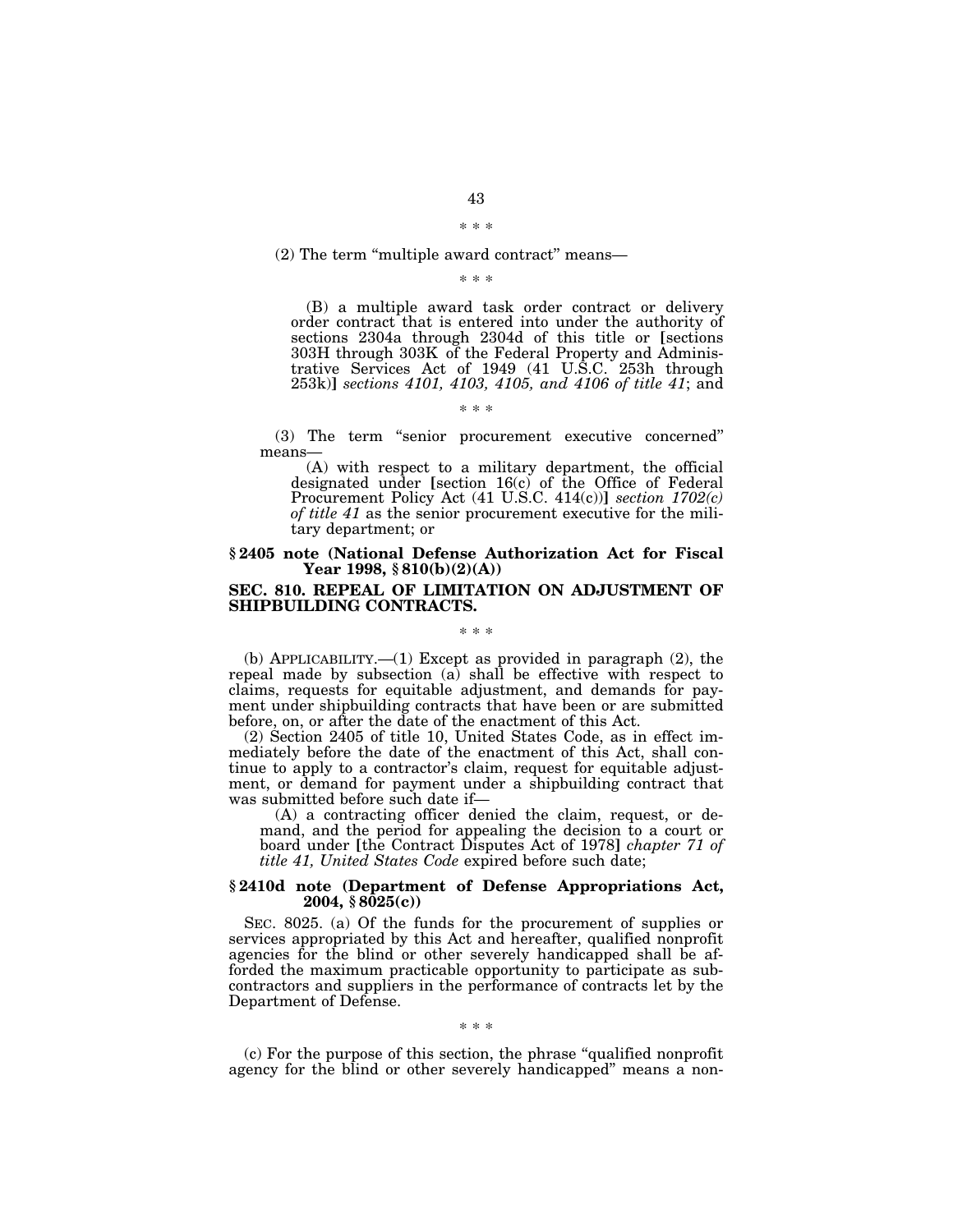\* \* \*

(2) The term "multiple award contract" means—

\* \* \*

(B) a multiple award task order contract or delivery order contract that is entered into under the authority of sections 2304a through 2304d of this title or [sections 303H through 303K of the Federal Property and Administrative Services Act of 1949 (41 U.S.C. 253h through 253k)] *sections 4101, 4103, 4105, and 4106 of title 41*; and

\* \* \*

(3) The term "senior procurement executive concerned" means—

(A) with respect to a military department, the official designated under [section 16(c) of the Office of Federal Procurement Policy Act (41 U.S.C. 414(c))] *section 1702(c) of title 41* as the senior procurement executive for the military department; or

**§ 2405 note (National Defense Authorization Act for Fiscal Year 1998, § 810(b)(2)(A))**

**SEC. 810. REPEAL OF LIMITATION ON ADJUSTMENT OF SHIPBUILDING CONTRACTS.**

\* \* \*

(b) APPLICABILITY.—(1) Except as provided in paragraph (2), the repeal made by subsection (a) shall be effective with respect to claims, requests for equitable adjustment, and demands for payment under shipbuilding contracts that have been or are submitted before, on, or after the date of the enactment of this Act.

(2) Section 2405 of title 10, United States Code, as in effect immediately before the date of the enactment of this Act, shall continue to apply to a contractor's claim, request for equitable adjustment, or demand for payment under a shipbuilding contract that was submitted before such date if—

(A) a contracting officer denied the claim, request, or demand, and the period for appealing the decision to a court or board under [the Contract Disputes Act of 1978] *chapter 71 of title 41, United States Code* expired before such date;

**§ 2410d note (Department of Defense Appropriations Act, 2004, § 8025(c))**

SEC. 8025. (a) Of the funds for the procurement of supplies or services appropriated by this Act and hereafter, qualified nonprofit agencies for the blind or other severely handicapped shall be afforded the maximum practicable opportunity to participate as subcontractors and suppliers in the performance of contracts let by the Department of Defense.

\* \* \*

(c) For the purpose of this section, the phrase "qualified nonprofit agency for the blind or other severely handicapped" means a non-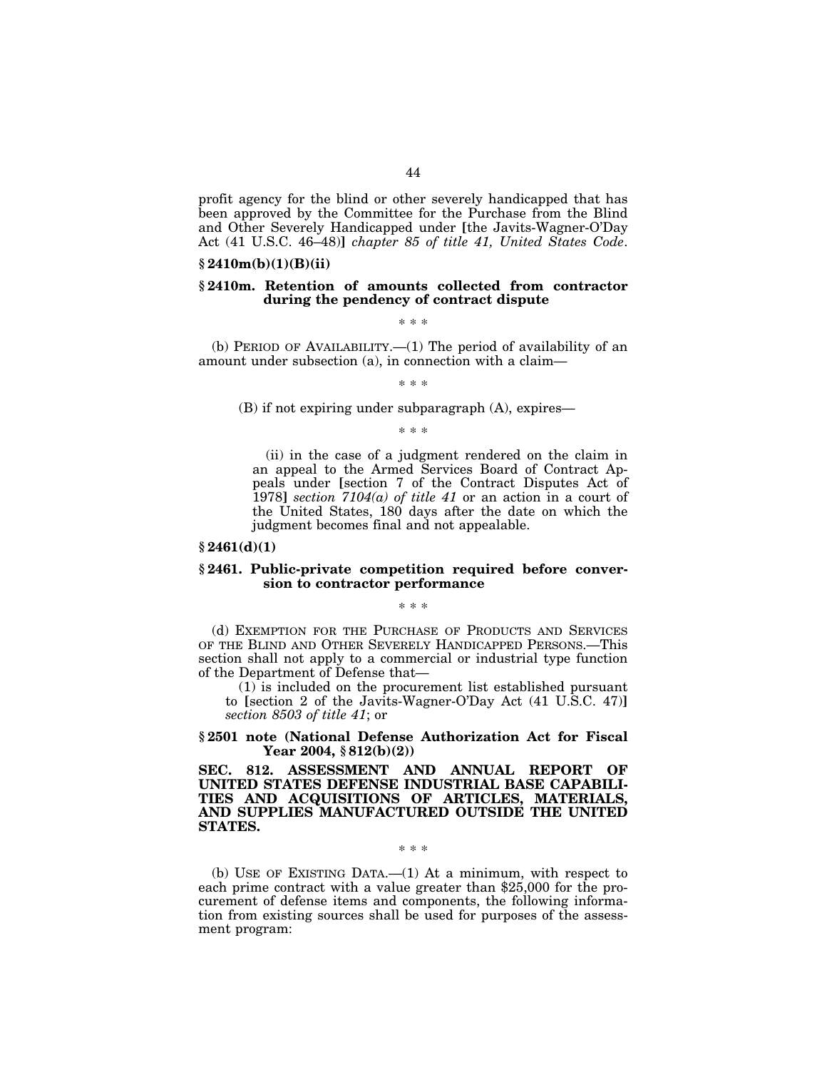profit agency for the blind or other severely handicapped that has been approved by the Committee for the Purchase from the Blind and Other Severely Handicapped under [the Javits-Wagner-O'Day Act (41 U.S.C. 46–48)] *chapter 85 of title 41, United States Code*.

**§ 2410m(b)(1)(B)(ii)**

**§ 2410m. Retention of amounts collected from contractor during the pendency of contract dispute**

\* \* \*

(b) PERIOD OF AVAILABILITY.—(1) The period of availability of an amount under subsection (a), in connection with a claim—

\* \* \*

(B) if not expiring under subparagraph (A), expires—

\* \* \*

(ii) in the case of a judgment rendered on the claim in an appeal to the Armed Services Board of Contract Appeals under [section 7 of the Contract Disputes Act of 1978] *section 7104(a) of title 41* or an action in a court of the United States, 180 days after the date on which the judgment becomes final and not appealable.

**§ 2461(d)(1)**

**§ 2461. Public-private competition required before conversion to contractor performance**

\* \* \*

(d) EXEMPTION FOR THE PURCHASE OF PRODUCTS AND SERVICES OF THE BLIND AND OTHER SEVERELY HANDICAPPED PERSONS.—This section shall not apply to a commercial or industrial type function of the Department of Defense that—

(1) is included on the procurement list established pursuant to [section 2 of the Javits-Wagner-O'Day Act (41 U.S.C. 47)] *section 8503 of title 41*; or

**§ 2501 note (National Defense Authorization Act for Fiscal Year 2004, § 812(b)(2))**

**SEC. 812. ASSESSMENT AND ANNUAL REPORT OF UNITED STATES DEFENSE INDUSTRIAL BASE CAPABILITIES AND ACQUISITIONS OF ARTICLES, MATERIALS, AND SUPPLIES MANUFACTURED OUTSIDE THE UNITED STATES.**

\* \* \*

(b) USE OF EXISTING DATA.—(1) At a minimum, with respect to each prime contract with a value greater than $25,000 for the procurement of defense items and components, the following information from existing sources shall be used for purposes of the assessment program: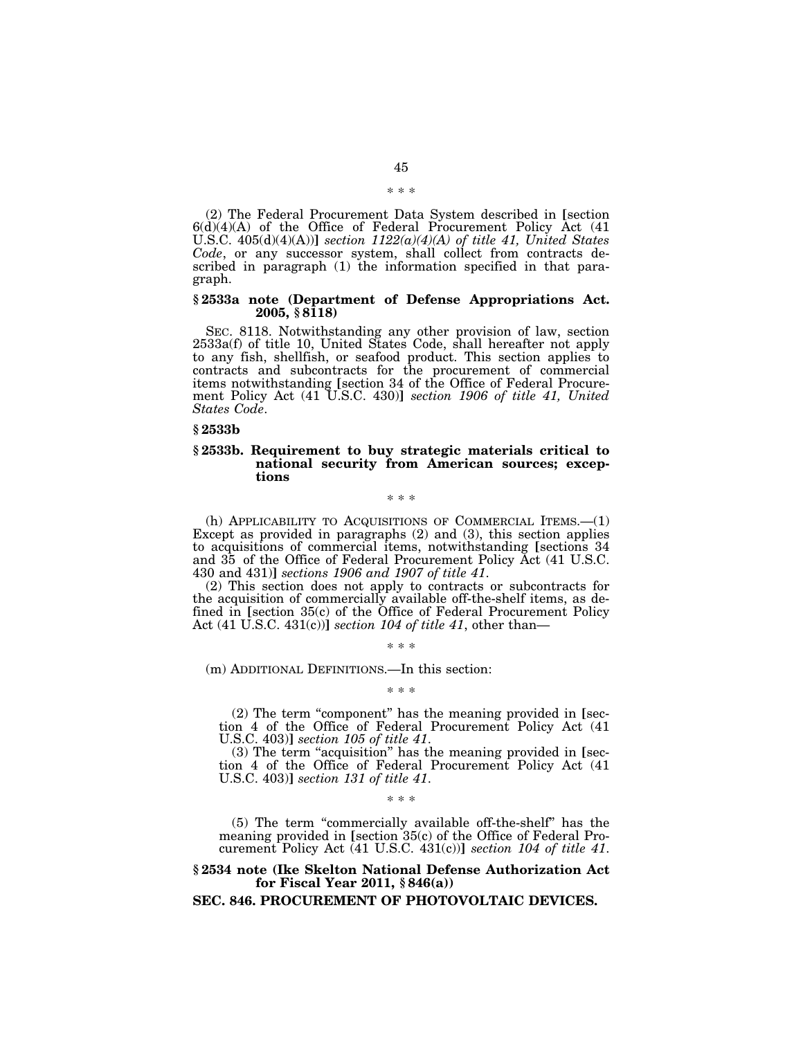\* \* \*

(2) The Federal Procurement Data System described in [section 6(d)(4)(A) of the Office of Federal Procurement Policy Act (41 U.S.C. 405(d)(4)(A))] *section 1122(a)(4)(A) of title 41, United States Code*, or any successor system, shall collect from contracts described in paragraph (1) the information specified in that paragraph.

### § 2533a note (Department of Defense Appropriations Act. 2005, § 8118)

SEC. 8118. Notwithstanding any other provision of law, section 2533a(f) of title 10, United States Code, shall hereafter not apply to any fish, shellfish, or seafood product. This section applies to contracts and subcontracts for the procurement of commercial items notwithstanding [section 34 of the Office of Federal Procurement Policy Act (41 U.S.C. 430)] *section 1906 of title 41, United States Code*.

### § 2533b

### § 2533b. Requirement to buy strategic materials critical to national security from American sources; exceptions

\* \* \*

(h) APPLICABILITY TO ACQUISITIONS OF COMMERCIAL ITEMS.—(1) Except as provided in paragraphs (2) and (3), this section applies to acquisitions of commercial items, notwithstanding [sections 34 and 35 of the Office of Federal Procurement Policy Act (41 U.S.C. 430 and 431)] *sections 1906 and 1907 of title 41*.

(2) This section does not apply to contracts or subcontracts for the acquisition of commercially available off-the-shelf items, as defined in [section 35(c) of the Office of Federal Procurement Policy Act (41 U.S.C. 431(c))] *section 104 of title 41*, other than—

\* \* \*

(m) ADDITIONAL DEFINITIONS.—In this section:

\* \* \*

(2) The term "component" has the meaning provided in [section 4 of the Office of Federal Procurement Policy Act (41 U.S.C. 403)] *section 105 of title 41*.

(3) The term "acquisition" has the meaning provided in [section 4 of the Office of Federal Procurement Policy Act (41 U.S.C. 403)] *section 131 of title 41*.

\* \* \*

(5) The term "commercially available off-the-shelf" has the meaning provided in [section 35(c) of the Office of Federal Procurement Policy Act (41 U.S.C. 431(c))] *section 104 of title 41*.

### § 2534 note (Ike Skelton National Defense Authorization Act for Fiscal Year 2011, § 846(a))

### SEC. 846. PROCUREMENT OF PHOTOVOLTAIC DEVICES.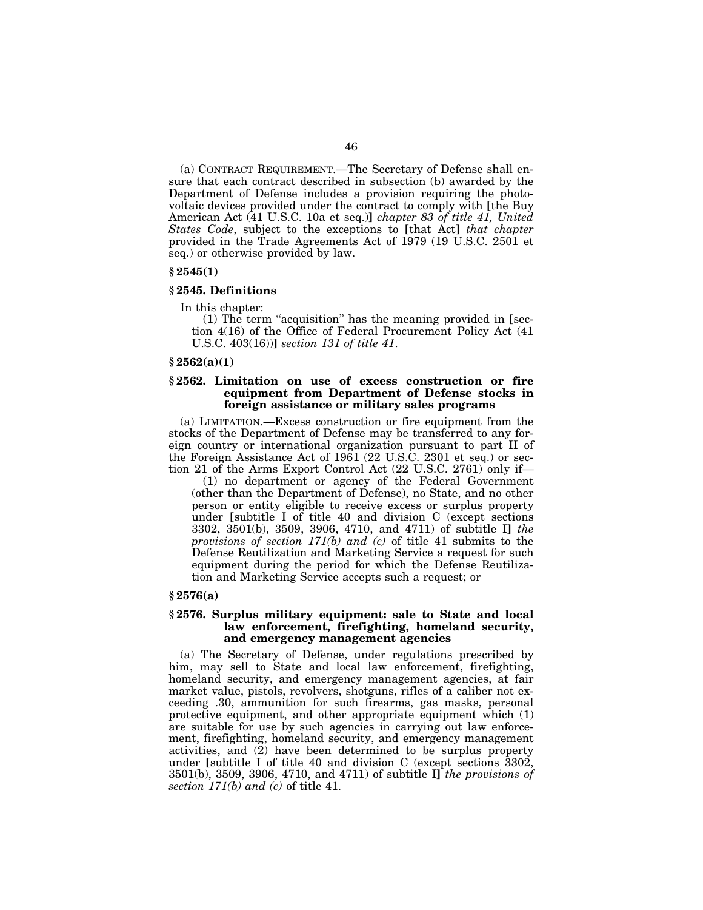(a) CONTRACT REQUIREMENT.—The Secretary of Defense shall ensure that each contract described in subsection (b) awarded by the Department of Defense includes a provision requiring the photovoltaic devices provided under the contract to comply with [the Buy American Act (41 U.S.C. 10a et seq.)] *chapter 83 of title 41, United States Code*, subject to the exceptions to [that Act] *that chapter* provided in the Trade Agreements Act of 1979 (19 U.S.C. 2501 et seq.) or otherwise provided by law.

**§ 2545(1)**

**§ 2545. Definitions**

In this chapter:

(1) The term "acquisition" has the meaning provided in [section 4(16) of the Office of Federal Procurement Policy Act (41 U.S.C. 403(16))] *section 131 of title 41*.

**§ 2562(a)(1)**

**§ 2562. Limitation on use of excess construction or fire equipment from Department of Defense stocks in foreign assistance or military sales programs**

(a) LIMITATION.—Excess construction or fire equipment from the stocks of the Department of Defense may be transferred to any foreign country or international organization pursuant to part II of the Foreign Assistance Act of 1961 (22 U.S.C. 2301 et seq.) or section 21 of the Arms Export Control Act (22 U.S.C. 2761) only if—

(1) no department or agency of the Federal Government (other than the Department of Defense), no State, and no other person or entity eligible to receive excess or surplus property under [subtitle I of title 40 and division C (except sections 3302, 3501(b), 3509, 3906, 4710, and 4711) of subtitle I] *the provisions of section 171(b) and (c)* of title 41 submits to the Defense Reutilization and Marketing Service a request for such equipment during the period for which the Defense Reutilization and Marketing Service accepts such a request; or

**§ 2576(a)**

**§ 2576. Surplus military equipment: sale to State and local law enforcement, firefighting, homeland security, and emergency management agencies**

(a) The Secretary of Defense, under regulations prescribed by him, may sell to State and local law enforcement, firefighting, homeland security, and emergency management agencies, at fair market value, pistols, revolvers, shotguns, rifles of a caliber not exceeding .30, ammunition for such firearms, gas masks, personal protective equipment, and other appropriate equipment which (1) are suitable for use by such agencies in carrying out law enforcement, firefighting, homeland security, and emergency management activities, and (2) have been determined to be surplus property under [subtitle I of title 40 and division C (except sections 3302, 3501(b), 3509, 3906, 4710, and 4711) of subtitle I] *the provisions of section 171(b) and (c)* of title 41.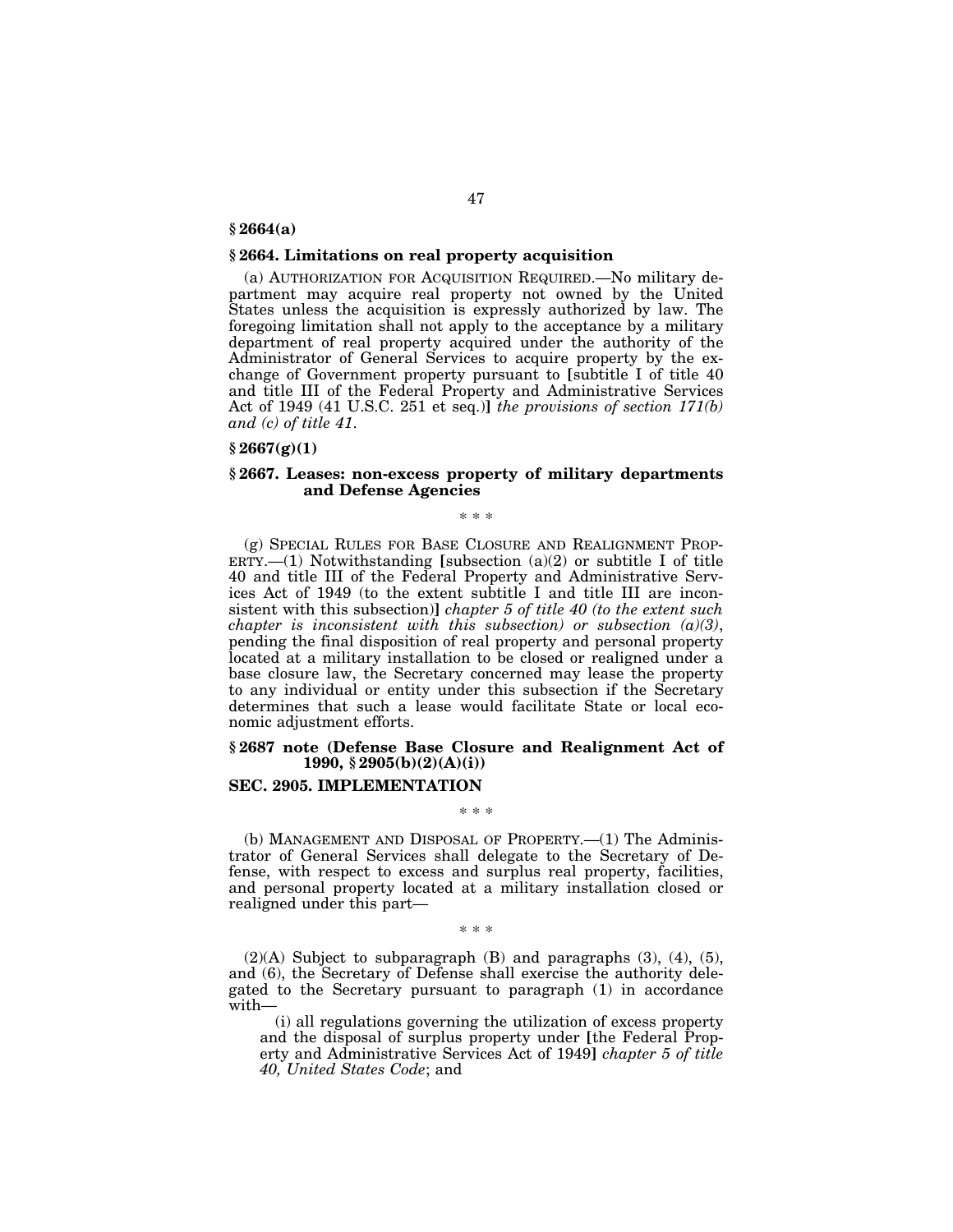**§ 2664(a)**

**§ 2664. Limitations on real property acquisition**

(a) AUTHORIZATION FOR ACQUISITION REQUIRED.—No military department may acquire real property not owned by the United States unless the acquisition is expressly authorized by law. The foregoing limitation shall not apply to the acceptance by a military department of real property acquired under the authority of the Administrator of General Services to acquire property by the exchange of Government property pursuant to [subtitle I of title 40 and title III of the Federal Property and Administrative Services Act of 1949 (41 U.S.C. 251 et seq.)] *the provisions of section 171(b) and (c) of title 41*.

**§ 2667(g)(1)**

**§ 2667. Leases: non-excess property of military departments and Defense Agencies**

\* \* \*

(g) SPECIAL RULES FOR BASE CLOSURE AND REALIGNMENT PROPERTY.—(1) Notwithstanding [subsection (a)(2) or subtitle I of title 40 and title III of the Federal Property and Administrative Services Act of 1949 (to the extent subtitle I and title III are inconsistent with this subsection)] *chapter 5 of title 40 (to the extent such chapter is inconsistent with this subsection) or subsection (a)(3)*, pending the final disposition of real property and personal property located at a military installation to be closed or realigned under a base closure law, the Secretary concerned may lease the property to any individual or entity under this subsection if the Secretary determines that such a lease would facilitate State or local economic adjustment efforts.

**§ 2687 note (Defense Base Closure and Realignment Act of 1990, § 2905(b)(2)(A)(i))**

**SEC. 2905. IMPLEMENTATION**

\* \* \*

(b) MANAGEMENT AND DISPOSAL OF PROPERTY.—(1) The Administrator of General Services shall delegate to the Secretary of Defense, with respect to excess and surplus real property, facilities, and personal property located at a military installation closed or realigned under this part—

\* \* \*

(2)(A) Subject to subparagraph (B) and paragraphs (3), (4), (5), and (6), the Secretary of Defense shall exercise the authority delegated to the Secretary pursuant to paragraph (1) in accordance with—

(i) all regulations governing the utilization of excess property and the disposal of surplus property under [the Federal Property and Administrative Services Act of 1949] *chapter 5 of title 40, United States Code*; and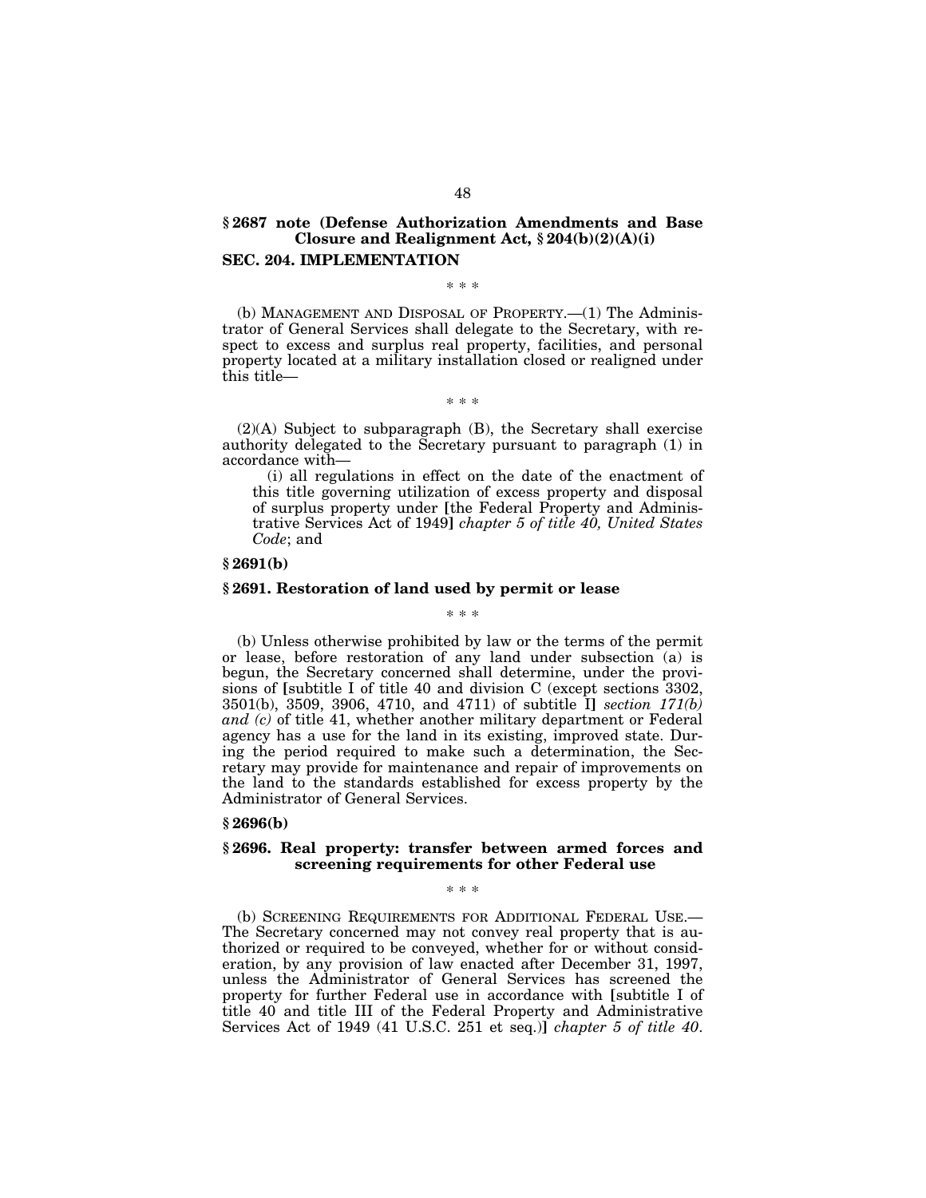**§ 2687 note (Defense Authorization Amendments and Base Closure and Realignment Act, § 204(b)(2)(A)(i)**

**SEC. 204. IMPLEMENTATION**

\* \* \*

(b) MANAGEMENT AND DISPOSAL OF PROPERTY.—(1) The Administrator of General Services shall delegate to the Secretary, with respect to excess and surplus real property, facilities, and personal property located at a military installation closed or realigned under this title—

\* \* \*

(2)(A) Subject to subparagraph (B), the Secretary shall exercise authority delegated to the Secretary pursuant to paragraph (1) in accordance with—

(i) all regulations in effect on the date of the enactment of this title governing utilization of excess property and disposal of surplus property under [the Federal Property and Administrative Services Act of 1949] *chapter 5 of title 40, United States Code*; and

**§ 2691(b)**

**§ 2691. Restoration of land used by permit or lease**

\* \* \*

(b) Unless otherwise prohibited by law or the terms of the permit or lease, before restoration of any land under subsection (a) is begun, the Secretary concerned shall determine, under the provisions of [subtitle I of title 40 and division C (except sections 3302, 3501(b), 3509, 3906, 4710, and 4711) of subtitle I] *section 171(b) and (c)* of title 41, whether another military department or Federal agency has a use for the land in its existing, improved state. During the period required to make such a determination, the Secretary may provide for maintenance and repair of improvements on the land to the standards established for excess property by the Administrator of General Services.

**§ 2696(b)**

**§ 2696. Real property: transfer between armed forces and screening requirements for other Federal use**

\* \* \*

(b) SCREENING REQUIREMENTS FOR ADDITIONAL FEDERAL USE.—The Secretary concerned may not convey real property that is authorized or required to be conveyed, whether for or without consideration, by any provision of law enacted after December 31, 1997, unless the Administrator of General Services has screened the property for further Federal use in accordance with [subtitle I of title 40 and title III of the Federal Property and Administrative Services Act of 1949 (41 U.S.C. 251 et seq.)] *chapter 5 of title 40*.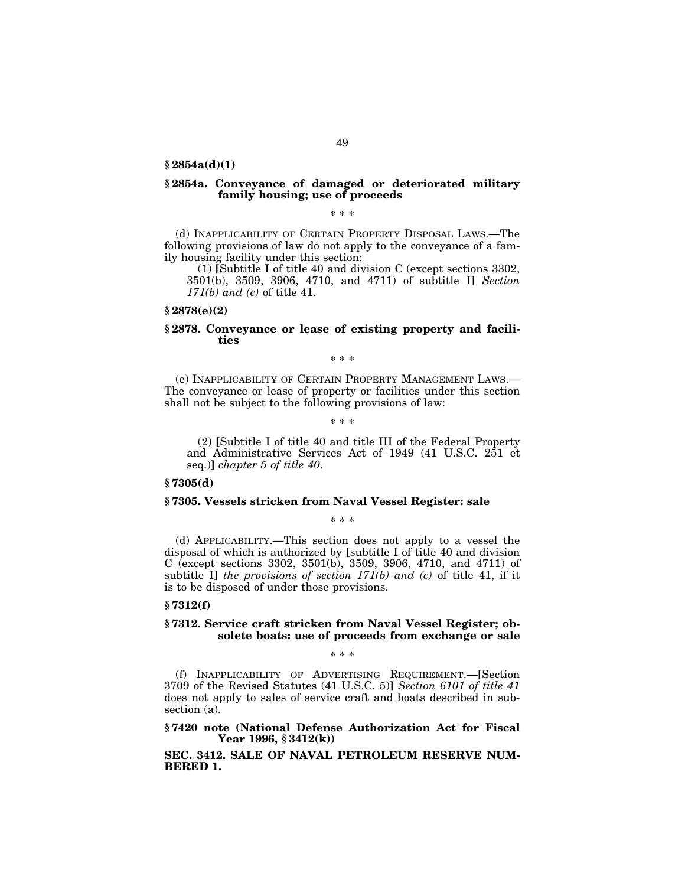**§ 2854a(d)(1)**

**§ 2854a. Conveyance of damaged or deteriorated military family housing; use of proceeds**

\* \* \*

(d) INAPPLICABILITY OF CERTAIN PROPERTY DISPOSAL LAWS.—The following provisions of law do not apply to the conveyance of a family housing facility under this section:

(1) [Subtitle I of title 40 and division C (except sections 3302, 3501(b), 3509, 3906, 4710, and 4711) of subtitle I] *Section 171(b) and (c)* of title 41.

**§ 2878(e)(2)**

**§ 2878. Conveyance or lease of existing property and facilities**

\* \* \*

(e) INAPPLICABILITY OF CERTAIN PROPERTY MANAGEMENT LAWS.—The conveyance or lease of property or facilities under this section shall not be subject to the following provisions of law:

\* \* \*

(2) [Subtitle I of title 40 and title III of the Federal Property and Administrative Services Act of 1949 (41 U.S.C. 251 et seq.)] *chapter 5 of title 40*.

**§ 7305(d)**

**§ 7305. Vessels stricken from Naval Vessel Register: sale**

\* \* \*

(d) APPLICABILITY.—This section does not apply to a vessel the disposal of which is authorized by [subtitle I of title 40 and division C (except sections 3302, 3501(b), 3509, 3906, 4710, and 4711) of subtitle I] *the provisions of section 171(b) and (c)* of title 41, if it is to be disposed of under those provisions.

**§ 7312(f)**

**§ 7312. Service craft stricken from Naval Vessel Register; obsolete boats: use of proceeds from exchange or sale**

\* \* \*

(f) INAPPLICABILITY OF ADVERTISING REQUIREMENT.—[Section 3709 of the Revised Statutes (41 U.S.C. 5)] *Section 6101 of title 41* does not apply to sales of service craft and boats described in subsection (a).

**§ 7420 note (National Defense Authorization Act for Fiscal Year 1996, § 3412(k))**

**SEC. 3412. SALE OF NAVAL PETROLEUM RESERVE NUMBERED 1.**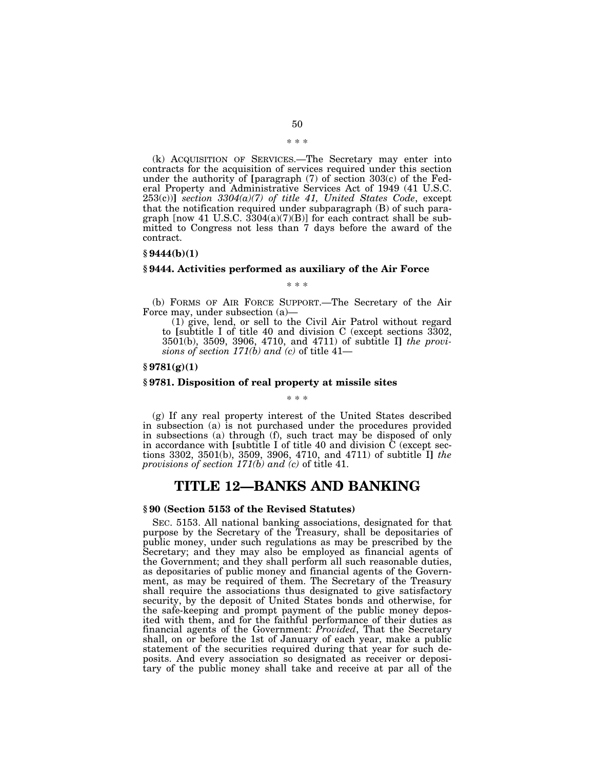\* \* \*

(k) ACQUISITION OF SERVICES.—The Secretary may enter into contracts for the acquisition of services required under this section under the authority of [paragraph (7) of section 303(c) of the Federal Property and Administrative Services Act of 1949 (41 U.S.C. 253(c))] *section 3304(a)(7) of title 41, United States Code*, except that the notification required under subparagraph (B) of such paragraph [now 41 U.S.C. 3304(a)(7)(B)] for each contract shall be submitted to Congress not less than 7 days before the award of the contract.

**§ 9444(b)(1)**

**§ 9444. Activities performed as auxiliary of the Air Force**

\* \* \*

(b) FORMS OF AIR FORCE SUPPORT.—The Secretary of the Air Force may, under subsection (a)—

(1) give, lend, or sell to the Civil Air Patrol without regard to [subtitle I of title 40 and division C (except sections 3302, 3501(b), 3509, 3906, 4710, and 4711) of subtitle I] *the provisions of section 171(b) and (c)* of title 41—

**§ 9781(g)(1)**

**§ 9781. Disposition of real property at missile sites**

\* \* \*

(g) If any real property interest of the United States described in subsection (a) is not purchased under the procedures provided in subsections (a) through (f), such tract may be disposed of only in accordance with [subtitle I of title 40 and division C (except sections 3302, 3501(b), 3509, 3906, 4710, and 4711) of subtitle I] *the provisions of section 171(b) and (c)* of title 41.

# TITLE 12—BANKS AND BANKING

**§ 90 (Section 5153 of the Revised Statutes)**

SEC. 5153. All national banking associations, designated for that purpose by the Secretary of the Treasury, shall be depositaries of public money, under such regulations as may be prescribed by the Secretary; and they may also be employed as financial agents of the Government; and they shall perform all such reasonable duties, as depositaries of public money and financial agents of the Government, as may be required of them. The Secretary of the Treasury shall require the associations thus designated to give satisfactory security, by the deposit of United States bonds and otherwise, for the safe-keeping and prompt payment of the public money deposited with them, and for the faithful performance of their duties as financial agents of the Government: *Provided*, That the Secretary shall, on or before the 1st of January of each year, make a public statement of the securities required during that year for such deposits. And every association so designated as receiver or depositary of the public money shall take and receive at par all of the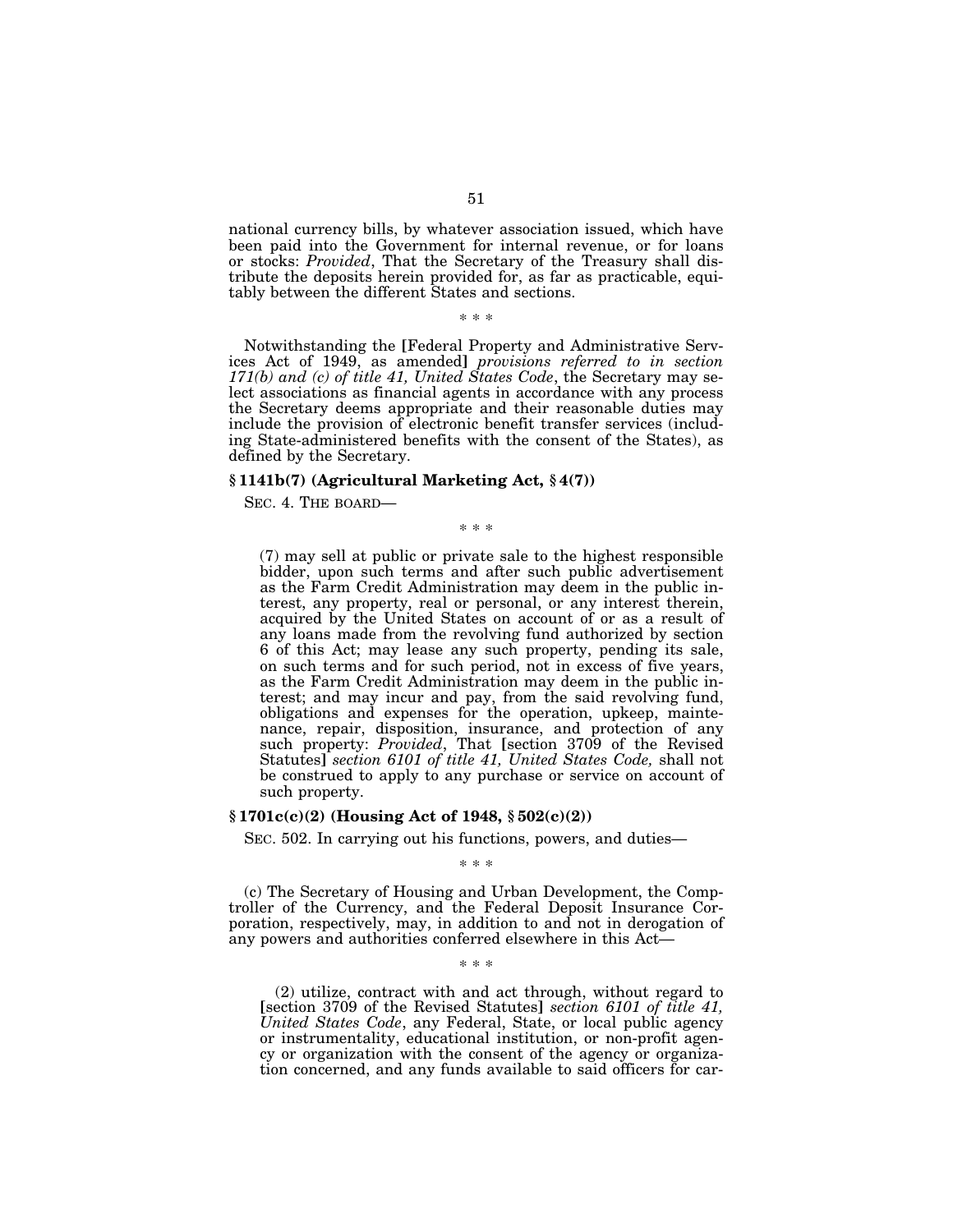national currency bills, by whatever association issued, which have been paid into the Government for internal revenue, or for loans or stocks: *Provided*, That the Secretary of the Treasury shall distribute the deposits herein provided for, as far as practicable, equitably between the different States and sections.

\* \* \*

Notwithstanding the [Federal Property and Administrative Services Act of 1949, as amended] *provisions referred to in section 171(b) and (c) of title 41, United States Code*, the Secretary may select associations as financial agents in accordance with any process the Secretary deems appropriate and their reasonable duties may include the provision of electronic benefit transfer services (including State-administered benefits with the consent of the States), as defined by the Secretary.

### § 1141b(7) (Agricultural Marketing Act, § 4(7))

SEC. 4. THE BOARD—

\* \* \*

(7) may sell at public or private sale to the highest responsible bidder, upon such terms and after such public advertisement as the Farm Credit Administration may deem in the public interest, any property, real or personal, or any interest therein, acquired by the United States on account of or as a result of any loans made from the revolving fund authorized by section 6 of this Act; may lease any such property, pending its sale, on such terms and for such period, not in excess of five years, as the Farm Credit Administration may deem in the public interest; and may incur and pay, from the said revolving fund, obligations and expenses for the operation, upkeep, maintenance, repair, disposition, insurance, and protection of any such property: *Provided*, That [section 3709 of the Revised Statutes] *section 6101 of title 41, United States Code,* shall not be construed to apply to any purchase or service on account of such property.

### § 1701c(c)(2) (Housing Act of 1948, § 502(c)(2))

SEC. 502. In carrying out his functions, powers, and duties—

\* \* \*

(c) The Secretary of Housing and Urban Development, the Comptroller of the Currency, and the Federal Deposit Insurance Corporation, respectively, may, in addition to and not in derogation of any powers and authorities conferred elsewhere in this Act—

\* \* \*

(2) utilize, contract with and act through, without regard to [section 3709 of the Revised Statutes] *section 6101 of title 41, United States Code*, any Federal, State, or local public agency or instrumentality, educational institution, or non-profit agency or organization with the consent of the agency or organization concerned, and any funds available to said officers for car-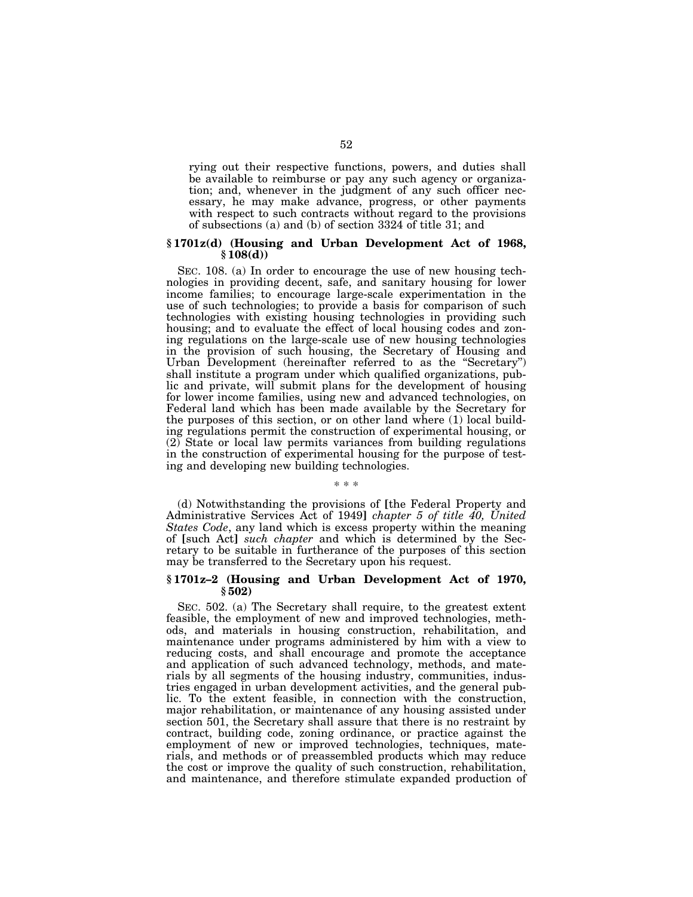rying out their respective functions, powers, and duties shall be available to reimburse or pay any such agency or organization; and, whenever in the judgment of any such officer necessary, he may make advance, progress, or other payments with respect to such contracts without regard to the provisions of subsections (a) and (b) of section 3324 of title 31; and

### § 1701z(d) (Housing and Urban Development Act of 1968, § 108(d))

SEC. 108. (a) In order to encourage the use of new housing technologies in providing decent, safe, and sanitary housing for lower income families; to encourage large-scale experimentation in the use of such technologies; to provide a basis for comparison of such technologies with existing housing technologies in providing such housing; and to evaluate the effect of local housing codes and zoning regulations on the large-scale use of new housing technologies in the provision of such housing, the Secretary of Housing and Urban Development (hereinafter referred to as the "Secretary") shall institute a program under which qualified organizations, public and private, will submit plans for the development of housing for lower income families, using new and advanced technologies, on Federal land which has been made available by the Secretary for the purposes of this section, or on other land where (1) local building regulations permit the construction of experimental housing, or (2) State or local law permits variances from building regulations in the construction of experimental housing for the purpose of testing and developing new building technologies.

\* \* \*

(d) Notwithstanding the provisions of **[**the Federal Property and Administrative Services Act of 1949**]** *chapter 5 of title 40, United States Code*, any land which is excess property within the meaning of **[**such Act**]** *such chapter* and which is determined by the Secretary to be suitable in furtherance of the purposes of this section may be transferred to the Secretary upon his request.

### § 1701z–2 (Housing and Urban Development Act of 1970, § 502)

SEC. 502. (a) The Secretary shall require, to the greatest extent feasible, the employment of new and improved technologies, methods, and materials in housing construction, rehabilitation, and maintenance under programs administered by him with a view to reducing costs, and shall encourage and promote the acceptance and application of such advanced technology, methods, and materials by all segments of the housing industry, communities, industries engaged in urban development activities, and the general public. To the extent feasible, in connection with the construction, major rehabilitation, or maintenance of any housing assisted under section 501, the Secretary shall assure that there is no restraint by contract, building code, zoning ordinance, or practice against the employment of new or improved technologies, techniques, materials, and methods or of preassembled products which may reduce the cost or improve the quality of such construction, rehabilitation, and maintenance, and therefore stimulate expanded production of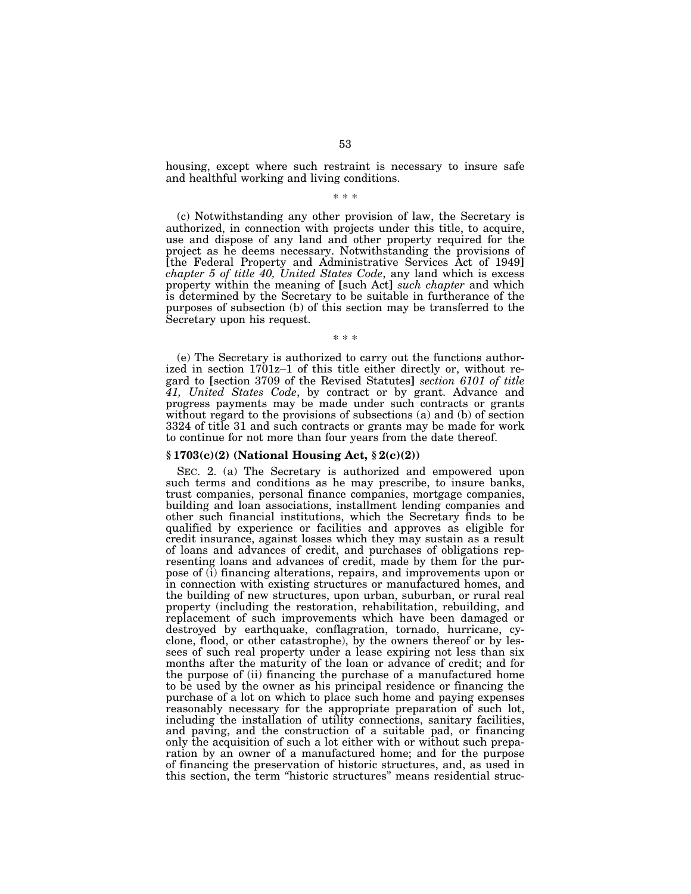housing, except where such restraint is necessary to insure safe and healthful working and living conditions.

\* \* \*

(c) Notwithstanding any other provision of law, the Secretary is authorized, in connection with projects under this title, to acquire, use and dispose of any land and other property required for the project as he deems necessary. Notwithstanding the provisions of [the Federal Property and Administrative Services Act of 1949] *chapter 5 of title 40, United States Code*, any land which is excess property within the meaning of [such Act] *such chapter* and which is determined by the Secretary to be suitable in furtherance of the purposes of subsection (b) of this section may be transferred to the Secretary upon his request.

\* \* \*

(e) The Secretary is authorized to carry out the functions authorized in section 1701z–1 of this title either directly or, without regard to [section 3709 of the Revised Statutes] *section 6101 of title 41, United States Code*, by contract or by grant. Advance and progress payments may be made under such contracts or grants without regard to the provisions of subsections (a) and (b) of section 3324 of title 31 and such contracts or grants may be made for work to continue for not more than four years from the date thereof.

### § 1703(c)(2) (National Housing Act, § 2(c)(2))

SEC. 2. (a) The Secretary is authorized and empowered upon such terms and conditions as he may prescribe, to insure banks, trust companies, personal finance companies, mortgage companies, building and loan associations, installment lending companies and other such financial institutions, which the Secretary finds to be qualified by experience or facilities and approves as eligible for credit insurance, against losses which they may sustain as a result of loans and advances of credit, and purchases of obligations representing loans and advances of credit, made by them for the purpose of (i) financing alterations, repairs, and improvements upon or in connection with existing structures or manufactured homes, and the building of new structures, upon urban, suburban, or rural real property (including the restoration, rehabilitation, rebuilding, and replacement of such improvements which have been damaged or destroyed by earthquake, conflagration, tornado, hurricane, cyclone, flood, or other catastrophe), by the owners thereof or by lessees of such real property under a lease expiring not less than six months after the maturity of the loan or advance of credit; and for the purpose of (ii) financing the purchase of a manufactured home to be used by the owner as his principal residence or financing the purchase of a lot on which to place such home and paying expenses reasonably necessary for the appropriate preparation of such lot, including the installation of utility connections, sanitary facilities, and paving, and the construction of a suitable pad, or financing only the acquisition of such a lot either with or without such preparation by an owner of a manufactured home; and for the purpose of financing the preservation of historic structures, and, as used in this section, the term "historic structures" means residential struc-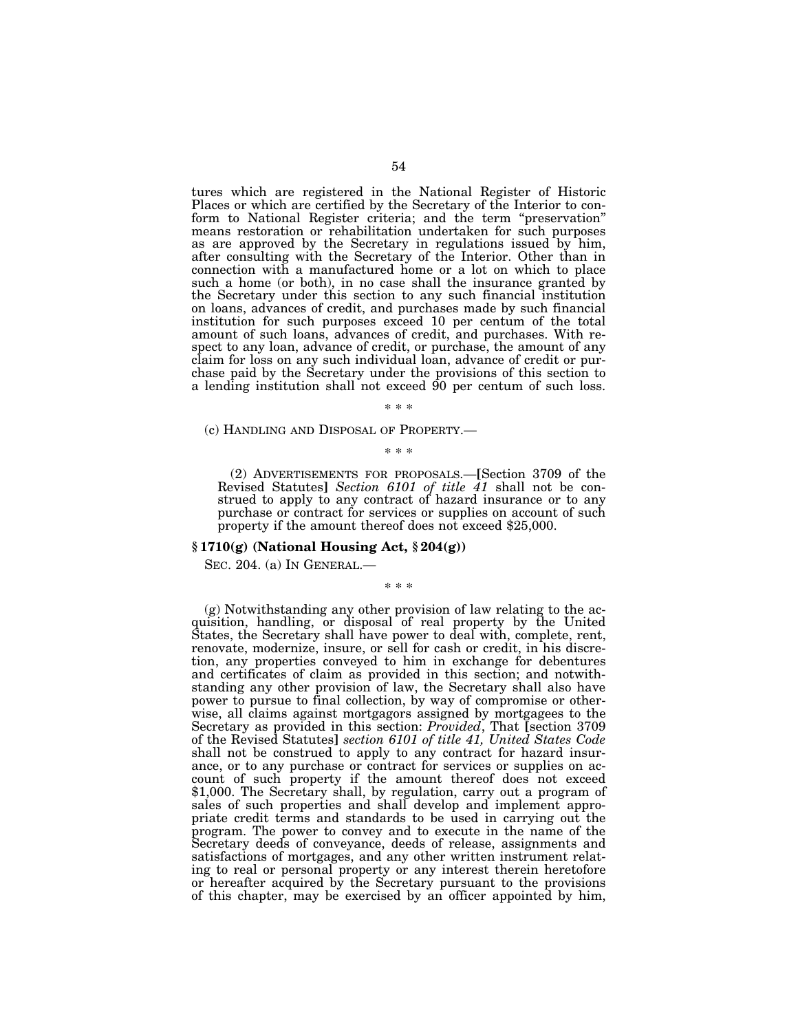tures which are registered in the National Register of Historic Places or which are certified by the Secretary of the Interior to conform to National Register criteria; and the term "preservation" means restoration or rehabilitation undertaken for such purposes as are approved by the Secretary in regulations issued by him, after consulting with the Secretary of the Interior. Other than in connection with a manufactured home or a lot on which to place such a home (or both), in no case shall the insurance granted by the Secretary under this section to any such financial institution on loans, advances of credit, and purchases made by such financial institution for such purposes exceed 10 per centum of the total amount of such loans, advances of credit, and purchases. With respect to any loan, advance of credit, or purchase, the amount of any claim for loss on any such individual loan, advance of credit or purchase paid by the Secretary under the provisions of this section to a lending institution shall not exceed 90 per centum of such loss.

\* \* \*

(c) HANDLING AND DISPOSAL OF PROPERTY.—

\* \* \*

(2) ADVERTISEMENTS FOR PROPOSALS.—[Section 3709 of the Revised Statutes] *Section 6101 of title 41* shall not be construed to apply to any contract of hazard insurance or to any purchase or contract for services or supplies on account of such property if the amount thereof does not exceed $25,000.

### § 1710(g) (National Housing Act, § 204(g))

SEC. 204. (a) IN GENERAL.—

\* \* \*

(g) Notwithstanding any other provision of law relating to the acquisition, handling, or disposal of real property by the United States, the Secretary shall have power to deal with, complete, rent, renovate, modernize, insure, or sell for cash or credit, in his discretion, any properties conveyed to him in exchange for debentures and certificates of claim as provided in this section; and notwithstanding any other provision of law, the Secretary shall also have power to pursue to final collection, by way of compromise or otherwise, all claims against mortgagors assigned by mortgagees to the Secretary as provided in this section: *Provided*, That [section 3709 of the Revised Statutes] *section 6101 of title 41, United States Code* shall not be construed to apply to any contract for hazard insurance, or to any purchase or contract for services or supplies on account of such property if the amount thereof does not exceed $1,000. The Secretary shall, by regulation, carry out a program of sales of such properties and shall develop and implement appropriate credit terms and standards to be used in carrying out the program. The power to convey and to execute in the name of the Secretary deeds of conveyance, deeds of release, assignments and satisfactions of mortgages, and any other written instrument relating to real or personal property or any interest therein heretofore or hereafter acquired by the Secretary pursuant to the provisions of this chapter, may be exercised by an officer appointed by him,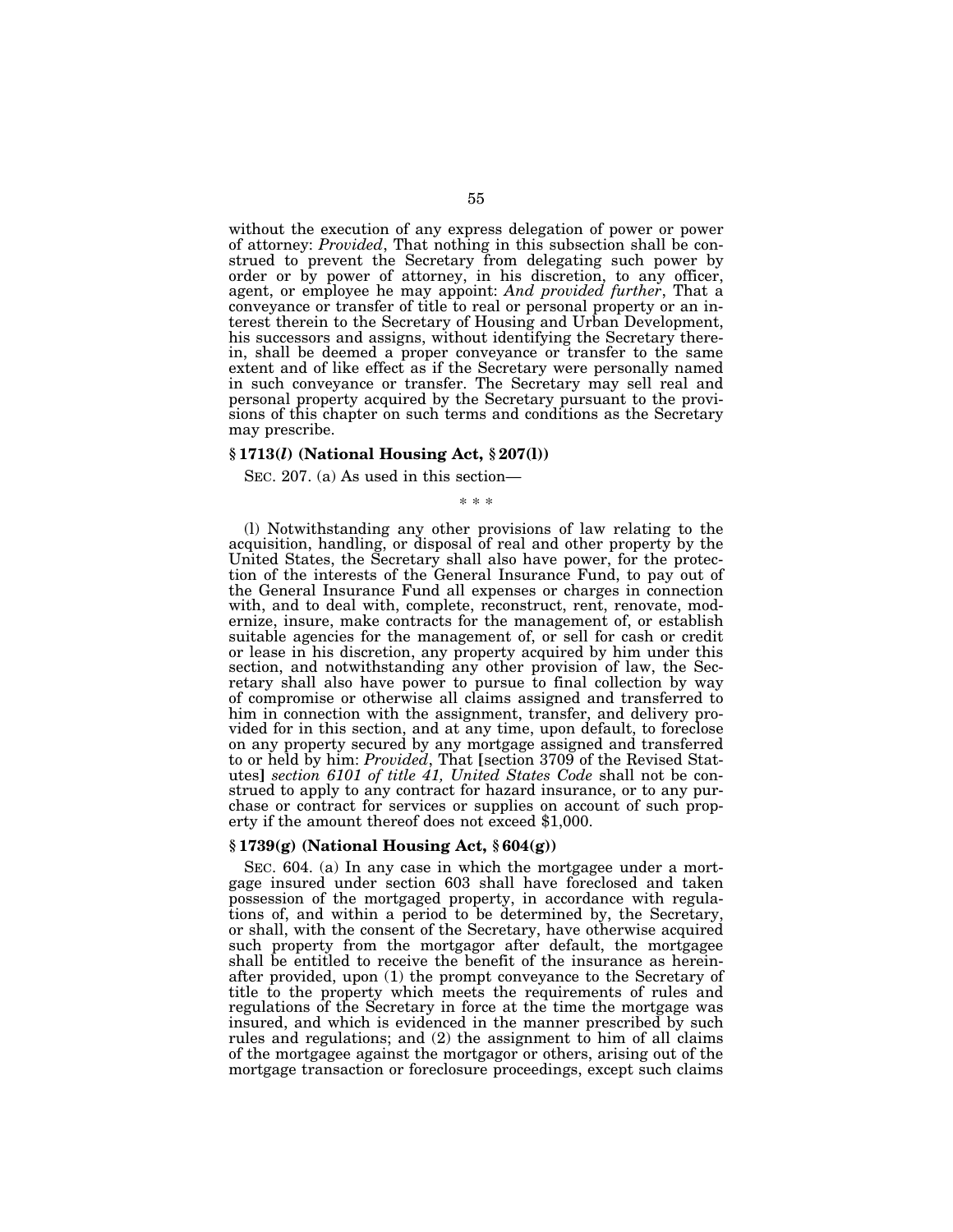without the execution of any express delegation of power or power of attorney: *Provided*, That nothing in this subsection shall be construed to prevent the Secretary from delegating such power by order or by power of attorney, in his discretion, to any officer, agent, or employee he may appoint: *And provided further*, That a conveyance or transfer of title to real or personal property or an interest therein to the Secretary of Housing and Urban Development, his successors and assigns, without identifying the Secretary therein, shall be deemed a proper conveyance or transfer to the same extent and of like effect as if the Secretary were personally named in such conveyance or transfer. The Secretary may sell real and personal property acquired by the Secretary pursuant to the provisions of this chapter on such terms and conditions as the Secretary may prescribe.

### § 1713(*l*) (National Housing Act, § 207(l))

SEC. 207. (a) As used in this section—

\* \* \*

(l) Notwithstanding any other provisions of law relating to the acquisition, handling, or disposal of real and other property by the United States, the Secretary shall also have power, for the protection of the interests of the General Insurance Fund, to pay out of the General Insurance Fund all expenses or charges in connection with, and to deal with, complete, reconstruct, rent, renovate, modernize, insure, make contracts for the management of, or establish suitable agencies for the management of, or sell for cash or credit or lease in his discretion, any property acquired by him under this section, and notwithstanding any other provision of law, the Secretary shall also have power to pursue to final collection by way of compromise or otherwise all claims assigned and transferred to him in connection with the assignment, transfer, and delivery provided for in this section, and at any time, upon default, to foreclose on any property secured by any mortgage assigned and transferred to or held by him: *Provided*, That [section 3709 of the Revised Statutes] *section 6101 of title 41, United States Code* shall not be construed to apply to any contract for hazard insurance, or to any purchase or contract for services or supplies on account of such property if the amount thereof does not exceed $1,000.

### § 1739(g) (National Housing Act, § 604(g))

SEC. 604. (a) In any case in which the mortgagee under a mortgage insured under section 603 shall have foreclosed and taken possession of the mortgaged property, in accordance with regulations of, and within a period to be determined by, the Secretary, or shall, with the consent of the Secretary, have otherwise acquired such property from the mortgagor after default, the mortgagee shall be entitled to receive the benefit of the insurance as hereinafter provided, upon (1) the prompt conveyance to the Secretary of title to the property which meets the requirements of rules and regulations of the Secretary in force at the time the mortgage was insured, and which is evidenced in the manner prescribed by such rules and regulations; and (2) the assignment to him of all claims of the mortgagee against the mortgagor or others, arising out of the mortgage transaction or foreclosure proceedings, except such claims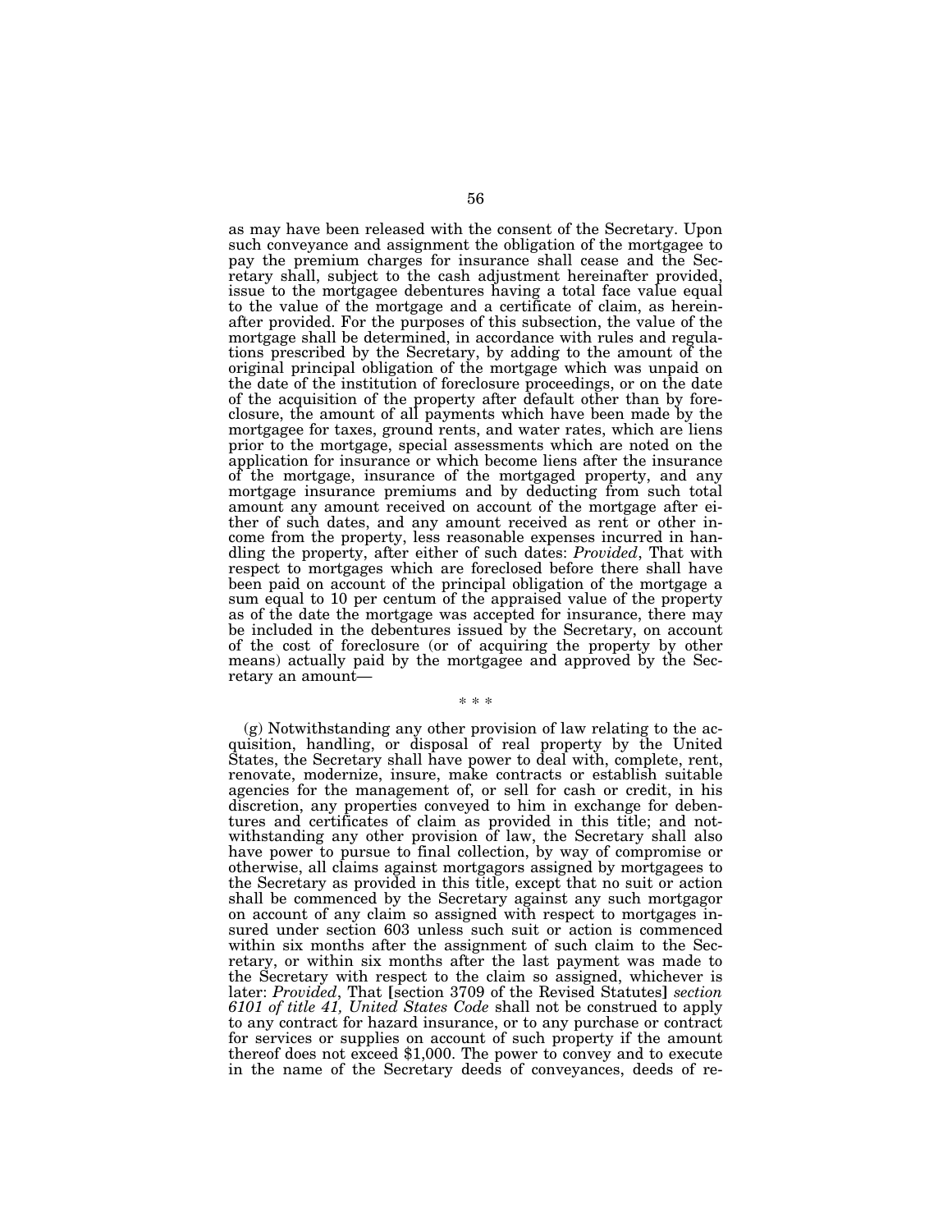as may have been released with the consent of the Secretary. Upon such conveyance and assignment the obligation of the mortgagee to pay the premium charges for insurance shall cease and the Secretary shall, subject to the cash adjustment hereinafter provided, issue to the mortgagee debentures having a total face value equal to the value of the mortgage and a certificate of claim, as hereinafter provided. For the purposes of this subsection, the value of the mortgage shall be determined, in accordance with rules and regulations prescribed by the Secretary, by adding to the amount of the original principal obligation of the mortgage which was unpaid on the date of the institution of foreclosure proceedings, or on the date of the acquisition of the property after default other than by foreclosure, the amount of all payments which have been made by the mortgagee for taxes, ground rents, and water rates, which are liens prior to the mortgage, special assessments which are noted on the application for insurance or which become liens after the insurance of the mortgage, insurance of the mortgaged property, and any mortgage insurance premiums and by deducting from such total amount any amount received on account of the mortgage after either of such dates, and any amount received as rent or other income from the property, less reasonable expenses incurred in handling the property, after either of such dates: *Provided*, That with respect to mortgages which are foreclosed before there shall have been paid on account of the principal obligation of the mortgage a sum equal to 10 per centum of the appraised value of the property as of the date the mortgage was accepted for insurance, there may be included in the debentures issued by the Secretary, on account of the cost of foreclosure (or of acquiring the property by other means) actually paid by the mortgagee and approved by the Secretary an amount—

\* \* \*

(g) Notwithstanding any other provision of law relating to the acquisition, handling, or disposal of real property by the United States, the Secretary shall have power to deal with, complete, rent, renovate, modernize, insure, make contracts or establish suitable agencies for the management of, or sell for cash or credit, in his discretion, any properties conveyed to him in exchange for debentures and certificates of claim as provided in this title; and notwithstanding any other provision of law, the Secretary shall also have power to pursue to final collection, by way of compromise or otherwise, all claims against mortgagors assigned by mortgagees to the Secretary as provided in this title, except that no suit or action shall be commenced by the Secretary against any such mortgagor on account of any claim so assigned with respect to mortgages insured under section 603 unless such suit or action is commenced within six months after the assignment of such claim to the Secretary, or within six months after the last payment was made to the Secretary with respect to the claim so assigned, whichever is later: *Provided*, That [section 3709 of the Revised Statutes] *section 6101 of title 41, United States Code* shall not be construed to apply to any contract for hazard insurance, or to any purchase or contract for services or supplies on account of such property if the amount thereof does not exceed $1,000. The power to convey and to execute in the name of the Secretary deeds of conveyances, deeds of re-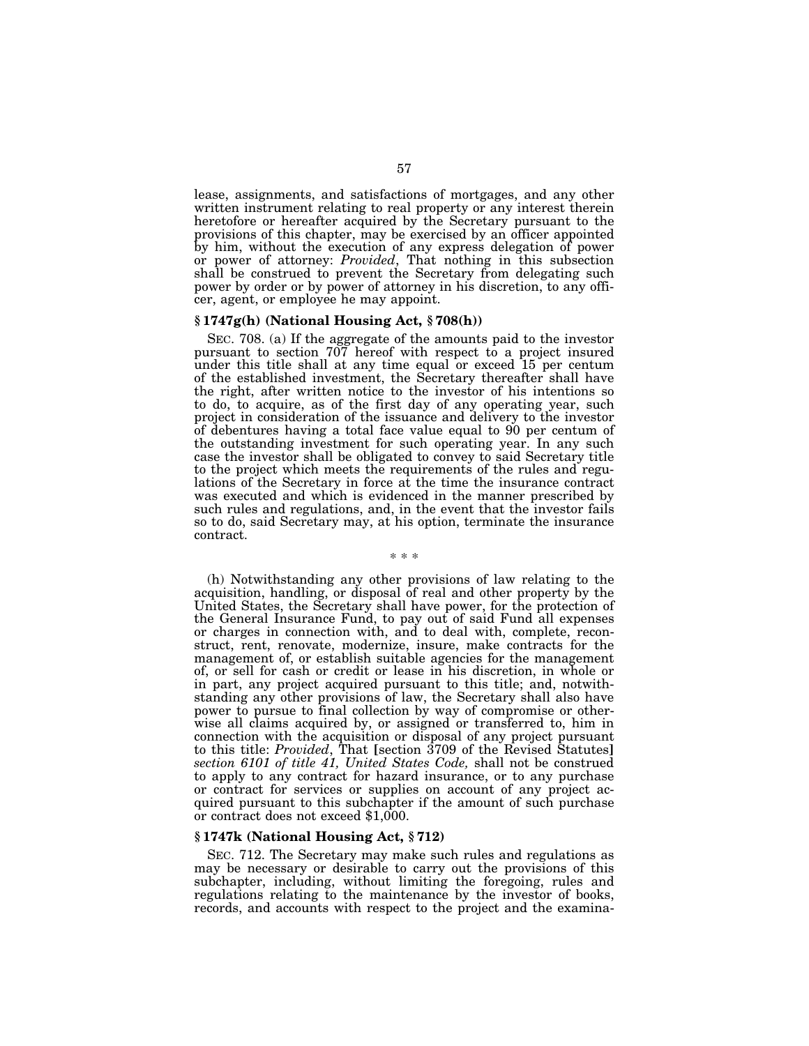lease, assignments, and satisfactions of mortgages, and any other written instrument relating to real property or any interest therein heretofore or hereafter acquired by the Secretary pursuant to the provisions of this chapter, may be exercised by an officer appointed by him, without the execution of any express delegation of power or power of attorney: *Provided*, That nothing in this subsection shall be construed to prevent the Secretary from delegating such power by order or by power of attorney in his discretion, to any officer, agent, or employee he may appoint.

### § 1747g(h) (National Housing Act, § 708(h))

SEC. 708. (a) If the aggregate of the amounts paid to the investor pursuant to section 707 hereof with respect to a project insured under this title shall at any time equal or exceed 15 per centum of the established investment, the Secretary thereafter shall have the right, after written notice to the investor of his intentions so to do, to acquire, as of the first day of any operating year, such project in consideration of the issuance and delivery to the investor of debentures having a total face value equal to 90 per centum of the outstanding investment for such operating year. In any such case the investor shall be obligated to convey to said Secretary title to the project which meets the requirements of the rules and regulations of the Secretary in force at the time the insurance contract was executed and which is evidenced in the manner prescribed by such rules and regulations, and, in the event that the investor fails so to do, said Secretary may, at his option, terminate the insurance contract.

\* \* \*

(h) Notwithstanding any other provisions of law relating to the acquisition, handling, or disposal of real and other property by the United States, the Secretary shall have power, for the protection of the General Insurance Fund, to pay out of said Fund all expenses or charges in connection with, and to deal with, complete, reconstruct, rent, renovate, modernize, insure, make contracts for the management of, or establish suitable agencies for the management of, or sell for cash or credit or lease in his discretion, in whole or in part, any project acquired pursuant to this title; and, notwithstanding any other provisions of law, the Secretary shall also have power to pursue to final collection by way of compromise or otherwise all claims acquired by, or assigned or transferred to, him in connection with the acquisition or disposal of any project pursuant to this title: *Provided*, That **[**section 3709 of the Revised Statutes**]** *section 6101 of title 41, United States Code,* shall not be construed to apply to any contract for hazard insurance, or to any purchase or contract for services or supplies on account of any project acquired pursuant to this subchapter if the amount of such purchase or contract does not exceed $1,000.

### § 1747k (National Housing Act, § 712)

SEC. 712. The Secretary may make such rules and regulations as may be necessary or desirable to carry out the provisions of this subchapter, including, without limiting the foregoing, rules and regulations relating to the maintenance by the investor of books, records, and accounts with respect to the project and the examina-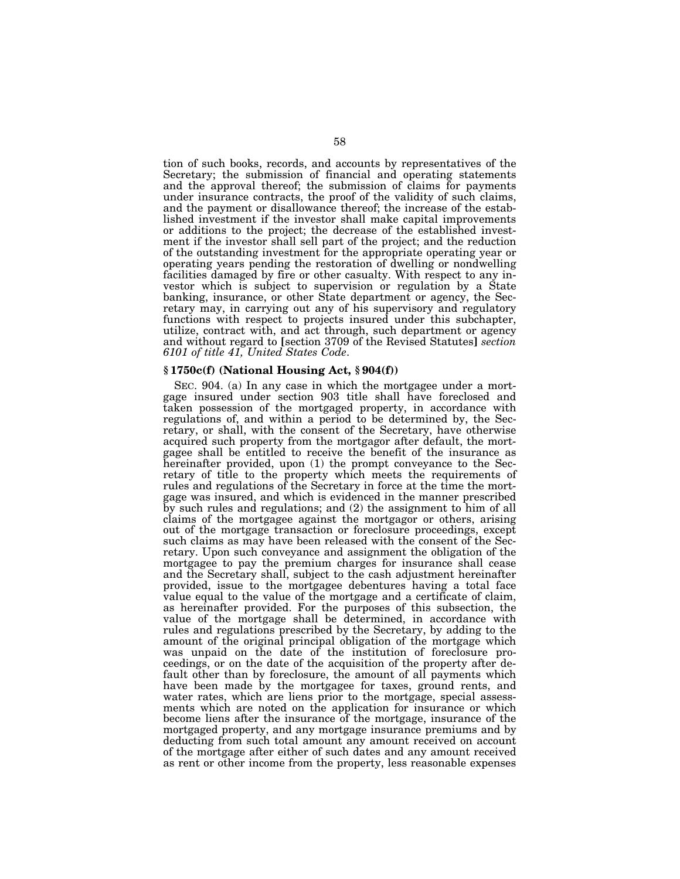tion of such books, records, and accounts by representatives of the Secretary; the submission of financial and operating statements and the approval thereof; the submission of claims for payments under insurance contracts, the proof of the validity of such claims, and the payment or disallowance thereof; the increase of the established investment if the investor shall make capital improvements or additions to the project; the decrease of the established investment if the investor shall sell part of the project; and the reduction of the outstanding investment for the appropriate operating year or operating years pending the restoration of dwelling or nondwelling facilities damaged by fire or other casualty. With respect to any investor which is subject to supervision or regulation by a State banking, insurance, or other State department or agency, the Secretary may, in carrying out any of his supervisory and regulatory functions with respect to projects insured under this subchapter, utilize, contract with, and act through, such department or agency and without regard to [section 3709 of the Revised Statutes] *section 6101 of title 41, United States Code*.

### § 1750c(f) (National Housing Act, § 904(f))

SEC. 904. (a) In any case in which the mortgagee under a mortgage insured under section 903 title shall have foreclosed and taken possession of the mortgaged property, in accordance with regulations of, and within a period to be determined by, the Secretary, or shall, with the consent of the Secretary, have otherwise acquired such property from the mortgagor after default, the mortgagee shall be entitled to receive the benefit of the insurance as hereinafter provided, upon (1) the prompt conveyance to the Secretary of title to the property which meets the requirements of rules and regulations of the Secretary in force at the time the mortgage was insured, and which is evidenced in the manner prescribed by such rules and regulations; and (2) the assignment to him of all claims of the mortgagee against the mortgagor or others, arising out of the mortgage transaction or foreclosure proceedings, except such claims as may have been released with the consent of the Secretary. Upon such conveyance and assignment the obligation of the mortgagee to pay the premium charges for insurance shall cease and the Secretary shall, subject to the cash adjustment hereinafter provided, issue to the mortgagee debentures having a total face value equal to the value of the mortgage and a certificate of claim, as hereinafter provided. For the purposes of this subsection, the value of the mortgage shall be determined, in accordance with rules and regulations prescribed by the Secretary, by adding to the amount of the original principal obligation of the mortgage which was unpaid on the date of the institution of foreclosure proceedings, or on the date of the acquisition of the property after default other than by foreclosure, the amount of all payments which have been made by the mortgagee for taxes, ground rents, and water rates, which are liens prior to the mortgage, special assessments which are noted on the application for insurance or which become liens after the insurance of the mortgage, insurance of the mortgaged property, and any mortgage insurance premiums and by deducting from such total amount any amount received on account of the mortgage after either of such dates and any amount received as rent or other income from the property, less reasonable expenses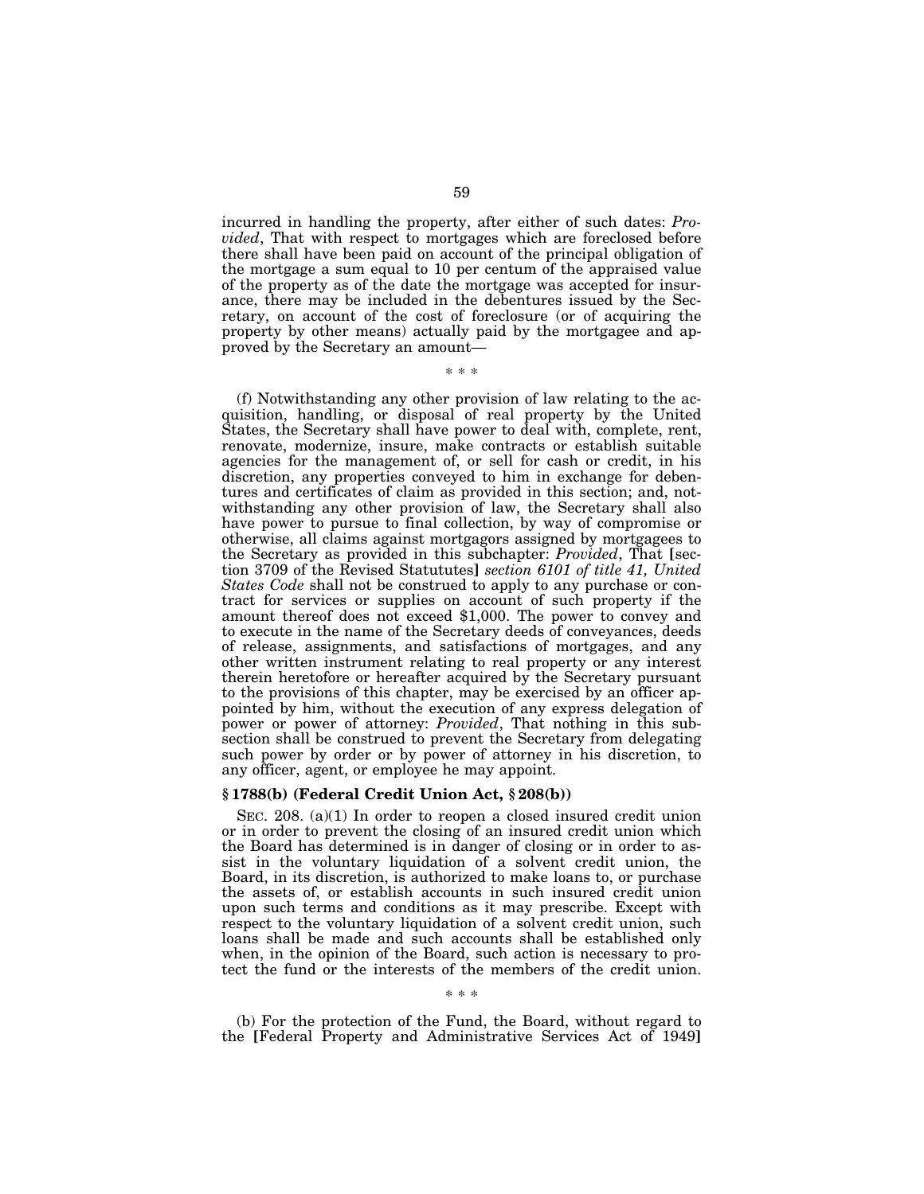incurred in handling the property, after either of such dates: *Provided*, That with respect to mortgages which are foreclosed before there shall have been paid on account of the principal obligation of the mortgage a sum equal to 10 per centum of the appraised value of the property as of the date the mortgage was accepted for insurance, there may be included in the debentures issued by the Secretary, on account of the cost of foreclosure (or of acquiring the property by other means) actually paid by the mortgagee and approved by the Secretary an amount—

\* \* \*

(f) Notwithstanding any other provision of law relating to the acquisition, handling, or disposal of real property by the United States, the Secretary shall have power to deal with, complete, rent, renovate, modernize, insure, make contracts or establish suitable agencies for the management of, or sell for cash or credit, in his discretion, any properties conveyed to him in exchange for debentures and certificates of claim as provided in this section; and, notwithstanding any other provision of law, the Secretary shall also have power to pursue to final collection, by way of compromise or otherwise, all claims against mortgagors assigned by mortgagees to the Secretary as provided in this subchapter: *Provided*, That **[**section 3709 of the Revised Statutes**]** *section 6101 of title 41, United States Code* shall not be construed to apply to any purchase or contract for services or supplies on account of such property if the amount thereof does not exceed $1,000. The power to convey and to execute in the name of the Secretary deeds of conveyances, deeds of release, assignments, and satisfactions of mortgages, and any other written instrument relating to real property or any interest therein heretofore or hereafter acquired by the Secretary pursuant to the provisions of this chapter, may be exercised by an officer appointed by him, without the execution of any express delegation of power or power of attorney: *Provided*, That nothing in this subsection shall be construed to prevent the Secretary from delegating such power by order or by power of attorney in his discretion, to any officer, agent, or employee he may appoint.

**§ 1788(b) (Federal Credit Union Act, § 208(b))**

SEC. 208. (a)(1) In order to reopen a closed insured credit union or in order to prevent the closing of an insured credit union which the Board has determined is in danger of closing or in order to assist in the voluntary liquidation of a solvent credit union, the Board, in its discretion, is authorized to make loans to, or purchase the assets of, or establish accounts in such insured credit union upon such terms and conditions as it may prescribe. Except with respect to the voluntary liquidation of a solvent credit union, such loans shall be made and such accounts shall be established only when, in the opinion of the Board, such action is necessary to protect the fund or the interests of the members of the credit union.

\* \* \*

(b) For the protection of the Fund, the Board, without regard to the **[**Federal Property and Administrative Services Act of 1949**]**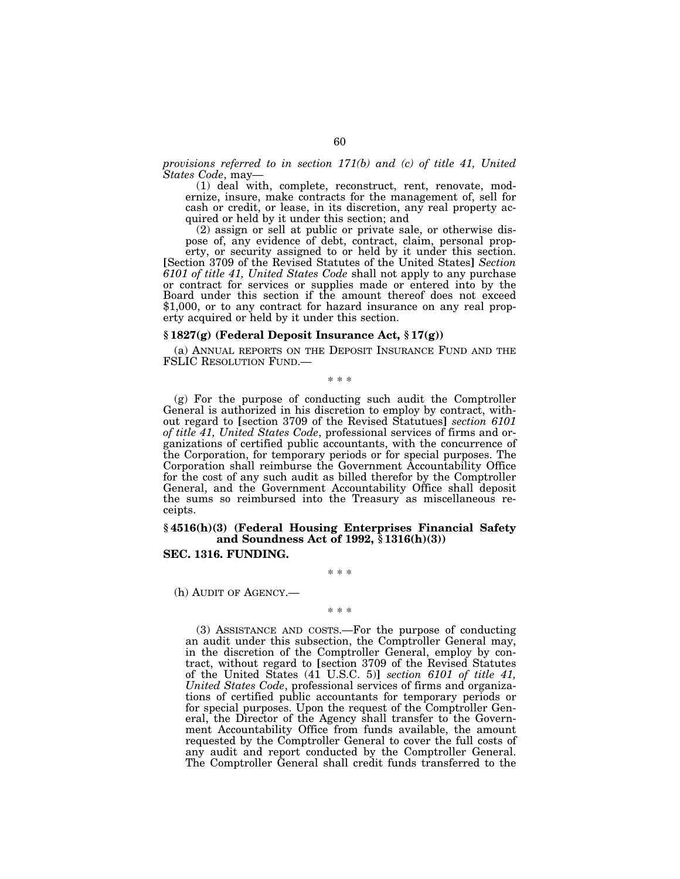*provisions referred to in section 171(b) and (c) of title 41, United States Code*, may—

(1) deal with, complete, reconstruct, rent, renovate, modernize, insure, make contracts for the management of, sell for cash or credit, or lease, in its discretion, any real property acquired or held by it under this section; and

(2) assign or sell at public or private sale, or otherwise dispose of, any evidence of debt, contract, claim, personal property, or security assigned to or held by it under this section.

[Section 3709 of the Revised Statutes of the United States] *Section 6101 of title 41, United States Code* shall not apply to any purchase or contract for services or supplies made or entered into by the Board under this section if the amount thereof does not exceed $1,000, or to any contract for hazard insurance on any real property acquired or held by it under this section.

### § 1827(g) (Federal Deposit Insurance Act, § 17(g))

(a) ANNUAL REPORTS ON THE DEPOSIT INSURANCE FUND AND THE FSLIC RESOLUTION FUND.—

\* \* \*

(g) For the purpose of conducting such audit the Comptroller General is authorized in his discretion to employ by contract, without regard to [section 3709 of the Revised Statutues] *section 6101 of title 41, United States Code*, professional services of firms and organizations of certified public accountants, with the concurrence of the Corporation, for temporary periods or for special purposes. The Corporation shall reimburse the Government Accountability Office for the cost of any such audit as billed therefor by the Comptroller General, and the Government Accountability Office shall deposit the sums so reimbursed into the Treasury as miscellaneous receipts.

### § 4516(h)(3) (Federal Housing Enterprises Financial Safety and Soundness Act of 1992, § 1316(h)(3))

### SEC. 1316. FUNDING.

\* \* \*

(h) AUDIT OF AGENCY.—

\* \* \*

(3) ASSISTANCE AND COSTS.—For the purpose of conducting an audit under this subsection, the Comptroller General may, in the discretion of the Comptroller General, employ by contract, without regard to [section 3709 of the Revised Statutes of the United States (41 U.S.C. 5)] *section 6101 of title 41, United States Code*, professional services of firms and organizations of certified public accountants for temporary periods or for special purposes. Upon the request of the Comptroller General, the Director of the Agency shall transfer to the Government Accountability Office from funds available, the amount requested by the Comptroller General to cover the full costs of any audit and report conducted by the Comptroller General. The Comptroller General shall credit funds transferred to the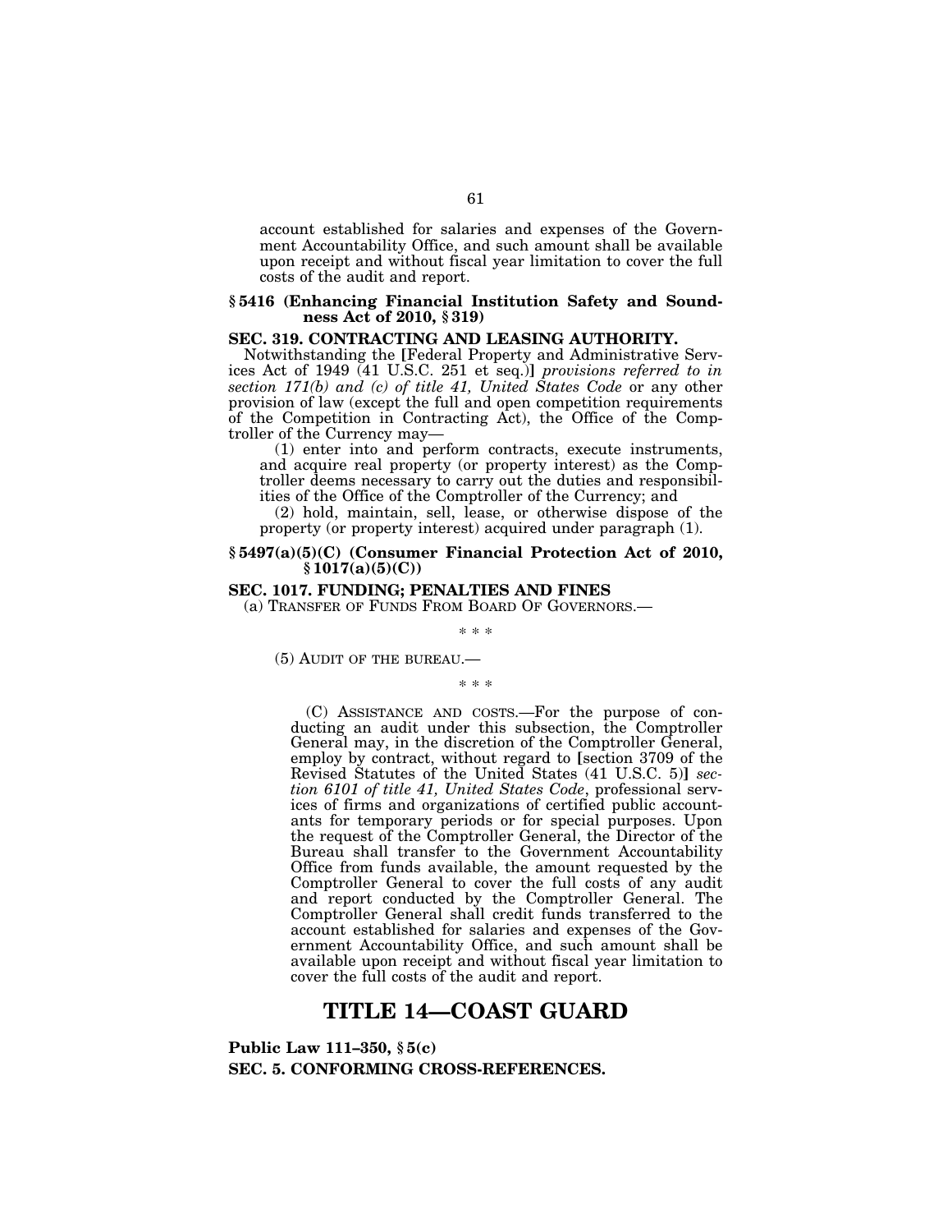account established for salaries and expenses of the Government Accountability Office, and such amount shall be available upon receipt and without fiscal year limitation to cover the full costs of the audit and report.

### § 5416 (Enhancing Financial Institution Safety and Soundness Act of 2010, § 319)

### SEC. 319. CONTRACTING AND LEASING AUTHORITY.

Notwithstanding the [Federal Property and Administrative Services Act of 1949 (41 U.S.C. 251 et seq.)] *provisions referred to in section 171(b) and (c) of title 41, United States Code* or any other provision of law (except the full and open competition requirements of the Competition in Contracting Act), the Office of the Comptroller of the Currency may—

(1) enter into and perform contracts, execute instruments, and acquire real property (or property interest) as the Comptroller deems necessary to carry out the duties and responsibilities of the Office of the Comptroller of the Currency; and

(2) hold, maintain, sell, lease, or otherwise dispose of the property (or property interest) acquired under paragraph (1).

### § 5497(a)(5)(C) (Consumer Financial Protection Act of 2010, § 1017(a)(5)(C))

### SEC. 1017. FUNDING; PENALTIES AND FINES

(a) TRANSFER OF FUNDS FROM BOARD OF GOVERNORS.—

\* \* \*

(5) AUDIT OF THE BUREAU.—

\* \* \*

(C) ASSISTANCE AND COSTS.—For the purpose of conducting an audit under this subsection, the Comptroller General may, in the discretion of the Comptroller General, employ by contract, without regard to [section 3709 of the Revised Statutes of the United States (41 U.S.C. 5)] *section 6101 of title 41, United States Code*, professional services of firms and organizations of certified public accountants for temporary periods or for special purposes. Upon the request of the Comptroller General, the Director of the Bureau shall transfer to the Government Accountability Office from funds available, the amount requested by the Comptroller General to cover the full costs of any audit and report conducted by the Comptroller General. The Comptroller General shall credit funds transferred to the account established for salaries and expenses of the Government Accountability Office, and such amount shall be available upon receipt and without fiscal year limitation to cover the full costs of the audit and report.

# TITLE 14—COAST GUARD

**Public Law 111–350, § 5(c)**

**SEC. 5. CONFORMING CROSS-REFERENCES.**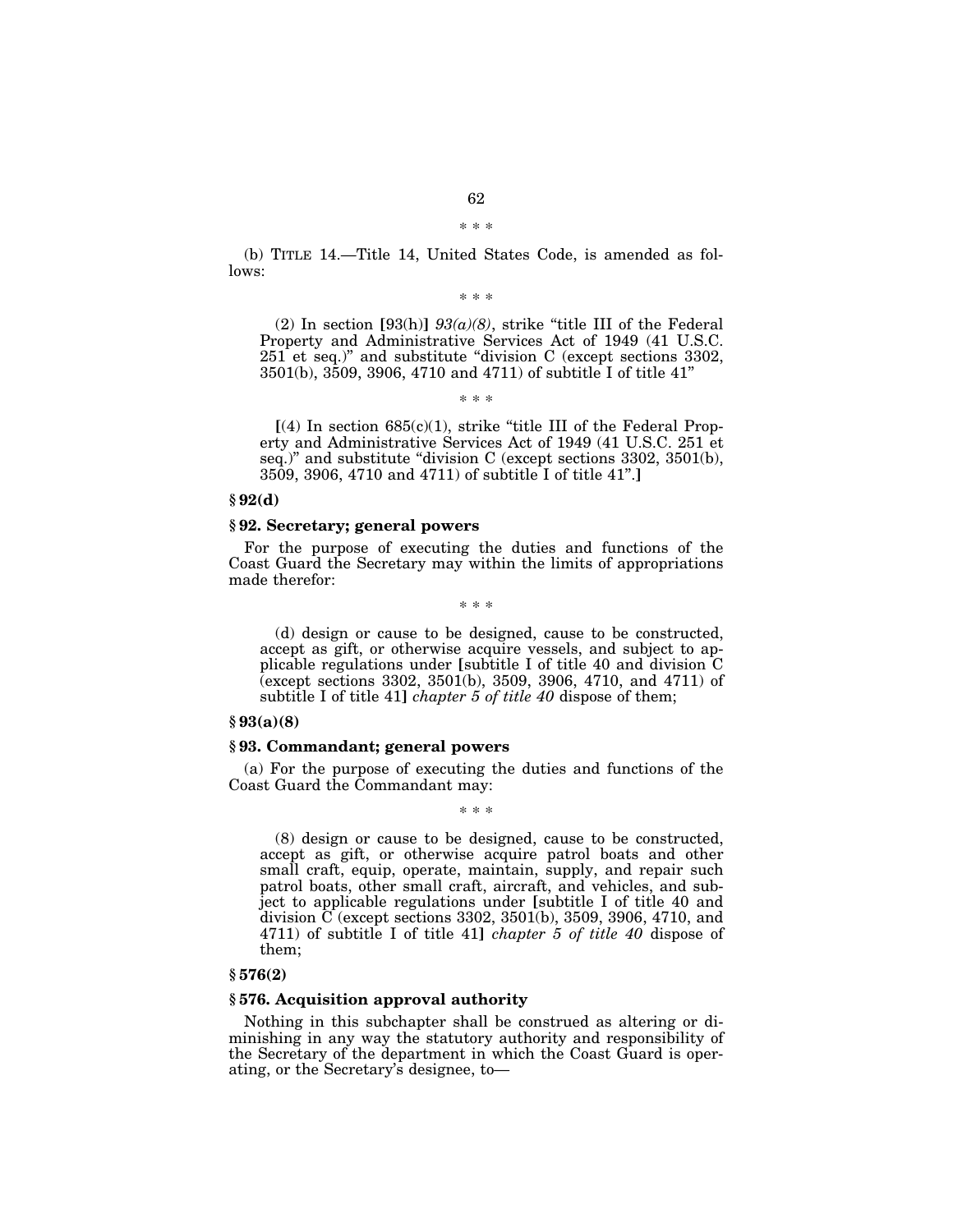\* \* \*

(b) TITLE 14.—Title 14, United States Code, is amended as follows:

\* \* \*

(2) In section [93(h)] *93(a)(8)*, strike "title III of the Federal Property and Administrative Services Act of 1949 (41 U.S.C. 251 et seq.)" and substitute "division C (except sections 3302, 3501(b), 3509, 3906, 4710 and 4711) of subtitle I of title 41"

\* \* \*

[(4) In section 685(c)(1), strike "title III of the Federal Property and Administrative Services Act of 1949 (41 U.S.C. 251 et seq.)" and substitute "division C (except sections 3302, 3501(b), 3509, 3906, 4710 and 4711) of subtitle I of title 41".]

**§ 92(d)**

**§ 92. Secretary; general powers**

For the purpose of executing the duties and functions of the Coast Guard the Secretary may within the limits of appropriations made therefor:

\* \* \*

(d) design or cause to be designed, cause to be constructed, accept as gift, or otherwise acquire vessels, and subject to applicable regulations under [subtitle I of title 40 and division C (except sections 3302, 3501(b), 3509, 3906, 4710, and 4711) of subtitle I of title 41] *chapter 5 of title 40* dispose of them;

**§ 93(a)(8)**

**§ 93. Commandant; general powers**

(a) For the purpose of executing the duties and functions of the Coast Guard the Commandant may:

\* \* \*

(8) design or cause to be designed, cause to be constructed, accept as gift, or otherwise acquire patrol boats and other small craft, equip, operate, maintain, supply, and repair such patrol boats, other small craft, aircraft, and vehicles, and subject to applicable regulations under [subtitle I of title 40 and division C (except sections 3302, 3501(b), 3509, 3906, 4710, and 4711) of subtitle I of title 41] *chapter 5 of title 40* dispose of them;

**§ 576(2)**

**§ 576. Acquisition approval authority**

Nothing in this subchapter shall be construed as altering or diminishing in any way the statutory authority and responsibility of the Secretary of the department in which the Coast Guard is operating, or the Secretary's designee, to—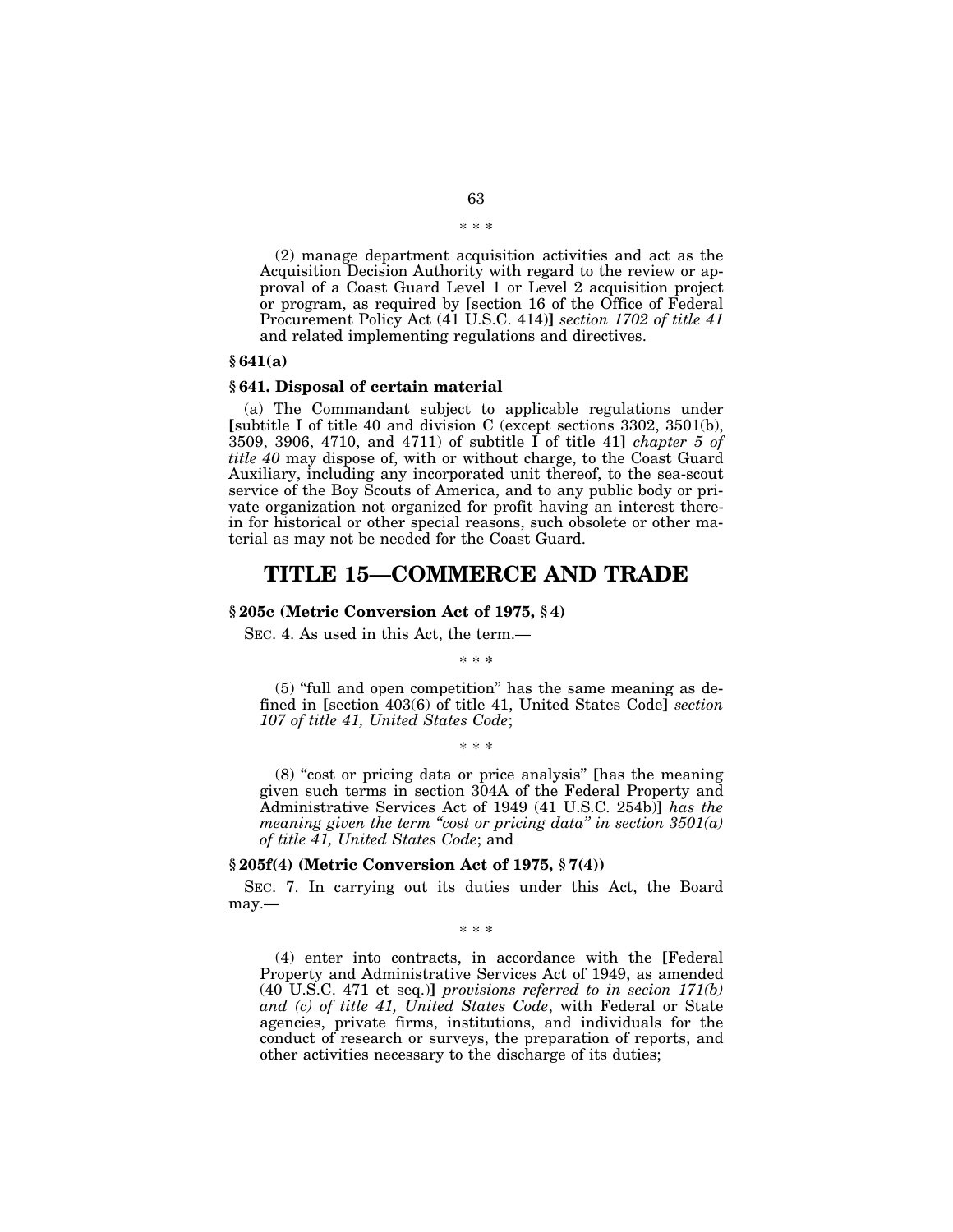\* \* \*

(2) manage department acquisition activities and act as the Acquisition Decision Authority with regard to the review or approval of a Coast Guard Level 1 or Level 2 acquisition project or program, as required by [section 16 of the Office of Federal Procurement Policy Act (41 U.S.C. 414)] *section 1702 of title 41* and related implementing regulations and directives.

**§ 641(a)**

**§ 641. Disposal of certain material**

(a) The Commandant subject to applicable regulations under [subtitle I of title 40 and division C (except sections 3302, 3501(b), 3509, 3906, 4710, and 4711) of subtitle I of title 41] *chapter 5 of title 40* may dispose of, with or without charge, to the Coast Guard Auxiliary, including any incorporated unit thereof, to the sea-scout service of the Boy Scouts of America, and to any public body or private organization not organized for profit having an interest therein for historical or other special reasons, such obsolete or other material as may not be needed for the Coast Guard.

# TITLE 15—COMMERCE AND TRADE

**§ 205c (Metric Conversion Act of 1975, § 4)**

SEC. 4. As used in this Act, the term.—

\* \* \*

(5) "full and open competition" has the same meaning as defined in [section 403(6) of title 41, United States Code] *section 107 of title 41, United States Code*;

\* \* \*

(8) "cost or pricing data or price analysis" [has the meaning given such terms in section 304A of the Federal Property and Administrative Services Act of 1949 (41 U.S.C. 254b)] *has the meaning given the term "cost or pricing data" in section 3501(a) of title 41, United States Code*; and

**§ 205f(4) (Metric Conversion Act of 1975, § 7(4))**

SEC. 7. In carrying out its duties under this Act, the Board may.—

\* \* \*

(4) enter into contracts, in accordance with the [Federal Property and Administrative Services Act of 1949, as amended (40 U.S.C. 471 et seq.)] *provisions referred to in secion 171(b) and (c) of title 41, United States Code*, with Federal or State agencies, private firms, institutions, and individuals for the conduct of research or surveys, the preparation of reports, and other activities necessary to the discharge of its duties;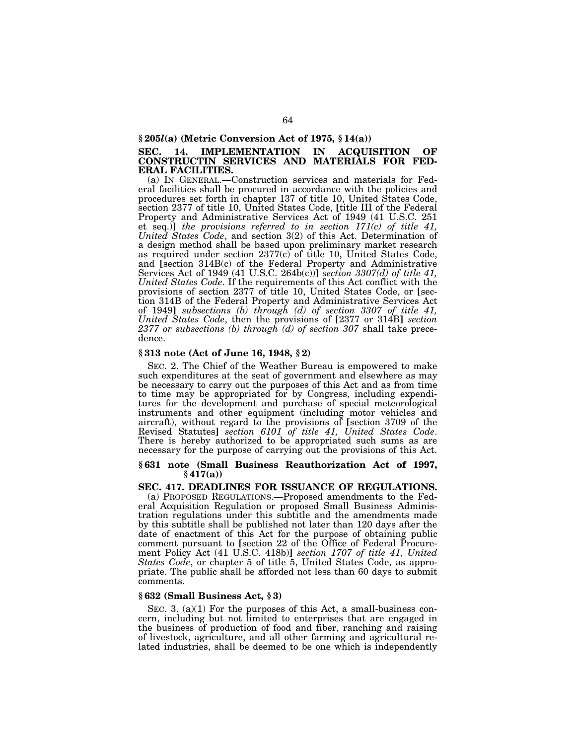**§ 205*l*(a) (Metric Conversion Act of 1975, § 14(a))**

**SEC. 14. IMPLEMENTATION IN ACQUISITION OF CONSTRUCTIN SERVICES AND MATERIALS FOR FEDERAL FACILITIES.**

(a) IN GENERAL.—Construction services and materials for Federal facilities shall be procured in accordance with the policies and procedures set forth in chapter 137 of title 10, United States Code, section 2377 of title 10, United States Code, [title III of the Federal Property and Administrative Services Act of 1949 (41 U.S.C. 251 et seq.)] *the provisions referred to in section 171(c) of title 41, United States Code*, and section 3(2) of this Act. Determination of a design method shall be based upon preliminary market research as required under section 2377(c) of title 10, United States Code, and [section 314B(c) of the Federal Property and Administrative Services Act of 1949 (41 U.S.C. 264b(c))] *section 3307(d) of title 41, United States Code*. If the requirements of this Act conflict with the provisions of section 2377 of title 10, United States Code, or [section 314B of the Federal Property and Administrative Services Act of 1949] *subsections (b) through (d) of section 3307 of title 41, United States Code*, then the provisions of [2377 or 314B] *section 2377 or subsections (b) through (d) of section 307* shall take precedence.

**§ 313 note (Act of June 16, 1948, § 2)**

SEC. 2. The Chief of the Weather Bureau is empowered to make such expenditures at the seat of government and elsewhere as may be necessary to carry out the purposes of this Act and as from time to time may be appropriated for by Congress, including expenditures for the development and purchase of special meteorological instruments and other equipment (including motor vehicles and aircraft), without regard to the provisions of [section 3709 of the Revised Statutes] *section 6101 of title 41, United States Code*. There is hereby authorized to be appropriated such sums as are necessary for the purpose of carrying out the provisions of this Act.

**§ 631 note (Small Business Reauthorization Act of 1997, § 417(a))**

**SEC. 417. DEADLINES FOR ISSUANCE OF REGULATIONS.**

(a) PROPOSED REGULATIONS.—Proposed amendments to the Federal Acquisition Regulation or proposed Small Business Administration regulations under this subtitle and the amendments made by this subtitle shall be published not later than 120 days after the date of enactment of this Act for the purpose of obtaining public comment pursuant to [section 22 of the Office of Federal Procurement Policy Act (41 U.S.C. 418b)] *section 1707 of title 41, United States Code*, or chapter 5 of title 5, United States Code, as appropriate. The public shall be afforded not less than 60 days to submit comments.

**§ 632 (Small Business Act, § 3)**

SEC. 3. (a)(1) For the purposes of this Act, a small-business concern, including but not limited to enterprises that are engaged in the business of production of food and fiber, ranching and raising of livestock, agriculture, and all other farming and agricultural related industries, shall be deemed to be one which is independently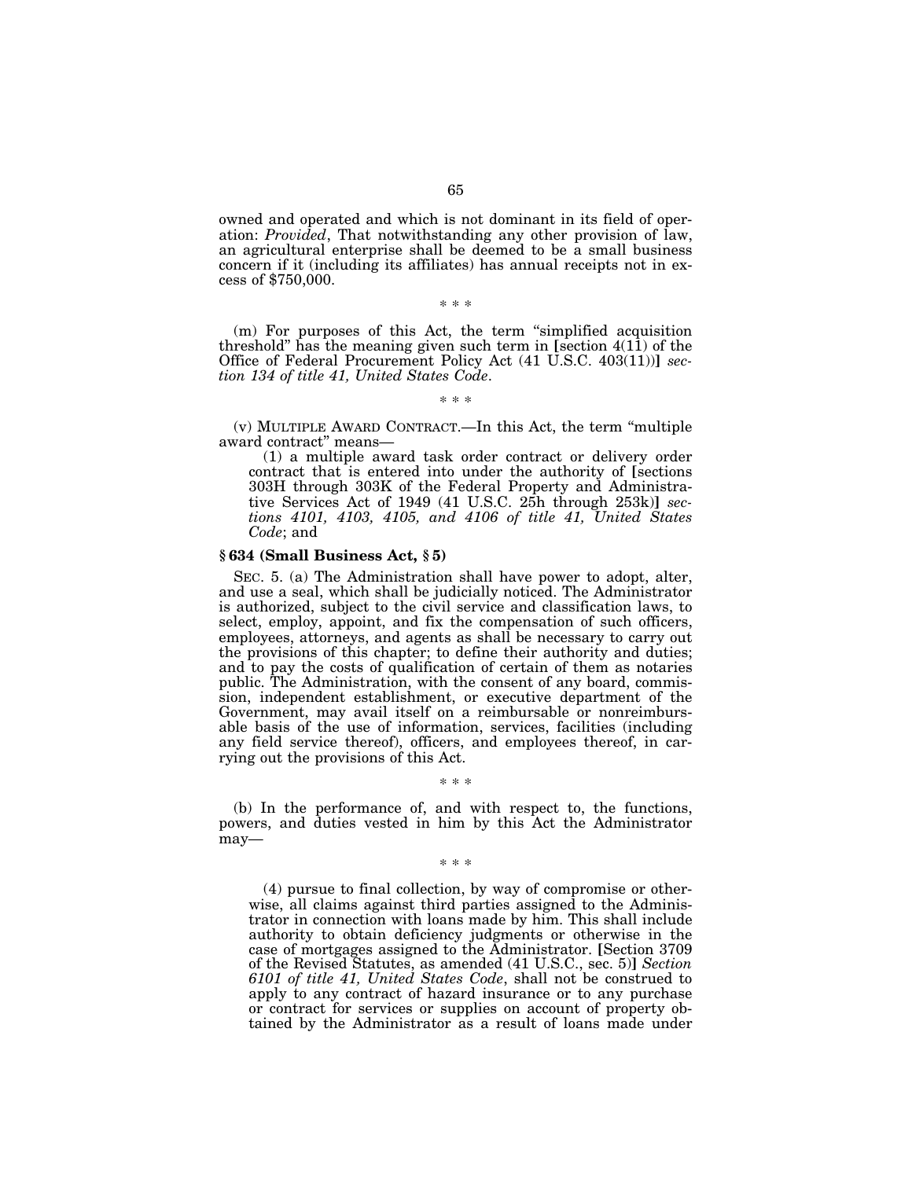owned and operated and which is not dominant in its field of operation: *Provided*, That notwithstanding any other provision of law, an agricultural enterprise shall be deemed to be a small business concern if it (including its affiliates) has annual receipts not in excess of $750,000.

\* \* \*

(m) For purposes of this Act, the term "simplified acquisition threshold" has the meaning given such term in [section 4(11) of the Office of Federal Procurement Policy Act (41 U.S.C. 403(11))] *section 134 of title 41, United States Code*.

\* \* \*

(v) MULTIPLE AWARD CONTRACT.—In this Act, the term "multiple award contract" means—

(1) a multiple award task order contract or delivery order contract that is entered into under the authority of [sections 303H through 303K of the Federal Property and Administrative Services Act of 1949 (41 U.S.C. 25h through 253k)] *sections 4101, 4103, 4105, and 4106 of title 41, United States Code*; and

**§ 634 (Small Business Act, § 5)**

SEC. 5. (a) The Administration shall have power to adopt, alter, and use a seal, which shall be judicially noticed. The Administrator is authorized, subject to the civil service and classification laws, to select, employ, appoint, and fix the compensation of such officers, employees, attorneys, and agents as shall be necessary to carry out the provisions of this chapter; to define their authority and duties; and to pay the costs of qualification of certain of them as notaries public. The Administration, with the consent of any board, commission, independent establishment, or executive department of the Government, may avail itself on a reimbursable or nonreimbursable basis of the use of information, services, facilities (including any field service thereof), officers, and employees thereof, in carrying out the provisions of this Act.

\* \* \*

(b) In the performance of, and with respect to, the functions, powers, and duties vested in him by this Act the Administrator may—

\* \* \*

(4) pursue to final collection, by way of compromise or otherwise, all claims against third parties assigned to the Administrator in connection with loans made by him. This shall include authority to obtain deficiency judgments or otherwise in the case of mortgages assigned to the Administrator. [Section 3709 of the Revised Statutes, as amended (41 U.S.C., sec. 5)] *Section 6101 of title 41, United States Code*, shall not be construed to apply to any contract of hazard insurance or to any purchase or contract for services or supplies on account of property obtained by the Administrator as a result of loans made under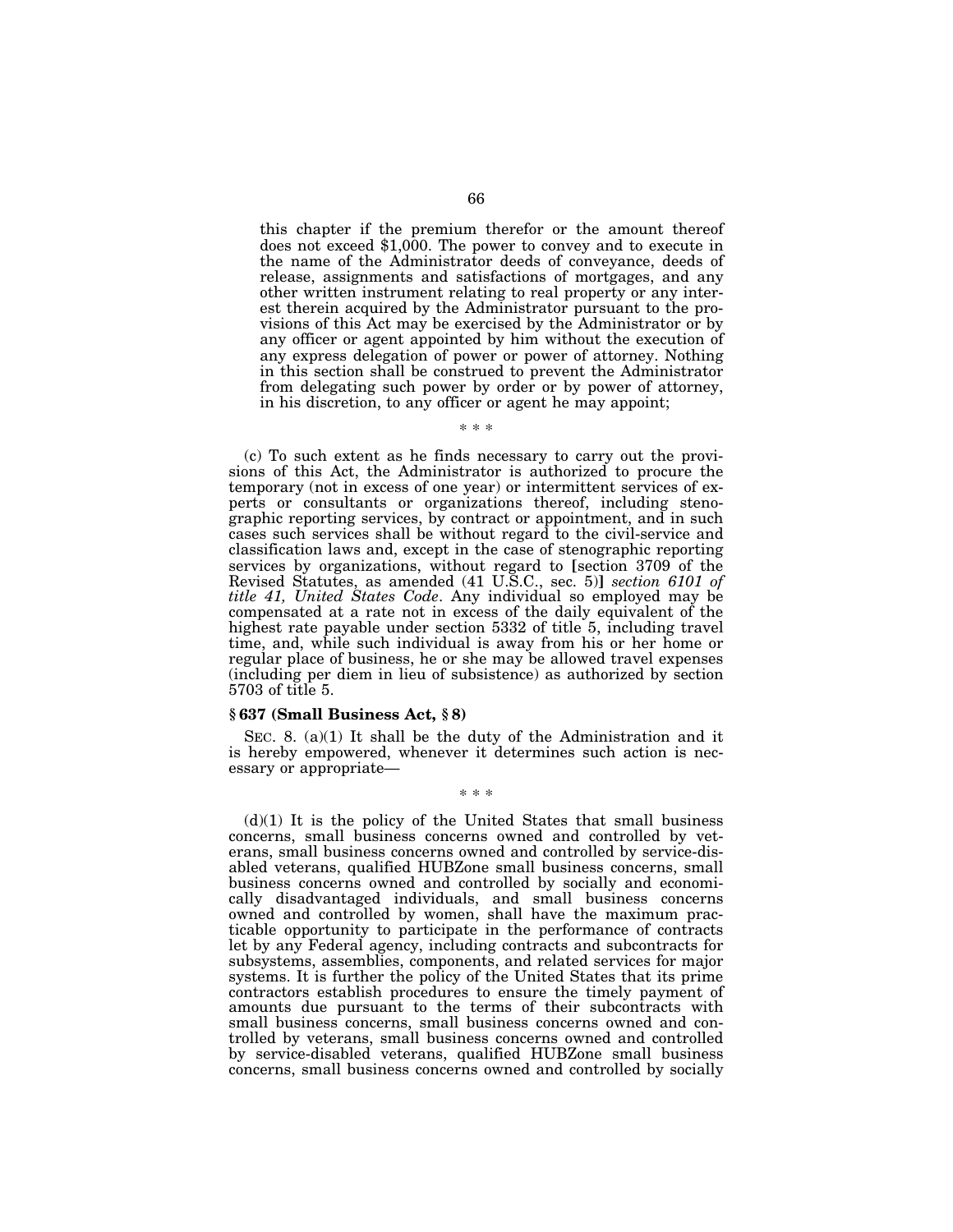this chapter if the premium therefor or the amount thereof does not exceed $1,000. The power to convey and to execute in the name of the Administrator deeds of conveyance, deeds of release, assignments and satisfactions of mortgages, and any other written instrument relating to real property or any interest therein acquired by the Administrator pursuant to the provisions of this Act may be exercised by the Administrator or by any officer or agent appointed by him without the execution of any express delegation of power or power of attorney. Nothing in this section shall be construed to prevent the Administrator from delegating such power by order or by power of attorney, in his discretion, to any officer or agent he may appoint;

\* \* \*

(c) To such extent as he finds necessary to carry out the provisions of this Act, the Administrator is authorized to procure the temporary (not in excess of one year) or intermittent services of experts or consultants or organizations thereof, including stenographic reporting services, by contract or appointment, and in such cases such services shall be without regard to the civil-service and classification laws and, except in the case of stenographic reporting services by organizations, without regard to [section 3709 of the Revised Statutes, as amended (41 U.S.C., sec. 5)] *section 6101 of title 41, United States Code*. Any individual so employed may be compensated at a rate not in excess of the daily equivalent of the highest rate payable under section 5332 of title 5, including travel time, and, while such individual is away from his or her home or regular place of business, he or she may be allowed travel expenses (including per diem in lieu of subsistence) as authorized by section 5703 of title 5.

**§ 637 (Small Business Act, § 8)**

SEC. 8. (a)(1) It shall be the duty of the Administration and it is hereby empowered, whenever it determines such action is necessary or appropriate—

\* \* \*

(d)(1) It is the policy of the United States that small business concerns, small business concerns owned and controlled by veterans, small business concerns owned and controlled by service-disabled veterans, qualified HUBZone small business concerns, small business concerns owned and controlled by socially and economically disadvantaged individuals, and small business concerns owned and controlled by women, shall have the maximum practicable opportunity to participate in the performance of contracts let by any Federal agency, including contracts and subcontracts for subsystems, assemblies, components, and related services for major systems. It is further the policy of the United States that its prime contractors establish procedures to ensure the timely payment of amounts due pursuant to the terms of their subcontracts with small business concerns, small business concerns owned and controlled by veterans, small business concerns owned and controlled by service-disabled veterans, qualified HUBZone small business concerns, small business concerns owned and controlled by socially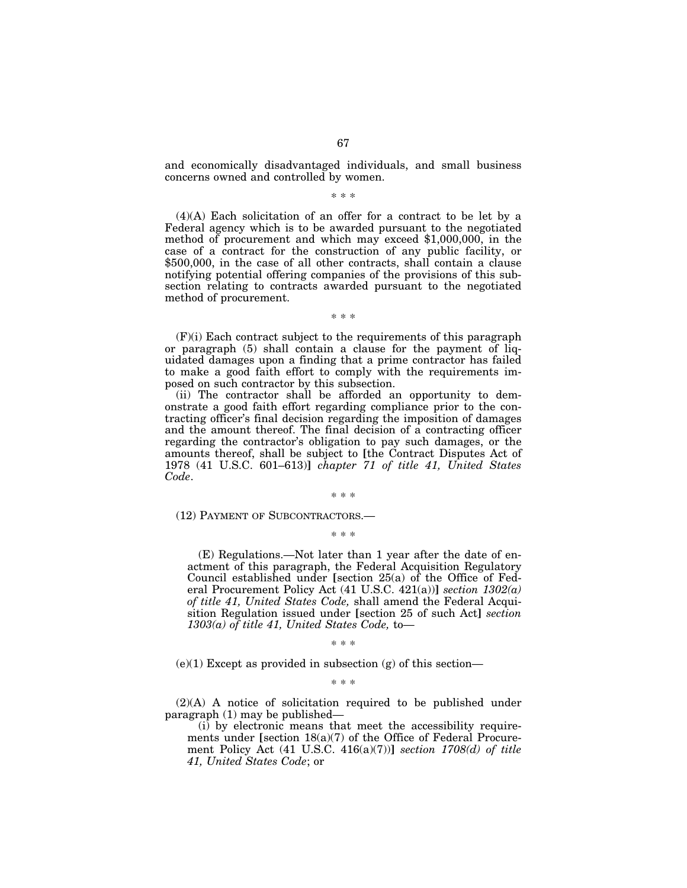and economically disadvantaged individuals, and small business concerns owned and controlled by women.

\* \* \*

(4)(A) Each solicitation of an offer for a contract to be let by a Federal agency which is to be awarded pursuant to the negotiated method of procurement and which may exceed $1,000,000, in the case of a contract for the construction of any public facility, or $500,000, in the case of all other contracts, shall contain a clause notifying potential offering companies of the provisions of this subsection relating to contracts awarded pursuant to the negotiated method of procurement.

\* \* \*

(F)(i) Each contract subject to the requirements of this paragraph or paragraph (5) shall contain a clause for the payment of liquidated damages upon a finding that a prime contractor has failed to make a good faith effort to comply with the requirements imposed on such contractor by this subsection.

(ii) The contractor shall be afforded an opportunity to demonstrate a good faith effort regarding compliance prior to the contracting officer's final decision regarding the imposition of damages and the amount thereof. The final decision of a contracting officer regarding the contractor's obligation to pay such damages, or the amounts thereof, shall be subject to [the Contract Disputes Act of 1978 (41 U.S.C. 601–613)] *chapter 71 of title 41, United States Code*.

\* \* \*

(12) PAYMENT OF SUBCONTRACTORS.—

\* \* \*

(E) Regulations.—Not later than 1 year after the date of enactment of this paragraph, the Federal Acquisition Regulatory Council established under [section 25(a) of the Office of Federal Procurement Policy Act (41 U.S.C. 421(a))] *section 1302(a) of title 41, United States Code,* shall amend the Federal Acquisition Regulation issued under [section 25 of such Act] *section 1303(a) of title 41, United States Code,* to—

\* \* \*

(e)(1) Except as provided in subsection (g) of this section—

\* \* \*

(2)(A) A notice of solicitation required to be published under paragraph (1) may be published—

(i) by electronic means that meet the accessibility requirements under [section 18(a)(7) of the Office of Federal Procurement Policy Act (41 U.S.C. 416(a)(7))] *section 1708(d) of title 41, United States Code*; or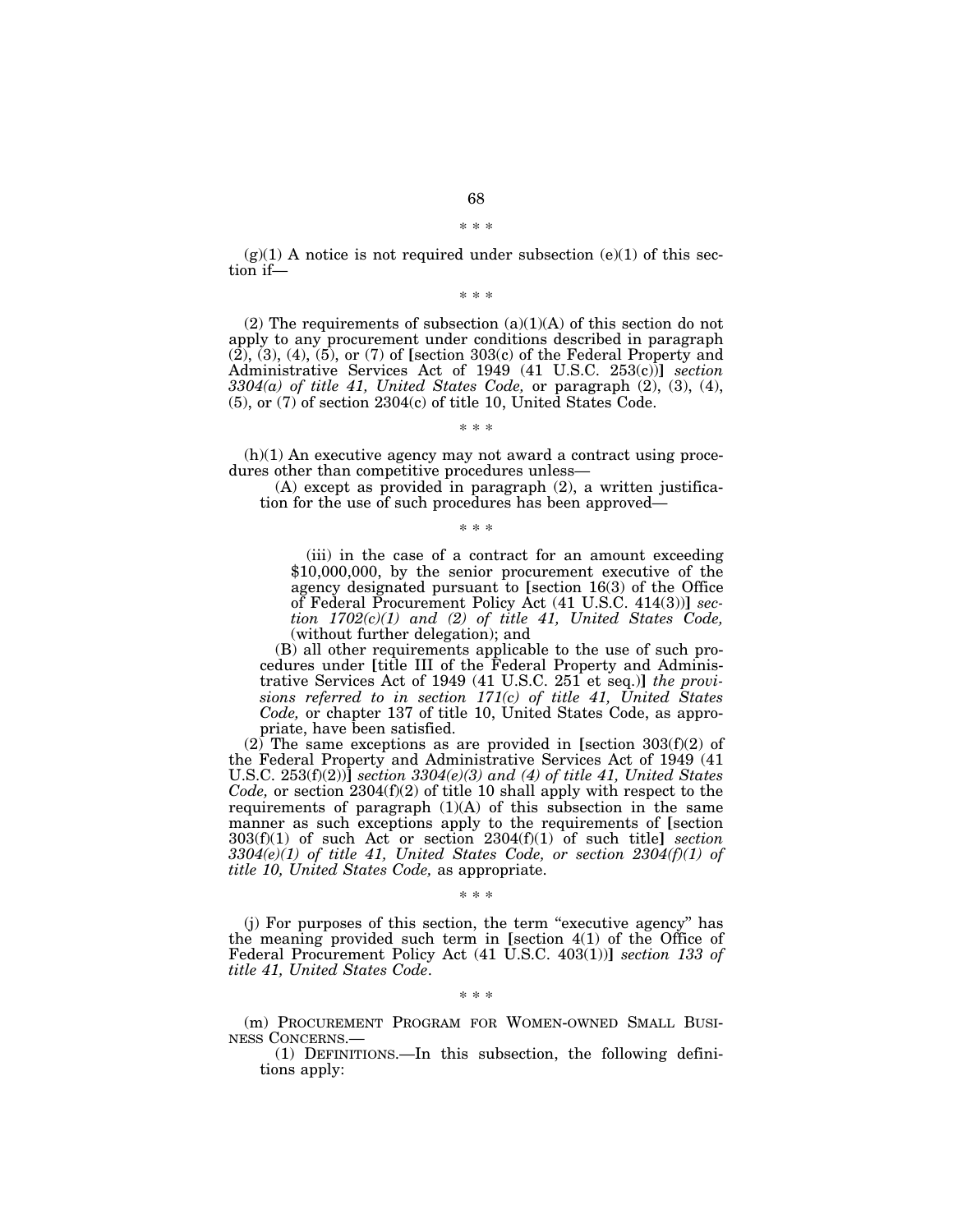\* \* \*

(g)(1) A notice is not required under subsection (e)(1) of this section if—

\* \* \*

(2) The requirements of subsection (a)(1)(A) of this section do not apply to any procurement under conditions described in paragraph (2), (3), (4), (5), or (7) of [section 303(c) of the Federal Property and Administrative Services Act of 1949 (41 U.S.C. 253(c))] *section 3304(a) of title 41, United States Code,* or paragraph (2), (3), (4), (5), or (7) of section 2304(c) of title 10, United States Code.

\* \* \*

(h)(1) An executive agency may not award a contract using procedures other than competitive procedures unless—

(A) except as provided in paragraph (2), a written justification for the use of such procedures has been approved—

\* \* \*

(iii) in the case of a contract for an amount exceeding $10,000,000, by the senior procurement executive of the agency designated pursuant to [section 16(3) of the Office of Federal Procurement Policy Act (41 U.S.C. 414(3))] *section 1702(c)(1) and (2) of title 41, United States Code,* (without further delegation); and

(B) all other requirements applicable to the use of such procedures under [title III of the Federal Property and Administrative Services Act of 1949 (41 U.S.C. 251 et seq.)] *the provisions referred to in section 171(c) of title 41, United States Code,* or chapter 137 of title 10, United States Code, as appropriate, have been satisfied.

(2) The same exceptions as are provided in [section 303(f)(2) of the Federal Property and Administrative Services Act of 1949 (41 U.S.C. 253(f)(2))] *section 3304(e)(3) and (4) of title 41, United States Code,* or section 2304(f)(2) of title 10 shall apply with respect to the requirements of paragraph (1)(A) of this subsection in the same manner as such exceptions apply to the requirements of [section 303(f)(1) of such Act or section 2304(f)(1) of such title] *section 3304(e)(1) of title 41, United States Code, or section 2304(f)(1) of title 10, United States Code,* as appropriate.

\* \* \*

(j) For purposes of this section, the term "executive agency" has the meaning provided such term in [section 4(1) of the Office of Federal Procurement Policy Act (41 U.S.C. 403(1))] *section 133 of title 41, United States Code*.

\* \* \*

(m) PROCUREMENT PROGRAM FOR WOMEN-OWNED SMALL BUSINESS CONCERNS.—

(1) DEFINITIONS.—In this subsection, the following definitions apply: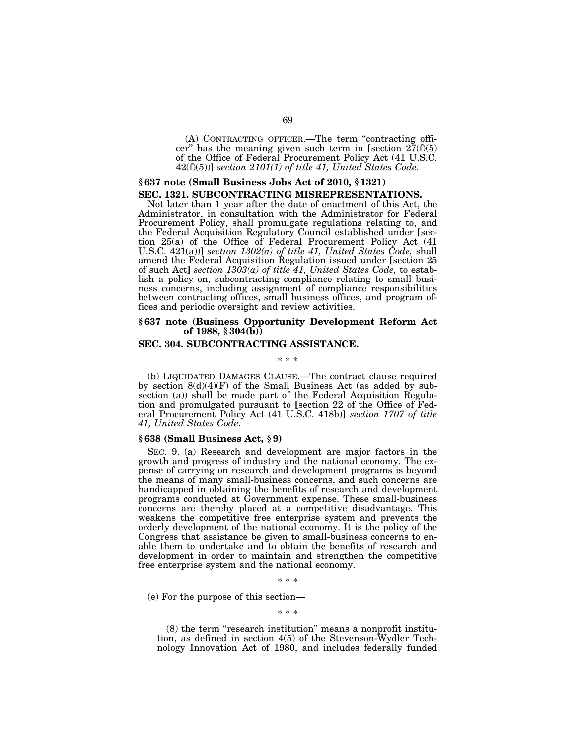(A) CONTRACTING OFFICER.—The term "contracting officer" has the meaning given such term in [section 27(f)(5) of the Office of Federal Procurement Policy Act (41 U.S.C. 42(f)(5))] *section 2101(1) of title 41, United States Code*.

### § 637 note (Small Business Jobs Act of 2010, § 1321)

### SEC. 1321. SUBCONTRACTING MISREPRESENTATIONS.

Not later than 1 year after the date of enactment of this Act, the Administrator, in consultation with the Administrator for Federal Procurement Policy, shall promulgate regulations relating to, and the Federal Acquisition Regulatory Council established under [section 25(a) of the Office of Federal Procurement Policy Act (41 U.S.C. 421(a))] *section 1302(a) of title 41, United States Code,* shall amend the Federal Acquisition Regulation issued under [section 25 of such Act] *section 1303(a) of title 41, United States Code,* to establish a policy on, subcontracting compliance relating to small business concerns, including assignment of compliance responsibilities between contracting offices, small business offices, and program offices and periodic oversight and review activities.

### § 637 note (Business Opportunity Development Reform Act of 1988, § 304(b))

### SEC. 304. SUBCONTRACTING ASSISTANCE.

\* \* \*

(b) LIQUIDATED DAMAGES CLAUSE.—The contract clause required by section 8(d)(4)(F) of the Small Business Act (as added by subsection (a)) shall be made part of the Federal Acquisition Regulation and promulgated pursuant to [section 22 of the Office of Federal Procurement Policy Act (41 U.S.C. 418b)] *section 1707 of title 41, United States Code*.

### § 638 (Small Business Act, § 9)

SEC. 9. (a) Research and development are major factors in the growth and progress of industry and the national economy. The expense of carrying on research and development programs is beyond the means of many small-business concerns, and such concerns are handicapped in obtaining the benefits of research and development programs conducted at Government expense. These small-business concerns are thereby placed at a competitive disadvantage. This weakens the competitive free enterprise system and prevents the orderly development of the national economy. It is the policy of the Congress that assistance be given to small-business concerns to enable them to undertake and to obtain the benefits of research and development in order to maintain and strengthen the competitive free enterprise system and the national economy.

\* \* \*

(e) For the purpose of this section—

\* \* \*

(8) the term "research institution" means a nonprofit institution, as defined in section 4(5) of the Stevenson-Wydler Technology Innovation Act of 1980, and includes federally funded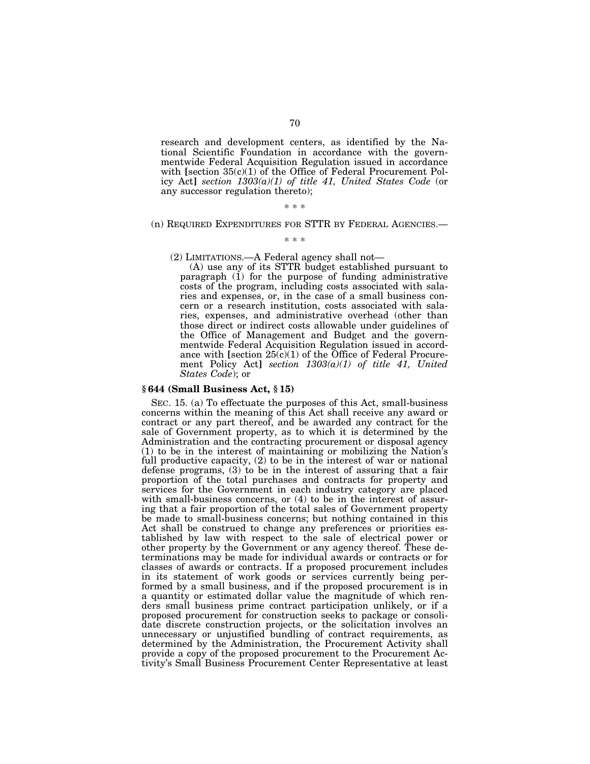research and development centers, as identified by the National Scientific Foundation in accordance with the governmentwide Federal Acquisition Regulation issued in accordance with [section 35(c)(1) of the Office of Federal Procurement Policy Act] *section 1303(a)(1) of title 41, United States Code* (or any successor regulation thereto);

\* \* \*

(n) REQUIRED EXPENDITURES FOR STTR BY FEDERAL AGENCIES.—

\* \* \*

(2) LIMITATIONS.—A Federal agency shall not—

(A) use any of its STTR budget established pursuant to paragraph (1) for the purpose of funding administrative costs of the program, including costs associated with salaries and expenses, or, in the case of a small business concern or a research institution, costs associated with salaries, expenses, and administrative overhead (other than those direct or indirect costs allowable under guidelines of the Office of Management and Budget and the governmentwide Federal Acquisition Regulation issued in accordance with [section 25(c)(1) of the Office of Federal Procurement Policy Act] *section 1303(a)(1) of title 41, United States Code*); or

### § 644 (Small Business Act, § 15)

SEC. 15. (a) To effectuate the purposes of this Act, small-business concerns within the meaning of this Act shall receive any award or contract or any part thereof, and be awarded any contract for the sale of Government property, as to which it is determined by the Administration and the contracting procurement or disposal agency (1) to be in the interest of maintaining or mobilizing the Nation's full productive capacity, (2) to be in the interest of war or national defense programs, (3) to be in the interest of assuring that a fair proportion of the total purchases and contracts for property and services for the Government in each industry category are placed with small-business concerns, or (4) to be in the interest of assuring that a fair proportion of the total sales of Government property be made to small-business concerns; but nothing contained in this Act shall be construed to change any preferences or priorities established by law with respect to the sale of electrical power or other property by the Government or any agency thereof. These determinations may be made for individual awards or contracts or for classes of awards or contracts. If a proposed procurement includes in its statement of work goods or services currently being performed by a small business, and if the proposed procurement is in a quantity or estimated dollar value the magnitude of which renders small business prime contract participation unlikely, or if a proposed procurement for construction seeks to package or consolidate discrete construction projects, or the solicitation involves an unnecessary or unjustified bundling of contract requirements, as determined by the Administration, the Procurement Activity shall provide a copy of the proposed procurement to the Procurement Activity's Small Business Procurement Center Representative at least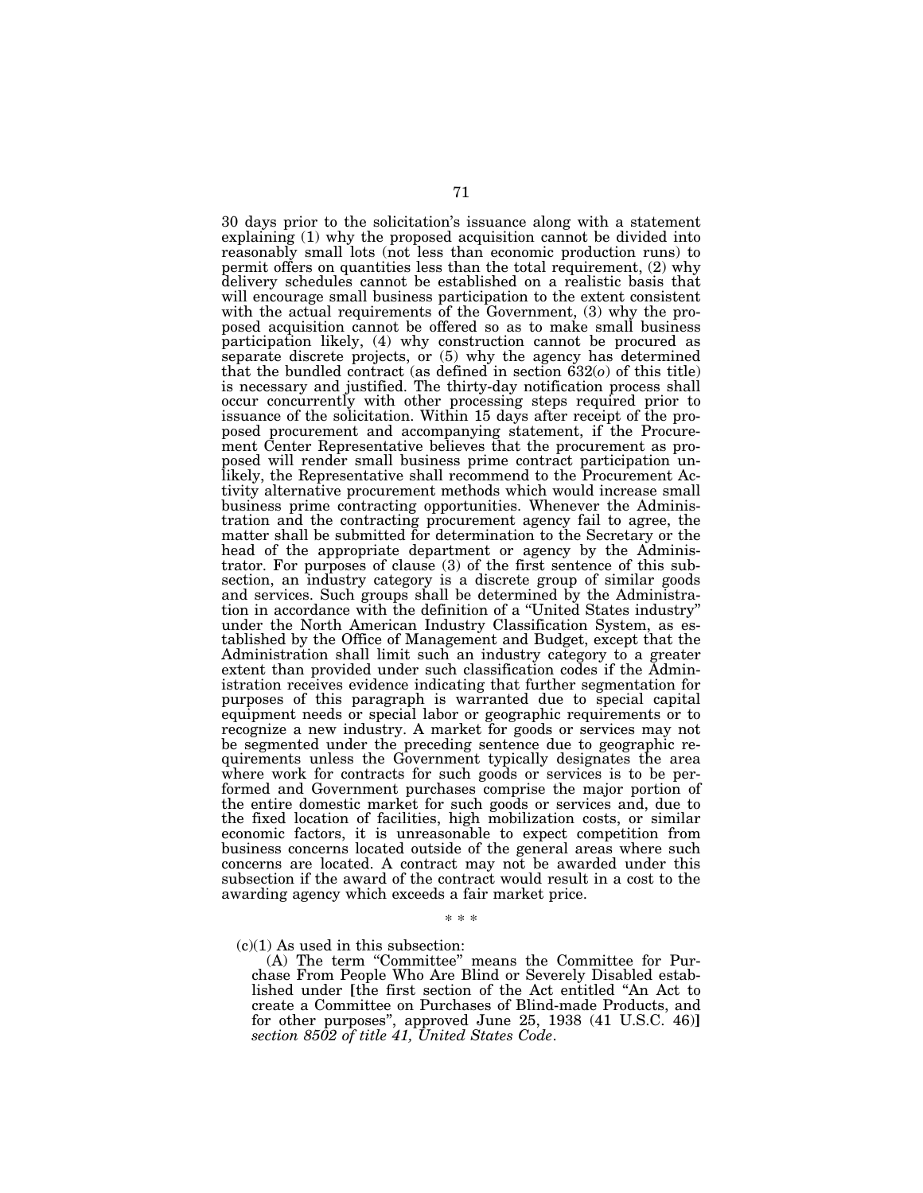30 days prior to the solicitation's issuance along with a statement explaining (1) why the proposed acquisition cannot be divided into reasonably small lots (not less than economic production runs) to permit offers on quantities less than the total requirement, (2) why delivery schedules cannot be established on a realistic basis that will encourage small business participation to the extent consistent with the actual requirements of the Government, (3) why the proposed acquisition cannot be offered so as to make small business participation likely, (4) why construction cannot be procured as separate discrete projects, or (5) why the agency has determined that the bundled contract (as defined in section 632(*o*) of this title) is necessary and justified. The thirty-day notification process shall occur concurrently with other processing steps required prior to issuance of the solicitation. Within 15 days after receipt of the proposed procurement and accompanying statement, if the Procurement Center Representative believes that the procurement as proposed will render small business prime contract participation unlikely, the Representative shall recommend to the Procurement Activity alternative procurement methods which would increase small business prime contracting opportunities. Whenever the Administration and the contracting procurement agency fail to agree, the matter shall be submitted for determination to the Secretary or the head of the appropriate department or agency by the Administrator. For purposes of clause (3) of the first sentence of this subsection, an industry category is a discrete group of similar goods and services. Such groups shall be determined by the Administration in accordance with the definition of a "United States industry" under the North American Industry Classification System, as established by the Office of Management and Budget, except that the Administration shall limit such an industry category to a greater extent than provided under such classification codes if the Administration receives evidence indicating that further segmentation for purposes of this paragraph is warranted due to special capital equipment needs or special labor or geographic requirements or to recognize a new industry. A market for goods or services may not be segmented under the preceding sentence due to geographic requirements unless the Government typically designates the area where work for contracts for such goods or services is to be performed and Government purchases comprise the major portion of the entire domestic market for such goods or services and, due to the fixed location of facilities, high mobilization costs, or similar economic factors, it is unreasonable to expect competition from business concerns located outside of the general areas where such concerns are located. A contract may not be awarded under this subsection if the award of the contract would result in a cost to the awarding agency which exceeds a fair market price.

\* \* \*

(c)(1) As used in this subsection:

(A) The term "Committee" means the Committee for Purchase From People Who Are Blind or Severely Disabled established under **[**the first section of the Act entitled "An Act to create a Committee on Purchases of Blind-made Products, and for other purposes", approved June 25, 1938 (41 U.S.C. 46)**]** *section 8502 of title 41, United States Code*.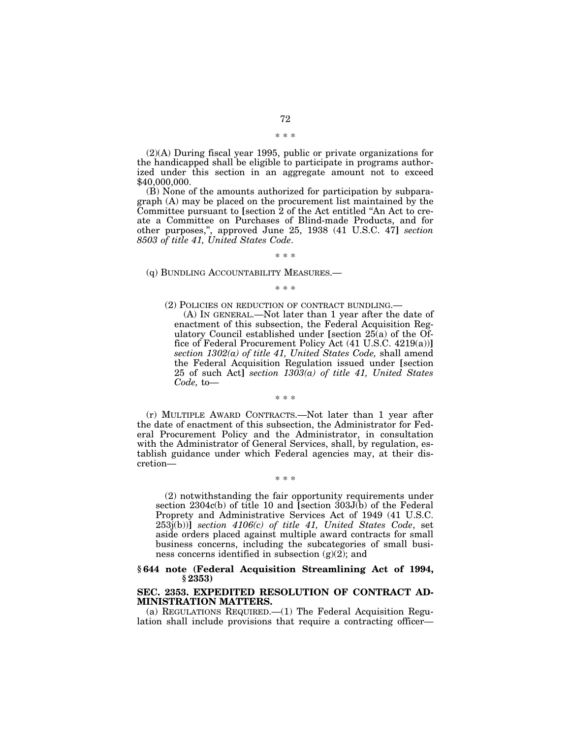\* \* \*

(2)(A) During fiscal year 1995, public or private organizations for the handicapped shall be eligible to participate in programs authorized under this section in an aggregate amount not to exceed $40,000,000.

(B) None of the amounts authorized for participation by subparagraph (A) may be placed on the procurement list maintained by the Committee pursuant to [section 2 of the Act entitled "An Act to create a Committee on Purchases of Blind-made Products, and for other purposes,", approved June 25, 1938 (41 U.S.C. 47] *section 8503 of title 41, United States Code*.

\* \* \*

(q) BUNDLING ACCOUNTABILITY MEASURES.—

\* \* \*

(2) POLICIES ON REDUCTION OF CONTRACT BUNDLING.—

(A) IN GENERAL.—Not later than 1 year after the date of enactment of this subsection, the Federal Acquisition Regulatory Council established under [section 25(a) of the Office of Federal Procurement Policy Act (41 U.S.C. 4219(a))] *section 1302(a) of title 41, United States Code,* shall amend the Federal Acquisition Regulation issued under [section 25 of such Act] *section 1303(a) of title 41, United States Code,* to—

\* \* \*

(r) MULTIPLE AWARD CONTRACTS.—Not later than 1 year after the date of enactment of this subsection, the Administrator for Federal Procurement Policy and the Administrator, in consultation with the Administrator of General Services, shall, by regulation, establish guidance under which Federal agencies may, at their discretion—

\* \* \*

(2) notwithstanding the fair opportunity requirements under section 2304c(b) of title 10 and [section 303J(b) of the Federal Proprety and Administrative Services Act of 1949 (41 U.S.C. 253j(b))] *section 4106(c) of title 41, United States Code*, set aside orders placed against multiple award contracts for small business concerns, including the subcategories of small business concerns identified in subsection (g)(2); and

**§ 644 note (Federal Acquisition Streamlining Act of 1994, § 2353)**

**SEC. 2353. EXPEDITED RESOLUTION OF CONTRACT ADMINISTRATION MATTERS.**

(a) REGULATIONS REQUIRED.—(1) The Federal Acquisition Regulation shall include provisions that require a contracting officer—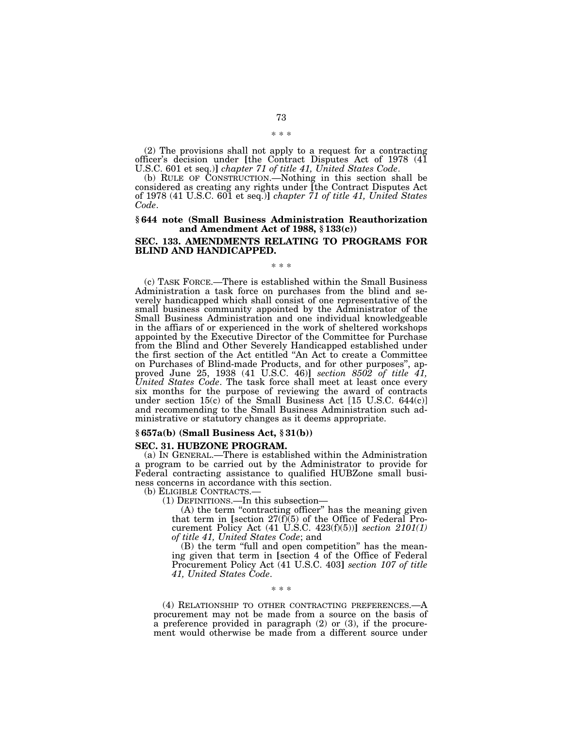\* \* \*

(2) The provisions shall not apply to a request for a contracting officer's decision under [the Contract Disputes Act of 1978 (41 U.S.C. 601 et seq.)] *chapter 71 of title 41, United States Code*.

(b) RULE OF CONSTRUCTION.—Nothing in this section shall be considered as creating any rights under [the Contract Disputes Act of 1978 (41 U.S.C. 601 et seq.)] *chapter 71 of title 41, United States Code*.

**§ 644 note (Small Business Administration Reauthorization and Amendment Act of 1988, § 133(c))**

**SEC. 133. AMENDMENTS RELATING TO PROGRAMS FOR BLIND AND HANDICAPPED.**

\* \* \*

(c) TASK FORCE.—There is established within the Small Business Administration a task force on purchases from the blind and severely handicapped which shall consist of one representative of the small business community appointed by the Administrator of the Small Business Administration and one individual knowledgeable in the affiars of or experienced in the work of sheltered workshops appointed by the Executive Director of the Committee for Purchase from the Blind and Other Severely Handicapped established under the first section of the Act entitled "An Act to create a Committee on Purchases of Blind-made Products, and for other purposes", approved June 25, 1938 (41 U.S.C. 46)] *section 8502 of title 41, United States Code*. The task force shall meet at least once every six months for the purpose of reviewing the award of contracts under section 15(c) of the Small Business Act [15 U.S.C. 644(c)] and recommending to the Small Business Administration such administrative or statutory changes as it deems appropriate.

**§ 657a(b) (Small Business Act, § 31(b))**

**SEC. 31. HUBZONE PROGRAM.**

(a) IN GENERAL.—There is established within the Administration a program to be carried out by the Administrator to provide for Federal contracting assistance to qualified HUBZone small business concerns in accordance with this section.

(b) ELIGIBLE CONTRACTS.—

(1) DEFINITIONS.—In this subsection—

(A) the term "contracting officer" has the meaning given that term in [section 27(f)(5) of the Office of Federal Procurement Policy Act (41 U.S.C. 423(f)(5))] *section 2101(1) of title 41, United States Code*; and

(B) the term "full and open competition" has the meaning given that term in [section 4 of the Office of Federal Procurement Policy Act (41 U.S.C. 403] *section 107 of title 41, United States Code*.

\* \* \*

(4) RELATIONSHIP TO OTHER CONTRACTING PREFERENCES.—A procurement may not be made from a source on the basis of a preference provided in paragraph (2) or (3), if the procurement would otherwise be made from a different source under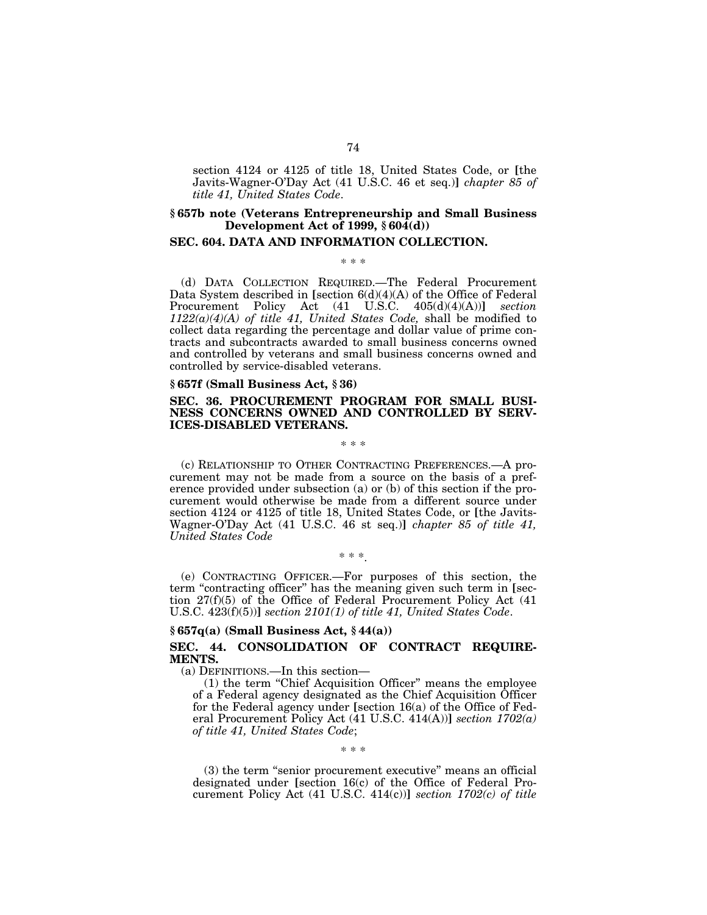section 4124 or 4125 of title 18, United States Code, or [the Javits-Wagner-O'Day Act (41 U.S.C. 46 et seq.)] *chapter 85 of title 41, United States Code*.

### § 657b note (Veterans Entrepreneurship and Small Business Development Act of 1999, § 604(d))

### SEC. 604. DATA AND INFORMATION COLLECTION.

\* \* \*

(d) DATA COLLECTION REQUIRED.—The Federal Procurement Data System described in [section 6(d)(4)(A) of the Office of Federal Procurement Policy Act (41 U.S.C. 405(d)(4)(A))] *section 1122(a)(4)(A) of title 41, United States Code,* shall be modified to collect data regarding the percentage and dollar value of prime contracts and subcontracts awarded to small business concerns owned and controlled by veterans and small business concerns owned and controlled by service-disabled veterans.

### § 657f (Small Business Act, § 36)

### SEC. 36. PROCUREMENT PROGRAM FOR SMALL BUSINESS CONCERNS OWNED AND CONTROLLED BY SERVICES-DISABLED VETERANS.

\* \* \*

(c) RELATIONSHIP TO OTHER CONTRACTING PREFERENCES.—A procurement may not be made from a source on the basis of a preference provided under subsection (a) or (b) of this section if the procurement would otherwise be made from a different source under section 4124 or 4125 of title 18, United States Code, or [the Javits-Wagner-O'Day Act (41 U.S.C. 46 st seq.)] *chapter 85 of title 41, United States Code*

\* \* \*.

(e) CONTRACTING OFFICER.—For purposes of this section, the term "contracting officer" has the meaning given such term in [section 27(f)(5) of the Office of Federal Procurement Policy Act (41 U.S.C. 423(f)(5))] *section 2101(1) of title 41, United States Code*.

### § 657q(a) (Small Business Act, § 44(a))

### SEC. 44. CONSOLIDATION OF CONTRACT REQUIREMENTS.

(a) DEFINITIONS.—In this section—

(1) the term "Chief Acquisition Officer" means the employee of a Federal agency designated as the Chief Acquisition Officer for the Federal agency under [section 16(a) of the Office of Federal Procurement Policy Act (41 U.S.C. 414(A))] *section 1702(a) of title 41, United States Code*;

\* \* \*

(3) the term "senior procurement executive" means an official designated under [section 16(c) of the Office of Federal Procurement Policy Act (41 U.S.C. 414(c))] *section 1702(c) of title*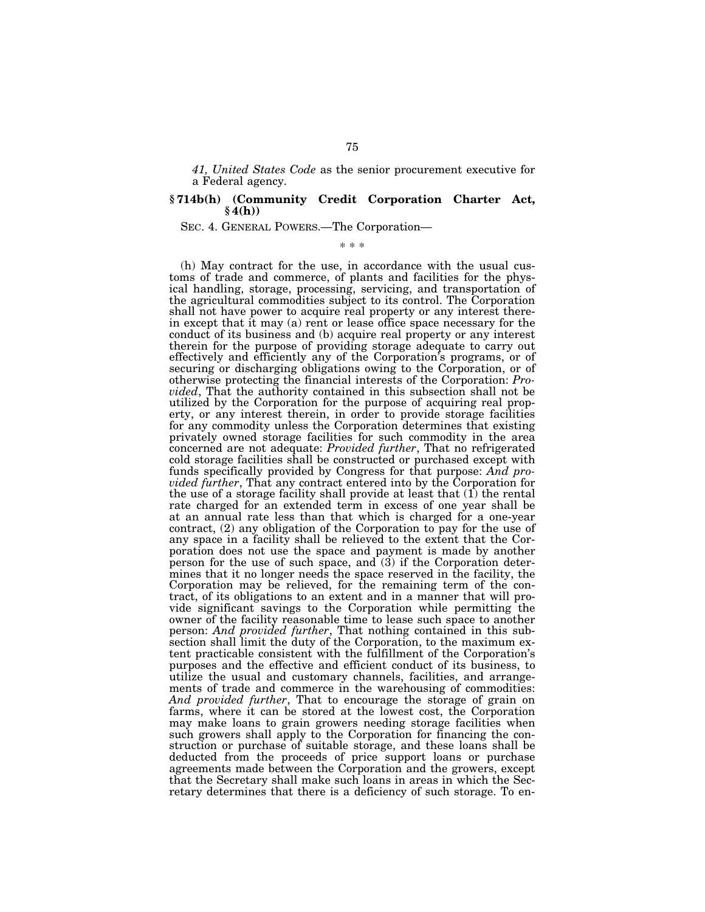*41, United States Code* as the senior procurement executive for a Federal agency.

### § 714b(h) (Community Credit Corporation Charter Act, § 4(h))

SEC. 4. GENERAL POWERS.—The Corporation—

\* \* \*

(h) May contract for the use, in accordance with the usual customs of trade and commerce, of plants and facilities for the physical handling, storage, processing, servicing, and transportation of the agricultural commodities subject to its control. The Corporation shall not have power to acquire real property or any interest therein except that it may (a) rent or lease office space necessary for the conduct of its business and (b) acquire real property or any interest therein for the purpose of providing storage adequate to carry out effectively and efficiently any of the Corporation's programs, or of securing or discharging obligations owing to the Corporation, or of otherwise protecting the financial interests of the Corporation: *Provided*, That the authority contained in this subsection shall not be utilized by the Corporation for the purpose of acquiring real property, or any interest therein, in order to provide storage facilities for any commodity unless the Corporation determines that existing privately owned storage facilities for such commodity in the area concerned are not adequate: *Provided further*, That no refrigerated cold storage facilities shall be constructed or purchased except with funds specifically provided by Congress for that purpose: *And provided further*, That any contract entered into by the Corporation for the use of a storage facility shall provide at least that (1) the rental rate charged for an extended term in excess of one year shall be at an annual rate less than that which is charged for a one-year contract, (2) any obligation of the Corporation to pay for the use of any space in a facility shall be relieved to the extent that the Corporation does not use the space and payment is made by another person for the use of such space, and (3) if the Corporation determines that it no longer needs the space reserved in the facility, the Corporation may be relieved, for the remaining term of the contract, of its obligations to an extent and in a manner that will provide significant savings to the Corporation while permitting the owner of the facility reasonable time to lease such space to another person: *And provided further*, That nothing contained in this subsection shall limit the duty of the Corporation, to the maximum extent practicable consistent with the fulfillment of the Corporation's purposes and the effective and efficient conduct of its business, to utilize the usual and customary channels, facilities, and arrangements of trade and commerce in the warehousing of commodities: *And provided further*, That to encourage the storage of grain on farms, where it can be stored at the lowest cost, the Corporation may make loans to grain growers needing storage facilities when such growers shall apply to the Corporation for financing the construction or purchase of suitable storage, and these loans shall be deducted from the proceeds of price support loans or purchase agreements made between the Corporation and the growers, except that the Secretary shall make such loans in areas in which the Secretary determines that there is a deficiency of such storage. To en-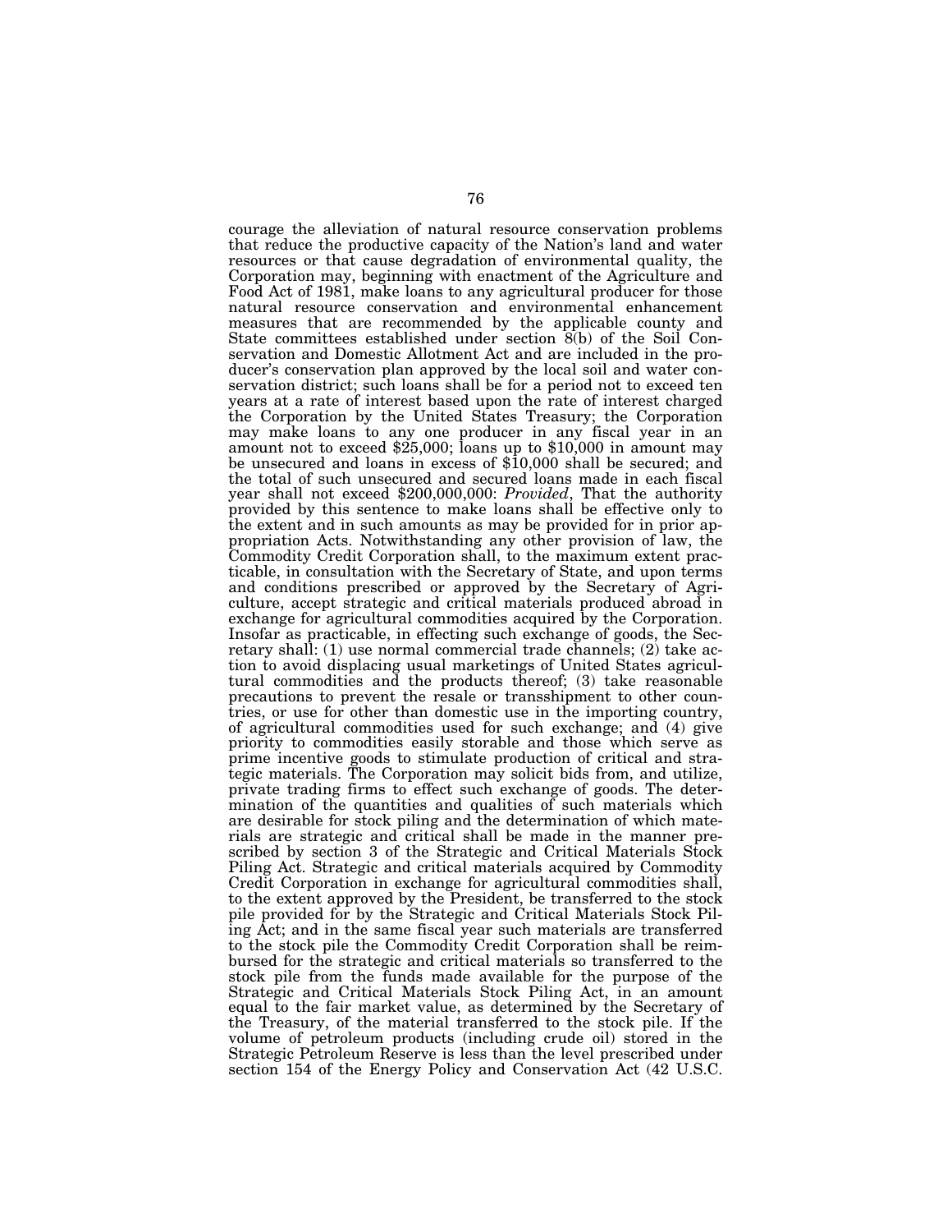courage the alleviation of natural resource conservation problems that reduce the productive capacity of the Nation's land and water resources or that cause degradation of environmental quality, the Corporation may, beginning with enactment of the Agriculture and Food Act of 1981, make loans to any agricultural producer for those natural resource conservation and environmental enhancement measures that are recommended by the applicable county and State committees established under section 8(b) of the Soil Conservation and Domestic Allotment Act and are included in the producer's conservation plan approved by the local soil and water conservation district; such loans shall be for a period not to exceed ten years at a rate of interest based upon the rate of interest charged the Corporation by the United States Treasury; the Corporation may make loans to any one producer in any fiscal year in an amount not to exceed $25,000; loans up to $10,000 in amount may be unsecured and loans in excess of $10,000 shall be secured; and the total of such unsecured and secured loans made in each fiscal year shall not exceed $200,000,000: *Provided*, That the authority provided by this sentence to make loans shall be effective only to the extent and in such amounts as may be provided for in prior appropriation Acts. Notwithstanding any other provision of law, the Commodity Credit Corporation shall, to the maximum extent practicable, in consultation with the Secretary of State, and upon terms and conditions prescribed or approved by the Secretary of Agriculture, accept strategic and critical materials produced abroad in exchange for agricultural commodities acquired by the Corporation. Insofar as practicable, in effecting such exchange of goods, the Secretary shall: (1) use normal commercial trade channels; (2) take action to avoid displacing usual marketings of United States agricultural commodities and the products thereof; (3) take reasonable precautions to prevent the resale or transshipment to other countries, or use for other than domestic use in the importing country, of agricultural commodities used for such exchange; and (4) give priority to commodities easily storable and those which serve as prime incentive goods to stimulate production of critical and strategic materials. The Corporation may solicit bids from, and utilize, private trading firms to effect such exchange of goods. The determination of the quantities and qualities of such materials which are desirable for stock piling and the determination of which materials are strategic and critical shall be made in the manner prescribed by section 3 of the Strategic and Critical Materials Stock Piling Act. Strategic and critical materials acquired by Commodity Credit Corporation in exchange for agricultural commodities shall, to the extent approved by the President, be transferred to the stock pile provided for by the Strategic and Critical Materials Stock Piling Act; and in the same fiscal year such materials are transferred to the stock pile the Commodity Credit Corporation shall be reimbursed for the strategic and critical materials so transferred to the stock pile from the funds made available for the purpose of the Strategic and Critical Materials Stock Piling Act, in an amount equal to the fair market value, as determined by the Secretary of the Treasury, of the material transferred to the stock pile. If the volume of petroleum products (including crude oil) stored in the Strategic Petroleum Reserve is less than the level prescribed under section 154 of the Energy Policy and Conservation Act (42 U.S.C.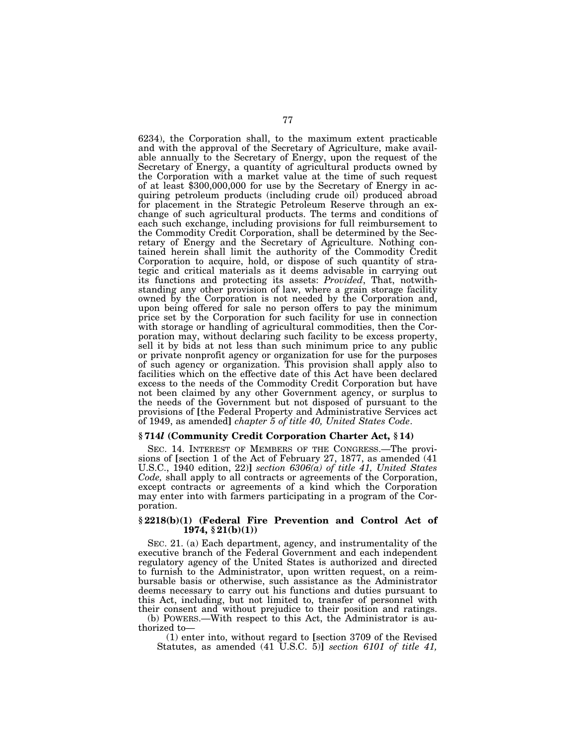6234), the Corporation shall, to the maximum extent practicable and with the approval of the Secretary of Agriculture, make available annually to the Secretary of Energy, upon the request of the Secretary of Energy, a quantity of agricultural products owned by the Corporation with a market value at the time of such request of at least $300,000,000 for use by the Secretary of Energy in acquiring petroleum products (including crude oil) produced abroad for placement in the Strategic Petroleum Reserve through an exchange of such agricultural products. The terms and conditions of each such exchange, including provisions for full reimbursement to the Commodity Credit Corporation, shall be determined by the Secretary of Energy and the Secretary of Agriculture. Nothing contained herein shall limit the authority of the Commodity Credit Corporation to acquire, hold, or dispose of such quantity of strategic and critical materials as it deems advisable in carrying out its functions and protecting its assets: *Provided*, That, notwithstanding any other provision of law, where a grain storage facility owned by the Corporation is not needed by the Corporation and, upon being offered for sale no person offers to pay the minimum price set by the Corporation for such facility for use in connection with storage or handling of agricultural commodities, then the Corporation may, without declaring such facility to be excess property, sell it by bids at not less than such minimum price to any public or private nonprofit agency or organization for use for the purposes of such agency or organization. This provision shall apply also to facilities which on the effective date of this Act have been declared excess to the needs of the Commodity Credit Corporation but have not been claimed by any other Government agency, or surplus to the needs of the Government but not disposed of pursuant to the provisions of [the Federal Property and Administrative Services act of 1949, as amended] *chapter 5 of title 40, United States Code*.

### § 714*l* (Community Credit Corporation Charter Act, § 14)

SEC. 14. INTEREST OF MEMBERS OF THE CONGRESS.—The provisions of [section 1 of the Act of February 27, 1877, as amended (41 U.S.C., 1940 edition, 22)] *section 6306(a) of title 41, United States Code,* shall apply to all contracts or agreements of the Corporation, except contracts or agreements of a kind which the Corporation may enter into with farmers participating in a program of the Corporation.

### § 2218(b)(1) (Federal Fire Prevention and Control Act of 1974, § 21(b)(1))

SEC. 21. (a) Each department, agency, and instrumentality of the executive branch of the Federal Government and each independent regulatory agency of the United States is authorized and directed to furnish to the Administrator, upon written request, on a reimbursable basis or otherwise, such assistance as the Administrator deems necessary to carry out his functions and duties pursuant to this Act, including, but not limited to, transfer of personnel with their consent and without prejudice to their position and ratings.

(b) POWERS.—With respect to this Act, the Administrator is authorized to—

(1) enter into, without regard to [section 3709 of the Revised Statutes, as amended (41 U.S.C. 5)] *section 6101 of title 41,*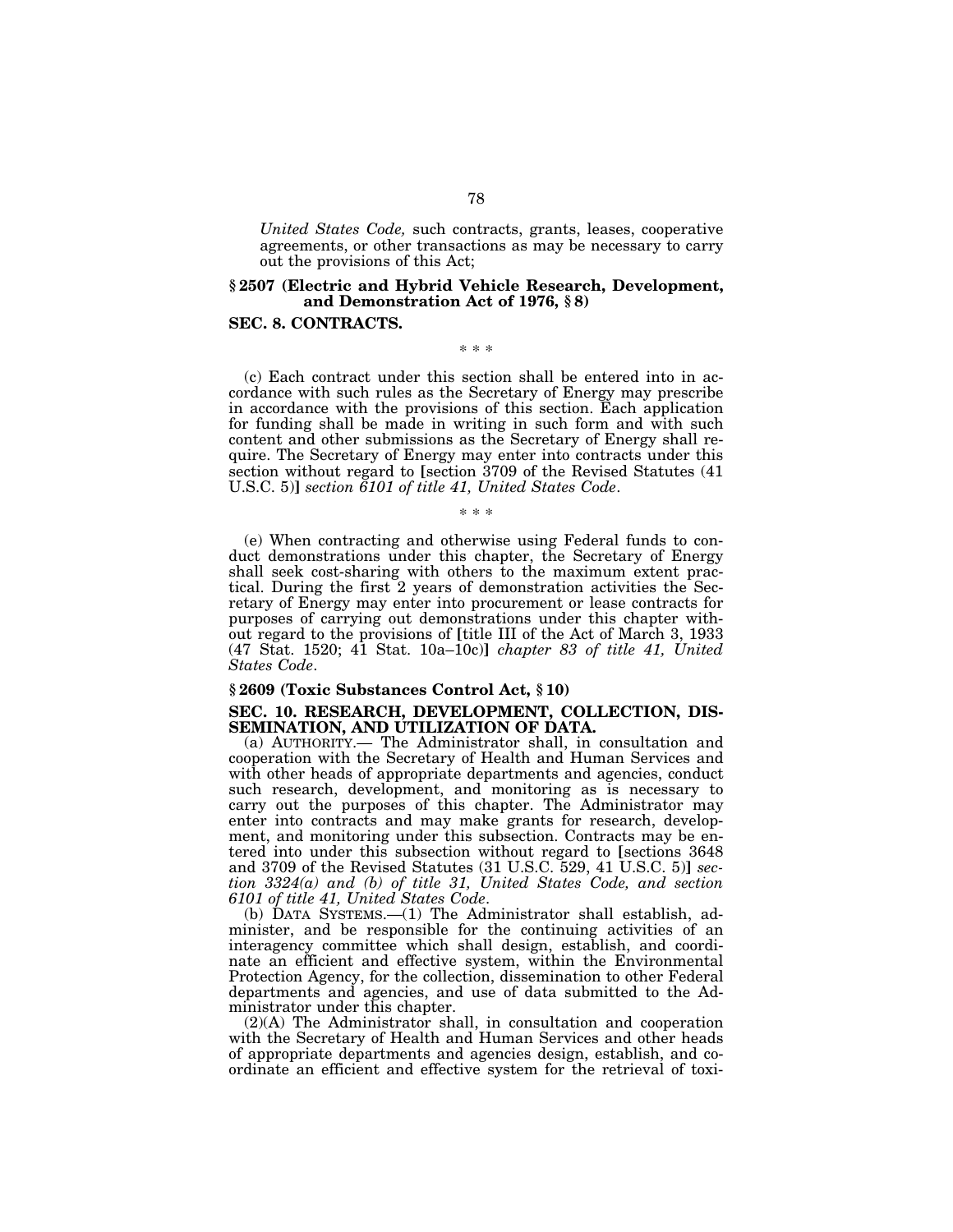*United States Code,* such contracts, grants, leases, cooperative agreements, or other transactions as may be necessary to carry out the provisions of this Act;

### § 2507 (Electric and Hybrid Vehicle Research, Development, and Demonstration Act of 1976, § 8)

### SEC. 8. CONTRACTS.

\* \* \*

(c) Each contract under this section shall be entered into in accordance with such rules as the Secretary of Energy may prescribe in accordance with the provisions of this section. Each application for funding shall be made in writing in such form and with such content and other submissions as the Secretary of Energy shall require. The Secretary of Energy may enter into contracts under this section without regard to [section 3709 of the Revised Statutes (41 U.S.C. 5)] *section 6101 of title 41, United States Code*.

\* \* \*

(e) When contracting and otherwise using Federal funds to conduct demonstrations under this chapter, the Secretary of Energy shall seek cost-sharing with others to the maximum extent practical. During the first 2 years of demonstration activities the Secretary of Energy may enter into procurement or lease contracts for purposes of carrying out demonstrations under this chapter without regard to the provisions of [title III of the Act of March 3, 1933 (47 Stat. 1520; 41 Stat. 10a–10c)] *chapter 83 of title 41, United States Code*.

### § 2609 (Toxic Substances Control Act, § 10)

### SEC. 10. RESEARCH, DEVELOPMENT, COLLECTION, DISSEMINATION, AND UTILIZATION OF DATA.

(a) AUTHORITY.— The Administrator shall, in consultation and cooperation with the Secretary of Health and Human Services and with other heads of appropriate departments and agencies, conduct such research, development, and monitoring as is necessary to carry out the purposes of this chapter. The Administrator may enter into contracts and may make grants for research, development, and monitoring under this subsection. Contracts may be entered into under this subsection without regard to [sections 3648 and 3709 of the Revised Statutes (31 U.S.C. 529, 41 U.S.C. 5)] *section 3324(a) and (b) of title 31, United States Code, and section 6101 of title 41, United States Code*.

(b) DATA SYSTEMS.—(1) The Administrator shall establish, administer, and be responsible for the continuing activities of an interagency committee which shall design, establish, and coordinate an efficient and effective system, within the Environmental Protection Agency, for the collection, dissemination to other Federal departments and agencies, and use of data submitted to the Administrator under this chapter.

(2)(A) The Administrator shall, in consultation and cooperation with the Secretary of Health and Human Services and other heads of appropriate departments and agencies design, establish, and coordinate an efficient and effective system for the retrieval of toxi-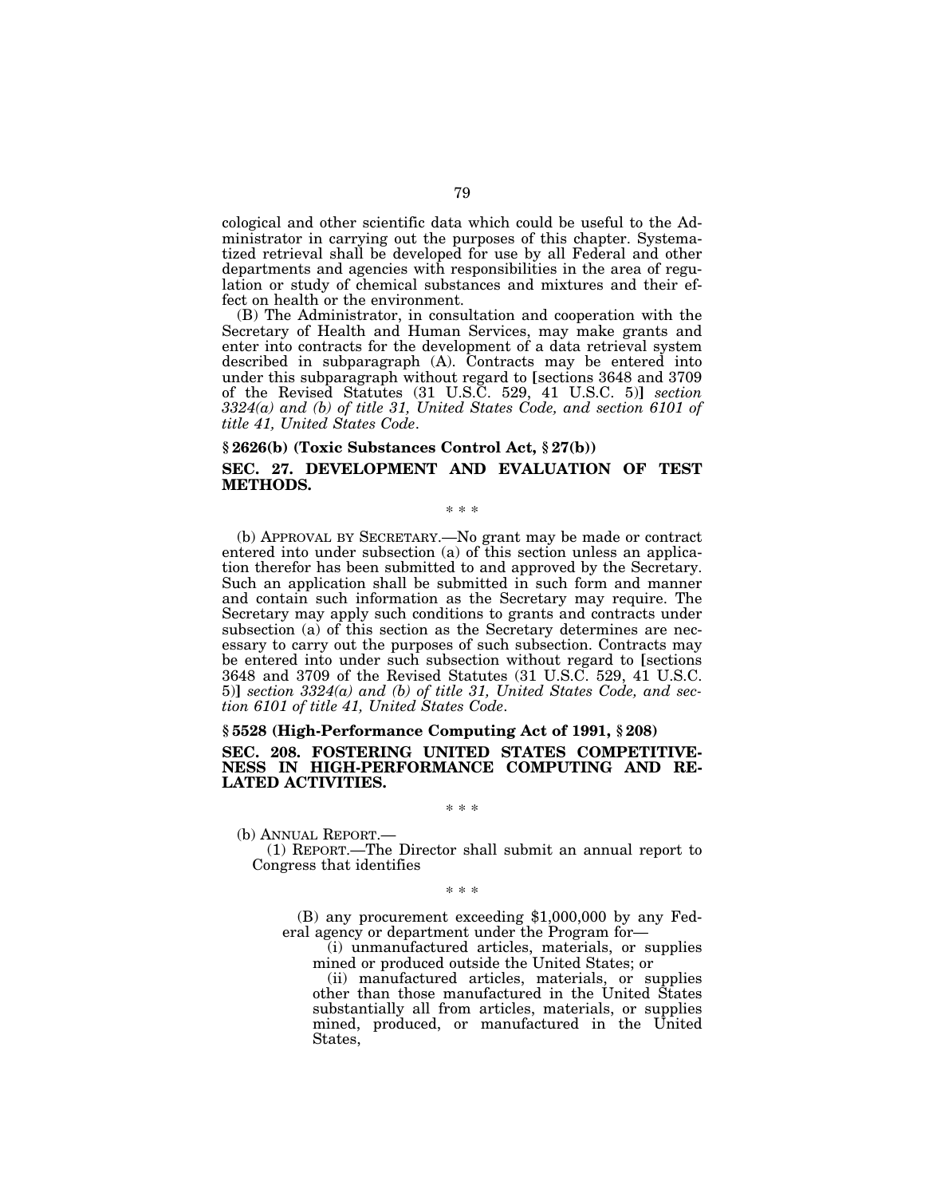cological and other scientific data which could be useful to the Administrator in carrying out the purposes of this chapter. Systematized retrieval shall be developed for use by all Federal and other departments and agencies with responsibilities in the area of regulation or study of chemical substances and mixtures and their effect on health or the environment.

(B) The Administrator, in consultation and cooperation with the Secretary of Health and Human Services, may make grants and enter into contracts for the development of a data retrieval system described in subparagraph (A). Contracts may be entered into under this subparagraph without regard to [sections 3648 and 3709 of the Revised Statutes (31 U.S.C. 529, 41 U.S.C. 5)] *section 3324(a) and (b) of title 31, United States Code, and section 6101 of title 41, United States Code*.

**§ 2626(b) (Toxic Substances Control Act, § 27(b))**

**SEC. 27. DEVELOPMENT AND EVALUATION OF TEST METHODS.**

\* \* \*

(b) APPROVAL BY SECRETARY.—No grant may be made or contract entered into under subsection (a) of this section unless an application therefor has been submitted to and approved by the Secretary. Such an application shall be submitted in such form and manner and contain such information as the Secretary may require. The Secretary may apply such conditions to grants and contracts under subsection (a) of this section as the Secretary determines are necessary to carry out the purposes of such subsection. Contracts may be entered into under such subsection without regard to [sections 3648 and 3709 of the Revised Statutes (31 U.S.C. 529, 41 U.S.C. 5)] *section 3324(a) and (b) of title 31, United States Code, and section 6101 of title 41, United States Code*.

**§ 5528 (High-Performance Computing Act of 1991, § 208)**

**SEC. 208. FOSTERING UNITED STATES COMPETITIVENESS IN HIGH-PERFORMANCE COMPUTING AND RELATED ACTIVITIES.**

\* \* \*

(b) ANNUAL REPORT.—

(1) REPORT.—The Director shall submit an annual report to Congress that identifies

\* \* \*

(B) any procurement exceeding $1,000,000 by any Federal agency or department under the Program for—

(i) unmanufactured articles, materials, or supplies mined or produced outside the United States; or

(ii) manufactured articles, materials, or supplies other than those manufactured in the United States substantially all from articles, materials, or supplies mined, produced, or manufactured in the United States,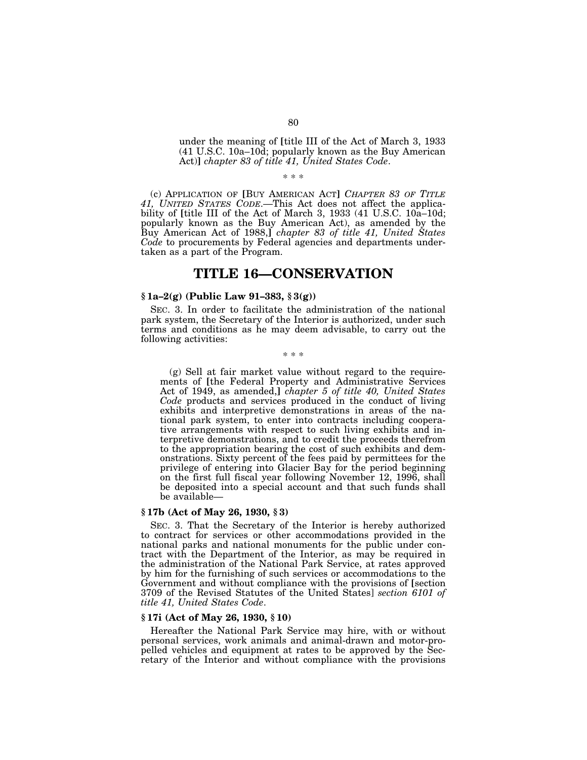under the meaning of [title III of the Act of March 3, 1933 (41 U.S.C. 10a–10d; popularly known as the Buy American Act)] *chapter 83 of title 41, United States Code*.

\* \* \*

(c) APPLICATION OF [BUY AMERICAN ACT] *CHAPTER 83 OF TITLE 41, UNITED STATES CODE*.—This Act does not affect the applicability of [title III of the Act of March 3, 1933 (41 U.S.C. 10a–10d; popularly known as the Buy American Act), as amended by the Buy American Act of 1988,] *chapter 83 of title 41, United States Code* to procurements by Federal agencies and departments undertaken as a part of the Program.

# TITLE 16—CONSERVATION

### § 1a–2(g) (Public Law 91–383, § 3(g))

SEC. 3. In order to facilitate the administration of the national park system, the Secretary of the Interior is authorized, under such terms and conditions as he may deem advisable, to carry out the following activities:

\* \* \*

(g) Sell at fair market value without regard to the requirements of [the Federal Property and Administrative Services Act of 1949, as amended,] *chapter 5 of title 40, United States Code* products and services produced in the conduct of living exhibits and interpretive demonstrations in areas of the national park system, to enter into contracts including cooperative arrangements with respect to such living exhibits and interpretive demonstrations, and to credit the proceeds therefrom to the appropriation bearing the cost of such exhibits and demonstrations. Sixty percent of the fees paid by permittees for the privilege of entering into Glacier Bay for the period beginning on the first full fiscal year following November 12, 1996, shall be deposited into a special account and that such funds shall be available—

### § 17b (Act of May 26, 1930, § 3)

SEC. 3. That the Secretary of the Interior is hereby authorized to contract for services or other accommodations provided in the national parks and national monuments for the public under contract with the Department of the Interior, as may be required in the administration of the National Park Service, at rates approved by him for the furnishing of such services or accommodations to the Government and without compliance with the provisions of [section 3709 of the Revised Statutes of the United States] *section 6101 of title 41, United States Code*.

### § 17i (Act of May 26, 1930, § 10)

Hereafter the National Park Service may hire, with or without personal services, work animals and animal-drawn and motor-propelled vehicles and equipment at rates to be approved by the Secretary of the Interior and without compliance with the provisions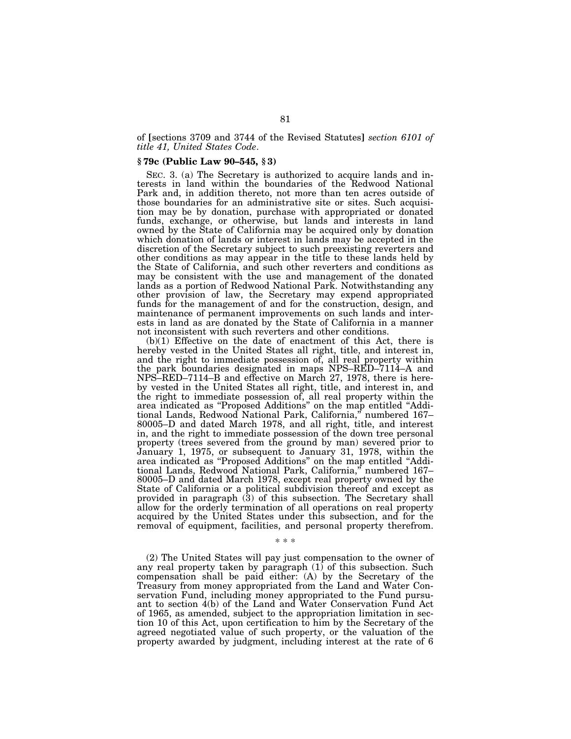of [sections 3709 and 3744 of the Revised Statutes] *section 6101 of title 41, United States Code*.

### **§ 79c (Public Law 90–545, § 3)**

SEC. 3. (a) The Secretary is authorized to acquire lands and interests in land within the boundaries of the Redwood National Park and, in addition thereto, not more than ten acres outside of those boundaries for an administrative site or sites. Such acquisition may be by donation, purchase with appropriated or donated funds, exchange, or otherwise, but lands and interests in land owned by the State of California may be acquired only by donation which donation of lands or interest in lands may be accepted in the discretion of the Secretary subject to such preexisting reverters and other conditions as may appear in the title to these lands held by the State of California, and such other reverters and conditions as may be consistent with the use and management of the donated lands as a portion of Redwood National Park. Notwithstanding any other provision of law, the Secretary may expend appropriated funds for the management of and for the construction, design, and maintenance of permanent improvements on such lands and interests in land as are donated by the State of California in a manner not inconsistent with such reverters and other conditions.

(b)(1) Effective on the date of enactment of this Act, there is hereby vested in the United States all right, title, and interest in, and the right to immediate possession of, all real property within the park boundaries designated in maps NPS–RED–7114–A and NPS–RED–7114–B and effective on March 27, 1978, there is hereby vested in the United States all right, title, and interest in, and the right to immediate possession of, all real property within the area indicated as "Proposed Additions" on the map entitled "Additional Lands, Redwood National Park, California," numbered 167–80005–D and dated March 1978, and all right, title, and interest in, and the right to immediate possession of the down tree personal property (trees severed from the ground by man) severed prior to January 1, 1975, or subsequent to January 31, 1978, within the area indicated as "Proposed Additions" on the map entitled "Additional Lands, Redwood National Park, California," numbered 167–80005–D and dated March 1978, except real property owned by the State of California or a political subdivision thereof and except as provided in paragraph (3) of this subsection. The Secretary shall allow for the orderly termination of all operations on real property acquired by the United States under this subsection, and for the removal of equipment, facilities, and personal property therefrom.

\* \* \*

(2) The United States will pay just compensation to the owner of any real property taken by paragraph (1) of this subsection. Such compensation shall be paid either: (A) by the Secretary of the Treasury from money appropriated from the Land and Water Conservation Fund, including money appropriated to the Fund pursuant to section 4(b) of the Land and Water Conservation Fund Act of 1965, as amended, subject to the appropriation limitation in section 10 of this Act, upon certification to him by the Secretary of the agreed negotiated value of such property, or the valuation of the property awarded by judgment, including interest at the rate of 6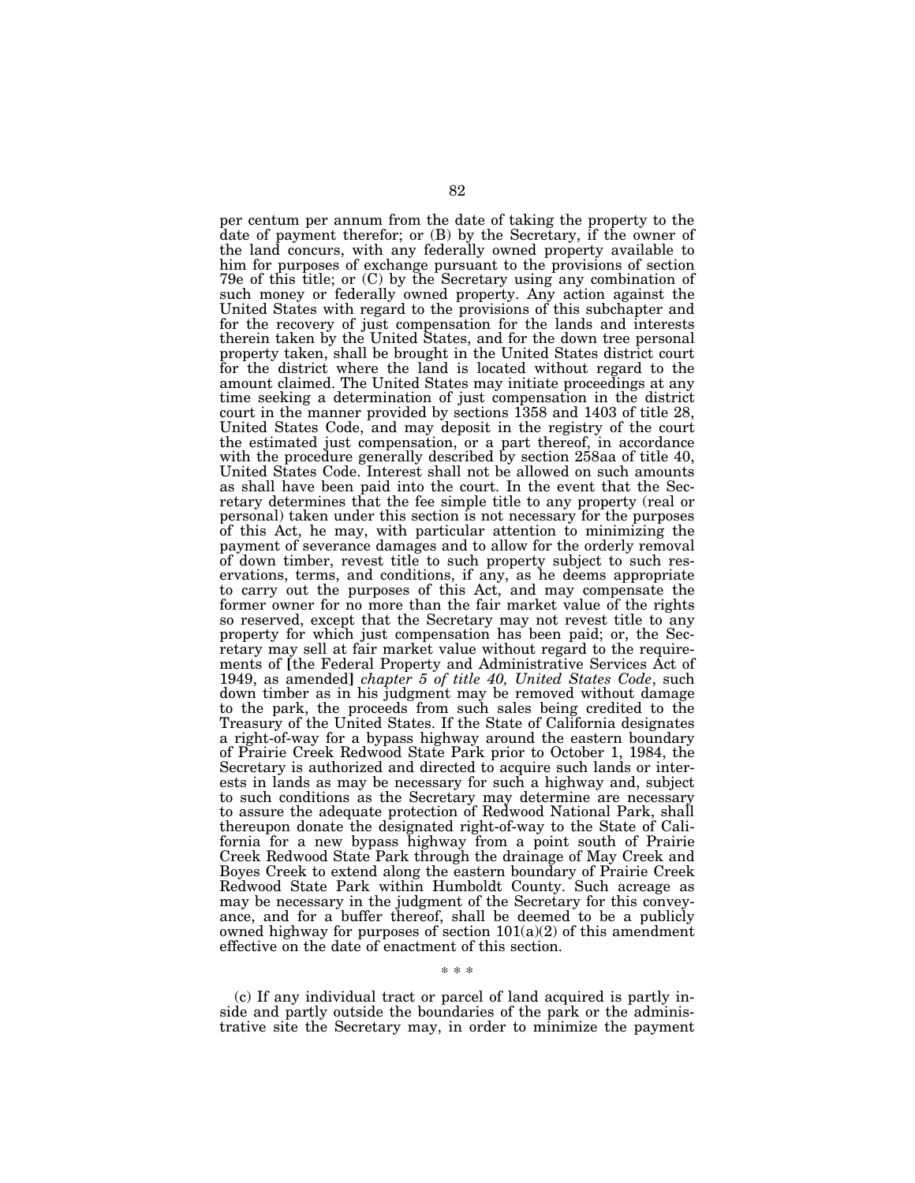per centum per annum from the date of taking the property to the date of payment therefor; or (B) by the Secretary, if the owner of the land concurs, with any federally owned property available to him for purposes of exchange pursuant to the provisions of section 79e of this title; or (C) by the Secretary using any combination of such money or federally owned property. Any action against the United States with regard to the provisions of this subchapter and for the recovery of just compensation for the lands and interests therein taken by the United States, and for the down tree personal property taken, shall be brought in the United States district court for the district where the land is located without regard to the amount claimed. The United States may initiate proceedings at any time seeking a determination of just compensation in the district court in the manner provided by sections 1358 and 1403 of title 28, United States Code, and may deposit in the registry of the court the estimated just compensation, or a part thereof, in accordance with the procedure generally described by section 258aa of title 40, United States Code. Interest shall not be allowed on such amounts as shall have been paid into the court. In the event that the Secretary determines that the fee simple title to any property (real or personal) taken under this section is not necessary for the purposes of this Act, he may, with particular attention to minimizing the payment of severance damages and to allow for the orderly removal of down timber, revest title to such property subject to such reservations, terms, and conditions, if any, as he deems appropriate to carry out the purposes of this Act, and may compensate the former owner for no more than the fair market value of the rights so reserved, except that the Secretary may not revest title to any property for which just compensation has been paid; or, the Secretary may sell at fair market value without regard to the requirements of [the Federal Property and Administrative Services Act of 1949, as amended] *chapter 5 of title 40, United States Code*, such down timber as in his judgment may be removed without damage to the park, the proceeds from such sales being credited to the Treasury of the United States. If the State of California designates a right-of-way for a bypass highway around the eastern boundary of Prairie Creek Redwood State Park prior to October 1, 1984, the Secretary is authorized and directed to acquire such lands or interests in lands as may be necessary for such a highway and, subject to such conditions as the Secretary may determine are necessary to assure the adequate protection of Redwood National Park, shall thereupon donate the designated right-of-way to the State of California for a new bypass highway from a point south of Prairie Creek Redwood State Park through the drainage of May Creek and Boyes Creek to extend along the eastern boundary of Prairie Creek Redwood State Park within Humboldt County. Such acreage as may be necessary in the judgment of the Secretary for this conveyance, and for a buffer thereof, shall be deemed to be a publicly owned highway for purposes of section 101(a)(2) of this amendment effective on the date of enactment of this section.

\* \* \*

(c) If any individual tract or parcel of land acquired is partly inside and partly outside the boundaries of the park or the administrative site the Secretary may, in order to minimize the payment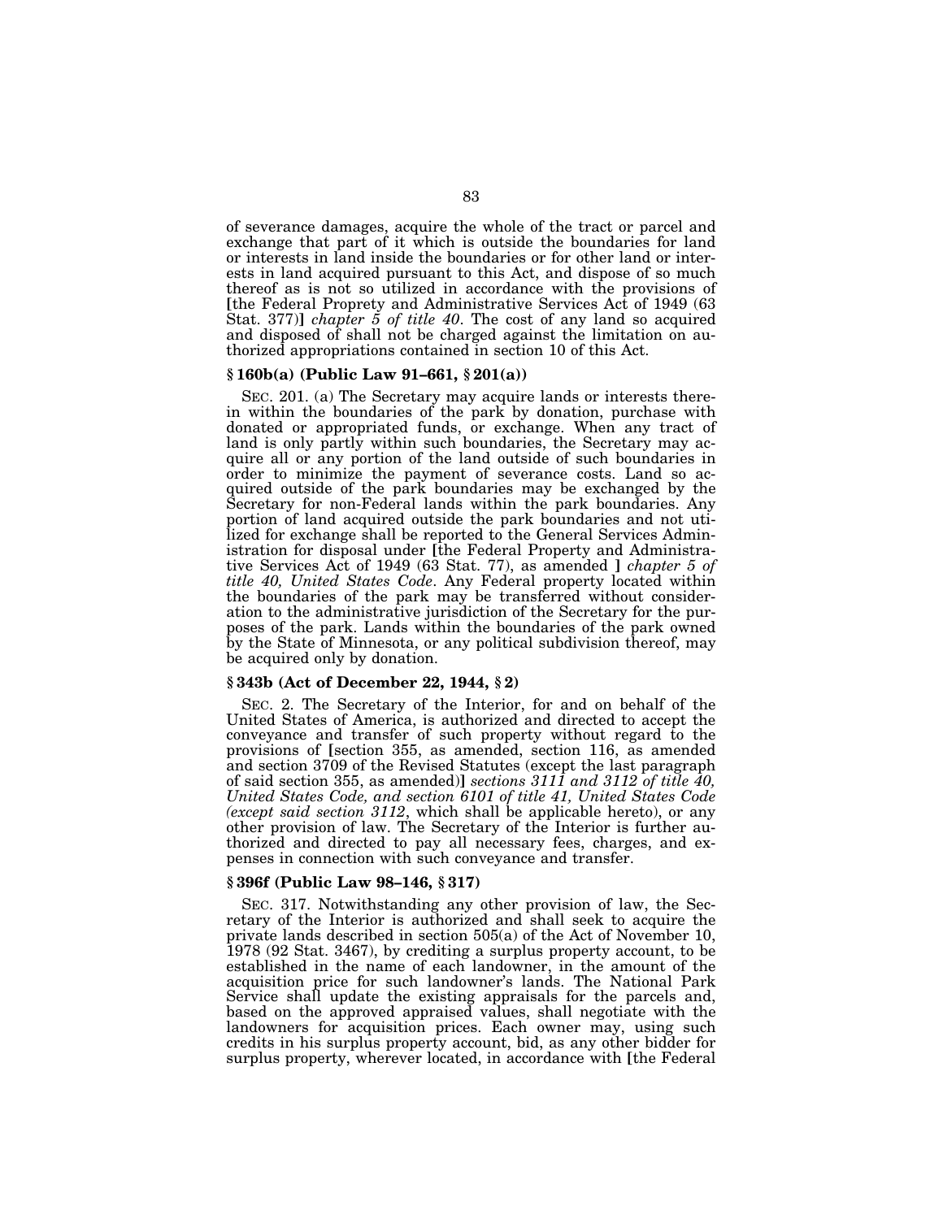of severance damages, acquire the whole of the tract or parcel and exchange that part of it which is outside the boundaries for land or interests in land inside the boundaries or for other land or interests in land acquired pursuant to this Act, and dispose of so much thereof as is not so utilized in accordance with the provisions of [the Federal Proprety and Administrative Services Act of 1949 (63 Stat. 377)] *chapter 5 of title 40*. The cost of any land so acquired and disposed of shall not be charged against the limitation on authorized appropriations contained in section 10 of this Act.

### § 160b(a) (Public Law 91–661, § 201(a))

SEC. 201. (a) The Secretary may acquire lands or interests therein within the boundaries of the park by donation, purchase with donated or appropriated funds, or exchange. When any tract of land is only partly within such boundaries, the Secretary may acquire all or any portion of the land outside of such boundaries in order to minimize the payment of severance costs. Land so acquired outside of the park boundaries may be exchanged by the Secretary for non-Federal lands within the park boundaries. Any portion of land acquired outside the park boundaries and not utilized for exchange shall be reported to the General Services Administration for disposal under [the Federal Property and Administrative Services Act of 1949 (63 Stat. 77), as amended ] *chapter 5 of title 40, United States Code*. Any Federal property located within the boundaries of the park may be transferred without consideration to the administrative jurisdiction of the Secretary for the purposes of the park. Lands within the boundaries of the park owned by the State of Minnesota, or any political subdivision thereof, may be acquired only by donation.

### § 343b (Act of December 22, 1944, § 2)

SEC. 2. The Secretary of the Interior, for and on behalf of the United States of America, is authorized and directed to accept the conveyance and transfer of such property without regard to the provisions of [section 355, as amended, section 116, as amended and section 3709 of the Revised Statutes (except the last paragraph of said section 355, as amended)] *sections 3111 and 3112 of title 40, United States Code, and section 6101 of title 41, United States Code (except said section 3112*, which shall be applicable hereto), or any other provision of law. The Secretary of the Interior is further authorized and directed to pay all necessary fees, charges, and expenses in connection with such conveyance and transfer.

### § 396f (Public Law 98–146, § 317)

SEC. 317. Notwithstanding any other provision of law, the Secretary of the Interior is authorized and shall seek to acquire the private lands described in section 505(a) of the Act of November 10, 1978 (92 Stat. 3467), by crediting a surplus property account, to be established in the name of each landowner, in the amount of the acquisition price for such landowner's lands. The National Park Service shall update the existing appraisals for the parcels and, based on the approved appraised values, shall negotiate with the landowners for acquisition prices. Each owner may, using such credits in his surplus property account, bid, as any other bidder for surplus property, wherever located, in accordance with [the Federal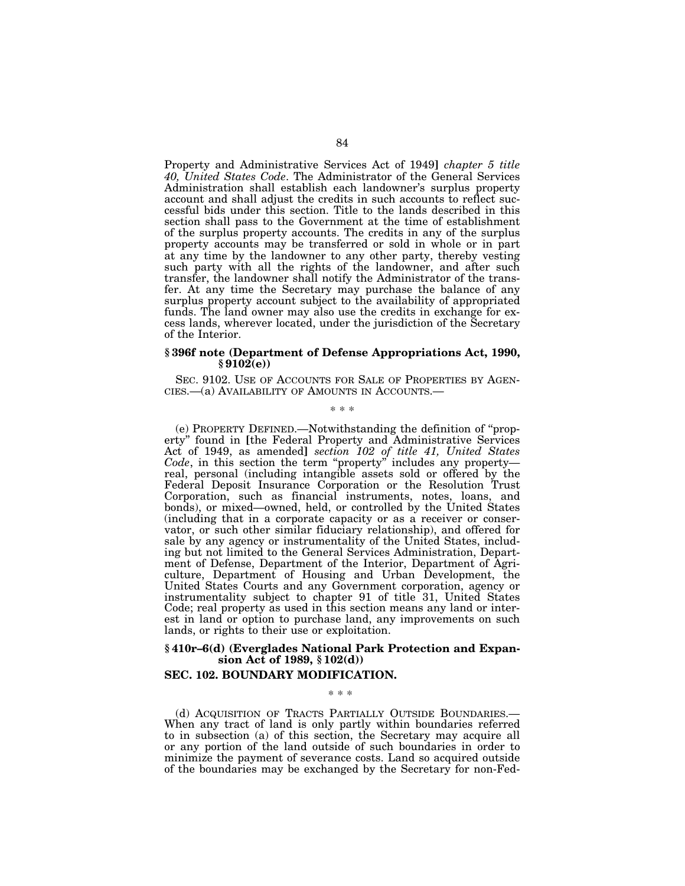Property and Administrative Services Act of 1949] *chapter 5 title 40, United States Code*. The Administrator of the General Services Administration shall establish each landowner's surplus property account and shall adjust the credits in such accounts to reflect successful bids under this section. Title to the lands described in this section shall pass to the Government at the time of establishment of the surplus property accounts. The credits in any of the surplus property accounts may be transferred or sold in whole or in part at any time by the landowner to any other party, thereby vesting such party with all the rights of the landowner, and after such transfer, the landowner shall notify the Administrator of the transfer. At any time the Secretary may purchase the balance of any surplus property account subject to the availability of appropriated funds. The land owner may also use the credits in exchange for excess lands, wherever located, under the jurisdiction of the Secretary of the Interior.

### § 396f note (Department of Defense Appropriations Act, 1990, § 9102(e))

SEC. 9102. USE OF ACCOUNTS FOR SALE OF PROPERTIES BY AGENCIES.—(a) AVAILABILITY OF AMOUNTS IN ACCOUNTS.—

\* \* \*

(e) PROPERTY DEFINED.—Notwithstanding the definition of "property" found in [the Federal Property and Administrative Services Act of 1949, as amended] *section 102 of title 41, United States Code*, in this section the term "property" includes any property—real, personal (including intangible assets sold or offered by the Federal Deposit Insurance Corporation or the Resolution Trust Corporation, such as financial instruments, notes, loans, and bonds), or mixed—owned, held, or controlled by the United States (including that in a corporate capacity or as a receiver or conservator, or such other similar fiduciary relationship), and offered for sale by any agency or instrumentality of the United States, including but not limited to the General Services Administration, Department of Defense, Department of the Interior, Department of Agriculture, Department of Housing and Urban Development, the United States Courts and any Government corporation, agency or instrumentality subject to chapter 91 of title 31, United States Code; real property as used in this section means any land or interest in land or option to purchase land, any improvements on such lands, or rights to their use or exploitation.

### § 410r–6(d) (Everglades National Park Protection and Expansion Act of 1989, § 102(d))

### SEC. 102. BOUNDARY MODIFICATION.

\* \* \*

(d) ACQUISITION OF TRACTS PARTIALLY OUTSIDE BOUNDARIES.—When any tract of land is only partly within boundaries referred to in subsection (a) of this section, the Secretary may acquire all or any portion of the land outside of such boundaries in order to minimize the payment of severance costs. Land so acquired outside of the boundaries may be exchanged by the Secretary for non-Fed-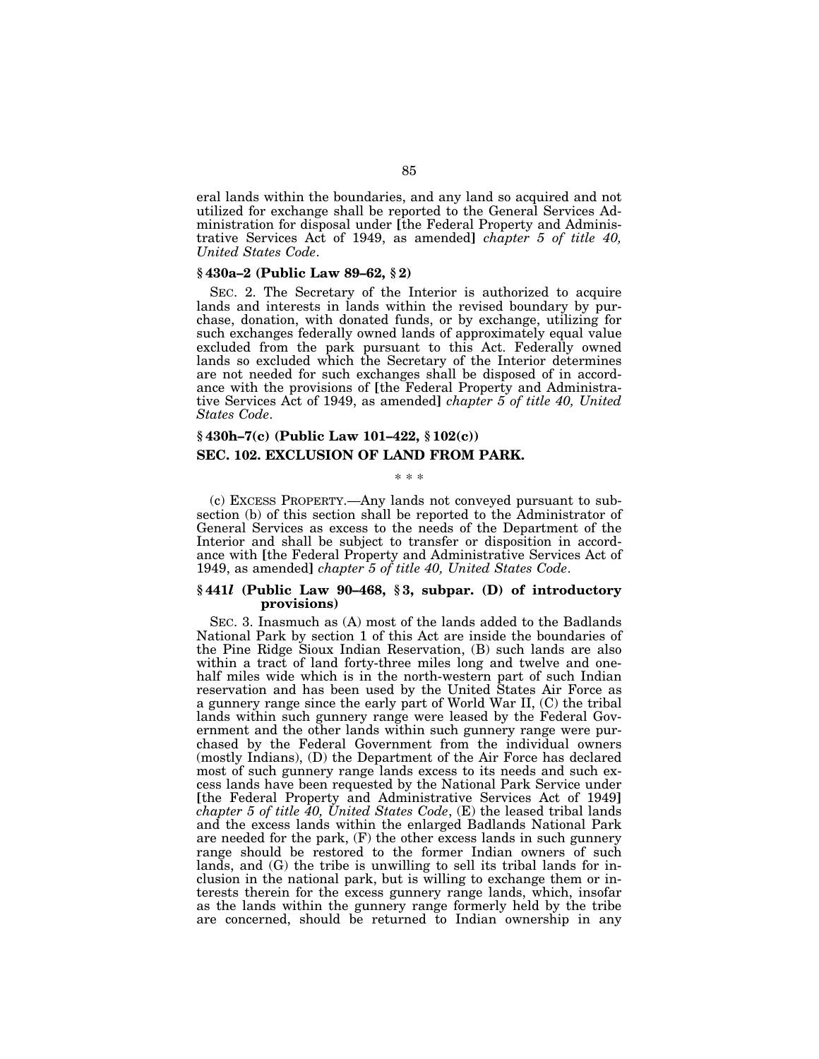eral lands within the boundaries, and any land so acquired and not utilized for exchange shall be reported to the General Services Administration for disposal under [the Federal Property and Administrative Services Act of 1949, as amended] *chapter 5 of title 40, United States Code*.

### § 430a–2 (Public Law 89–62, § 2)

SEC. 2. The Secretary of the Interior is authorized to acquire lands and interests in lands within the revised boundary by purchase, donation, with donated funds, or by exchange, utilizing for such exchanges federally owned lands of approximately equal value excluded from the park pursuant to this Act. Federally owned lands so excluded which the Secretary of the Interior determines are not needed for such exchanges shall be disposed of in accordance with the provisions of [the Federal Property and Administrative Services Act of 1949, as amended] *chapter 5 of title 40, United States Code*.

### § 430h–7(c) (Public Law 101–422, § 102(c))

### SEC. 102. EXCLUSION OF LAND FROM PARK.

\* \* \*

(c) EXCESS PROPERTY.—Any lands not conveyed pursuant to subsection (b) of this section shall be reported to the Administrator of General Services as excess to the needs of the Department of the Interior and shall be subject to transfer or disposition in accordance with [the Federal Property and Administrative Services Act of 1949, as amended] *chapter 5 of title 40, United States Code*.

### § 441*l* (Public Law 90–468, § 3, subpar. (D) of introductory provisions)

SEC. 3. Inasmuch as (A) most of the lands added to the Badlands National Park by section 1 of this Act are inside the boundaries of the Pine Ridge Sioux Indian Reservation, (B) such lands are also within a tract of land forty-three miles long and twelve and one-half miles wide which is in the north-western part of such Indian reservation and has been used by the United States Air Force as a gunnery range since the early part of World War II, (C) the tribal lands within such gunnery range were leased by the Federal Government and the other lands within such gunnery range were purchased by the Federal Government from the individual owners (mostly Indians), (D) the Department of the Air Force has declared most of such gunnery range lands excess to its needs and such excess lands have been requested by the National Park Service under [the Federal Property and Administrative Services Act of 1949] *chapter 5 of title 40, United States Code*, (E) the leased tribal lands and the excess lands within the enlarged Badlands National Park are needed for the park, (F) the other excess lands in such gunnery range should be restored to the former Indian owners of such lands, and (G) the tribe is unwilling to sell its tribal lands for inclusion in the national park, but is willing to exchange them or interests therein for the excess gunnery range lands, which, insofar as the lands within the gunnery range formerly held by the tribe are concerned, should be returned to Indian ownership in any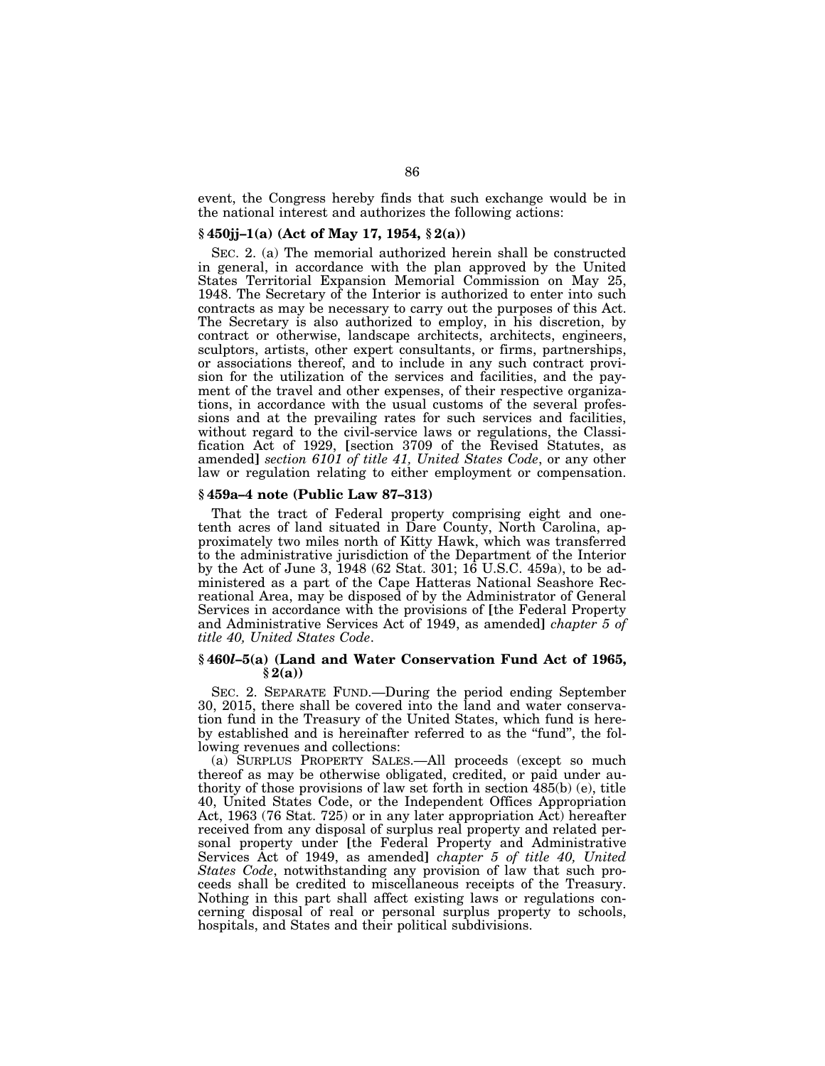event, the Congress hereby finds that such exchange would be in the national interest and authorizes the following actions:

### § 450jj–1(a) (Act of May 17, 1954, § 2(a))

SEC. 2. (a) The memorial authorized herein shall be constructed in general, in accordance with the plan approved by the United States Territorial Expansion Memorial Commission on May 25, 1948. The Secretary of the Interior is authorized to enter into such contracts as may be necessary to carry out the purposes of this Act. The Secretary is also authorized to employ, in his discretion, by contract or otherwise, landscape architects, architects, engineers, sculptors, artists, other expert consultants, or firms, partnerships, or associations thereof, and to include in any such contract provision for the utilization of the services and facilities, and the payment of the travel and other expenses, of their respective organizations, in accordance with the usual customs of the several professions and at the prevailing rates for such services and facilities, without regard to the civil-service laws or regulations, the Classification Act of 1929, [section 3709 of the Revised Statutes, as amended] *section 6101 of title 41, United States Code*, or any other law or regulation relating to either employment or compensation.

### § 459a–4 note (Public Law 87–313)

That the tract of Federal property comprising eight and one-tenth acres of land situated in Dare County, North Carolina, approximately two miles north of Kitty Hawk, which was transferred to the administrative jurisdiction of the Department of the Interior by the Act of June 3, 1948 (62 Stat. 301; 16 U.S.C. 459a), to be administered as a part of the Cape Hatteras National Seashore Recreational Area, may be disposed of by the Administrator of General Services in accordance with the provisions of [the Federal Property and Administrative Services Act of 1949, as amended] *chapter 5 of title 40, United States Code*.

### § 460*l*–5(a) (Land and Water Conservation Fund Act of 1965, § 2(a))

SEC. 2. SEPARATE FUND.—During the period ending September 30, 2015, there shall be covered into the land and water conservation fund in the Treasury of the United States, which fund is hereby established and is hereinafter referred to as the "fund", the following revenues and collections:

(a) SURPLUS PROPERTY SALES.—All proceeds (except so much thereof as may be otherwise obligated, credited, or paid under authority of those provisions of law set forth in section 485(b) (e), title 40, United States Code, or the Independent Offices Appropriation Act, 1963 (76 Stat. 725) or in any later appropriation Act) hereafter received from any disposal of surplus real property and related personal property under [the Federal Property and Administrative Services Act of 1949, as amended] *chapter 5 of title 40, United States Code*, notwithstanding any provision of law that such proceeds shall be credited to miscellaneous receipts of the Treasury. Nothing in this part shall affect existing laws or regulations concerning disposal of real or personal surplus property to schools, hospitals, and States and their political subdivisions.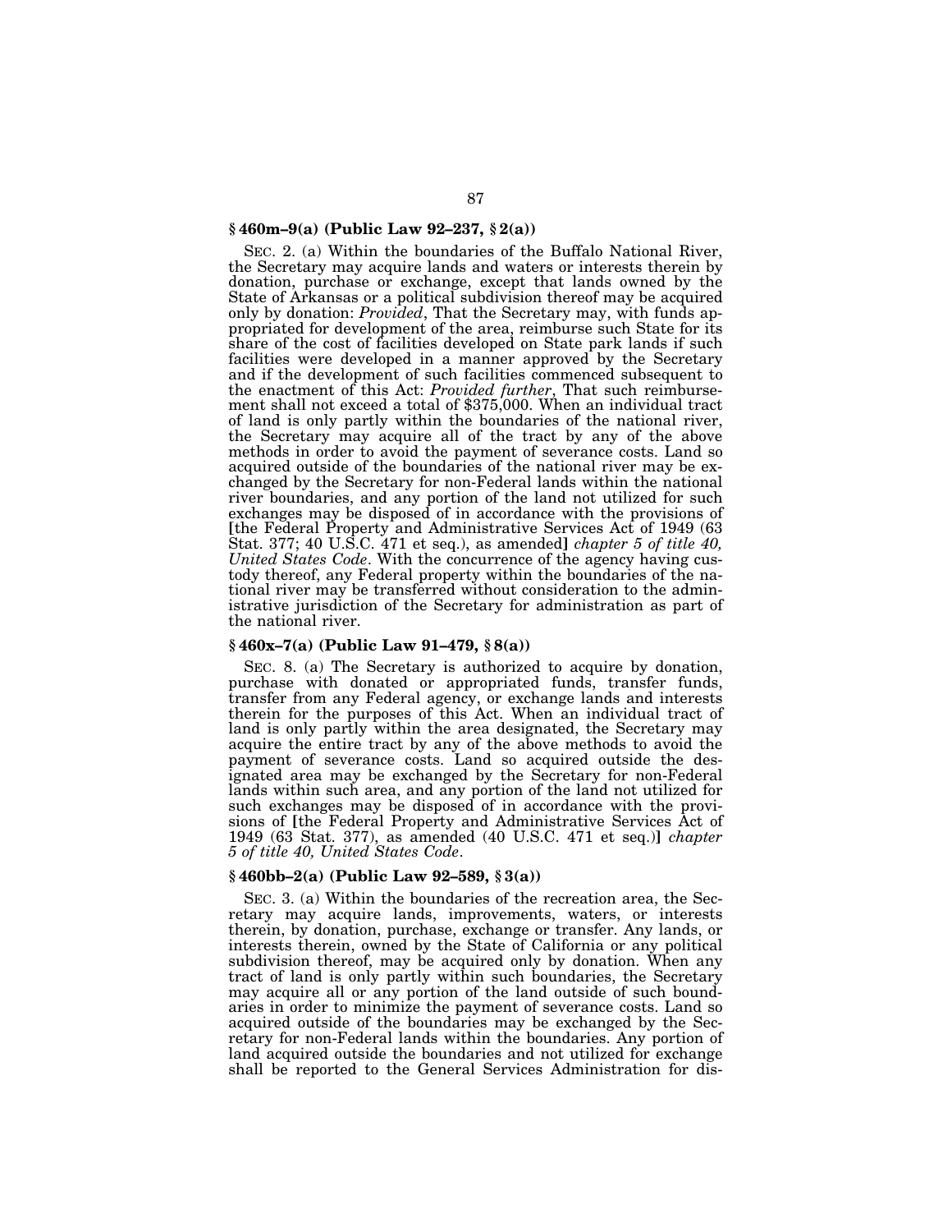### § 460m–9(a) (Public Law 92–237, § 2(a))

SEC. 2. (a) Within the boundaries of the Buffalo National River, the Secretary may acquire lands and waters or interests therein by donation, purchase or exchange, except that lands owned by the State of Arkansas or a political subdivision thereof may be acquired only by donation: *Provided*, That the Secretary may, with funds appropriated for development of the area, reimburse such State for its share of the cost of facilities developed on State park lands if such facilities were developed in a manner approved by the Secretary and if the development of such facilities commenced subsequent to the enactment of this Act: *Provided further*, That such reimbursement shall not exceed a total of $375,000. When an individual tract of land is only partly within the boundaries of the national river, the Secretary may acquire all of the tract by any of the above methods in order to avoid the payment of severance costs. Land so acquired outside of the boundaries of the national river may be exchanged by the Secretary for non-Federal lands within the national river boundaries, and any portion of the land not utilized for such exchanges may be disposed of in accordance with the provisions of [the Federal Property and Administrative Services Act of 1949 (63 Stat. 377; 40 U.S.C. 471 et seq.), as amended] *chapter 5 of title 40, United States Code*. With the concurrence of the agency having custody thereof, any Federal property within the boundaries of the national river may be transferred without consideration to the administrative jurisdiction of the Secretary for administration as part of the national river.

### § 460x–7(a) (Public Law 91–479, § 8(a))

SEC. 8. (a) The Secretary is authorized to acquire by donation, purchase with donated or appropriated funds, transfer funds, transfer from any Federal agency, or exchange lands and interests therein for the purposes of this Act. When an individual tract of land is only partly within the area designated, the Secretary may acquire the entire tract by any of the above methods to avoid the payment of severance costs. Land so acquired outside the designated area may be exchanged by the Secretary for non-Federal lands within such area, and any portion of the land not utilized for such exchanges may be disposed of in accordance with the provisions of [the Federal Property and Administrative Services Act of 1949 (63 Stat. 377), as amended (40 U.S.C. 471 et seq.)] *chapter 5 of title 40, United States Code*.

### § 460bb–2(a) (Public Law 92–589, § 3(a))

SEC. 3. (a) Within the boundaries of the recreation area, the Secretary may acquire lands, improvements, waters, or interests therein, by donation, purchase, exchange or transfer. Any lands, or interests therein, owned by the State of California or any political subdivision thereof, may be acquired only by donation. When any tract of land is only partly within such boundaries, the Secretary may acquire all or any portion of the land outside of such boundaries in order to minimize the payment of severance costs. Land so acquired outside of the boundaries may be exchanged by the Secretary for non-Federal lands within the boundaries. Any portion of land acquired outside the boundaries and not utilized for exchange shall be reported to the General Services Administration for dis-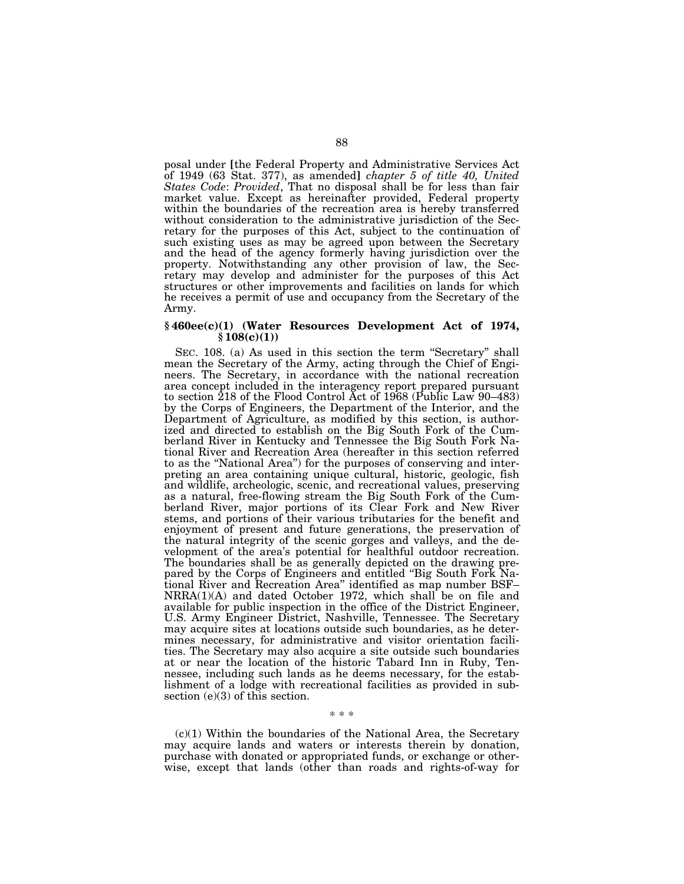posal under [the Federal Property and Administrative Services Act of 1949 (63 Stat. 377), as amended] *chapter 5 of title 40, United States Code*: *Provided*, That no disposal shall be for less than fair market value. Except as hereinafter provided, Federal property within the boundaries of the recreation area is hereby transferred without consideration to the administrative jurisdiction of the Secretary for the purposes of this Act, subject to the continuation of such existing uses as may be agreed upon between the Secretary and the head of the agency formerly having jurisdiction over the property. Notwithstanding any other provision of law, the Secretary may develop and administer for the purposes of this Act structures or other improvements and facilities on lands for which he receives a permit of use and occupancy from the Secretary of the Army.

### § 460ee(c)(1) (Water Resources Development Act of 1974, § 108(c)(1))

SEC. 108. (a) As used in this section the term "Secretary" shall mean the Secretary of the Army, acting through the Chief of Engineers. The Secretary, in accordance with the national recreation area concept included in the interagency report prepared pursuant to section 218 of the Flood Control Act of 1968 (Public Law 90–483) by the Corps of Engineers, the Department of the Interior, and the Department of Agriculture, as modified by this section, is authorized and directed to establish on the Big South Fork of the Cumberland River in Kentucky and Tennessee the Big South Fork National River and Recreation Area (hereafter in this section referred to as the "National Area") for the purposes of conserving and interpreting an area containing unique cultural, historic, geologic, fish and wildlife, archeologic, scenic, and recreational values, preserving as a natural, free-flowing stream the Big South Fork of the Cumberland River, major portions of its Clear Fork and New River stems, and portions of their various tributaries for the benefit and enjoyment of present and future generations, the preservation of the natural integrity of the scenic gorges and valleys, and the development of the area's potential for healthful outdoor recreation. The boundaries shall be as generally depicted on the drawing prepared by the Corps of Engineers and entitled "Big South Fork National River and Recreation Area" identified as map number BSF–NRRA(1)(A) and dated October 1972, which shall be on file and available for public inspection in the office of the District Engineer, U.S. Army Engineer District, Nashville, Tennessee. The Secretary may acquire sites at locations outside such boundaries, as he determines necessary, for administrative and visitor orientation facilities. The Secretary may also acquire a site outside such boundaries at or near the location of the historic Tabard Inn in Ruby, Tennessee, including such lands as he deems necessary, for the establishment of a lodge with recreational facilities as provided in subsection (e)(3) of this section.

\* \* \*

(c)(1) Within the boundaries of the National Area, the Secretary may acquire lands and waters or interests therein by donation, purchase with donated or appropriated funds, or exchange or otherwise, except that lands (other than roads and rights-of-way for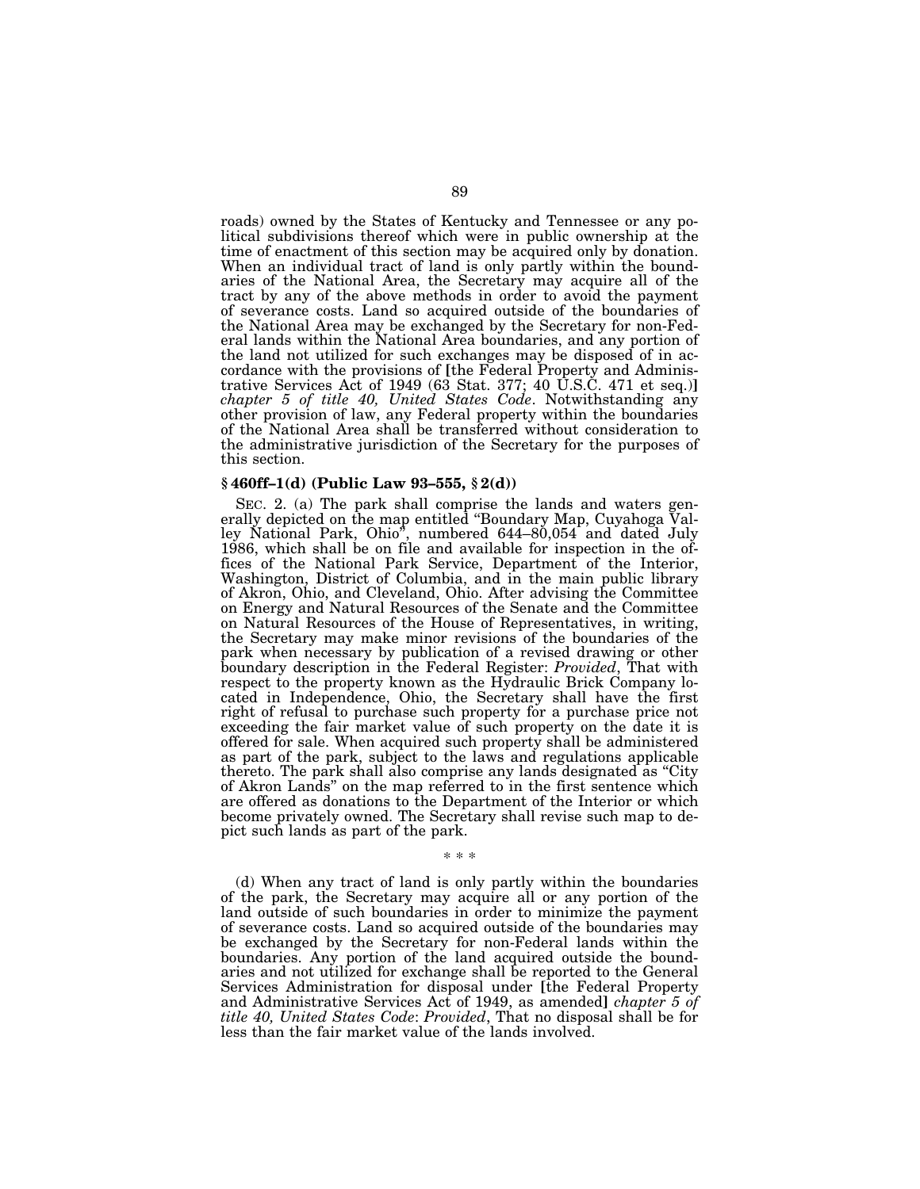roads) owned by the States of Kentucky and Tennessee or any political subdivisions thereof which were in public ownership at the time of enactment of this section may be acquired only by donation. When an individual tract of land is only partly within the boundaries of the National Area, the Secretary may acquire all of the tract by any of the above methods in order to avoid the payment of severance costs. Land so acquired outside of the boundaries of the National Area may be exchanged by the Secretary for non-Federal lands within the National Area boundaries, and any portion of the land not utilized for such exchanges may be disposed of in accordance with the provisions of [the Federal Property and Administrative Services Act of 1949 (63 Stat. 377; 40 U.S.C. 471 et seq.)] *chapter 5 of title 40, United States Code*. Notwithstanding any other provision of law, any Federal property within the boundaries of the National Area shall be transferred without consideration to the administrative jurisdiction of the Secretary for the purposes of this section.

### § 460ff–1(d) (Public Law 93–555, § 2(d))

SEC. 2. (a) The park shall comprise the lands and waters generally depicted on the map entitled "Boundary Map, Cuyahoga Valley National Park, Ohio", numbered 644–80,054 and dated July 1986, which shall be on file and available for inspection in the offices of the National Park Service, Department of the Interior, Washington, District of Columbia, and in the main public library of Akron, Ohio, and Cleveland, Ohio. After advising the Committee on Energy and Natural Resources of the Senate and the Committee on Natural Resources of the House of Representatives, in writing, the Secretary may make minor revisions of the boundaries of the park when necessary by publication of a revised drawing or other boundary description in the Federal Register: *Provided*, That with respect to the property known as the Hydraulic Brick Company located in Independence, Ohio, the Secretary shall have the first right of refusal to purchase such property for a purchase price not exceeding the fair market value of such property on the date it is offered for sale. When acquired such property shall be administered as part of the park, subject to the laws and regulations applicable thereto. The park shall also comprise any lands designated as "City of Akron Lands" on the map referred to in the first sentence which are offered as donations to the Department of the Interior or which become privately owned. The Secretary shall revise such map to depict such lands as part of the park.

\* \* \*

(d) When any tract of land is only partly within the boundaries of the park, the Secretary may acquire all or any portion of the land outside of such boundaries in order to minimize the payment of severance costs. Land so acquired outside of the boundaries may be exchanged by the Secretary for non-Federal lands within the boundaries. Any portion of the land acquired outside the boundaries and not utilized for exchange shall be reported to the General Services Administration for disposal under [the Federal Property and Administrative Services Act of 1949, as amended] *chapter 5 of title 40, United States Code*: *Provided*, That no disposal shall be for less than the fair market value of the lands involved.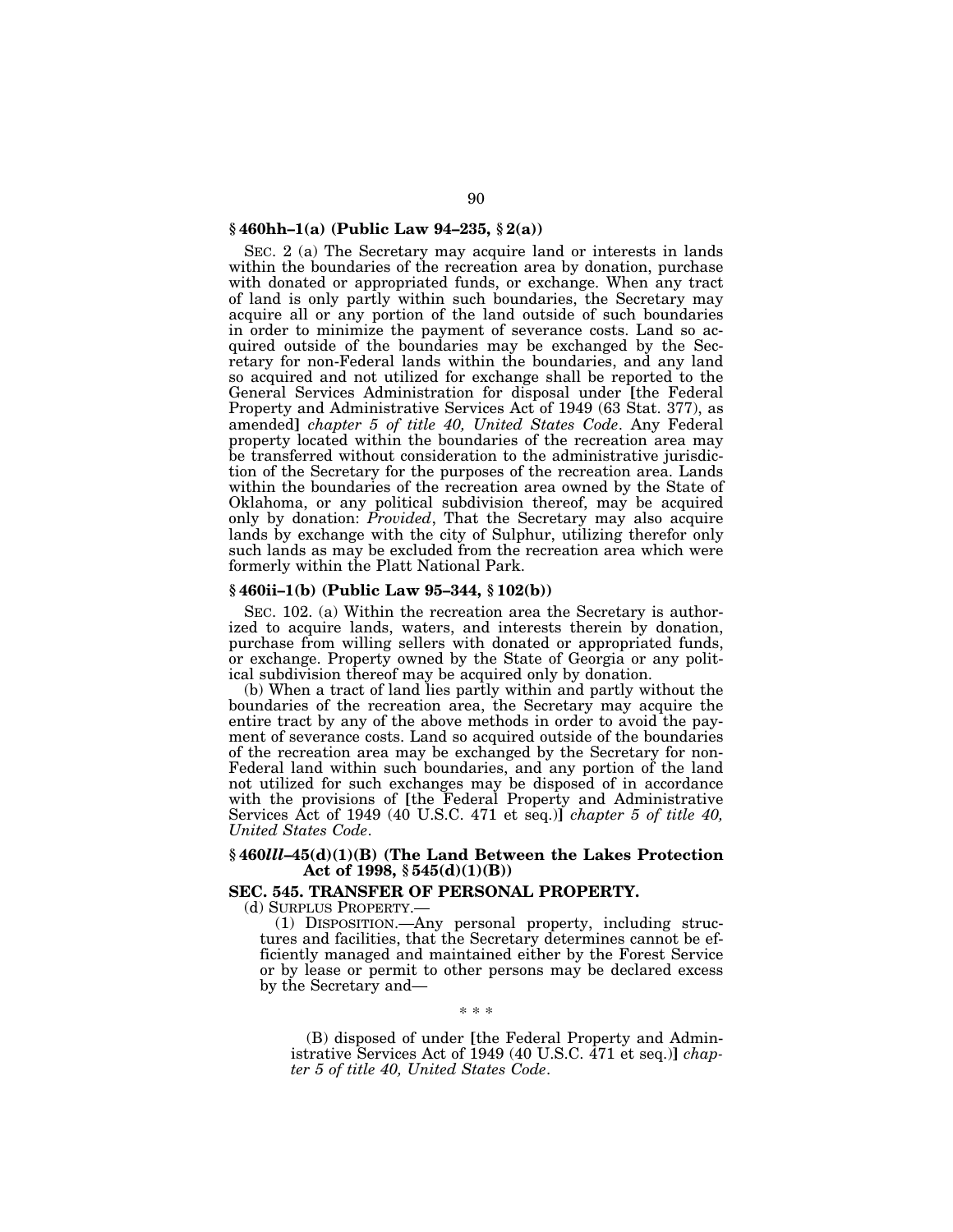### § 460hh–1(a) (Public Law 94–235, § 2(a))

SEC. 2 (a) The Secretary may acquire land or interests in lands within the boundaries of the recreation area by donation, purchase with donated or appropriated funds, or exchange. When any tract of land is only partly within such boundaries, the Secretary may acquire all or any portion of the land outside of such boundaries in order to minimize the payment of severance costs. Land so acquired outside of the boundaries may be exchanged by the Secretary for non-Federal lands within the boundaries, and any land so acquired and not utilized for exchange shall be reported to the General Services Administration for disposal under [the Federal Property and Administrative Services Act of 1949 (63 Stat. 377), as amended] *chapter 5 of title 40, United States Code*. Any Federal property located within the boundaries of the recreation area may be transferred without consideration to the administrative jurisdiction of the Secretary for the purposes of the recreation area. Lands within the boundaries of the recreation area owned by the State of Oklahoma, or any political subdivision thereof, may be acquired only by donation: *Provided*, That the Secretary may also acquire lands by exchange with the city of Sulphur, utilizing therefor only such lands as may be excluded from the recreation area which were formerly within the Platt National Park.

### § 460ii–1(b) (Public Law 95–344, § 102(b))

SEC. 102. (a) Within the recreation area the Secretary is authorized to acquire lands, waters, and interests therein by donation, purchase from willing sellers with donated or appropriated funds, or exchange. Property owned by the State of Georgia or any political subdivision thereof may be acquired only by donation.

(b) When a tract of land lies partly within and partly without the boundaries of the recreation area, the Secretary may acquire the entire tract by any of the above methods in order to avoid the payment of severance costs. Land so acquired outside of the boundaries of the recreation area may be exchanged by the Secretary for non-Federal land within such boundaries, and any portion of the land not utilized for such exchanges may be disposed of in accordance with the provisions of [the Federal Property and Administrative Services Act of 1949 (40 U.S.C. 471 et seq.)] *chapter 5 of title 40, United States Code*.

### § 460*lll*–45(d)(1)(B) (The Land Between the Lakes Protection Act of 1998, § 545(d)(1)(B))

### SEC. 545. TRANSFER OF PERSONAL PROPERTY.

(d) SURPLUS PROPERTY.—

(1) DISPOSITION.—Any personal property, including structures and facilities, that the Secretary determines cannot be efficiently managed and maintained either by the Forest Service or by lease or permit to other persons may be declared excess by the Secretary and—

\* \* \*

(B) disposed of under [the Federal Property and Administrative Services Act of 1949 (40 U.S.C. 471 et seq.)] *chapter 5 of title 40, United States Code*.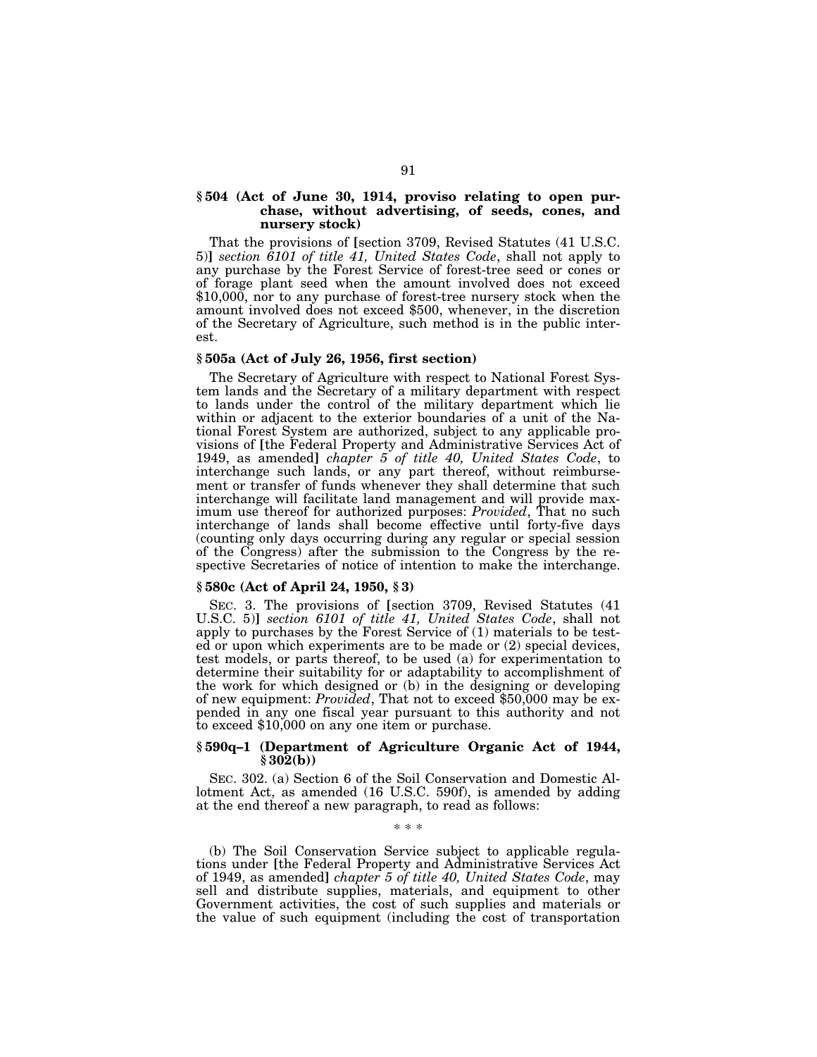### § 504 (Act of June 30, 1914, proviso relating to open purchase, without advertising, of seeds, cones, and nursery stock)

That the provisions of [section 3709, Revised Statutes (41 U.S.C. 5)] *section 6101 of title 41, United States Code*, shall not apply to any purchase by the Forest Service of forest-tree seed or cones or of forage plant seed when the amount involved does not exceed $10,000, nor to any purchase of forest-tree nursery stock when the amount involved does not exceed $500, whenever, in the discretion of the Secretary of Agriculture, such method is in the public interest.

### § 505a (Act of July 26, 1956, first section)

The Secretary of Agriculture with respect to National Forest System lands and the Secretary of a military department with respect to lands under the control of the military department which lie within or adjacent to the exterior boundaries of a unit of the National Forest System are authorized, subject to any applicable provisions of [the Federal Property and Administrative Services Act of 1949, as amended] *chapter 5 of title 40, United States Code*, to interchange such lands, or any part thereof, without reimbursement or transfer of funds whenever they shall determine that such interchange will facilitate land management and will provide maximum use thereof for authorized purposes: *Provided*, That no such interchange of lands shall become effective until forty-five days (counting only days occurring during any regular or special session of the Congress) after the submission to the Congress by the respective Secretaries of notice of intention to make the interchange.

### § 580c (Act of April 24, 1950, § 3)

SEC. 3. The provisions of [section 3709, Revised Statutes (41 U.S.C. 5)] *section 6101 of title 41, United States Code*, shall not apply to purchases by the Forest Service of (1) materials to be tested or upon which experiments are to be made or (2) special devices, test models, or parts thereof, to be used (a) for experimentation to determine their suitability for or adaptability to accomplishment of the work for which designed or (b) in the designing or developing of new equipment: *Provided*, That not to exceed $50,000 may be expended in any one fiscal year pursuant to this authority and not to exceed $10,000 on any one item or purchase.

### § 590q–1 (Department of Agriculture Organic Act of 1944, § 302(b))

SEC. 302. (a) Section 6 of the Soil Conservation and Domestic Allotment Act, as amended (16 U.S.C. 590f), is amended by adding at the end thereof a new paragraph, to read as follows:

\* \* \*

(b) The Soil Conservation Service subject to applicable regulations under [the Federal Property and Administrative Services Act of 1949, as amended] *chapter 5 of title 40, United States Code*, may sell and distribute supplies, materials, and equipment to other Government activities, the cost of such supplies and materials or the value of such equipment (including the cost of transportation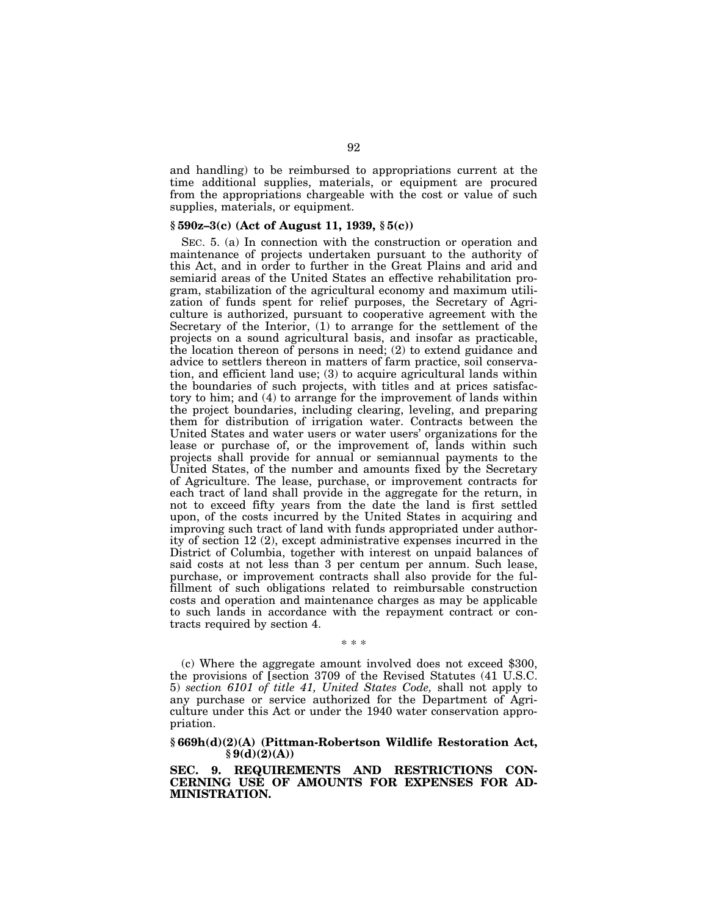and handling) to be reimbursed to appropriations current at the time additional supplies, materials, or equipment are procured from the appropriations chargeable with the cost or value of such supplies, materials, or equipment.

### § 590z–3(c) (Act of August 11, 1939, § 5(c))

SEC. 5. (a) In connection with the construction or operation and maintenance of projects undertaken pursuant to the authority of this Act, and in order to further in the Great Plains and arid and semiarid areas of the United States an effective rehabilitation program, stabilization of the agricultural economy and maximum utilization of funds spent for relief purposes, the Secretary of Agriculture is authorized, pursuant to cooperative agreement with the Secretary of the Interior, (1) to arrange for the settlement of the projects on a sound agricultural basis, and insofar as practicable, the location thereon of persons in need; (2) to extend guidance and advice to settlers thereon in matters of farm practice, soil conservation, and efficient land use; (3) to acquire agricultural lands within the boundaries of such projects, with titles and at prices satisfactory to him; and (4) to arrange for the improvement of lands within the project boundaries, including clearing, leveling, and preparing them for distribution of irrigation water. Contracts between the United States and water users or water users' organizations for the lease or purchase of, or the improvement of, lands within such projects shall provide for annual or semiannual payments to the United States, of the number and amounts fixed by the Secretary of Agriculture. The lease, purchase, or improvement contracts for each tract of land shall provide in the aggregate for the return, in not to exceed fifty years from the date the land is first settled upon, of the costs incurred by the United States in acquiring and improving such tract of land with funds appropriated under authority of section 12 (2), except administrative expenses incurred in the District of Columbia, together with interest on unpaid balances of said costs at not less than 3 per centum per annum. Such lease, purchase, or improvement contracts shall also provide for the fulfillment of such obligations related to reimbursable construction costs and operation and maintenance charges as may be applicable to such lands in accordance with the repayment contract or contracts required by section 4.

\* \* \*

(c) Where the aggregate amount involved does not exceed $300, the provisions of [section 3709 of the Revised Statutes (41 U.S.C. 5) *section 6101 of title 41, United States Code,* shall not apply to any purchase or service authorized for the Department of Agriculture under this Act or under the 1940 water conservation appropriation.

### § 669h(d)(2)(A) (Pittman-Robertson Wildlife Restoration Act, § 9(d)(2)(A))

**SEC. 9. REQUIREMENTS AND RESTRICTIONS CONCERNING USE OF AMOUNTS FOR EXPENSES FOR ADMINISTRATION.**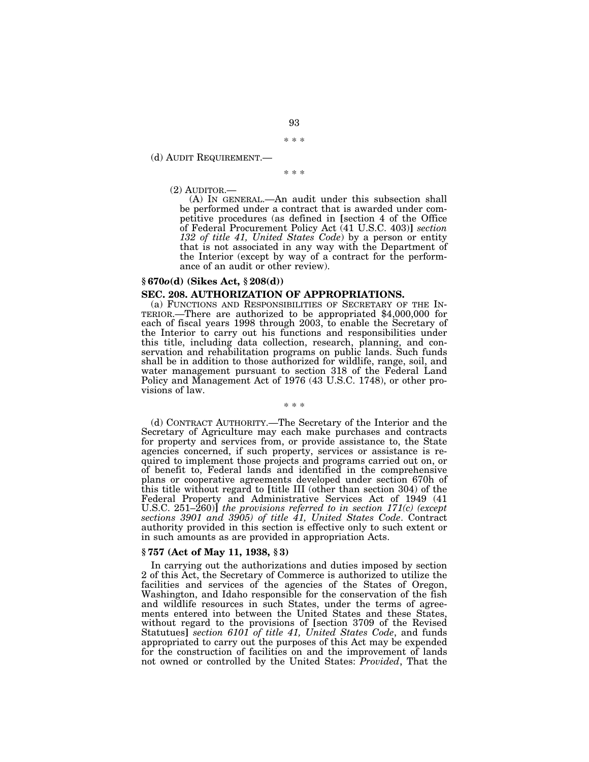\* \* \*

(d) AUDIT REQUIREMENT.—

\* \* \*

(2) AUDITOR.—

(A) IN GENERAL.—An audit under this subsection shall be performed under a contract that is awarded under competitive procedures (as defined in [section 4 of the Office of Federal Procurement Policy Act (41 U.S.C. 403)] *section 132 of title 41, United States Code*) by a person or entity that is not associated in any way with the Department of the Interior (except by way of a contract for the performance of an audit or other review).

**§ 670*o*(d) (Sikes Act, § 208(d))**

**SEC. 208. AUTHORIZATION OF APPROPRIATIONS.**

(a) FUNCTIONS AND RESPONSIBILITIES OF SECRETARY OF THE INTERIOR.—There are authorized to be appropriated $4,000,000 for each of fiscal years 1998 through 2003, to enable the Secretary of the Interior to carry out his functions and responsibilities under this title, including data collection, research, planning, and conservation and rehabilitation programs on public lands. Such funds shall be in addition to those authorized for wildlife, range, soil, and water management pursuant to section 318 of the Federal Land Policy and Management Act of 1976 (43 U.S.C. 1748), or other provisions of law.

\* \* \*

(d) CONTRACT AUTHORITY.—The Secretary of the Interior and the Secretary of Agriculture may each make purchases and contracts for property and services from, or provide assistance to, the State agencies concerned, if such property, services or assistance is required to implement those projects and programs carried out on, or of benefit to, Federal lands and identified in the comprehensive plans or cooperative agreements developed under section 670h of this title without regard to [title III (other than section 304) of the Federal Property and Administrative Services Act of 1949 (41 U.S.C. 251–260)] *the provisions referred to in section 171(c) (except sections 3901 and 3905) of title 41, United States Code*. Contract authority provided in this section is effective only to such extent or in such amounts as are provided in appropriation Acts.

**§ 757 (Act of May 11, 1938, § 3)**

In carrying out the authorizations and duties imposed by section 2 of this Act, the Secretary of Commerce is authorized to utilize the facilities and services of the agencies of the States of Oregon, Washington, and Idaho responsible for the conservation of the fish and wildlife resources in such States, under the terms of agreements entered into between the United States and these States, without regard to the provisions of [section 3709 of the Revised Statutes] *section 6101 of title 41, United States Code*, and funds appropriated to carry out the purposes of this Act may be expended for the construction of facilities on and the improvement of lands not owned or controlled by the United States: *Provided*, That the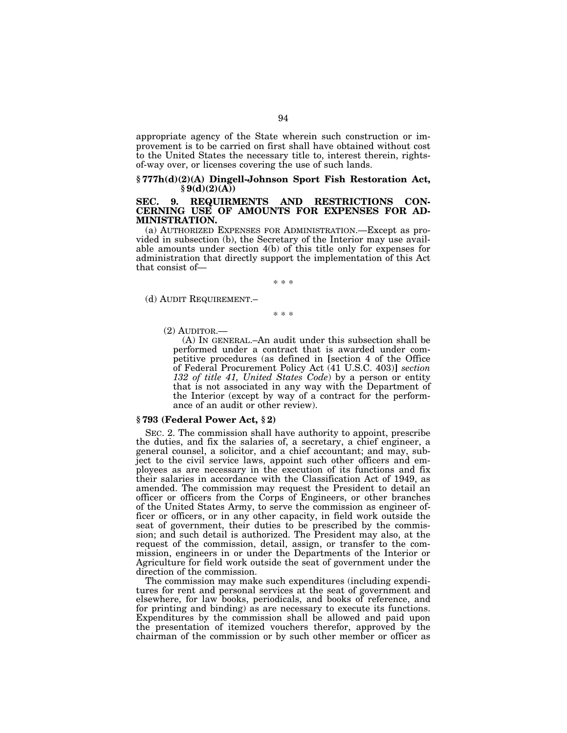appropriate agency of the State wherein such construction or improvement is to be carried on first shall have obtained without cost to the United States the necessary title to, interest therein, rights-of-way over, or licenses covering the use of such lands.

### § 777h(d)(2)(A) Dingell-Johnson Sport Fish Restoration Act, § 9(d)(2)(A))

### SEC. 9. REQUIRMENTS AND RESTRICTIONS CONCERNING USE OF AMOUNTS FOR EXPENSES FOR ADMINISTRATION.

(a) AUTHORIZED EXPENSES FOR ADMINISTRATION.—Except as provided in subsection (b), the Secretary of the Interior may use available amounts under section 4(b) of this title only for expenses for administration that directly support the implementation of this Act that consist of—

\* \* \*

(d) AUDIT REQUIREMENT.–

\* \* \*

(2) AUDITOR.—

(A) IN GENERAL.–An audit under this subsection shall be performed under a contract that is awarded under competitive procedures (as defined in [section 4 of the Office of Federal Procurement Policy Act (41 U.S.C. 403)] *section 132 of title 41, United States Code*) by a person or entity that is not associated in any way with the Department of the Interior (except by way of a contract for the performance of an audit or other review).

### § 793 (Federal Power Act, § 2)

SEC. 2. The commission shall have authority to appoint, prescribe the duties, and fix the salaries of, a secretary, a chief engineer, a general counsel, a solicitor, and a chief accountant; and may, subject to the civil service laws, appoint such other officers and employees as are necessary in the execution of its functions and fix their salaries in accordance with the Classification Act of 1949, as amended. The commission may request the President to detail an officer or officers from the Corps of Engineers, or other branches of the United States Army, to serve the commission as engineer officer or officers, or in any other capacity, in field work outside the seat of government, their duties to be prescribed by the commission; and such detail is authorized. The President may also, at the request of the commission, detail, assign, or transfer to the commission, engineers in or under the Departments of the Interior or Agriculture for field work outside the seat of government under the direction of the commission.

The commission may make such expenditures (including expenditures for rent and personal services at the seat of government and elsewhere, for law books, periodicals, and books of reference, and for printing and binding) as are necessary to execute its functions. Expenditures by the commission shall be allowed and paid upon the presentation of itemized vouchers therefor, approved by the chairman of the commission or by such other member or officer as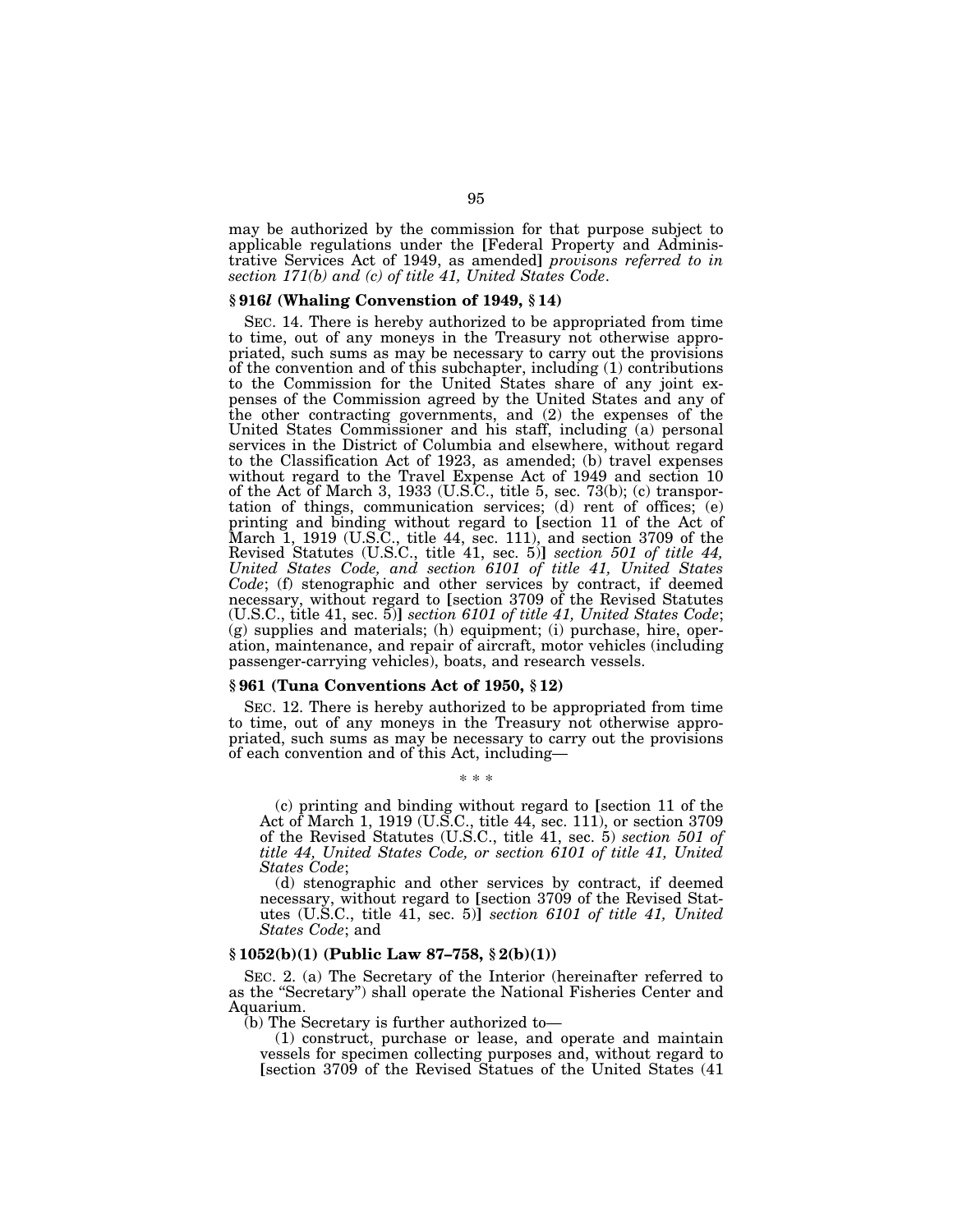may be authorized by the commission for that purpose subject to applicable regulations under the [Federal Property and Administrative Services Act of 1949, as amended] *provisons referred to in section 171(b) and (c) of title 41, United States Code*.

### § 916*l* (Whaling Convenstion of 1949, § 14)

SEC. 14. There is hereby authorized to be appropriated from time to time, out of any moneys in the Treasury not otherwise appropriated, such sums as may be necessary to carry out the provisions of the convention and of this subchapter, including (1) contributions to the Commission for the United States share of any joint expenses of the Commission agreed by the United States and any of the other contracting governments, and (2) the expenses of the United States Commissioner and his staff, including (a) personal services in the District of Columbia and elsewhere, without regard to the Classification Act of 1923, as amended; (b) travel expenses without regard to the Travel Expense Act of 1949 and section 10 of the Act of March 3, 1933 (U.S.C., title 5, sec. 73(b); (c) transportation of things, communication services; (d) rent of offices; (e) printing and binding without regard to [section 11 of the Act of March 1, 1919 (U.S.C., title 44, sec. 111), and section 3709 of the Revised Statutes (U.S.C., title 41, sec. 5)] *section 501 of title 44, United States Code, and section 6101 of title 41, United States Code*; (f) stenographic and other services by contract, if deemed necessary, without regard to [section 3709 of the Revised Statutes (U.S.C., title 41, sec. 5)] *section 6101 of title 41, United States Code*; (g) supplies and materials; (h) equipment; (i) purchase, hire, operation, maintenance, and repair of aircraft, motor vehicles (including passenger-carrying vehicles), boats, and research vessels.

### § 961 (Tuna Conventions Act of 1950, § 12)

SEC. 12. There is hereby authorized to be appropriated from time to time, out of any moneys in the Treasury not otherwise appropriated, such sums as may be necessary to carry out the provisions of each convention and of this Act, including—

\* \* \*

(c) printing and binding without regard to [section 11 of the Act of March 1, 1919 (U.S.C., title 44, sec. 111), or section 3709 of the Revised Statutes (U.S.C., title 41, sec. 5) *section 501 of title 44, United States Code, or section 6101 of title 41, United States Code*;

(d) stenographic and other services by contract, if deemed necessary, without regard to [section 3709 of the Revised Statutes (U.S.C., title 41, sec. 5)] *section 6101 of title 41, United States Code*; and

### § 1052(b)(1) (Public Law 87–758, § 2(b)(1))

SEC. 2. (a) The Secretary of the Interior (hereinafter referred to as the "Secretary") shall operate the National Fisheries Center and Aquarium.

(b) The Secretary is further authorized to—

(1) construct, purchase or lease, and operate and maintain vessels for specimen collecting purposes and, without regard to [section 3709 of the Revised Statues of the United States (41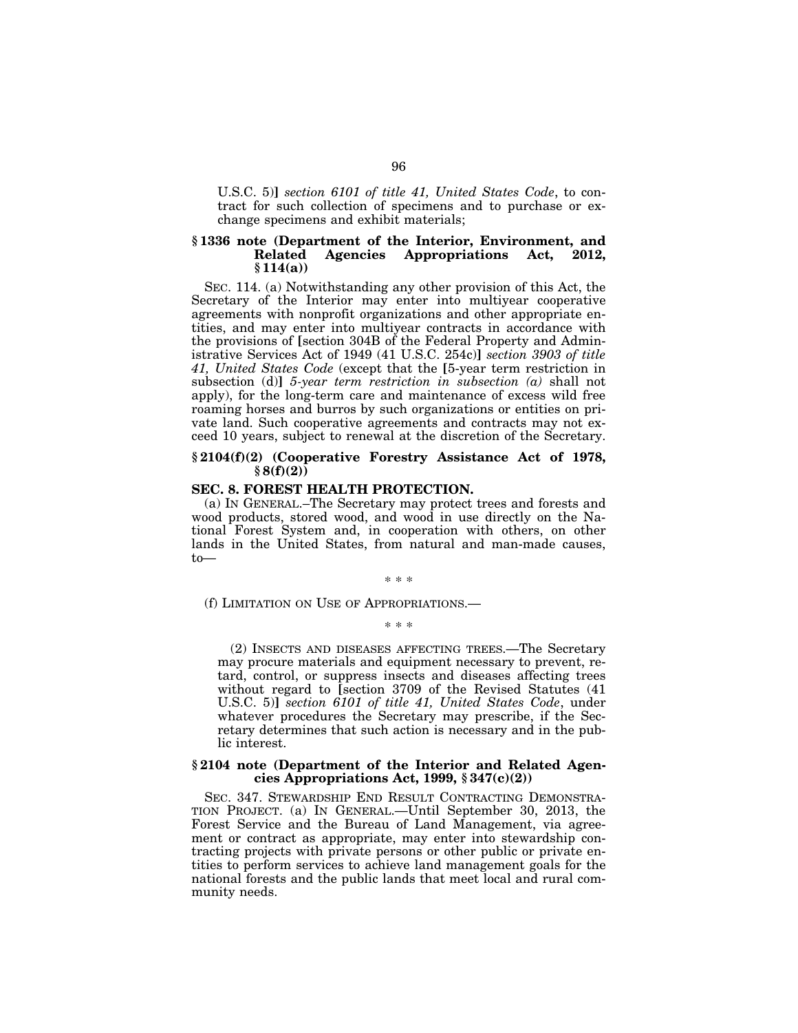U.S.C. 5)] *section 6101 of title 41, United States Code*, to contract for such collection of specimens and to purchase or exchange specimens and exhibit materials;

### § 1336 note (Department of the Interior, Environment, and Related Agencies Appropriations Act, 2012, § 114(a))

SEC. 114. (a) Notwithstanding any other provision of this Act, the Secretary of the Interior may enter into multiyear cooperative agreements with nonprofit organizations and other appropriate entities, and may enter into multiyear contracts in accordance with the provisions of [section 304B of the Federal Property and Administrative Services Act of 1949 (41 U.S.C. 254c)] *section 3903 of title 41, United States Code* (except that the [5-year term restriction in subsection (d)] *5-year term restriction in subsection (a)* shall not apply), for the long-term care and maintenance of excess wild free roaming horses and burros by such organizations or entities on private land. Such cooperative agreements and contracts may not exceed 10 years, subject to renewal at the discretion of the Secretary.

### § 2104(f)(2) (Cooperative Forestry Assistance Act of 1978, § 8(f)(2))

**SEC. 8. FOREST HEALTH PROTECTION.**

(a) IN GENERAL.–The Secretary may protect trees and forests and wood products, stored wood, and wood in use directly on the National Forest System and, in cooperation with others, on other lands in the United States, from natural and man-made causes, to—

\* \* \*

(f) LIMITATION ON USE OF APPROPRIATIONS.—

\* \* \*

(2) INSECTS AND DISEASES AFFECTING TREES.—The Secretary may procure materials and equipment necessary to prevent, retard, control, or suppress insects and diseases affecting trees without regard to [section 3709 of the Revised Statutes (41 U.S.C. 5)] *section 6101 of title 41, United States Code*, under whatever procedures the Secretary may prescribe, if the Secretary determines that such action is necessary and in the public interest.

### § 2104 note (Department of the Interior and Related Agencies Appropriations Act, 1999, § 347(c)(2))

SEC. 347. STEWARDSHIP END RESULT CONTRACTING DEMONSTRATION PROJECT. (a) IN GENERAL.—Until September 30, 2013, the Forest Service and the Bureau of Land Management, via agreement or contract as appropriate, may enter into stewardship contracting projects with private persons or other public or private entities to perform services to achieve land management goals for the national forests and the public lands that meet local and rural community needs.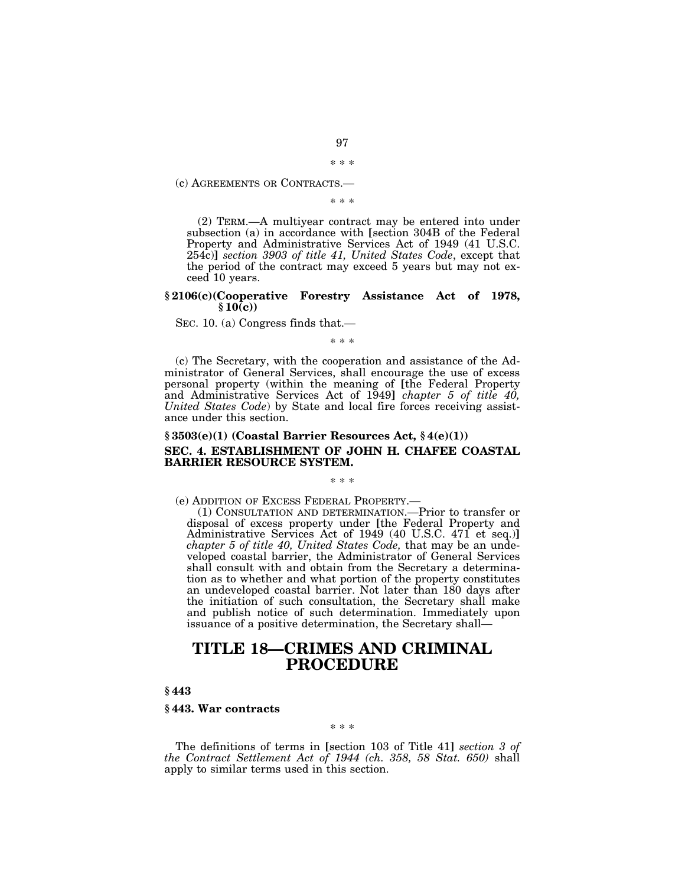\* \* \*

(c) AGREEMENTS OR CONTRACTS.—

\* \* \*

(2) TERM.—A multiyear contract may be entered into under subsection (a) in accordance with [section 304B of the Federal Property and Administrative Services Act of 1949 (41 U.S.C. 254c)] *section 3903 of title 41, United States Code*, except that the period of the contract may exceed 5 years but may not exceed 10 years.

**§ 2106(c)(Cooperative Forestry Assistance Act of 1978, § 10(c))**

SEC. 10. (a) Congress finds that.—

\* \* \*

(c) The Secretary, with the cooperation and assistance of the Administrator of General Services, shall encourage the use of excess personal property (within the meaning of [the Federal Property and Administrative Services Act of 1949] *chapter 5 of title 40, United States Code*) by State and local fire forces receiving assistance under this section.

**§ 3503(e)(1) (Coastal Barrier Resources Act, § 4(e)(1))**

**SEC. 4. ESTABLISHMENT OF JOHN H. CHAFEE COASTAL BARRIER RESOURCE SYSTEM.**

\* \* \*

(e) ADDITION OF EXCESS FEDERAL PROPERTY.—

(1) CONSULTATION AND DETERMINATION.—Prior to transfer or disposal of excess property under [the Federal Property and Administrative Services Act of 1949 (40 U.S.C. 471 et seq.)] *chapter 5 of title 40, United States Code,* that may be an undeveloped coastal barrier, the Administrator of General Services shall consult with and obtain from the Secretary a determination as to whether and what portion of the property constitutes an undeveloped coastal barrier. Not later than 180 days after the initiation of such consultation, the Secretary shall make and publish notice of such determination. Immediately upon issuance of a positive determination, the Secretary shall—

# TITLE 18—CRIMES AND CRIMINAL PROCEDURE

**§ 443**

**§ 443. War contracts**

\* \* \*

The definitions of terms in [section 103 of Title 41] *section 3 of the Contract Settlement Act of 1944 (ch. 358, 58 Stat. 650)* shall apply to similar terms used in this section.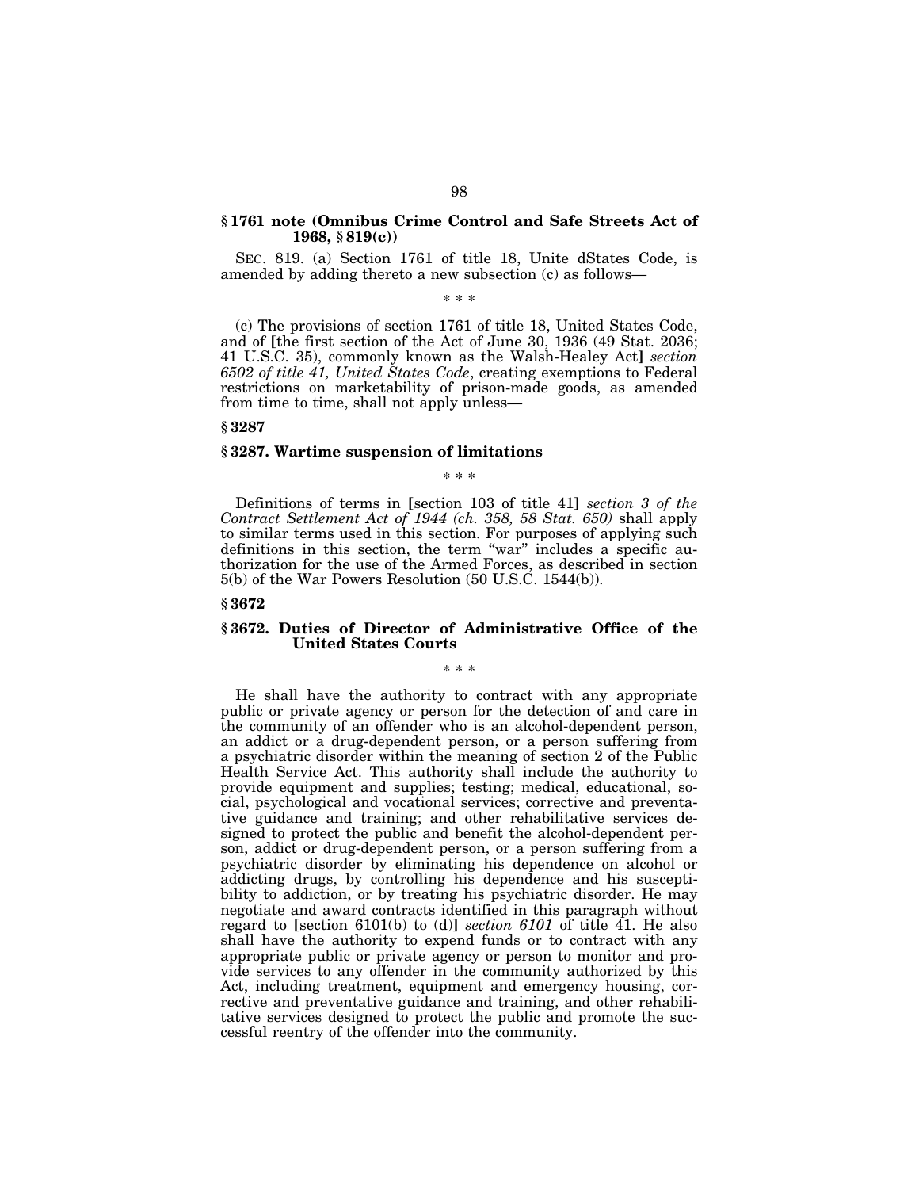### § 1761 note (Omnibus Crime Control and Safe Streets Act of 1968, § 819(c))

SEC. 819. (a) Section 1761 of title 18, Unite dStates Code, is amended by adding thereto a new subsection (c) as follows—

\* \* \*

(c) The provisions of section 1761 of title 18, United States Code, and of [the first section of the Act of June 30, 1936 (49 Stat. 2036; 41 U.S.C. 35), commonly known as the Walsh-Healey Act] *section 6502 of title 41, United States Code*, creating exemptions to Federal restrictions on marketability of prison-made goods, as amended from time to time, shall not apply unless—

### § 3287

### § 3287. Wartime suspension of limitations

\* \* \*

Definitions of terms in [section 103 of title 41] *section 3 of the Contract Settlement Act of 1944 (ch. 358, 58 Stat. 650)* shall apply to similar terms used in this section. For purposes of applying such definitions in this section, the term "war" includes a specific authorization for the use of the Armed Forces, as described in section 5(b) of the War Powers Resolution (50 U.S.C. 1544(b)).

### § 3672

### § 3672. Duties of Director of Administrative Office of the United States Courts

\* \* \*

He shall have the authority to contract with any appropriate public or private agency or person for the detection of and care in the community of an offender who is an alcohol-dependent person, an addict or a drug-dependent person, or a person suffering from a psychiatric disorder within the meaning of section 2 of the Public Health Service Act. This authority shall include the authority to provide equipment and supplies; testing; medical, educational, social, psychological and vocational services; corrective and preventative guidance and training; and other rehabilitative services designed to protect the public and benefit the alcohol-dependent person, addict or drug-dependent person, or a person suffering from a psychiatric disorder by eliminating his dependence on alcohol or addicting drugs, by controlling his dependence and his susceptibility to addiction, or by treating his psychiatric disorder. He may negotiate and award contracts identified in this paragraph without regard to [section 6101(b) to (d)] *section 6101* of title 41. He also shall have the authority to expend funds or to contract with any appropriate public or private agency or person to monitor and provide services to any offender in the community authorized by this Act, including treatment, equipment and emergency housing, corrective and preventative guidance and training, and other rehabilitative services designed to protect the public and promote the successful reentry of the offender into the community.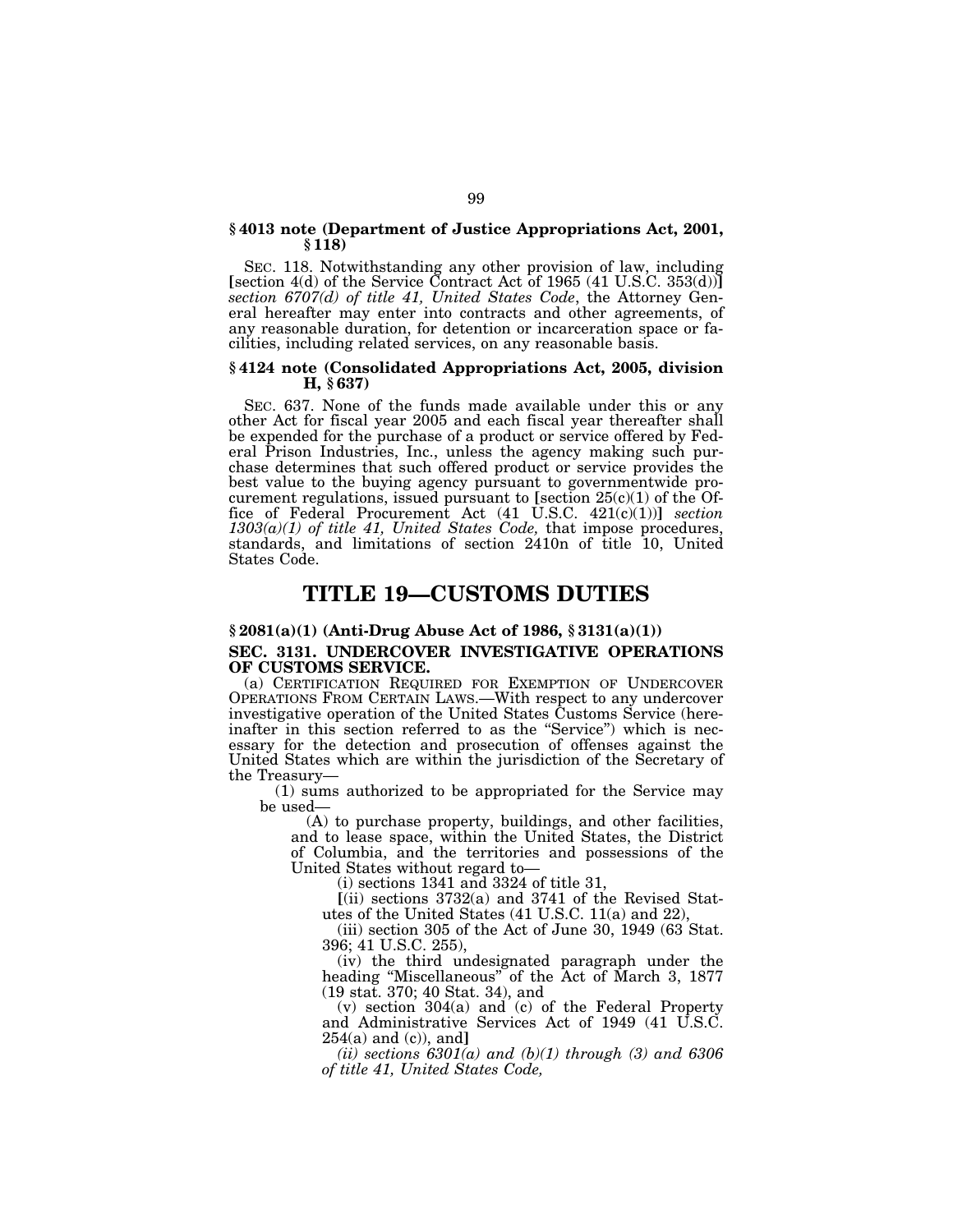### § 4013 note (Department of Justice Appropriations Act, 2001, § 118)

SEC. 118. Notwithstanding any other provision of law, including [section 4(d) of the Service Contract Act of 1965 (41 U.S.C. 353(d))] *section 6707(d) of title 41, United States Code*, the Attorney General hereafter may enter into contracts and other agreements, of any reasonable duration, for detention or incarceration space or facilities, including related services, on any reasonable basis.

### § 4124 note (Consolidated Appropriations Act, 2005, division H, § 637)

SEC. 637. None of the funds made available under this or any other Act for fiscal year 2005 and each fiscal year thereafter shall be expended for the purchase of a product or service offered by Federal Prison Industries, Inc., unless the agency making such purchase determines that such offered product or service provides the best value to the buying agency pursuant to governmentwide procurement regulations, issued pursuant to [section 25(c)(1) of the Office of Federal Procurement Act (41 U.S.C. 421(c)(1))] *section 1303(a)(1) of title 41, United States Code,* that impose procedures, standards, and limitations of section 2410n of title 10, United States Code.

# TITLE 19—CUSTOMS DUTIES

### § 2081(a)(1) (Anti-Drug Abuse Act of 1986, § 3131(a)(1))

**SEC. 3131. UNDERCOVER INVESTIGATIVE OPERATIONS OF CUSTOMS SERVICE.**

(a) CERTIFICATION REQUIRED FOR EXEMPTION OF UNDERCOVER OPERATIONS FROM CERTAIN LAWS.—With respect to any undercover investigative operation of the United States Customs Service (hereinafter in this section referred to as the "Service") which is necessary for the detection and prosecution of offenses against the United States which are within the jurisdiction of the Secretary of the Treasury—

(1) sums authorized to be appropriated for the Service may be used—

(A) to purchase property, buildings, and other facilities, and to lease space, within the United States, the District of Columbia, and the territories and possessions of the United States without regard to—

(i) sections 1341 and 3324 of title 31,

[(ii) sections 3732(a) and 3741 of the Revised Statutes of the United States (41 U.S.C. 11(a) and 22),

(iii) section 305 of the Act of June 30, 1949 (63 Stat. 396; 41 U.S.C. 255),

(iv) the third undesignated paragraph under the heading "Miscellaneous" of the Act of March 3, 1877 (19 stat. 370; 40 Stat. 34), and

(v) section 304(a) and (c) of the Federal Property and Administrative Services Act of 1949 (41 U.S.C. 254(a) and (c)), and]

*(ii) sections 6301(a) and (b)(1) through (3) and 6306 of title 41, United States Code,*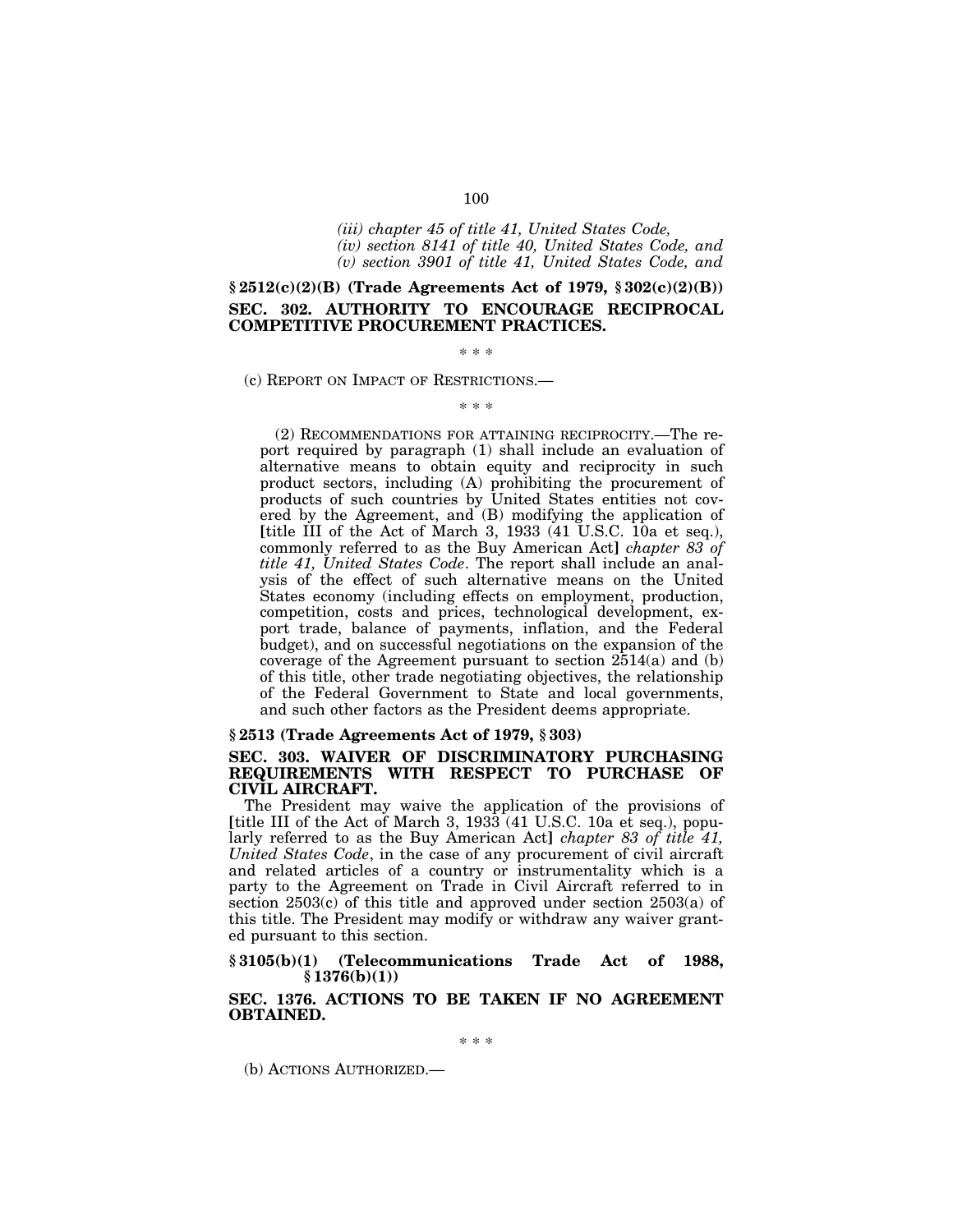*(iii) chapter 45 of title 41, United States Code,*
*(iv) section 8141 of title 40, United States Code, and*
*(v) section 3901 of title 41, United States Code, and*

**§ 2512(c)(2)(B) (Trade Agreements Act of 1979, § 302(c)(2)(B))**

**SEC. 302. AUTHORITY TO ENCOURAGE RECIPROCAL COMPETITIVE PROCUREMENT PRACTICES.**

\* \* \*

(c) REPORT ON IMPACT OF RESTRICTIONS.—

\* \* \*

(2) RECOMMENDATIONS FOR ATTAINING RECIPROCITY.—The report required by paragraph (1) shall include an evaluation of alternative means to obtain equity and reciprocity in such product sectors, including (A) prohibiting the procurement of products of such countries by United States entities not covered by the Agreement, and (B) modifying the application of [title III of the Act of March 3, 1933 (41 U.S.C. 10a et seq.), commonly referred to as the Buy American Act] *chapter 83 of title 41, United States Code*. The report shall include an analysis of the effect of such alternative means on the United States economy (including effects on employment, production, competition, costs and prices, technological development, export trade, balance of payments, inflation, and the Federal budget), and on successful negotiations on the expansion of the coverage of the Agreement pursuant to section 2514(a) and (b) of this title, other trade negotiating objectives, the relationship of the Federal Government to State and local governments, and such other factors as the President deems appropriate.

**§ 2513 (Trade Agreements Act of 1979, § 303)**

**SEC. 303. WAIVER OF DISCRIMINATORY PURCHASING REQUIREMENTS WITH RESPECT TO PURCHASE OF CIVIL AIRCRAFT.**

The President may waive the application of the provisions of [title III of the Act of March 3, 1933 (41 U.S.C. 10a et seq.), popularly referred to as the Buy American Act] *chapter 83 of title 41, United States Code*, in the case of any procurement of civil aircraft and related articles of a country or instrumentality which is a party to the Agreement on Trade in Civil Aircraft referred to in section 2503(c) of this title and approved under section 2503(a) of this title. The President may modify or withdraw any waiver granted pursuant to this section.

**§ 3105(b)(1) (Telecommunications Trade Act of 1988, § 1376(b)(1))**

**SEC. 1376. ACTIONS TO BE TAKEN IF NO AGREEMENT OBTAINED.**

\* \* \*

(b) ACTIONS AUTHORIZED.—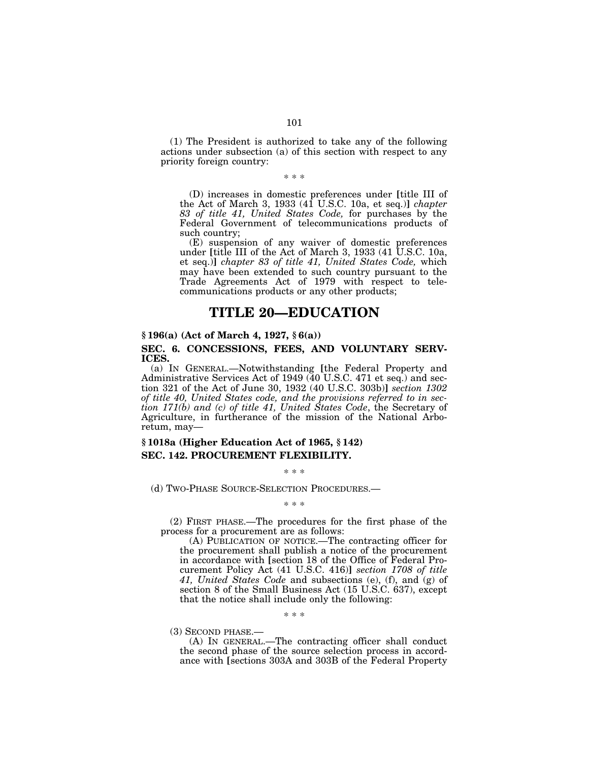(1) The President is authorized to take any of the following actions under subsection (a) of this section with respect to any priority foreign country:

\* \* \*

(D) increases in domestic preferences under [title III of the Act of March 3, 1933 (41 U.S.C. 10a, et seq.)] *chapter 83 of title 41, United States Code,* for purchases by the Federal Government of telecommunications products of such country;

(E) suspension of any waiver of domestic preferences under [title III of the Act of March 3, 1933 (41 U.S.C. 10a, et seq.)] *chapter 83 of title 41, United States Code,* which may have been extended to such country pursuant to the Trade Agreements Act of 1979 with respect to telecommunications products or any other products;

# TITLE 20—EDUCATION

**§ 196(a) (Act of March 4, 1927, § 6(a))**

**SEC. 6. CONCESSIONS, FEES, AND VOLUNTARY SERVICES.**

(a) IN GENERAL.—Notwithstanding [the Federal Property and Administrative Services Act of 1949 (40 U.S.C. 471 et seq.) and section 321 of the Act of June 30, 1932 (40 U.S.C. 303b)] *section 1302 of title 40, United States code, and the provisions referred to in section 171(b) and (c) of title 41, United States Code*, the Secretary of Agriculture, in furtherance of the mission of the National Arboretum, may—

**§ 1018a (Higher Education Act of 1965, § 142)**

**SEC. 142. PROCUREMENT FLEXIBILITY.**

\* \* \*

(d) TWO-PHASE SOURCE-SELECTION PROCEDURES.—

\* \* \*

(2) FIRST PHASE.—The procedures for the first phase of the process for a procurement are as follows:

(A) PUBLICATION OF NOTICE.—The contracting officer for the procurement shall publish a notice of the procurement in accordance with [section 18 of the Office of Federal Procurement Policy Act (41 U.S.C. 416)] *section 1708 of title 41, United States Code* and subsections (e), (f), and (g) of section 8 of the Small Business Act (15 U.S.C. 637), except that the notice shall include only the following:

\* \* \*

(3) SECOND PHASE.—

(A) IN GENERAL.—The contracting officer shall conduct the second phase of the source selection process in accordance with [sections 303A and 303B of the Federal Property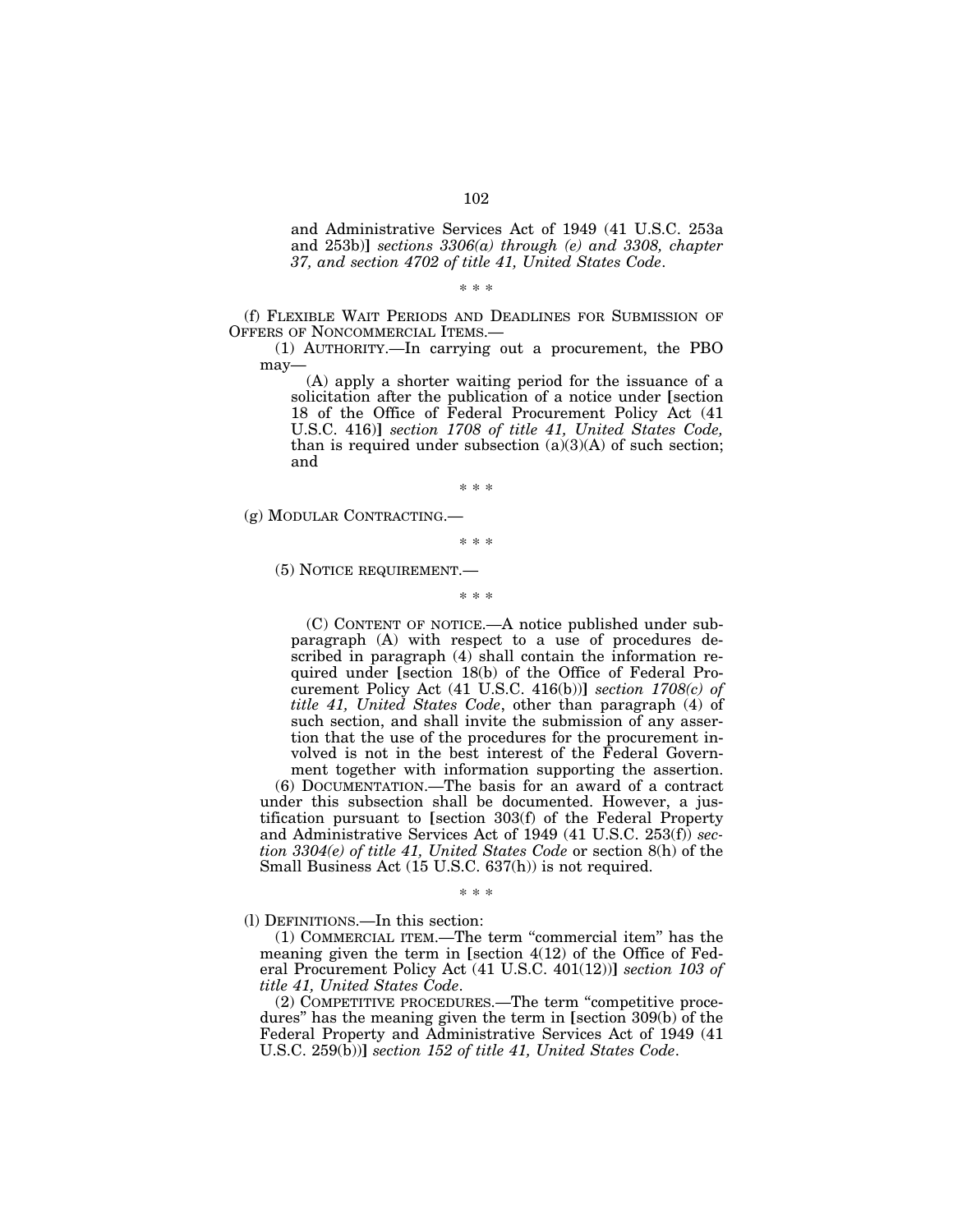and Administrative Services Act of 1949 (41 U.S.C. 253a and 253b)] *sections 3306(a) through (e) and 3308, chapter 37, and section 4702 of title 41, United States Code*.

\* \* \*

(f) FLEXIBLE WAIT PERIODS AND DEADLINES FOR SUBMISSION OF OFFERS OF NONCOMMERCIAL ITEMS.—

(1) AUTHORITY.—In carrying out a procurement, the PBO may—

(A) apply a shorter waiting period for the issuance of a solicitation after the publication of a notice under [section 18 of the Office of Federal Procurement Policy Act (41 U.S.C. 416)] *section 1708 of title 41, United States Code,* than is required under subsection (a)(3)(A) of such section; and

\* \* \*

(g) MODULAR CONTRACTING.—

\* \* \*

(5) NOTICE REQUIREMENT.—

\* \* \*

(C) CONTENT OF NOTICE.—A notice published under subparagraph (A) with respect to a use of procedures described in paragraph (4) shall contain the information required under [section 18(b) of the Office of Federal Procurement Policy Act (41 U.S.C. 416(b))] *section 1708(c) of title 41, United States Code*, other than paragraph (4) of such section, and shall invite the submission of any assertion that the use of the procedures for the procurement involved is not in the best interest of the Federal Government together with information supporting the assertion.

(6) DOCUMENTATION.—The basis for an award of a contract under this subsection shall be documented. However, a justification pursuant to [section 303(f) of the Federal Property and Administrative Services Act of 1949 (41 U.S.C. 253(f)) *section 3304(e) of title 41, United States Code* or section 8(h) of the Small Business Act (15 U.S.C. 637(h)) is not required.

\* \* \*

(l) DEFINITIONS.—In this section:

(1) COMMERCIAL ITEM.—The term "commercial item" has the meaning given the term in [section 4(12) of the Office of Federal Procurement Policy Act (41 U.S.C. 401(12))] *section 103 of title 41, United States Code*.

(2) COMPETITIVE PROCEDURES.—The term "competitive procedures" has the meaning given the term in [section 309(b) of the Federal Property and Administrative Services Act of 1949 (41 U.S.C. 259(b))] *section 152 of title 41, United States Code*.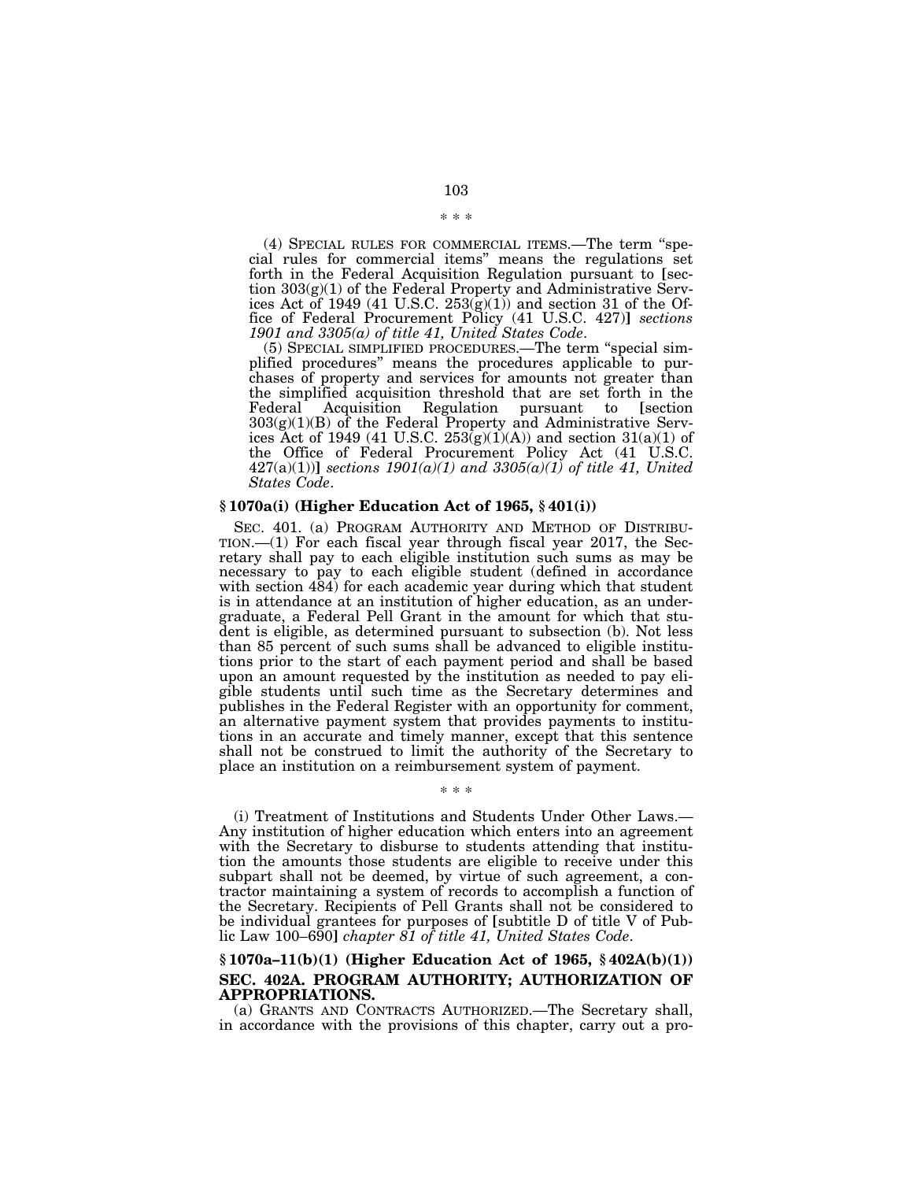\* \* \*

(4) SPECIAL RULES FOR COMMERCIAL ITEMS.—The term "special rules for commercial items" means the regulations set forth in the Federal Acquisition Regulation pursuant to [section 303(g)(1) of the Federal Property and Administrative Services Act of 1949 (41 U.S.C. 253(g)(1)) and section 31 of the Office of Federal Procurement Policy (41 U.S.C. 427)] *sections 1901 and 3305(a) of title 41, United States Code*.

(5) SPECIAL SIMPLIFIED PROCEDURES.—The term "special simplified procedures" means the procedures applicable to purchases of property and services for amounts not greater than the simplified acquisition threshold that are set forth in the Federal Acquisition Regulation pursuant to [section 303(g)(1)(B) of the Federal Property and Administrative Services Act of 1949 (41 U.S.C. 253(g)(1)(A)) and section 31(a)(1) of the Office of Federal Procurement Policy Act (41 U.S.C. 427(a)(1))] *sections 1901(a)(1) and 3305(a)(1) of title 41, United States Code*.

### § 1070a(i) (Higher Education Act of 1965, § 401(i))

SEC. 401. (a) PROGRAM AUTHORITY AND METHOD OF DISTRIBUTION.—(1) For each fiscal year through fiscal year 2017, the Secretary shall pay to each eligible institution such sums as may be necessary to pay to each eligible student (defined in accordance with section 484) for each academic year during which that student is in attendance at an institution of higher education, as an undergraduate, a Federal Pell Grant in the amount for which that student is eligible, as determined pursuant to subsection (b). Not less than 85 percent of such sums shall be advanced to eligible institutions prior to the start of each payment period and shall be based upon an amount requested by the institution as needed to pay eligible students until such time as the Secretary determines and publishes in the Federal Register with an opportunity for comment, an alternative payment system that provides payments to institutions in an accurate and timely manner, except that this sentence shall not be construed to limit the authority of the Secretary to place an institution on a reimbursement system of payment.

\* \* \*

(i) Treatment of Institutions and Students Under Other Laws.—Any institution of higher education which enters into an agreement with the Secretary to disburse to students attending that institution the amounts those students are eligible to receive under this subpart shall not be deemed, by virtue of such agreement, a contractor maintaining a system of records to accomplish a function of the Secretary. Recipients of Pell Grants shall not be considered to be individual grantees for purposes of [subtitle D of title V of Public Law 100–690] *chapter 81 of title 41, United States Code*.

### § 1070a–11(b)(1) (Higher Education Act of 1965, § 402A(b)(1))

### SEC. 402A. PROGRAM AUTHORITY; AUTHORIZATION OF APPROPRIATIONS.

(a) GRANTS AND CONTRACTS AUTHORIZED.—The Secretary shall, in accordance with the provisions of this chapter, carry out a pro-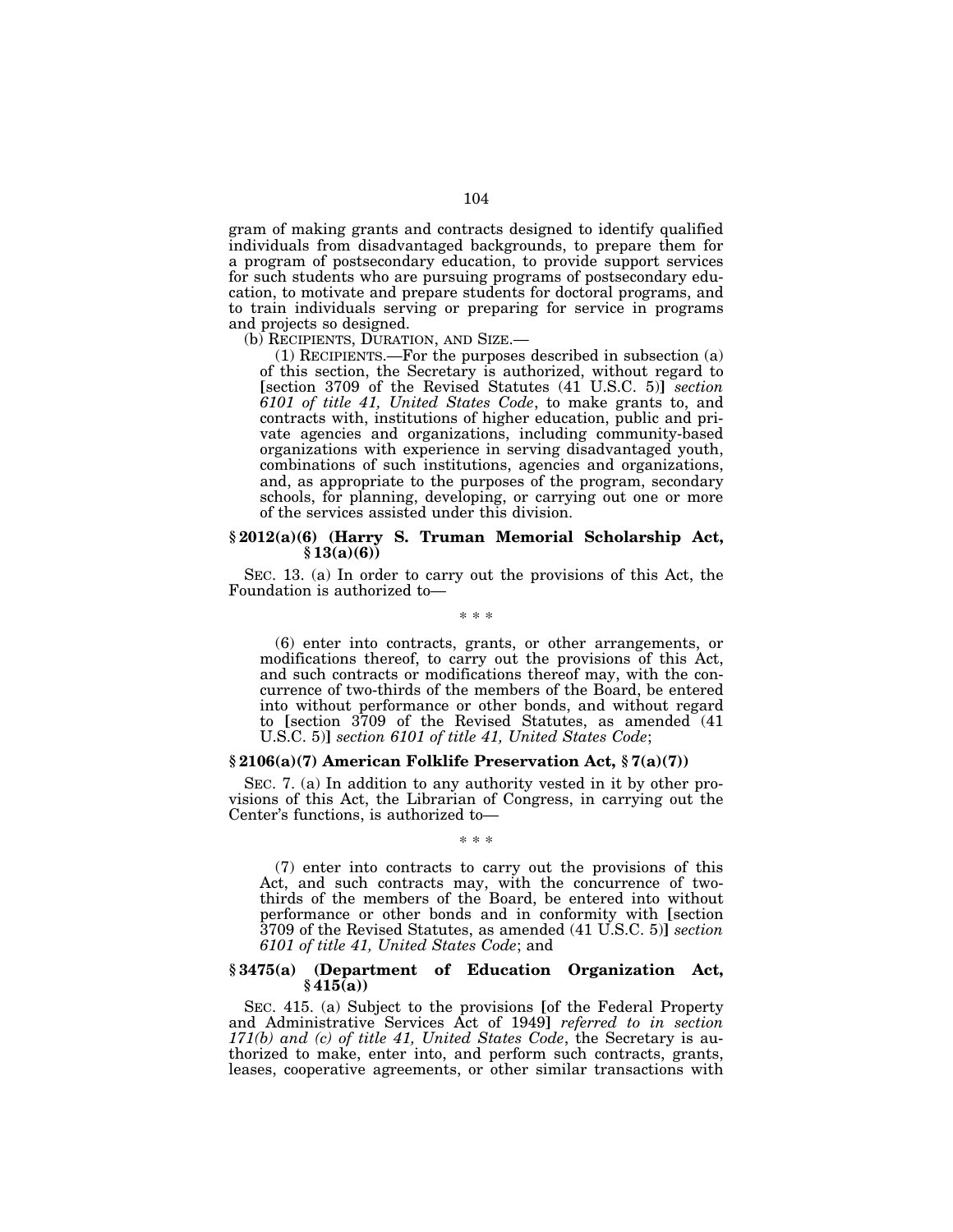gram of making grants and contracts designed to identify qualified individuals from disadvantaged backgrounds, to prepare them for a program of postsecondary education, to provide support services for such students who are pursuing programs of postsecondary education, to motivate and prepare students for doctoral programs, and to train individuals serving or preparing for service in programs and projects so designed.

(b) RECIPIENTS, DURATION, AND SIZE.—

(1) RECIPIENTS.—For the purposes described in subsection (a) of this section, the Secretary is authorized, without regard to [section 3709 of the Revised Statutes (41 U.S.C. 5)] *section 6101 of title 41, United States Code*, to make grants to, and contracts with, institutions of higher education, public and private agencies and organizations, including community-based organizations with experience in serving disadvantaged youth, combinations of such institutions, agencies and organizations, and, as appropriate to the purposes of the program, secondary schools, for planning, developing, or carrying out one or more of the services assisted under this division.

### § 2012(a)(6) (Harry S. Truman Memorial Scholarship Act, § 13(a)(6))

SEC. 13. (a) In order to carry out the provisions of this Act, the Foundation is authorized to—

\* \* \*

(6) enter into contracts, grants, or other arrangements, or modifications thereof, to carry out the provisions of this Act, and such contracts or modifications thereof may, with the concurrence of two-thirds of the members of the Board, be entered into without performance or other bonds, and without regard to [section 3709 of the Revised Statutes, as amended (41 U.S.C. 5)] *section 6101 of title 41, United States Code*;

### § 2106(a)(7) American Folklife Preservation Act, § 7(a)(7))

SEC. 7. (a) In addition to any authority vested in it by other provisions of this Act, the Librarian of Congress, in carrying out the Center's functions, is authorized to—

\* \* \*

(7) enter into contracts to carry out the provisions of this Act, and such contracts may, with the concurrence of two-thirds of the members of the Board, be entered into without performance or other bonds and in conformity with [section 3709 of the Revised Statutes, as amended (41 U.S.C. 5)] *section 6101 of title 41, United States Code*; and

### § 3475(a) (Department of Education Organization Act, § 415(a))

SEC. 415. (a) Subject to the provisions [of the Federal Property and Administrative Services Act of 1949] *referred to in section 171(b) and (c) of title 41, United States Code*, the Secretary is authorized to make, enter into, and perform such contracts, grants, leases, cooperative agreements, or other similar transactions with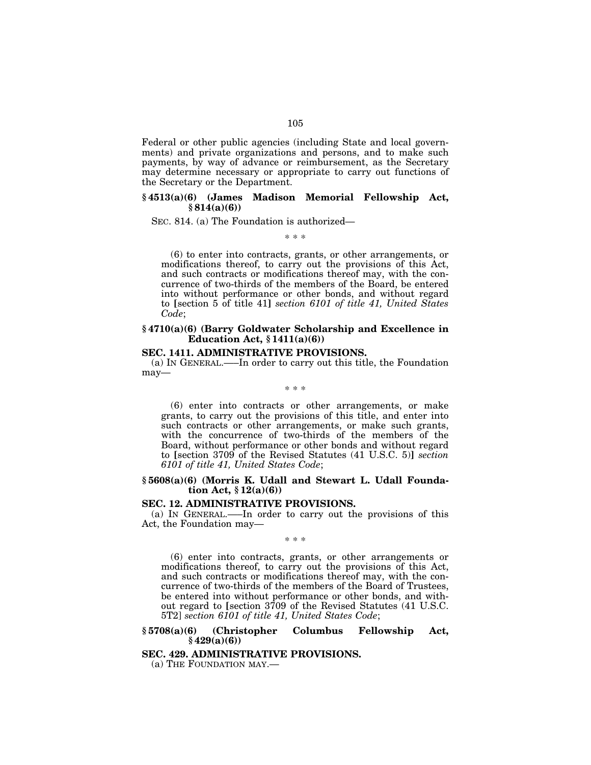Federal or other public agencies (including State and local governments) and private organizations and persons, and to make such payments, by way of advance or reimbursement, as the Secretary may determine necessary or appropriate to carry out functions of the Secretary or the Department.

### § 4513(a)(6) (James Madison Memorial Fellowship Act, § 814(a)(6))

SEC. 814. (a) The Foundation is authorized—

\* \* \*

(6) to enter into contracts, grants, or other arrangements, or modifications thereof, to carry out the provisions of this Act, and such contracts or modifications thereof may, with the concurrence of two-thirds of the members of the Board, be entered into without performance or other bonds, and without regard to [section 5 of title 41] *section 6101 of title 41, United States Code*;

### § 4710(a)(6) (Barry Goldwater Scholarship and Excellence in Education Act, § 1411(a)(6))

**SEC. 1411. ADMINISTRATIVE PROVISIONS.**

(a) IN GENERAL.—–In order to carry out this title, the Foundation may—

\* \* \*

(6) enter into contracts or other arrangements, or make grants, to carry out the provisions of this title, and enter into such contracts or other arrangements, or make such grants, with the concurrence of two-thirds of the members of the Board, without performance or other bonds and without regard to [section 3709 of the Revised Statutes (41 U.S.C. 5)] *section 6101 of title 41, United States Code*;

### § 5608(a)(6) (Morris K. Udall and Stewart L. Udall Foundation Act, § 12(a)(6))

**SEC. 12. ADMINISTRATIVE PROVISIONS.**

(a) IN GENERAL.—–In order to carry out the provisions of this Act, the Foundation may—

\* \* \*

(6) enter into contracts, grants, or other arrangements or modifications thereof, to carry out the provisions of this Act, and such contracts or modifications thereof may, with the concurrence of two-thirds of the members of the Board of Trustees, be entered into without performance or other bonds, and without regard to [section 3709 of the Revised Statutes (41 U.S.C. 5T2] *section 6101 of title 41, United States Code*;

### § 5708(a)(6) (Christopher Columbus Fellowship Act, § 429(a)(6))

**SEC. 429. ADMINISTRATIVE PROVISIONS.**

(a) THE FOUNDATION MAY.—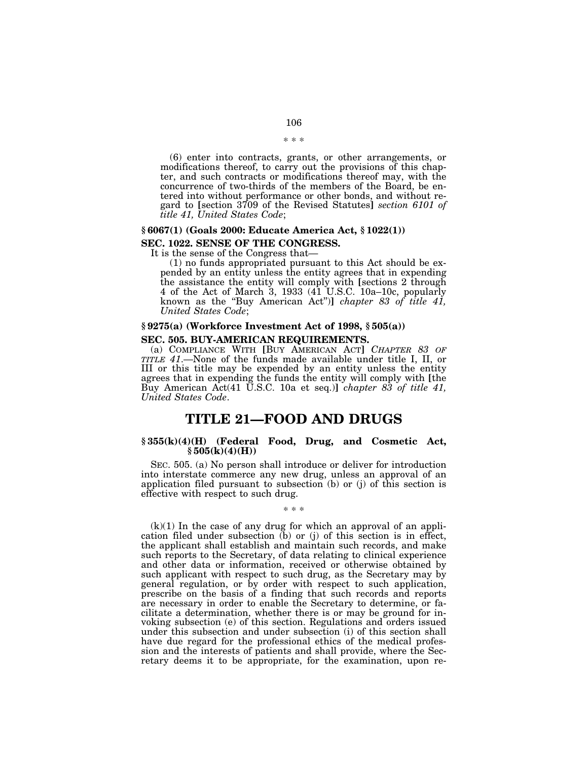\* \* \*

(6) enter into contracts, grants, or other arrangements, or modifications thereof, to carry out the provisions of this chapter, and such contracts or modifications thereof may, with the concurrence of two-thirds of the members of the Board, be entered into without performance or other bonds, and without regard to [section 3709 of the Revised Statutes] *section 6101 of title 41, United States Code*;

**§ 6067(1) (Goals 2000: Educate America Act, § 1022(1))**

**SEC. 1022. SENSE OF THE CONGRESS.**

It is the sense of the Congress that—

(1) no funds appropriated pursuant to this Act should be expended by an entity unless the entity agrees that in expending the assistance the entity will comply with [sections 2 through 4 of the Act of March 3, 1933 (41 U.S.C. 10a–10c, popularly known as the "Buy American Act")] *chapter 83 of title 41, United States Code*;

**§ 9275(a) (Workforce Investment Act of 1998, § 505(a))**

**SEC. 505. BUY-AMERICAN REQUIREMENTS.**

(a) COMPLIANCE WITH [BUY AMERICAN ACT] *CHAPTER 83 OF TITLE 41*.—None of the funds made available under title I, II, or III or this title may be expended by an entity unless the entity agrees that in expending the funds the entity will comply with [the Buy American Act(41 U.S.C. 10a et seq.)] *chapter 83 of title 41, United States Code*.

# TITLE 21—FOOD AND DRUGS

**§ 355(k)(4)(H) (Federal Food, Drug, and Cosmetic Act, § 505(k)(4)(H))**

SEC. 505. (a) No person shall introduce or deliver for introduction into interstate commerce any new drug, unless an approval of an application filed pursuant to subsection (b) or (j) of this section is effective with respect to such drug.

\* \* \*

(k)(1) In the case of any drug for which an approval of an application filed under subsection (b) or (j) of this section is in effect, the applicant shall establish and maintain such records, and make such reports to the Secretary, of data relating to clinical experience and other data or information, received or otherwise obtained by such applicant with respect to such drug, as the Secretary may by general regulation, or by order with respect to such application, prescribe on the basis of a finding that such records and reports are necessary in order to enable the Secretary to determine, or facilitate a determination, whether there is or may be ground for invoking subsection (e) of this section. Regulations and orders issued under this subsection and under subsection (i) of this section shall have due regard for the professional ethics of the medical profession and the interests of patients and shall provide, where the Secretary deems it to be appropriate, for the examination, upon re-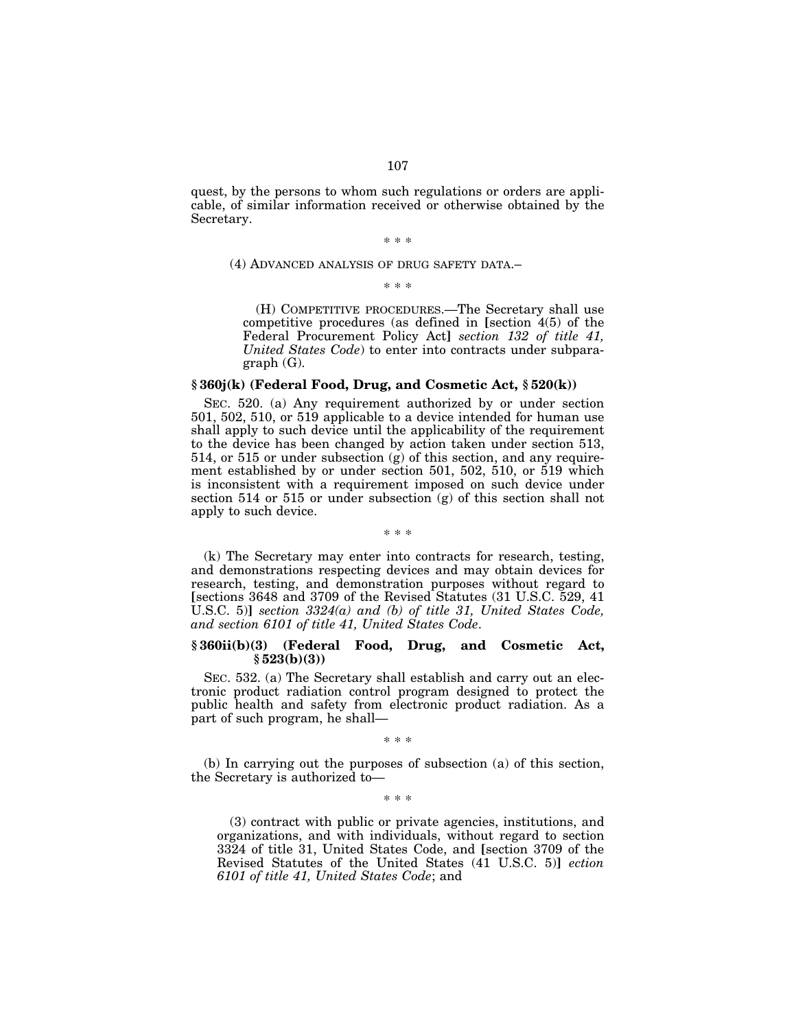quest, by the persons to whom such regulations or orders are applicable, of similar information received or otherwise obtained by the Secretary.

\* \* \*

(4) ADVANCED ANALYSIS OF DRUG SAFETY DATA.–

\* \* \*

(H) COMPETITIVE PROCEDURES.—The Secretary shall use competitive procedures (as defined in [section 4(5) of the Federal Procurement Policy Act] *section 132 of title 41, United States Code*) to enter into contracts under subparagraph (G).

### § 360j(k) (Federal Food, Drug, and Cosmetic Act, § 520(k))

SEC. 520. (a) Any requirement authorized by or under section 501, 502, 510, or 519 applicable to a device intended for human use shall apply to such device until the applicability of the requirement to the device has been changed by action taken under section 513, 514, or 515 or under subsection (g) of this section, and any requirement established by or under section 501, 502, 510, or 519 which is inconsistent with a requirement imposed on such device under section 514 or 515 or under subsection (g) of this section shall not apply to such device.

\* \* \*

(k) The Secretary may enter into contracts for research, testing, and demonstrations respecting devices and may obtain devices for research, testing, and demonstration purposes without regard to [sections 3648 and 3709 of the Revised Statutes (31 U.S.C. 529, 41 U.S.C. 5)] *section 3324(a) and (b) of title 31, United States Code, and section 6101 of title 41, United States Code*.

### § 360ii(b)(3) (Federal Food, Drug, and Cosmetic Act, § 523(b)(3))

SEC. 532. (a) The Secretary shall establish and carry out an electronic product radiation control program designed to protect the public health and safety from electronic product radiation. As a part of such program, he shall—

\* \* \*

(b) In carrying out the purposes of subsection (a) of this section, the Secretary is authorized to—

\* \* \*

(3) contract with public or private agencies, institutions, and organizations, and with individuals, without regard to section 3324 of title 31, United States Code, and [section 3709 of the Revised Statutes of the United States (41 U.S.C. 5)] *ection 6101 of title 41, United States Code*; and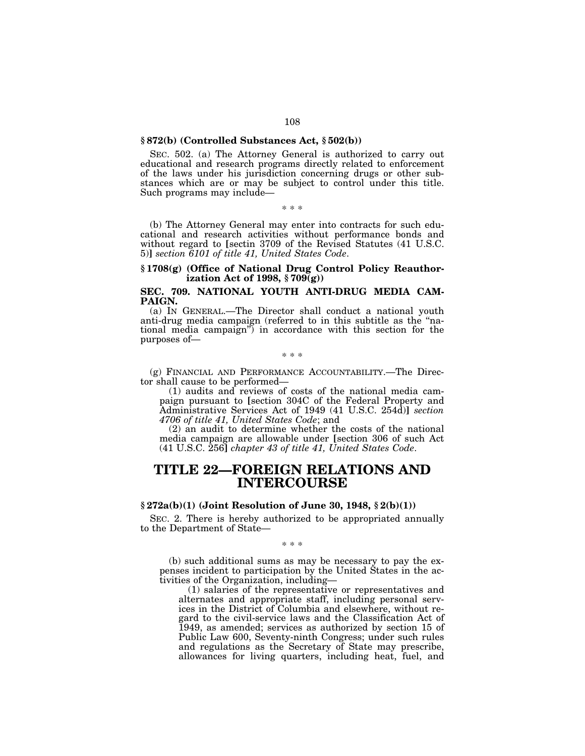**§ 872(b) (Controlled Substances Act, § 502(b))**

SEC. 502. (a) The Attorney General is authorized to carry out educational and research programs directly related to enforcement of the laws under his jurisdiction concerning drugs or other substances which are or may be subject to control under this title. Such programs may include—

\* \* \*

(b) The Attorney General may enter into contracts for such educational and research activities without performance bonds and without regard to [sectin 3709 of the Revised Statutes (41 U.S.C. 5)] *section 6101 of title 41, United States Code*.

**§ 1708(g) (Office of National Drug Control Policy Reauthorization Act of 1998, § 709(g))**

**SEC. 709. NATIONAL YOUTH ANTI-DRUG MEDIA CAMPAIGN.**

(a) IN GENERAL.—The Director shall conduct a national youth anti-drug media campaign (referred to in this subtitle as the "national media campaign") in accordance with this section for the purposes of—

\* \* \*

(g) FINANCIAL AND PERFORMANCE ACCOUNTABILITY.—The Director shall cause to be performed—

(1) audits and reviews of costs of the national media campaign pursuant to [section 304C of the Federal Property and Administrative Services Act of 1949 (41 U.S.C. 254d)] *section 4706 of title 41, United States Code*; and

(2) an audit to determine whether the costs of the national media campaign are allowable under [section 306 of such Act (41 U.S.C. 256] *chapter 43 of title 41, United States Code*.

# TITLE 22—FOREIGN RELATIONS AND INTERCOURSE

**§ 272a(b)(1) (Joint Resolution of June 30, 1948, § 2(b)(1))**

SEC. 2. There is hereby authorized to be appropriated annually to the Department of State—

\* \* \*

(b) such additional sums as may be necessary to pay the expenses incident to participation by the United States in the activities of the Organization, including—

(1) salaries of the representative or representatives and alternates and appropriate staff, including personal services in the District of Columbia and elsewhere, without regard to the civil-service laws and the Classification Act of 1949, as amended; services as authorized by section 15 of Public Law 600, Seventy-ninth Congress; under such rules and regulations as the Secretary of State may prescribe, allowances for living quarters, including heat, fuel, and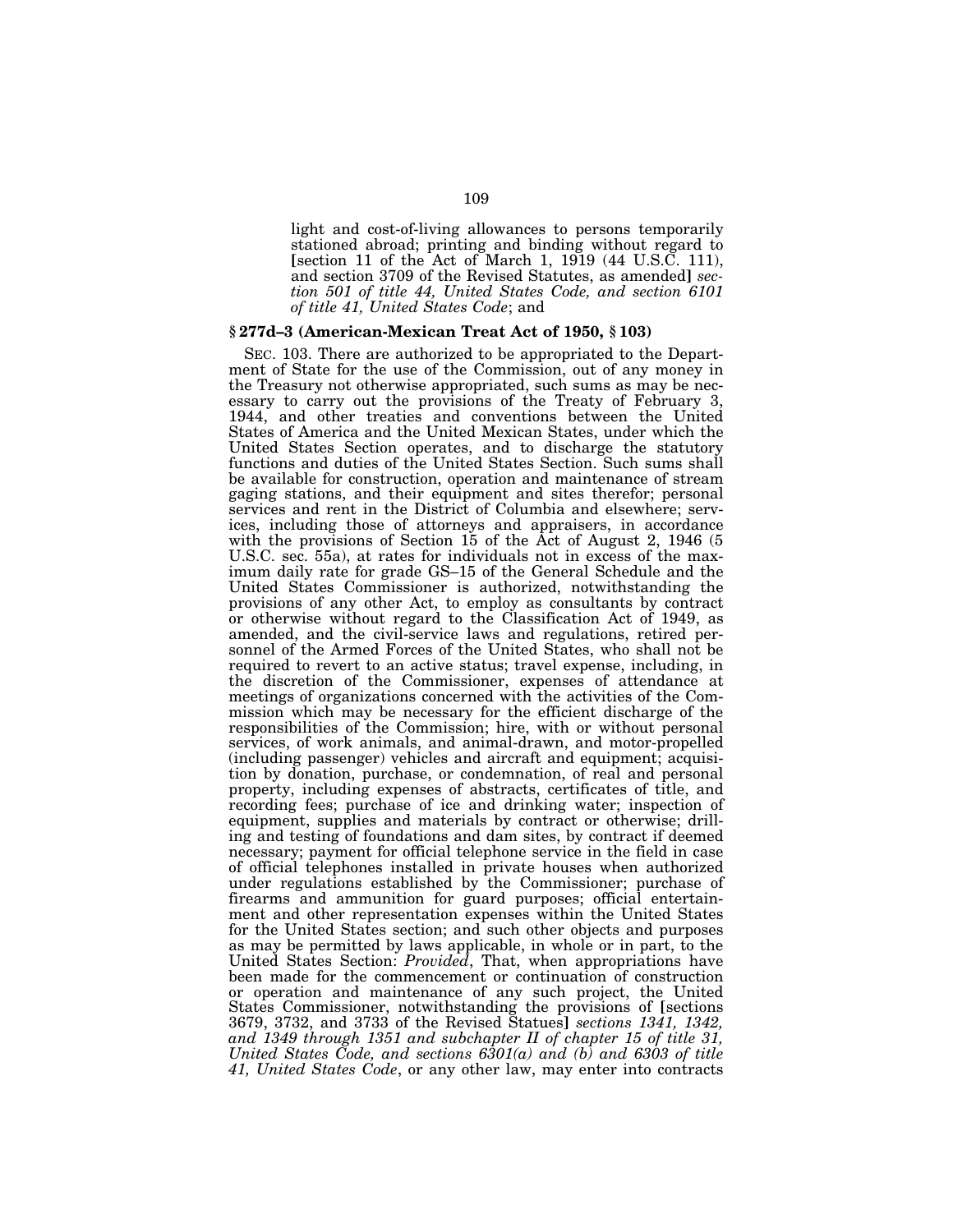light and cost-of-living allowances to persons temporarily stationed abroad; printing and binding without regard to [section 11 of the Act of March 1, 1919 (44 U.S.C. 111), and section 3709 of the Revised Statutes, as amended] *section 501 of title 44, United States Code, and section 6101 of title 41, United States Code*; and

**§ 277d–3 (American-Mexican Treat Act of 1950, § 103)**

SEC. 103. There are authorized to be appropriated to the Department of State for the use of the Commission, out of any money in the Treasury not otherwise appropriated, such sums as may be necessary to carry out the provisions of the Treaty of February 3, 1944, and other treaties and conventions between the United States of America and the United Mexican States, under which the United States Section operates, and to discharge the statutory functions and duties of the United States Section. Such sums shall be available for construction, operation and maintenance of stream gaging stations, and their equipment and sites therefor; personal services and rent in the District of Columbia and elsewhere; services, including those of attorneys and appraisers, in accordance with the provisions of Section 15 of the Act of August 2, 1946 (5 U.S.C. sec. 55a), at rates for individuals not in excess of the maximum daily rate for grade GS–15 of the General Schedule and the United States Commissioner is authorized, notwithstanding the provisions of any other Act, to employ as consultants by contract or otherwise without regard to the Classification Act of 1949, as amended, and the civil-service laws and regulations, retired personnel of the Armed Forces of the United States, who shall not be required to revert to an active status; travel expense, including, in the discretion of the Commissioner, expenses of attendance at meetings of organizations concerned with the activities of the Commission which may be necessary for the efficient discharge of the responsibilities of the Commission; hire, with or without personal services, of work animals, and animal-drawn, and motor-propelled (including passenger) vehicles and aircraft and equipment; acquisition by donation, purchase, or condemnation, of real and personal property, including expenses of abstracts, certificates of title, and recording fees; purchase of ice and drinking water; inspection of equipment, supplies and materials by contract or otherwise; drilling and testing of foundations and dam sites, by contract if deemed necessary; payment for official telephone service in the field in case of official telephones installed in private houses when authorized under regulations established by the Commissioner; purchase of firearms and ammunition for guard purposes; official entertainment and other representation expenses within the United States for the United States section; and such other objects and purposes as may be permitted by laws applicable, in whole or in part, to the United States Section: *Provided*, That, when appropriations have been made for the commencement or continuation of construction or operation and maintenance of any such project, the United States Commissioner, notwithstanding the provisions of [sections 3679, 3732, and 3733 of the Revised Statues] *sections 1341, 1342, and 1349 through 1351 and subchapter II of chapter 15 of title 31, United States Code, and sections 6301(a) and (b) and 6303 of title 41, United States Code*, or any other law, may enter into contracts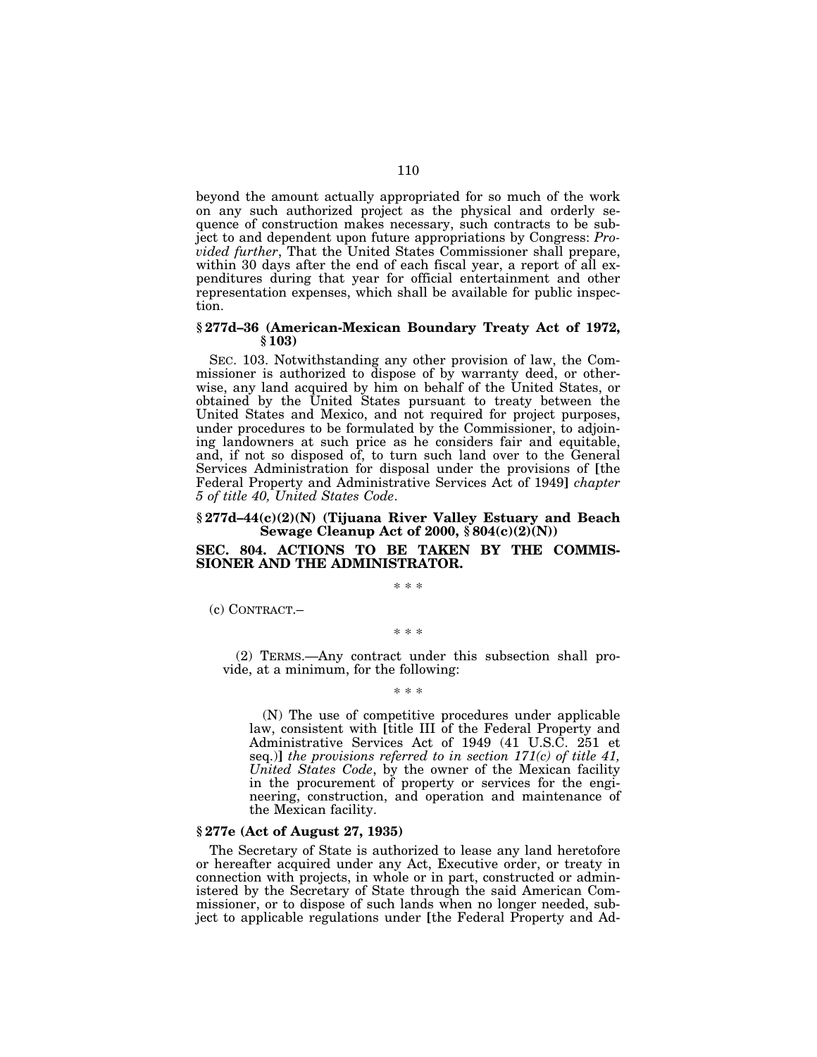beyond the amount actually appropriated for so much of the work on any such authorized project as the physical and orderly sequence of construction makes necessary, such contracts to be subject to and dependent upon future appropriations by Congress: *Provided further*, That the United States Commissioner shall prepare, within 30 days after the end of each fiscal year, a report of all expenditures during that year for official entertainment and other representation expenses, which shall be available for public inspection.

### § 277d–36 (American-Mexican Boundary Treaty Act of 1972, § 103)

SEC. 103. Notwithstanding any other provision of law, the Commissioner is authorized to dispose of by warranty deed, or otherwise, any land acquired by him on behalf of the United States, or obtained by the United States pursuant to treaty between the United States and Mexico, and not required for project purposes, under procedures to be formulated by the Commissioner, to adjoining landowners at such price as he considers fair and equitable, and, if not so disposed of, to turn such land over to the General Services Administration for disposal under the provisions of [the Federal Property and Administrative Services Act of 1949] *chapter 5 of title 40, United States Code*.

### § 277d–44(c)(2)(N) (Tijuana River Valley Estuary and Beach Sewage Cleanup Act of 2000, § 804(c)(2)(N))

### SEC. 804. ACTIONS TO BE TAKEN BY THE COMMISSIONER AND THE ADMINISTRATOR.

\* \* \*

(c) CONTRACT.–

\* \* \*

(2) TERMS.—Any contract under this subsection shall provide, at a minimum, for the following:

\* \* \*

(N) The use of competitive procedures under applicable law, consistent with [title III of the Federal Property and Administrative Services Act of 1949 (41 U.S.C. 251 et seq.)] *the provisions referred to in section 171(c) of title 41, United States Code*, by the owner of the Mexican facility in the procurement of property or services for the engineering, construction, and operation and maintenance of the Mexican facility.

### § 277e (Act of August 27, 1935)

The Secretary of State is authorized to lease any land heretofore or hereafter acquired under any Act, Executive order, or treaty in connection with projects, in whole or in part, constructed or administered by the Secretary of State through the said American Commissioner, or to dispose of such lands when no longer needed, subject to applicable regulations under [the Federal Property and Ad-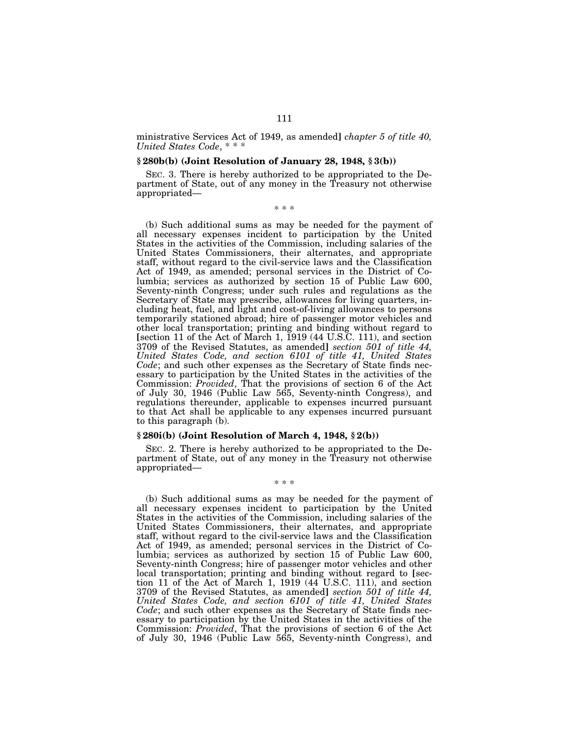ministrative Services Act of 1949, as amended] *chapter 5 of title 40, United States Code*, * * *

### § 280b(b) (Joint Resolution of January 28, 1948, § 3(b))

SEC. 3. There is hereby authorized to be appropriated to the Department of State, out of any money in the Treasury not otherwise appropriated—

\* \* \*

(b) Such additional sums as may be needed for the payment of all necessary expenses incident to participation by the United States in the activities of the Commission, including salaries of the United States Commissioners, their alternates, and appropriate staff, without regard to the civil-service laws and the Classification Act of 1949, as amended; personal services in the District of Columbia; services as authorized by section 15 of Public Law 600, Seventy-ninth Congress; under such rules and regulations as the Secretary of State may prescribe, allowances for living quarters, including heat, fuel, and light and cost-of-living allowances to persons temporarily stationed abroad; hire of passenger motor vehicles and other local transportation; printing and binding without regard to [section 11 of the Act of March 1, 1919 (44 U.S.C. 111), and section 3709 of the Revised Statutes, as amended] *section 501 of title 44, United States Code, and section 6101 of title 41, United States Code*; and such other expenses as the Secretary of State finds necessary to participation by the United States in the activities of the Commission: *Provided*, That the provisions of section 6 of the Act of July 30, 1946 (Public Law 565, Seventy-ninth Congress), and regulations thereunder, applicable to expenses incurred pursuant to that Act shall be applicable to any expenses incurred pursuant to this paragraph (b).

### § 280i(b) (Joint Resolution of March 4, 1948, § 2(b))

SEC. 2. There is hereby authorized to be appropriated to the Department of State, out of any money in the Treasury not otherwise appropriated—

\* \* \*

(b) Such additional sums as may be needed for the payment of all necessary expenses incident to participation by the United States in the activities of the Commission, including salaries of the United States Commissioners, their alternates, and appropriate staff, without regard to the civil-service laws and the Classification Act of 1949, as amended; personal services in the District of Columbia; services as authorized by section 15 of Public Law 600, Seventy-ninth Congress; hire of passenger motor vehicles and other local transportation; printing and binding without regard to [section 11 of the Act of March 1, 1919 (44 U.S.C. 111), and section 3709 of the Revised Statutes, as amended] *section 501 of title 44, United States Code, and section 6101 of title 41, United States Code*; and such other expenses as the Secretary of State finds necessary to participation by the United States in the activities of the Commission: *Provided*, That the provisions of section 6 of the Act of July 30, 1946 (Public Law 565, Seventy-ninth Congress), and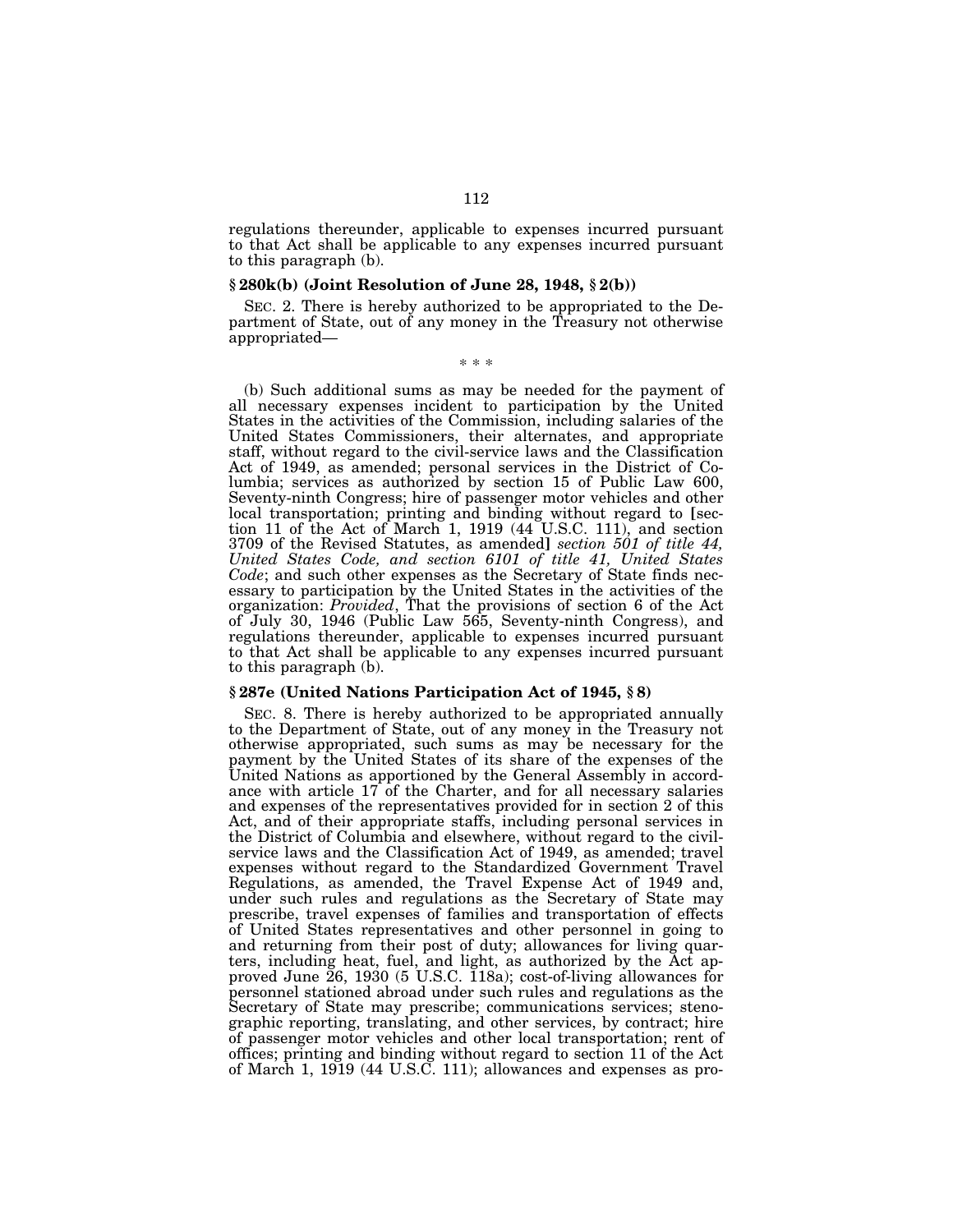regulations thereunder, applicable to expenses incurred pursuant to that Act shall be applicable to any expenses incurred pursuant to this paragraph (b).

### § 280k(b) (Joint Resolution of June 28, 1948, § 2(b))

SEC. 2. There is hereby authorized to be appropriated to the Department of State, out of any money in the Treasury not otherwise appropriated—

\* \* \*

(b) Such additional sums as may be needed for the payment of all necessary expenses incident to participation by the United States in the activities of the Commission, including salaries of the United States Commissioners, their alternates, and appropriate staff, without regard to the civil-service laws and the Classification Act of 1949, as amended; personal services in the District of Columbia; services as authorized by section 15 of Public Law 600, Seventy-ninth Congress; hire of passenger motor vehicles and other local transportation; printing and binding without regard to [section 11 of the Act of March 1, 1919 (44 U.S.C. 111), and section 3709 of the Revised Statutes, as amended] *section 501 of title 44, United States Code, and section 6101 of title 41, United States Code*; and such other expenses as the Secretary of State finds necessary to participation by the United States in the activities of the organization: *Provided*, That the provisions of section 6 of the Act of July 30, 1946 (Public Law 565, Seventy-ninth Congress), and regulations thereunder, applicable to expenses incurred pursuant to that Act shall be applicable to any expenses incurred pursuant to this paragraph (b).

### § 287e (United Nations Participation Act of 1945, § 8)

SEC. 8. There is hereby authorized to be appropriated annually to the Department of State, out of any money in the Treasury not otherwise appropriated, such sums as may be necessary for the payment by the United States of its share of the expenses of the United Nations as apportioned by the General Assembly in accordance with article 17 of the Charter, and for all necessary salaries and expenses of the representatives provided for in section 2 of this Act, and of their appropriate staffs, including personal services in the District of Columbia and elsewhere, without regard to the civil-service laws and the Classification Act of 1949, as amended; travel expenses without regard to the Standardized Government Travel Regulations, as amended, the Travel Expense Act of 1949 and, under such rules and regulations as the Secretary of State may prescribe, travel expenses of families and transportation of effects of United States representatives and other personnel in going to and returning from their post of duty; allowances for living quarters, including heat, fuel, and light, as authorized by the Act approved June 26, 1930 (5 U.S.C. 118a); cost-of-living allowances for personnel stationed abroad under such rules and regulations as the Secretary of State may prescribe; communications services; stenographic reporting, translating, and other services, by contract; hire of passenger motor vehicles and other local transportation; rent of offices; printing and binding without regard to section 11 of the Act of March 1, 1919 (44 U.S.C. 111); allowances and expenses as pro-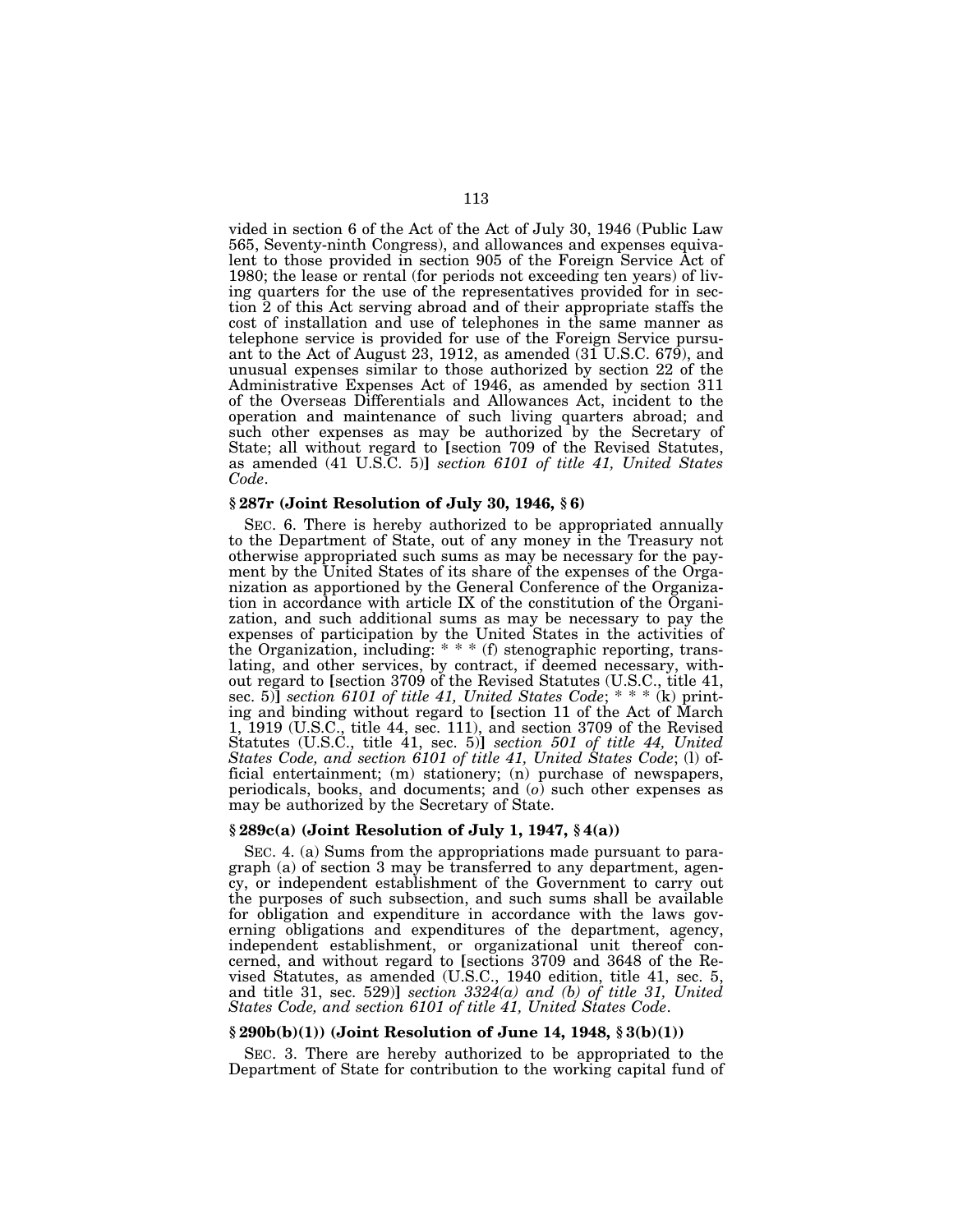vided in section 6 of the Act of the Act of July 30, 1946 (Public Law 565, Seventy-ninth Congress), and allowances and expenses equivalent to those provided in section 905 of the Foreign Service Act of 1980; the lease or rental (for periods not exceeding ten years) of living quarters for the use of the representatives provided for in section 2 of this Act serving abroad and of their appropriate staffs the cost of installation and use of telephones in the same manner as telephone service is provided for use of the Foreign Service pursuant to the Act of August 23, 1912, as amended (31 U.S.C. 679), and unusual expenses similar to those authorized by section 22 of the Administrative Expenses Act of 1946, as amended by section 311 of the Overseas Differentials and Allowances Act, incident to the operation and maintenance of such living quarters abroad; and such other expenses as may be authorized by the Secretary of State; all without regard to [section 709 of the Revised Statutes, as amended (41 U.S.C. 5)] *section 6101 of title 41, United States Code*.

#### § 287r (Joint Resolution of July 30, 1946, § 6)

SEC. 6. There is hereby authorized to be appropriated annually to the Department of State, out of any money in the Treasury not otherwise appropriated such sums as may be necessary for the payment by the United States of its share of the expenses of the Organization as apportioned by the General Conference of the Organization in accordance with article IX of the constitution of the Organization, and such additional sums as may be necessary to pay the expenses of participation by the United States in the activities of the Organization, including: * * * (f) stenographic reporting, translating, and other services, by contract, if deemed necessary, without regard to [section 3709 of the Revised Statutes (U.S.C., title 41, sec. 5)] *section 6101 of title 41, United States Code*; * * * (k) printing and binding without regard to [section 11 of the Act of March 1, 1919 (U.S.C., title 44, sec. 111), and section 3709 of the Revised Statutes (U.S.C., title 41, sec. 5)] *section 501 of title 44, United States Code, and section 6101 of title 41, United States Code*; (l) official entertainment; (m) stationery; (n) purchase of newspapers, periodicals, books, and documents; and (*o*) such other expenses as may be authorized by the Secretary of State.

#### § 289c(a) (Joint Resolution of July 1, 1947, § 4(a))

SEC. 4. (a) Sums from the appropriations made pursuant to paragraph (a) of section 3 may be transferred to any department, agency, or independent establishment of the Government to carry out the purposes of such subsection, and such sums shall be available for obligation and expenditure in accordance with the laws governing obligations and expenditures of the department, agency, independent establishment, or organizational unit thereof concerned, and without regard to [sections 3709 and 3648 of the Revised Statutes, as amended (U.S.C., 1940 edition, title 41, sec. 5, and title 31, sec. 529)] *section 3324(a) and (b) of title 31, United States Code, and section 6101 of title 41, United States Code*.

#### § 290b(b)(1)) (Joint Resolution of June 14, 1948, § 3(b)(1))

SEC. 3. There are hereby authorized to be appropriated to the Department of State for contribution to the working capital fund of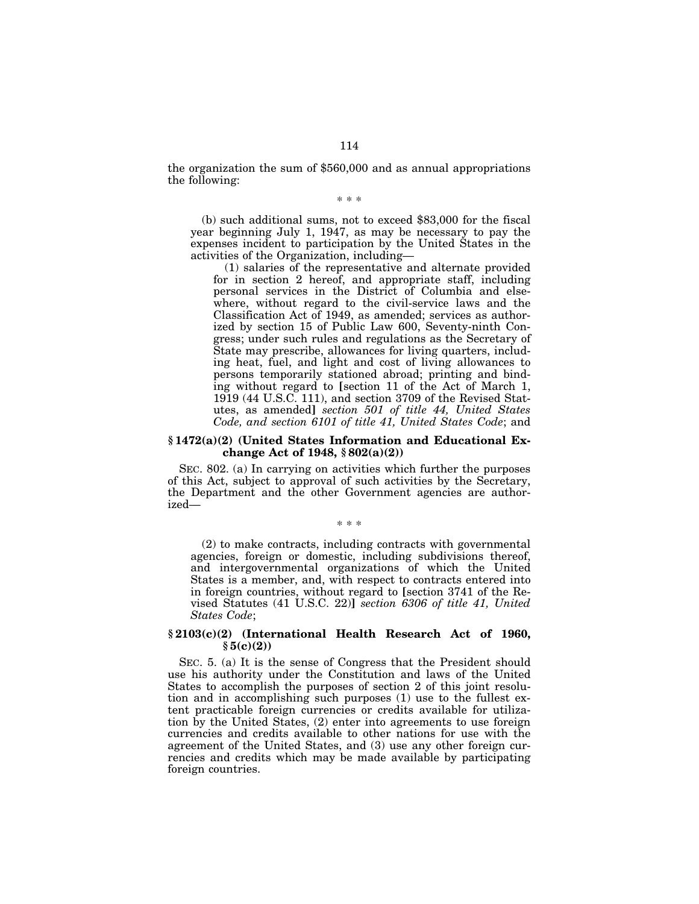the organization the sum of $560,000 and as annual appropriations the following:

\* \* \*

(b) such additional sums, not to exceed $83,000 for the fiscal year beginning July 1, 1947, as may be necessary to pay the expenses incident to participation by the United States in the activities of the Organization, including—

(1) salaries of the representative and alternate provided for in section 2 hereof, and appropriate staff, including personal services in the District of Columbia and elsewhere, without regard to the civil-service laws and the Classification Act of 1949, as amended; services as authorized by section 15 of Public Law 600, Seventy-ninth Congress; under such rules and regulations as the Secretary of State may prescribe, allowances for living quarters, including heat, fuel, and light and cost of living allowances to persons temporarily stationed abroad; printing and binding without regard to [section 11 of the Act of March 1, 1919 (44 U.S.C. 111), and section 3709 of the Revised Statutes, as amended] *section 501 of title 44, United States Code, and section 6101 of title 41, United States Code*; and

**§ 1472(a)(2) (United States Information and Educational Exchange Act of 1948, § 802(a)(2))**

SEC. 802. (a) In carrying on activities which further the purposes of this Act, subject to approval of such activities by the Secretary, the Department and the other Government agencies are authorized—

\* \* \*

(2) to make contracts, including contracts with governmental agencies, foreign or domestic, including subdivisions thereof, and intergovernmental organizations of which the United States is a member, and, with respect to contracts entered into in foreign countries, without regard to [section 3741 of the Revised Statutes (41 U.S.C. 22)] *section 6306 of title 41, United States Code*;

**§ 2103(c)(2) (International Health Research Act of 1960, § 5(c)(2))**

SEC. 5. (a) It is the sense of Congress that the President should use his authority under the Constitution and laws of the United States to accomplish the purposes of section 2 of this joint resolution and in accomplishing such purposes (1) use to the fullest extent practicable foreign currencies or credits available for utilization by the United States, (2) enter into agreements to use foreign currencies and credits available to other nations for use with the agreement of the United States, and (3) use any other foreign currencies and credits which may be made available by participating foreign countries.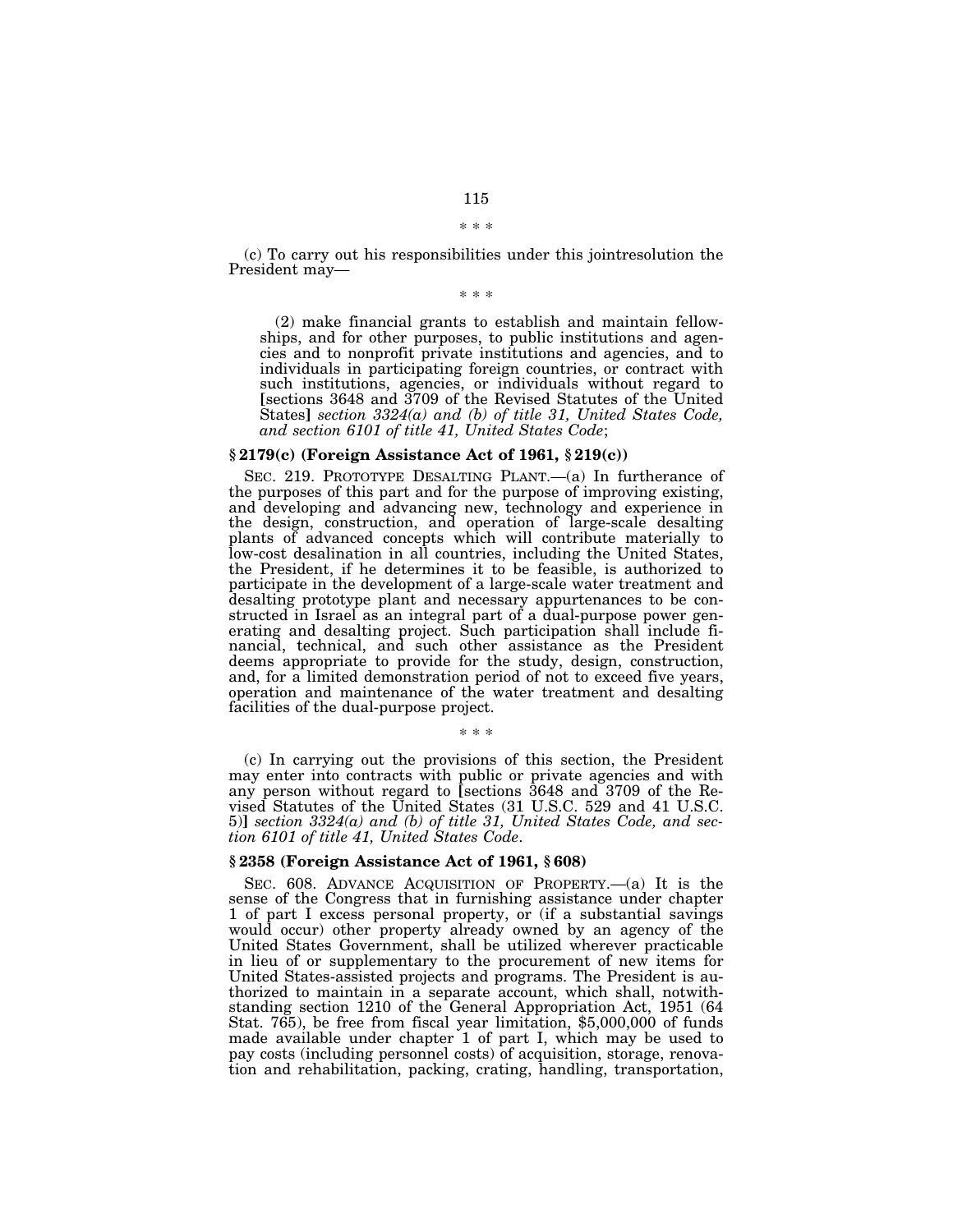\* \* \*

(c) To carry out his responsibilities under this jointresolution the President may—

\* \* \*

(2) make financial grants to establish and maintain fellowships, and for other purposes, to public institutions and agencies and to nonprofit private institutions and agencies, and to individuals in participating foreign countries, or contract with such institutions, agencies, or individuals without regard to [sections 3648 and 3709 of the Revised Statutes of the United States] *section 3324(a) and (b) of title 31, United States Code, and section 6101 of title 41, United States Code*;

### § 2179(c) (Foreign Assistance Act of 1961, § 219(c))

SEC. 219. PROTOTYPE DESALTING PLANT.—(a) In furtherance of the purposes of this part and for the purpose of improving existing, and developing and advancing new, technology and experience in the design, construction, and operation of large-scale desalting plants of advanced concepts which will contribute materially to low-cost desalination in all countries, including the United States, the President, if he determines it to be feasible, is authorized to participate in the development of a large-scale water treatment and desalting prototype plant and necessary appurtenances to be constructed in Israel as an integral part of a dual-purpose power generating and desalting project. Such participation shall include financial, technical, and such other assistance as the President deems appropriate to provide for the study, design, construction, and, for a limited demonstration period of not to exceed five years, operation and maintenance of the water treatment and desalting facilities of the dual-purpose project.

\* \* \*

(c) In carrying out the provisions of this section, the President may enter into contracts with public or private agencies and with any person without regard to [sections 3648 and 3709 of the Revised Statutes of the United States (31 U.S.C. 529 and 41 U.S.C. 5)] *section 3324(a) and (b) of title 31, United States Code, and section 6101 of title 41, United States Code*.

### § 2358 (Foreign Assistance Act of 1961, § 608)

SEC. 608. ADVANCE ACQUISITION OF PROPERTY.—(a) It is the sense of the Congress that in furnishing assistance under chapter 1 of part I excess personal property, or (if a substantial savings would occur) other property already owned by an agency of the United States Government, shall be utilized wherever practicable in lieu of or supplementary to the procurement of new items for United States-assisted projects and programs. The President is authorized to maintain in a separate account, which shall, notwithstanding section 1210 of the General Appropriation Act, 1951 (64 Stat. 765), be free from fiscal year limitation, $5,000,000 of funds made available under chapter 1 of part I, which may be used to pay costs (including personnel costs) of acquisition, storage, renovation and rehabilitation, packing, crating, handling, transportation,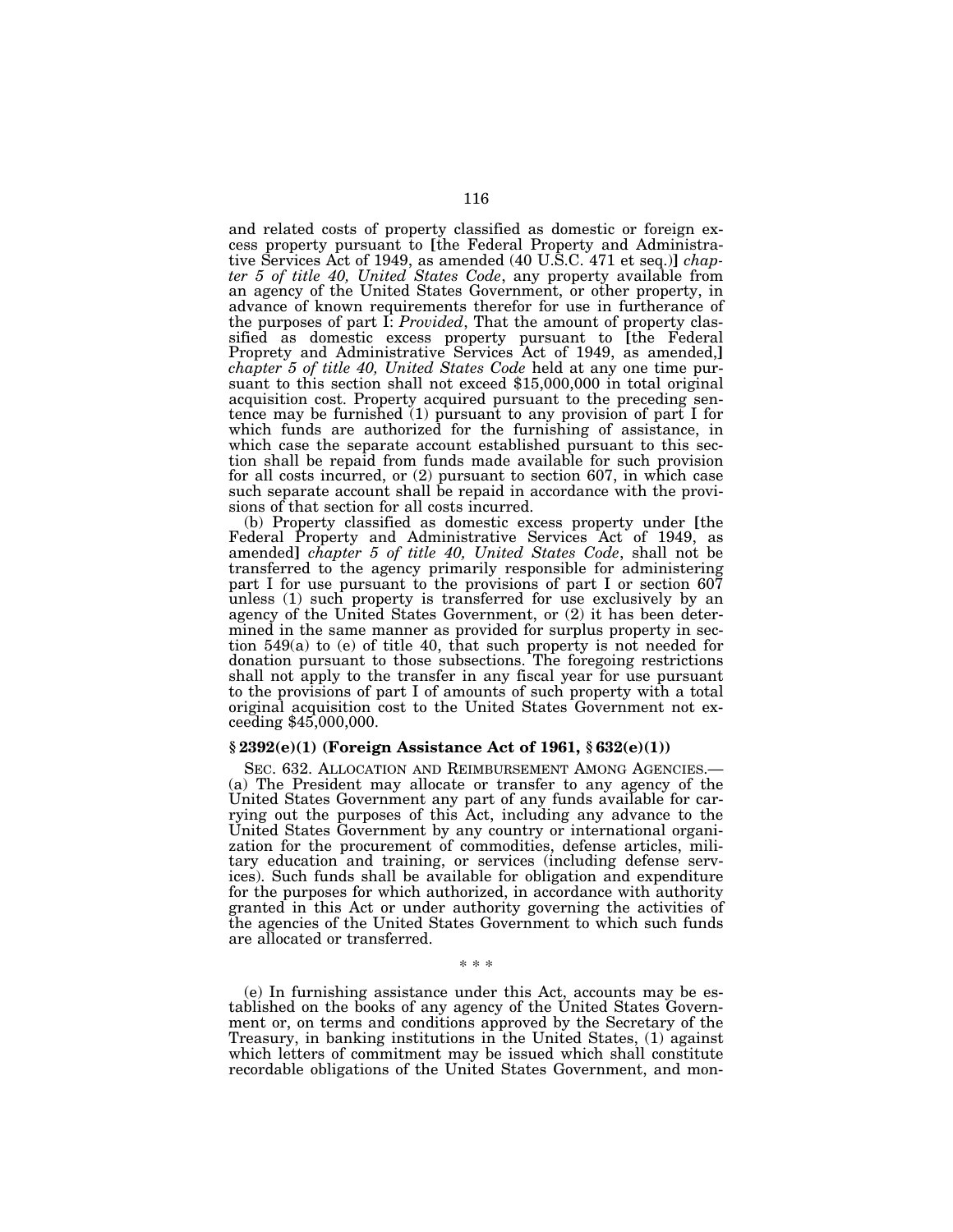and related costs of property classified as domestic or foreign excess property pursuant to [the Federal Property and Administrative Services Act of 1949, as amended (40 U.S.C. 471 et seq.)] *chapter 5 of title 40, United States Code*, any property available from an agency of the United States Government, or other property, in advance of known requirements therefor for use in furtherance of the purposes of part I: *Provided*, That the amount of property classified as domestic excess property pursuant to [the Federal Proprety and Administrative Services Act of 1949, as amended,] *chapter 5 of title 40, United States Code* held at any one time pursuant to this section shall not exceed $15,000,000 in total original acquisition cost. Property acquired pursuant to the preceding sentence may be furnished (1) pursuant to any provision of part I for which funds are authorized for the furnishing of assistance, in which case the separate account established pursuant to this section shall be repaid from funds made available for such provision for all costs incurred, or (2) pursuant to section 607, in which case such separate account shall be repaid in accordance with the provisions of that section for all costs incurred.

(b) Property classified as domestic excess property under [the Federal Property and Administrative Services Act of 1949, as amended] *chapter 5 of title 40, United States Code*, shall not be transferred to the agency primarily responsible for administering part I for use pursuant to the provisions of part I or section 607 unless (1) such property is transferred for use exclusively by an agency of the United States Government, or (2) it has been determined in the same manner as provided for surplus property in section 549(a) to (e) of title 40, that such property is not needed for donation pursuant to those subsections. The foregoing restrictions shall not apply to the transfer in any fiscal year for use pursuant to the provisions of part I of amounts of such property with a total original acquisition cost to the United States Government not exceeding $45,000,000.

### § 2392(e)(1) (Foreign Assistance Act of 1961, § 632(e)(1))

SEC. 632. ALLOCATION AND REIMBURSEMENT AMONG AGENCIES.—(a) The President may allocate or transfer to any agency of the United States Government any part of any funds available for carrying out the purposes of this Act, including any advance to the United States Government by any country or international organization for the procurement of commodities, defense articles, military education and training, or services (including defense services). Such funds shall be available for obligation and expenditure for the purposes for which authorized, in accordance with authority granted in this Act or under authority governing the activities of the agencies of the United States Government to which such funds are allocated or transferred.

\* \* \*

(e) In furnishing assistance under this Act, accounts may be established on the books of any agency of the United States Government or, on terms and conditions approved by the Secretary of the Treasury, in banking institutions in the United States, (1) against which letters of commitment may be issued which shall constitute recordable obligations of the United States Government, and mon-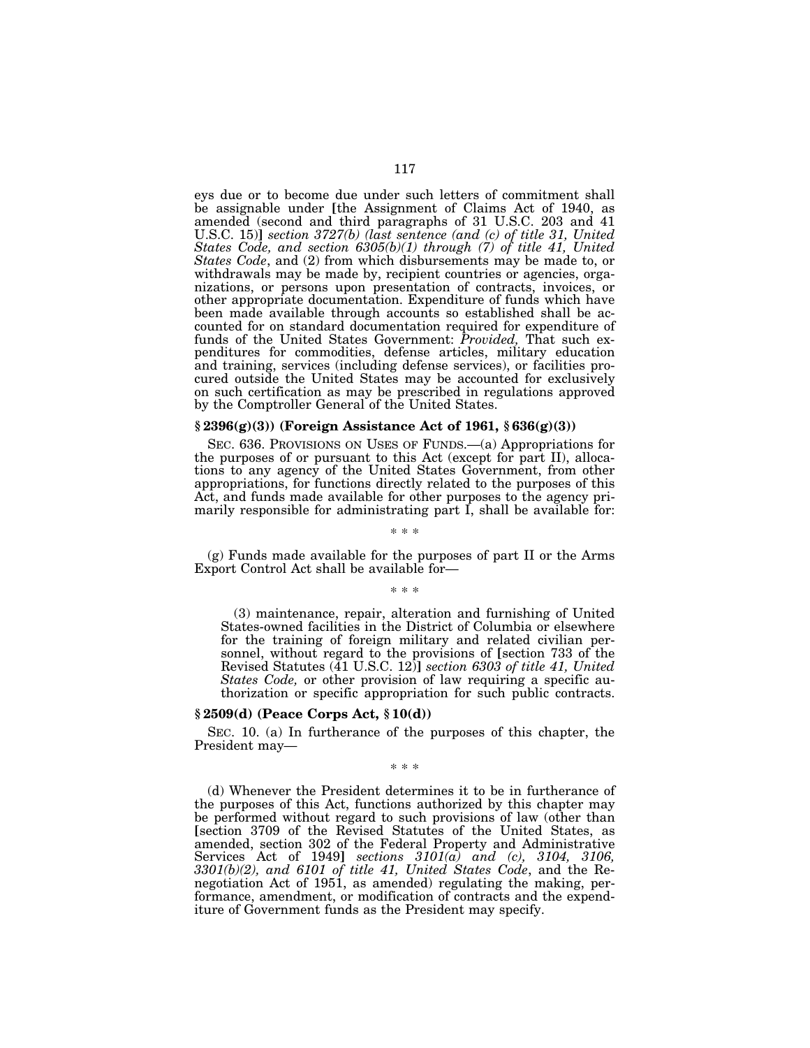eys due or to become due under such letters of commitment shall be assignable under [the Assignment of Claims Act of 1940, as amended (second and third paragraphs of 31 U.S.C. 203 and 41 U.S.C. 15)] *section 3727(b) (last sentence (and (c) of title 31, United States Code, and section 6305(b)(1) through (7) of title 41, United States Code*, and (2) from which disbursements may be made to, or withdrawals may be made by, recipient countries or agencies, organizations, or persons upon presentation of contracts, invoices, or other appropriate documentation. Expenditure of funds which have been made available through accounts so established shall be accounted for on standard documentation required for expenditure of funds of the United States Government: *Provided,* That such expenditures for commodities, defense articles, military education and training, services (including defense services), or facilities procured outside the United States may be accounted for exclusively on such certification as may be prescribed in regulations approved by the Comptroller General of the United States.

**§ 2396(g)(3)) (Foreign Assistance Act of 1961, § 636(g)(3))**

SEC. 636. PROVISIONS ON USES OF FUNDS.—(a) Appropriations for the purposes of or pursuant to this Act (except for part II), allocations to any agency of the United States Government, from other appropriations, for functions directly related to the purposes of this Act, and funds made available for other purposes to the agency primarily responsible for administrating part I, shall be available for:

\* \* \*

(g) Funds made available for the purposes of part II or the Arms Export Control Act shall be available for—

\* \* \*

(3) maintenance, repair, alteration and furnishing of United States-owned facilities in the District of Columbia or elsewhere for the training of foreign military and related civilian personnel, without regard to the provisions of [section 733 of the Revised Statutes (41 U.S.C. 12)] *section 6303 of title 41, United States Code,* or other provision of law requiring a specific authorization or specific appropriation for such public contracts.

**§ 2509(d) (Peace Corps Act, § 10(d))**

SEC. 10. (a) In furtherance of the purposes of this chapter, the President may—

\* \* \*

(d) Whenever the President determines it to be in furtherance of the purposes of this Act, functions authorized by this chapter may be performed without regard to such provisions of law (other than [section 3709 of the Revised Statutes of the United States, as amended, section 302 of the Federal Property and Administrative Services Act of 1949] *sections 3101(a) and (c), 3104, 3106, 3301(b)(2), and 6101 of title 41, United States Code*, and the Renegotiation Act of 1951, as amended) regulating the making, performance, amendment, or modification of contracts and the expenditure of Government funds as the President may specify.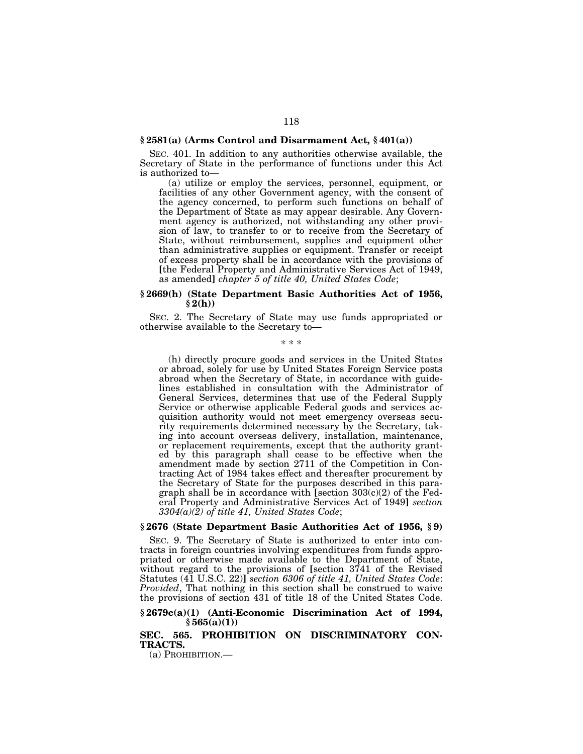### § 2581(a) (Arms Control and Disarmament Act, § 401(a))

SEC. 401. In addition to any authorities otherwise available, the Secretary of State in the performance of functions under this Act is authorized to—

(a) utilize or employ the services, personnel, equipment, or facilities of any other Government agency, with the consent of the agency concerned, to perform such functions on behalf of the Department of State as may appear desirable. Any Government agency is authorized, not withstanding any other provision of law, to transfer to or to receive from the Secretary of State, without reimbursement, supplies and equipment other than administrative supplies or equipment. Transfer or receipt of excess property shall be in accordance with the provisions of [the Federal Property and Administrative Services Act of 1949, as amended] *chapter 5 of title 40, United States Code*;

### § 2669(h) (State Department Basic Authorities Act of 1956, § 2(h))

SEC. 2. The Secretary of State may use funds appropriated or otherwise available to the Secretary to—

\* \* \*

(h) directly procure goods and services in the United States or abroad, solely for use by United States Foreign Service posts abroad when the Secretary of State, in accordance with guidelines established in consultation with the Administrator of General Services, determines that use of the Federal Supply Service or otherwise applicable Federal goods and services acquisition authority would not meet emergency overseas security requirements determined necessary by the Secretary, taking into account overseas delivery, installation, maintenance, or replacement requirements, except that the authority granted by this paragraph shall cease to be effective when the amendment made by section 2711 of the Competition in Contracting Act of 1984 takes effect and thereafter procurement by the Secretary of State for the purposes described in this paragraph shall be in accordance with [section 303(c)(2) of the Federal Property and Administrative Services Act of 1949] *section 3304(a)(2) of title 41, United States Code*;

### § 2676 (State Department Basic Authorities Act of 1956, § 9)

SEC. 9. The Secretary of State is authorized to enter into contracts in foreign countries involving expenditures from funds appropriated or otherwise made available to the Department of State, without regard to the provisions of [section 3741 of the Revised Statutes (41 U.S.C. 22)] *section 6306 of title 41, United States Code*: *Provided*, That nothing in this section shall be construed to waive the provisions of section 431 of title 18 of the United States Code.

### § 2679c(a)(1) (Anti-Economic Discrimination Act of 1994, § 565(a)(1))

**SEC. 565. PROHIBITION ON DISCRIMINATORY CONTRACTS.**

(a) PROHIBITION.—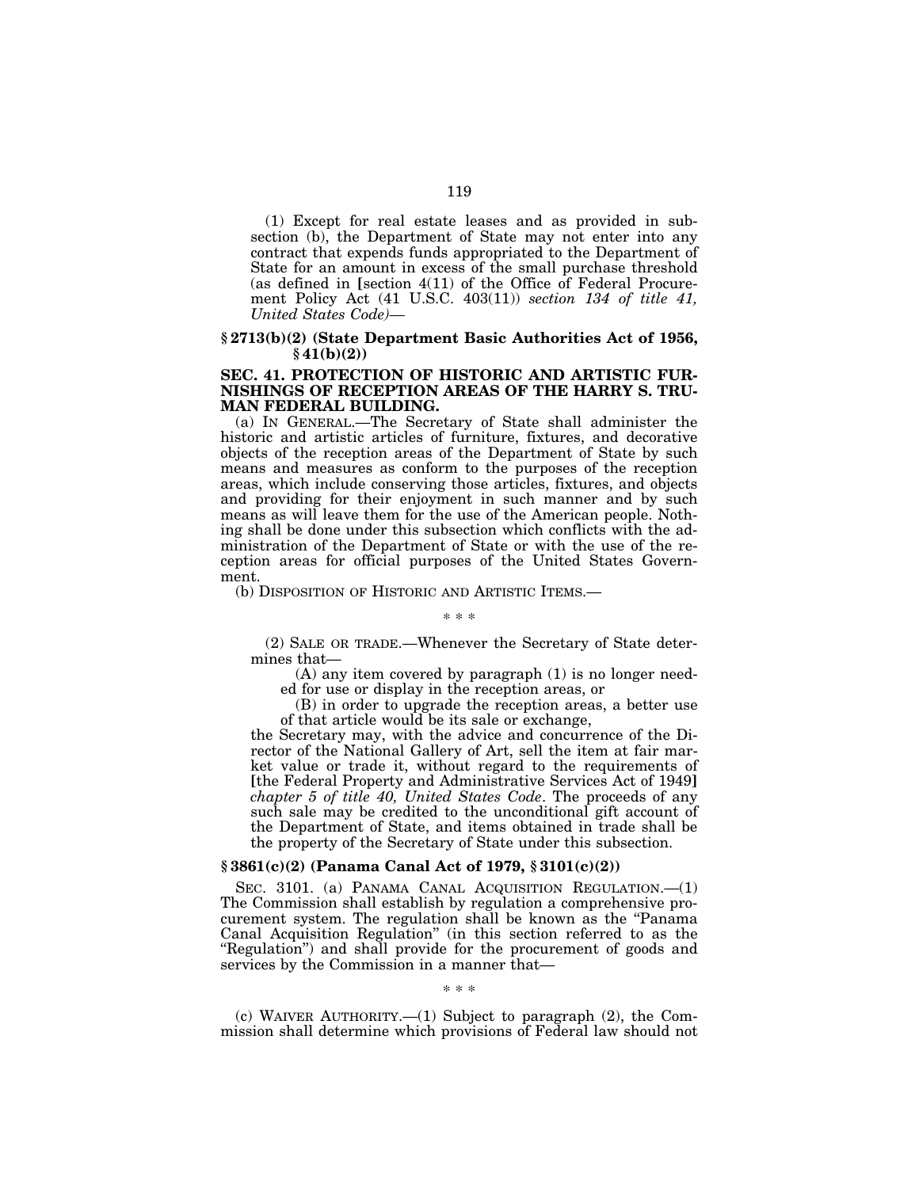(1) Except for real estate leases and as provided in subsection (b), the Department of State may not enter into any contract that expends funds appropriated to the Department of State for an amount in excess of the small purchase threshold (as defined in [section 4(11) of the Office of Federal Procurement Policy Act (41 U.S.C. 403(11)) *section 134 of title 41, United States Code)*—

### § 2713(b)(2) (State Department Basic Authorities Act of 1956, § 41(b)(2))

### SEC. 41. PROTECTION OF HISTORIC AND ARTISTIC FURNISHINGS OF RECEPTION AREAS OF THE HARRY S. TRUMAN FEDERAL BUILDING.

(a) IN GENERAL.—The Secretary of State shall administer the historic and artistic articles of furniture, fixtures, and decorative objects of the reception areas of the Department of State by such means and measures as conform to the purposes of the reception areas, which include conserving those articles, fixtures, and objects and providing for their enjoyment in such manner and by such means as will leave them for the use of the American people. Nothing shall be done under this subsection which conflicts with the administration of the Department of State or with the use of the reception areas for official purposes of the United States Government.

(b) DISPOSITION OF HISTORIC AND ARTISTIC ITEMS.—

\* \* \*

(2) SALE OR TRADE.—Whenever the Secretary of State determines that—

(A) any item covered by paragraph (1) is no longer needed for use or display in the reception areas, or

(B) in order to upgrade the reception areas, a better use of that article would be its sale or exchange,

the Secretary may, with the advice and concurrence of the Director of the National Gallery of Art, sell the item at fair market value or trade it, without regard to the requirements of [the Federal Property and Administrative Services Act of 1949] *chapter 5 of title 40, United States Code*. The proceeds of any such sale may be credited to the unconditional gift account of the Department of State, and items obtained in trade shall be the property of the Secretary of State under this subsection.

### § 3861(c)(2) (Panama Canal Act of 1979, § 3101(c)(2))

SEC. 3101. (a) PANAMA CANAL ACQUISITION REGULATION.—(1) The Commission shall establish by regulation a comprehensive procurement system. The regulation shall be known as the "Panama Canal Acquisition Regulation" (in this section referred to as the "Regulation") and shall provide for the procurement of goods and services by the Commission in a manner that—

\* \* \*

(c) WAIVER AUTHORITY.—(1) Subject to paragraph (2), the Commission shall determine which provisions of Federal law should not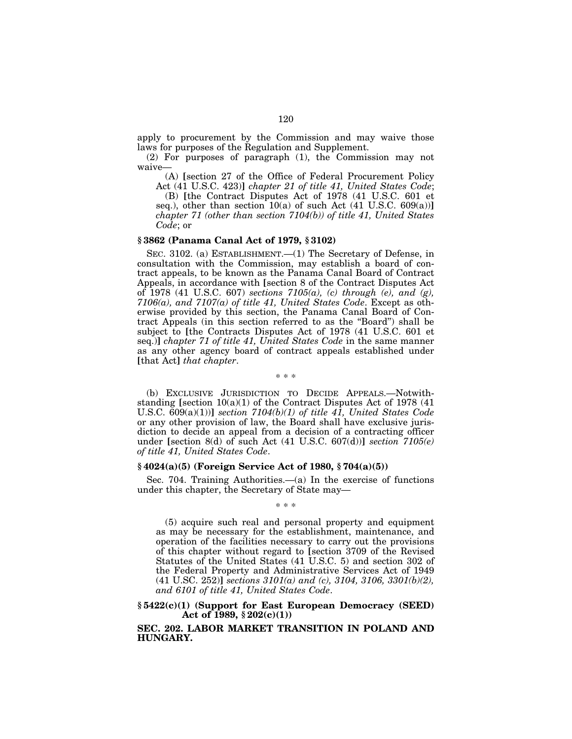apply to procurement by the Commission and may waive those laws for purposes of the Regulation and Supplement.

(2) For purposes of paragraph (1), the Commission may not waive—

(A) [section 27 of the Office of Federal Procurement Policy Act (41 U.S.C. 423)] *chapter 21 of title 41, United States Code*;

(B) [the Contract Disputes Act of 1978 (41 U.S.C. 601 et seq.), other than section 10(a) of such Act (41 U.S.C. 609(a))] *chapter 71 (other than section 7104(b)) of title 41, United States Code*; or

### § 3862 (Panama Canal Act of 1979, § 3102)

SEC. 3102. (a) ESTABLISHMENT.—(1) The Secretary of Defense, in consultation with the Commission, may establish a board of contract appeals, to be known as the Panama Canal Board of Contract Appeals, in accordance with [section 8 of the Contract Disputes Act of 1978 (41 U.S.C. 607) *sections 7105(a), (c) through (e), and (g), 7106(a), and 7107(a) of title 41, United States Code*. Except as otherwise provided by this section, the Panama Canal Board of Contract Appeals (in this section referred to as the "Board") shall be subject to [the Contracts Disputes Act of 1978 (41 U.S.C. 601 et seq.)] *chapter 71 of title 41, United States Code* in the same manner as any other agency board of contract appeals established under [that Act] *that chapter*.

\* \* \*

(b) EXCLUSIVE JURISDICTION TO DECIDE APPEALS.—Notwithstanding [section 10(a)(1) of the Contract Disputes Act of 1978 (41 U.S.C. 609(a)(1))] *section 7104(b)(1) of title 41, United States Code* or any other provision of law, the Board shall have exclusive jurisdiction to decide an appeal from a decision of a contracting officer under [section 8(d) of such Act (41 U.S.C. 607(d))] *section 7105(e) of title 41, United States Code*.

### § 4024(a)(5) (Foreign Service Act of 1980, § 704(a)(5))

Sec. 704. Training Authorities.—(a) In the exercise of functions under this chapter, the Secretary of State may—

\* \* \*

(5) acquire such real and personal property and equipment as may be necessary for the establishment, maintenance, and operation of the facilities necessary to carry out the provisions of this chapter without regard to [section 3709 of the Revised Statutes of the United States (41 U.S.C. 5) and section 302 of the Federal Property and Administrative Services Act of 1949 (41 U.SC. 252)] *sections 3101(a) and (c), 3104, 3106, 3301(b)(2), and 6101 of title 41, United States Code*.

### § 5422(c)(1) (Support for East European Democracy (SEED) Act of 1989, § 202(c)(1))

### SEC. 202. LABOR MARKET TRANSITION IN POLAND AND HUNGARY.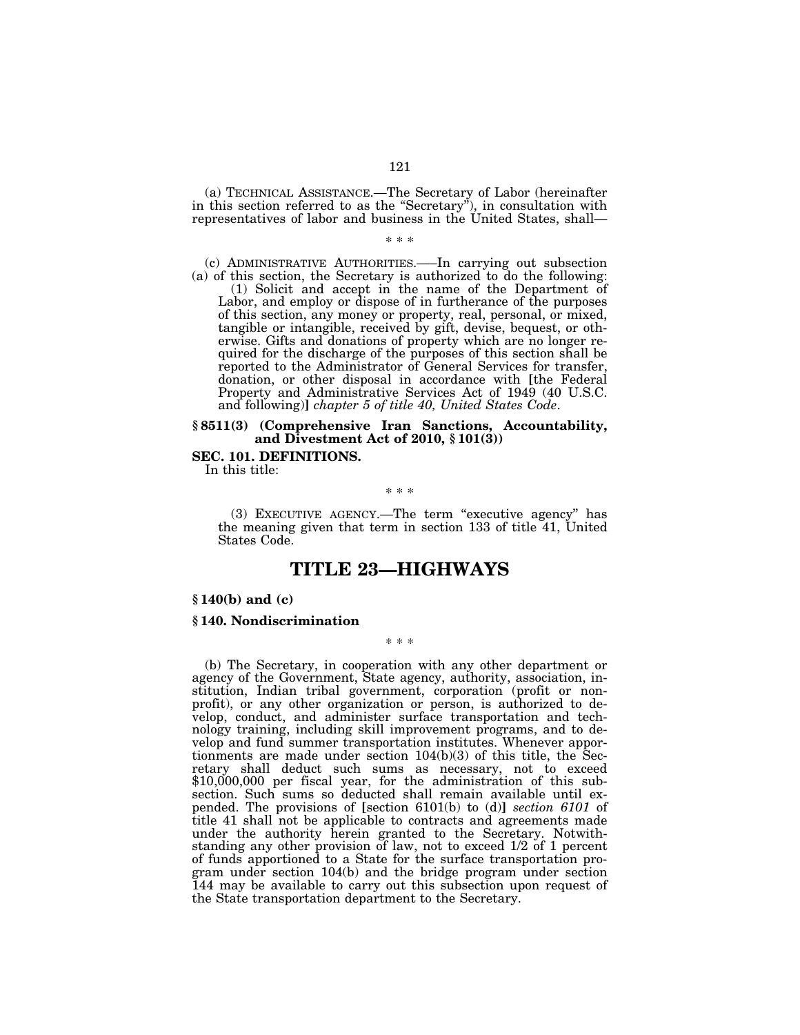(a) TECHNICAL ASSISTANCE.—The Secretary of Labor (hereinafter in this section referred to as the "Secretary"), in consultation with representatives of labor and business in the United States, shall—

\* \* \*

(c) ADMINISTRATIVE AUTHORITIES.——In carrying out subsection (a) of this section, the Secretary is authorized to do the following:

(1) Solicit and accept in the name of the Department of Labor, and employ or dispose of in furtherance of the purposes of this section, any money or property, real, personal, or mixed, tangible or intangible, received by gift, devise, bequest, or otherwise. Gifts and donations of property which are no longer required for the discharge of the purposes of this section shall be reported to the Administrator of General Services for transfer, donation, or other disposal in accordance with [the Federal Property and Administrative Services Act of 1949 (40 U.S.C. and following)] *chapter 5 of title 40, United States Code*.

**§ 8511(3) (Comprehensive Iran Sanctions, Accountability, and Divestment Act of 2010, § 101(3))**

**SEC. 101. DEFINITIONS.**

In this title:

\* \* \*

(3) EXECUTIVE AGENCY.—The term "executive agency" has the meaning given that term in section 133 of title 41, United States Code.

# TITLE 23—HIGHWAYS

**§ 140(b) and (c)**

**§ 140. Nondiscrimination**

\* \* \*

(b) The Secretary, in cooperation with any other department or agency of the Government, State agency, authority, association, institution, Indian tribal government, corporation (profit or nonprofit), or any other organization or person, is authorized to develop, conduct, and administer surface transportation and technology training, including skill improvement programs, and to develop and fund summer transportation institutes. Whenever apportionments are made under section 104(b)(3) of this title, the Secretary shall deduct such sums as necessary, not to exceed $10,000,000 per fiscal year, for the administration of this subsection. Such sums so deducted shall remain available until expended. The provisions of [section 6101(b) to (d)] *section 6101* of title 41 shall not be applicable to contracts and agreements made under the authority herein granted to the Secretary. Notwithstanding any other provision of law, not to exceed 1/2 of 1 percent of funds apportioned to a State for the surface transportation program under section 104(b) and the bridge program under section 144 may be available to carry out this subsection upon request of the State transportation department to the Secretary.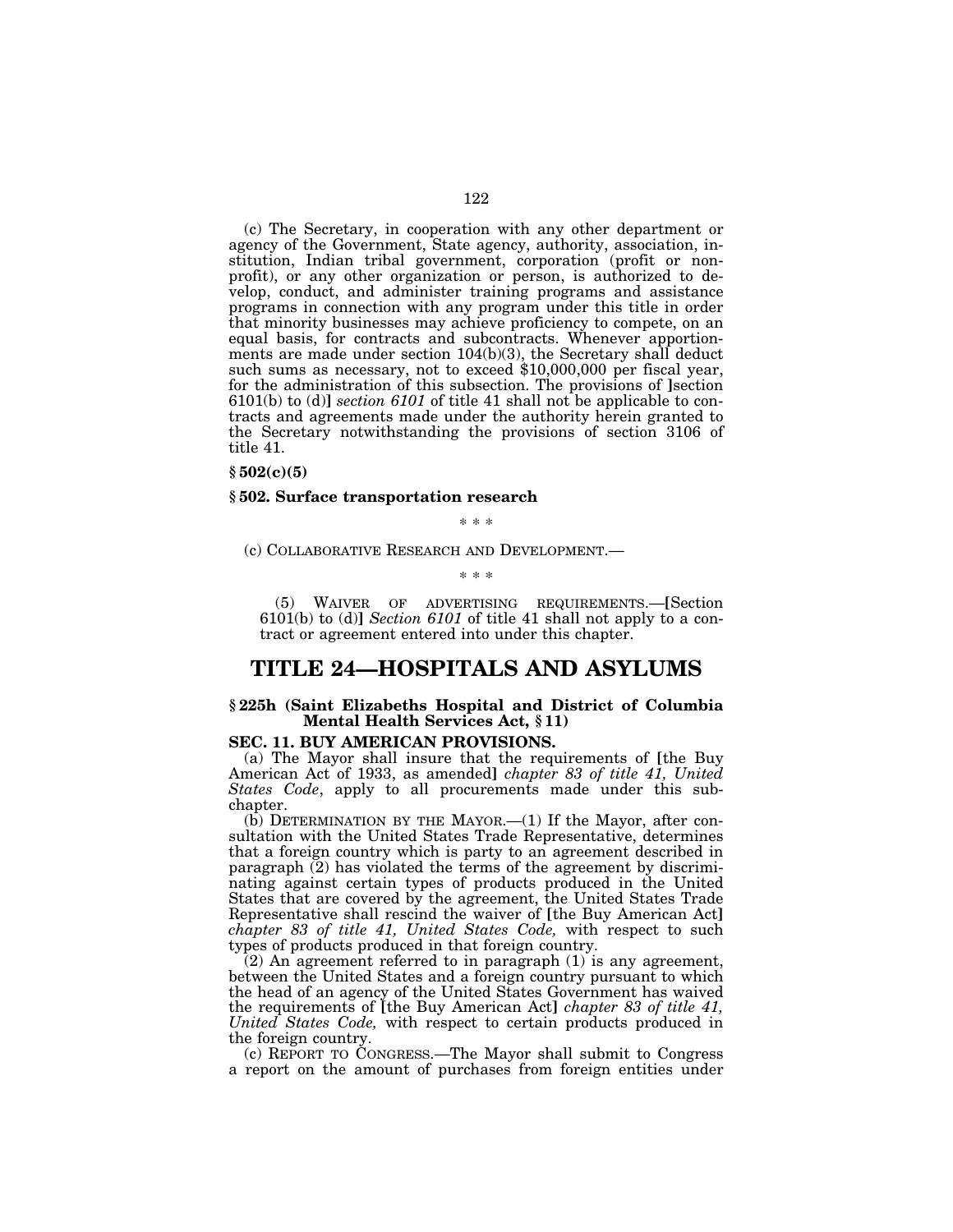(c) The Secretary, in cooperation with any other department or agency of the Government, State agency, authority, association, institution, Indian tribal government, corporation (profit or nonprofit), or any other organization or person, is authorized to develop, conduct, and administer training programs and assistance programs in connection with any program under this title in order that minority businesses may achieve proficiency to compete, on an equal basis, for contracts and subcontracts. Whenever apportionments are made under section 104(b)(3), the Secretary shall deduct such sums as necessary, not to exceed $10,000,000 per fiscal year, for the administration of this subsection. The provisions of [section 6101(b) to (d)] *section 6101* of title 41 shall not be applicable to contracts and agreements made under the authority herein granted to the Secretary notwithstanding the provisions of section 3106 of title 41.

**§ 502(c)(5)**

**§ 502. Surface transportation research**

\* \* \*

(c) COLLABORATIVE RESEARCH AND DEVELOPMENT.—

\* \* \*

(5) WAIVER OF ADVERTISING REQUIREMENTS.—[Section 6101(b) to (d)] *Section 6101* of title 41 shall not apply to a contract or agreement entered into under this chapter.

# TITLE 24—HOSPITALS AND ASYLUMS

### § 225h (Saint Elizabeths Hospital and District of Columbia Mental Health Services Act, § 11)

**SEC. 11. BUY AMERICAN PROVISIONS.**

(a) The Mayor shall insure that the requirements of [the Buy American Act of 1933, as amended] *chapter 83 of title 41, United States Code*, apply to all procurements made under this subchapter.

(b) DETERMINATION BY THE MAYOR.—(1) If the Mayor, after consultation with the United States Trade Representative, determines that a foreign country which is party to an agreement described in paragraph (2) has violated the terms of the agreement by discriminating against certain types of products produced in the United States that are covered by the agreement, the United States Trade Representative shall rescind the waiver of [the Buy American Act] *chapter 83 of title 41, United States Code,* with respect to such types of products produced in that foreign country.

(2) An agreement referred to in paragraph (1) is any agreement, between the United States and a foreign country pursuant to which the head of an agency of the United States Government has waived the requirements of [the Buy American Act] *chapter 83 of title 41, United States Code,* with respect to certain products produced in the foreign country.

(c) REPORT TO CONGRESS.—The Mayor shall submit to Congress a report on the amount of purchases from foreign entities under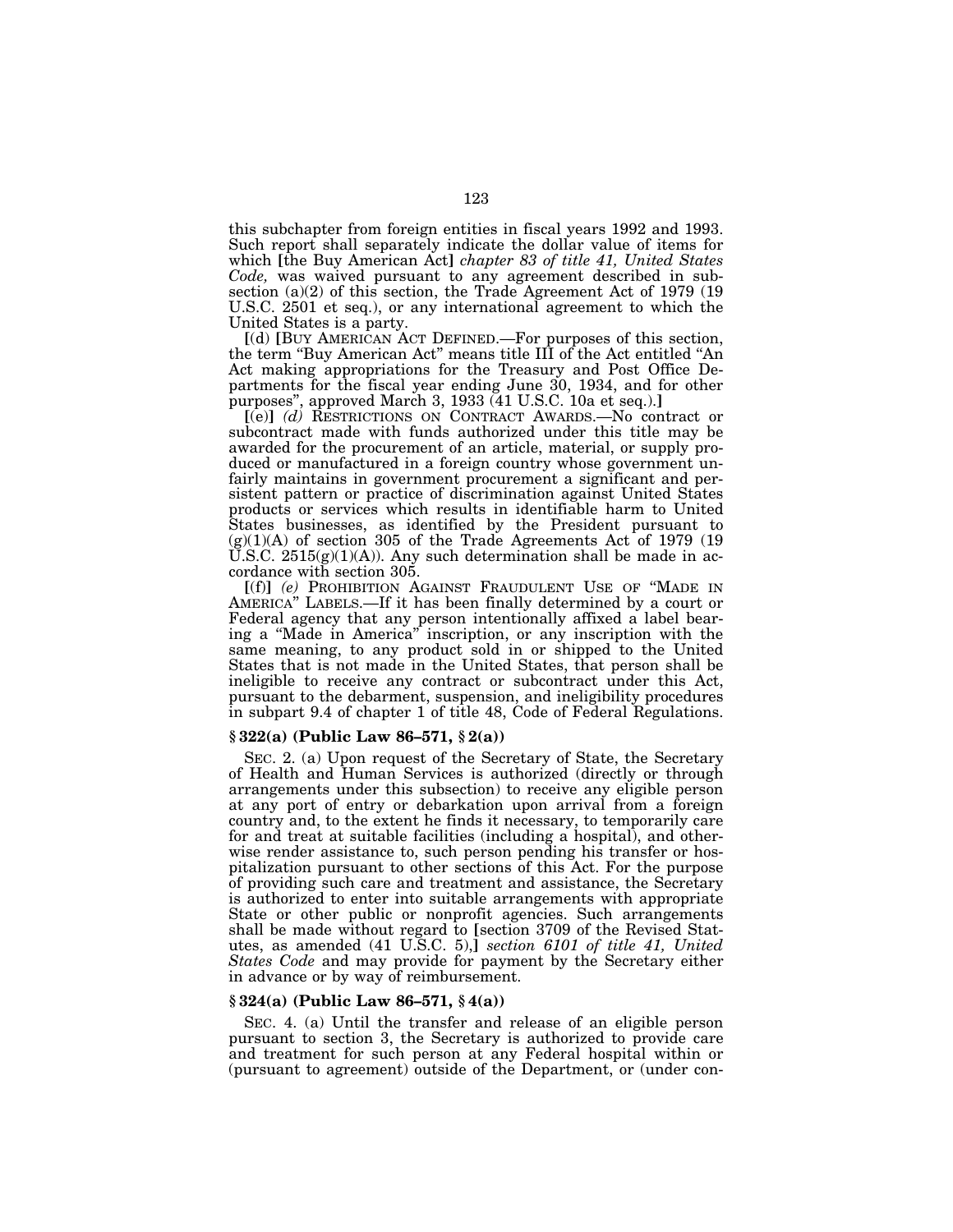this subchapter from foreign entities in fiscal years 1992 and 1993. Such report shall separately indicate the dollar value of items for which [the Buy American Act] *chapter 83 of title 41, United States Code,* was waived pursuant to any agreement described in subsection (a)(2) of this section, the Trade Agreement Act of 1979 (19 U.S.C. 2501 et seq.), or any international agreement to which the United States is a party.

[(d) [BUY AMERICAN ACT DEFINED.—For purposes of this section, the term "Buy American Act" means title III of the Act entitled "An Act making appropriations for the Treasury and Post Office Departments for the fiscal year ending June 30, 1934, and for other purposes", approved March 3, 1933 (41 U.S.C. 10a et seq.).]

[(e)] *(d)* RESTRICTIONS ON CONTRACT AWARDS.—No contract or subcontract made with funds authorized under this title may be awarded for the procurement of an article, material, or supply produced or manufactured in a foreign country whose government unfairly maintains in government procurement a significant and persistent pattern or practice of discrimination against United States products or services which results in identifiable harm to United States businesses, as identified by the President pursuant to (g)(1)(A) of section 305 of the Trade Agreements Act of 1979 (19 U.S.C. 2515(g)(1)(A)). Any such determination shall be made in accordance with section 305.

[(f)] *(e)* PROHIBITION AGAINST FRAUDULENT USE OF "MADE IN AMERICA" LABELS.—If it has been finally determined by a court or Federal agency that any person intentionally affixed a label bearing a "Made in America" inscription, or any inscription with the same meaning, to any product sold in or shipped to the United States that is not made in the United States, that person shall be ineligible to receive any contract or subcontract under this Act, pursuant to the debarment, suspension, and ineligibility procedures in subpart 9.4 of chapter 1 of title 48, Code of Federal Regulations.

### § 322(a) (Public Law 86–571, § 2(a))

SEC. 2. (a) Upon request of the Secretary of State, the Secretary of Health and Human Services is authorized (directly or through arrangements under this subsection) to receive any eligible person at any port of entry or debarkation upon arrival from a foreign country and, to the extent he finds it necessary, to temporarily care for and treat at suitable facilities (including a hospital), and otherwise render assistance to, such person pending his transfer or hospitalization pursuant to other sections of this Act. For the purpose of providing such care and treatment and assistance, the Secretary is authorized to enter into suitable arrangements with appropriate State or other public or nonprofit agencies. Such arrangements shall be made without regard to [section 3709 of the Revised Statutes, as amended (41 U.S.C. 5),] *section 6101 of title 41, United States Code* and may provide for payment by the Secretary either in advance or by way of reimbursement.

### § 324(a) (Public Law 86–571, § 4(a))

SEC. 4. (a) Until the transfer and release of an eligible person pursuant to section 3, the Secretary is authorized to provide care and treatment for such person at any Federal hospital within or (pursuant to agreement) outside of the Department, or (under con-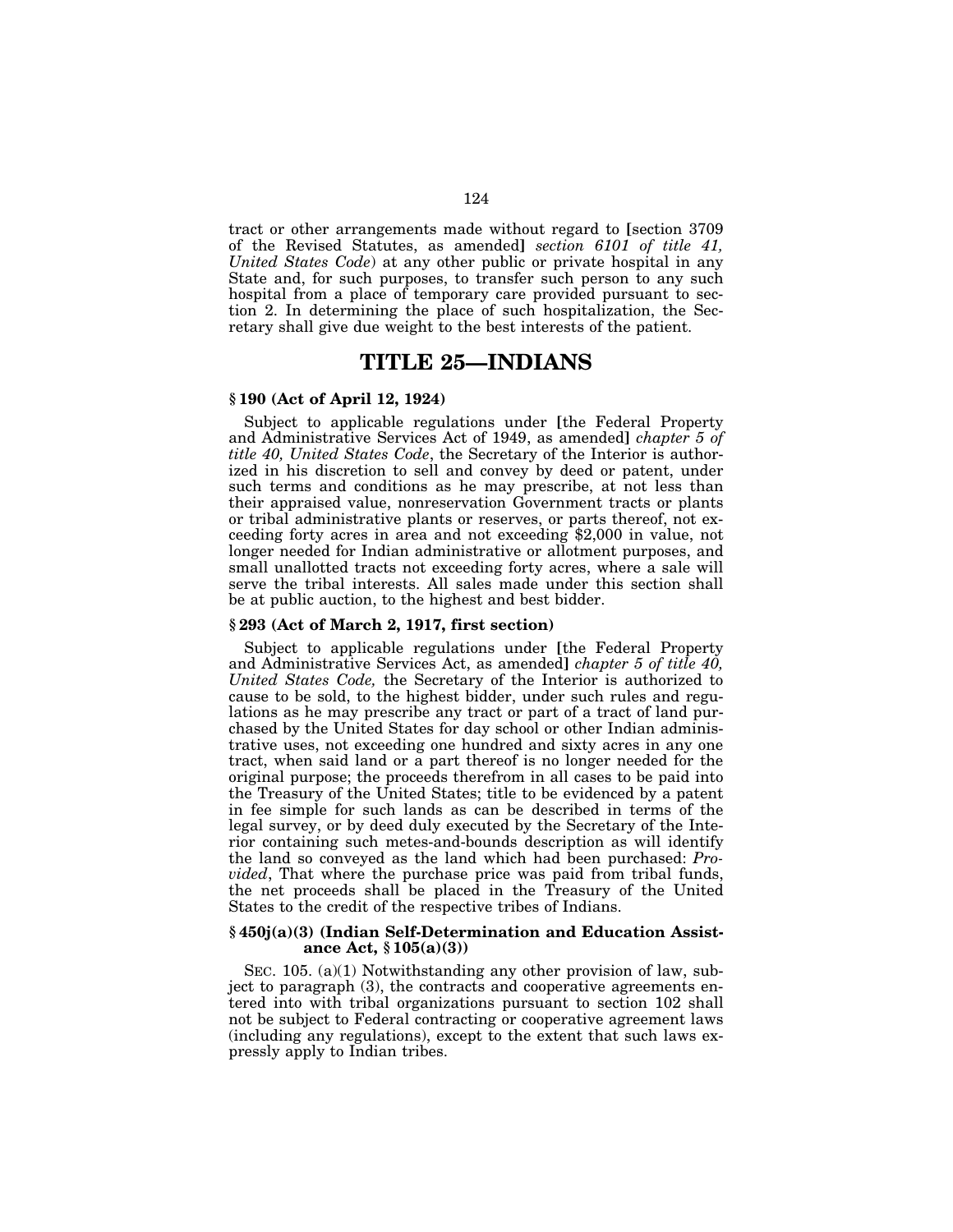tract or other arrangements made without regard to [section 3709 of the Revised Statutes, as amended] *section 6101 of title 41, United States Code*) at any other public or private hospital in any State and, for such purposes, to transfer such person to any such hospital from a place of temporary care provided pursuant to section 2. In determining the place of such hospitalization, the Secretary shall give due weight to the best interests of the patient.

# TITLE 25—INDIANS

### § 190 (Act of April 12, 1924)

Subject to applicable regulations under [the Federal Property and Administrative Services Act of 1949, as amended] *chapter 5 of title 40, United States Code*, the Secretary of the Interior is authorized in his discretion to sell and convey by deed or patent, under such terms and conditions as he may prescribe, at not less than their appraised value, nonreservation Government tracts or plants or tribal administrative plants or reserves, or parts thereof, not exceeding forty acres in area and not exceeding $2,000 in value, not longer needed for Indian administrative or allotment purposes, and small unallotted tracts not exceeding forty acres, where a sale will serve the tribal interests. All sales made under this section shall be at public auction, to the highest and best bidder.

### § 293 (Act of March 2, 1917, first section)

Subject to applicable regulations under [the Federal Property and Administrative Services Act, as amended] *chapter 5 of title 40, United States Code,* the Secretary of the Interior is authorized to cause to be sold, to the highest bidder, under such rules and regulations as he may prescribe any tract or part of a tract of land purchased by the United States for day school or other Indian administrative uses, not exceeding one hundred and sixty acres in any one tract, when said land or a part thereof is no longer needed for the original purpose; the proceeds therefrom in all cases to be paid into the Treasury of the United States; title to be evidenced by a patent in fee simple for such lands as can be described in terms of the legal survey, or by deed duly executed by the Secretary of the Interior containing such metes-and-bounds description as will identify the land so conveyed as the land which had been purchased: *Provided*, That where the purchase price was paid from tribal funds, the net proceeds shall be placed in the Treasury of the United States to the credit of the respective tribes of Indians.

### § 450j(a)(3) (Indian Self-Determination and Education Assistance Act, § 105(a)(3))

SEC. 105. (a)(1) Notwithstanding any other provision of law, subject to paragraph (3), the contracts and cooperative agreements entered into with tribal organizations pursuant to section 102 shall not be subject to Federal contracting or cooperative agreement laws (including any regulations), except to the extent that such laws expressly apply to Indian tribes.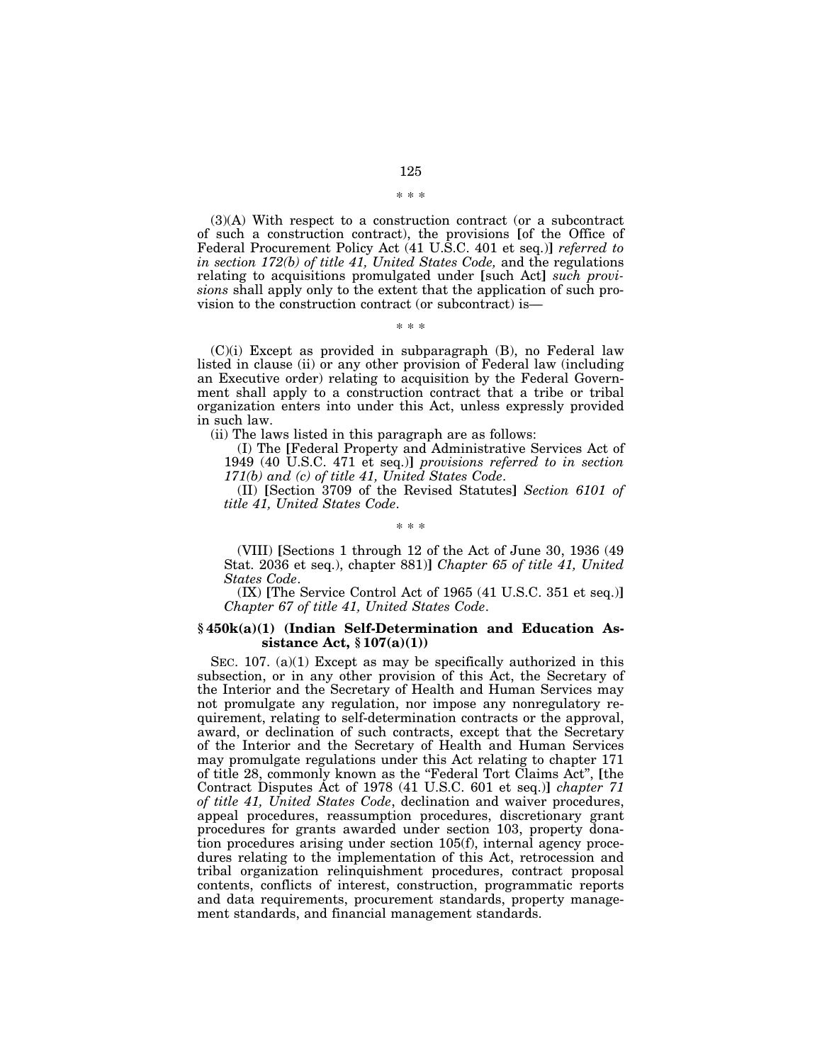\* \* \*

(3)(A) With respect to a construction contract (or a subcontract of such a construction contract), the provisions [of the Office of Federal Procurement Policy Act (41 U.S.C. 401 et seq.)] *referred to in section 172(b) of title 41, United States Code,* and the regulations relating to acquisitions promulgated under [such Act] *such provisions* shall apply only to the extent that the application of such provision to the construction contract (or subcontract) is—

\* \* \*

(C)(i) Except as provided in subparagraph (B), no Federal law listed in clause (ii) or any other provision of Federal law (including an Executive order) relating to acquisition by the Federal Government shall apply to a construction contract that a tribe or tribal organization enters into under this Act, unless expressly provided in such law.

(ii) The laws listed in this paragraph are as follows:

(I) The [Federal Property and Administrative Services Act of 1949 (40 U.S.C. 471 et seq.)] *provisions referred to in section 171(b) and (c) of title 41, United States Code*.

(II) [Section 3709 of the Revised Statutes] *Section 6101 of title 41, United States Code*.

\* \* \*

(VIII) [Sections 1 through 12 of the Act of June 30, 1936 (49 Stat. 2036 et seq.), chapter 881)] *Chapter 65 of title 41, United States Code*.

(IX) [The Service Control Act of 1965 (41 U.S.C. 351 et seq.)] *Chapter 67 of title 41, United States Code*.

**§ 450k(a)(1) (Indian Self-Determination and Education Assistance Act, § 107(a)(1))**

SEC. 107. (a)(1) Except as may be specifically authorized in this subsection, or in any other provision of this Act, the Secretary of the Interior and the Secretary of Health and Human Services may not promulgate any regulation, nor impose any nonregulatory requirement, relating to self-determination contracts or the approval, award, or declination of such contracts, except that the Secretary of the Interior and the Secretary of Health and Human Services may promulgate regulations under this Act relating to chapter 171 of title 28, commonly known as the "Federal Tort Claims Act", [the Contract Disputes Act of 1978 (41 U.S.C. 601 et seq.)] *chapter 71 of title 41, United States Code*, declination and waiver procedures, appeal procedures, reassumption procedures, discretionary grant procedures for grants awarded under section 103, property donation procedures arising under section 105(f), internal agency procedures relating to the implementation of this Act, retrocession and tribal organization relinquishment procedures, contract proposal contents, conflicts of interest, construction, programmatic reports and data requirements, procurement standards, property management standards, and financial management standards.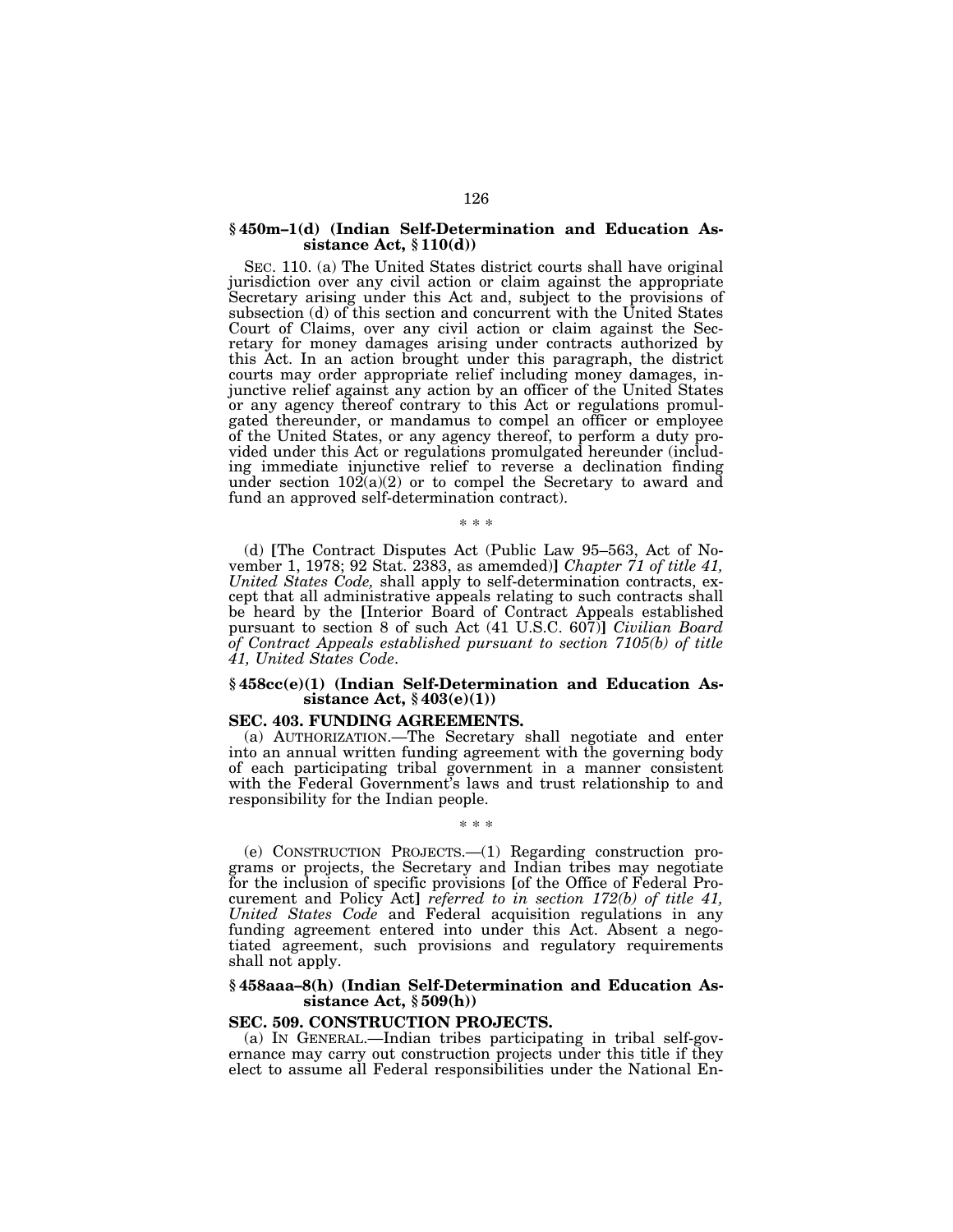**§ 450m–1(d) (Indian Self-Determination and Education Assistance Act, § 110(d))**

SEC. 110. (a) The United States district courts shall have original jurisdiction over any civil action or claim against the appropriate Secretary arising under this Act and, subject to the provisions of subsection (d) of this section and concurrent with the United States Court of Claims, over any civil action or claim against the Secretary for money damages arising under contracts authorized by this Act. In an action brought under this paragraph, the district courts may order appropriate relief including money damages, injunctive relief against any action by an officer of the United States or any agency thereof contrary to this Act or regulations promulgated thereunder, or mandamus to compel an officer or employee of the United States, or any agency thereof, to perform a duty provided under this Act or regulations promulgated hereunder (including immediate injunctive relief to reverse a declination finding under section 102(a)(2) or to compel the Secretary to award and fund an approved self-determination contract).

\* \* \*

(d) **[**The Contract Disputes Act (Public Law 95–563, Act of November 1, 1978; 92 Stat. 2383, as amemded)**]** *Chapter 71 of title 41, United States Code,* shall apply to self-determination contracts, except that all administrative appeals relating to such contracts shall be heard by the **[**Interior Board of Contract Appeals established pursuant to section 8 of such Act (41 U.S.C. 607)**]** *Civilian Board of Contract Appeals established pursuant to section 7105(b) of title 41, United States Code*.

**§ 458cc(e)(1) (Indian Self-Determination and Education Assistance Act, § 403(e)(1))**

**SEC. 403. FUNDING AGREEMENTS.**

(a) AUTHORIZATION.—The Secretary shall negotiate and enter into an annual written funding agreement with the governing body of each participating tribal government in a manner consistent with the Federal Government's laws and trust relationship to and responsibility for the Indian people.

\* \* \*

(e) CONSTRUCTION PROJECTS.—(1) Regarding construction programs or projects, the Secretary and Indian tribes may negotiate for the inclusion of specific provisions **[**of the Office of Federal Procurement and Policy Act**]** *referred to in section 172(b) of title 41, United States Code* and Federal acquisition regulations in any funding agreement entered into under this Act. Absent a negotiated agreement, such provisions and regulatory requirements shall not apply.

**§ 458aaa–8(h) (Indian Self-Determination and Education Assistance Act, § 509(h))**

**SEC. 509. CONSTRUCTION PROJECTS.**

(a) IN GENERAL.—Indian tribes participating in tribal self-governance may carry out construction projects under this title if they elect to assume all Federal responsibilities under the National En-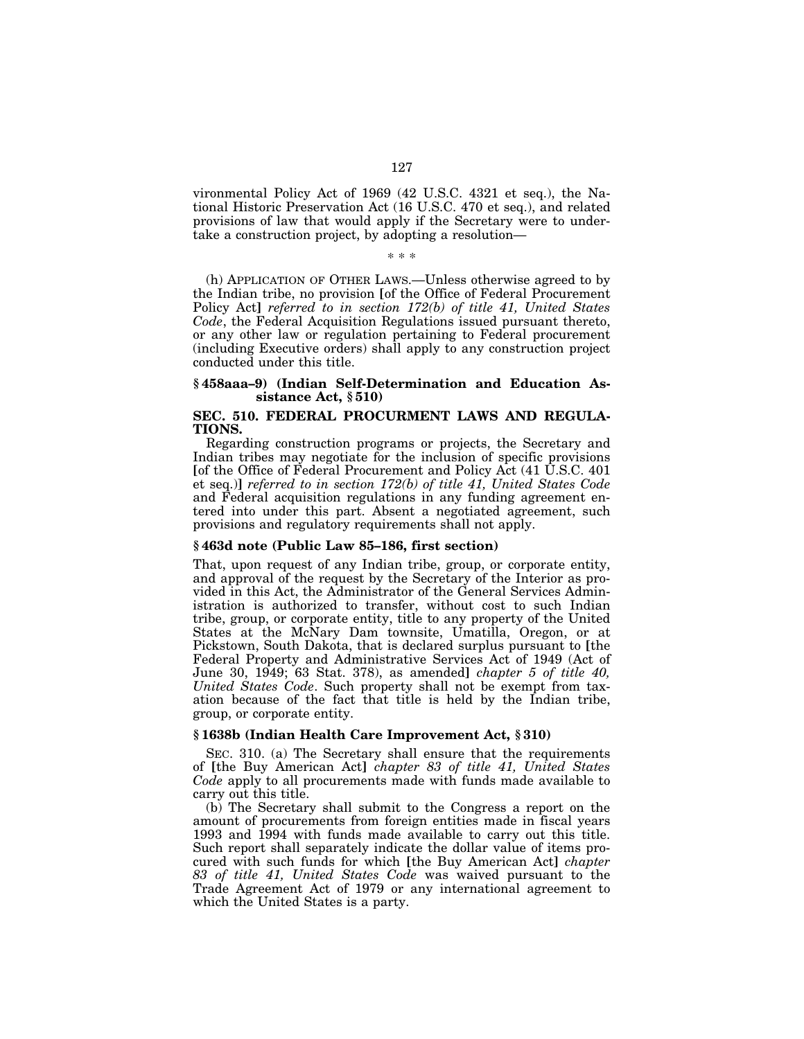vironmental Policy Act of 1969 (42 U.S.C. 4321 et seq.), the National Historic Preservation Act (16 U.S.C. 470 et seq.), and related provisions of law that would apply if the Secretary were to undertake a construction project, by adopting a resolution—

\* \* \*

(h) APPLICATION OF OTHER LAWS.—Unless otherwise agreed to by the Indian tribe, no provision [of the Office of Federal Procurement Policy Act] *referred to in section 172(b) of title 41, United States Code*, the Federal Acquisition Regulations issued pursuant thereto, or any other law or regulation pertaining to Federal procurement (including Executive orders) shall apply to any construction project conducted under this title.

### § 458aaa–9) (Indian Self-Determination and Education Assistance Act, § 510)

### SEC. 510. FEDERAL PROCURMENT LAWS AND REGULATIONS.

Regarding construction programs or projects, the Secretary and Indian tribes may negotiate for the inclusion of specific provisions [of the Office of Federal Procurement and Policy Act (41 U.S.C. 401 et seq.)] *referred to in section 172(b) of title 41, United States Code* and Federal acquisition regulations in any funding agreement entered into under this part. Absent a negotiated agreement, such provisions and regulatory requirements shall not apply.

### § 463d note (Public Law 85–186, first section)

That, upon request of any Indian tribe, group, or corporate entity, and approval of the request by the Secretary of the Interior as provided in this Act, the Administrator of the General Services Administration is authorized to transfer, without cost to such Indian tribe, group, or corporate entity, title to any property of the United States at the McNary Dam townsite, Umatilla, Oregon, or at Pickstown, South Dakota, that is declared surplus pursuant to [the Federal Property and Administrative Services Act of 1949 (Act of June 30, 1949; 63 Stat. 378), as amended] *chapter 5 of title 40, United States Code*. Such property shall not be exempt from taxation because of the fact that title is held by the Indian tribe, group, or corporate entity.

### § 1638b (Indian Health Care Improvement Act, § 310)

SEC. 310. (a) The Secretary shall ensure that the requirements of [the Buy American Act] *chapter 83 of title 41, United States Code* apply to all procurements made with funds made available to carry out this title.

(b) The Secretary shall submit to the Congress a report on the amount of procurements from foreign entities made in fiscal years 1993 and 1994 with funds made available to carry out this title. Such report shall separately indicate the dollar value of items procured with such funds for which [the Buy American Act] *chapter 83 of title 41, United States Code* was waived pursuant to the Trade Agreement Act of 1979 or any international agreement to which the United States is a party.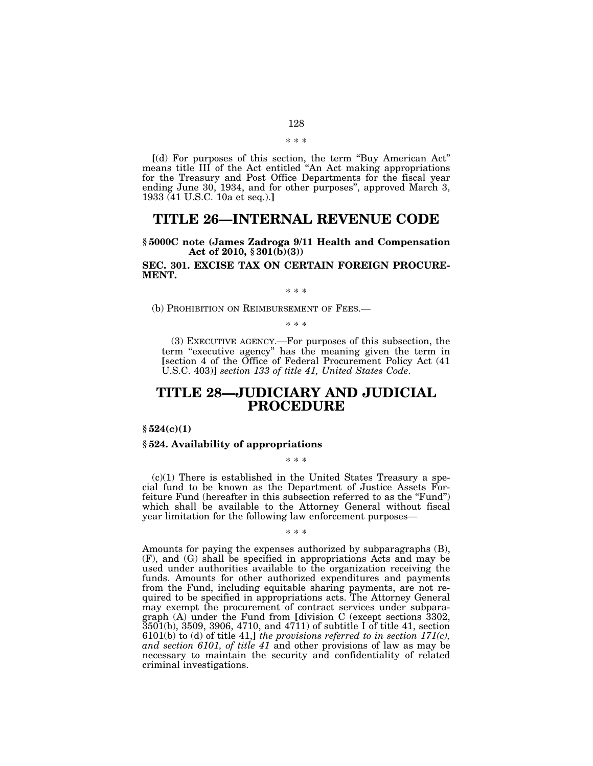\* \* \*

[(d) For purposes of this section, the term "Buy American Act" means title III of the Act entitled "An Act making appropriations for the Treasury and Post Office Departments for the fiscal year ending June 30, 1934, and for other purposes", approved March 3, 1933 (41 U.S.C. 10a et seq.).]

# TITLE 26—INTERNAL REVENUE CODE

### § 5000C note (James Zadroga 9/11 Health and Compensation Act of 2010, § 301(b)(3))

### SEC. 301. EXCISE TAX ON CERTAIN FOREIGN PROCUREMENT.

\* \* \*

(b) PROHIBITION ON REIMBURSEMENT OF FEES.—

\* \* \*

(3) EXECUTIVE AGENCY.—For purposes of this subsection, the term "executive agency" has the meaning given the term in [section 4 of the Office of Federal Procurement Policy Act (41 U.S.C. 403)] *section 133 of title 41, United States Code*.

# TITLE 28—JUDICIARY AND JUDICIAL PROCEDURE

### § 524(c)(1)

### § 524. Availability of appropriations

\* \* \*

(c)(1) There is established in the United States Treasury a special fund to be known as the Department of Justice Assets Forfeiture Fund (hereafter in this subsection referred to as the "Fund") which shall be available to the Attorney General without fiscal year limitation for the following law enforcement purposes—

\* \* \*

Amounts for paying the expenses authorized by subparagraphs (B), (F), and (G) shall be specified in appropriations Acts and may be used under authorities available to the organization receiving the funds. Amounts for other authorized expenditures and payments from the Fund, including equitable sharing payments, are not required to be specified in appropriations acts. The Attorney General may exempt the procurement of contract services under subparagraph (A) under the Fund from [division C (except sections 3302, 3501(b), 3509, 3906, 4710, and 4711) of subtitle I of title 41, section 6101(b) to (d) of title 41,] *the provisions referred to in section 171(c), and section 6101, of title 41* and other provisions of law as may be necessary to maintain the security and confidentiality of related criminal investigations.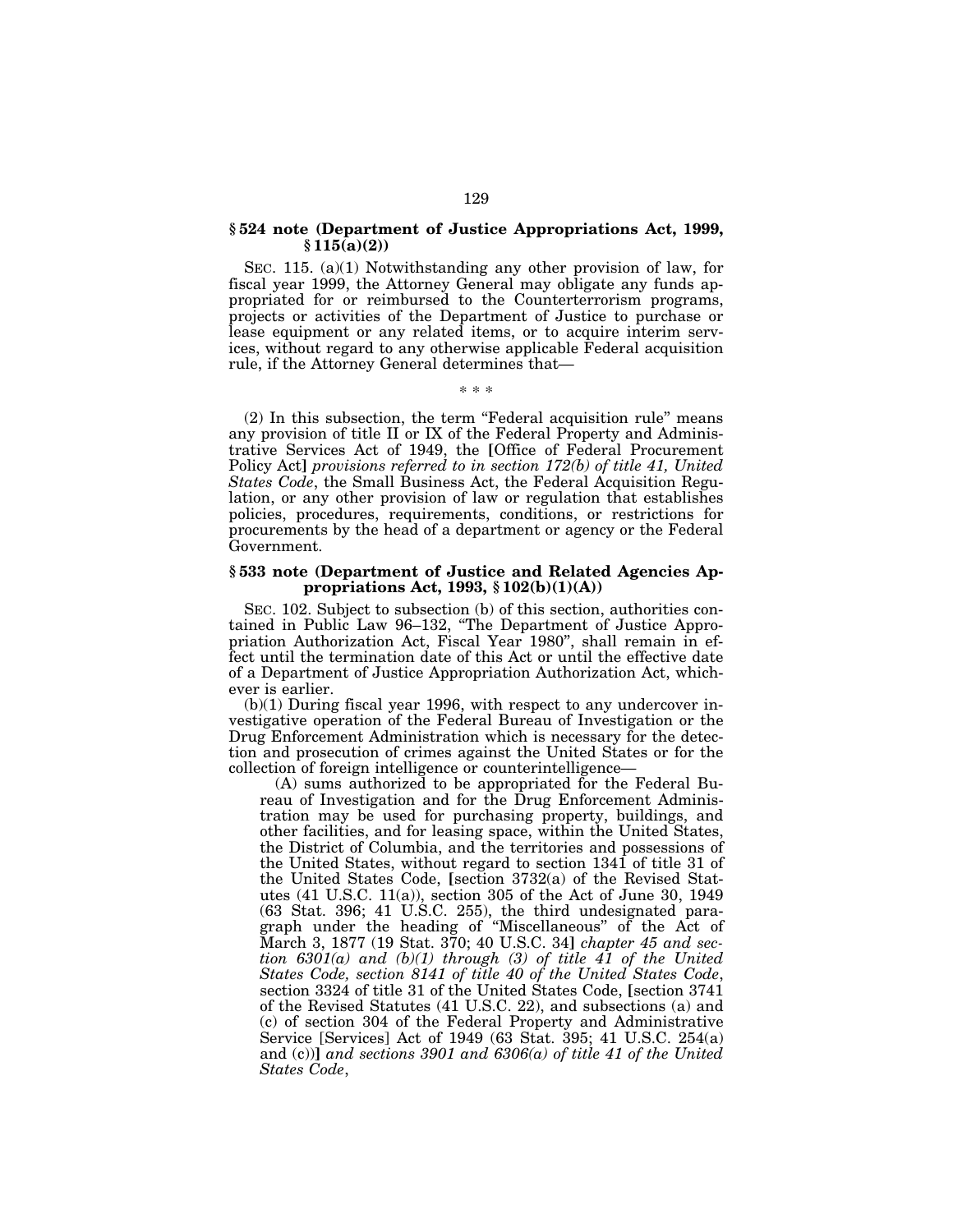### § 524 note (Department of Justice Appropriations Act, 1999, § 115(a)(2))

SEC. 115. (a)(1) Notwithstanding any other provision of law, for fiscal year 1999, the Attorney General may obligate any funds appropriated for or reimbursed to the Counterterrorism programs, projects or activities of the Department of Justice to purchase or lease equipment or any related items, or to acquire interim services, without regard to any otherwise applicable Federal acquisition rule, if the Attorney General determines that—

\* \* \*

(2) In this subsection, the term "Federal acquisition rule" means any provision of title II or IX of the Federal Property and Administrative Services Act of 1949, the **[**Office of Federal Procurement Policy Act**]** *provisions referred to in section 172(b) of title 41, United States Code*, the Small Business Act, the Federal Acquisition Regulation, or any other provision of law or regulation that establishes policies, procedures, requirements, conditions, or restrictions for procurements by the head of a department or agency or the Federal Government.

### § 533 note (Department of Justice and Related Agencies Appropriations Act, 1993, § 102(b)(1)(A))

SEC. 102. Subject to subsection (b) of this section, authorities contained in Public Law 96–132, "The Department of Justice Appropriation Authorization Act, Fiscal Year 1980", shall remain in effect until the termination date of this Act or until the effective date of a Department of Justice Appropriation Authorization Act, whichever is earlier.

(b)(1) During fiscal year 1996, with respect to any undercover investigative operation of the Federal Bureau of Investigation or the Drug Enforcement Administration which is necessary for the detection and prosecution of crimes against the United States or for the collection of foreign intelligence or counterintelligence—

(A) sums authorized to be appropriated for the Federal Bureau of Investigation and for the Drug Enforcement Administration may be used for purchasing property, buildings, and other facilities, and for leasing space, within the United States, the District of Columbia, and the territories and possessions of the United States, without regard to section 1341 of title 31 of the United States Code, **[**section 3732(a) of the Revised Statutes (41 U.S.C. 11(a)), section 305 of the Act of June 30, 1949 (63 Stat. 396; 41 U.S.C. 255), the third undesignated paragraph under the heading of "Miscellaneous" of the Act of March 3, 1877 (19 Stat. 370; 40 U.S.C. 34**]** *chapter 45 and section 6301(a) and (b)(1) through (3) of title 41 of the United States Code, section 8141 of title 40 of the United States Code*, section 3324 of title 31 of the United States Code, **[**section 3741 of the Revised Statutes (41 U.S.C. 22), and subsections (a) and (c) of section 304 of the Federal Property and Administrative Service [Services] Act of 1949 (63 Stat. 395; 41 U.S.C. 254(a) and (c))**]** *and sections 3901 and 6306(a) of title 41 of the United States Code*,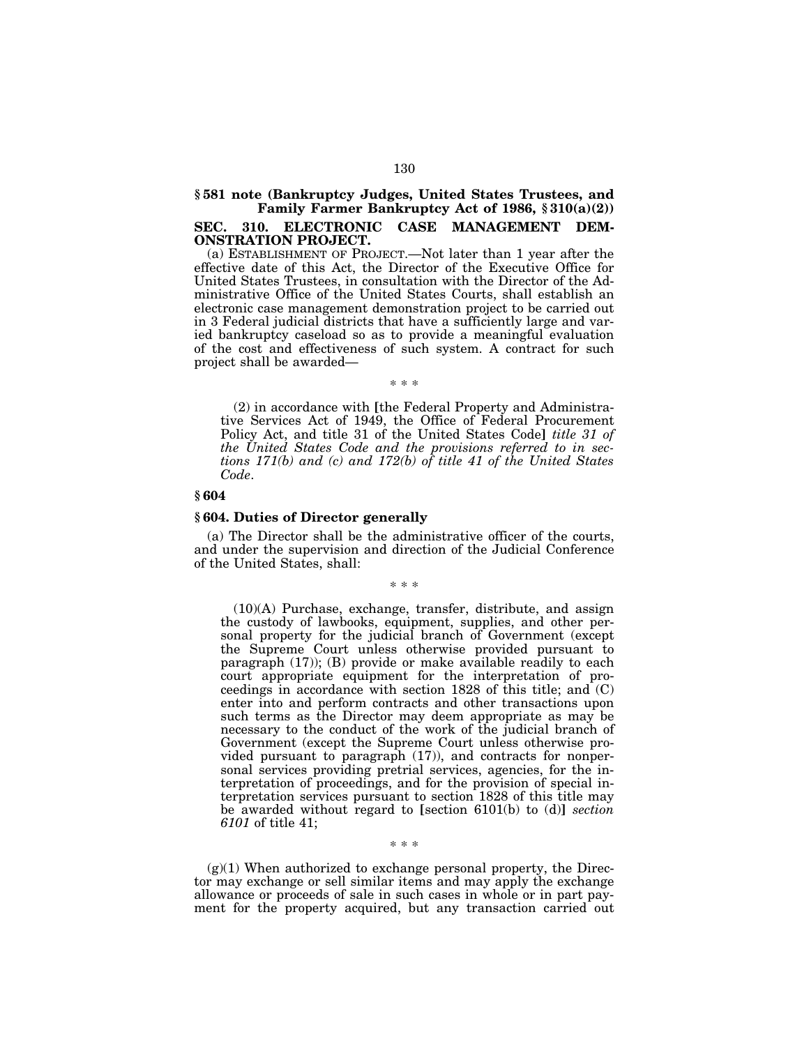**§ 581 note (Bankruptcy Judges, United States Trustees, and Family Farmer Bankruptcy Act of 1986, § 310(a)(2))**

**SEC. 310. ELECTRONIC CASE MANAGEMENT DEMONSTRATION PROJECT.**

(a) ESTABLISHMENT OF PROJECT.—Not later than 1 year after the effective date of this Act, the Director of the Executive Office for United States Trustees, in consultation with the Director of the Administrative Office of the United States Courts, shall establish an electronic case management demonstration project to be carried out in 3 Federal judicial districts that have a sufficiently large and varied bankruptcy caseload so as to provide a meaningful evaluation of the cost and effectiveness of such system. A contract for such project shall be awarded—

\* \* \*

(2) in accordance with [the Federal Property and Administrative Services Act of 1949, the Office of Federal Procurement Policy Act, and title 31 of the United States Code] *title 31 of the United States Code and the provisions referred to in sections 171(b) and (c) and 172(b) of title 41 of the United States Code*.

**§ 604**

**§ 604. Duties of Director generally**

(a) The Director shall be the administrative officer of the courts, and under the supervision and direction of the Judicial Conference of the United States, shall:

\* \* \*

(10)(A) Purchase, exchange, transfer, distribute, and assign the custody of lawbooks, equipment, supplies, and other personal property for the judicial branch of Government (except the Supreme Court unless otherwise provided pursuant to paragraph (17)); (B) provide or make available readily to each court appropriate equipment for the interpretation of proceedings in accordance with section 1828 of this title; and (C) enter into and perform contracts and other transactions upon such terms as the Director may deem appropriate as may be necessary to the conduct of the work of the judicial branch of Government (except the Supreme Court unless otherwise provided pursuant to paragraph (17)), and contracts for nonpersonal services providing pretrial services, agencies, for the interpretation of proceedings, and for the provision of special interpretation services pursuant to section 1828 of this title may be awarded without regard to [section 6101(b) to (d)] *section 6101* of title 41;

\* \* \*

(g)(1) When authorized to exchange personal property, the Director may exchange or sell similar items and may apply the exchange allowance or proceeds of sale in such cases in whole or in part payment for the property acquired, but any transaction carried out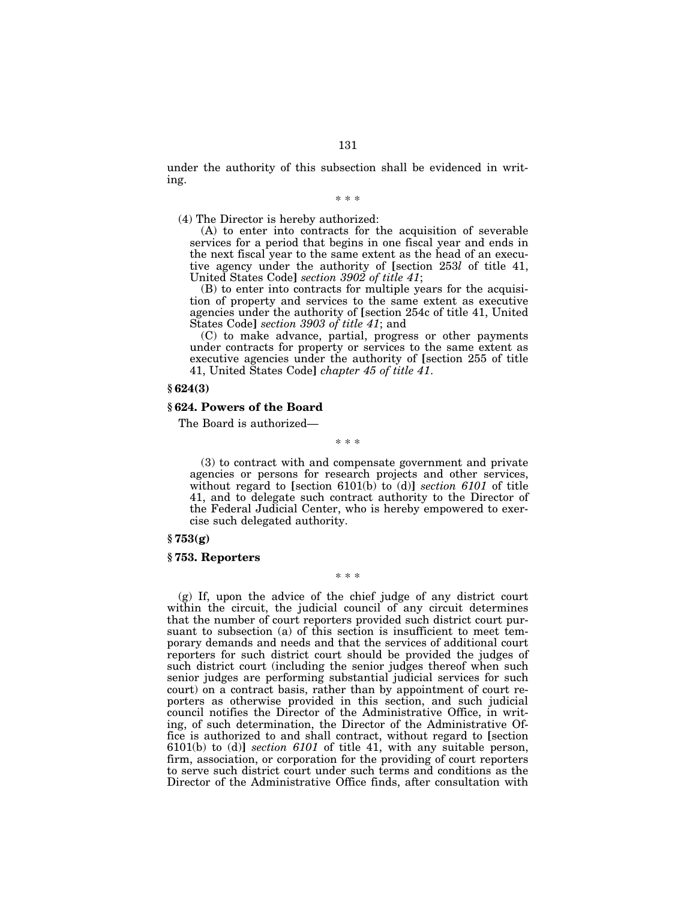under the authority of this subsection shall be evidenced in writing.

\* \* \*

(4) The Director is hereby authorized:

(A) to enter into contracts for the acquisition of severable services for a period that begins in one fiscal year and ends in the next fiscal year to the same extent as the head of an executive agency under the authority of [section 253*l* of title 41, United States Code] *section 3902 of title 41*;

(B) to enter into contracts for multiple years for the acquisition of property and services to the same extent as executive agencies under the authority of [section 254c of title 41, United States Code] *section 3903 of title 41*; and

(C) to make advance, partial, progress or other payments under contracts for property or services to the same extent as executive agencies under the authority of [section 255 of title 41, United States Code] *chapter 45 of title 41*.

**§ 624(3)**

**§ 624. Powers of the Board**

The Board is authorized—

\* \* \*

(3) to contract with and compensate government and private agencies or persons for research projects and other services, without regard to [section 6101(b) to (d)] *section 6101* of title 41, and to delegate such contract authority to the Director of the Federal Judicial Center, who is hereby empowered to exercise such delegated authority.

**§ 753(g)**

**§ 753. Reporters**

\* \* \*

(g) If, upon the advice of the chief judge of any district court within the circuit, the judicial council of any circuit determines that the number of court reporters provided such district court pursuant to subsection (a) of this section is insufficient to meet temporary demands and needs and that the services of additional court reporters for such district court should be provided the judges of such district court (including the senior judges thereof when such senior judges are performing substantial judicial services for such court) on a contract basis, rather than by appointment of court reporters as otherwise provided in this section, and such judicial council notifies the Director of the Administrative Office, in writing, of such determination, the Director of the Administrative Office is authorized to and shall contract, without regard to [section 6101(b) to (d)] *section 6101* of title 41, with any suitable person, firm, association, or corporation for the providing of court reporters to serve such district court under such terms and conditions as the Director of the Administrative Office finds, after consultation with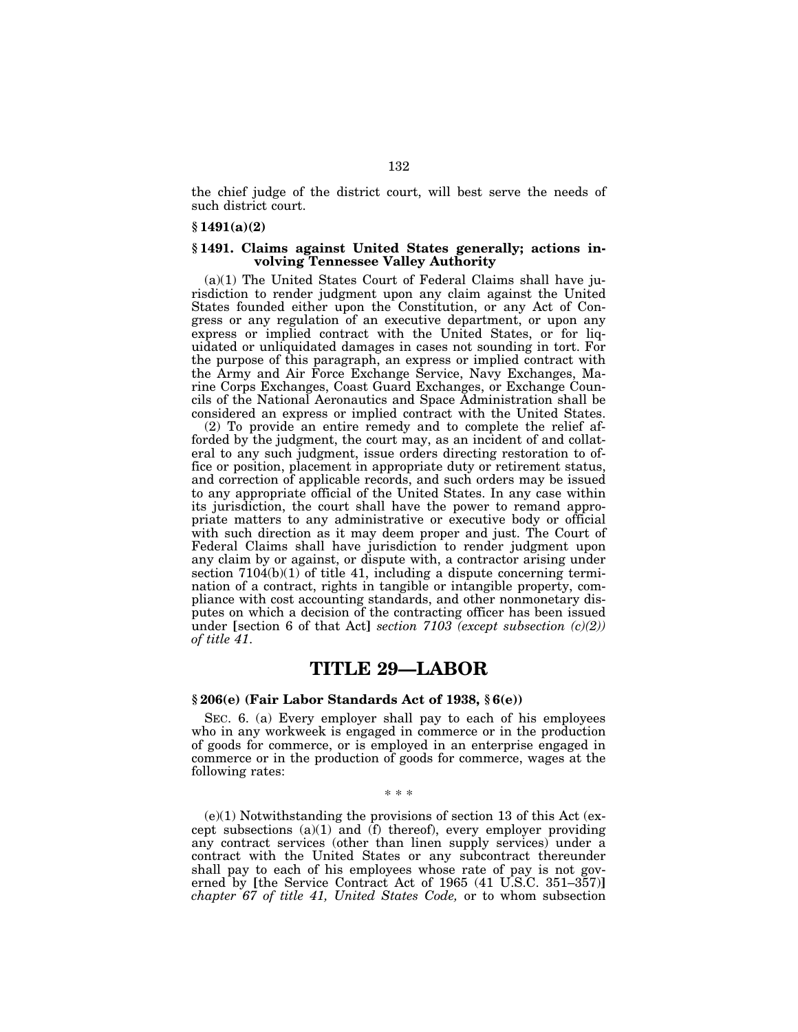the chief judge of the district court, will best serve the needs of such district court.

**§ 1491(a)(2)**

### § 1491. Claims against United States generally; actions involving Tennessee Valley Authority

(a)(1) The United States Court of Federal Claims shall have jurisdiction to render judgment upon any claim against the United States founded either upon the Constitution, or any Act of Congress or any regulation of an executive department, or upon any express or implied contract with the United States, or for liquidated or unliquidated damages in cases not sounding in tort. For the purpose of this paragraph, an express or implied contract with the Army and Air Force Exchange Service, Navy Exchanges, Marine Corps Exchanges, Coast Guard Exchanges, or Exchange Councils of the National Aeronautics and Space Administration shall be considered an express or implied contract with the United States.

(2) To provide an entire remedy and to complete the relief afforded by the judgment, the court may, as an incident of and collateral to any such judgment, issue orders directing restoration to office or position, placement in appropriate duty or retirement status, and correction of applicable records, and such orders may be issued to any appropriate official of the United States. In any case within its jurisdiction, the court shall have the power to remand appropriate matters to any administrative or executive body or official with such direction as it may deem proper and just. The Court of Federal Claims shall have jurisdiction to render judgment upon any claim by or against, or dispute with, a contractor arising under section 7104(b)(1) of title 41, including a dispute concerning termination of a contract, rights in tangible or intangible property, compliance with cost accounting standards, and other nonmonetary disputes on which a decision of the contracting officer has been issued under [section 6 of that Act] *section 7103 (except subsection (c)(2)) of title 41.*

# TITLE 29—LABOR

**§ 206(e) (Fair Labor Standards Act of 1938, § 6(e))**

SEC. 6. (a) Every employer shall pay to each of his employees who in any workweek is engaged in commerce or in the production of goods for commerce, or is employed in an enterprise engaged in commerce or in the production of goods for commerce, wages at the following rates:

\* \* \*

(e)(1) Notwithstanding the provisions of section 13 of this Act (except subsections (a)(1) and (f) thereof), every employer providing any contract services (other than linen supply services) under a contract with the United States or any subcontract thereunder shall pay to each of his employees whose rate of pay is not governed by [the Service Contract Act of 1965 (41 U.S.C. 351–357)] *chapter 67 of title 41, United States Code,* or to whom subsection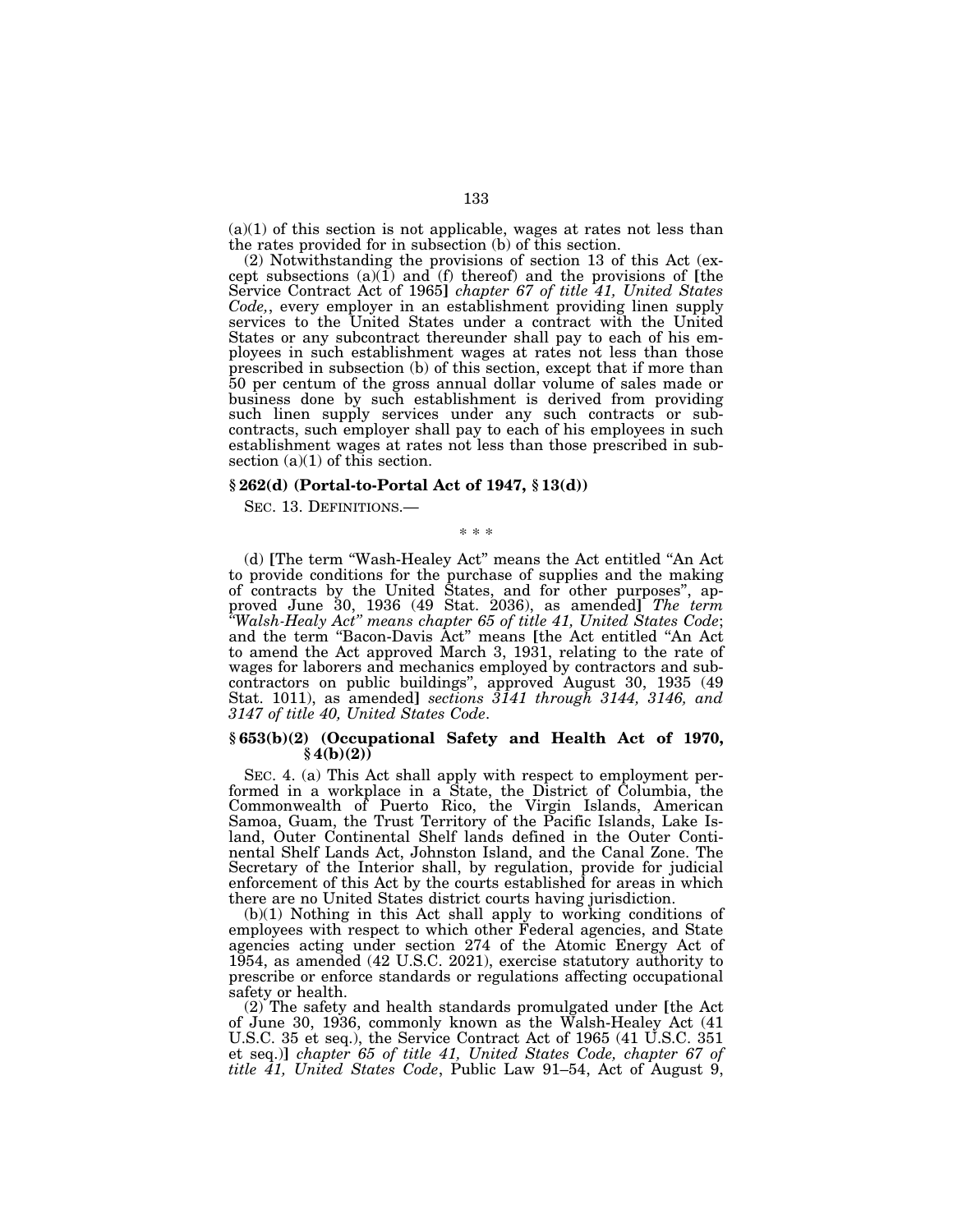(a)(1) of this section is not applicable, wages at rates not less than the rates provided for in subsection (b) of this section.

(2) Notwithstanding the provisions of section 13 of this Act (except subsections (a)(1) and (f) thereof) and the provisions of [the Service Contract Act of 1965] *chapter 67 of title 41, United States Code,*, every employer in an establishment providing linen supply services to the United States under a contract with the United States or any subcontract thereunder shall pay to each of his employees in such establishment wages at rates not less than those prescribed in subsection (b) of this section, except that if more than 50 per centum of the gross annual dollar volume of sales made or business done by such establishment is derived from providing such linen supply services under any such contracts or subcontracts, such employer shall pay to each of his employees in such establishment wages at rates not less than those prescribed in subsection (a)(1) of this section.

### § 262(d) (Portal-to-Portal Act of 1947, § 13(d))

SEC. 13. DEFINITIONS.—

\* \* \*

(d) [The term "Wash-Healey Act" means the Act entitled "An Act to provide conditions for the purchase of supplies and the making of contracts by the United States, and for other purposes", approved June 30, 1936 (49 Stat. 2036), as amended] *The term "Walsh-Healy Act" means chapter 65 of title 41, United States Code*; and the term "Bacon-Davis Act" means [the Act entitled "An Act to amend the Act approved March 3, 1931, relating to the rate of wages for laborers and mechanics employed by contractors and subcontractors on public buildings", approved August 30, 1935 (49 Stat. 1011), as amended] *sections 3141 through 3144, 3146, and 3147 of title 40, United States Code*.

### § 653(b)(2) (Occupational Safety and Health Act of 1970, § 4(b)(2))

SEC. 4. (a) This Act shall apply with respect to employment performed in a workplace in a State, the District of Columbia, the Commonwealth of Puerto Rico, the Virgin Islands, American Samoa, Guam, the Trust Territory of the Pacific Islands, Lake Island, Outer Continental Shelf lands defined in the Outer Continental Shelf Lands Act, Johnston Island, and the Canal Zone. The Secretary of the Interior shall, by regulation, provide for judicial enforcement of this Act by the courts established for areas in which there are no United States district courts having jurisdiction.

(b)(1) Nothing in this Act shall apply to working conditions of employees with respect to which other Federal agencies, and State agencies acting under section 274 of the Atomic Energy Act of 1954, as amended (42 U.S.C. 2021), exercise statutory authority to prescribe or enforce standards or regulations affecting occupational safety or health.

(2) The safety and health standards promulgated under [the Act of June 30, 1936, commonly known as the Walsh-Healey Act (41 U.S.C. 35 et seq.), the Service Contract Act of 1965 (41 U.S.C. 351 et seq.)] *chapter 65 of title 41, United States Code, chapter 67 of title 41, United States Code*, Public Law 91–54, Act of August 9,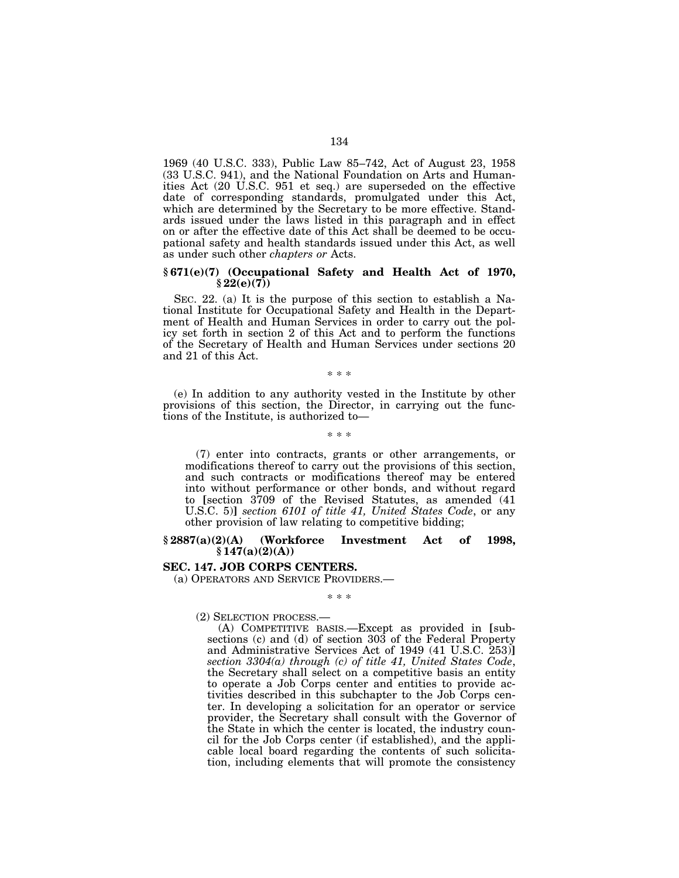1969 (40 U.S.C. 333), Public Law 85–742, Act of August 23, 1958 (33 U.S.C. 941), and the National Foundation on Arts and Humanities Act (20 U.S.C. 951 et seq.) are superseded on the effective date of corresponding standards, promulgated under this Act, which are determined by the Secretary to be more effective. Standards issued under the laws listed in this paragraph and in effect on or after the effective date of this Act shall be deemed to be occupational safety and health standards issued under this Act, as well as under such other *chapters or* Acts.

**§ 671(e)(7) (Occupational Safety and Health Act of 1970, § 22(e)(7))**

SEC. 22. (a) It is the purpose of this section to establish a National Institute for Occupational Safety and Health in the Department of Health and Human Services in order to carry out the policy set forth in section 2 of this Act and to perform the functions of the Secretary of Health and Human Services under sections 20 and 21 of this Act.

\* \* \*

(e) In addition to any authority vested in the Institute by other provisions of this section, the Director, in carrying out the functions of the Institute, is authorized to—

\* \* \*

(7) enter into contracts, grants or other arrangements, or modifications thereof to carry out the provisions of this section, and such contracts or modifications thereof may be entered into without performance or other bonds, and without regard to [section 3709 of the Revised Statutes, as amended (41 U.S.C. 5)] *section 6101 of title 41, United States Code*, or any other provision of law relating to competitive bidding;

**§ 2887(a)(2)(A) (Workforce Investment Act of 1998, § 147(a)(2)(A))**

**SEC. 147. JOB CORPS CENTERS.**

(a) OPERATORS AND SERVICE PROVIDERS.—

\* \* \*

(2) SELECTION PROCESS.—

(A) COMPETITIVE BASIS.—Except as provided in [subsections (c) and (d) of section 303 of the Federal Property and Administrative Services Act of 1949 (41 U.S.C. 253)] *section 3304(a) through (c) of title 41, United States Code*, the Secretary shall select on a competitive basis an entity to operate a Job Corps center and entities to provide activities described in this subchapter to the Job Corps center. In developing a solicitation for an operator or service provider, the Secretary shall consult with the Governor of the State in which the center is located, the industry council for the Job Corps center (if established), and the applicable local board regarding the contents of such solicitation, including elements that will promote the consistency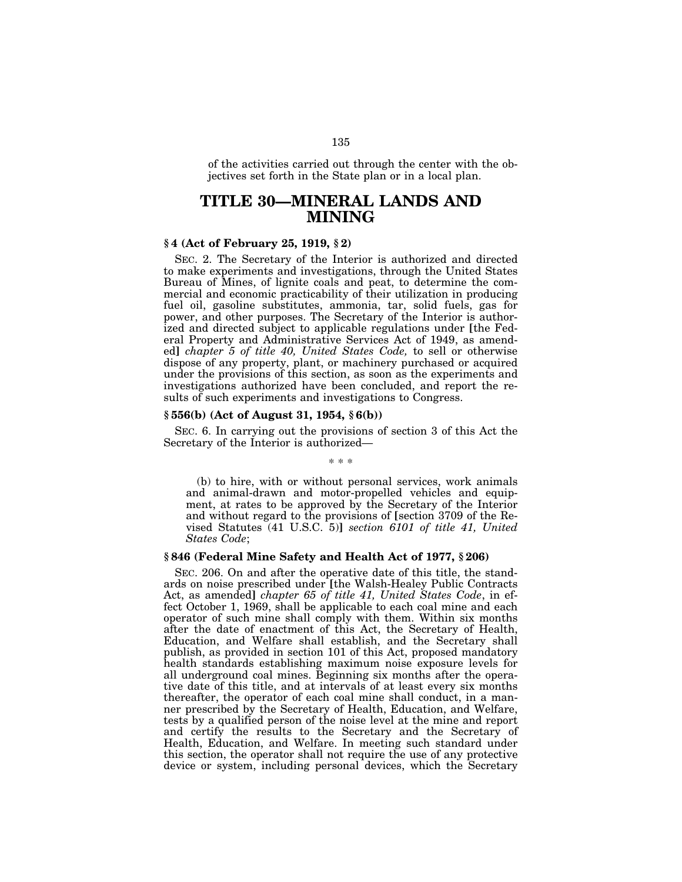of the activities carried out through the center with the objectives set forth in the State plan or in a local plan.

# TITLE 30—MINERAL LANDS AND MINING

### § 4 (Act of February 25, 1919, § 2)

SEC. 2. The Secretary of the Interior is authorized and directed to make experiments and investigations, through the United States Bureau of Mines, of lignite coals and peat, to determine the commercial and economic practicability of their utilization in producing fuel oil, gasoline substitutes, ammonia, tar, solid fuels, gas for power, and other purposes. The Secretary of the Interior is authorized and directed subject to applicable regulations under [the Federal Property and Administrative Services Act of 1949, as amended] *chapter 5 of title 40, United States Code,* to sell or otherwise dispose of any property, plant, or machinery purchased or acquired under the provisions of this section, as soon as the experiments and investigations authorized have been concluded, and report the results of such experiments and investigations to Congress.

### § 556(b) (Act of August 31, 1954, § 6(b))

SEC. 6. In carrying out the provisions of section 3 of this Act the Secretary of the Interior is authorized—

\* \* \*

(b) to hire, with or without personal services, work animals and animal-drawn and motor-propelled vehicles and equipment, at rates to be approved by the Secretary of the Interior and without regard to the provisions of [section 3709 of the Revised Statutes (41 U.S.C. 5)] *section 6101 of title 41, United States Code*;

### § 846 (Federal Mine Safety and Health Act of 1977, § 206)

SEC. 206. On and after the operative date of this title, the standards on noise prescribed under [the Walsh-Healey Public Contracts Act, as amended] *chapter 65 of title 41, United States Code*, in effect October 1, 1969, shall be applicable to each coal mine and each operator of such mine shall comply with them. Within six months after the date of enactment of this Act, the Secretary of Health, Education, and Welfare shall establish, and the Secretary shall publish, as provided in section 101 of this Act, proposed mandatory health standards establishing maximum noise exposure levels for all underground coal mines. Beginning six months after the operative date of this title, and at intervals of at least every six months thereafter, the operator of each coal mine shall conduct, in a manner prescribed by the Secretary of Health, Education, and Welfare, tests by a qualified person of the noise level at the mine and report and certify the results to the Secretary and the Secretary of Health, Education, and Welfare. In meeting such standard under this section, the operator shall not require the use of any protective device or system, including personal devices, which the Secretary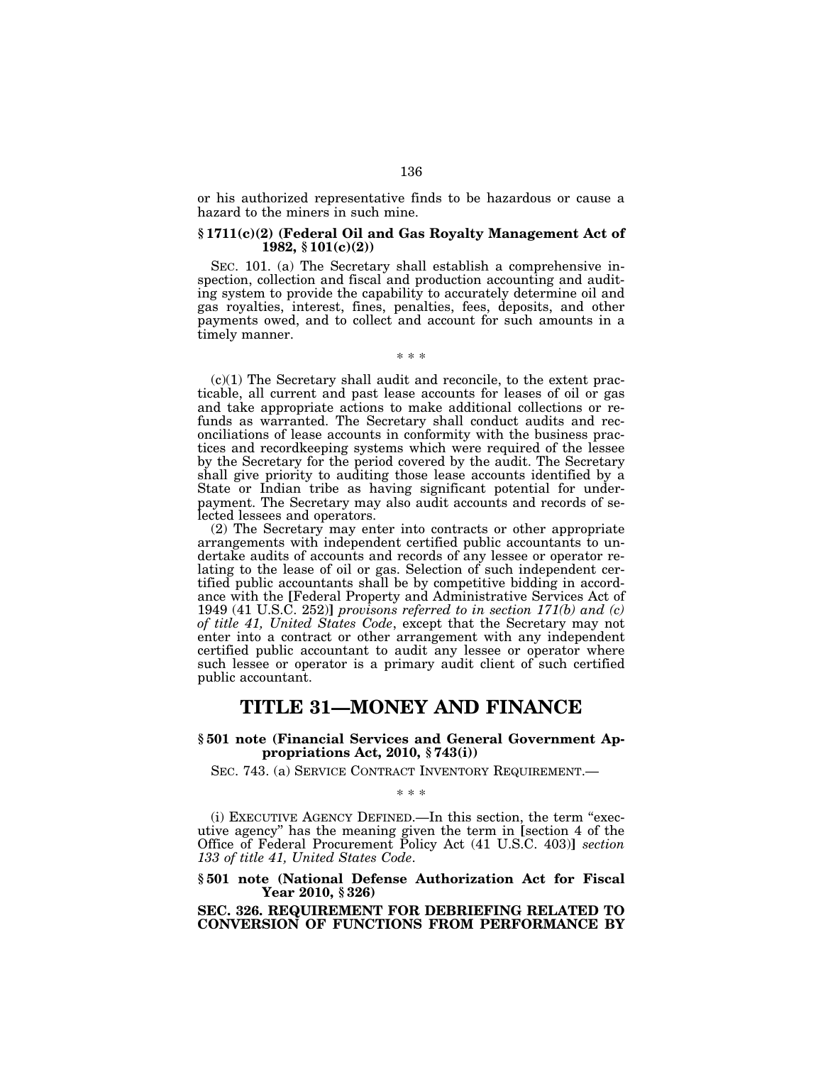or his authorized representative finds to be hazardous or cause a hazard to the miners in such mine.

### § 1711(c)(2) (Federal Oil and Gas Royalty Management Act of 1982, § 101(c)(2))

SEC. 101. (a) The Secretary shall establish a comprehensive inspection, collection and fiscal and production accounting and auditing system to provide the capability to accurately determine oil and gas royalties, interest, fines, penalties, fees, deposits, and other payments owed, and to collect and account for such amounts in a timely manner.

\* \* \*

(c)(1) The Secretary shall audit and reconcile, to the extent practicable, all current and past lease accounts for leases of oil or gas and take appropriate actions to make additional collections or refunds as warranted. The Secretary shall conduct audits and reconciliations of lease accounts in conformity with the business practices and recordkeeping systems which were required of the lessee by the Secretary for the period covered by the audit. The Secretary shall give priority to auditing those lease accounts identified by a State or Indian tribe as having significant potential for underpayment. The Secretary may also audit accounts and records of selected lessees and operators.

(2) The Secretary may enter into contracts or other appropriate arrangements with independent certified public accountants to undertake audits of accounts and records of any lessee or operator relating to the lease of oil or gas. Selection of such independent certified public accountants shall be by competitive bidding in accordance with the [Federal Property and Administrative Services Act of 1949 (41 U.S.C. 252)] *provisons referred to in section 171(b) and (c) of title 41, United States Code*, except that the Secretary may not enter into a contract or other arrangement with any independent certified public accountant to audit any lessee or operator where such lessee or operator is a primary audit client of such certified public accountant.

# TITLE 31—MONEY AND FINANCE

### § 501 note (Financial Services and General Government Appropriations Act, 2010, § 743(i))

SEC. 743. (a) SERVICE CONTRACT INVENTORY REQUIREMENT.—

\* \* \*

(i) EXECUTIVE AGENCY DEFINED.—In this section, the term "executive agency" has the meaning given the term in [section 4 of the Office of Federal Procurement Policy Act (41 U.S.C. 403)] *section 133 of title 41, United States Code*.

### § 501 note (National Defense Authorization Act for Fiscal Year 2010, § 326)

**SEC. 326. REQUIREMENT FOR DEBRIEFING RELATED TO CONVERSION OF FUNCTIONS FROM PERFORMANCE BY**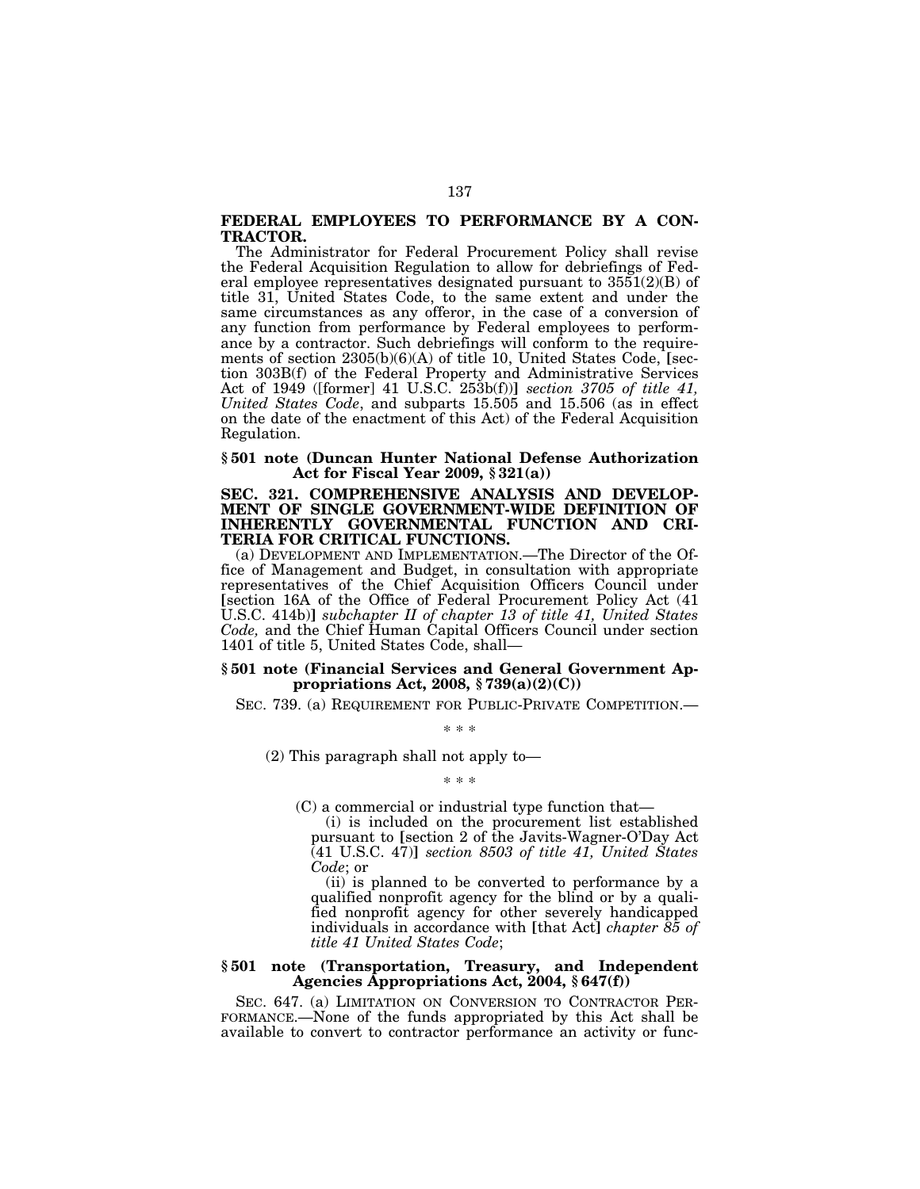**FEDERAL EMPLOYEES TO PERFORMANCE BY A CONTRACTOR.**

The Administrator for Federal Procurement Policy shall revise the Federal Acquisition Regulation to allow for debriefings of Federal employee representatives designated pursuant to 3551(2)(B) of title 31, United States Code, to the same extent and under the same circumstances as any offeror, in the case of a conversion of any function from performance by Federal employees to performance by a contractor. Such debriefings will conform to the requirements of section 2305(b)(6)(A) of title 10, United States Code, [section 303B(f) of the Federal Property and Administrative Services Act of 1949 ([former] 41 U.S.C. 253b(f))] *section 3705 of title 41, United States Code*, and subparts 15.505 and 15.506 (as in effect on the date of the enactment of this Act) of the Federal Acquisition Regulation.

### § 501 note (Duncan Hunter National Defense Authorization Act for Fiscal Year 2009, § 321(a))

**SEC. 321. COMPREHENSIVE ANALYSIS AND DEVELOPMENT OF SINGLE GOVERNMENT-WIDE DEFINITION OF INHERENTLY GOVERNMENTAL FUNCTION AND CRITERIA FOR CRITICAL FUNCTIONS.**

(a) DEVELOPMENT AND IMPLEMENTATION.—The Director of the Office of Management and Budget, in consultation with appropriate representatives of the Chief Acquisition Officers Council under [section 16A of the Office of Federal Procurement Policy Act (41 U.S.C. 414b)] *subchapter II of chapter 13 of title 41, United States Code,* and the Chief Human Capital Officers Council under section 1401 of title 5, United States Code, shall—

### § 501 note (Financial Services and General Government Appropriations Act, 2008, § 739(a)(2)(C))

SEC. 739. (a) REQUIREMENT FOR PUBLIC-PRIVATE COMPETITION.—

\* \* \*

(2) This paragraph shall not apply to—

\* \* \*

(C) a commercial or industrial type function that—

(i) is included on the procurement list established pursuant to [section 2 of the Javits-Wagner-O'Day Act (41 U.S.C. 47)] *section 8503 of title 41, United States Code*; or

(ii) is planned to be converted to performance by a qualified nonprofit agency for the blind or by a qualified nonprofit agency for other severely handicapped individuals in accordance with [that Act] *chapter 85 of title 41 United States Code*;

### § 501 note (Transportation, Treasury, and Independent Agencies Appropriations Act, 2004, § 647(f))

SEC. 647. (a) LIMITATION ON CONVERSION TO CONTRACTOR PERFORMANCE.—None of the funds appropriated by this Act shall be available to convert to contractor performance an activity or func-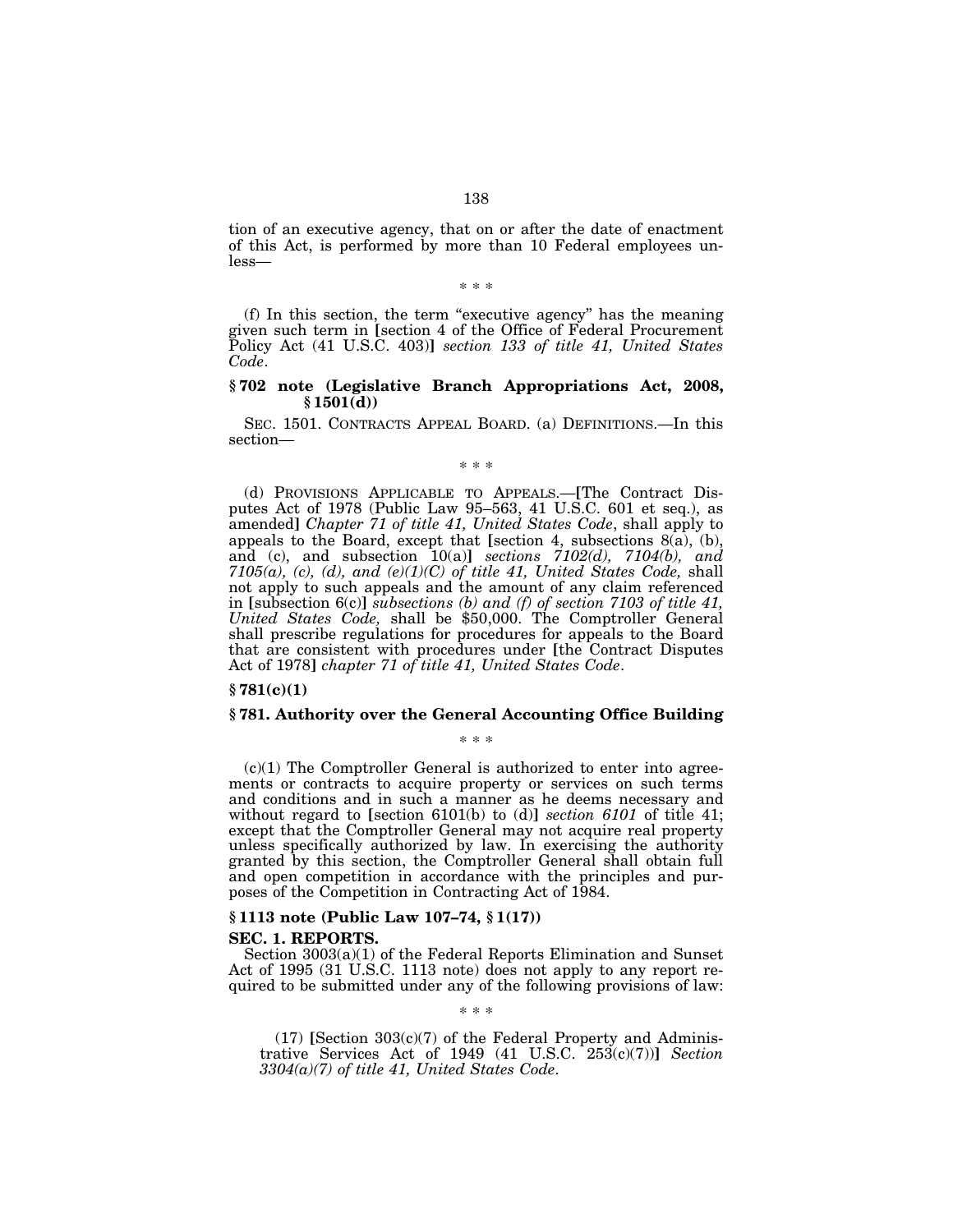tion of an executive agency, that on or after the date of enactment of this Act, is performed by more than 10 Federal employees unless—

\* \* \*

(f) In this section, the term "executive agency" has the meaning given such term in [section 4 of the Office of Federal Procurement Policy Act (41 U.S.C. 403)] *section 133 of title 41, United States Code*.

### § 702 note (Legislative Branch Appropriations Act, 2008, § 1501(d))

SEC. 1501. CONTRACTS APPEAL BOARD. (a) DEFINITIONS.—In this section—

\* \* \*

(d) PROVISIONS APPLICABLE TO APPEALS.—[The Contract Disputes Act of 1978 (Public Law 95–563, 41 U.S.C. 601 et seq.), as amended] *Chapter 71 of title 41, United States Code*, shall apply to appeals to the Board, except that [section 4, subsections 8(a), (b), and (c), and subsection 10(a)] *sections 7102(d), 7104(b), and 7105(a), (c), (d), and (e)(1)(C) of title 41, United States Code,* shall not apply to such appeals and the amount of any claim referenced in [subsection 6(c)] *subsections (b) and (f) of section 7103 of title 41, United States Code,* shall be $50,000. The Comptroller General shall prescribe regulations for procedures for appeals to the Board that are consistent with procedures under [the Contract Disputes Act of 1978] *chapter 71 of title 41, United States Code*.

### § 781(c)(1)

### § 781. Authority over the General Accounting Office Building

\* \* \*

(c)(1) The Comptroller General is authorized to enter into agreements or contracts to acquire property or services on such terms and conditions and in such a manner as he deems necessary and without regard to [section 6101(b) to (d)] *section 6101* of title 41; except that the Comptroller General may not acquire real property unless specifically authorized by law. In exercising the authority granted by this section, the Comptroller General shall obtain full and open competition in accordance with the principles and purposes of the Competition in Contracting Act of 1984.

### § 1113 note (Public Law 107–74, § 1(17))

**SEC. 1. REPORTS.**

Section 3003(a)(1) of the Federal Reports Elimination and Sunset Act of 1995 (31 U.S.C. 1113 note) does not apply to any report required to be submitted under any of the following provisions of law:

\* \* \*

(17) [Section 303(c)(7) of the Federal Property and Administrative Services Act of 1949 (41 U.S.C. 253(c)(7))] *Section 3304(a)(7) of title 41, United States Code*.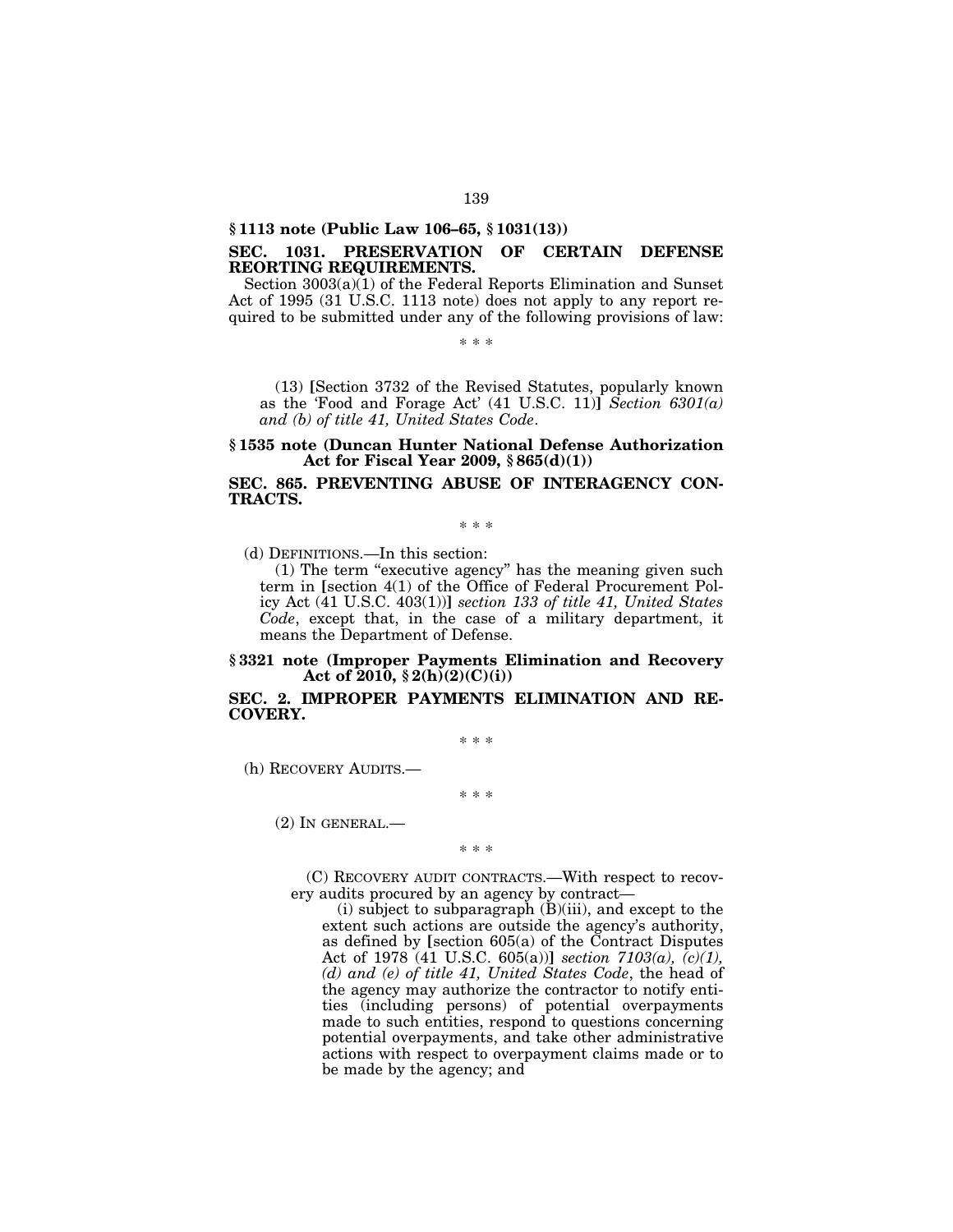**§ 1113 note (Public Law 106–65, § 1031(13))**

**SEC. 1031. PRESERVATION OF CERTAIN DEFENSE REORTING REQUIREMENTS.**

Section 3003(a)(1) of the Federal Reports Elimination and Sunset Act of 1995 (31 U.S.C. 1113 note) does not apply to any report required to be submitted under any of the following provisions of law:

\* \* \*

(13) [Section 3732 of the Revised Statutes, popularly known as the 'Food and Forage Act' (41 U.S.C. 11)] *Section 6301(a) and (b) of title 41, United States Code*.

**§ 1535 note (Duncan Hunter National Defense Authorization Act for Fiscal Year 2009, § 865(d)(1))**

**SEC. 865. PREVENTING ABUSE OF INTERAGENCY CONTRACTS.**

\* \* \*

(d) DEFINITIONS.—In this section:

(1) The term "executive agency" has the meaning given such term in [section 4(1) of the Office of Federal Procurement Policy Act (41 U.S.C. 403(1))] *section 133 of title 41, United States Code*, except that, in the case of a military department, it means the Department of Defense.

**§ 3321 note (Improper Payments Elimination and Recovery Act of 2010, § 2(h)(2)(C)(i))**

**SEC. 2. IMPROPER PAYMENTS ELIMINATION AND RECOVERY.**

\* \* \*

(h) RECOVERY AUDITS.—

\* \* \*

(2) IN GENERAL.—

\* \* \*

(C) RECOVERY AUDIT CONTRACTS.—With respect to recovery audits procured by an agency by contract—

(i) subject to subparagraph (B)(iii), and except to the extent such actions are outside the agency's authority, as defined by [section 605(a) of the Contract Disputes Act of 1978 (41 U.S.C. 605(a))] *section 7103(a), (c)(1), (d) and (e) of title 41, United States Code*, the head of the agency may authorize the contractor to notify entities (including persons) of potential overpayments made to such entities, respond to questions concerning potential overpayments, and take other administrative actions with respect to overpayment claims made or to be made by the agency; and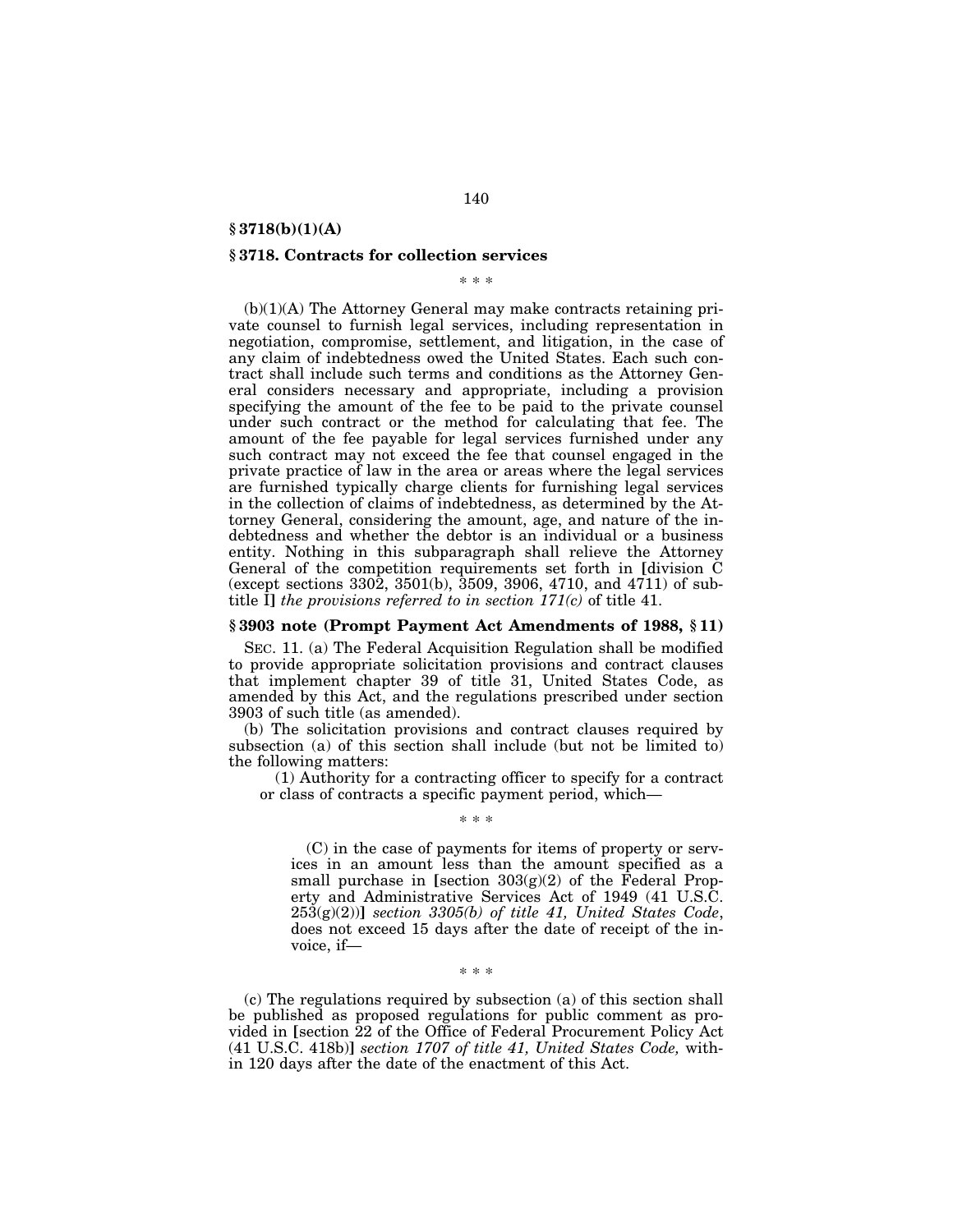**§ 3718(b)(1)(A)**

## § 3718. Contracts for collection services

\* \* \*

(b)(1)(A) The Attorney General may make contracts retaining private counsel to furnish legal services, including representation in negotiation, compromise, settlement, and litigation, in the case of any claim of indebtedness owed the United States. Each such contract shall include such terms and conditions as the Attorney General considers necessary and appropriate, including a provision specifying the amount of the fee to be paid to the private counsel under such contract or the method for calculating that fee. The amount of the fee payable for legal services furnished under any such contract may not exceed the fee that counsel engaged in the private practice of law in the area or areas where the legal services are furnished typically charge clients for furnishing legal services in the collection of claims of indebtedness, as determined by the Attorney General, considering the amount, age, and nature of the indebtedness and whether the debtor is an individual or a business entity. Nothing in this subparagraph shall relieve the Attorney General of the competition requirements set forth in [division C (except sections 3302, 3501(b), 3509, 3906, 4710, and 4711) of subtitle I] *the provisions referred to in section 171(c)* of title 41.

## § 3903 note (Prompt Payment Act Amendments of 1988, § 11)

SEC. 11. (a) The Federal Acquisition Regulation shall be modified to provide appropriate solicitation provisions and contract clauses that implement chapter 39 of title 31, United States Code, as amended by this Act, and the regulations prescribed under section 3903 of such title (as amended).

(b) The solicitation provisions and contract clauses required by subsection (a) of this section shall include (but not be limited to) the following matters:

(1) Authority for a contracting officer to specify for a contract or class of contracts a specific payment period, which—

\* \* \*

(C) in the case of payments for items of property or services in an amount less than the amount specified as a small purchase in [section 303(g)(2) of the Federal Property and Administrative Services Act of 1949 (41 U.S.C. 253(g)(2))] *section 3305(b) of title 41, United States Code*, does not exceed 15 days after the date of receipt of the invoice, if—

\* \* \*

(c) The regulations required by subsection (a) of this section shall be published as proposed regulations for public comment as provided in [section 22 of the Office of Federal Procurement Policy Act (41 U.S.C. 418b)] *section 1707 of title 41, United States Code,* within 120 days after the date of the enactment of this Act.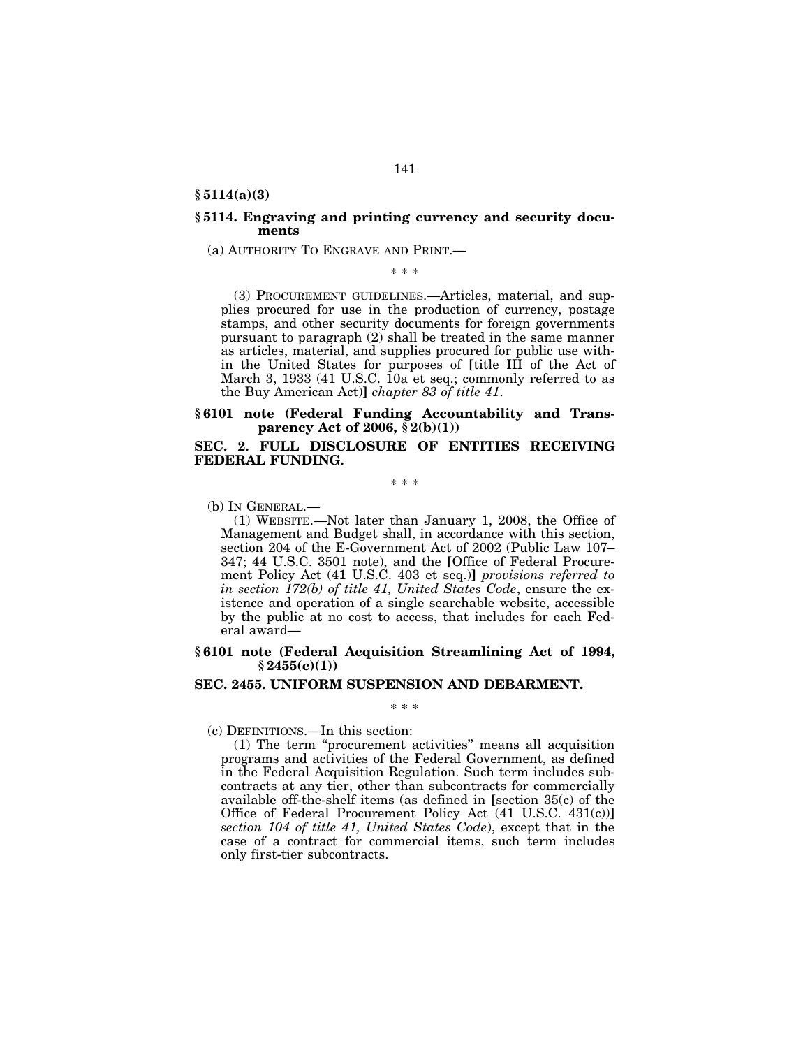**§ 5114(a)(3)**

**§ 5114. Engraving and printing currency and security documents**

(a) AUTHORITY TO ENGRAVE AND PRINT.—

\* \* \*

(3) PROCUREMENT GUIDELINES.—Articles, material, and supplies procured for use in the production of currency, postage stamps, and other security documents for foreign governments pursuant to paragraph (2) shall be treated in the same manner as articles, material, and supplies procured for public use within the United States for purposes of [title III of the Act of March 3, 1933 (41 U.S.C. 10a et seq.; commonly referred to as the Buy American Act)] *chapter 83 of title 41*.

**§ 6101 note (Federal Funding Accountability and Transparency Act of 2006, § 2(b)(1))**

**SEC. 2. FULL DISCLOSURE OF ENTITIES RECEIVING FEDERAL FUNDING.**

\* \* \*

(b) IN GENERAL.—

(1) WEBSITE.—Not later than January 1, 2008, the Office of Management and Budget shall, in accordance with this section, section 204 of the E-Government Act of 2002 (Public Law 107–347; 44 U.S.C. 3501 note), and the [Office of Federal Procurement Policy Act (41 U.S.C. 403 et seq.)] *provisions referred to in section 172(b) of title 41, United States Code*, ensure the existence and operation of a single searchable website, accessible by the public at no cost to access, that includes for each Federal award—

**§ 6101 note (Federal Acquisition Streamlining Act of 1994, § 2455(c)(1))**

**SEC. 2455. UNIFORM SUSPENSION AND DEBARMENT.**

\* \* \*

(c) DEFINITIONS.—In this section:

(1) The term "procurement activities" means all acquisition programs and activities of the Federal Government, as defined in the Federal Acquisition Regulation. Such term includes subcontracts at any tier, other than subcontracts for commercially available off-the-shelf items (as defined in [section 35(c) of the Office of Federal Procurement Policy Act (41 U.S.C. 431(c))] *section 104 of title 41, United States Code*), except that in the case of a contract for commercial items, such term includes only first-tier subcontracts.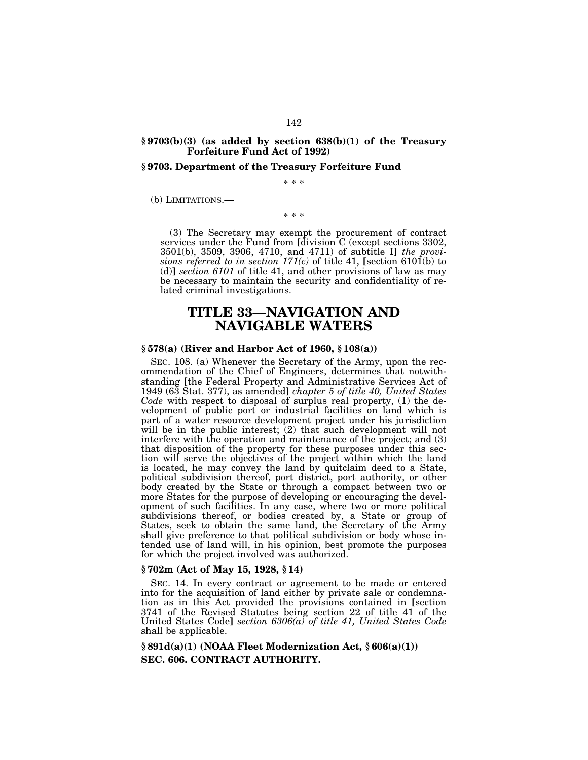### § 9703(b)(3) (as added by section 638(b)(1) of the Treasury Forfeiture Fund Act of 1992)

### § 9703. Department of the Treasury Forfeiture Fund

\* \* \*

(b) LIMITATIONS.—

\* \* \*

(3) The Secretary may exempt the procurement of contract services under the Fund from [division C (except sections 3302, 3501(b), 3509, 3906, 4710, and 4711) of subtitle I] *the provisions referred to in section 171(c)* of title 41, [section 6101(b) to (d)] *section 6101* of title 41, and other provisions of law as may be necessary to maintain the security and confidentiality of related criminal investigations.

# TITLE 33—NAVIGATION AND NAVIGABLE WATERS

### § 578(a) (River and Harbor Act of 1960, § 108(a))

SEC. 108. (a) Whenever the Secretary of the Army, upon the recommendation of the Chief of Engineers, determines that notwithstanding [the Federal Property and Administrative Services Act of 1949 (63 Stat. 377), as amended] *chapter 5 of title 40, United States Code* with respect to disposal of surplus real property, (1) the development of public port or industrial facilities on land which is part of a water resource development project under his jurisdiction will be in the public interest; (2) that such development will not interfere with the operation and maintenance of the project; and (3) that disposition of the property for these purposes under this section will serve the objectives of the project within which the land is located, he may convey the land by quitclaim deed to a State, political subdivision thereof, port district, port authority, or other body created by the State or through a compact between two or more States for the purpose of developing or encouraging the development of such facilities. In any case, where two or more political subdivisions thereof, or bodies created by, a State or group of States, seek to obtain the same land, the Secretary of the Army shall give preference to that political subdivision or body whose intended use of land will, in his opinion, best promote the purposes for which the project involved was authorized.

### § 702m (Act of May 15, 1928, § 14)

SEC. 14. In every contract or agreement to be made or entered into for the acquisition of land either by private sale or condemnation as in this Act provided the provisions contained in [section 3741 of the Revised Statutes being section 22 of title 41 of the United States Code] *section 6306(a) of title 41, United States Code* shall be applicable.

### § 891d(a)(1) (NOAA Fleet Modernization Act, § 606(a)(1))

### SEC. 606. CONTRACT AUTHORITY.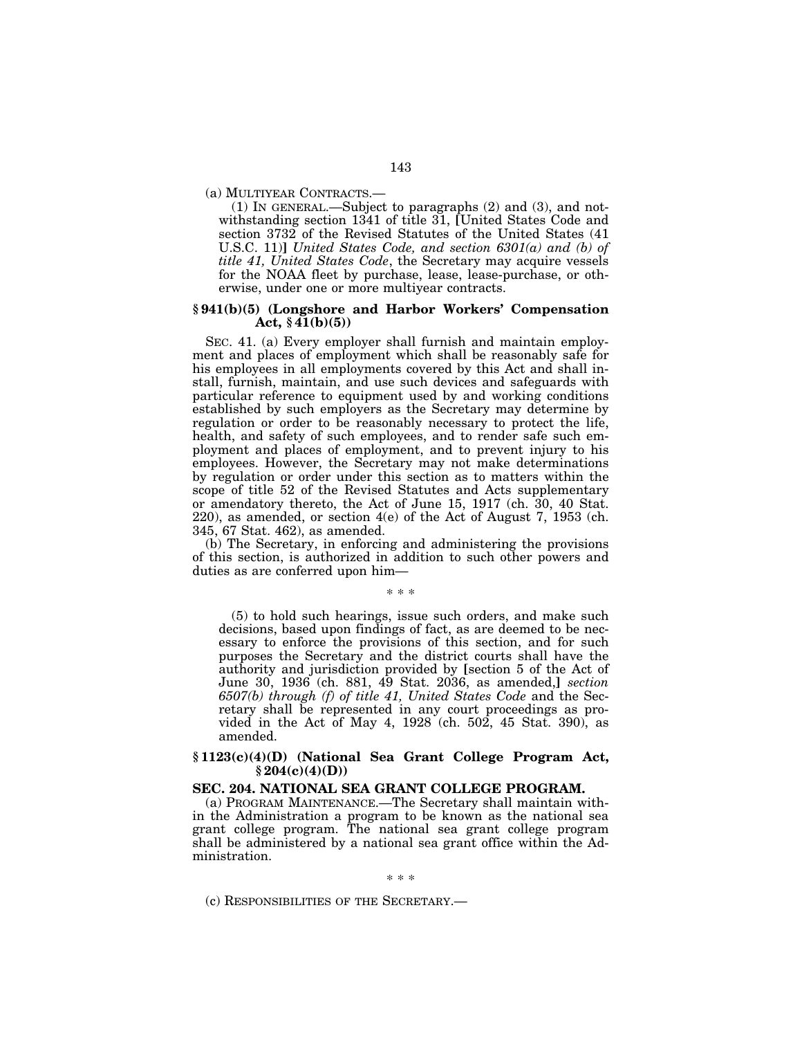(a) MULTIYEAR CONTRACTS.—

(1) IN GENERAL.—Subject to paragraphs (2) and (3), and notwithstanding section 1341 of title 31, [United States Code and section 3732 of the Revised Statutes of the United States (41 U.S.C. 11)] *United States Code, and section 6301(a) and (b) of title 41, United States Code*, the Secretary may acquire vessels for the NOAA fleet by purchase, lease, lease-purchase, or otherwise, under one or more multiyear contracts.

### § 941(b)(5) (Longshore and Harbor Workers' Compensation Act, § 41(b)(5))

SEC. 41. (a) Every employer shall furnish and maintain employment and places of employment which shall be reasonably safe for his employees in all employments covered by this Act and shall install, furnish, maintain, and use such devices and safeguards with particular reference to equipment used by and working conditions established by such employers as the Secretary may determine by regulation or order to be reasonably necessary to protect the life, health, and safety of such employees, and to render safe such employment and places of employment, and to prevent injury to his employees. However, the Secretary may not make determinations by regulation or order under this section as to matters within the scope of title 52 of the Revised Statutes and Acts supplementary or amendatory thereto, the Act of June 15, 1917 (ch. 30, 40 Stat. 220), as amended, or section 4(e) of the Act of August 7, 1953 (ch. 345, 67 Stat. 462), as amended.

(b) The Secretary, in enforcing and administering the provisions of this section, is authorized in addition to such other powers and duties as are conferred upon him—

\* \* \*

(5) to hold such hearings, issue such orders, and make such decisions, based upon findings of fact, as are deemed to be necessary to enforce the provisions of this section, and for such purposes the Secretary and the district courts shall have the authority and jurisdiction provided by [section 5 of the Act of June 30, 1936 (ch. 881, 49 Stat. 2036, as amended,] *section 6507(b) through (f) of title 41, United States Code* and the Secretary shall be represented in any court proceedings as provided in the Act of May 4, 1928 (ch. 502, 45 Stat. 390), as amended.

### § 1123(c)(4)(D) (National Sea Grant College Program Act, § 204(c)(4)(D))

**SEC. 204. NATIONAL SEA GRANT COLLEGE PROGRAM.**

(a) PROGRAM MAINTENANCE.—The Secretary shall maintain within the Administration a program to be known as the national sea grant college program. The national sea grant college program shall be administered by a national sea grant office within the Administration.

\* \* \*

(c) RESPONSIBILITIES OF THE SECRETARY.—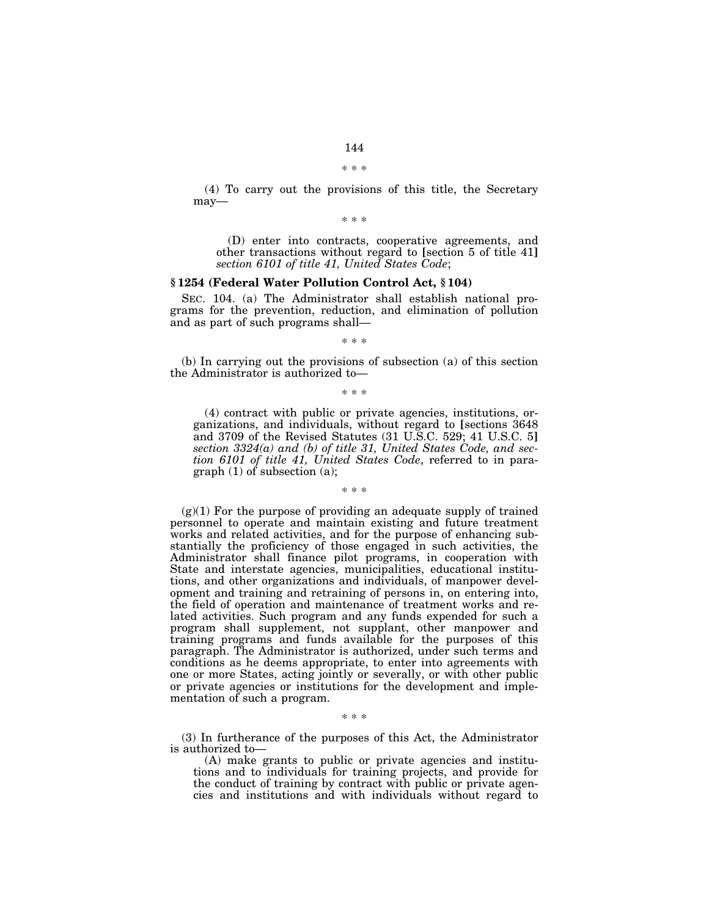\* \* \*

(4) To carry out the provisions of this title, the Secretary may—

\* \* \*

(D) enter into contracts, cooperative agreements, and other transactions without regard to [section 5 of title 41] *section 6101 of title 41, United States Code*;

### § 1254 (Federal Water Pollution Control Act, § 104)

SEC. 104. (a) The Administrator shall establish national programs for the prevention, reduction, and elimination of pollution and as part of such programs shall—

\* \* \*

(b) In carrying out the provisions of subsection (a) of this section the Administrator is authorized to—

\* \* \*

(4) contract with public or private agencies, institutions, organizations, and individuals, without regard to [sections 3648 and 3709 of the Revised Statutes (31 U.S.C. 529; 41 U.S.C. 5] *section 3324(a) and (b) of title 31, United States Code, and section 6101 of title 41, United States Code*, referred to in paragraph (1) of subsection (a);

\* \* \*

(g)(1) For the purpose of providing an adequate supply of trained personnel to operate and maintain existing and future treatment works and related activities, and for the purpose of enhancing substantially the proficiency of those engaged in such activities, the Administrator shall finance pilot programs, in cooperation with State and interstate agencies, municipalities, educational institutions, and other organizations and individuals, of manpower development and training and retraining of persons in, on entering into, the field of operation and maintenance of treatment works and related activities. Such program and any funds expended for such a program shall supplement, not supplant, other manpower and training programs and funds available for the purposes of this paragraph. The Administrator is authorized, under such terms and conditions as he deems appropriate, to enter into agreements with one or more States, acting jointly or severally, or with other public or private agencies or institutions for the development and implementation of such a program.

\* \* \*

(3) In furtherance of the purposes of this Act, the Administrator is authorized to—

(A) make grants to public or private agencies and institutions and to individuals for training projects, and provide for the conduct of training by contract with public or private agencies and institutions and with individuals without regard to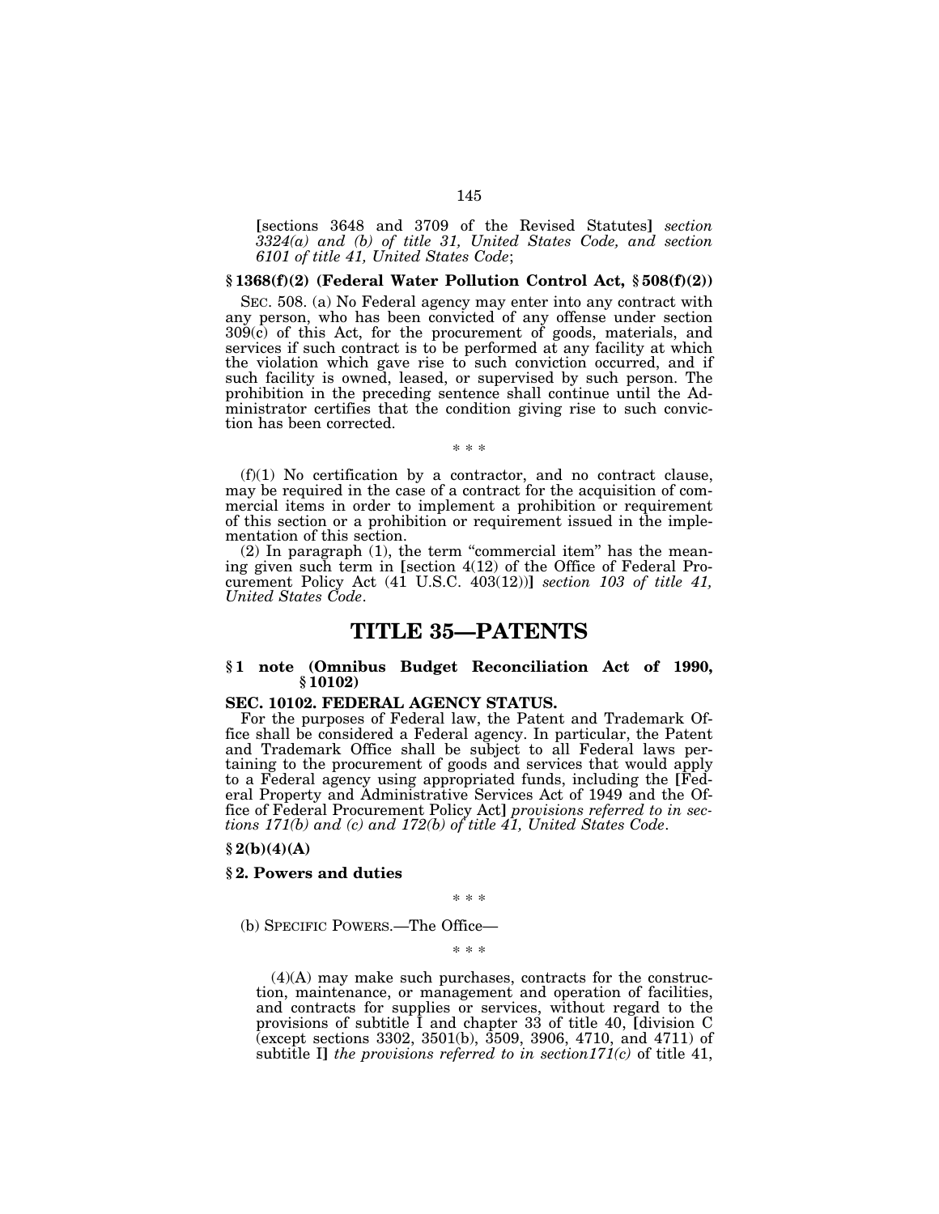[sections 3648 and 3709 of the Revised Statutes] *section 3324(a) and (b) of title 31, United States Code, and section 6101 of title 41, United States Code*;

### § 1368(f)(2) (Federal Water Pollution Control Act, § 508(f)(2))

SEC. 508. (a) No Federal agency may enter into any contract with any person, who has been convicted of any offense under section 309(c) of this Act, for the procurement of goods, materials, and services if such contract is to be performed at any facility at which the violation which gave rise to such conviction occurred, and if such facility is owned, leased, or supervised by such person. The prohibition in the preceding sentence shall continue until the Administrator certifies that the condition giving rise to such conviction has been corrected.

\* \* \*

(f)(1) No certification by a contractor, and no contract clause, may be required in the case of a contract for the acquisition of commercial items in order to implement a prohibition or requirement of this section or a prohibition or requirement issued in the implementation of this section.

(2) In paragraph (1), the term "commercial item" has the meaning given such term in [section 4(12) of the Office of Federal Procurement Policy Act (41 U.S.C. 403(12))] *section 103 of title 41, United States Code*.

# TITLE 35—PATENTS

### § 1 note (Omnibus Budget Reconciliation Act of 1990, § 10102)

**SEC. 10102. FEDERAL AGENCY STATUS.**

For the purposes of Federal law, the Patent and Trademark Office shall be considered a Federal agency. In particular, the Patent and Trademark Office shall be subject to all Federal laws pertaining to the procurement of goods and services that would apply to a Federal agency using appropriated funds, including the [Federal Property and Administrative Services Act of 1949 and the Office of Federal Procurement Policy Act] *provisions referred to in sections 171(b) and (c) and 172(b) of title 41, United States Code*.

### § 2(b)(4)(A)

### § 2. Powers and duties

\* \* \*

(b) SPECIFIC POWERS.—The Office—

\* \* \*

(4)(A) may make such purchases, contracts for the construction, maintenance, or management and operation of facilities, and contracts for supplies or services, without regard to the provisions of subtitle I and chapter 33 of title 40, [division C (except sections 3302, 3501(b), 3509, 3906, 4710, and 4711) of subtitle I] *the provisions referred to in section171(c)* of title 41,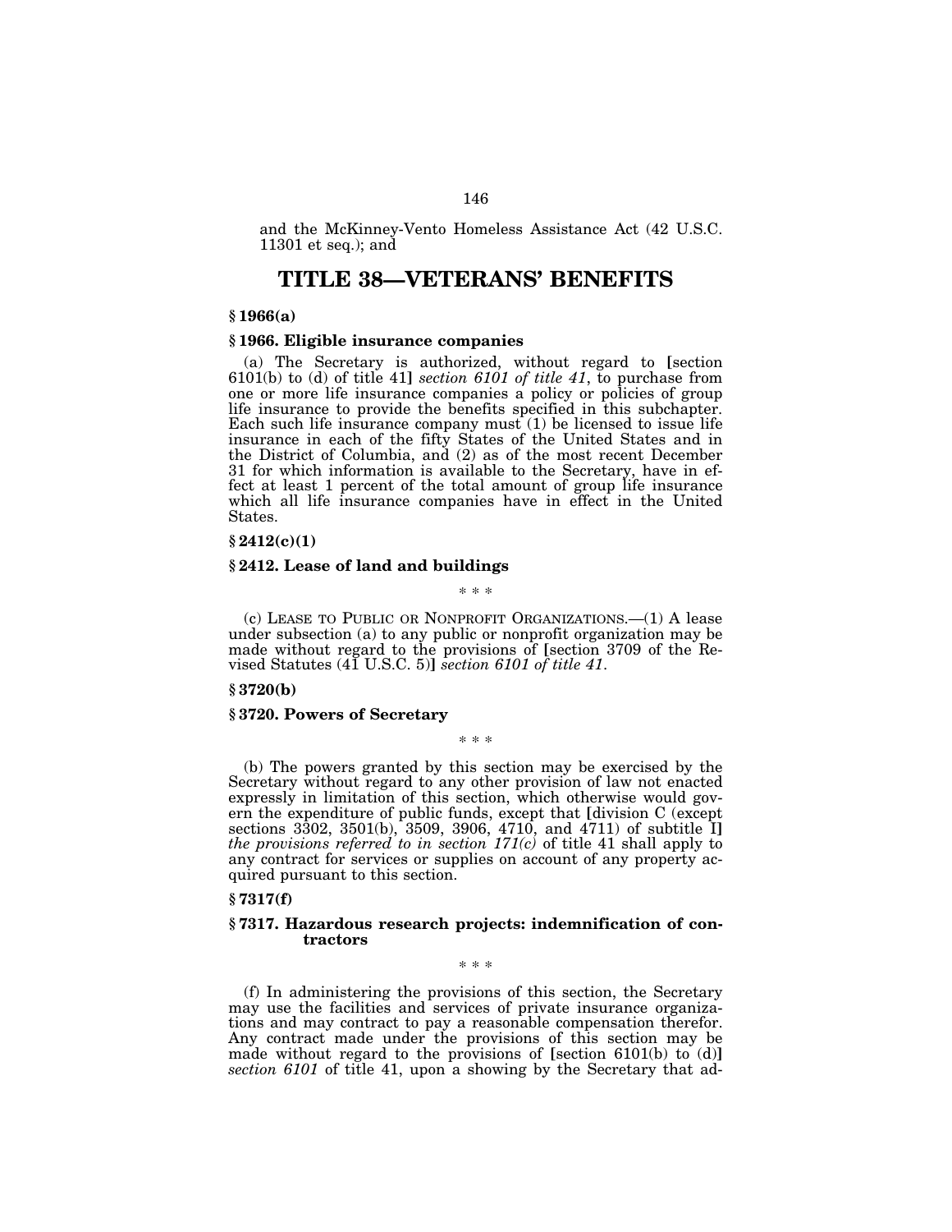and the McKinney-Vento Homeless Assistance Act (42 U.S.C. 11301 et seq.); and

# TITLE 38—VETERANS' BENEFITS

**§ 1966(a)**

**§ 1966. Eligible insurance companies**

(a) The Secretary is authorized, without regard to [section 6101(b) to (d) of title 41] *section 6101 of title 41*, to purchase from one or more life insurance companies a policy or policies of group life insurance to provide the benefits specified in this subchapter. Each such life insurance company must (1) be licensed to issue life insurance in each of the fifty States of the United States and in the District of Columbia, and (2) as of the most recent December 31 for which information is available to the Secretary, have in effect at least 1 percent of the total amount of group life insurance which all life insurance companies have in effect in the United States.

**§ 2412(c)(1)**

**§ 2412. Lease of land and buildings**

\* \* \*

(c) LEASE TO PUBLIC OR NONPROFIT ORGANIZATIONS.—(1) A lease under subsection (a) to any public or nonprofit organization may be made without regard to the provisions of [section 3709 of the Revised Statutes (41 U.S.C. 5)] *section 6101 of title 41*.

**§ 3720(b)**

**§ 3720. Powers of Secretary**

\* \* \*

(b) The powers granted by this section may be exercised by the Secretary without regard to any other provision of law not enacted expressly in limitation of this section, which otherwise would govern the expenditure of public funds, except that [division C (except sections 3302, 3501(b), 3509, 3906, 4710, and 4711) of subtitle I] *the provisions referred to in section 171(c)* of title 41 shall apply to any contract for services or supplies on account of any property acquired pursuant to this section.

**§ 7317(f)**

**§ 7317. Hazardous research projects: indemnification of contractors**

\* \* \*

(f) In administering the provisions of this section, the Secretary may use the facilities and services of private insurance organizations and may contract to pay a reasonable compensation therefor. Any contract made under the provisions of this section may be made without regard to the provisions of [section 6101(b) to (d)] *section 6101* of title 41, upon a showing by the Secretary that ad-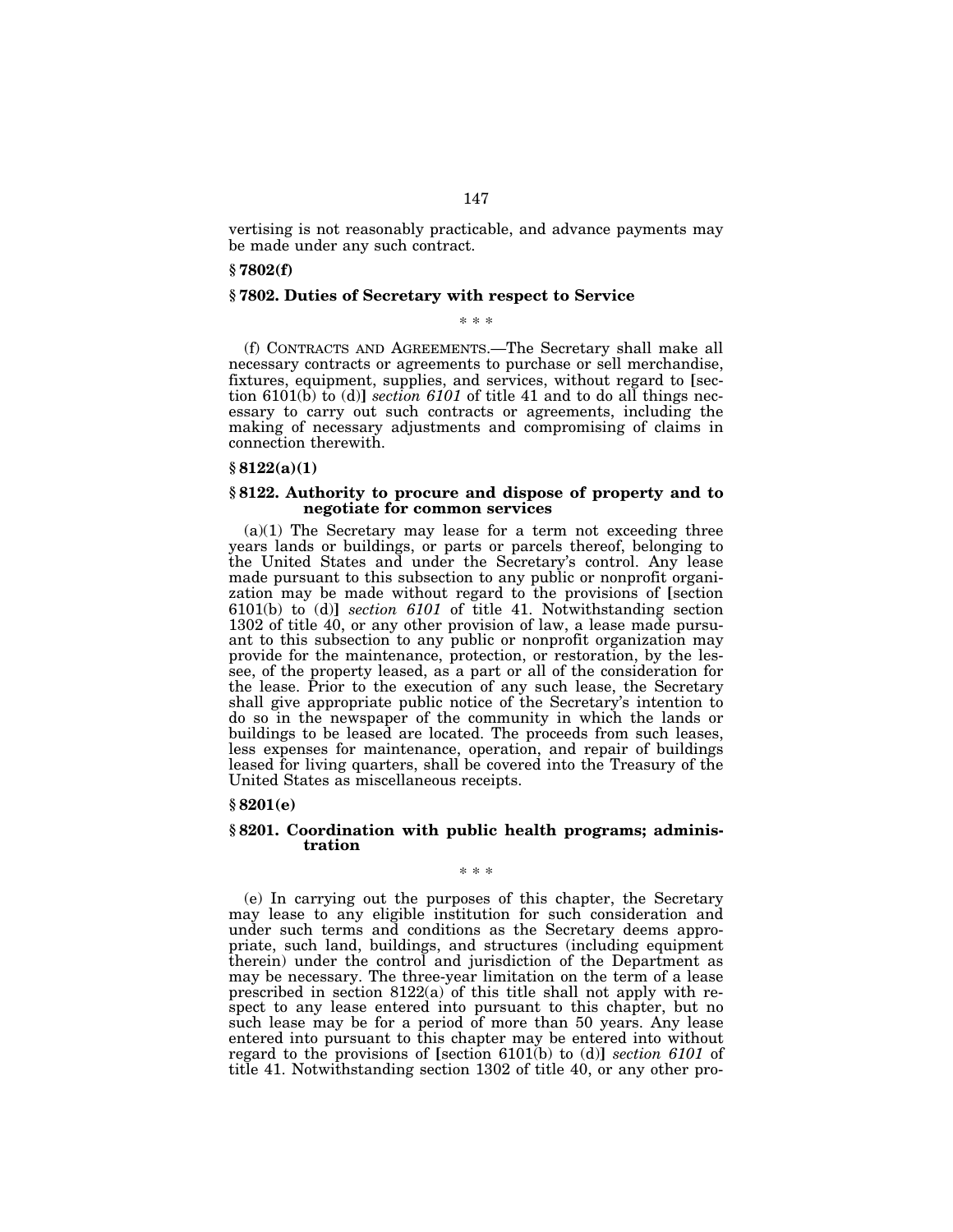vertising is not reasonably practicable, and advance payments may be made under any such contract.

**§ 7802(f)**

### § 7802. Duties of Secretary with respect to Service

\* \* \*

(f) CONTRACTS AND AGREEMENTS.—The Secretary shall make all necessary contracts or agreements to purchase or sell merchandise, fixtures, equipment, supplies, and services, without regard to [section 6101(b) to (d)] *section 6101* of title 41 and to do all things necessary to carry out such contracts or agreements, including the making of necessary adjustments and compromising of claims in connection therewith.

**§ 8122(a)(1)**

### § 8122. Authority to procure and dispose of property and to negotiate for common services

(a)(1) The Secretary may lease for a term not exceeding three years lands or buildings, or parts or parcels thereof, belonging to the United States and under the Secretary's control. Any lease made pursuant to this subsection to any public or nonprofit organization may be made without regard to the provisions of [section 6101(b) to (d)] *section 6101* of title 41. Notwithstanding section 1302 of title 40, or any other provision of law, a lease made pursuant to this subsection to any public or nonprofit organization may provide for the maintenance, protection, or restoration, by the lessee, of the property leased, as a part or all of the consideration for the lease. Prior to the execution of any such lease, the Secretary shall give appropriate public notice of the Secretary's intention to do so in the newspaper of the community in which the lands or buildings to be leased are located. The proceeds from such leases, less expenses for maintenance, operation, and repair of buildings leased for living quarters, shall be covered into the Treasury of the United States as miscellaneous receipts.

**§ 8201(e)**

### § 8201. Coordination with public health programs; administration

\* \* \*

(e) In carrying out the purposes of this chapter, the Secretary may lease to any eligible institution for such consideration and under such terms and conditions as the Secretary deems appropriate, such land, buildings, and structures (including equipment therein) under the control and jurisdiction of the Department as may be necessary. The three-year limitation on the term of a lease prescribed in section 8122(a) of this title shall not apply with respect to any lease entered into pursuant to this chapter, but no such lease may be for a period of more than 50 years. Any lease entered into pursuant to this chapter may be entered into without regard to the provisions of [section 6101(b) to (d)] *section 6101* of title 41. Notwithstanding section 1302 of title 40, or any other pro-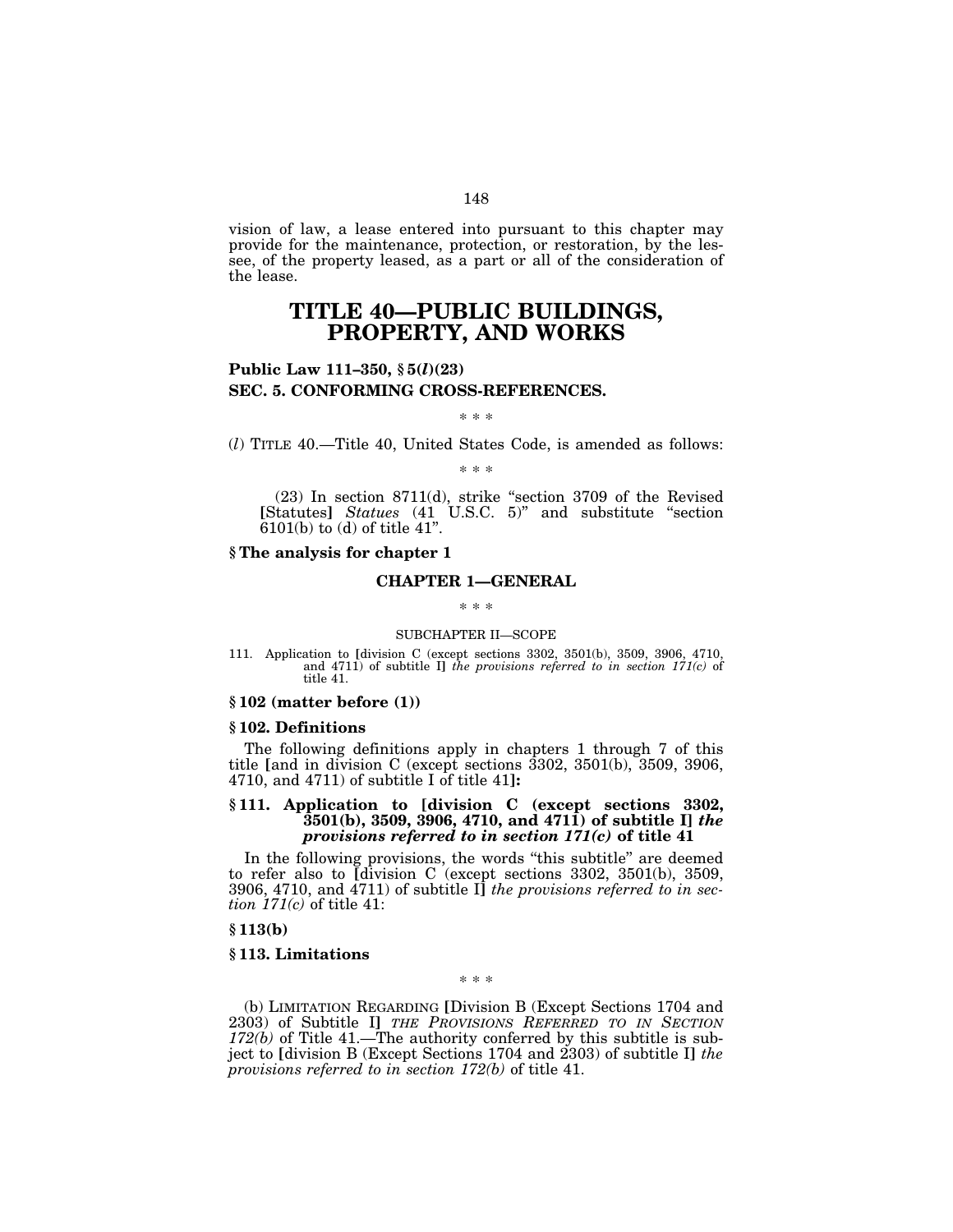vision of law, a lease entered into pursuant to this chapter may provide for the maintenance, protection, or restoration, by the lessee, of the property leased, as a part or all of the consideration of the lease.

# TITLE 40—PUBLIC BUILDINGS, PROPERTY, AND WORKS

### Public Law 111–350, § 5(*l*)(23)

### SEC. 5. CONFORMING CROSS-REFERENCES.

\* \* \*

(*l*) TITLE 40.—Title 40, United States Code, is amended as follows:

\* \* \*

(23) In section 8711(d), strike "section 3709 of the Revised [Statutes] *Statues* (41 U.S.C. 5)" and substitute "section 6101(b) to (d) of title 41".

### § The analysis for chapter 1

**CHAPTER 1—GENERAL**

\* \* \*

SUBCHAPTER II—SCOPE

111. Application to [division C (except sections 3302, 3501(b), 3509, 3906, 4710, and 4711) of subtitle I] *the provisions referred to in section 171(c)* of title 41.

### § 102 (matter before (1))

### § 102. Definitions

The following definitions apply in chapters 1 through 7 of this title [and in division C (except sections 3302, 3501(b), 3509, 3906, 4710, and 4711) of subtitle I of title 41]**:**

### § 111. Application to [division C (except sections 3302, 3501(b), 3509, 3906, 4710, and 4711) of subtitle I] *the provisions referred to in section 171(c)* of title 41

In the following provisions, the words "this subtitle" are deemed to refer also to [division C (except sections 3302, 3501(b), 3509, 3906, 4710, and 4711) of subtitle I] *the provisions referred to in section 171(c)* of title 41:

### § 113(b)

### § 113. Limitations

\* \* \*

(b) LIMITATION REGARDING [Division B (Except Sections 1704 and 2303) of Subtitle I] *THE PROVISIONS REFERRED TO IN SECTION 172(b)* of Title 41.—The authority conferred by this subtitle is subject to [division B (Except Sections 1704 and 2303) of subtitle I] *the provisions referred to in section 172(b)* of title 41.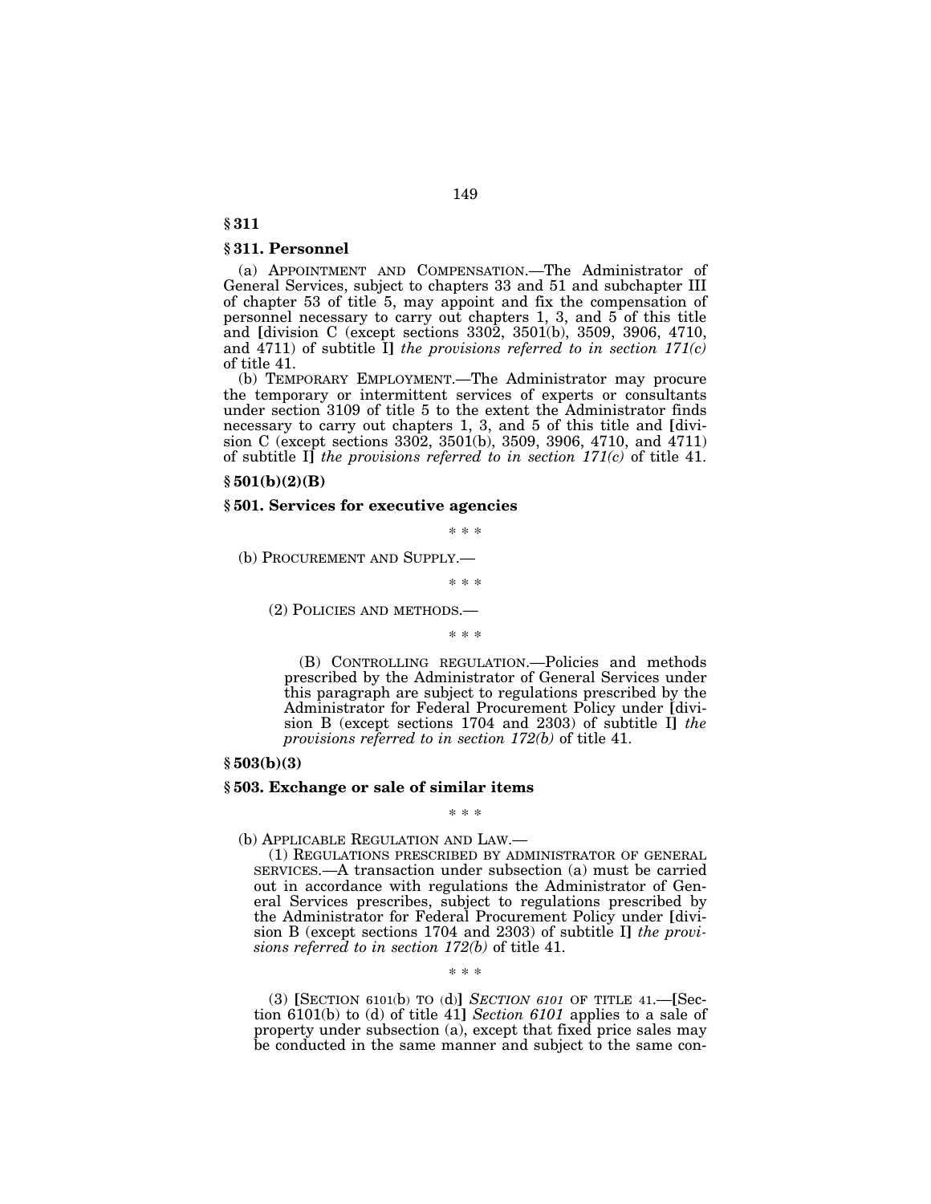**§ 311**

**§ 311. Personnel**

(a) APPOINTMENT AND COMPENSATION.—The Administrator of General Services, subject to chapters 33 and 51 and subchapter III of chapter 53 of title 5, may appoint and fix the compensation of personnel necessary to carry out chapters 1, 3, and 5 of this title and [division C (except sections 3302, 3501(b), 3509, 3906, 4710, and 4711) of subtitle I] *the provisions referred to in section 171(c)* of title 41.

(b) TEMPORARY EMPLOYMENT.—The Administrator may procure the temporary or intermittent services of experts or consultants under section 3109 of title 5 to the extent the Administrator finds necessary to carry out chapters 1, 3, and 5 of this title and [division C (except sections 3302, 3501(b), 3509, 3906, 4710, and 4711) of subtitle I] *the provisions referred to in section 171(c)* of title 41.

**§ 501(b)(2)(B)**

**§ 501. Services for executive agencies**

\* \* \*

(b) PROCUREMENT AND SUPPLY.—

\* \* \*

(2) POLICIES AND METHODS.—

\* \* \*

(B) CONTROLLING REGULATION.—Policies and methods prescribed by the Administrator of General Services under this paragraph are subject to regulations prescribed by the Administrator for Federal Procurement Policy under [division B (except sections 1704 and 2303) of subtitle I] *the provisions referred to in section 172(b)* of title 41.

**§ 503(b)(3)**

**§ 503. Exchange or sale of similar items**

\* \* \*

(b) APPLICABLE REGULATION AND LAW.—

(1) REGULATIONS PRESCRIBED BY ADMINISTRATOR OF GENERAL SERVICES.—A transaction under subsection (a) must be carried out in accordance with regulations the Administrator of General Services prescribes, subject to regulations prescribed by the Administrator for Federal Procurement Policy under [division B (except sections 1704 and 2303) of subtitle I] *the provisions referred to in section 172(b)* of title 41.

\* \* \*

(3) [SECTION 6101(b) TO (d)] *SECTION 6101* OF TITLE 41.—[Section 6101(b) to (d) of title 41] *Section 6101* applies to a sale of property under subsection (a), except that fixed price sales may be conducted in the same manner and subject to the same con-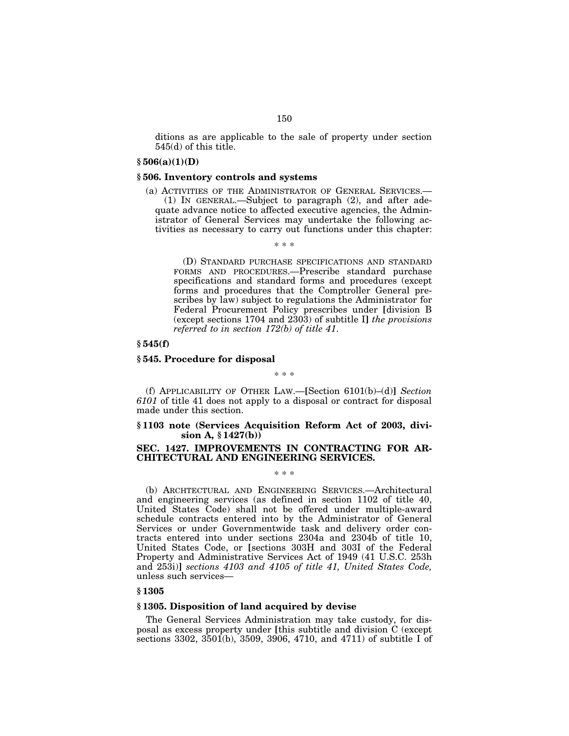ditions as are applicable to the sale of property under section 545(d) of this title.

**§ 506(a)(1)(D)**

**§ 506. Inventory controls and systems**

(a) ACTIVITIES OF THE ADMINISTRATOR OF GENERAL SERVICES.—

(1) IN GENERAL.—Subject to paragraph (2), and after adequate advance notice to affected executive agencies, the Administrator of General Services may undertake the following activities as necessary to carry out functions under this chapter:

\* \* \*

(D) STANDARD PURCHASE SPECIFICATIONS AND STANDARD FORMS AND PROCEDURES.—Prescribe standard purchase specifications and standard forms and procedures (except forms and procedures that the Comptroller General prescribes by law) subject to regulations the Administrator for Federal Procurement Policy prescribes under **[**division B (except sections 1704 and 2303) of subtitle I**]** *the provisions referred to in section 172(b) of title 41*.

**§ 545(f)**

**§ 545. Procedure for disposal**

\* \* \*

(f) APPLICABILITY OF OTHER LAW.—**[**Section 6101(b)–(d)**]** *Section 6101* of title 41 does not apply to a disposal or contract for disposal made under this section.

**§ 1103 note (Services Acquisition Reform Act of 2003, division A, § 1427(b))**

**SEC. 1427. IMPROVEMENTS IN CONTRACTING FOR ARCHITECTURAL AND ENGINEERING SERVICES.**

\* \* \*

(b) ARCHTECTURAL AND ENGINEERING SERVICES.—Architectural and engineering services (as defined in section 1102 of title 40, United States Code) shall not be offered under multiple-award schedule contracts entered into by the Administrator of General Services or under Governmentwide task and delivery order contracts entered into under sections 2304a and 2304b of title 10, United States Code, or **[**sections 303H and 303I of the Federal Property and Administrative Services Act of 1949 (41 U.S.C. 253h and 253i)**]** *sections 4103 and 4105 of title 41, United States Code,* unless such services—

**§ 1305**

**§ 1305. Disposition of land acquired by devise**

The General Services Administration may take custody, for disposal as excess property under **[**this subtitle and division C (except sections 3302, 3501(b), 3509, 3906, 4710, and 4711) of subtitle I of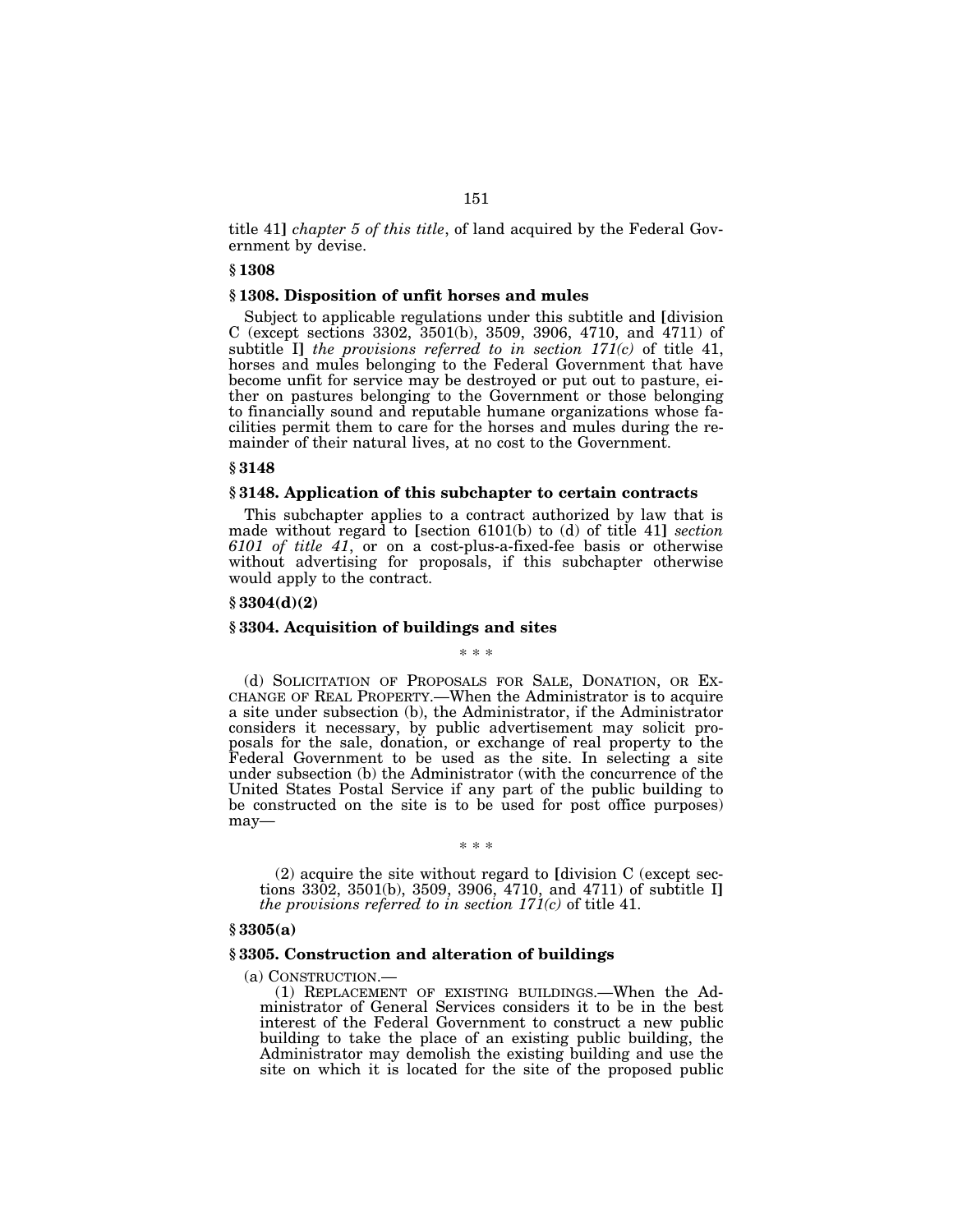title 41] *chapter 5 of this title*, of land acquired by the Federal Government by devise.

**§ 1308**

**§ 1308. Disposition of unfit horses and mules**

Subject to applicable regulations under this subtitle and [division C (except sections 3302, 3501(b), 3509, 3906, 4710, and 4711) of subtitle I] *the provisions referred to in section 171(c)* of title 41, horses and mules belonging to the Federal Government that have become unfit for service may be destroyed or put out to pasture, either on pastures belonging to the Government or those belonging to financially sound and reputable humane organizations whose facilities permit them to care for the horses and mules during the remainder of their natural lives, at no cost to the Government.

**§ 3148**

**§ 3148. Application of this subchapter to certain contracts**

This subchapter applies to a contract authorized by law that is made without regard to [section 6101(b) to (d) of title 41] *section 6101 of title 41*, or on a cost-plus-a-fixed-fee basis or otherwise without advertising for proposals, if this subchapter otherwise would apply to the contract.

**§ 3304(d)(2)**

**§ 3304. Acquisition of buildings and sites**

\* \* \*

(d) SOLICITATION OF PROPOSALS FOR SALE, DONATION, OR EXCHANGE OF REAL PROPERTY.—When the Administrator is to acquire a site under subsection (b), the Administrator, if the Administrator considers it necessary, by public advertisement may solicit proposals for the sale, donation, or exchange of real property to the Federal Government to be used as the site. In selecting a site under subsection (b) the Administrator (with the concurrence of the United States Postal Service if any part of the public building to be constructed on the site is to be used for post office purposes) may—

\* \* \*

(2) acquire the site without regard to [division C (except sections 3302, 3501(b), 3509, 3906, 4710, and 4711) of subtitle I] *the provisions referred to in section 171(c)* of title 41.

**§ 3305(a)**

**§ 3305. Construction and alteration of buildings**

(a) CONSTRUCTION.—

(1) REPLACEMENT OF EXISTING BUILDINGS.—When the Administrator of General Services considers it to be in the best interest of the Federal Government to construct a new public building to take the place of an existing public building, the Administrator may demolish the existing building and use the site on which it is located for the site of the proposed public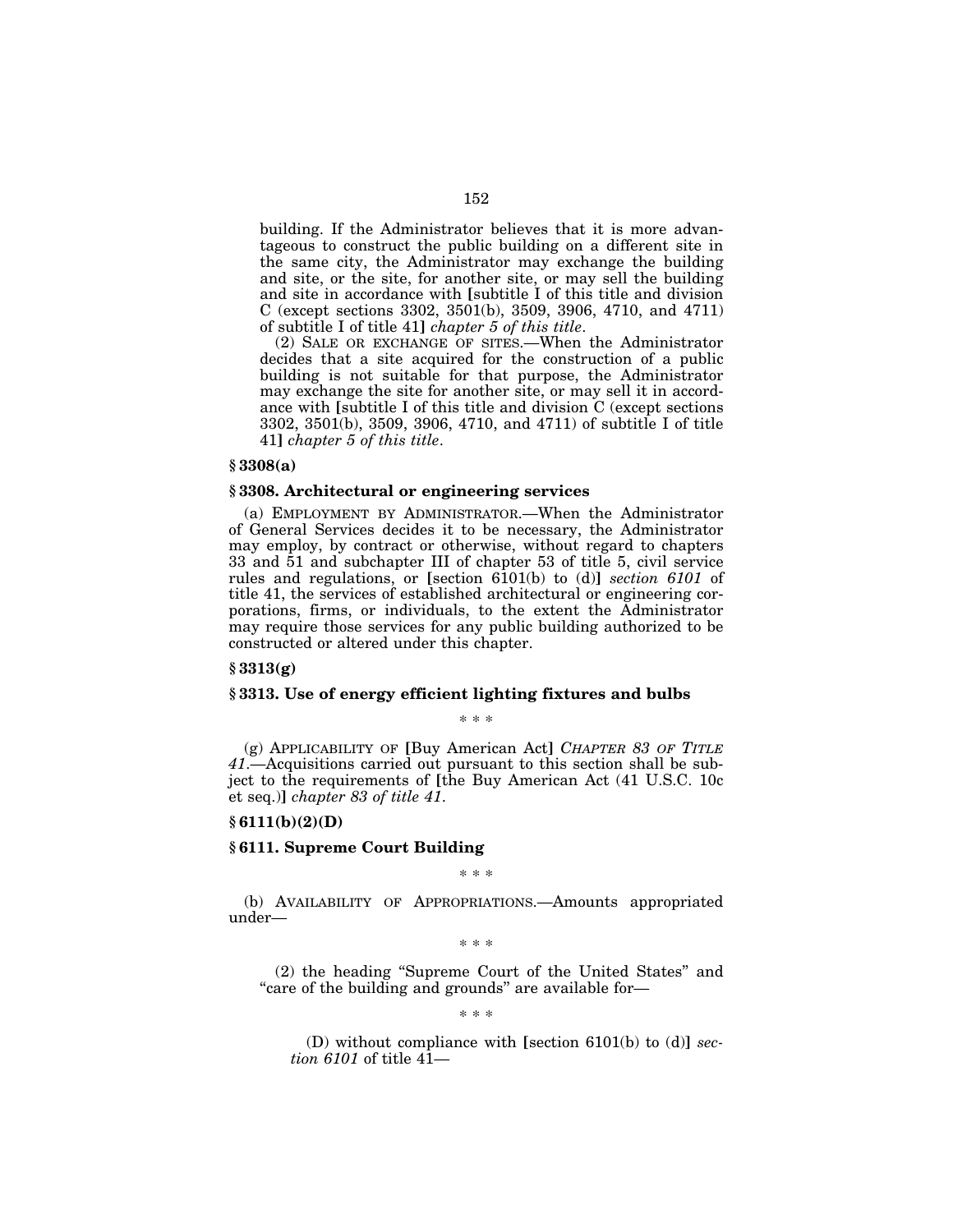building. If the Administrator believes that it is more advantageous to construct the public building on a different site in the same city, the Administrator may exchange the building and site, or the site, for another site, or may sell the building and site in accordance with [subtitle I of this title and division C (except sections 3302, 3501(b), 3509, 3906, 4710, and 4711) of subtitle I of title 41] *chapter 5 of this title*.

(2) SALE OR EXCHANGE OF SITES.—When the Administrator decides that a site acquired for the construction of a public building is not suitable for that purpose, the Administrator may exchange the site for another site, or may sell it in accordance with [subtitle I of this title and division C (except sections 3302, 3501(b), 3509, 3906, 4710, and 4711) of subtitle I of title 41] *chapter 5 of this title*.

**§ 3308(a)**

**§ 3308. Architectural or engineering services**

(a) EMPLOYMENT BY ADMINISTRATOR.—When the Administrator of General Services decides it to be necessary, the Administrator may employ, by contract or otherwise, without regard to chapters 33 and 51 and subchapter III of chapter 53 of title 5, civil service rules and regulations, or [section 6101(b) to (d)] *section 6101* of title 41, the services of established architectural or engineering corporations, firms, or individuals, to the extent the Administrator may require those services for any public building authorized to be constructed or altered under this chapter.

**§ 3313(g)**

**§ 3313. Use of energy efficient lighting fixtures and bulbs**

\* \* \*

(g) APPLICABILITY OF [Buy American Act] *CHAPTER 83 OF TITLE 41*.—Acquisitions carried out pursuant to this section shall be subject to the requirements of [the Buy American Act (41 U.S.C. 10c et seq.)] *chapter 83 of title 41*.

**§ 6111(b)(2)(D)**

**§ 6111. Supreme Court Building**

\* \* \*

(b) AVAILABILITY OF APPROPRIATIONS.—Amounts appropriated under—

\* \* \*

(2) the heading "Supreme Court of the United States" and "care of the building and grounds" are available for—

\* \* \*

(D) without compliance with [section 6101(b) to (d)] *section 6101* of title 41—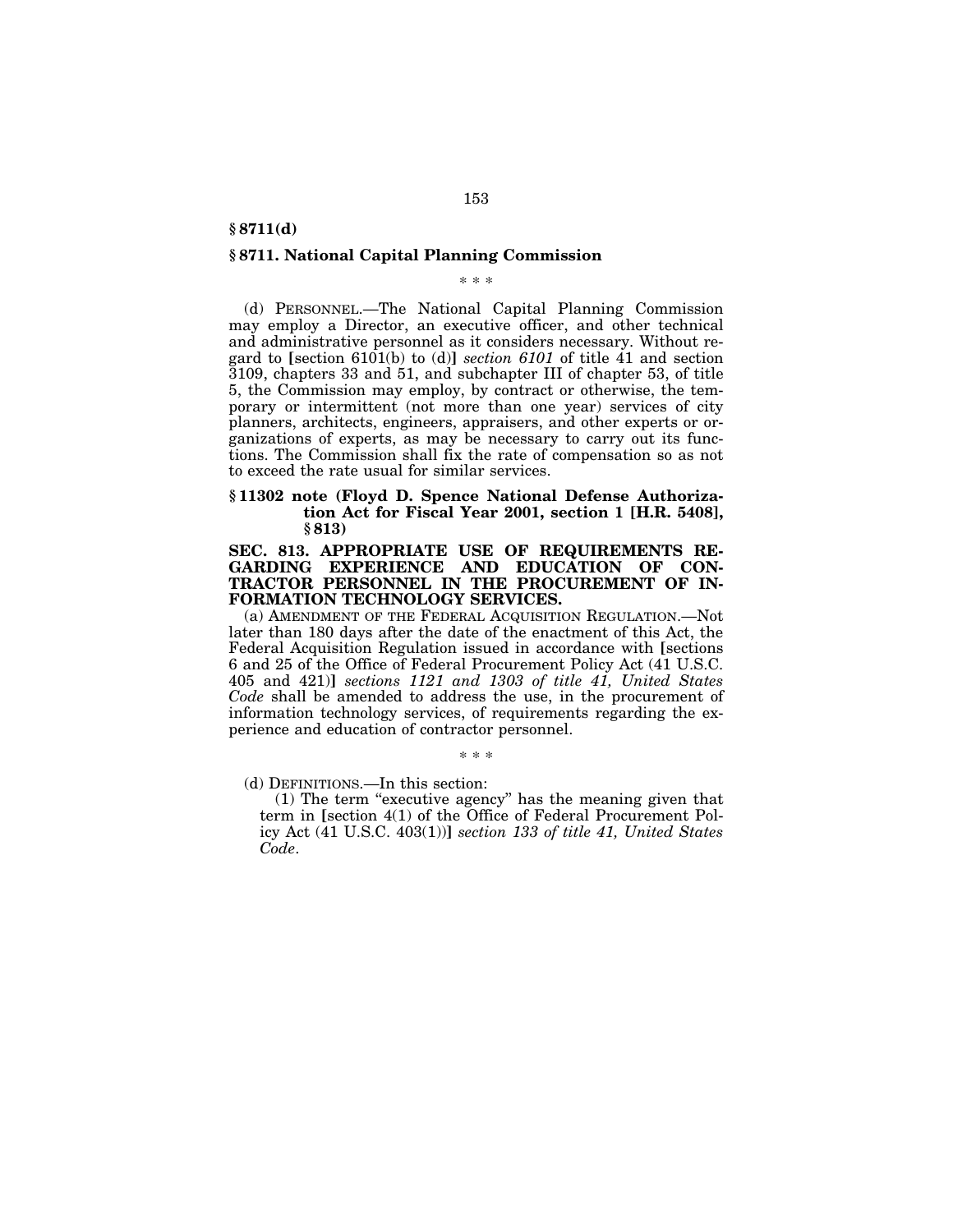**§ 8711(d)**

**§ 8711. National Capital Planning Commission**

\* \* \*

(d) PERSONNEL.—The National Capital Planning Commission may employ a Director, an executive officer, and other technical and administrative personnel as it considers necessary. Without regard to [section 6101(b) to (d)] *section 6101* of title 41 and section 3109, chapters 33 and 51, and subchapter III of chapter 53, of title 5, the Commission may employ, by contract or otherwise, the temporary or intermittent (not more than one year) services of city planners, architects, engineers, appraisers, and other experts or organizations of experts, as may be necessary to carry out its functions. The Commission shall fix the rate of compensation so as not to exceed the rate usual for similar services.

**§ 11302 note (Floyd D. Spence National Defense Authorization Act for Fiscal Year 2001, section 1 [H.R. 5408], § 813)**

**SEC. 813. APPROPRIATE USE OF REQUIREMENTS REGARDING EXPERIENCE AND EDUCATION OF CONTRACTOR PERSONNEL IN THE PROCUREMENT OF INFORMATION TECHNOLOGY SERVICES.**

(a) AMENDMENT OF THE FEDERAL ACQUISITION REGULATION.—Not later than 180 days after the date of the enactment of this Act, the Federal Acquisition Regulation issued in accordance with [sections 6 and 25 of the Office of Federal Procurement Policy Act (41 U.S.C. 405 and 421)] *sections 1121 and 1303 of title 41, United States Code* shall be amended to address the use, in the procurement of information technology services, of requirements regarding the experience and education of contractor personnel.

\* \* \*

(d) DEFINITIONS.—In this section:

(1) The term "executive agency" has the meaning given that term in [section 4(1) of the Office of Federal Procurement Policy Act (41 U.S.C. 403(1))] *section 133 of title 41, United States Code*.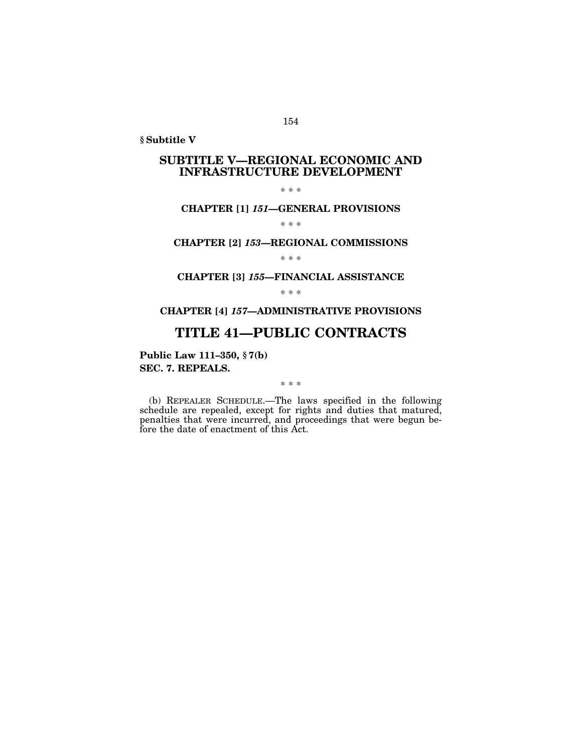**§ Subtitle V**

## SUBTITLE V—REGIONAL ECONOMIC AND INFRASTRUCTURE DEVELOPMENT

\* \* \*

### CHAPTER [1] *151*—GENERAL PROVISIONS

\* \* \*

### CHAPTER [2] *153*—REGIONAL COMMISSIONS

\* \* \*

### CHAPTER [3] *155*—FINANCIAL ASSISTANCE

\* \* \*

### CHAPTER [4] *157*—ADMINISTRATIVE PROVISIONS

# TITLE 41—PUBLIC CONTRACTS

**Public Law 111–350, § 7(b)**
**SEC. 7. REPEALS.**

\* \* \*

(b) REPEALER SCHEDULE.—The laws specified in the following schedule are repealed, except for rights and duties that matured, penalties that were incurred, and proceedings that were begun before the date of enactment of this Act.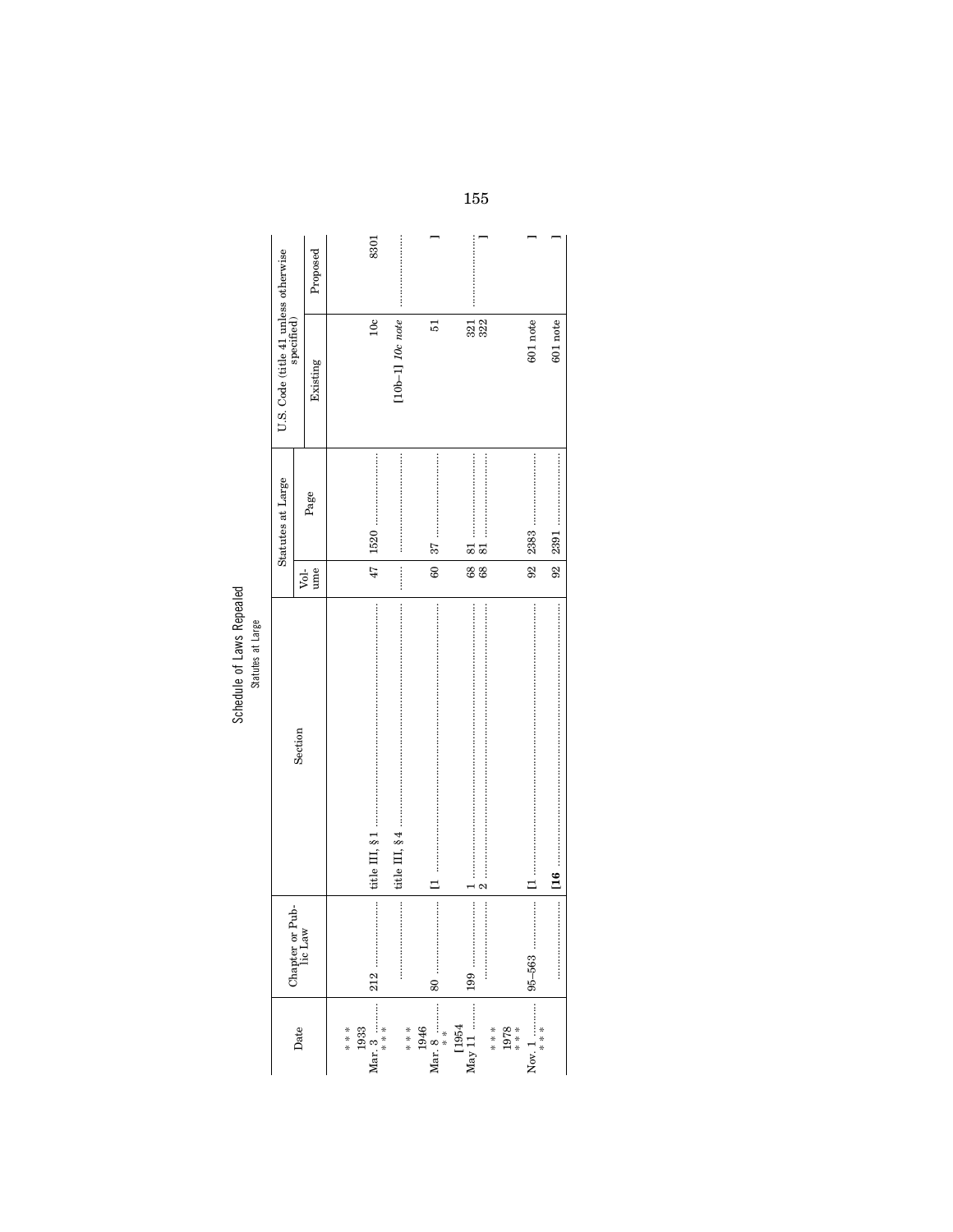# Schedule of Laws Repealed

## Statutes at Large

| Date | Chapter or Public Law | Section | Statutes at Large | | U.S. Code (title 41 unless otherwise specified) | |
|---|---|---|---|---|---|---|
| | | | Volume | Page | Existing | Proposed |
| * * * | | | | | | |
| 1933 | | | | | | |
| Mar. 3 | 212 | title III, § 1 | 47 | 1520 | 10c | 8301 |
| * * * | | | | | | |
| | | title III, § 4 | | | [10b–1] *10c note* | |
| * * * | | | | | | |
| 1946 | | | | | | |
| Mar. 8 | 80 | [1 | 60 | 37 | 51 | ] |
| * * * | | | | | | |
| [1954 | | | | | | |
| May 11 | 199 | 1 | 68 | 81 | 321 | |
| | | 2 | 68 | 81 | 322 | ] |
| * * * | | | | | | |
| 1978 | | | | | | |
| * * * | | | | | | |
| Nov. 1 | 95–563 | [1 | 92 | 2383 | 601 note | ] |
| * * * | | | | | | |
| | | [**16** | 92 | 2391 | 601 note | ] |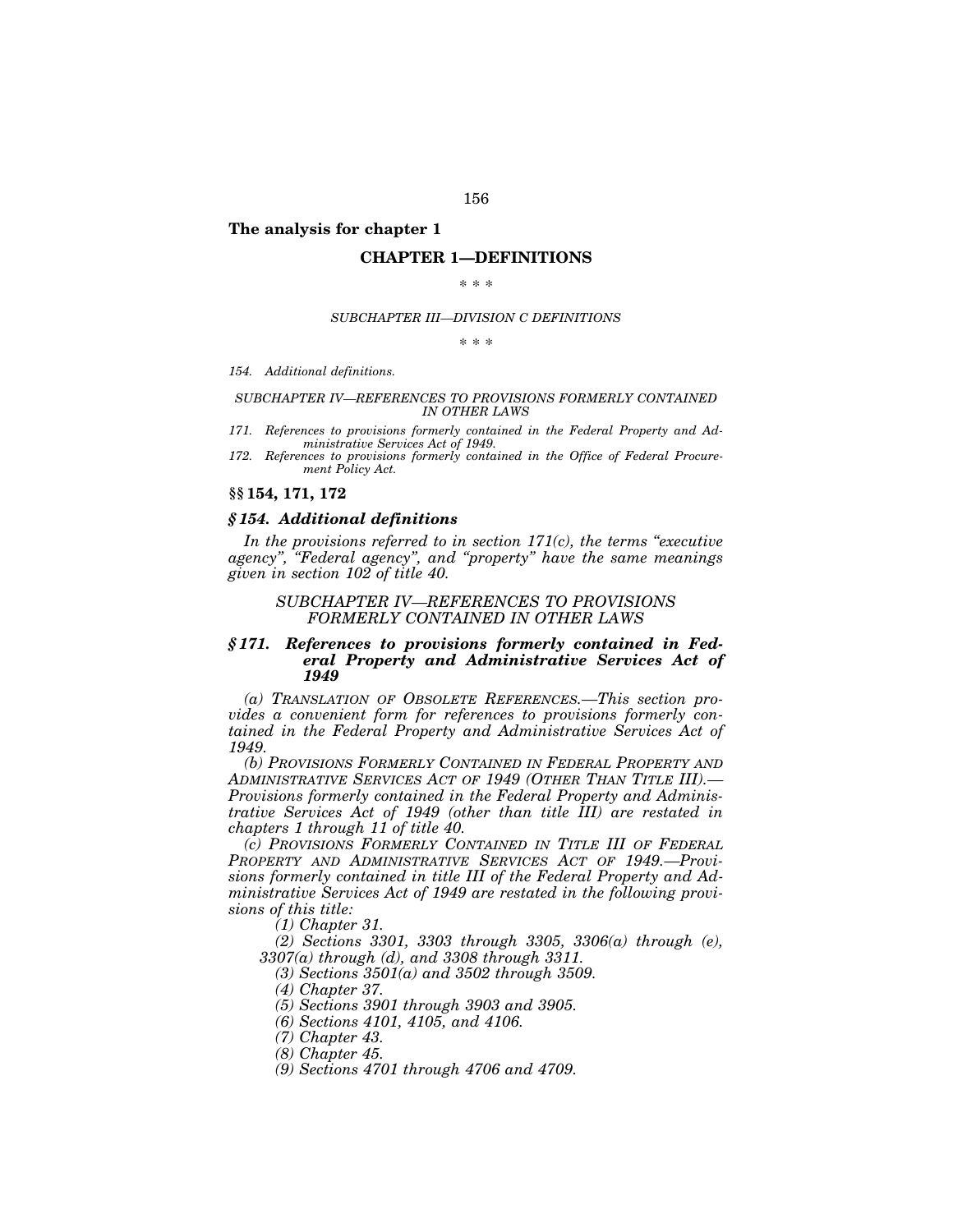**The analysis for chapter 1**

## CHAPTER 1—DEFINITIONS

\* \* \*

*SUBCHAPTER III—DIVISION C DEFINITIONS*

\* \* \*

*154. Additional definitions.*

*SUBCHAPTER IV—REFERENCES TO PROVISIONS FORMERLY CONTAINED IN OTHER LAWS*

*171. References to provisions formerly contained in the Federal Property and Administrative Services Act of 1949.*
*172. References to provisions formerly contained in the Office of Federal Procurement Policy Act.*

### §§ 154, 171, 172

### *§ 154. Additional definitions*

*In the provisions referred to in section 171(c), the terms "executive agency", "Federal agency", and "property" have the same meanings given in section 102 of title 40.*

*SUBCHAPTER IV—REFERENCES TO PROVISIONS FORMERLY CONTAINED IN OTHER LAWS*

### *§ 171. References to provisions formerly contained in Federal Property and Administrative Services Act of 1949*

*(a) TRANSLATION OF OBSOLETE REFERENCES.—This section provides a convenient form for references to provisions formerly contained in the Federal Property and Administrative Services Act of 1949.*

*(b) PROVISIONS FORMERLY CONTAINED IN FEDERAL PROPERTY AND ADMINISTRATIVE SERVICES ACT OF 1949 (OTHER THAN TITLE III).—Provisions formerly contained in the Federal Property and Administrative Services Act of 1949 (other than title III) are restated in chapters 1 through 11 of title 40.*

*(c) PROVISIONS FORMERLY CONTAINED IN TITLE III OF FEDERAL PROPERTY AND ADMINISTRATIVE SERVICES ACT OF 1949.—Provisions formerly contained in title III of the Federal Property and Administrative Services Act of 1949 are restated in the following provisions of this title:*

*(1) Chapter 31.*

*(2) Sections 3301, 3303 through 3305, 3306(a) through (e), 3307(a) through (d), and 3308 through 3311.*

*(3) Sections 3501(a) and 3502 through 3509.*

*(4) Chapter 37.*

*(5) Sections 3901 through 3903 and 3905.*

*(6) Sections 4101, 4105, and 4106.*

*(7) Chapter 43.*

*(8) Chapter 45.*

*(9) Sections 4701 through 4706 and 4709.*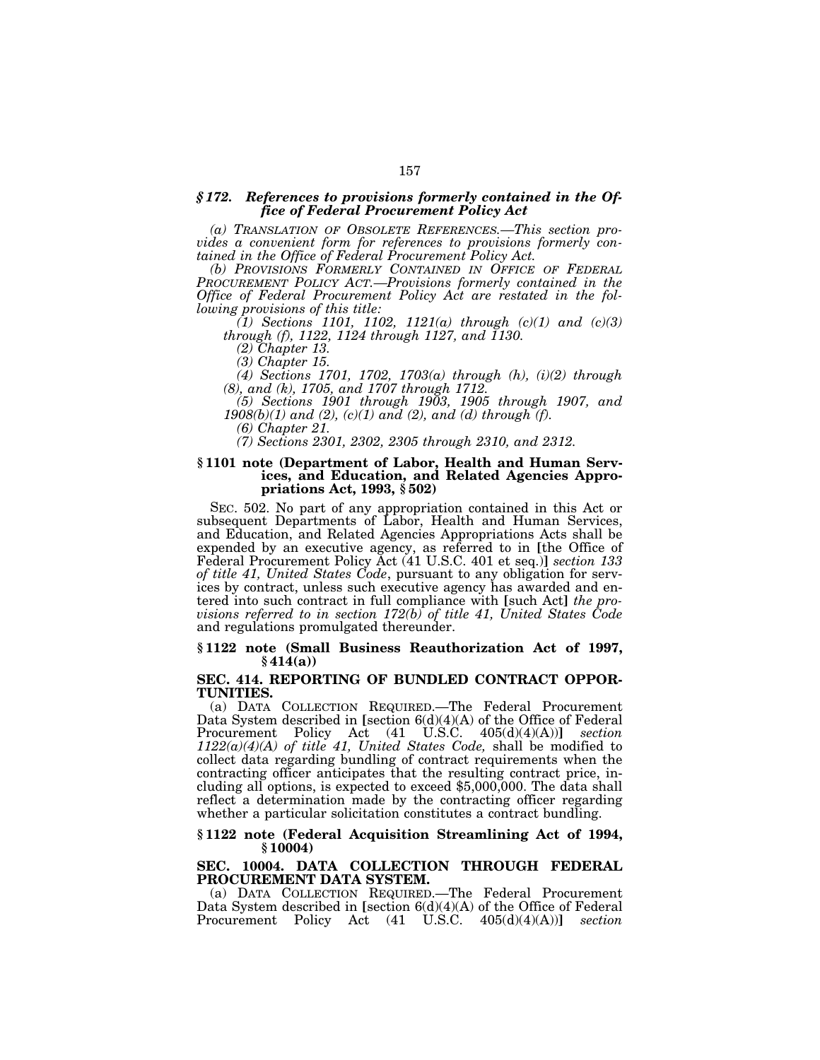### *§ 172. References to provisions formerly contained in the Office of Federal Procurement Policy Act*

*(a) TRANSLATION OF OBSOLETE REFERENCES.—This section provides a convenient form for references to provisions formerly contained in the Office of Federal Procurement Policy Act.*

*(b) PROVISIONS FORMERLY CONTAINED IN OFFICE OF FEDERAL PROCUREMENT POLICY ACT.—Provisions formerly contained in the Office of Federal Procurement Policy Act are restated in the following provisions of this title:*

*(1) Sections 1101, 1102, 1121(a) through (c)(1) and (c)(3) through (f), 1122, 1124 through 1127, and 1130.*

*(2) Chapter 13.*

*(3) Chapter 15.*

*(4) Sections 1701, 1702, 1703(a) through (h), (i)(2) through (8), and (k), 1705, and 1707 through 1712.*

*(5) Sections 1901 through 1903, 1905 through 1907, and 1908(b)(1) and (2), (c)(1) and (2), and (d) through (f).*

*(6) Chapter 21.*

*(7) Sections 2301, 2302, 2305 through 2310, and 2312.*

### § 1101 note (Department of Labor, Health and Human Services, and Education, and Related Agencies Appropriations Act, 1993, § 502)

SEC. 502. No part of any appropriation contained in this Act or subsequent Departments of Labor, Health and Human Services, and Education, and Related Agencies Appropriations Acts shall be expended by an executive agency, as referred to in [the Office of Federal Procurement Policy Act (41 U.S.C. 401 et seq.)] *section 133 of title 41, United States Code*, pursuant to any obligation for services by contract, unless such executive agency has awarded and entered into such contract in full compliance with [such Act] *the provisions referred to in section 172(b) of title 41, United States Code* and regulations promulgated thereunder.

### § 1122 note (Small Business Reauthorization Act of 1997, § 414(a))

### SEC. 414. REPORTING OF BUNDLED CONTRACT OPPORTUNITIES.

(a) DATA COLLECTION REQUIRED.—The Federal Procurement Data System described in [section 6(d)(4)(A) of the Office of Federal Procurement Policy Act (41 U.S.C. 405(d)(4)(A))] *section 1122(a)(4)(A) of title 41, United States Code,* shall be modified to collect data regarding bundling of contract requirements when the contracting officer anticipates that the resulting contract price, including all options, is expected to exceed $5,000,000. The data shall reflect a determination made by the contracting officer regarding whether a particular solicitation constitutes a contract bundling.

### § 1122 note (Federal Acquisition Streamlining Act of 1994, § 10004)

### SEC. 10004. DATA COLLECTION THROUGH FEDERAL PROCUREMENT DATA SYSTEM.

(a) DATA COLLECTION REQUIRED.—The Federal Procurement Data System described in [section 6(d)(4)(A) of the Office of Federal Procurement Policy Act (41 U.S.C. 405(d)(4)(A))] *section*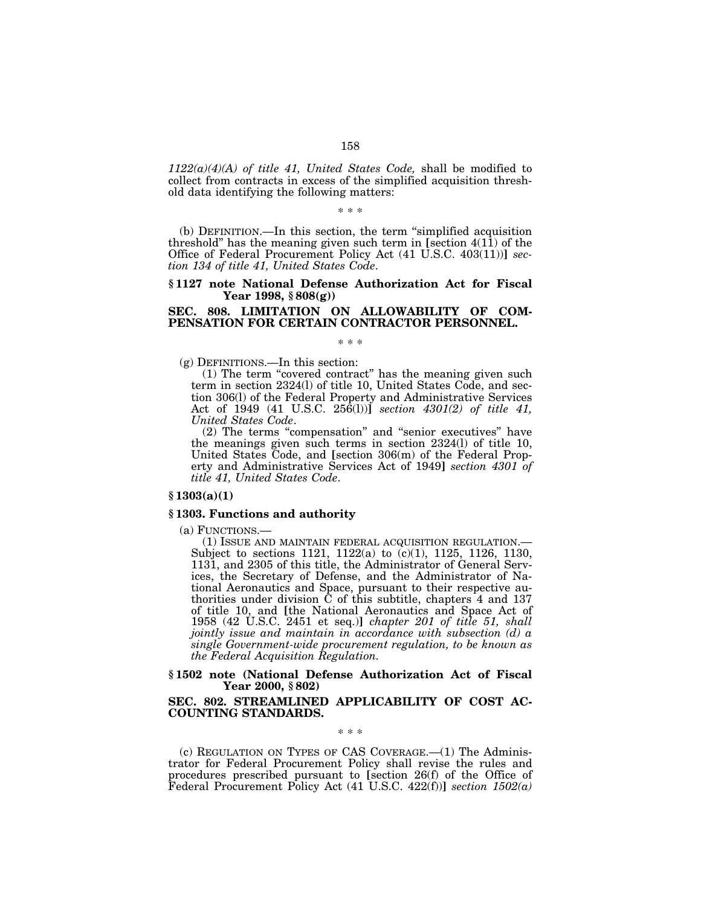*1122(a)(4)(A) of title 41, United States Code,* shall be modified to collect from contracts in excess of the simplified acquisition threshold data identifying the following matters:

\* \* \*

(b) DEFINITION.—In this section, the term "simplified acquisition threshold" has the meaning given such term in [section 4(11) of the Office of Federal Procurement Policy Act (41 U.S.C. 403(11))] *section 134 of title 41, United States Code*.

### § 1127 note National Defense Authorization Act for Fiscal Year 1998, § 808(g))

### SEC. 808. LIMITATION ON ALLOWABILITY OF COMPENSATION FOR CERTAIN CONTRACTOR PERSONNEL.

\* \* \*

(g) DEFINITIONS.—In this section:

(1) The term "covered contract" has the meaning given such term in section 2324(l) of title 10, United States Code, and section 306(l) of the Federal Property and Administrative Services Act of 1949 (41 U.S.C. 256(l))] *section 4301(2) of title 41, United States Code*.

(2) The terms "compensation" and "senior executives" have the meanings given such terms in section 2324(l) of title 10, United States Code, and [section 306(m) of the Federal Property and Administrative Services Act of 1949] *section 4301 of title 41, United States Code*.

### § 1303(a)(1)

### § 1303. Functions and authority

(a) FUNCTIONS.—

(1) ISSUE AND MAINTAIN FEDERAL ACQUISITION REGULATION.—Subject to sections 1121, 1122(a) to (c)(1), 1125, 1126, 1130, 1131, and 2305 of this title, the Administrator of General Services, the Secretary of Defense, and the Administrator of National Aeronautics and Space, pursuant to their respective authorities under division C of this subtitle, chapters 4 and 137 of title 10, and [the National Aeronautics and Space Act of 1958 (42 U.S.C. 2451 et seq.)] *chapter 201 of title 51, shall jointly issue and maintain in accordance with subsection (d) a single Government-wide procurement regulation, to be known as the Federal Acquisition Regulation.*

### § 1502 note (National Defense Authorization Act of Fiscal Year 2000, § 802)

### SEC. 802. STREAMLINED APPLICABILITY OF COST ACCOUNTING STANDARDS.

\* \* \*

(c) REGULATION ON TYPES OF CAS COVERAGE.—(1) The Administrator for Federal Procurement Policy shall revise the rules and procedures prescribed pursuant to [section 26(f) of the Office of Federal Procurement Policy Act (41 U.S.C. 422(f))] *section 1502(a)*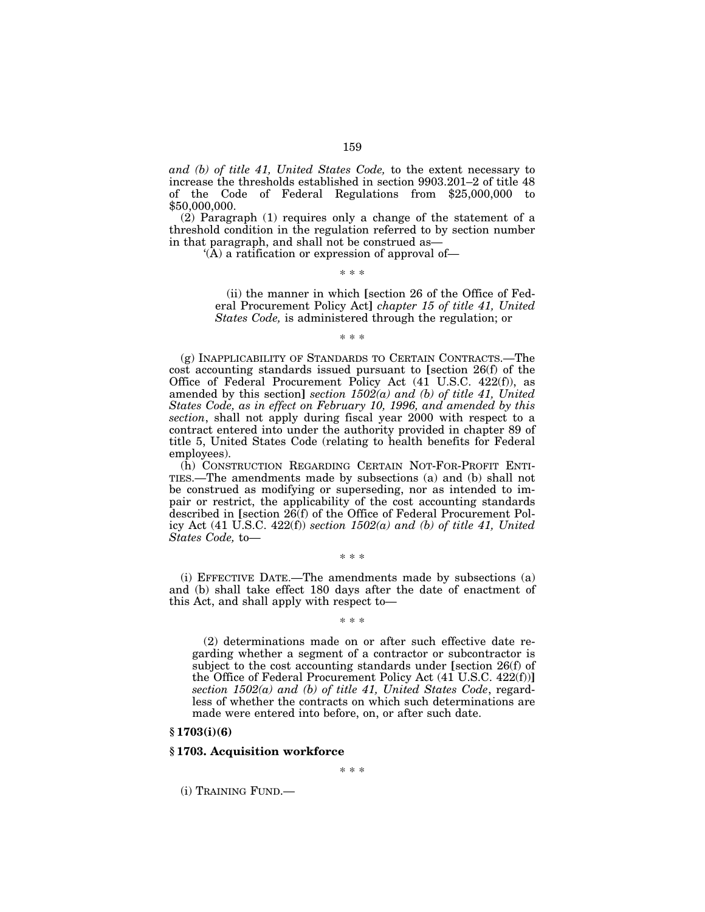*and (b) of title 41, United States Code,* to the extent necessary to increase the thresholds established in section 9903.201–2 of title 48 of the Code of Federal Regulations from $25,000,000 to $50,000,000.

(2) Paragraph (1) requires only a change of the statement of a threshold condition in the regulation referred to by section number in that paragraph, and shall not be construed as—

'(A) a ratification or expression of approval of—

\* \* \*

(ii) the manner in which [section 26 of the Office of Federal Procurement Policy Act] *chapter 15 of title 41, United States Code,* is administered through the regulation; or

\* \* \*

(g) INAPPLICABILITY OF STANDARDS TO CERTAIN CONTRACTS.—The cost accounting standards issued pursuant to [section 26(f) of the Office of Federal Procurement Policy Act (41 U.S.C. 422(f)), as amended by this section] *section 1502(a) and (b) of title 41, United States Code, as in effect on February 10, 1996, and amended by this section*, shall not apply during fiscal year 2000 with respect to a contract entered into under the authority provided in chapter 89 of title 5, United States Code (relating to health benefits for Federal employees).

(h) CONSTRUCTION REGARDING CERTAIN NOT-FOR-PROFIT ENTITIES.—The amendments made by subsections (a) and (b) shall not be construed as modifying or superseding, nor as intended to impair or restrict, the applicability of the cost accounting standards described in [section 26(f) of the Office of Federal Procurement Policy Act (41 U.S.C. 422(f)) *section 1502(a) and (b) of title 41, United States Code,* to—

\* \* \*

(i) EFFECTIVE DATE.—The amendments made by subsections (a) and (b) shall take effect 180 days after the date of enactment of this Act, and shall apply with respect to—

\* \* \*

(2) determinations made on or after such effective date regarding whether a segment of a contractor or subcontractor is subject to the cost accounting standards under [section 26(f) of the Office of Federal Procurement Policy Act (41 U.S.C. 422(f))] *section 1502(a) and (b) of title 41, United States Code*, regardless of whether the contracts on which such determinations are made were entered into before, on, or after such date.

**§ 1703(i)(6)**

**§ 1703. Acquisition workforce**

\* \* \*

(i) TRAINING FUND.—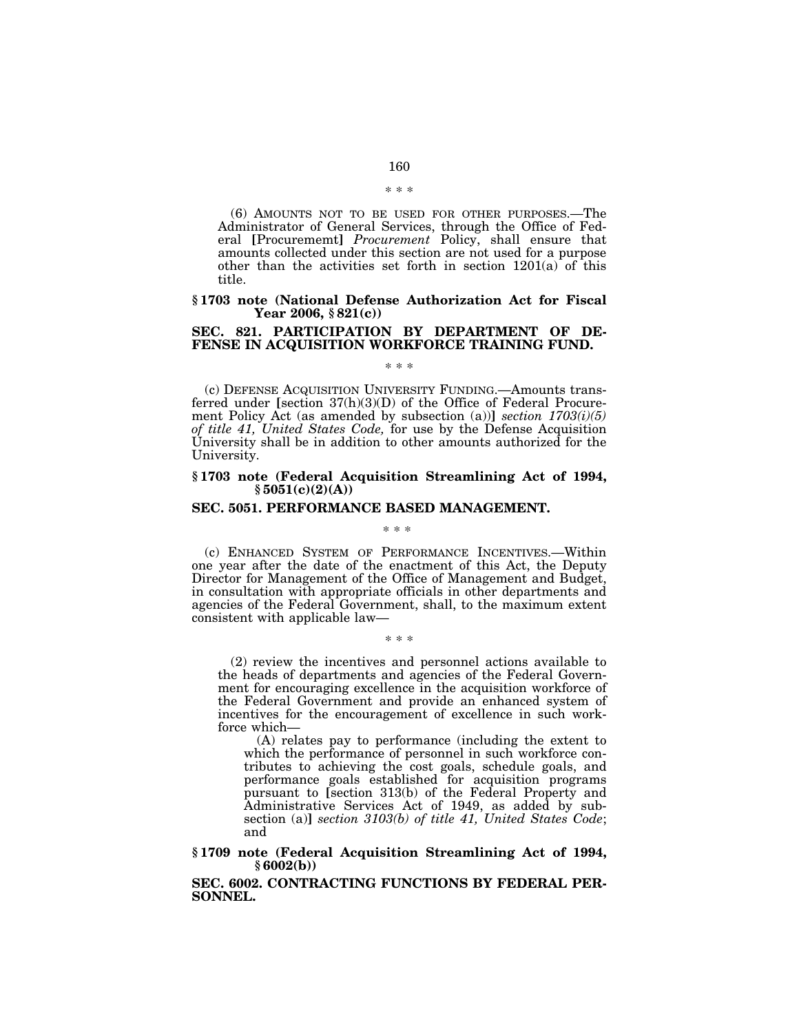\* \* \*

(6) AMOUNTS NOT TO BE USED FOR OTHER PURPOSES.—The Administrator of General Services, through the Office of Federal [Procurememt] *Procurement* Policy, shall ensure that amounts collected under this section are not used for a purpose other than the activities set forth in section 1201(a) of this title.

### § 1703 note (National Defense Authorization Act for Fiscal Year 2006, § 821(c))

### SEC. 821. PARTICIPATION BY DEPARTMENT OF DEFENSE IN ACQUISITION WORKFORCE TRAINING FUND.

\* \* \*

(c) DEFENSE ACQUISITION UNIVERSITY FUNDING.—Amounts transferred under [section 37(h)(3)(D) of the Office of Federal Procurement Policy Act (as amended by subsection (a))] *section 1703(i)(5) of title 41, United States Code,* for use by the Defense Acquisition University shall be in addition to other amounts authorized for the University.

### § 1703 note (Federal Acquisition Streamlining Act of 1994, § 5051(c)(2)(A))

### SEC. 5051. PERFORMANCE BASED MANAGEMENT.

\* \* \*

(c) ENHANCED SYSTEM OF PERFORMANCE INCENTIVES.—Within one year after the date of the enactment of this Act, the Deputy Director for Management of the Office of Management and Budget, in consultation with appropriate officials in other departments and agencies of the Federal Government, shall, to the maximum extent consistent with applicable law—

\* \* \*

(2) review the incentives and personnel actions available to the heads of departments and agencies of the Federal Government for encouraging excellence in the acquisition workforce of the Federal Government and provide an enhanced system of incentives for the encouragement of excellence in such workforce which—

(A) relates pay to performance (including the extent to which the performance of personnel in such workforce contributes to achieving the cost goals, schedule goals, and performance goals established for acquisition programs pursuant to [section 313(b) of the Federal Property and Administrative Services Act of 1949, as added by subsection (a)] *section 3103(b) of title 41, United States Code*; and

### § 1709 note (Federal Acquisition Streamlining Act of 1994, § 6002(b))

### SEC. 6002. CONTRACTING FUNCTIONS BY FEDERAL PERSONNEL.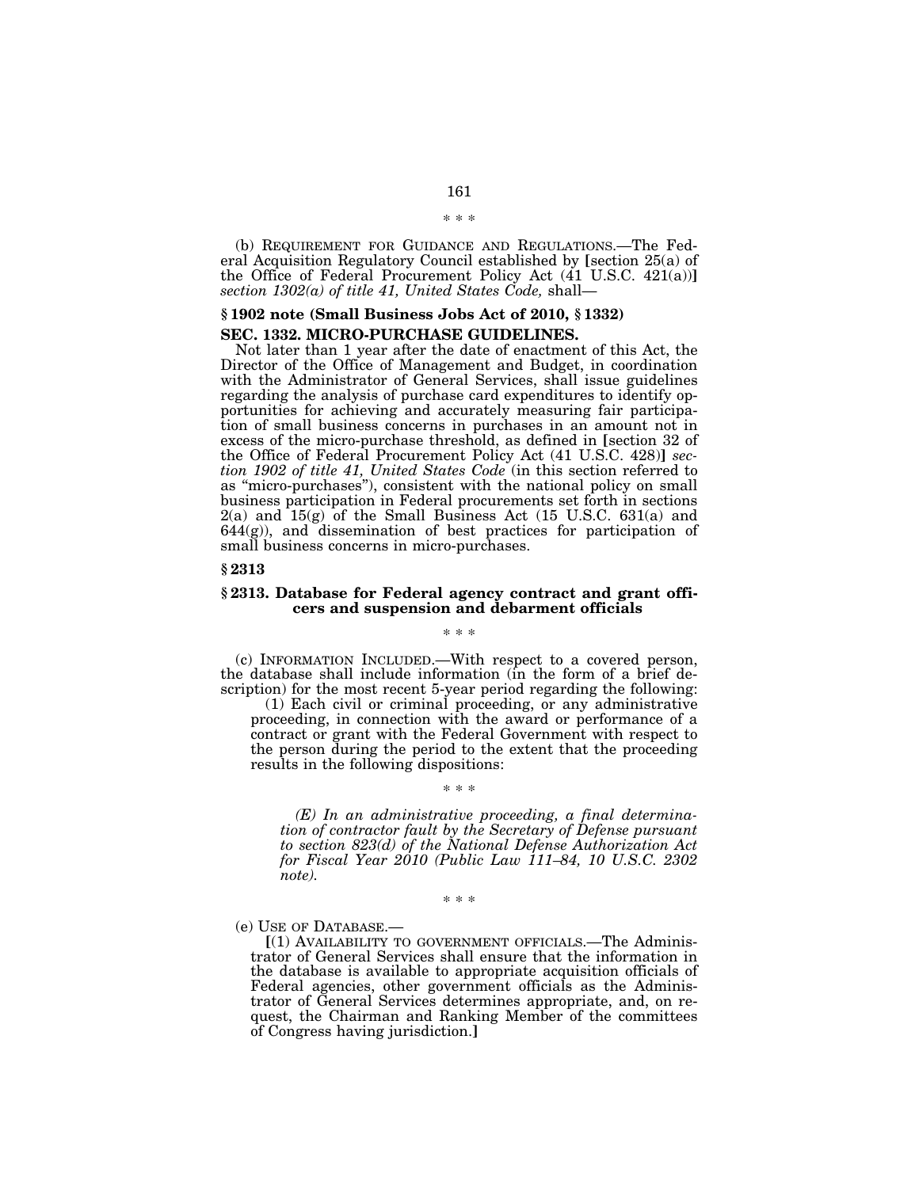\* \* \*

(b) REQUIREMENT FOR GUIDANCE AND REGULATIONS.—The Federal Acquisition Regulatory Council established by [section 25(a) of the Office of Federal Procurement Policy Act (41 U.S.C. 421(a))] *section 1302(a) of title 41, United States Code,* shall—

## § 1902 note (Small Business Jobs Act of 2010, § 1332)

### SEC. 1332. MICRO-PURCHASE GUIDELINES.

Not later than 1 year after the date of enactment of this Act, the Director of the Office of Management and Budget, in coordination with the Administrator of General Services, shall issue guidelines regarding the analysis of purchase card expenditures to identify opportunities for achieving and accurately measuring fair participation of small business concerns in purchases in an amount not in excess of the micro-purchase threshold, as defined in [section 32 of the Office of Federal Procurement Policy Act (41 U.S.C. 428)] *section 1902 of title 41, United States Code* (in this section referred to as "micro-purchases"), consistent with the national policy on small business participation in Federal procurements set forth in sections 2(a) and 15(g) of the Small Business Act (15 U.S.C. 631(a) and 644(g)), and dissemination of best practices for participation of small business concerns in micro-purchases.

## § 2313

### § 2313. Database for Federal agency contract and grant officers and suspension and debarment officials

\* \* \*

(c) INFORMATION INCLUDED.—With respect to a covered person, the database shall include information (in the form of a brief description) for the most recent 5-year period regarding the following:

(1) Each civil or criminal proceeding, or any administrative proceeding, in connection with the award or performance of a contract or grant with the Federal Government with respect to the person during the period to the extent that the proceeding results in the following dispositions:

\* \* \*

*(E) In an administrative proceeding, a final determination of contractor fault by the Secretary of Defense pursuant to section 823(d) of the National Defense Authorization Act for Fiscal Year 2010 (Public Law 111–84, 10 U.S.C. 2302 note).*

\* \* \*

(e) USE OF DATABASE.—

[(1) AVAILABILITY TO GOVERNMENT OFFICIALS.—The Administrator of General Services shall ensure that the information in the database is available to appropriate acquisition officials of Federal agencies, other government officials as the Administrator of General Services determines appropriate, and, on request, the Chairman and Ranking Member of the committees of Congress having jurisdiction.]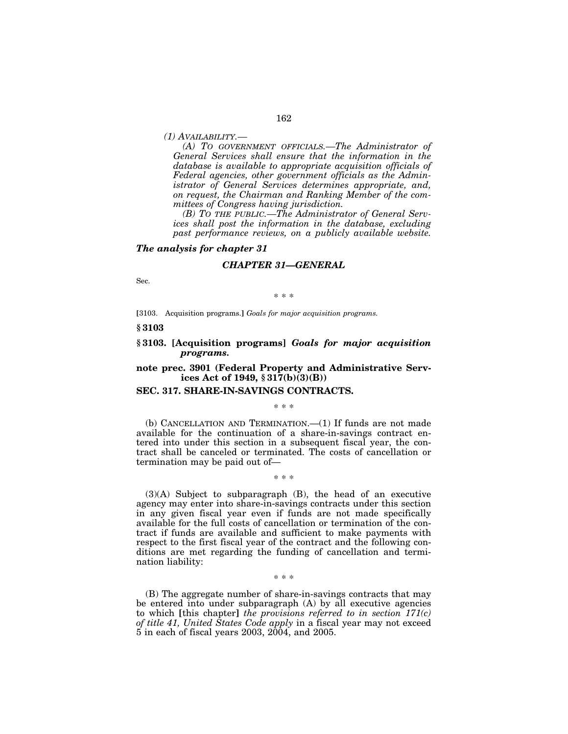*(1) AVAILABILITY.—*

*(A) TO GOVERNMENT OFFICIALS.—The Administrator of General Services shall ensure that the information in the database is available to appropriate acquisition officials of Federal agencies, other government officials as the Administrator of General Services determines appropriate, and, on request, the Chairman and Ranking Member of the committees of Congress having jurisdiction.*

*(B) TO THE PUBLIC.—The Administrator of General Services shall post the information in the database, excluding past performance reviews, on a publicly available website.*

***The analysis for chapter 31***

***CHAPTER 31—GENERAL***

Sec.

\* \* \*

[3103. Acquisition programs.] *Goals for major acquisition programs.*

**§ 3103**

**§ 3103. [Acquisition programs] *Goals for major acquisition programs.***

**note prec. 3901 (Federal Property and Administrative Services Act of 1949, § 317(b)(3)(B))**

**SEC. 317. SHARE-IN-SAVINGS CONTRACTS.**

\* \* \*

(b) CANCELLATION AND TERMINATION.—(1) If funds are not made available for the continuation of a share-in-savings contract entered into under this section in a subsequent fiscal year, the contract shall be canceled or terminated. The costs of cancellation or termination may be paid out of—

\* \* \*

(3)(A) Subject to subparagraph (B), the head of an executive agency may enter into share-in-savings contracts under this section in any given fiscal year even if funds are not made specifically available for the full costs of cancellation or termination of the contract if funds are available and sufficient to make payments with respect to the first fiscal year of the contract and the following conditions are met regarding the funding of cancellation and termination liability:

\* \* \*

(B) The aggregate number of share-in-savings contracts that may be entered into under subparagraph (A) by all executive agencies to which [this chapter] *the provisions referred to in section 171(c) of title 41, United States Code apply* in a fiscal year may not exceed 5 in each of fiscal years 2003, 2004, and 2005.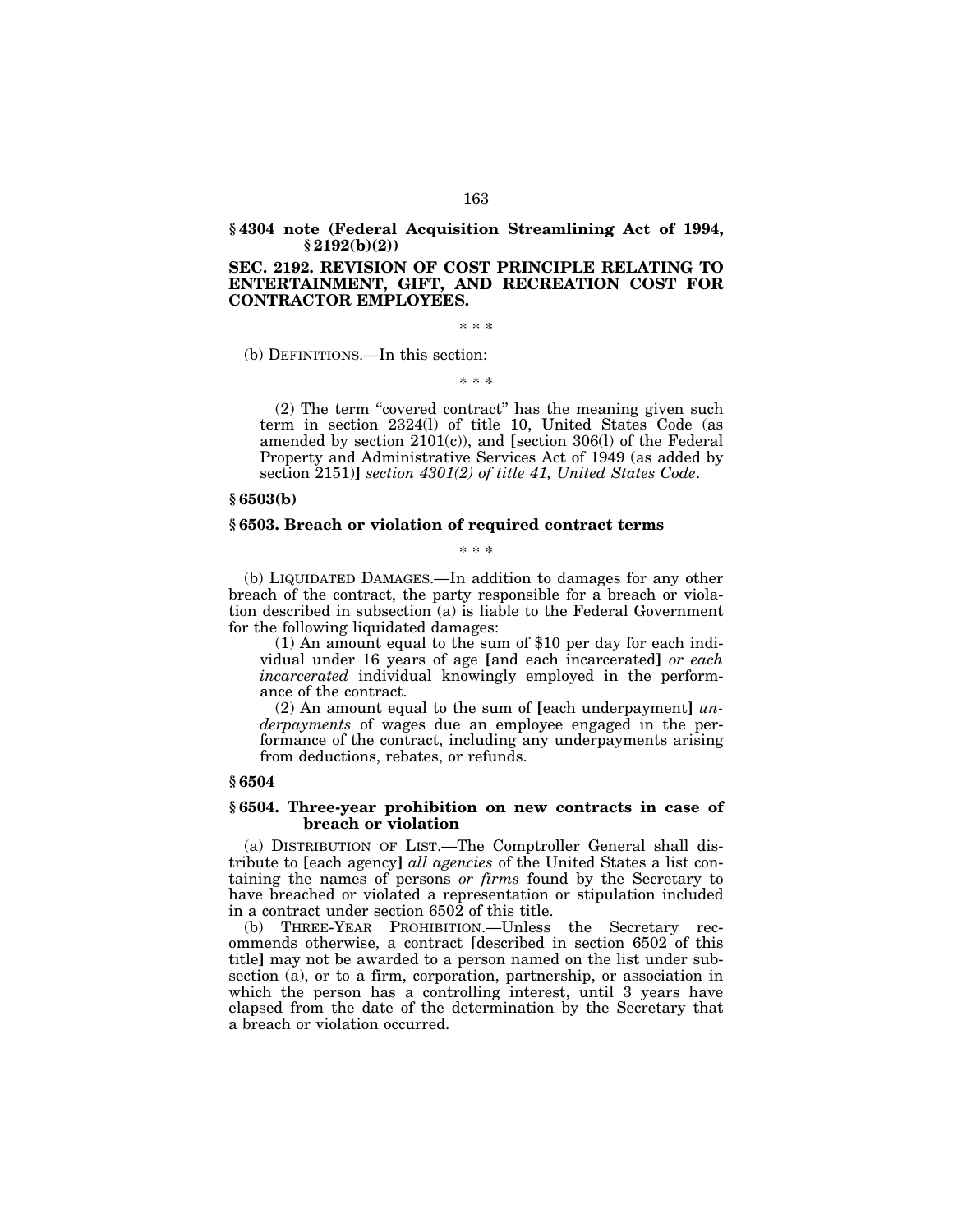**§ 4304 note (Federal Acquisition Streamlining Act of 1994, § 2192(b)(2))**

**SEC. 2192. REVISION OF COST PRINCIPLE RELATING TO ENTERTAINMENT, GIFT, AND RECREATION COST FOR CONTRACTOR EMPLOYEES.**

\* \* \*

(b) DEFINITIONS.—In this section:

\* \* \*

(2) The term "covered contract" has the meaning given such term in section 2324(l) of title 10, United States Code (as amended by section 2101(c)), and [section 306(l) of the Federal Property and Administrative Services Act of 1949 (as added by section 2151)] *section 4301(2) of title 41, United States Code*.

**§ 6503(b)**

**§ 6503. Breach or violation of required contract terms**

\* \* \*

(b) LIQUIDATED DAMAGES.—In addition to damages for any other breach of the contract, the party responsible for a breach or violation described in subsection (a) is liable to the Federal Government for the following liquidated damages:

(1) An amount equal to the sum of $10 per day for each individual under 16 years of age [and each incarcerated] *or each incarcerated* individual knowingly employed in the performance of the contract.

(2) An amount equal to the sum of [each underpayment] *underpayments* of wages due an employee engaged in the performance of the contract, including any underpayments arising from deductions, rebates, or refunds.

**§ 6504**

**§ 6504. Three-year prohibition on new contracts in case of breach or violation**

(a) DISTRIBUTION OF LIST.—The Comptroller General shall distribute to [each agency] *all agencies* of the United States a list containing the names of persons *or firms* found by the Secretary to have breached or violated a representation or stipulation included in a contract under section 6502 of this title.

(b) THREE-YEAR PROHIBITION.—Unless the Secretary recommends otherwise, a contract [described in section 6502 of this title] may not be awarded to a person named on the list under subsection (a), or to a firm, corporation, partnership, or association in which the person has a controlling interest, until 3 years have elapsed from the date of the determination by the Secretary that a breach or violation occurred.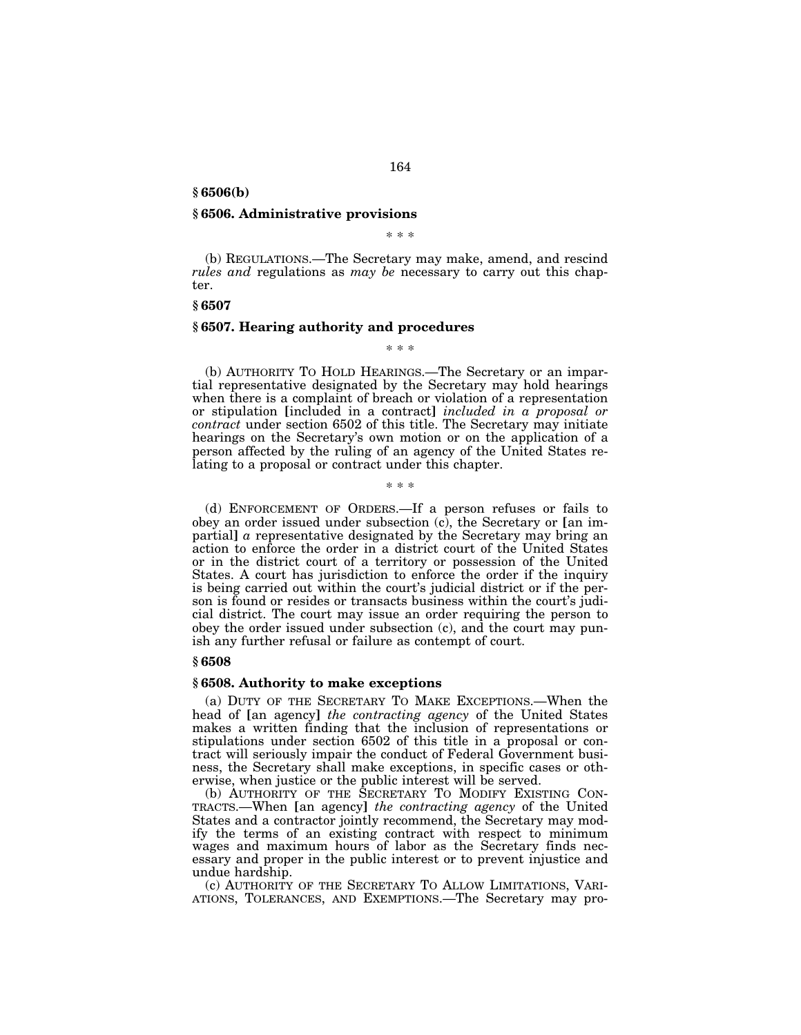**§ 6506(b)**

**§ 6506. Administrative provisions**

\* \* \*

(b) REGULATIONS.—The Secretary may make, amend, and rescind *rules and* regulations as *may be* necessary to carry out this chapter.

**§ 6507**

**§ 6507. Hearing authority and procedures**

\* \* \*

(b) AUTHORITY TO HOLD HEARINGS.—The Secretary or an impartial representative designated by the Secretary may hold hearings when there is a complaint of breach or violation of a representation or stipulation [included in a contract] *included in a proposal or contract* under section 6502 of this title. The Secretary may initiate hearings on the Secretary's own motion or on the application of a person affected by the ruling of an agency of the United States relating to a proposal or contract under this chapter.

\* \* \*

(d) ENFORCEMENT OF ORDERS.—If a person refuses or fails to obey an order issued under subsection (c), the Secretary or [an impartial] *a* representative designated by the Secretary may bring an action to enforce the order in a district court of the United States or in the district court of a territory or possession of the United States. A court has jurisdiction to enforce the order if the inquiry is being carried out within the court's judicial district or if the person is found or resides or transacts business within the court's judicial district. The court may issue an order requiring the person to obey the order issued under subsection (c), and the court may punish any further refusal or failure as contempt of court.

**§ 6508**

**§ 6508. Authority to make exceptions**

(a) DUTY OF THE SECRETARY TO MAKE EXCEPTIONS.—When the head of [an agency] *the contracting agency* of the United States makes a written finding that the inclusion of representations or stipulations under section 6502 of this title in a proposal or contract will seriously impair the conduct of Federal Government business, the Secretary shall make exceptions, in specific cases or otherwise, when justice or the public interest will be served.

(b) AUTHORITY OF THE SECRETARY TO MODIFY EXISTING CONTRACTS.—When [an agency] *the contracting agency* of the United States and a contractor jointly recommend, the Secretary may modify the terms of an existing contract with respect to minimum wages and maximum hours of labor as the Secretary finds necessary and proper in the public interest or to prevent injustice and undue hardship.

(c) AUTHORITY OF THE SECRETARY TO ALLOW LIMITATIONS, VARIATIONS, TOLERANCES, AND EXEMPTIONS.—The Secretary may pro-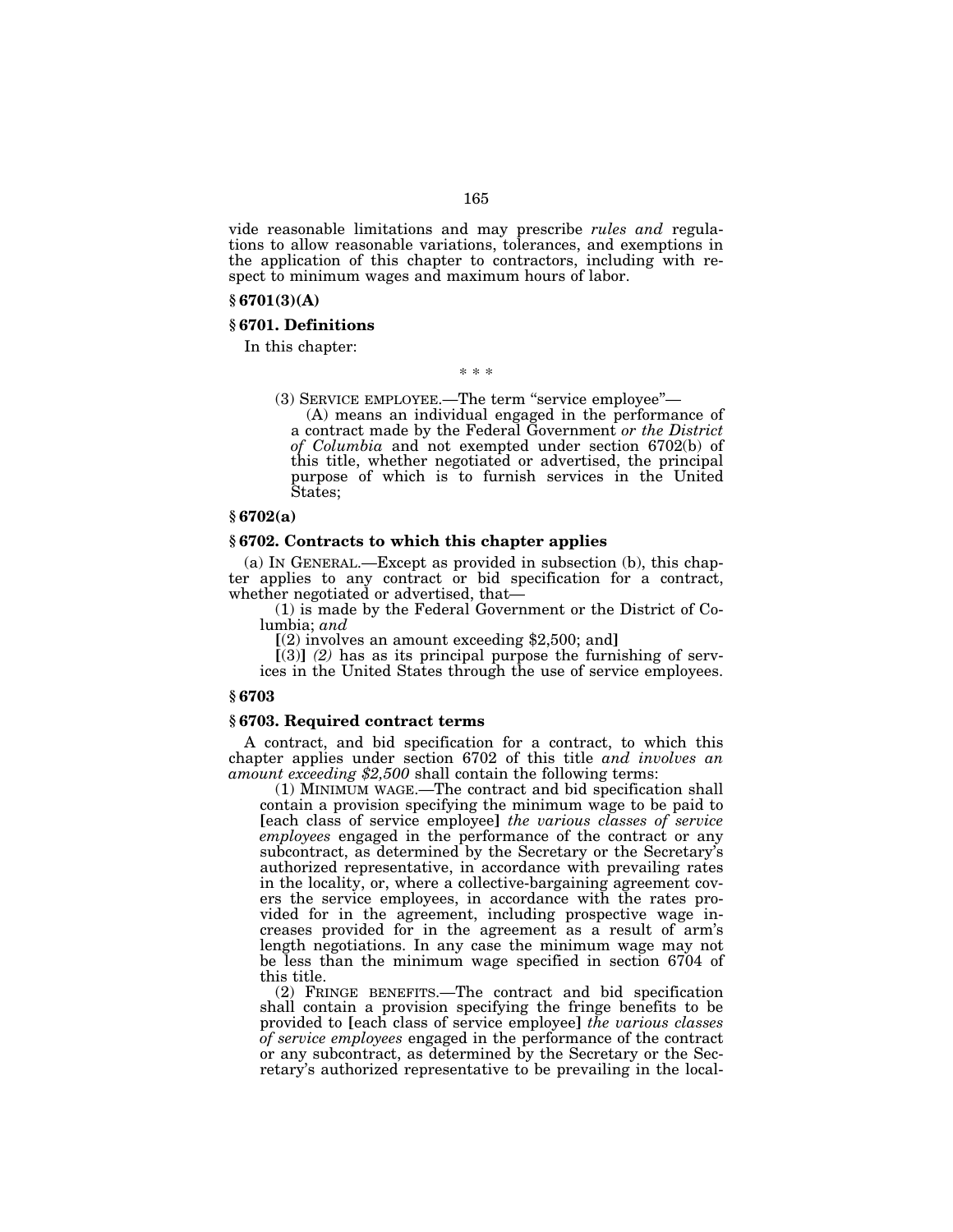vide reasonable limitations and may prescribe *rules and* regulations to allow reasonable variations, tolerances, and exemptions in the application of this chapter to contractors, including with respect to minimum wages and maximum hours of labor.

**§ 6701(3)(A)**

**§ 6701. Definitions**

In this chapter:

\* \* \*

(3) SERVICE EMPLOYEE.—The term "service employee"—

(A) means an individual engaged in the performance of a contract made by the Federal Government *or the District of Columbia* and not exempted under section 6702(b) of this title, whether negotiated or advertised, the principal purpose of which is to furnish services in the United States;

**§ 6702(a)**

**§ 6702. Contracts to which this chapter applies**

(a) IN GENERAL.—Except as provided in subsection (b), this chapter applies to any contract or bid specification for a contract, whether negotiated or advertised, that—

(1) is made by the Federal Government or the District of Columbia; *and*

**[**(2) involves an amount exceeding $2,500; and**]**

**[**(3)**]** *(2)* has as its principal purpose the furnishing of services in the United States through the use of service employees.

**§ 6703**

**§ 6703. Required contract terms**

A contract, and bid specification for a contract, to which this chapter applies under section 6702 of this title *and involves an amount exceeding $2,500* shall contain the following terms:

(1) MINIMUM WAGE.—The contract and bid specification shall contain a provision specifying the minimum wage to be paid to **[**each class of service employee**]** *the various classes of service employees* engaged in the performance of the contract or any subcontract, as determined by the Secretary or the Secretary's authorized representative, in accordance with prevailing rates in the locality, or, where a collective-bargaining agreement covers the service employees, in accordance with the rates provided for in the agreement, including prospective wage increases provided for in the agreement as a result of arm's length negotiations. In any case the minimum wage may not be less than the minimum wage specified in section 6704 of this title.

(2) FRINGE BENEFITS.—The contract and bid specification shall contain a provision specifying the fringe benefits to be provided to **[**each class of service employee**]** *the various classes of service employees* engaged in the performance of the contract or any subcontract, as determined by the Secretary or the Secretary's authorized representative to be prevailing in the local-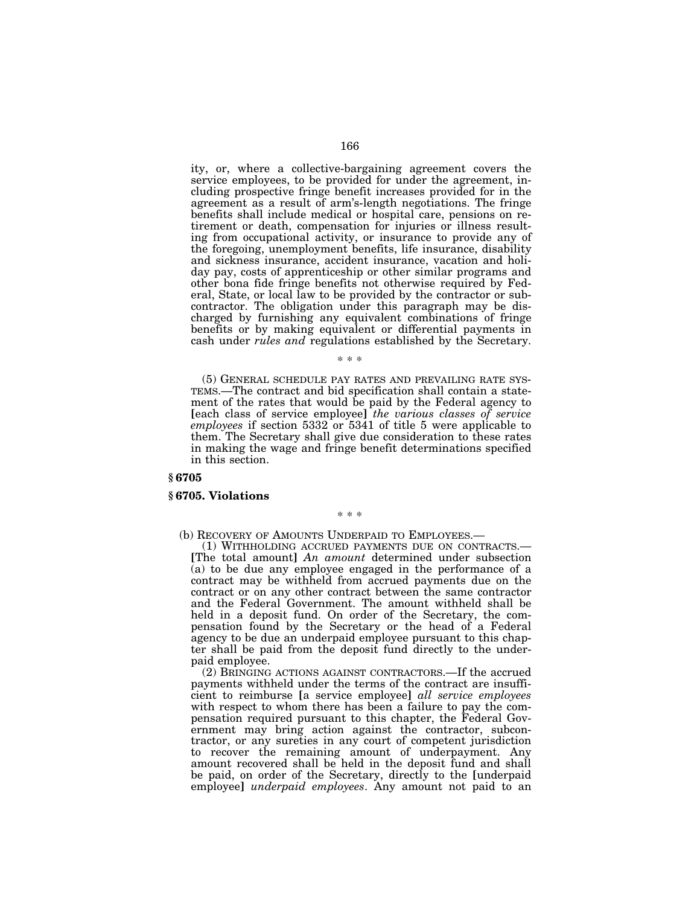ity, or, where a collective-bargaining agreement covers the service employees, to be provided for under the agreement, including prospective fringe benefit increases provided for in the agreement as a result of arm's-length negotiations. The fringe benefits shall include medical or hospital care, pensions on retirement or death, compensation for injuries or illness resulting from occupational activity, or insurance to provide any of the foregoing, unemployment benefits, life insurance, disability and sickness insurance, accident insurance, vacation and holiday pay, costs of apprenticeship or other similar programs and other bona fide fringe benefits not otherwise required by Federal, State, or local law to be provided by the contractor or subcontractor. The obligation under this paragraph may be discharged by furnishing any equivalent combinations of fringe benefits or by making equivalent or differential payments in cash under *rules and* regulations established by the Secretary.

\* \* \*

(5) GENERAL SCHEDULE PAY RATES AND PREVAILING RATE SYSTEMS.—The contract and bid specification shall contain a statement of the rates that would be paid by the Federal agency to [each class of service employee] *the various classes of service employees* if section 5332 or 5341 of title 5 were applicable to them. The Secretary shall give due consideration to these rates in making the wage and fringe benefit determinations specified in this section.

**§ 6705**

**§ 6705. Violations**

\* \* \*

(b) RECOVERY OF AMOUNTS UNDERPAID TO EMPLOYEES.—

(1) WITHHOLDING ACCRUED PAYMENTS DUE ON CONTRACTS.— [The total amount] *An amount* determined under subsection (a) to be due any employee engaged in the performance of a contract may be withheld from accrued payments due on the contract or on any other contract between the same contractor and the Federal Government. The amount withheld shall be held in a deposit fund. On order of the Secretary, the compensation found by the Secretary or the head of a Federal agency to be due an underpaid employee pursuant to this chapter shall be paid from the deposit fund directly to the underpaid employee.

(2) BRINGING ACTIONS AGAINST CONTRACTORS.—If the accrued payments withheld under the terms of the contract are insufficient to reimburse [a service employee] *all service employees* with respect to whom there has been a failure to pay the compensation required pursuant to this chapter, the Federal Government may bring action against the contractor, subcontractor, or any sureties in any court of competent jurisdiction to recover the remaining amount of underpayment. Any amount recovered shall be held in the deposit fund and shall be paid, on order of the Secretary, directly to the [underpaid employee] *underpaid employees*. Any amount not paid to an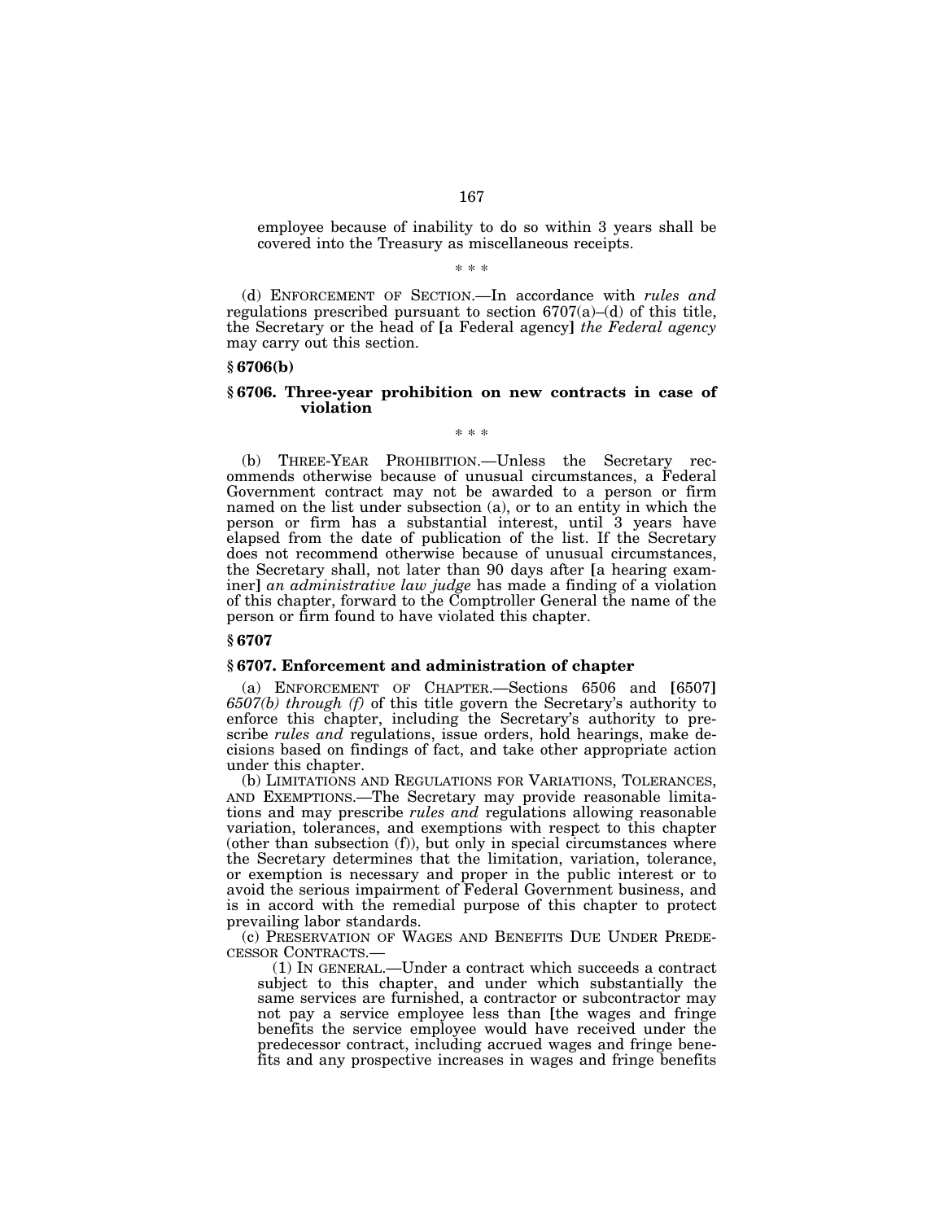employee because of inability to do so within 3 years shall be covered into the Treasury as miscellaneous receipts.

\* \* \*

(d) ENFORCEMENT OF SECTION.—In accordance with *rules and* regulations prescribed pursuant to section 6707(a)–(d) of this title, the Secretary or the head of [a Federal agency] *the Federal agency* may carry out this section.

**§ 6706(b)**

### § 6706. Three-year prohibition on new contracts in case of violation

\* \* \*

(b) THREE-YEAR PROHIBITION.—Unless the Secretary recommends otherwise because of unusual circumstances, a Federal Government contract may not be awarded to a person or firm named on the list under subsection (a), or to an entity in which the person or firm has a substantial interest, until 3 years have elapsed from the date of publication of the list. If the Secretary does not recommend otherwise because of unusual circumstances, the Secretary shall, not later than 90 days after [a hearing examiner] *an administrative law judge* has made a finding of a violation of this chapter, forward to the Comptroller General the name of the person or firm found to have violated this chapter.

**§ 6707**

### § 6707. Enforcement and administration of chapter

(a) ENFORCEMENT OF CHAPTER.—Sections 6506 and [6507] *6507(b) through (f)* of this title govern the Secretary's authority to enforce this chapter, including the Secretary's authority to prescribe *rules and* regulations, issue orders, hold hearings, make decisions based on findings of fact, and take other appropriate action under this chapter.

(b) LIMITATIONS AND REGULATIONS FOR VARIATIONS, TOLERANCES, AND EXEMPTIONS.—The Secretary may provide reasonable limitations and may prescribe *rules and* regulations allowing reasonable variation, tolerances, and exemptions with respect to this chapter (other than subsection (f)), but only in special circumstances where the Secretary determines that the limitation, variation, tolerance, or exemption is necessary and proper in the public interest or to avoid the serious impairment of Federal Government business, and is in accord with the remedial purpose of this chapter to protect prevailing labor standards.

(c) PRESERVATION OF WAGES AND BENEFITS DUE UNDER PREDECESSOR CONTRACTS.—

(1) IN GENERAL.—Under a contract which succeeds a contract subject to this chapter, and under which substantially the same services are furnished, a contractor or subcontractor may not pay a service employee less than [the wages and fringe benefits the service employee would have received under the predecessor contract, including accrued wages and fringe benefits and any prospective increases in wages and fringe benefits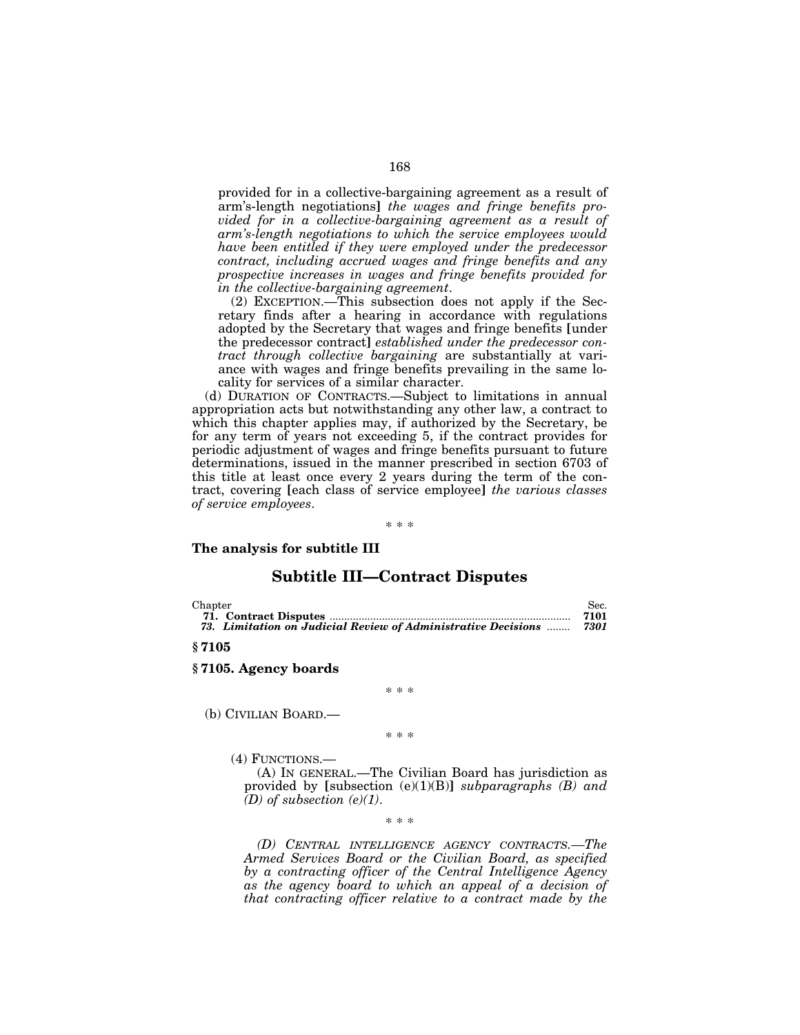provided for in a collective-bargaining agreement as a result of arm's-length negotiations] *the wages and fringe benefits provided for in a collective-bargaining agreement as a result of arm's-length negotiations to which the service employees would have been entitled if they were employed under the predecessor contract, including accrued wages and fringe benefits and any prospective increases in wages and fringe benefits provided for in the collective-bargaining agreement*.

(2) EXCEPTION.—This subsection does not apply if the Secretary finds after a hearing in accordance with regulations adopted by the Secretary that wages and fringe benefits [under the predecessor contract] *established under the predecessor contract through collective bargaining* are substantially at variance with wages and fringe benefits prevailing in the same locality for services of a similar character.

(d) DURATION OF CONTRACTS.—Subject to limitations in annual appropriation acts but notwithstanding any other law, a contract to which this chapter applies may, if authorized by the Secretary, be for any term of years not exceeding 5, if the contract provides for periodic adjustment of wages and fringe benefits pursuant to future determinations, issued in the manner prescribed in section 6703 of this title at least once every 2 years during the term of the contract, covering [each class of service employee] *the various classes of service employees*.

\* \* \*

**The analysis for subtitle III**

## Subtitle III—Contract Disputes

| Chapter | Sec. |
|---|---|
| **71. Contract Disputes** | **7101** |
| ***73. Limitation on Judicial Review of Administrative Decisions*** | ***7301*** |

**§ 7105**

**§ 7105. Agency boards**

\* \* \*

(b) CIVILIAN BOARD.—

\* \* \*

(4) FUNCTIONS.—

(A) IN GENERAL.—The Civilian Board has jurisdiction as provided by [subsection (e)(1)(B)] *subparagraphs (B) and (D) of subsection (e)(1)*.

\* \* \*

*(D) CENTRAL INTELLIGENCE AGENCY CONTRACTS.—The Armed Services Board or the Civilian Board, as specified by a contracting officer of the Central Intelligence Agency as the agency board to which an appeal of a decision of that contracting officer relative to a contract made by the*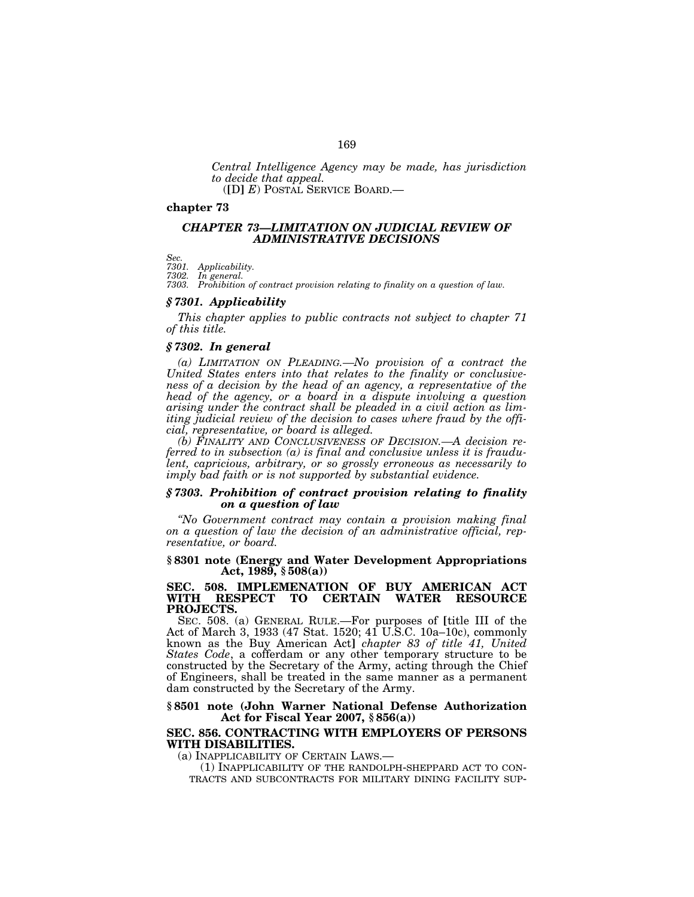*Central Intelligence Agency may be made, has jurisdiction to decide that appeal.*

([D] *E*) POSTAL SERVICE BOARD.—

**chapter 73**

### *CHAPTER 73—LIMITATION ON JUDICIAL REVIEW OF ADMINISTRATIVE DECISIONS*

*Sec.*
*7301. Applicability.*
*7302. In general.*
*7303. Prohibition of contract provision relating to finality on a question of law.*

### *§ 7301. Applicability*

*This chapter applies to public contracts not subject to chapter 71 of this title.*

### *§ 7302. In general*

*(a) LIMITATION ON PLEADING.—No provision of a contract the United States enters into that relates to the finality or conclusiveness of a decision by the head of an agency, a representative of the head of the agency, or a board in a dispute involving a question arising under the contract shall be pleaded in a civil action as limiting judicial review of the decision to cases where fraud by the official, representative, or board is alleged.*

*(b) FINALITY AND CONCLUSIVENESS OF DECISION.—A decision referred to in subsection (a) is final and conclusive unless it is fraudulent, capricious, arbitrary, or so grossly erroneous as necessarily to imply bad faith or is not supported by substantial evidence.*

### *§ 7303. Prohibition of contract provision relating to finality on a question of law*

*"No Government contract may contain a provision making final on a question of law the decision of an administrative official, representative, or board.*

### § 8301 note (Energy and Water Development Appropriations Act, 1989, § 508(a))

### SEC. 508. IMPLEMENATION OF BUY AMERICAN ACT WITH RESPECT TO CERTAIN WATER RESOURCE PROJECTS.

SEC. 508. (a) GENERAL RULE.—For purposes of [title III of the Act of March 3, 1933 (47 Stat. 1520; 41 U.S.C. 10a–10c), commonly known as the Buy American Act] *chapter 83 of title 41, United States Code*, a cofferdam or any other temporary structure to be constructed by the Secretary of the Army, acting through the Chief of Engineers, shall be treated in the same manner as a permanent dam constructed by the Secretary of the Army.

### § 8501 note (John Warner National Defense Authorization Act for Fiscal Year 2007, § 856(a))

### SEC. 856. CONTRACTING WITH EMPLOYERS OF PERSONS WITH DISABILITIES.

(a) INAPPLICABILITY OF CERTAIN LAWS.—

(1) INAPPLICABILITY OF THE RANDOLPH-SHEPPARD ACT TO CONTRACTS AND SUBCONTRACTS FOR MILITARY DINING FACILITY SUP-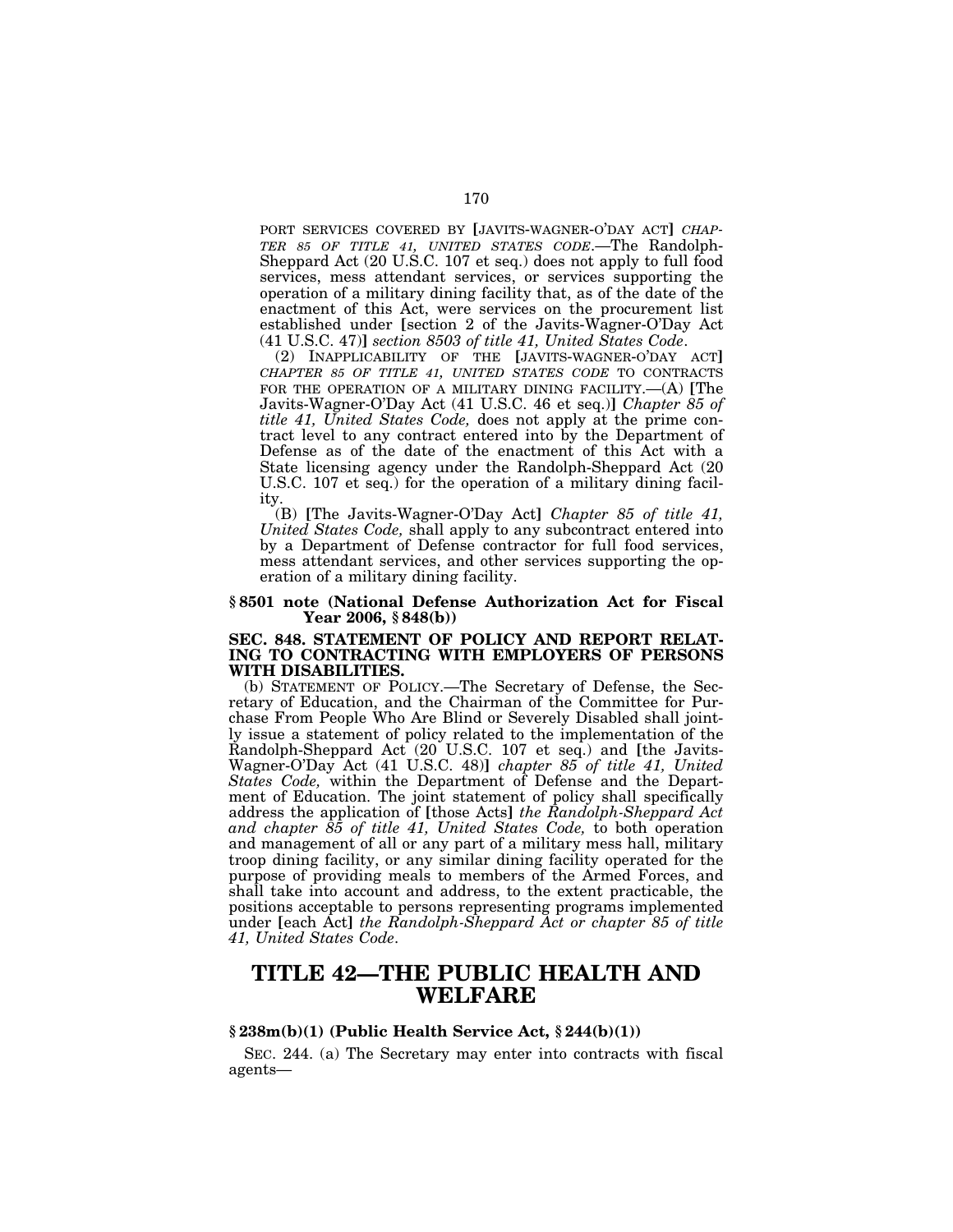PORT SERVICES COVERED BY [JAVITS-WAGNER-O'DAY ACT] *CHAPTER 85 OF TITLE 41, UNITED STATES CODE*.—The Randolph-Sheppard Act (20 U.S.C. 107 et seq.) does not apply to full food services, mess attendant services, or services supporting the operation of a military dining facility that, as of the date of the enactment of this Act, were services on the procurement list established under [section 2 of the Javits-Wagner-O'Day Act (41 U.S.C. 47)] *section 8503 of title 41, United States Code*.

(2) INAPPLICABILITY OF THE [JAVITS-WAGNER-O'DAY ACT] *CHAPTER 85 OF TITLE 41, UNITED STATES CODE* TO CONTRACTS FOR THE OPERATION OF A MILITARY DINING FACILITY.—(A) [The Javits-Wagner-O'Day Act (41 U.S.C. 46 et seq.)] *Chapter 85 of title 41, United States Code,* does not apply at the prime contract level to any contract entered into by the Department of Defense as of the date of the enactment of this Act with a State licensing agency under the Randolph-Sheppard Act (20 U.S.C. 107 et seq.) for the operation of a military dining facility.

(B) [The Javits-Wagner-O'Day Act] *Chapter 85 of title 41, United States Code,* shall apply to any subcontract entered into by a Department of Defense contractor for full food services, mess attendant services, and other services supporting the operation of a military dining facility.

### § 8501 note (National Defense Authorization Act for Fiscal Year 2006, § 848(b))

#### SEC. 848. STATEMENT OF POLICY AND REPORT RELATING TO CONTRACTING WITH EMPLOYERS OF PERSONS WITH DISABILITIES.

(b) STATEMENT OF POLICY.—The Secretary of Defense, the Secretary of Education, and the Chairman of the Committee for Purchase From People Who Are Blind or Severely Disabled shall jointly issue a statement of policy related to the implementation of the Randolph-Sheppard Act (20 U.S.C. 107 et seq.) and [the Javits-Wagner-O'Day Act (41 U.S.C. 48)] *chapter 85 of title 41, United States Code,* within the Department of Defense and the Department of Education. The joint statement of policy shall specifically address the application of [those Acts] *the Randolph-Sheppard Act and chapter 85 of title 41, United States Code,* to both operation and management of all or any part of a military mess hall, military troop dining facility, or any similar dining facility operated for the purpose of providing meals to members of the Armed Forces, and shall take into account and address, to the extent practicable, the positions acceptable to persons representing programs implemented under [each Act] *the Randolph-Sheppard Act or chapter 85 of title 41, United States Code*.

# TITLE 42—THE PUBLIC HEALTH AND WELFARE

### § 238m(b)(1) (Public Health Service Act, § 244(b)(1))

SEC. 244. (a) The Secretary may enter into contracts with fiscal agents—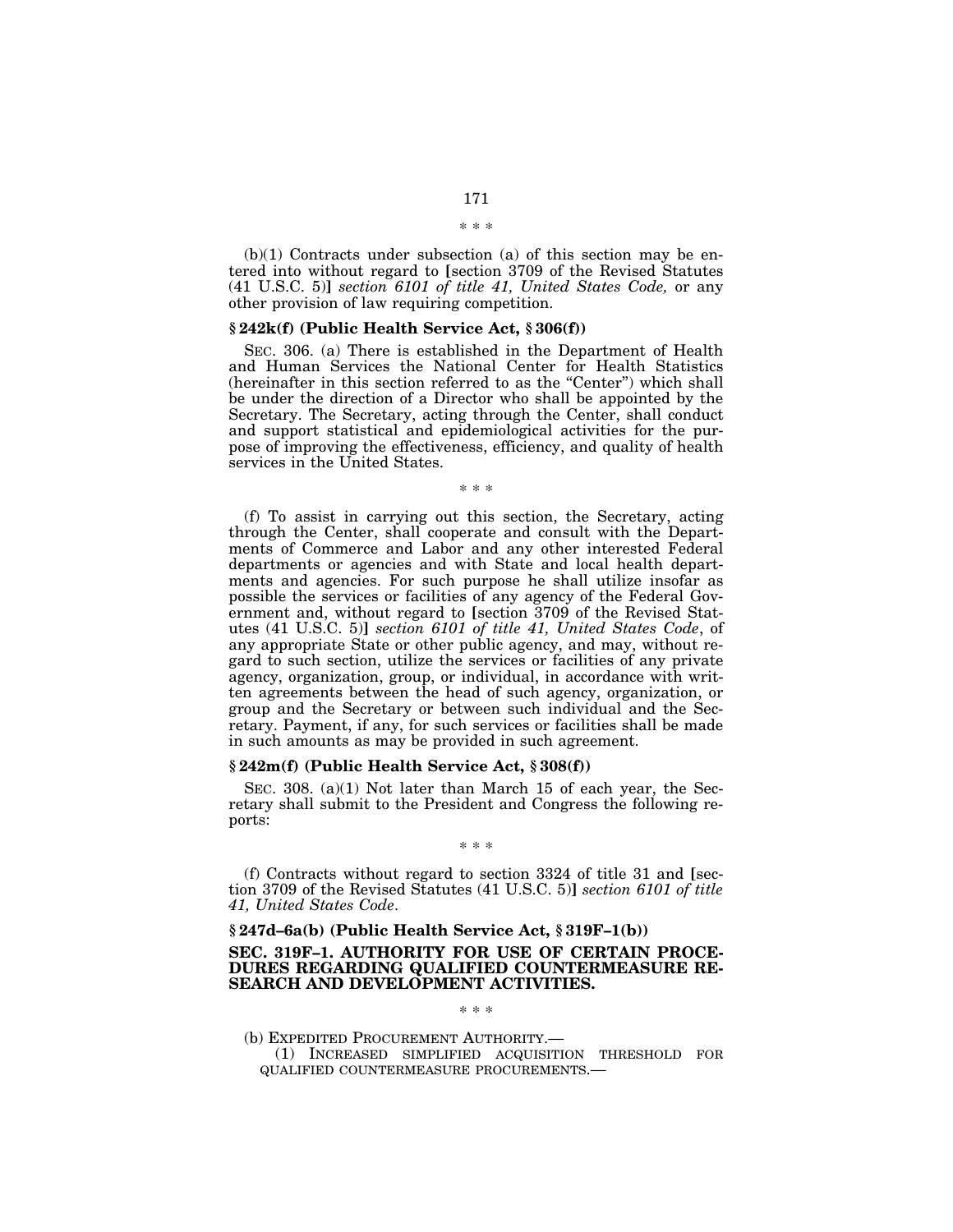\* \* \*

(b)(1) Contracts under subsection (a) of this section may be entered into without regard to [section 3709 of the Revised Statutes (41 U.S.C. 5)] *section 6101 of title 41, United States Code,* or any other provision of law requiring competition.

**§ 242k(f) (Public Health Service Act, § 306(f))**

SEC. 306. (a) There is established in the Department of Health and Human Services the National Center for Health Statistics (hereinafter in this section referred to as the "Center") which shall be under the direction of a Director who shall be appointed by the Secretary. The Secretary, acting through the Center, shall conduct and support statistical and epidemiological activities for the purpose of improving the effectiveness, efficiency, and quality of health services in the United States.

\* \* \*

(f) To assist in carrying out this section, the Secretary, acting through the Center, shall cooperate and consult with the Departments of Commerce and Labor and any other interested Federal departments or agencies and with State and local health departments and agencies. For such purpose he shall utilize insofar as possible the services or facilities of any agency of the Federal Government and, without regard to [section 3709 of the Revised Statutes (41 U.S.C. 5)] *section 6101 of title 41, United States Code*, of any appropriate State or other public agency, and may, without regard to such section, utilize the services or facilities of any private agency, organization, group, or individual, in accordance with written agreements between the head of such agency, organization, or group and the Secretary or between such individual and the Secretary. Payment, if any, for such services or facilities shall be made in such amounts as may be provided in such agreement.

**§ 242m(f) (Public Health Service Act, § 308(f))**

SEC. 308. (a)(1) Not later than March 15 of each year, the Secretary shall submit to the President and Congress the following reports:

\* \* \*

(f) Contracts without regard to section 3324 of title 31 and [section 3709 of the Revised Statutes (41 U.S.C. 5)] *section 6101 of title 41, United States Code*.

**§ 247d–6a(b) (Public Health Service Act, § 319F–1(b))**

**SEC. 319F–1. AUTHORITY FOR USE OF CERTAIN PROCEDURES REGARDING QUALIFIED COUNTERMEASURE RESEARCH AND DEVELOPMENT ACTIVITIES.**

\* \* \*

(b) EXPEDITED PROCUREMENT AUTHORITY.—

(1) INCREASED SIMPLIFIED ACQUISITION THRESHOLD FOR QUALIFIED COUNTERMEASURE PROCUREMENTS.—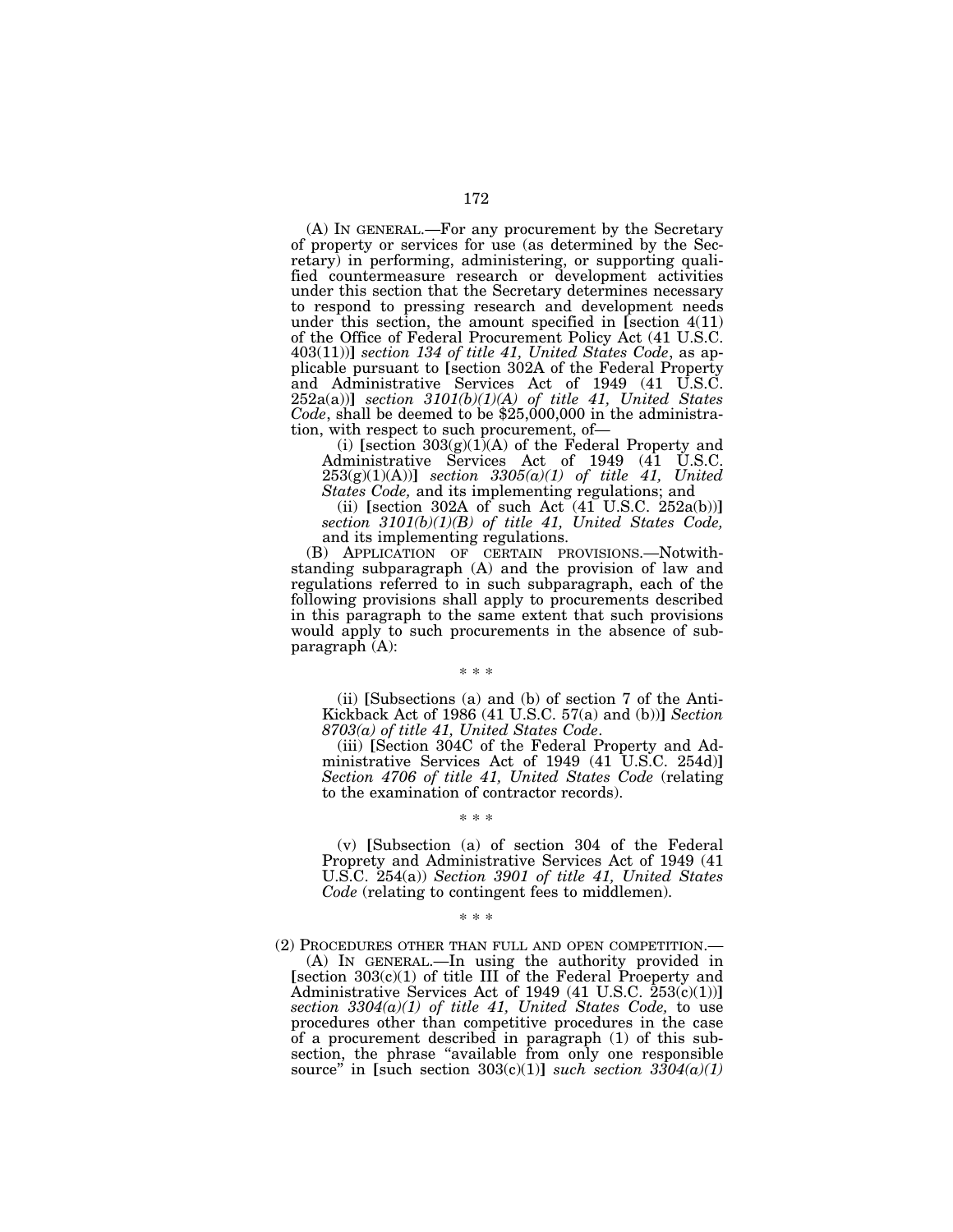(A) IN GENERAL.—For any procurement by the Secretary of property or services for use (as determined by the Secretary) in performing, administering, or supporting qualified countermeasure research or development activities under this section that the Secretary determines necessary to respond to pressing research and development needs under this section, the amount specified in [section 4(11) of the Office of Federal Procurement Policy Act (41 U.S.C. 403(11))] *section 134 of title 41, United States Code*, as applicable pursuant to [section 302A of the Federal Property and Administrative Services Act of 1949 (41 U.S.C. 252a(a))] *section 3101(b)(1)(A) of title 41, United States Code*, shall be deemed to be $25,000,000 in the administration, with respect to such procurement, of—

(i) [section 303(g)(1)(A) of the Federal Property and Administrative Services Act of 1949 (41 U.S.C. 253(g)(1)(A))] *section 3305(a)(1) of title 41, United States Code,* and its implementing regulations; and

(ii) [section 302A of such Act (41 U.S.C. 252a(b))] *section 3101(b)(1)(B) of title 41, United States Code,* and its implementing regulations.

(B) APPLICATION OF CERTAIN PROVISIONS.—Notwithstanding subparagraph (A) and the provision of law and regulations referred to in such subparagraph, each of the following provisions shall apply to procurements described in this paragraph to the same extent that such provisions would apply to such procurements in the absence of subparagraph (A):

\* \* \*

(ii) [Subsections (a) and (b) of section 7 of the Anti-Kickback Act of 1986 (41 U.S.C. 57(a) and (b))] *Section 8703(a) of title 41, United States Code*.

(iii) [Section 304C of the Federal Property and Administrative Services Act of 1949 (41 U.S.C. 254d)] *Section 4706 of title 41, United States Code* (relating to the examination of contractor records).

\* \* \*

(v) [Subsection (a) of section 304 of the Federal Proprety and Administrative Services Act of 1949 (41 U.S.C. 254(a)) *Section 3901 of title 41, United States Code* (relating to contingent fees to middlemen).

\* \* \*

(2) PROCEDURES OTHER THAN FULL AND OPEN COMPETITION.—

(A) IN GENERAL.—In using the authority provided in [section 303(c)(1) of title III of the Federal Proeperty and Administrative Services Act of 1949 (41 U.S.C. 253(c)(1))] *section 3304(a)(1) of title 41, United States Code,* to use procedures other than competitive procedures in the case of a procurement described in paragraph (1) of this subsection, the phrase "available from only one responsible source" in [such section 303(c)(1)] *such section 3304(a)(1)*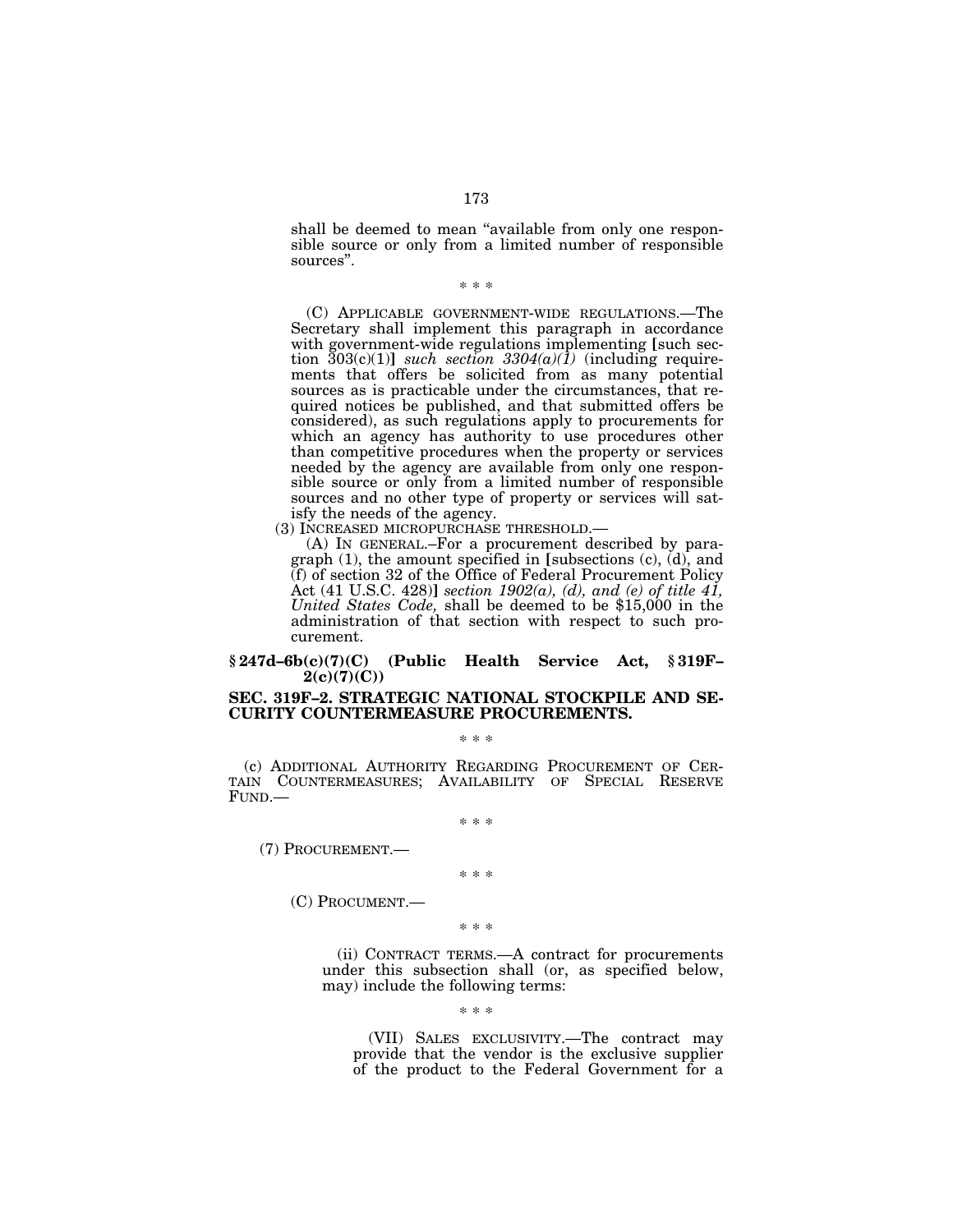shall be deemed to mean "available from only one responsible source or only from a limited number of responsible sources".

\* \* \*

(C) APPLICABLE GOVERNMENT-WIDE REGULATIONS.—The Secretary shall implement this paragraph in accordance with government-wide regulations implementing [such section 303(c)(1)] *such section 3304(a)(1)* (including requirements that offers be solicited from as many potential sources as is practicable under the circumstances, that required notices be published, and that submitted offers be considered), as such regulations apply to procurements for which an agency has authority to use procedures other than competitive procedures when the property or services needed by the agency are available from only one responsible source or only from a limited number of responsible sources and no other type of property or services will satisfy the needs of the agency.

(3) INCREASED MICROPURCHASE THRESHOLD.—

(A) IN GENERAL.–For a procurement described by paragraph (1), the amount specified in [subsections (c), (d), and (f) of section 32 of the Office of Federal Procurement Policy Act (41 U.S.C. 428)] *section 1902(a), (d), and (e) of title 41, United States Code,* shall be deemed to be $15,000 in the administration of that section with respect to such procurement.

## § 247d–6b(c)(7)(C) (Public Health Service Act, § 319F–2(c)(7)(C))

## SEC. 319F–2. STRATEGIC NATIONAL STOCKPILE AND SECURITY COUNTERMEASURE PROCUREMENTS.

\* \* \*

(c) ADDITIONAL AUTHORITY REGARDING PROCUREMENT OF CERTAIN COUNTERMEASURES; AVAILABILITY OF SPECIAL RESERVE FUND.—

\* \* \*

(7) PROCUREMENT.—

\* \* \*

(C) PROCUMENT.—

\* \* \*

(ii) CONTRACT TERMS.—A contract for procurements under this subsection shall (or, as specified below, may) include the following terms:

\* \* \*

(VII) SALES EXCLUSIVITY.—The contract may provide that the vendor is the exclusive supplier of the product to the Federal Government for a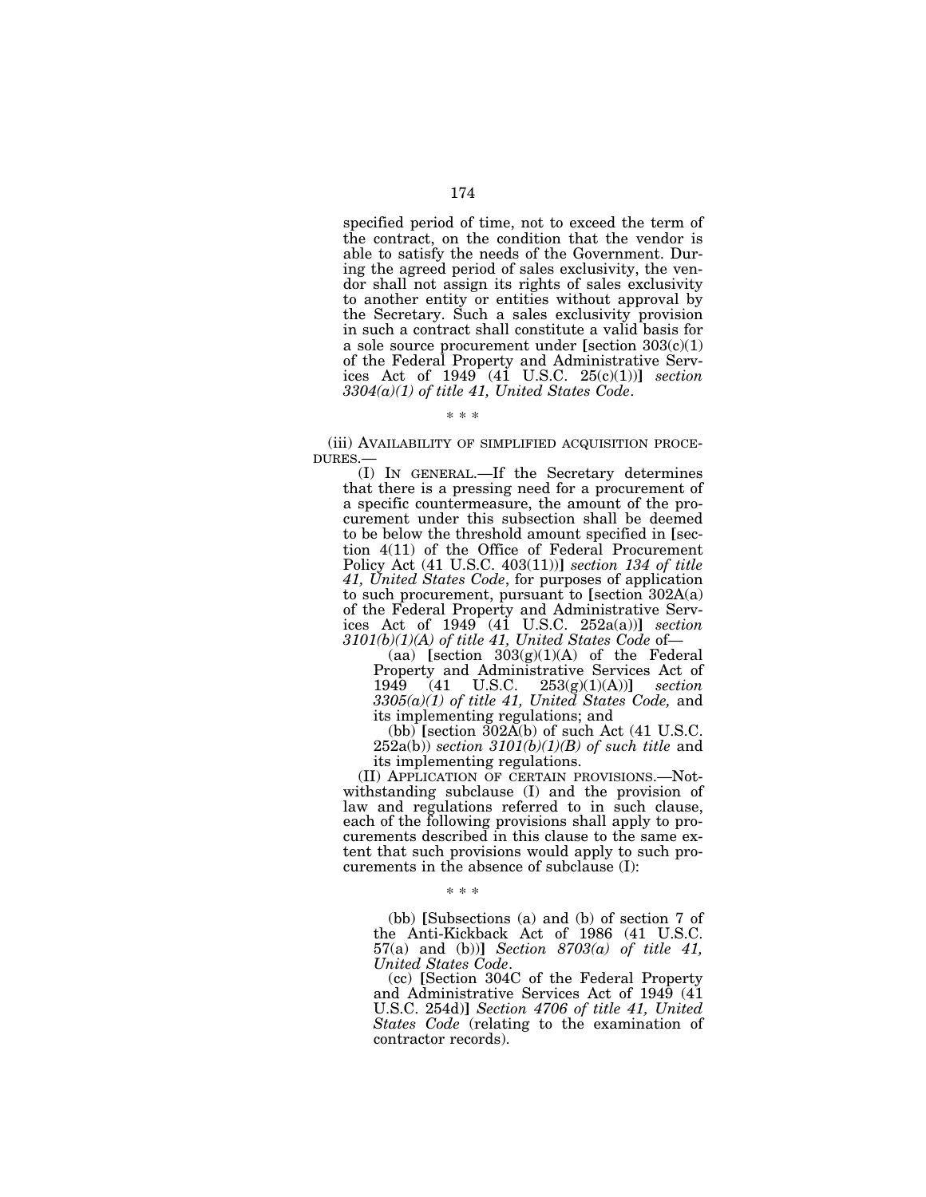specified period of time, not to exceed the term of the contract, on the condition that the vendor is able to satisfy the needs of the Government. During the agreed period of sales exclusivity, the vendor shall not assign its rights of sales exclusivity to another entity or entities without approval by the Secretary. Such a sales exclusivity provision in such a contract shall constitute a valid basis for a sole source procurement under [section 303(c)(1) of the Federal Property and Administrative Services Act of 1949 (41 U.S.C. 25(c)(1))] *section 3304(a)(1) of title 41, United States Code*.

\* \* \*

(iii) AVAILABILITY OF SIMPLIFIED ACQUISITION PROCEDURES.—

(I) IN GENERAL.—If the Secretary determines that there is a pressing need for a procurement of a specific countermeasure, the amount of the procurement under this subsection shall be deemed to be below the threshold amount specified in [section 4(11) of the Office of Federal Procurement Policy Act (41 U.S.C. 403(11))] *section 134 of title 41, United States Code*, for purposes of application to such procurement, pursuant to [section 302A(a) of the Federal Property and Administrative Services Act of 1949 (41 U.S.C. 252a(a))] *section 3101(b)(1)(A) of title 41, United States Code* of—

(aa) [section 303(g)(1)(A) of the Federal Property and Administrative Services Act of 1949 (41 U.S.C. 253(g)(1)(A))] *section 3305(a)(1) of title 41, United States Code,* and its implementing regulations; and

(bb) [section 302A(b) of such Act (41 U.S.C. 252a(b)) *section 3101(b)(1)(B) of such title* and its implementing regulations.

(II) APPLICATION OF CERTAIN PROVISIONS.—Notwithstanding subclause (I) and the provision of law and regulations referred to in such clause, each of the following provisions shall apply to procurements described in this clause to the same extent that such provisions would apply to such procurements in the absence of subclause (I):

\* \* \*

(bb) [Subsections (a) and (b) of section 7 of the Anti-Kickback Act of 1986 (41 U.S.C. 57(a) and (b))] *Section 8703(a) of title 41, United States Code*.

(cc) [Section 304C of the Federal Property and Administrative Services Act of 1949 (41 U.S.C. 254d)] *Section 4706 of title 41, United States Code* (relating to the examination of contractor records).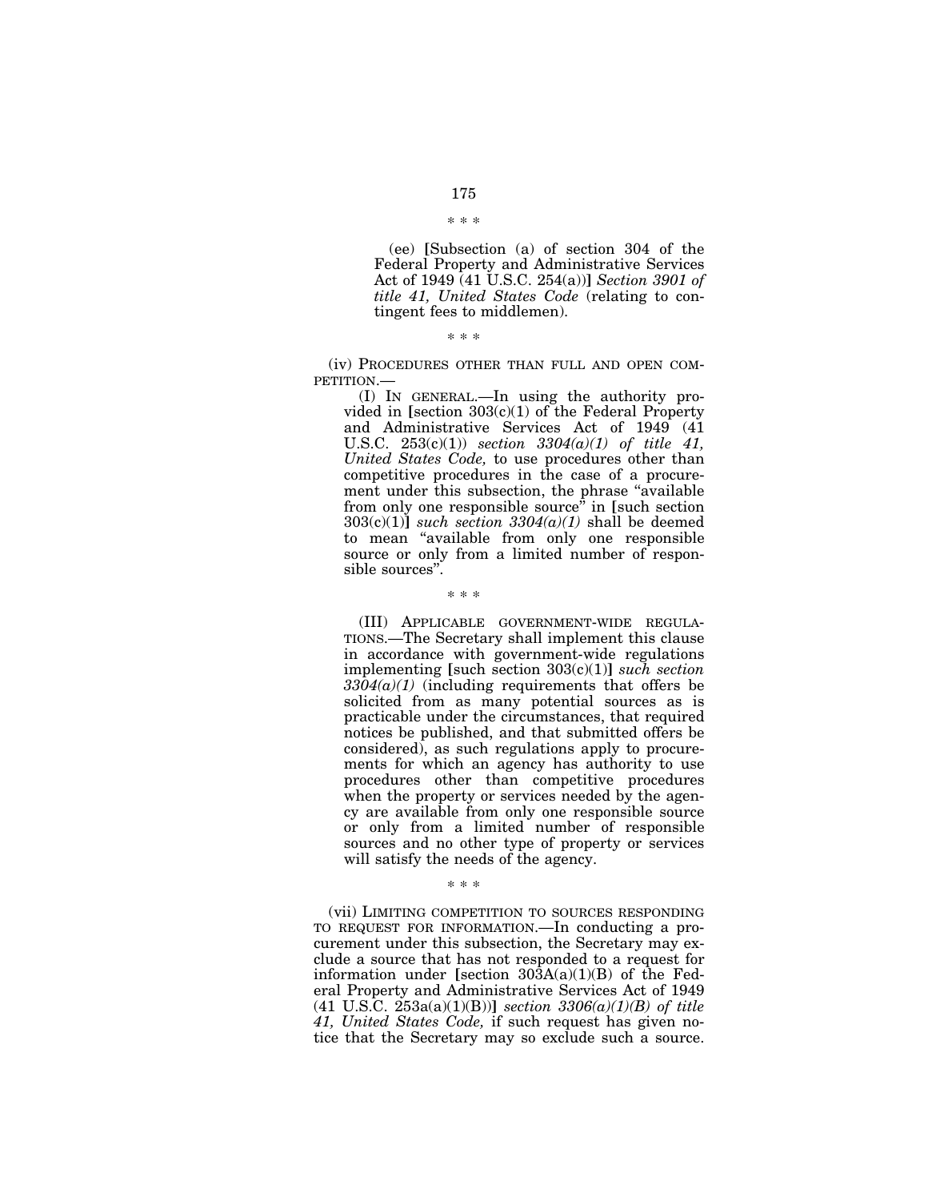\* \* \*

(ee) [Subsection (a) of section 304 of the Federal Property and Administrative Services Act of 1949 (41 U.S.C. 254(a))] *Section 3901 of title 41, United States Code* (relating to contingent fees to middlemen).

\* \* \*

(iv) PROCEDURES OTHER THAN FULL AND OPEN COMPETITION.—

(I) IN GENERAL.—In using the authority provided in [section 303(c)(1) of the Federal Property and Administrative Services Act of 1949 (41 U.S.C. 253(c)(1)) *section 3304(a)(1) of title 41, United States Code,* to use procedures other than competitive procedures in the case of a procurement under this subsection, the phrase "available from only one responsible source" in [such section 303(c)(1)] *such section 3304(a)(1)* shall be deemed to mean "available from only one responsible source or only from a limited number of responsible sources".

\* \* \*

(III) APPLICABLE GOVERNMENT-WIDE REGULATIONS.—The Secretary shall implement this clause in accordance with government-wide regulations implementing [such section 303(c)(1)] *such section 3304(a)(1)* (including requirements that offers be solicited from as many potential sources as is practicable under the circumstances, that required notices be published, and that submitted offers be considered), as such regulations apply to procurements for which an agency has authority to use procedures other than competitive procedures when the property or services needed by the agency are available from only one responsible source or only from a limited number of responsible sources and no other type of property or services will satisfy the needs of the agency.

\* \* \*

(vii) LIMITING COMPETITION TO SOURCES RESPONDING TO REQUEST FOR INFORMATION.—In conducting a procurement under this subsection, the Secretary may exclude a source that has not responded to a request for information under [section 303A(a)(1)(B) of the Federal Property and Administrative Services Act of 1949 (41 U.S.C. 253a(a)(1)(B))] *section 3306(a)(1)(B) of title 41, United States Code,* if such request has given notice that the Secretary may so exclude such a source.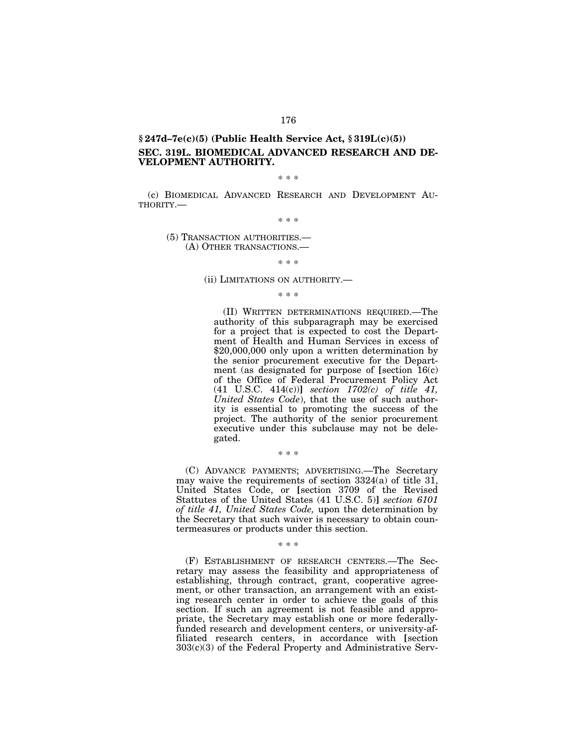**§ 247d–7e(c)(5) (Public Health Service Act, § 319L(c)(5))**

**SEC. 319L. BIOMEDICAL ADVANCED RESEARCH AND DEVELOPMENT AUTHORITY.**

\* \* \*

(c) BIOMEDICAL ADVANCED RESEARCH AND DEVELOPMENT AUTHORITY.—

\* \* \*

(5) TRANSACTION AUTHORITIES.—

(A) OTHER TRANSACTIONS.—

\* \* \*

(ii) LIMITATIONS ON AUTHORITY.—

\* \* \*

(II) WRITTEN DETERMINATIONS REQUIRED.—The authority of this subparagraph may be exercised for a project that is expected to cost the Department of Health and Human Services in excess of $20,000,000 only upon a written determination by the senior procurement executive for the Department (as designated for purpose of [section 16(c) of the Office of Federal Procurement Policy Act (41 U.S.C. 414(c))] *section 1702(c) of title 41, United States Code*), that the use of such authority is essential to promoting the success of the project. The authority of the senior procurement executive under this subclause may not be delegated.

\* \* \*

(C) ADVANCE PAYMENTS; ADVERTISING.—The Secretary may waive the requirements of section 3324(a) of title 31, United States Code, or [section 3709 of the Revised Stattutes of the United States (41 U.S.C. 5)] *section 6101 of title 41, United States Code,* upon the determination by the Secretary that such waiver is necessary to obtain countermeasures or products under this section.

\* \* \*

(F) ESTABLISHMENT OF RESEARCH CENTERS.—The Secretary may assess the feasibility and appropriateness of establishing, through contract, grant, cooperative agreement, or other transaction, an arrangement with an existing research center in order to achieve the goals of this section. If such an agreement is not feasible and appropriate, the Secretary may establish one or more federally-funded research and development centers, or university-affiliated research centers, in accordance with [section 303(c)(3) of the Federal Property and Administrative Serv-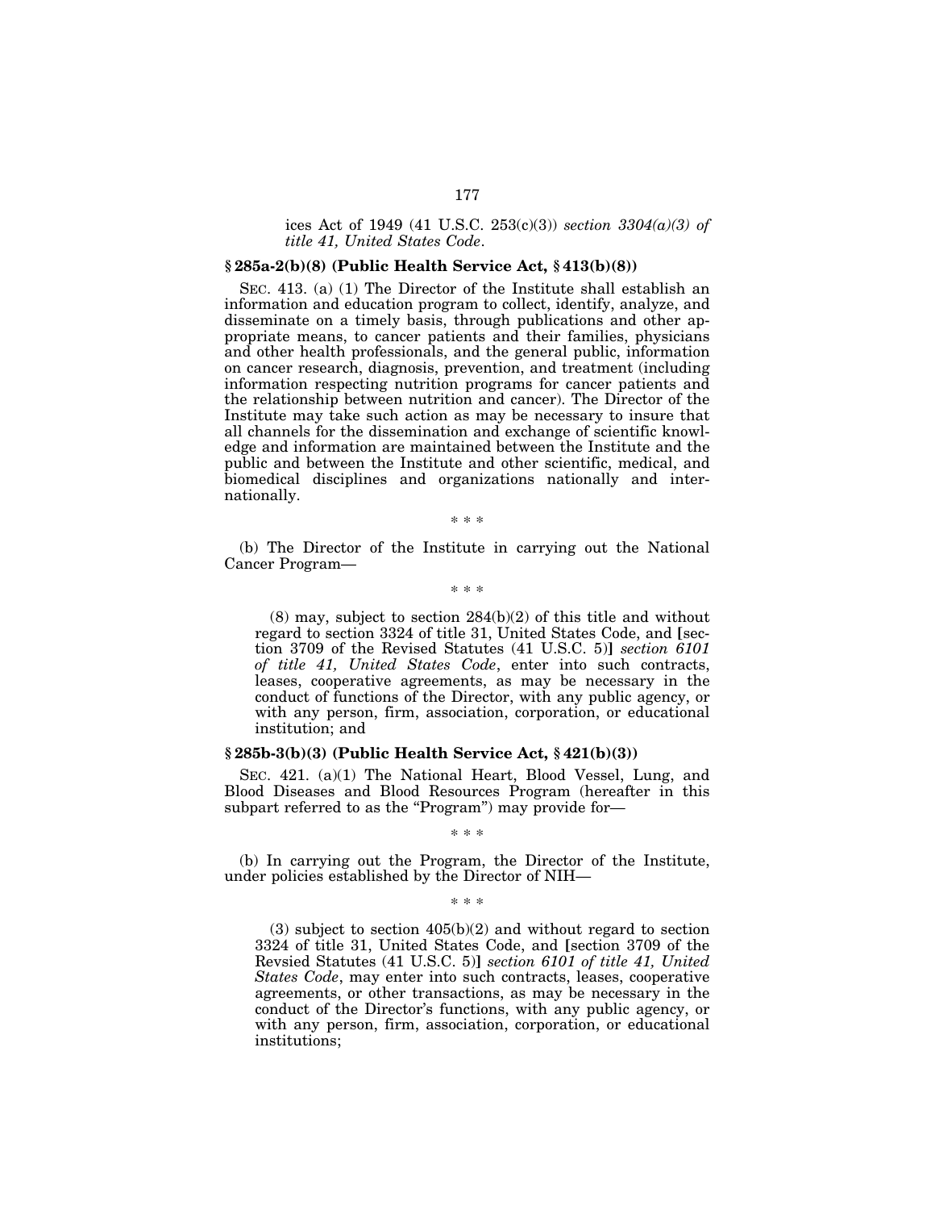ices Act of 1949 (41 U.S.C. 253(c)(3)) *section 3304(a)(3) of title 41, United States Code*.

**§ 285a-2(b)(8) (Public Health Service Act, § 413(b)(8))**

SEC. 413. (a) (1) The Director of the Institute shall establish an information and education program to collect, identify, analyze, and disseminate on a timely basis, through publications and other appropriate means, to cancer patients and their families, physicians and other health professionals, and the general public, information on cancer research, diagnosis, prevention, and treatment (including information respecting nutrition programs for cancer patients and the relationship between nutrition and cancer). The Director of the Institute may take such action as may be necessary to insure that all channels for the dissemination and exchange of scientific knowledge and information are maintained between the Institute and the public and between the Institute and other scientific, medical, and biomedical disciplines and organizations nationally and internationally.

\* \* \*

(b) The Director of the Institute in carrying out the National Cancer Program—

\* \* \*

(8) may, subject to section 284(b)(2) of this title and without regard to section 3324 of title 31, United States Code, and **[**section 3709 of the Revised Statutes (41 U.S.C. 5)**]** *section 6101 of title 41, United States Code*, enter into such contracts, leases, cooperative agreements, as may be necessary in the conduct of functions of the Director, with any public agency, or with any person, firm, association, corporation, or educational institution; and

**§ 285b-3(b)(3) (Public Health Service Act, § 421(b)(3))**

SEC. 421. (a)(1) The National Heart, Blood Vessel, Lung, and Blood Diseases and Blood Resources Program (hereafter in this subpart referred to as the "Program") may provide for—

\* \* \*

(b) In carrying out the Program, the Director of the Institute, under policies established by the Director of NIH—

\* \* \*

(3) subject to section 405(b)(2) and without regard to section 3324 of title 31, United States Code, and **[**section 3709 of the Revsied Statutes (41 U.S.C. 5)**]** *section 6101 of title 41, United States Code*, may enter into such contracts, leases, cooperative agreements, or other transactions, as may be necessary in the conduct of the Director's functions, with any public agency, or with any person, firm, association, corporation, or educational institutions;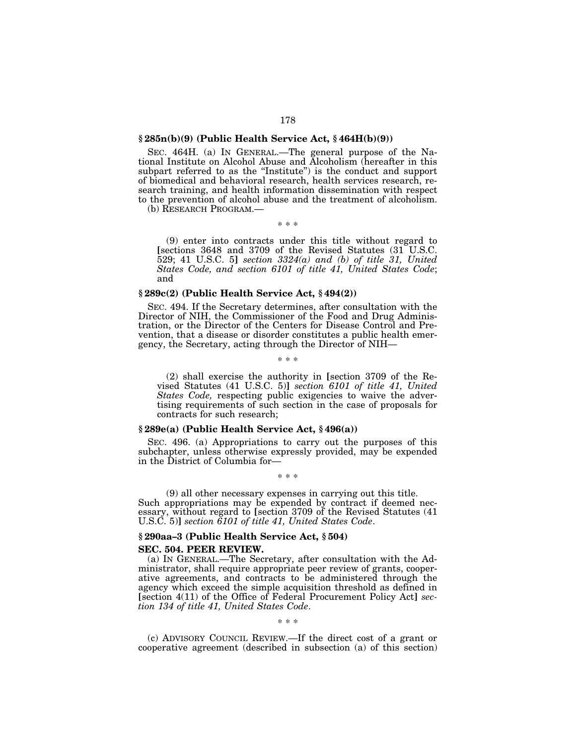### § 285n(b)(9) (Public Health Service Act, § 464H(b)(9))

SEC. 464H. (a) IN GENERAL.—The general purpose of the National Institute on Alcohol Abuse and Alcoholism (hereafter in this subpart referred to as the "Institute") is the conduct and support of biomedical and behavioral research, health services research, research training, and health information dissemination with respect to the prevention of alcohol abuse and the treatment of alcoholism.

(b) RESEARCH PROGRAM.—

\* \* \*

(9) enter into contracts under this title without regard to [sections 3648 and 3709 of the Revised Statutes (31 U.S.C. 529; 41 U.S.C. 5] *section 3324(a) and (b) of title 31, United States Code, and section 6101 of title 41, United States Code*; and

### § 289c(2) (Public Health Service Act, § 494(2))

SEC. 494. If the Secretary determines, after consultation with the Director of NIH, the Commissioner of the Food and Drug Administration, or the Director of the Centers for Disease Control and Prevention, that a disease or disorder constitutes a public health emergency, the Secretary, acting through the Director of NIH—

\* \* \*

(2) shall exercise the authority in [section 3709 of the Revised Statutes (41 U.S.C. 5)] *section 6101 of title 41, United States Code,* respecting public exigencies to waive the advertising requirements of such section in the case of proposals for contracts for such research;

### § 289e(a) (Public Health Service Act, § 496(a))

SEC. 496. (a) Appropriations to carry out the purposes of this subchapter, unless otherwise expressly provided, may be expended in the District of Columbia for—

\* \* \*

(9) all other necessary expenses in carrying out this title.

Such appropriations may be expended by contract if deemed necessary, without regard to [section 3709 of the Revised Statutes (41 U.S.C. 5)] *section 6101 of title 41, United States Code*.

### § 290aa–3 (Public Health Service Act, § 504)

**SEC. 504. PEER REVIEW.**

(a) IN GENERAL.—The Secretary, after consultation with the Administrator, shall require appropriate peer review of grants, cooperative agreements, and contracts to be administered through the agency which exceed the simple acquisition threshold as defined in [section 4(11) of the Office of Federal Procurement Policy Act] *section 134 of title 41, United States Code*.

\* \* \*

(c) ADVISORY COUNCIL REVIEW.—If the direct cost of a grant or cooperative agreement (described in subsection (a) of this section)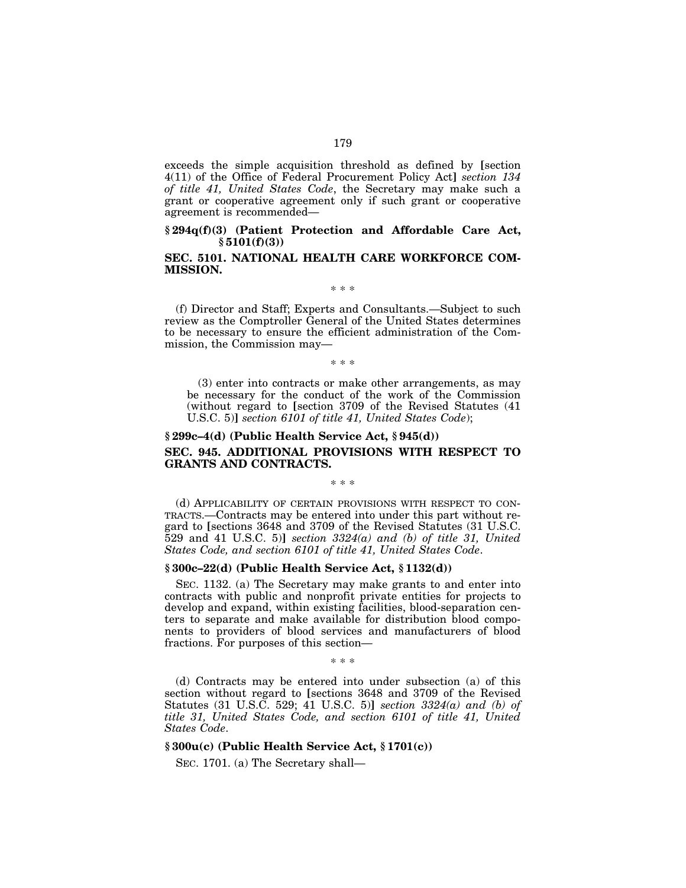exceeds the simple acquisition threshold as defined by [section 4(11) of the Office of Federal Procurement Policy Act] *section 134 of title 41, United States Code*, the Secretary may make such a grant or cooperative agreement only if such grant or cooperative agreement is recommended—

### § 294q(f)(3) (Patient Protection and Affordable Care Act, § 5101(f)(3))

### SEC. 5101. NATIONAL HEALTH CARE WORKFORCE COMMISSION.

\* \* \*

(f) Director and Staff; Experts and Consultants.—Subject to such review as the Comptroller General of the United States determines to be necessary to ensure the efficient administration of the Commission, the Commission may—

\* \* \*

(3) enter into contracts or make other arrangements, as may be necessary for the conduct of the work of the Commission (without regard to [section 3709 of the Revised Statutes (41 U.S.C. 5)] *section 6101 of title 41, United States Code*);

### § 299c–4(d) (Public Health Service Act, § 945(d))

### SEC. 945. ADDITIONAL PROVISIONS WITH RESPECT TO GRANTS AND CONTRACTS.

\* \* \*

(d) APPLICABILITY OF CERTAIN PROVISIONS WITH RESPECT TO CONTRACTS.—Contracts may be entered into under this part without regard to [sections 3648 and 3709 of the Revised Statutes (31 U.S.C. 529 and 41 U.S.C. 5)] *section 3324(a) and (b) of title 31, United States Code, and section 6101 of title 41, United States Code*.

### § 300c–22(d) (Public Health Service Act, § 1132(d))

SEC. 1132. (a) The Secretary may make grants to and enter into contracts with public and nonprofit private entities for projects to develop and expand, within existing facilities, blood-separation centers to separate and make available for distribution blood components to providers of blood services and manufacturers of blood fractions. For purposes of this section—

\* \* \*

(d) Contracts may be entered into under subsection (a) of this section without regard to [sections 3648 and 3709 of the Revised Statutes (31 U.S.C. 529; 41 U.S.C. 5)] *section 3324(a) and (b) of title 31, United States Code, and section 6101 of title 41, United States Code*.

### § 300u(c) (Public Health Service Act, § 1701(c))

SEC. 1701. (a) The Secretary shall—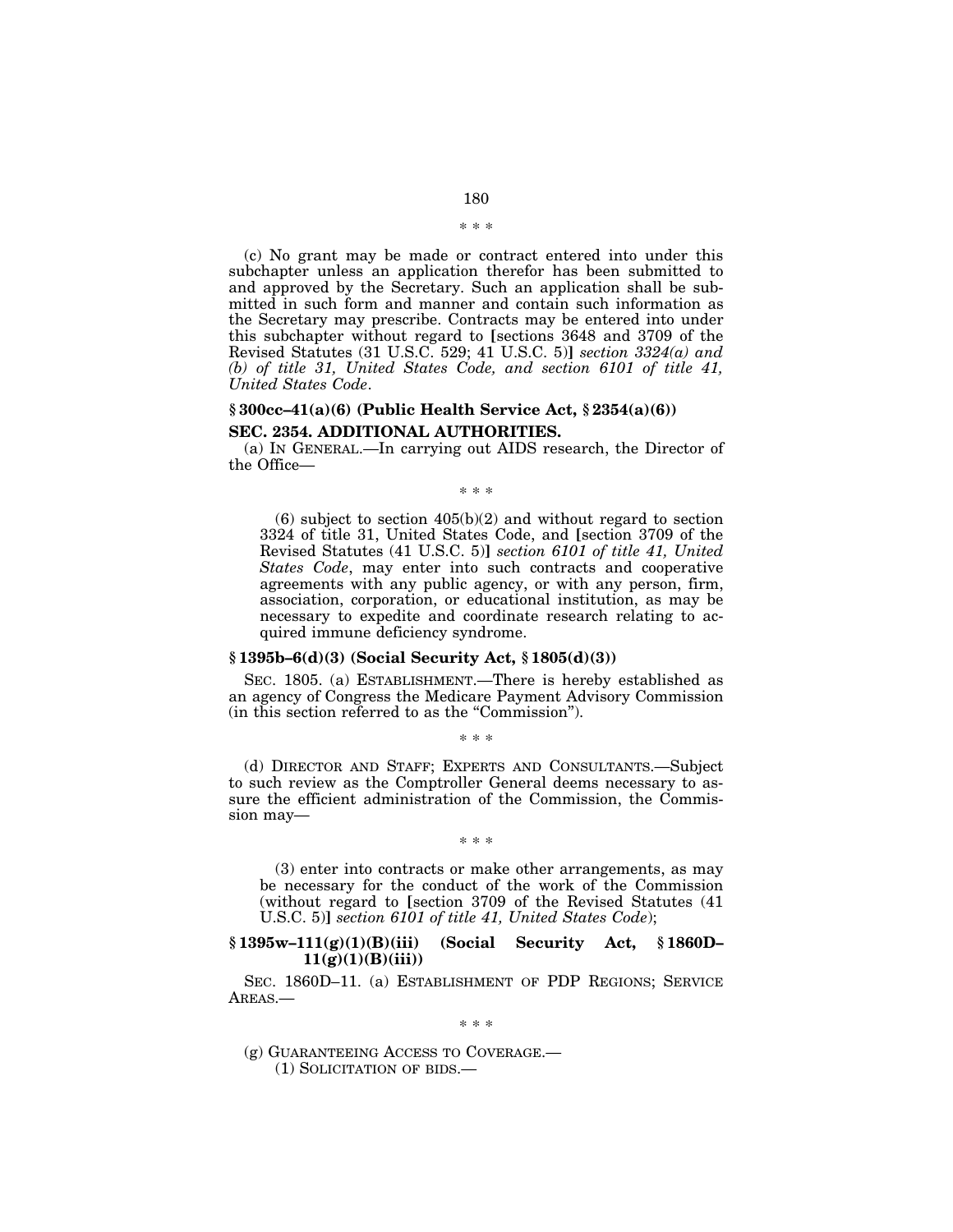\* \* \*

(c) No grant may be made or contract entered into under this subchapter unless an application therefor has been submitted to and approved by the Secretary. Such an application shall be submitted in such form and manner and contain such information as the Secretary may prescribe. Contracts may be entered into under this subchapter without regard to [sections 3648 and 3709 of the Revised Statutes (31 U.S.C. 529; 41 U.S.C. 5)] *section 3324(a) and (b) of title 31, United States Code, and section 6101 of title 41, United States Code*.

### § 300cc–41(a)(6) (Public Health Service Act, § 2354(a)(6))

### SEC. 2354. ADDITIONAL AUTHORITIES.

(a) IN GENERAL.—In carrying out AIDS research, the Director of the Office—

\* \* \*

(6) subject to section 405(b)(2) and without regard to section 3324 of title 31, United States Code, and [section 3709 of the Revised Statutes (41 U.S.C. 5)] *section 6101 of title 41, United States Code*, may enter into such contracts and cooperative agreements with any public agency, or with any person, firm, association, corporation, or educational institution, as may be necessary to expedite and coordinate research relating to acquired immune deficiency syndrome.

### § 1395b–6(d)(3) (Social Security Act, § 1805(d)(3))

SEC. 1805. (a) ESTABLISHMENT.—There is hereby established as an agency of Congress the Medicare Payment Advisory Commission (in this section referred to as the "Commission").

\* \* \*

(d) DIRECTOR AND STAFF; EXPERTS AND CONSULTANTS.—Subject to such review as the Comptroller General deems necessary to assure the efficient administration of the Commission, the Commission may—

\* \* \*

(3) enter into contracts or make other arrangements, as may be necessary for the conduct of the work of the Commission (without regard to [section 3709 of the Revised Statutes (41 U.S.C. 5)] *section 6101 of title 41, United States Code*);

### § 1395w–111(g)(1)(B)(iii) (Social Security Act, § 1860D–11(g)(1)(B)(iii))

SEC. 1860D–11. (a) ESTABLISHMENT OF PDP REGIONS; SERVICE AREAS.—

\* \* \*

(g) GUARANTEEING ACCESS TO COVERAGE.—

(1) SOLICITATION OF BIDS.—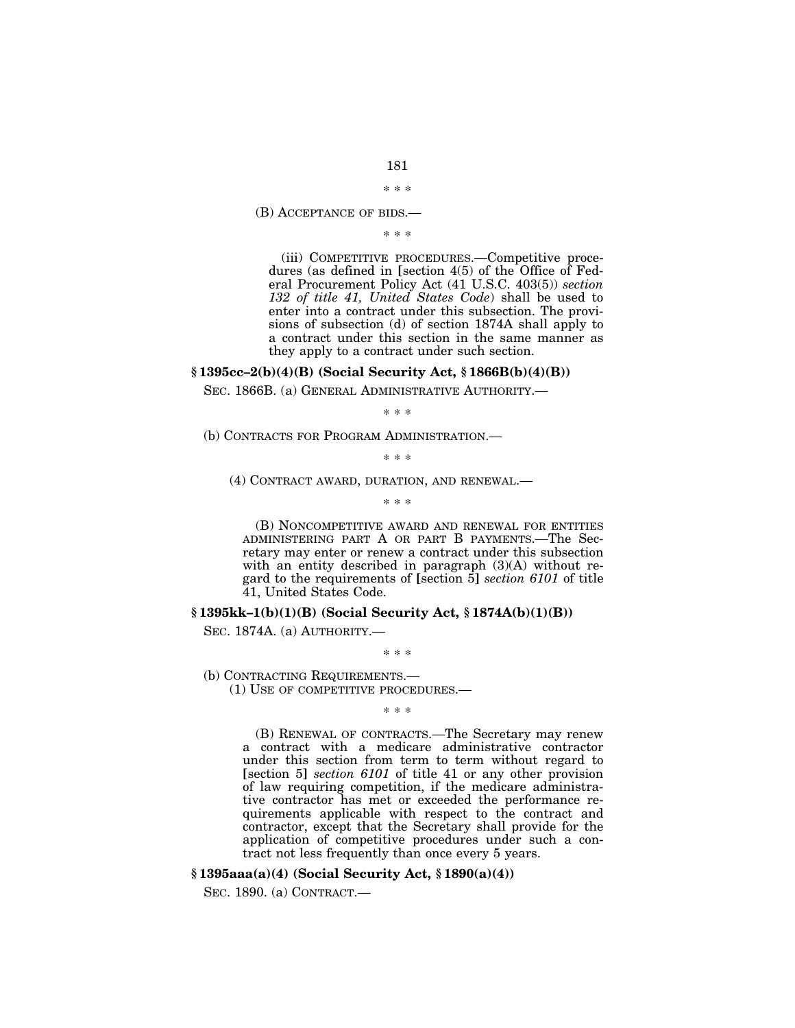\* \* \*

(B) ACCEPTANCE OF BIDS.—

\* \* \*

(iii) COMPETITIVE PROCEDURES.—Competitive procedures (as defined in [section 4(5) of the Office of Federal Procurement Policy Act (41 U.S.C. 403(5)) *section 132 of title 41, United States Code*) shall be used to enter into a contract under this subsection. The provisions of subsection (d) of section 1874A shall apply to a contract under this section in the same manner as they apply to a contract under such section.

### § 1395cc–2(b)(4)(B) (Social Security Act, § 1866B(b)(4)(B))

SEC. 1866B. (a) GENERAL ADMINISTRATIVE AUTHORITY.—

\* \* \*

(b) CONTRACTS FOR PROGRAM ADMINISTRATION.—

\* \* \*

(4) CONTRACT AWARD, DURATION, AND RENEWAL.—

\* \* \*

(B) NONCOMPETITIVE AWARD AND RENEWAL FOR ENTITIES ADMINISTERING PART A OR PART B PAYMENTS.—The Secretary may enter or renew a contract under this subsection with an entity described in paragraph (3)(A) without regard to the requirements of [section 5] *section 6101* of title 41, United States Code.

### § 1395kk–1(b)(1)(B) (Social Security Act, § 1874A(b)(1)(B))

SEC. 1874A. (a) AUTHORITY.—

\* \* \*

(b) CONTRACTING REQUIREMENTS.—

(1) USE OF COMPETITIVE PROCEDURES.—

\* \* \*

(B) RENEWAL OF CONTRACTS.—The Secretary may renew a contract with a medicare administrative contractor under this section from term to term without regard to [section 5] *section 6101* of title 41 or any other provision of law requiring competition, if the medicare administrative contractor has met or exceeded the performance requirements applicable with respect to the contract and contractor, except that the Secretary shall provide for the application of competitive procedures under such a contract not less frequently than once every 5 years.

### § 1395aaa(a)(4) (Social Security Act, § 1890(a)(4))

SEC. 1890. (a) CONTRACT.—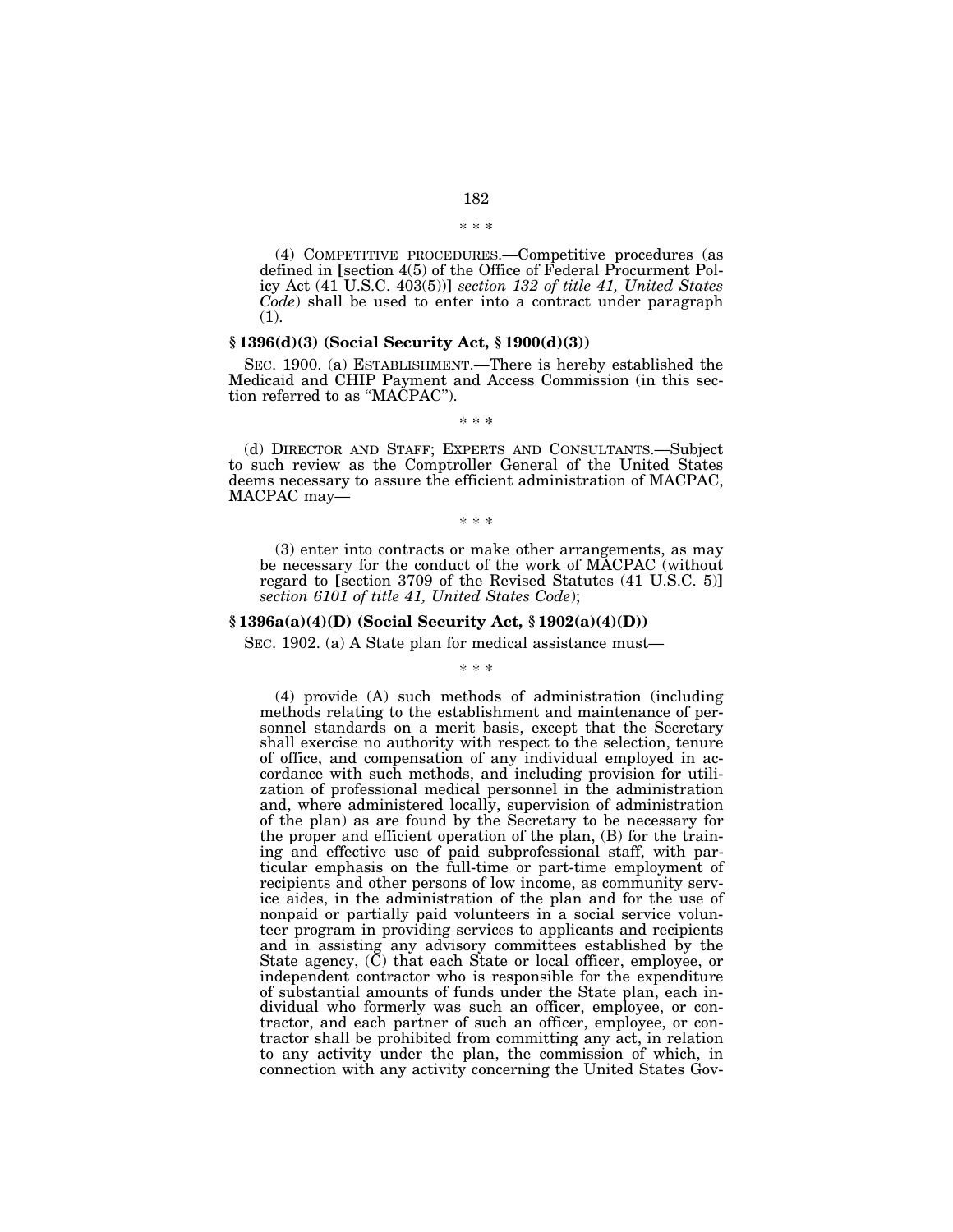\* \* \*

(4) COMPETITIVE PROCEDURES.—Competitive procedures (as defined in [section 4(5) of the Office of Federal Procurment Policy Act (41 U.S.C. 403(5))] *section 132 of title 41, United States Code*) shall be used to enter into a contract under paragraph (1).

### § 1396(d)(3) (Social Security Act, § 1900(d)(3))

SEC. 1900. (a) ESTABLISHMENT.—There is hereby established the Medicaid and CHIP Payment and Access Commission (in this section referred to as "MACPAC").

\* \* \*

(d) DIRECTOR AND STAFF; EXPERTS AND CONSULTANTS.—Subject to such review as the Comptroller General of the United States deems necessary to assure the efficient administration of MACPAC, MACPAC may—

\* \* \*

(3) enter into contracts or make other arrangements, as may be necessary for the conduct of the work of MACPAC (without regard to [section 3709 of the Revised Statutes (41 U.S.C. 5)] *section 6101 of title 41, United States Code*);

### § 1396a(a)(4)(D) (Social Security Act, § 1902(a)(4)(D))

SEC. 1902. (a) A State plan for medical assistance must—

\* \* \*

(4) provide (A) such methods of administration (including methods relating to the establishment and maintenance of personnel standards on a merit basis, except that the Secretary shall exercise no authority with respect to the selection, tenure of office, and compensation of any individual employed in accordance with such methods, and including provision for utilization of professional medical personnel in the administration and, where administered locally, supervision of administration of the plan) as are found by the Secretary to be necessary for the proper and efficient operation of the plan, (B) for the training and effective use of paid subprofessional staff, with particular emphasis on the full-time or part-time employment of recipients and other persons of low income, as community service aides, in the administration of the plan and for the use of nonpaid or partially paid volunteers in a social service volunteer program in providing services to applicants and recipients and in assisting any advisory committees established by the State agency, (C) that each State or local officer, employee, or independent contractor who is responsible for the expenditure of substantial amounts of funds under the State plan, each individual who formerly was such an officer, employee, or contractor, and each partner of such an officer, employee, or contractor shall be prohibited from committing any act, in relation to any activity under the plan, the commission of which, in connection with any activity concerning the United States Gov-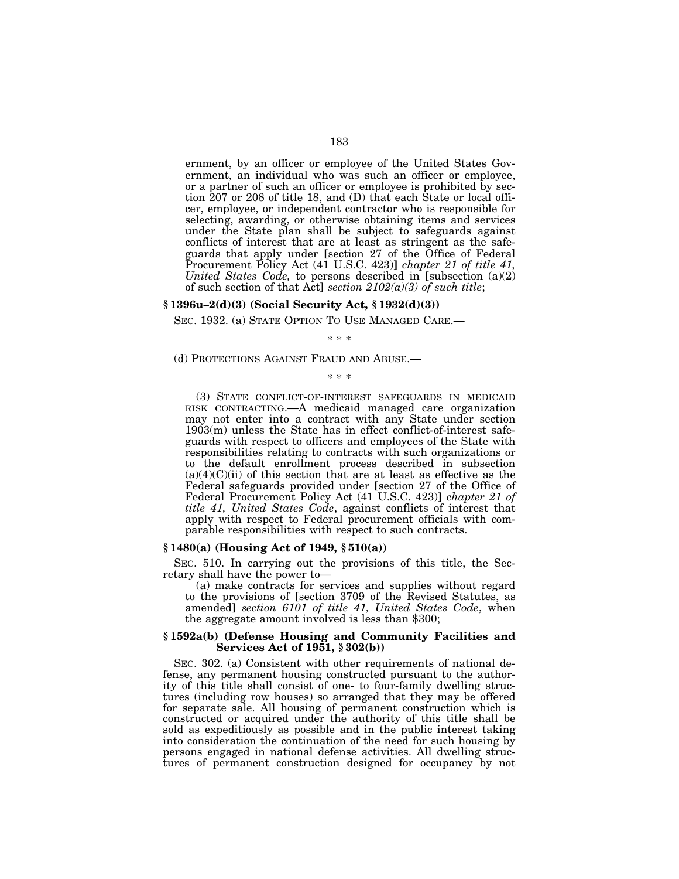ernment, by an officer or employee of the United States Government, an individual who was such an officer or employee, or a partner of such an officer or employee is prohibited by section 207 or 208 of title 18, and (D) that each State or local officer, employee, or independent contractor who is responsible for selecting, awarding, or otherwise obtaining items and services under the State plan shall be subject to safeguards against conflicts of interest that are at least as stringent as the safeguards that apply under [section 27 of the Office of Federal Procurement Policy Act (41 U.S.C. 423)] *chapter 21 of title 41, United States Code,* to persons described in [subsection (a)(2) of such section of that Act] *section 2102(a)(3) of such title*;

### § 1396u–2(d)(3) (Social Security Act, § 1932(d)(3))

SEC. 1932. (a) STATE OPTION TO USE MANAGED CARE.—

\* \* \*

(d) PROTECTIONS AGAINST FRAUD AND ABUSE.—

\* \* \*

(3) STATE CONFLICT-OF-INTEREST SAFEGUARDS IN MEDICAID RISK CONTRACTING.—A medicaid managed care organization may not enter into a contract with any State under section 1903(m) unless the State has in effect conflict-of-interest safeguards with respect to officers and employees of the State with responsibilities relating to contracts with such organizations or to the default enrollment process described in subsection (a)(4)(C)(ii) of this section that are at least as effective as the Federal safeguards provided under [section 27 of the Office of Federal Procurement Policy Act (41 U.S.C. 423)] *chapter 21 of title 41, United States Code*, against conflicts of interest that apply with respect to Federal procurement officials with comparable responsibilities with respect to such contracts.

### § 1480(a) (Housing Act of 1949, § 510(a))

SEC. 510. In carrying out the provisions of this title, the Secretary shall have the power to—

(a) make contracts for services and supplies without regard to the provisions of [section 3709 of the Revised Statutes, as amended] *section 6101 of title 41, United States Code*, when the aggregate amount involved is less than $300;

### § 1592a(b) (Defense Housing and Community Facilities and Services Act of 1951, § 302(b))

SEC. 302. (a) Consistent with other requirements of national defense, any permanent housing constructed pursuant to the authority of this title shall consist of one- to four-family dwelling structures (including row houses) so arranged that they may be offered for separate sale. All housing of permanent construction which is constructed or acquired under the authority of this title shall be sold as expeditiously as possible and in the public interest taking into consideration the continuation of the need for such housing by persons engaged in national defense activities. All dwelling structures of permanent construction designed for occupancy by not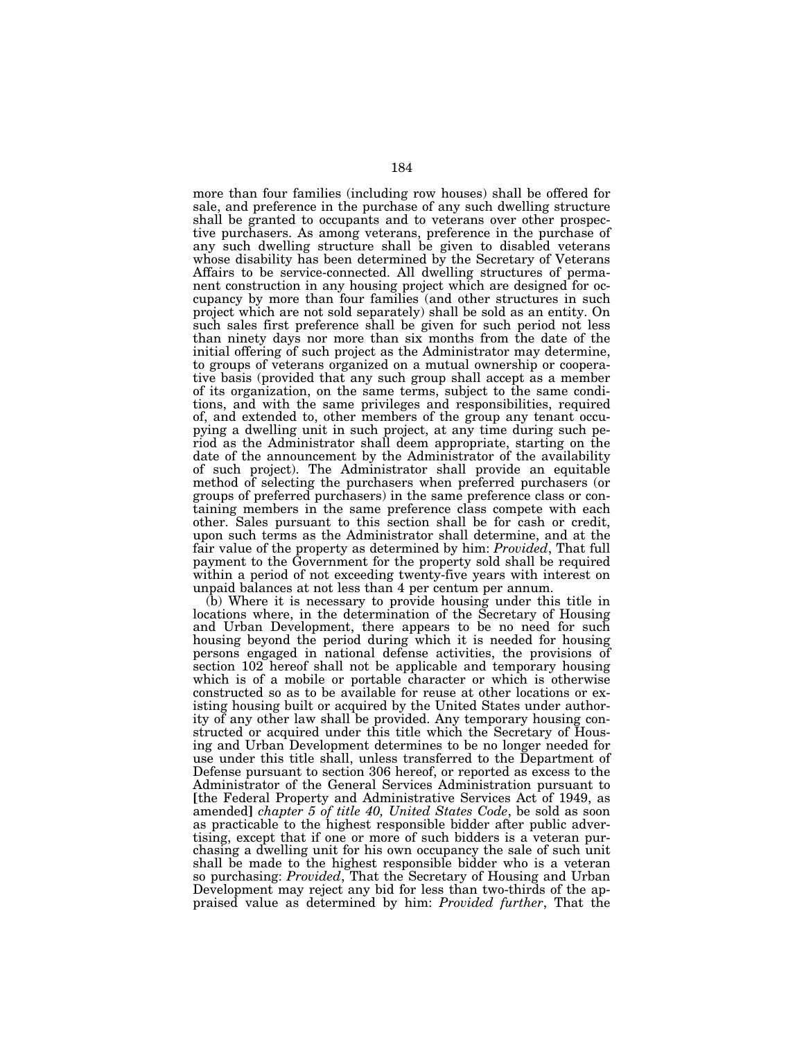more than four families (including row houses) shall be offered for sale, and preference in the purchase of any such dwelling structure shall be granted to occupants and to veterans over other prospective purchasers. As among veterans, preference in the purchase of any such dwelling structure shall be given to disabled veterans whose disability has been determined by the Secretary of Veterans Affairs to be service-connected. All dwelling structures of permanent construction in any housing project which are designed for occupancy by more than four families (and other structures in such project which are not sold separately) shall be sold as an entity. On such sales first preference shall be given for such period not less than ninety days nor more than six months from the date of the initial offering of such project as the Administrator may determine, to groups of veterans organized on a mutual ownership or cooperative basis (provided that any such group shall accept as a member of its organization, on the same terms, subject to the same conditions, and with the same privileges and responsibilities, required of, and extended to, other members of the group any tenant occupying a dwelling unit in such project, at any time during such period as the Administrator shall deem appropriate, starting on the date of the announcement by the Administrator of the availability of such project). The Administrator shall provide an equitable method of selecting the purchasers when preferred purchasers (or groups of preferred purchasers) in the same preference class or containing members in the same preference class compete with each other. Sales pursuant to this section shall be for cash or credit, upon such terms as the Administrator shall determine, and at the fair value of the property as determined by him: *Provided*, That full payment to the Government for the property sold shall be required within a period of not exceeding twenty-five years with interest on unpaid balances at not less than 4 per centum per annum.

(b) Where it is necessary to provide housing under this title in locations where, in the determination of the Secretary of Housing and Urban Development, there appears to be no need for such housing beyond the period during which it is needed for housing persons engaged in national defense activities, the provisions of section 102 hereof shall not be applicable and temporary housing which is of a mobile or portable character or which is otherwise constructed so as to be available for reuse at other locations or existing housing built or acquired by the United States under authority of any other law shall be provided. Any temporary housing constructed or acquired under this title which the Secretary of Housing and Urban Development determines to be no longer needed for use under this title shall, unless transferred to the Department of Defense pursuant to section 306 hereof, or reported as excess to the Administrator of the General Services Administration pursuant to [the Federal Property and Administrative Services Act of 1949, as amended] *chapter 5 of title 40, United States Code*, be sold as soon as practicable to the highest responsible bidder after public advertising, except that if one or more of such bidders is a veteran purchasing a dwelling unit for his own occupancy the sale of such unit shall be made to the highest responsible bidder who is a veteran so purchasing: *Provided*, That the Secretary of Housing and Urban Development may reject any bid for less than two-thirds of the appraised value as determined by him: *Provided further*, That the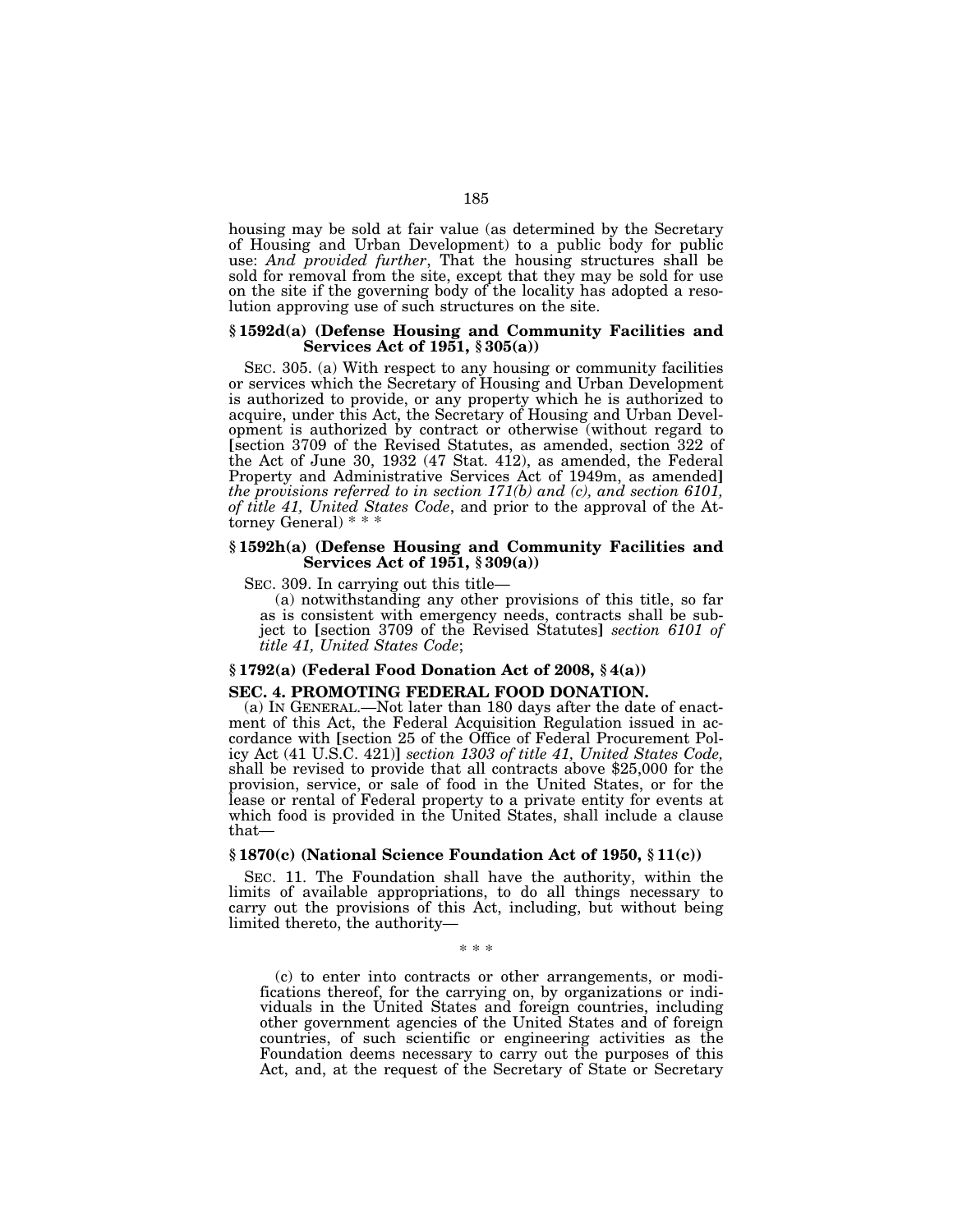housing may be sold at fair value (as determined by the Secretary of Housing and Urban Development) to a public body for public use: *And provided further*, That the housing structures shall be sold for removal from the site, except that they may be sold for use on the site if the governing body of the locality has adopted a resolution approving use of such structures on the site.

### § 1592d(a) (Defense Housing and Community Facilities and Services Act of 1951, § 305(a))

SEC. 305. (a) With respect to any housing or community facilities or services which the Secretary of Housing and Urban Development is authorized to provide, or any property which he is authorized to acquire, under this Act, the Secretary of Housing and Urban Development is authorized by contract or otherwise (without regard to [section 3709 of the Revised Statutes, as amended, section 322 of the Act of June 30, 1932 (47 Stat. 412), as amended, the Federal Property and Administrative Services Act of 1949m, as amended] *the provisions referred to in section 171(b) and (c), and section 6101, of title 41, United States Code*, and prior to the approval of the Attorney General) * * *

### § 1592h(a) (Defense Housing and Community Facilities and Services Act of 1951, § 309(a))

SEC. 309. In carrying out this title—

(a) notwithstanding any other provisions of this title, so far as is consistent with emergency needs, contracts shall be subject to [section 3709 of the Revised Statutes] *section 6101 of title 41, United States Code*;

### § 1792(a) (Federal Food Donation Act of 2008, § 4(a))

### SEC. 4. PROMOTING FEDERAL FOOD DONATION.

(a) IN GENERAL.—Not later than 180 days after the date of enactment of this Act, the Federal Acquisition Regulation issued in accordance with [section 25 of the Office of Federal Procurement Policy Act (41 U.S.C. 421)] *section 1303 of title 41, United States Code,* shall be revised to provide that all contracts above $25,000 for the provision, service, or sale of food in the United States, or for the lease or rental of Federal property to a private entity for events at which food is provided in the United States, shall include a clause that—

### § 1870(c) (National Science Foundation Act of 1950, § 11(c))

SEC. 11. The Foundation shall have the authority, within the limits of available appropriations, to do all things necessary to carry out the provisions of this Act, including, but without being limited thereto, the authority—

\* \* \*

(c) to enter into contracts or other arrangements, or modifications thereof, for the carrying on, by organizations or individuals in the United States and foreign countries, including other government agencies of the United States and of foreign countries, of such scientific or engineering activities as the Foundation deems necessary to carry out the purposes of this Act, and, at the request of the Secretary of State or Secretary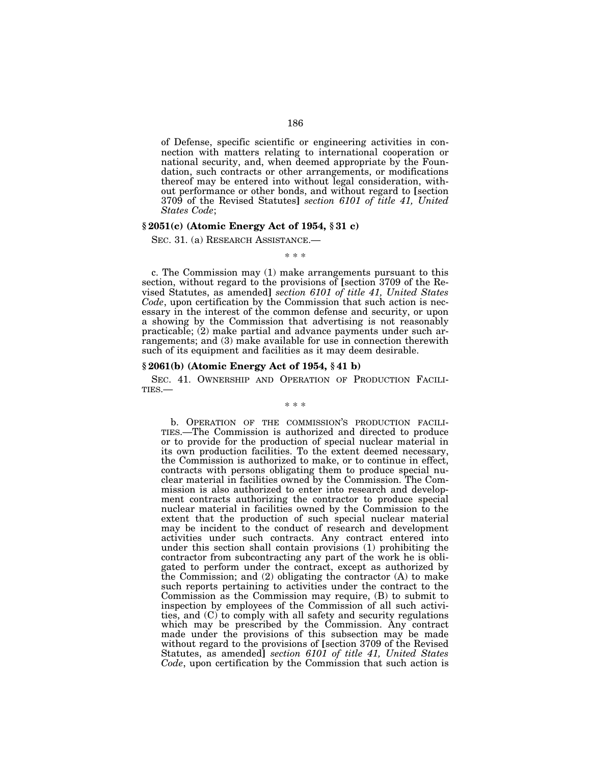of Defense, specific scientific or engineering activities in connection with matters relating to international cooperation or national security, and, when deemed appropriate by the Foundation, such contracts or other arrangements, or modifications thereof may be entered into without legal consideration, without performance or other bonds, and without regard to [section 3709 of the Revised Statutes] *section 6101 of title 41, United States Code*;

### § 2051(c) (Atomic Energy Act of 1954, § 31 c)

SEC. 31. (a) RESEARCH ASSISTANCE.—

\* \* \*

c. The Commission may (1) make arrangements pursuant to this section, without regard to the provisions of [section 3709 of the Revised Statutes, as amended] *section 6101 of title 41, United States Code*, upon certification by the Commission that such action is necessary in the interest of the common defense and security, or upon a showing by the Commission that advertising is not reasonably practicable; (2) make partial and advance payments under such arrangements; and (3) make available for use in connection therewith such of its equipment and facilities as it may deem desirable.

### § 2061(b) (Atomic Energy Act of 1954, § 41 b)

SEC. 41. OWNERSHIP AND OPERATION OF PRODUCTION FACILITIES.—

\* \* \*

b. OPERATION OF THE COMMISSION'S PRODUCTION FACILITIES.—The Commission is authorized and directed to produce or to provide for the production of special nuclear material in its own production facilities. To the extent deemed necessary, the Commission is authorized to make, or to continue in effect, contracts with persons obligating them to produce special nuclear material in facilities owned by the Commission. The Commission is also authorized to enter into research and development contracts authorizing the contractor to produce special nuclear material in facilities owned by the Commission to the extent that the production of such special nuclear material may be incident to the conduct of research and development activities under such contracts. Any contract entered into under this section shall contain provisions (1) prohibiting the contractor from subcontracting any part of the work he is obligated to perform under the contract, except as authorized by the Commission; and (2) obligating the contractor (A) to make such reports pertaining to activities under the contract to the Commission as the Commission may require, (B) to submit to inspection by employees of the Commission of all such activities, and (C) to comply with all safety and security regulations which may be prescribed by the Commission. Any contract made under the provisions of this subsection may be made without regard to the provisions of [section 3709 of the Revised Statutes, as amended] *section 6101 of title 41, United States Code*, upon certification by the Commission that such action is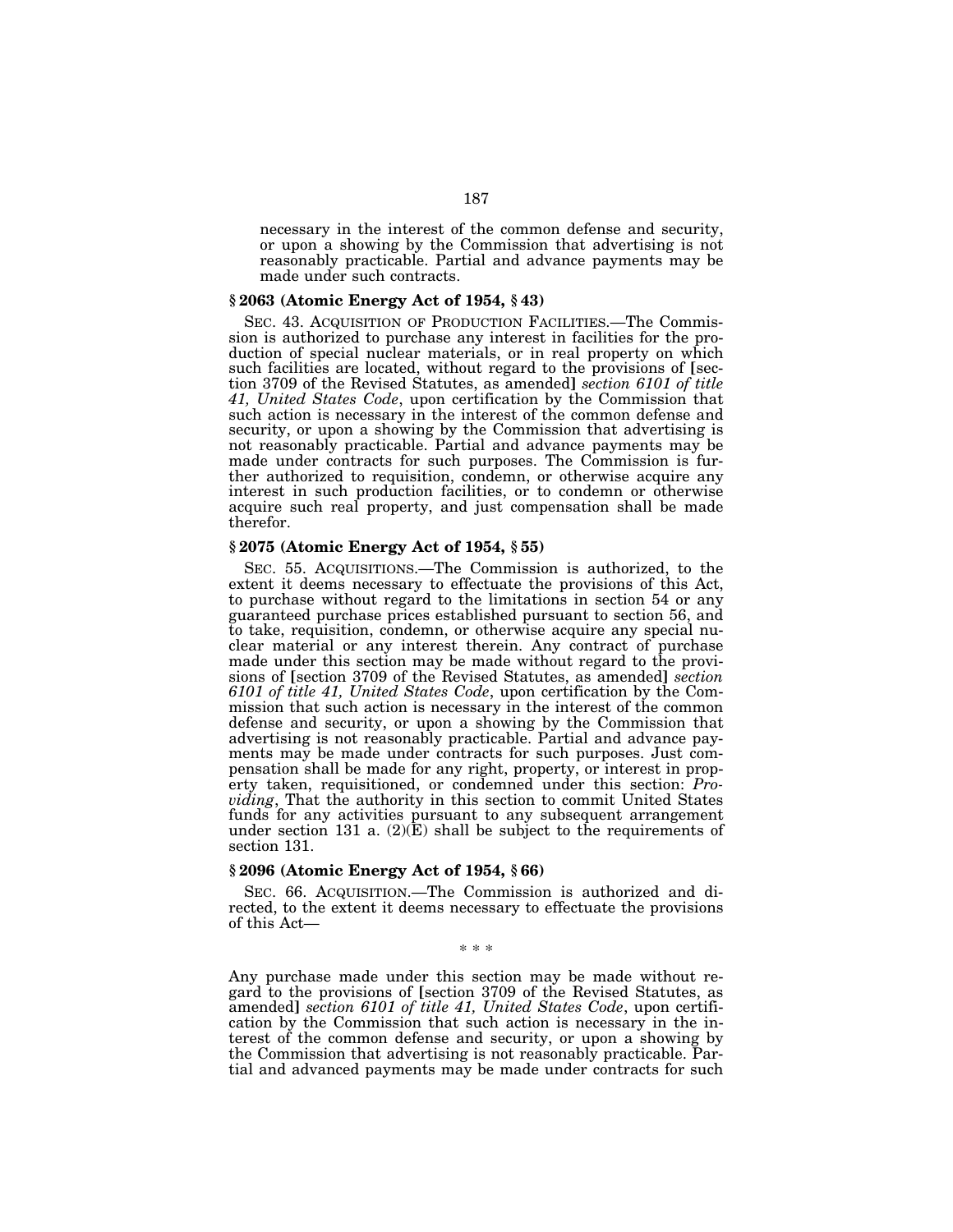necessary in the interest of the common defense and security, or upon a showing by the Commission that advertising is not reasonably practicable. Partial and advance payments may be made under such contracts.

### § 2063 (Atomic Energy Act of 1954, § 43)

SEC. 43. ACQUISITION OF PRODUCTION FACILITIES.—The Commission is authorized to purchase any interest in facilities for the production of special nuclear materials, or in real property on which such facilities are located, without regard to the provisions of [section 3709 of the Revised Statutes, as amended] *section 6101 of title 41, United States Code*, upon certification by the Commission that such action is necessary in the interest of the common defense and security, or upon a showing by the Commission that advertising is not reasonably practicable. Partial and advance payments may be made under contracts for such purposes. The Commission is further authorized to requisition, condemn, or otherwise acquire any interest in such production facilities, or to condemn or otherwise acquire such real property, and just compensation shall be made therefor.

### § 2075 (Atomic Energy Act of 1954, § 55)

SEC. 55. ACQUISITIONS.—The Commission is authorized, to the extent it deems necessary to effectuate the provisions of this Act, to purchase without regard to the limitations in section 54 or any guaranteed purchase prices established pursuant to section 56, and to take, requisition, condemn, or otherwise acquire any special nuclear material or any interest therein. Any contract of purchase made under this section may be made without regard to the provisions of [section 3709 of the Revised Statutes, as amended] *section 6101 of title 41, United States Code*, upon certification by the Commission that such action is necessary in the interest of the common defense and security, or upon a showing by the Commission that advertising is not reasonably practicable. Partial and advance payments may be made under contracts for such purposes. Just compensation shall be made for any right, property, or interest in property taken, requisitioned, or condemned under this section: *Providing*, That the authority in this section to commit United States funds for any activities pursuant to any subsequent arrangement under section 131 a. (2)(E) shall be subject to the requirements of section 131.

### § 2096 (Atomic Energy Act of 1954, § 66)

SEC. 66. ACQUISITION.—The Commission is authorized and directed, to the extent it deems necessary to effectuate the provisions of this Act—

\* \* \*

Any purchase made under this section may be made without regard to the provisions of [section 3709 of the Revised Statutes, as amended] *section 6101 of title 41, United States Code*, upon certification by the Commission that such action is necessary in the interest of the common defense and security, or upon a showing by the Commission that advertising is not reasonably practicable. Partial and advanced payments may be made under contracts for such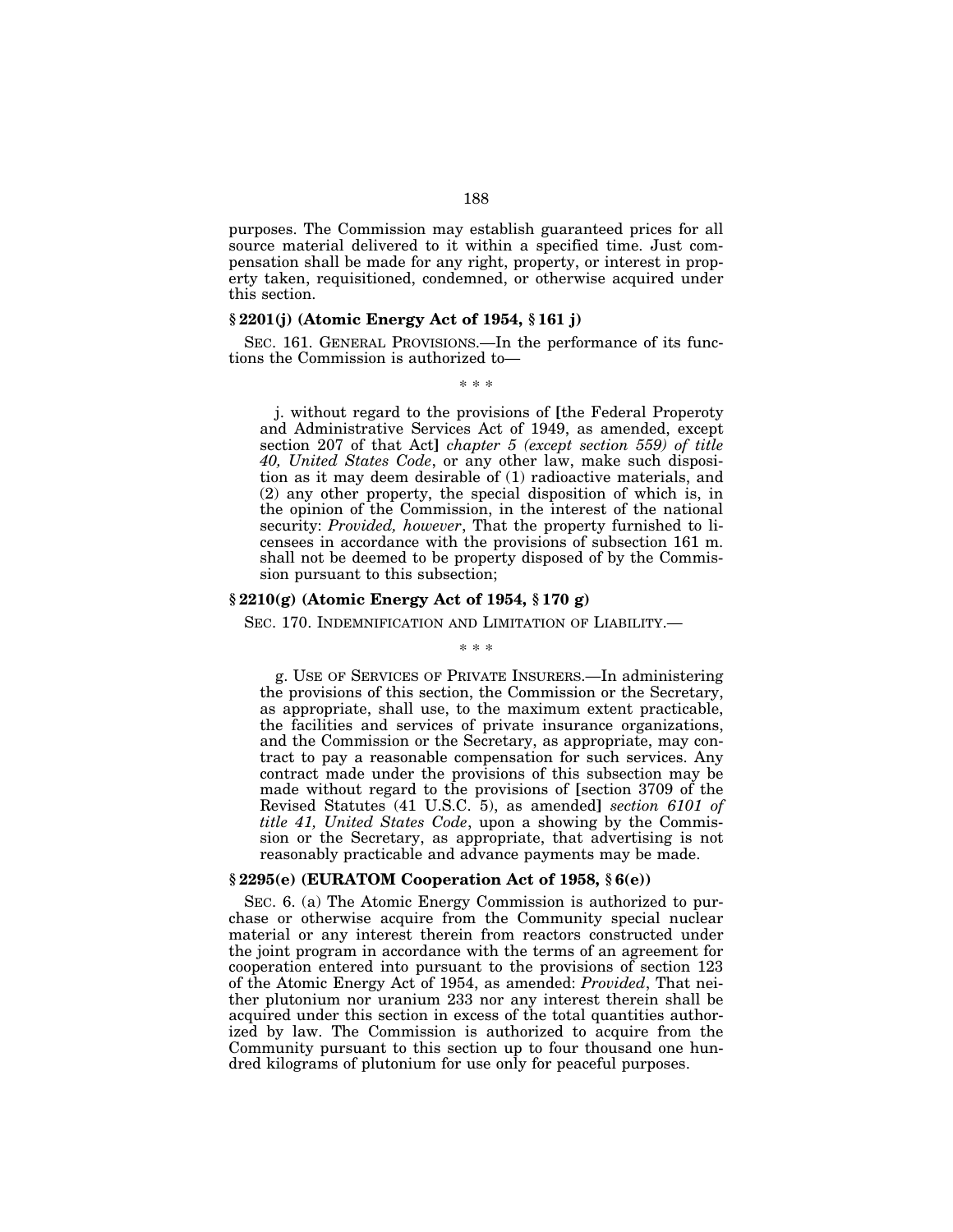purposes. The Commission may establish guaranteed prices for all source material delivered to it within a specified time. Just compensation shall be made for any right, property, or interest in property taken, requisitioned, condemned, or otherwise acquired under this section.

### § 2201(j) (Atomic Energy Act of 1954, § 161 j)

SEC. 161. GENERAL PROVISIONS.—In the performance of its functions the Commission is authorized to—

\* \* \*

j. without regard to the provisions of **[**the Federal Properoty and Administrative Services Act of 1949, as amended, except section 207 of that Act**]** *chapter 5 (except section 559) of title 40, United States Code*, or any other law, make such disposition as it may deem desirable of (1) radioactive materials, and (2) any other property, the special disposition of which is, in the opinion of the Commission, in the interest of the national security: *Provided, however*, That the property furnished to licensees in accordance with the provisions of subsection 161 m. shall not be deemed to be property disposed of by the Commission pursuant to this subsection;

### § 2210(g) (Atomic Energy Act of 1954, § 170 g)

SEC. 170. INDEMNIFICATION AND LIMITATION OF LIABILITY.—

\* \* \*

g. USE OF SERVICES OF PRIVATE INSURERS.—In administering the provisions of this section, the Commission or the Secretary, as appropriate, shall use, to the maximum extent practicable, the facilities and services of private insurance organizations, and the Commission or the Secretary, as appropriate, may contract to pay a reasonable compensation for such services. Any contract made under the provisions of this subsection may be made without regard to the provisions of **[**section 3709 of the Revised Statutes (41 U.S.C. 5), as amended**]** *section 6101 of title 41, United States Code*, upon a showing by the Commission or the Secretary, as appropriate, that advertising is not reasonably practicable and advance payments may be made.

### § 2295(e) (EURATOM Cooperation Act of 1958, § 6(e))

SEC. 6. (a) The Atomic Energy Commission is authorized to purchase or otherwise acquire from the Community special nuclear material or any interest therein from reactors constructed under the joint program in accordance with the terms of an agreement for cooperation entered into pursuant to the provisions of section 123 of the Atomic Energy Act of 1954, as amended: *Provided*, That neither plutonium nor uranium 233 nor any interest therein shall be acquired under this section in excess of the total quantities authorized by law. The Commission is authorized to acquire from the Community pursuant to this section up to four thousand one hundred kilograms of plutonium for use only for peaceful purposes.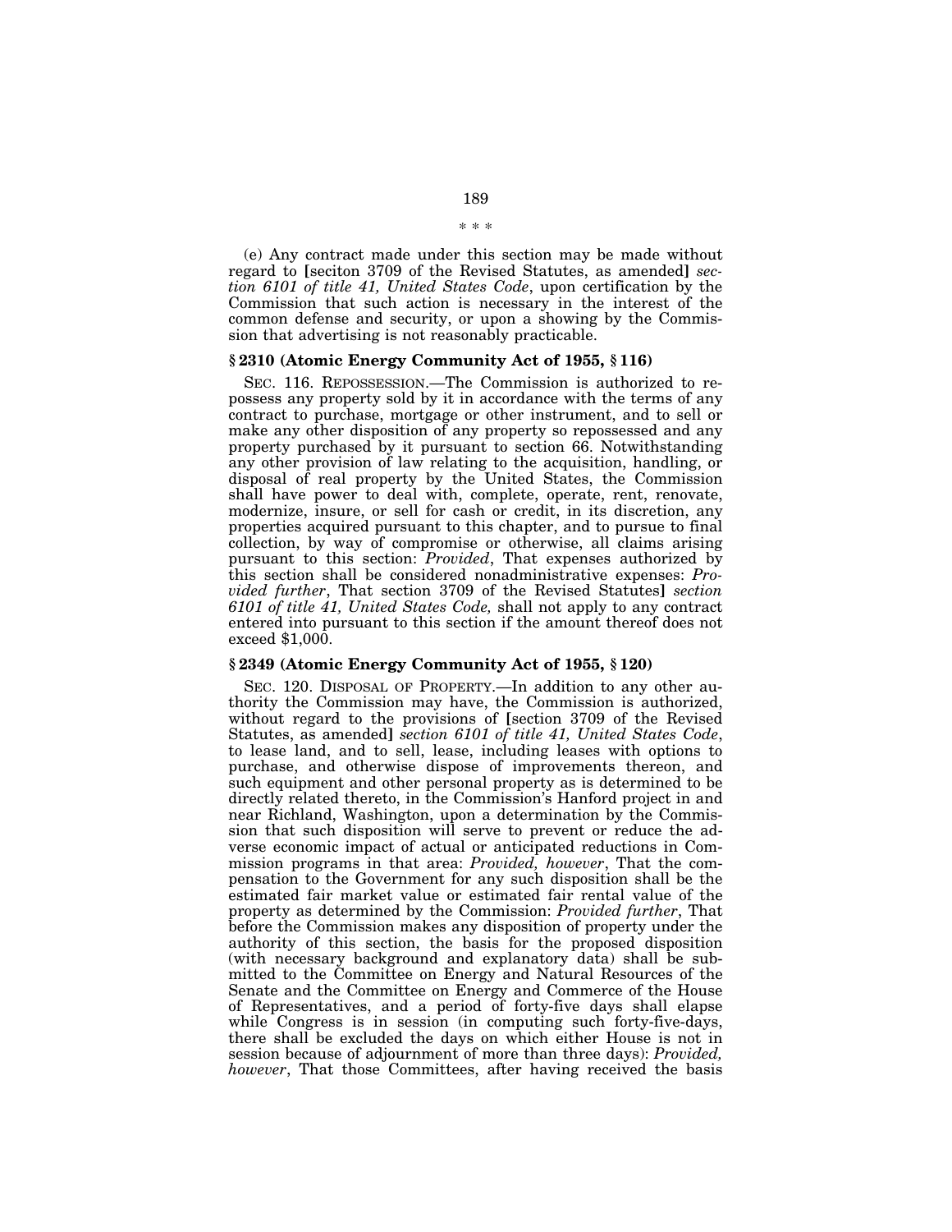\* \* \*

(e) Any contract made under this section may be made without regard to [seciton 3709 of the Revised Statutes, as amended] *section 6101 of title 41, United States Code*, upon certification by the Commission that such action is necessary in the interest of the common defense and security, or upon a showing by the Commission that advertising is not reasonably practicable.

### § 2310 (Atomic Energy Community Act of 1955, § 116)

SEC. 116. REPOSSESSION.—The Commission is authorized to repossess any property sold by it in accordance with the terms of any contract to purchase, mortgage or other instrument, and to sell or make any other disposition of any property so repossessed and any property purchased by it pursuant to section 66. Notwithstanding any other provision of law relating to the acquisition, handling, or disposal of real property by the United States, the Commission shall have power to deal with, complete, operate, rent, renovate, modernize, insure, or sell for cash or credit, in its discretion, any properties acquired pursuant to this chapter, and to pursue to final collection, by way of compromise or otherwise, all claims arising pursuant to this section: *Provided*, That expenses authorized by this section shall be considered nonadministrative expenses: *Provided further*, That section 3709 of the Revised Statutes] *section 6101 of title 41, United States Code,* shall not apply to any contract entered into pursuant to this section if the amount thereof does not exceed $1,000.

### § 2349 (Atomic Energy Community Act of 1955, § 120)

SEC. 120. DISPOSAL OF PROPERTY.—In addition to any other authority the Commission may have, the Commission is authorized, without regard to the provisions of [section 3709 of the Revised Statutes, as amended] *section 6101 of title 41, United States Code*, to lease land, and to sell, lease, including leases with options to purchase, and otherwise dispose of improvements thereon, and such equipment and other personal property as is determined to be directly related thereto, in the Commission's Hanford project in and near Richland, Washington, upon a determination by the Commission that such disposition will serve to prevent or reduce the adverse economic impact of actual or anticipated reductions in Commission programs in that area: *Provided, however*, That the compensation to the Government for any such disposition shall be the estimated fair market value or estimated fair rental value of the property as determined by the Commission: *Provided further*, That before the Commission makes any disposition of property under the authority of this section, the basis for the proposed disposition (with necessary background and explanatory data) shall be submitted to the Committee on Energy and Natural Resources of the Senate and the Committee on Energy and Commerce of the House of Representatives, and a period of forty-five days shall elapse while Congress is in session (in computing such forty-five-days, there shall be excluded the days on which either House is not in session because of adjournment of more than three days): *Provided, however*, That those Committees, after having received the basis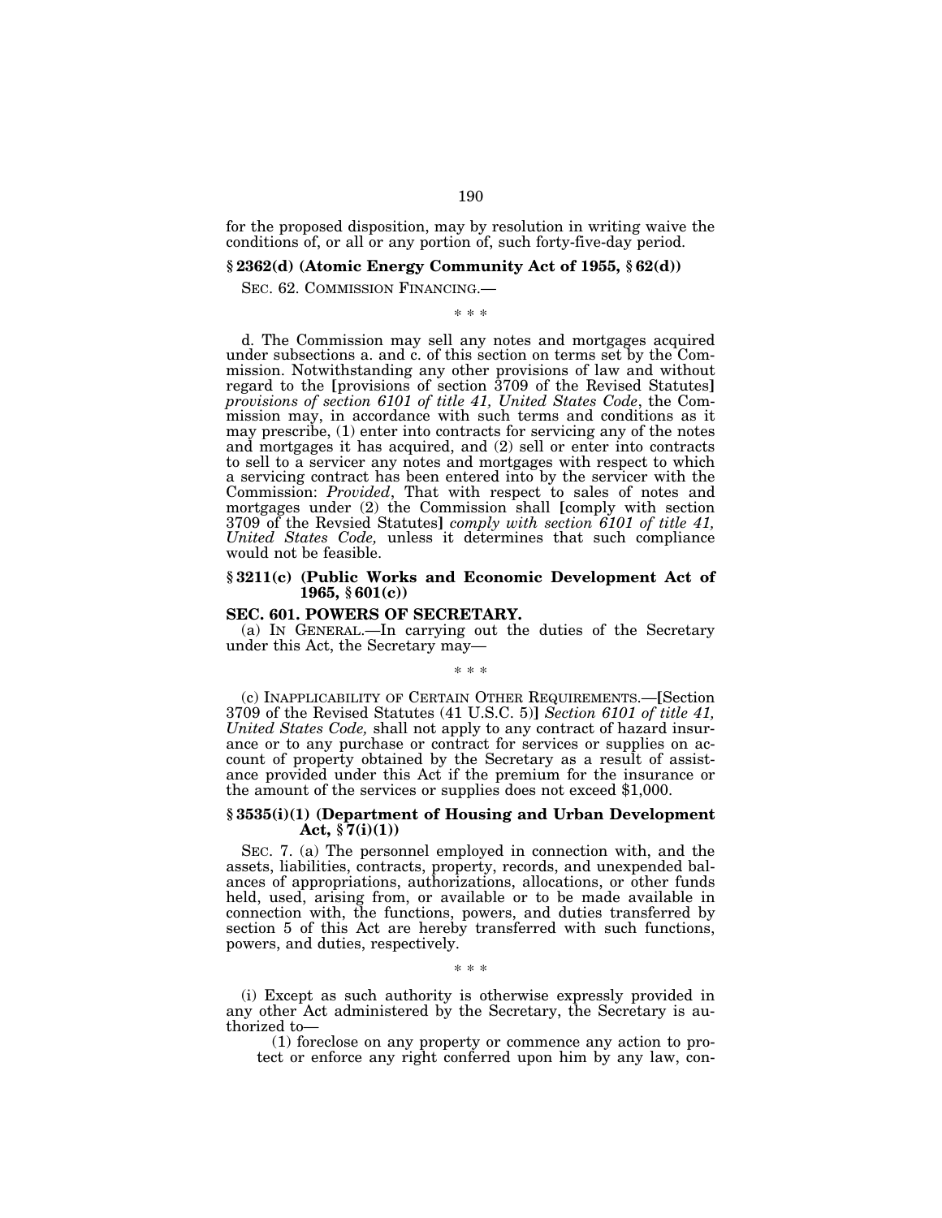for the proposed disposition, may by resolution in writing waive the conditions of, or all or any portion of, such forty-five-day period.

### § 2362(d) (Atomic Energy Community Act of 1955, § 62(d))

SEC. 62. COMMISSION FINANCING.—

\* \* \*

d. The Commission may sell any notes and mortgages acquired under subsections a. and c. of this section on terms set by the Commission. Notwithstanding any other provisions of law and without regard to the [provisions of section 3709 of the Revised Statutes] *provisions of section 6101 of title 41, United States Code*, the Commission may, in accordance with such terms and conditions as it may prescribe, (1) enter into contracts for servicing any of the notes and mortgages it has acquired, and (2) sell or enter into contracts to sell to a servicer any notes and mortgages with respect to which a servicing contract has been entered into by the servicer with the Commission: *Provided*, That with respect to sales of notes and mortgages under (2) the Commission shall [comply with section 3709 of the Revsied Statutes] *comply with section 6101 of title 41, United States Code,* unless it determines that such compliance would not be feasible.

### § 3211(c) (Public Works and Economic Development Act of 1965, § 601(c))

**SEC. 601. POWERS OF SECRETARY.**

(a) IN GENERAL.—In carrying out the duties of the Secretary under this Act, the Secretary may—

\* \* \*

(c) INAPPLICABILITY OF CERTAIN OTHER REQUIREMENTS.—[Section 3709 of the Revised Statutes (41 U.S.C. 5)] *Section 6101 of title 41, United States Code,* shall not apply to any contract of hazard insurance or to any purchase or contract for services or supplies on account of property obtained by the Secretary as a result of assistance provided under this Act if the premium for the insurance or the amount of the services or supplies does not exceed $1,000.

### § 3535(i)(1) (Department of Housing and Urban Development Act, § 7(i)(1))

SEC. 7. (a) The personnel employed in connection with, and the assets, liabilities, contracts, property, records, and unexpended balances of appropriations, authorizations, allocations, or other funds held, used, arising from, or available or to be made available in connection with, the functions, powers, and duties transferred by section 5 of this Act are hereby transferred with such functions, powers, and duties, respectively.

\* \* \*

(i) Except as such authority is otherwise expressly provided in any other Act administered by the Secretary, the Secretary is authorized to—

(1) foreclose on any property or commence any action to protect or enforce any right conferred upon him by any law, con-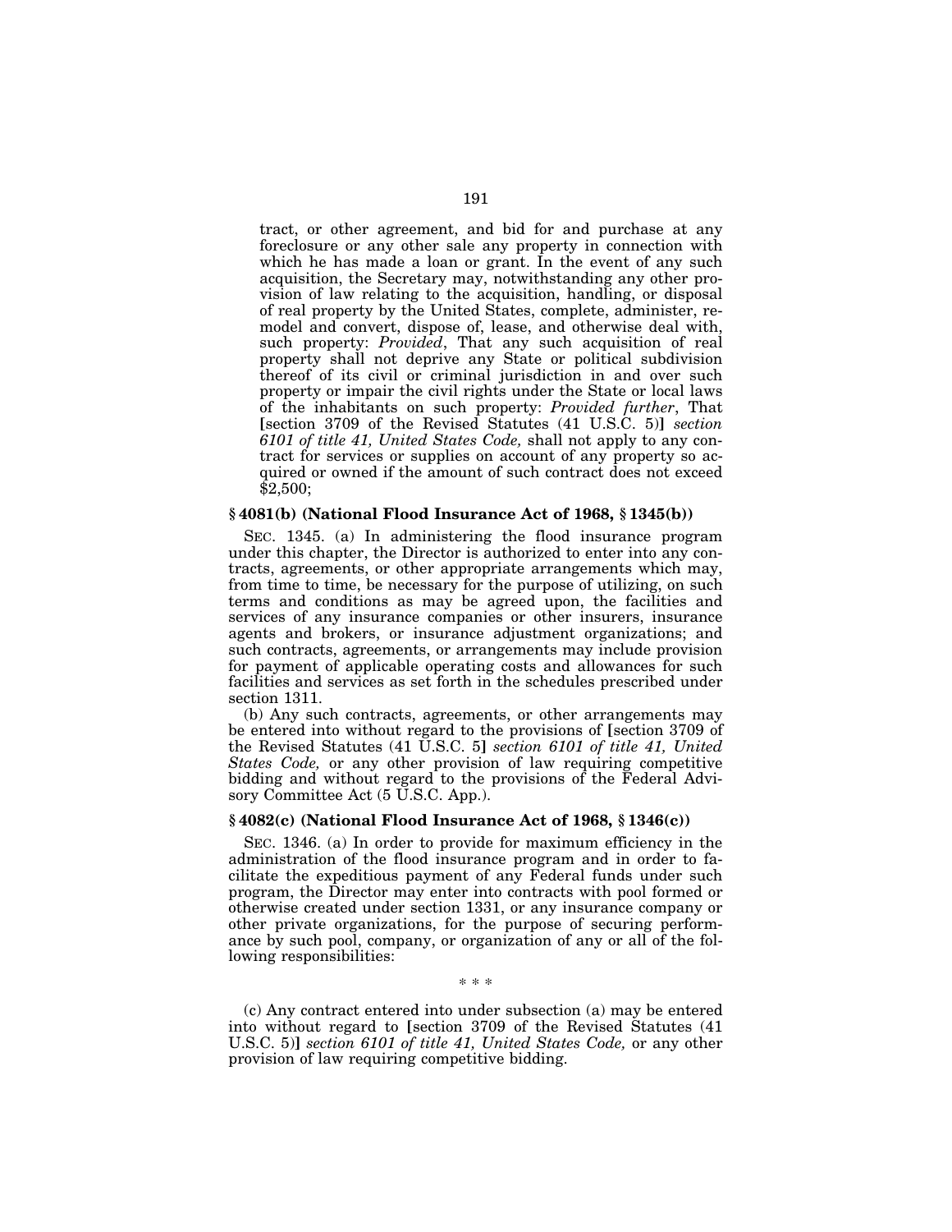tract, or other agreement, and bid for and purchase at any foreclosure or any other sale any property in connection with which he has made a loan or grant. In the event of any such acquisition, the Secretary may, notwithstanding any other provision of law relating to the acquisition, handling, or disposal of real property by the United States, complete, administer, remodel and convert, dispose of, lease, and otherwise deal with, such property: *Provided*, That any such acquisition of real property shall not deprive any State or political subdivision thereof of its civil or criminal jurisdiction in and over such property or impair the civil rights under the State or local laws of the inhabitants on such property: *Provided further*, That [section 3709 of the Revised Statutes (41 U.S.C. 5)] *section 6101 of title 41, United States Code,* shall not apply to any contract for services or supplies on account of any property so acquired or owned if the amount of such contract does not exceed $2,500;

### § 4081(b) (National Flood Insurance Act of 1968, § 1345(b))

SEC. 1345. (a) In administering the flood insurance program under this chapter, the Director is authorized to enter into any contracts, agreements, or other appropriate arrangements which may, from time to time, be necessary for the purpose of utilizing, on such terms and conditions as may be agreed upon, the facilities and services of any insurance companies or other insurers, insurance agents and brokers, or insurance adjustment organizations; and such contracts, agreements, or arrangements may include provision for payment of applicable operating costs and allowances for such facilities and services as set forth in the schedules prescribed under section 1311.

(b) Any such contracts, agreements, or other arrangements may be entered into without regard to the provisions of [section 3709 of the Revised Statutes (41 U.S.C. 5] *section 6101 of title 41, United States Code,* or any other provision of law requiring competitive bidding and without regard to the provisions of the Federal Advisory Committee Act (5 U.S.C. App.).

### § 4082(c) (National Flood Insurance Act of 1968, § 1346(c))

SEC. 1346. (a) In order to provide for maximum efficiency in the administration of the flood insurance program and in order to facilitate the expeditious payment of any Federal funds under such program, the Director may enter into contracts with pool formed or otherwise created under section 1331, or any insurance company or other private organizations, for the purpose of securing performance by such pool, company, or organization of any or all of the following responsibilities:

\* \* \*

(c) Any contract entered into under subsection (a) may be entered into without regard to [section 3709 of the Revised Statutes (41 U.S.C. 5)] *section 6101 of title 41, United States Code,* or any other provision of law requiring competitive bidding.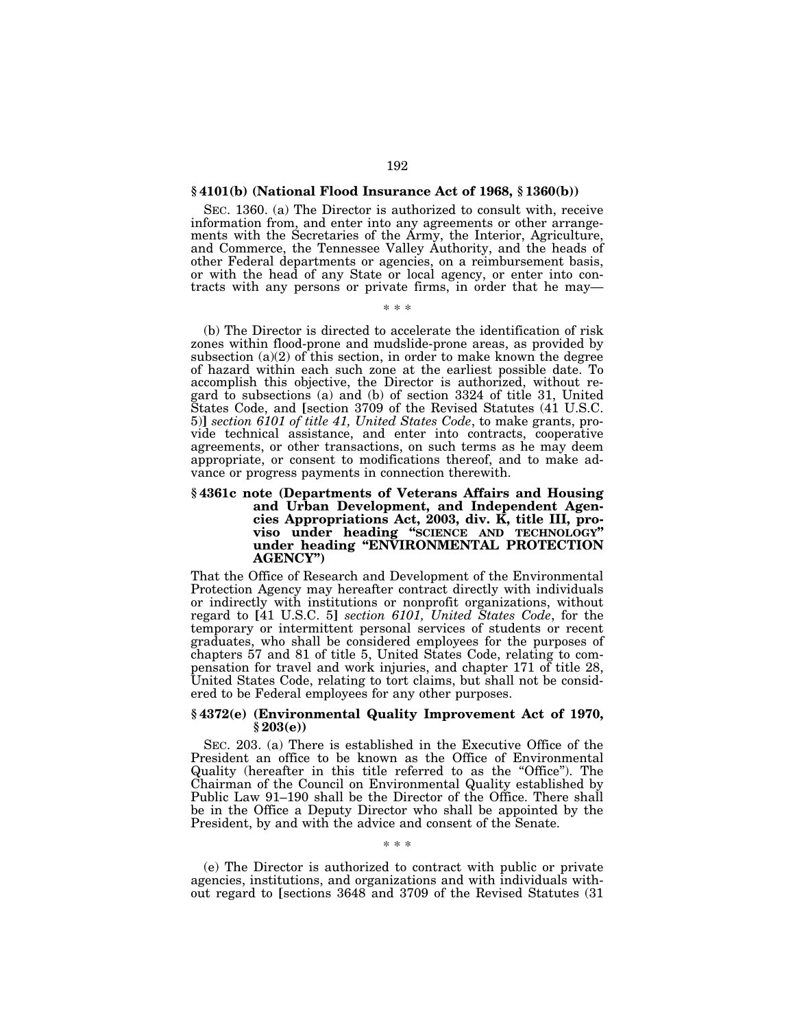### § 4101(b) (National Flood Insurance Act of 1968, § 1360(b))

SEC. 1360. (a) The Director is authorized to consult with, receive information from, and enter into any agreements or other arrangements with the Secretaries of the Army, the Interior, Agriculture, and Commerce, the Tennessee Valley Authority, and the heads of other Federal departments or agencies, on a reimbursement basis, or with the head of any State or local agency, or enter into contracts with any persons or private firms, in order that he may—

\* \* \*

(b) The Director is directed to accelerate the identification of risk zones within flood-prone and mudslide-prone areas, as provided by subsection (a)(2) of this section, in order to make known the degree of hazard within each such zone at the earliest possible date. To accomplish this objective, the Director is authorized, without regard to subsections (a) and (b) of section 3324 of title 31, United States Code, and [section 3709 of the Revised Statutes (41 U.S.C. 5)] *section 6101 of title 41, United States Code*, to make grants, provide technical assistance, and enter into contracts, cooperative agreements, or other transactions, on such terms as he may deem appropriate, or consent to modifications thereof, and to make advance or progress payments in connection therewith.

### § 4361c note (Departments of Veterans Affairs and Housing and Urban Development, and Independent Agencies Appropriations Act, 2003, div. K, title III, proviso under heading "SCIENCE AND TECHNOLOGY" under heading "ENVIRONMENTAL PROTECTION AGENCY")

That the Office of Research and Development of the Environmental Protection Agency may hereafter contract directly with individuals or indirectly with institutions or nonprofit organizations, without regard to [41 U.S.C. 5] *section 6101, United States Code*, for the temporary or intermittent personal services of students or recent graduates, who shall be considered employees for the purposes of chapters 57 and 81 of title 5, United States Code, relating to compensation for travel and work injuries, and chapter 171 of title 28, United States Code, relating to tort claims, but shall not be considered to be Federal employees for any other purposes.

### § 4372(e) (Environmental Quality Improvement Act of 1970, § 203(e))

SEC. 203. (a) There is established in the Executive Office of the President an office to be known as the Office of Environmental Quality (hereafter in this title referred to as the "Office"). The Chairman of the Council on Environmental Quality established by Public Law 91–190 shall be the Director of the Office. There shall be in the Office a Deputy Director who shall be appointed by the President, by and with the advice and consent of the Senate.

\* \* \*

(e) The Director is authorized to contract with public or private agencies, institutions, and organizations and with individuals without regard to [sections 3648 and 3709 of the Revised Statutes (31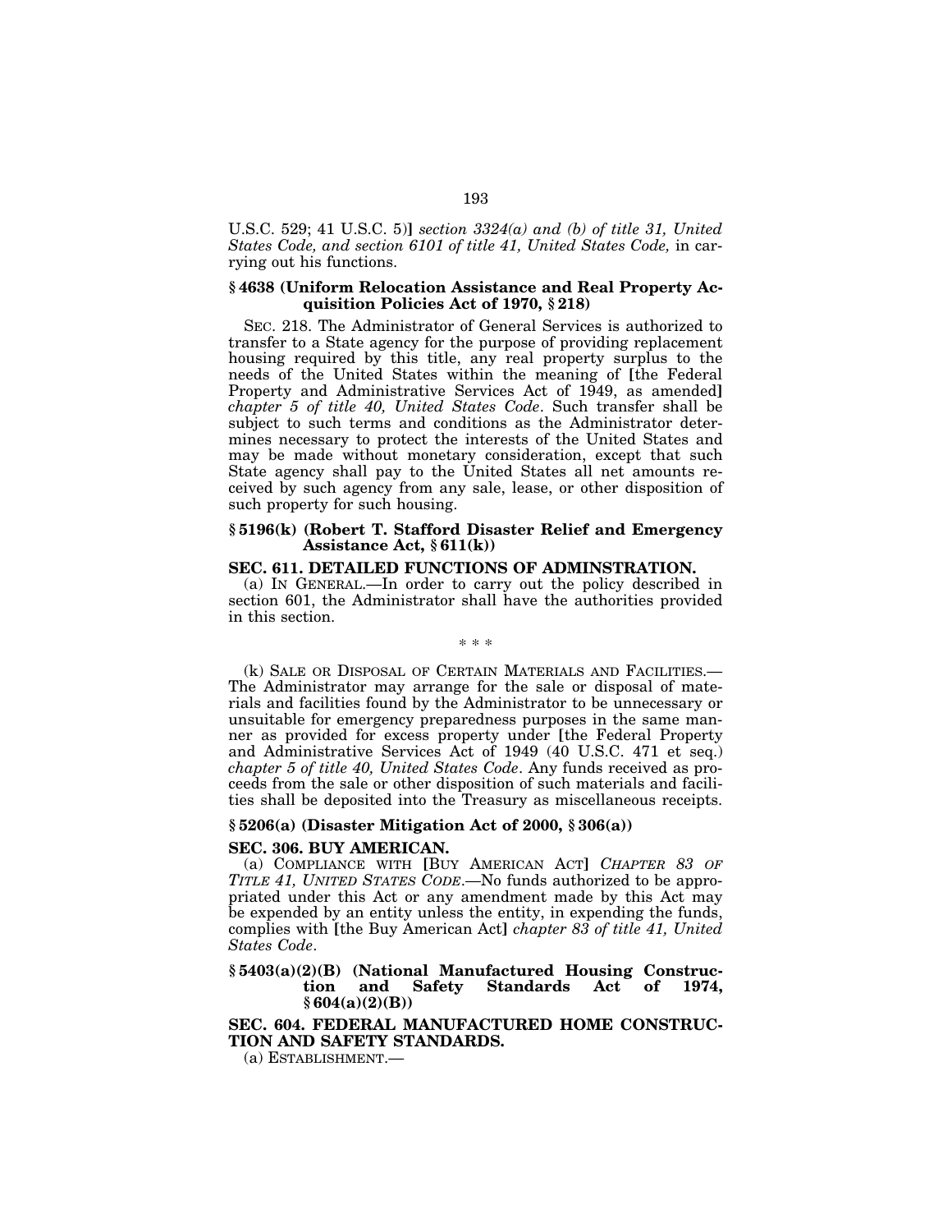U.S.C. 529; 41 U.S.C. 5)] *section 3324(a) and (b) of title 31, United States Code, and section 6101 of title 41, United States Code,* in carrying out his functions.

**§ 4638 (Uniform Relocation Assistance and Real Property Acquisition Policies Act of 1970, § 218)**

SEC. 218. The Administrator of General Services is authorized to transfer to a State agency for the purpose of providing replacement housing required by this title, any real property surplus to the needs of the United States within the meaning of [the Federal Property and Administrative Services Act of 1949, as amended] *chapter 5 of title 40, United States Code*. Such transfer shall be subject to such terms and conditions as the Administrator determines necessary to protect the interests of the United States and may be made without monetary consideration, except that such State agency shall pay to the United States all net amounts received by such agency from any sale, lease, or other disposition of such property for such housing.

**§ 5196(k) (Robert T. Stafford Disaster Relief and Emergency Assistance Act, § 611(k))**

**SEC. 611. DETAILED FUNCTIONS OF ADMINSTRATION.**

(a) IN GENERAL.—In order to carry out the policy described in section 601, the Administrator shall have the authorities provided in this section.

\* \* \*

(k) SALE OR DISPOSAL OF CERTAIN MATERIALS AND FACILITIES.—The Administrator may arrange for the sale or disposal of materials and facilities found by the Administrator to be unnecessary or unsuitable for emergency preparedness purposes in the same manner as provided for excess property under [the Federal Property and Administrative Services Act of 1949 (40 U.S.C. 471 et seq.) *chapter 5 of title 40, United States Code*. Any funds received as proceeds from the sale or other disposition of such materials and facilities shall be deposited into the Treasury as miscellaneous receipts.

**§ 5206(a) (Disaster Mitigation Act of 2000, § 306(a))**

**SEC. 306. BUY AMERICAN.**

(a) COMPLIANCE WITH [BUY AMERICAN ACT] *CHAPTER 83 OF TITLE 41, UNITED STATES CODE*.—No funds authorized to be appropriated under this Act or any amendment made by this Act may be expended by an entity unless the entity, in expending the funds, complies with [the Buy American Act] *chapter 83 of title 41, United States Code*.

**§ 5403(a)(2)(B) (National Manufactured Housing Construction and Safety Standards Act of 1974, § 604(a)(2)(B))**

**SEC. 604. FEDERAL MANUFACTURED HOME CONSTRUCTION AND SAFETY STANDARDS.**

(a) ESTABLISHMENT.—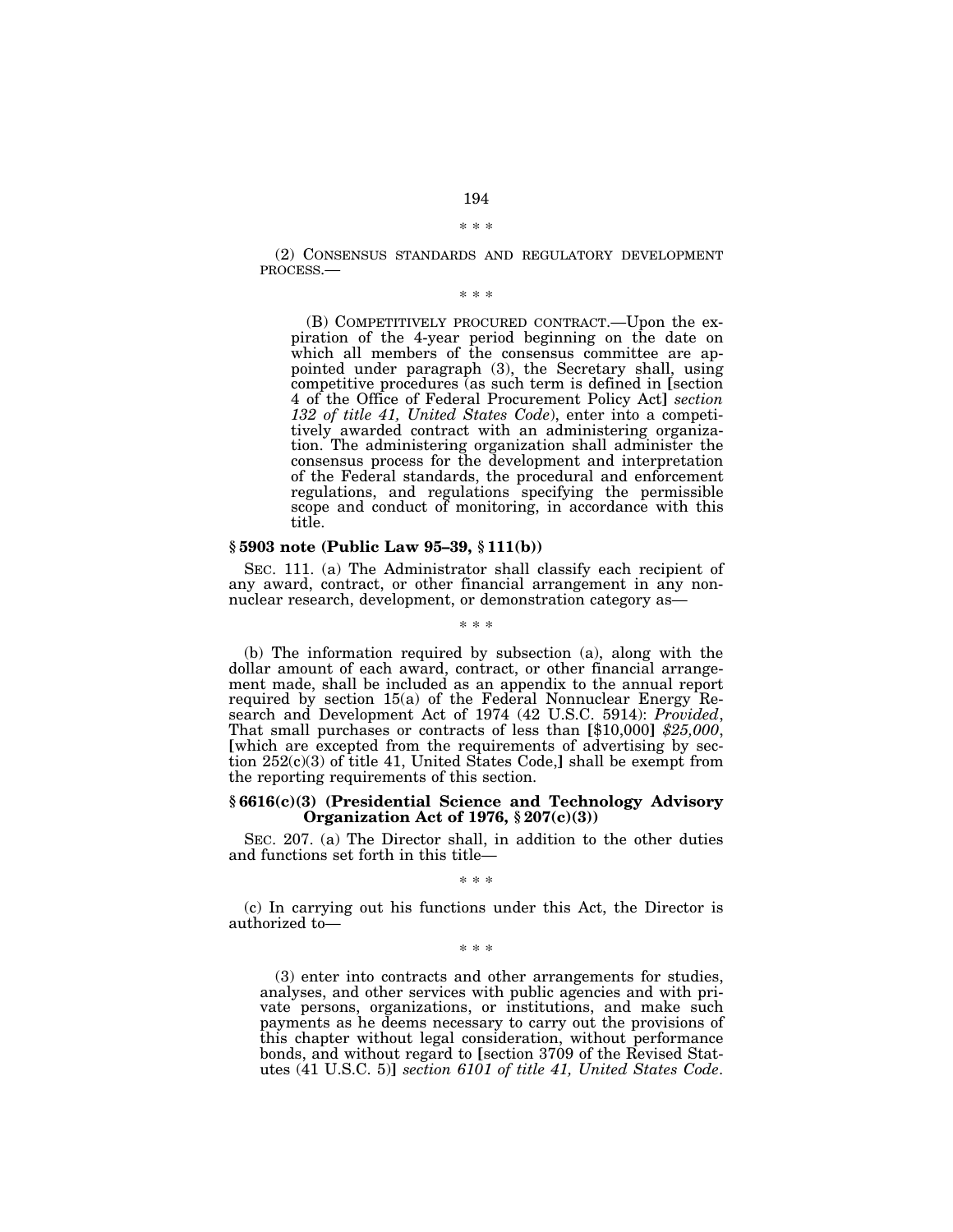\* \* \*

(2) CONSENSUS STANDARDS AND REGULATORY DEVELOPMENT PROCESS.—

\* \* \*

(B) COMPETITIVELY PROCURED CONTRACT.—Upon the expiration of the 4-year period beginning on the date on which all members of the consensus committee are appointed under paragraph (3), the Secretary shall, using competitive procedures (as such term is defined in [section 4 of the Office of Federal Procurement Policy Act] *section 132 of title 41, United States Code*), enter into a competitively awarded contract with an administering organization. The administering organization shall administer the consensus process for the development and interpretation of the Federal standards, the procedural and enforcement regulations, and regulations specifying the permissible scope and conduct of monitoring, in accordance with this title.

**§ 5903 note (Public Law 95–39, § 111(b))**

SEC. 111. (a) The Administrator shall classify each recipient of any award, contract, or other financial arrangement in any nonnuclear research, development, or demonstration category as—

\* \* \*

(b) The information required by subsection (a), along with the dollar amount of each award, contract, or other financial arrangement made, shall be included as an appendix to the annual report required by section 15(a) of the Federal Nonnuclear Energy Research and Development Act of 1974 (42 U.S.C. 5914): *Provided*, That small purchases or contracts of less than [$10,000] *$25,000,* [which are excepted from the requirements of advertising by section 252(c)(3) of title 41, United States Code,] shall be exempt from the reporting requirements of this section.

**§ 6616(c)(3) (Presidential Science and Technology Advisory Organization Act of 1976, § 207(c)(3))**

SEC. 207. (a) The Director shall, in addition to the other duties and functions set forth in this title—

\* \* \*

(c) In carrying out his functions under this Act, the Director is authorized to—

\* \* \*

(3) enter into contracts and other arrangements for studies, analyses, and other services with public agencies and with private persons, organizations, or institutions, and make such payments as he deems necessary to carry out the provisions of this chapter without legal consideration, without performance bonds, and without regard to [section 3709 of the Revised Statutes (41 U.S.C. 5)] *section 6101 of title 41, United States Code*.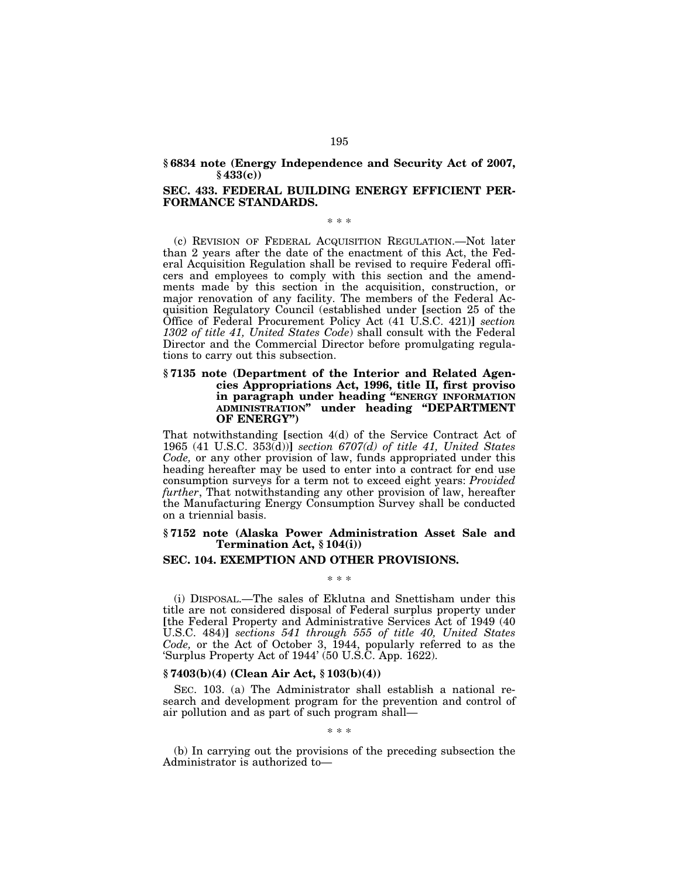### § 6834 note (Energy Independence and Security Act of 2007, § 433(c))

### SEC. 433. FEDERAL BUILDING ENERGY EFFICIENT PERFORMANCE STANDARDS.

\* \* \*

(c) REVISION OF FEDERAL ACQUISITION REGULATION.—Not later than 2 years after the date of the enactment of this Act, the Federal Acquisition Regulation shall be revised to require Federal officers and employees to comply with this section and the amendments made by this section in the acquisition, construction, or major renovation of any facility. The members of the Federal Acquisition Regulatory Council (established under [section 25 of the Office of Federal Procurement Policy Act (41 U.S.C. 421)] *section 1302 of title 41, United States Code*) shall consult with the Federal Director and the Commercial Director before promulgating regulations to carry out this subsection.

### § 7135 note (Department of the Interior and Related Agencies Appropriations Act, 1996, title II, first proviso in paragraph under heading "ENERGY INFORMATION ADMINISTRATION" under heading "DEPARTMENT OF ENERGY")

That notwithstanding [section 4(d) of the Service Contract Act of 1965 (41 U.S.C. 353(d))] *section 6707(d) of title 41, United States Code,* or any other provision of law, funds appropriated under this heading hereafter may be used to enter into a contract for end use consumption surveys for a term not to exceed eight years: *Provided further*, That notwithstanding any other provision of law, hereafter the Manufacturing Energy Consumption Survey shall be conducted on a triennial basis.

### § 7152 note (Alaska Power Administration Asset Sale and Termination Act, § 104(i))

### SEC. 104. EXEMPTION AND OTHER PROVISIONS.

\* \* \*

(i) DISPOSAL.—The sales of Eklutna and Snettisham under this title are not considered disposal of Federal surplus property under [the Federal Property and Administrative Services Act of 1949 (40 U.S.C. 484)] *sections 541 through 555 of title 40, United States Code,* or the Act of October 3, 1944, popularly referred to as the 'Surplus Property Act of 1944' (50 U.S.C. App. 1622).

### § 7403(b)(4) (Clean Air Act, § 103(b)(4))

SEC. 103. (a) The Administrator shall establish a national research and development program for the prevention and control of air pollution and as part of such program shall—

\* \* \*

(b) In carrying out the provisions of the preceding subsection the Administrator is authorized to—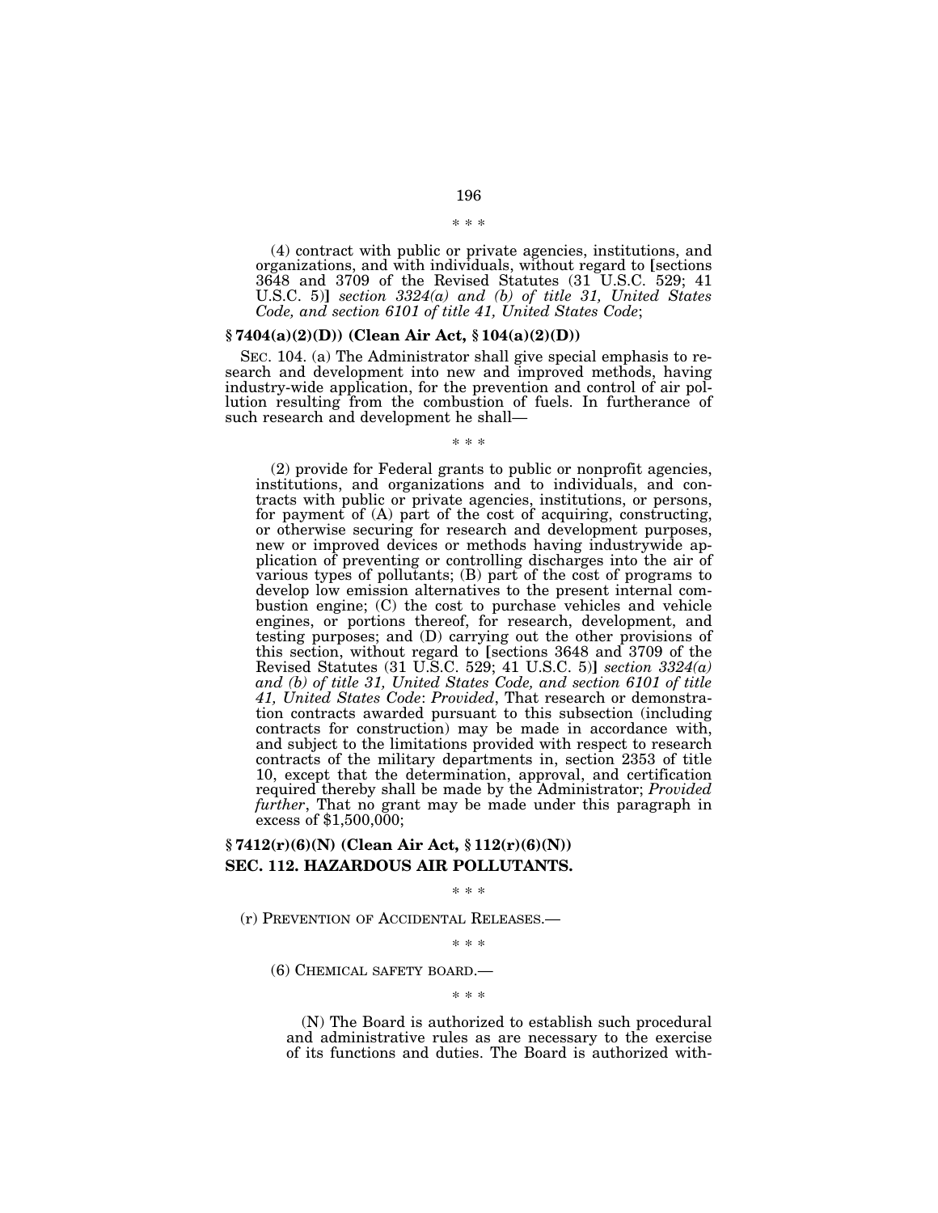\* \* \*

(4) contract with public or private agencies, institutions, and organizations, and with individuals, without regard to [sections 3648 and 3709 of the Revised Statutes (31 U.S.C. 529; 41 U.S.C. 5)] *section 3324(a) and (b) of title 31, United States Code, and section 6101 of title 41, United States Code*;

**§ 7404(a)(2)(D)) (Clean Air Act, § 104(a)(2)(D))**

SEC. 104. (a) The Administrator shall give special emphasis to research and development into new and improved methods, having industry-wide application, for the prevention and control of air pollution resulting from the combustion of fuels. In furtherance of such research and development he shall—

\* \* \*

(2) provide for Federal grants to public or nonprofit agencies, institutions, and organizations and to individuals, and contracts with public or private agencies, institutions, or persons, for payment of (A) part of the cost of acquiring, constructing, or otherwise securing for research and development purposes, new or improved devices or methods having industrywide application of preventing or controlling discharges into the air of various types of pollutants; (B) part of the cost of programs to develop low emission alternatives to the present internal combustion engine; (C) the cost to purchase vehicles and vehicle engines, or portions thereof, for research, development, and testing purposes; and (D) carrying out the other provisions of this section, without regard to [sections 3648 and 3709 of the Revised Statutes (31 U.S.C. 529; 41 U.S.C. 5)] *section 3324(a) and (b) of title 31, United States Code, and section 6101 of title 41, United States Code*: *Provided*, That research or demonstration contracts awarded pursuant to this subsection (including contracts for construction) may be made in accordance with, and subject to the limitations provided with respect to research contracts of the military departments in, section 2353 of title 10, except that the determination, approval, and certification required thereby shall be made by the Administrator; *Provided further*, That no grant may be made under this paragraph in excess of $1,500,000;

**§ 7412(r)(6)(N) (Clean Air Act, § 112(r)(6)(N))**

**SEC. 112. HAZARDOUS AIR POLLUTANTS.**

\* \* \*

(r) PREVENTION OF ACCIDENTAL RELEASES.—

\* \* \*

(6) CHEMICAL SAFETY BOARD.—

\* \* \*

(N) The Board is authorized to establish such procedural and administrative rules as are necessary to the exercise of its functions and duties. The Board is authorized with-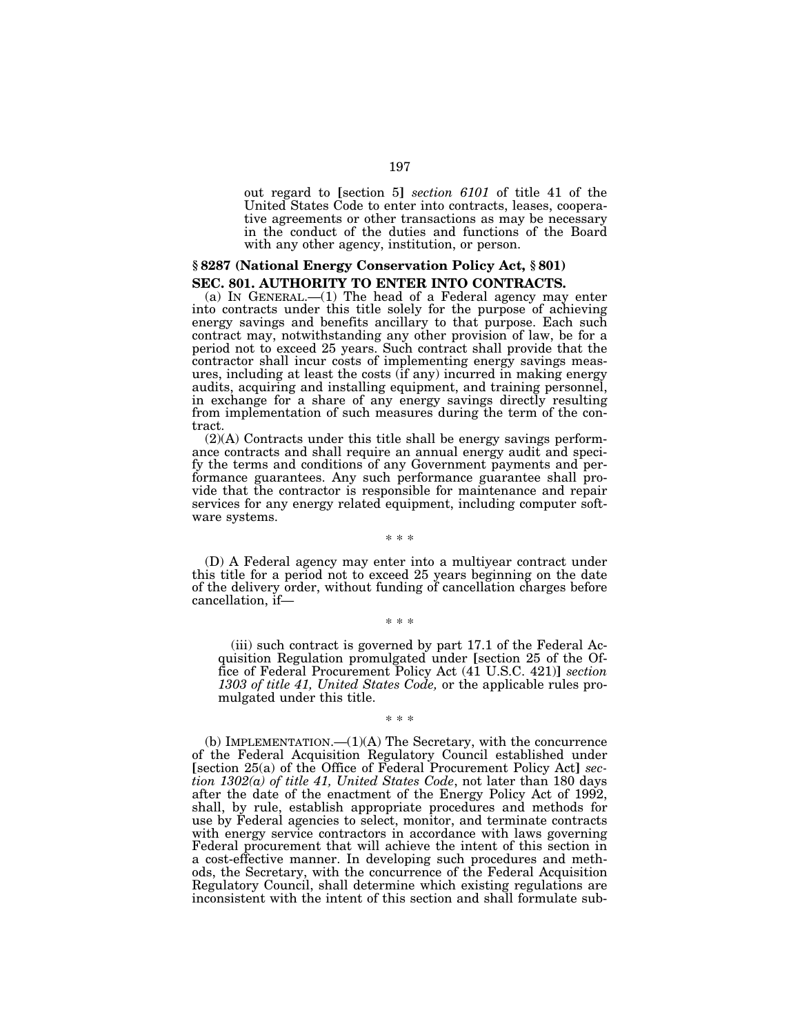out regard to [section 5] *section 6101* of title 41 of the United States Code to enter into contracts, leases, cooperative agreements or other transactions as may be necessary in the conduct of the duties and functions of the Board with any other agency, institution, or person.

### § 8287 (National Energy Conservation Policy Act, § 801)

### SEC. 801. AUTHORITY TO ENTER INTO CONTRACTS.

(a) IN GENERAL.—(1) The head of a Federal agency may enter into contracts under this title solely for the purpose of achieving energy savings and benefits ancillary to that purpose. Each such contract may, notwithstanding any other provision of law, be for a period not to exceed 25 years. Such contract shall provide that the contractor shall incur costs of implementing energy savings measures, including at least the costs (if any) incurred in making energy audits, acquiring and installing equipment, and training personnel, in exchange for a share of any energy savings directly resulting from implementation of such measures during the term of the contract.

(2)(A) Contracts under this title shall be energy savings performance contracts and shall require an annual energy audit and specify the terms and conditions of any Government payments and performance guarantees. Any such performance guarantee shall provide that the contractor is responsible for maintenance and repair services for any energy related equipment, including computer software systems.

\* \* \*

(D) A Federal agency may enter into a multiyear contract under this title for a period not to exceed 25 years beginning on the date of the delivery order, without funding of cancellation charges before cancellation, if—

\* \* \*

(iii) such contract is governed by part 17.1 of the Federal Acquisition Regulation promulgated under [section 25 of the Office of Federal Procurement Policy Act (41 U.S.C. 421)] *section 1303 of title 41, United States Code,* or the applicable rules promulgated under this title.

\* \* \*

(b) IMPLEMENTATION.—(1)(A) The Secretary, with the concurrence of the Federal Acquisition Regulatory Council established under [section 25(a) of the Office of Federal Procurement Policy Act] *section 1302(a) of title 41, United States Code*, not later than 180 days after the date of the enactment of the Energy Policy Act of 1992, shall, by rule, establish appropriate procedures and methods for use by Federal agencies to select, monitor, and terminate contracts with energy service contractors in accordance with laws governing Federal procurement that will achieve the intent of this section in a cost-effective manner. In developing such procedures and methods, the Secretary, with the concurrence of the Federal Acquisition Regulatory Council, shall determine which existing regulations are inconsistent with the intent of this section and shall formulate sub-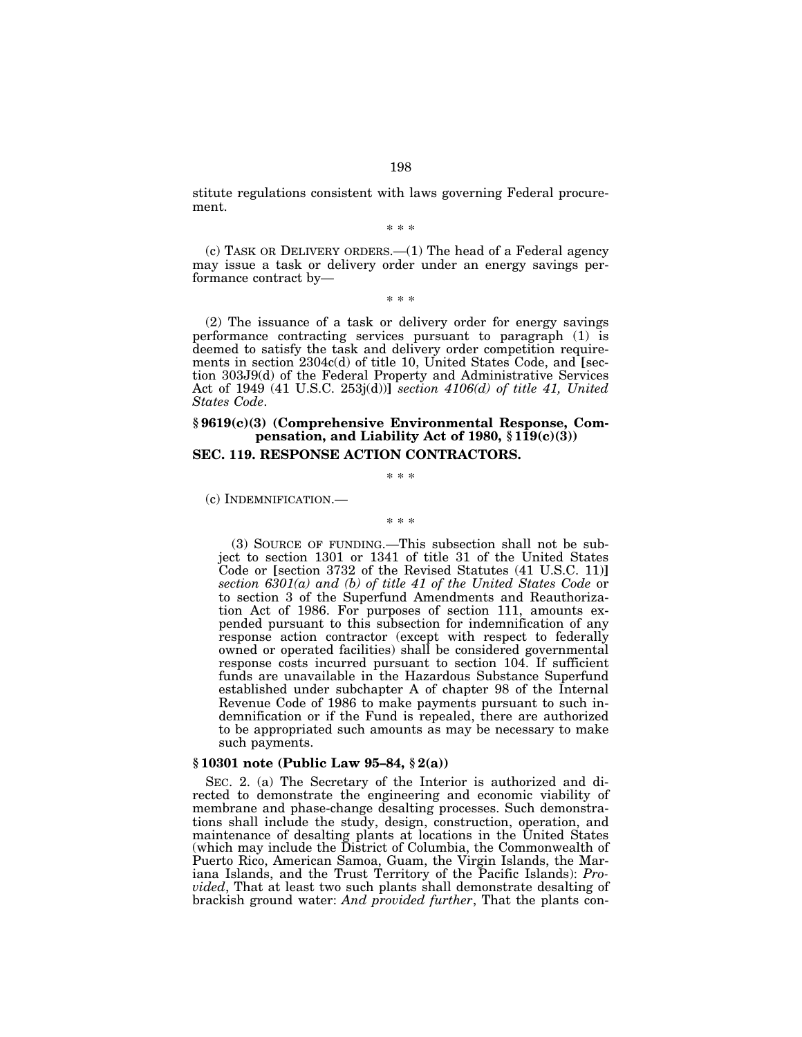stitute regulations consistent with laws governing Federal procurement.

\* \* \*

(c) TASK OR DELIVERY ORDERS.—(1) The head of a Federal agency may issue a task or delivery order under an energy savings performance contract by—

\* \* \*

(2) The issuance of a task or delivery order for energy savings performance contracting services pursuant to paragraph (1) is deemed to satisfy the task and delivery order competition requirements in section 2304c(d) of title 10, United States Code, and [section 303J9(d) of the Federal Property and Administrative Services Act of 1949 (41 U.S.C. 253j(d))] *section 4106(d) of title 41, United States Code*.

### § 9619(c)(3) (Comprehensive Environmental Response, Compensation, and Liability Act of 1980, § 119(c)(3))

### SEC. 119. RESPONSE ACTION CONTRACTORS.

\* \* \*

(c) INDEMNIFICATION.—

\* \* \*

(3) SOURCE OF FUNDING.—This subsection shall not be subject to section 1301 or 1341 of title 31 of the United States Code or [section 3732 of the Revised Statutes (41 U.S.C. 11)] *section 6301(a) and (b) of title 41 of the United States Code* or to section 3 of the Superfund Amendments and Reauthorization Act of 1986. For purposes of section 111, amounts expended pursuant to this subsection for indemnification of any response action contractor (except with respect to federally owned or operated facilities) shall be considered governmental response costs incurred pursuant to section 104. If sufficient funds are unavailable in the Hazardous Substance Superfund established under subchapter A of chapter 98 of the Internal Revenue Code of 1986 to make payments pursuant to such indemnification or if the Fund is repealed, there are authorized to be appropriated such amounts as may be necessary to make such payments.

### § 10301 note (Public Law 95–84, § 2(a))

SEC. 2. (a) The Secretary of the Interior is authorized and directed to demonstrate the engineering and economic viability of membrane and phase-change desalting processes. Such demonstrations shall include the study, design, construction, operation, and maintenance of desalting plants at locations in the United States (which may include the District of Columbia, the Commonwealth of Puerto Rico, American Samoa, Guam, the Virgin Islands, the Mariana Islands, and the Trust Territory of the Pacific Islands): *Provided*, That at least two such plants shall demonstrate desalting of brackish ground water: *And provided further*, That the plants con-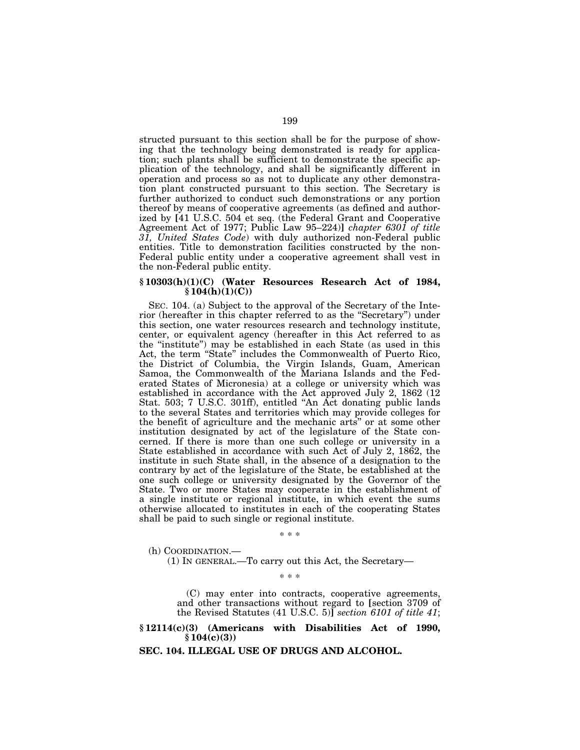structed pursuant to this section shall be for the purpose of showing that the technology being demonstrated is ready for application; such plants shall be sufficient to demonstrate the specific application of the technology, and shall be significantly different in operation and process so as not to duplicate any other demonstration plant constructed pursuant to this section. The Secretary is further authorized to conduct such demonstrations or any portion thereof by means of cooperative agreements (as defined and authorized by [41 U.S.C. 504 et seq. (the Federal Grant and Cooperative Agreement Act of 1977; Public Law 95–224)] *chapter 6301 of title 31, United States Code*) with duly authorized non-Federal public entities. Title to demonstration facilities constructed by the non-Federal public entity under a cooperative agreement shall vest in the non-Federal public entity.

**§ 10303(h)(1)(C) (Water Resources Research Act of 1984, § 104(h)(1)(C))**

SEC. 104. (a) Subject to the approval of the Secretary of the Interior (hereafter in this chapter referred to as the "Secretary") under this section, one water resources research and technology institute, center, or equivalent agency (hereafter in this Act referred to as the "institute") may be established in each State (as used in this Act, the term "State" includes the Commonwealth of Puerto Rico, the District of Columbia, the Virgin Islands, Guam, American Samoa, the Commonwealth of the Mariana Islands and the Federated States of Micronesia) at a college or university which was established in accordance with the Act approved July 2, 1862 (12 Stat. 503; 7 U.S.C. 301ff), entitled "An Act donating public lands to the several States and territories which may provide colleges for the benefit of agriculture and the mechanic arts" or at some other institution designated by act of the legislature of the State concerned. If there is more than one such college or university in a State established in accordance with such Act of July 2, 1862, the institute in such State shall, in the absence of a designation to the contrary by act of the legislature of the State, be established at the one such college or university designated by the Governor of the State. Two or more States may cooperate in the establishment of a single institute or regional institute, in which event the sums otherwise allocated to institutes in each of the cooperating States shall be paid to such single or regional institute.

\* \* \*

(h) COORDINATION.—

(1) IN GENERAL.—To carry out this Act, the Secretary—

\* \* \*

(C) may enter into contracts, cooperative agreements, and other transactions without regard to [section 3709 of the Revised Statutes (41 U.S.C. 5)] *section 6101 of title 41*;

**§ 12114(c)(3) (Americans with Disabilities Act of 1990, § 104(c)(3))**

**SEC. 104. ILLEGAL USE OF DRUGS AND ALCOHOL.**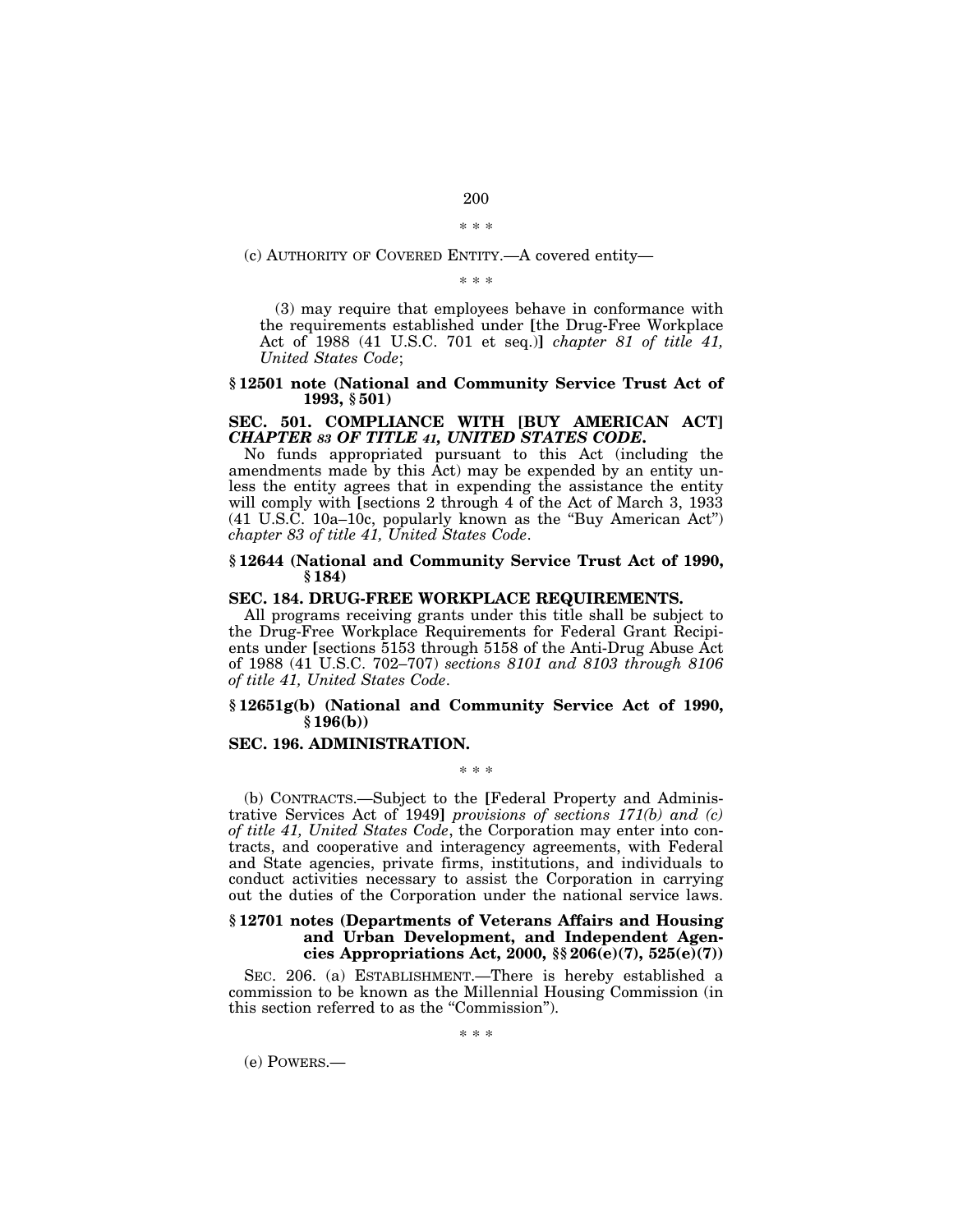\* \* \*

(c) AUTHORITY OF COVERED ENTITY.—A covered entity—

\* \* \*

(3) may require that employees behave in conformance with the requirements established under [the Drug-Free Workplace Act of 1988 (41 U.S.C. 701 et seq.)] *chapter 81 of title 41, United States Code*;

### § 12501 note (National and Community Service Trust Act of 1993, § 501)

### SEC. 501. COMPLIANCE WITH [BUY AMERICAN ACT] *CHAPTER 83 OF TITLE 41, UNITED STATES CODE*.

No funds appropriated pursuant to this Act (including the amendments made by this Act) may be expended by an entity unless the entity agrees that in expending the assistance the entity will comply with [sections 2 through 4 of the Act of March 3, 1933 (41 U.S.C. 10a–10c, popularly known as the "Buy American Act") *chapter 83 of title 41, United States Code*.

### § 12644 (National and Community Service Trust Act of 1990, § 184)

### SEC. 184. DRUG-FREE WORKPLACE REQUIREMENTS.

All programs receiving grants under this title shall be subject to the Drug-Free Workplace Requirements for Federal Grant Recipients under [sections 5153 through 5158 of the Anti-Drug Abuse Act of 1988 (41 U.S.C. 702–707) *sections 8101 and 8103 through 8106 of title 41, United States Code*.

### § 12651g(b) (National and Community Service Act of 1990, § 196(b))

### SEC. 196. ADMINISTRATION.

\* \* \*

(b) CONTRACTS.—Subject to the [Federal Property and Administrative Services Act of 1949] *provisions of sections 171(b) and (c) of title 41, United States Code*, the Corporation may enter into contracts, and cooperative and interagency agreements, with Federal and State agencies, private firms, institutions, and individuals to conduct activities necessary to assist the Corporation in carrying out the duties of the Corporation under the national service laws.

### § 12701 notes (Departments of Veterans Affairs and Housing and Urban Development, and Independent Agencies Appropriations Act, 2000, §§ 206(e)(7), 525(e)(7))

SEC. 206. (a) ESTABLISHMENT.—There is hereby established a commission to be known as the Millennial Housing Commission (in this section referred to as the "Commission").

\* \* \*

(e) POWERS.—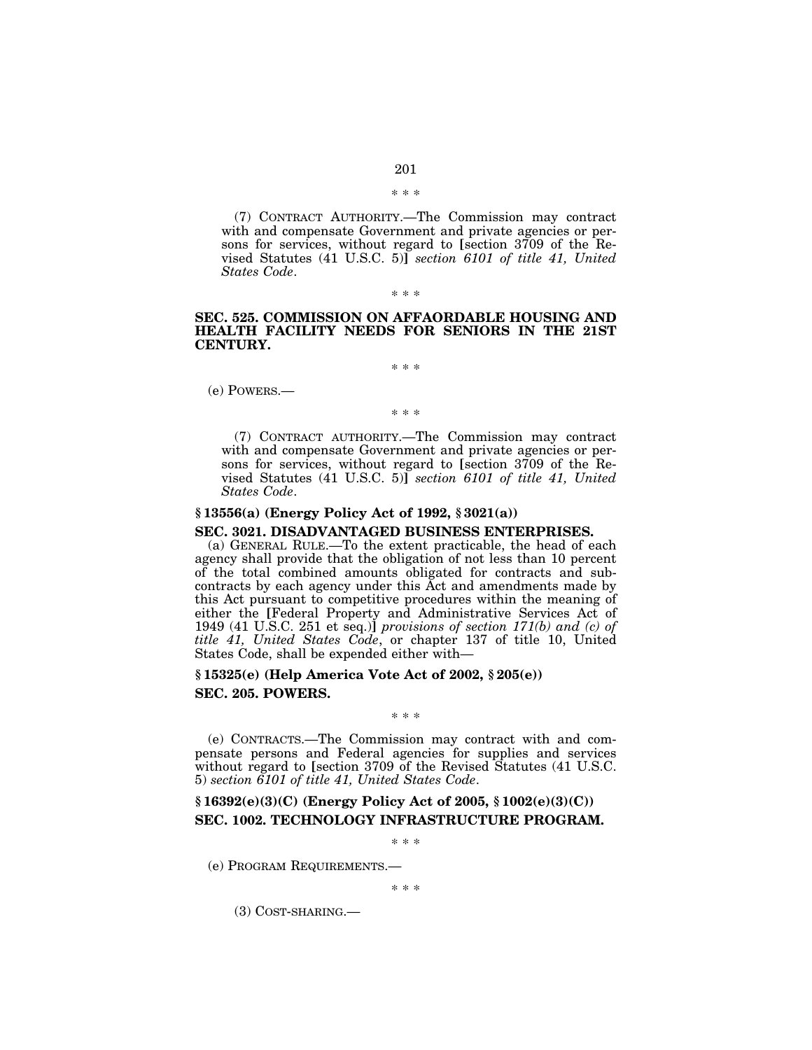\* \* \*

(7) CONTRACT AUTHORITY.—The Commission may contract with and compensate Government and private agencies or persons for services, without regard to [section 3709 of the Revised Statutes (41 U.S.C. 5)] *section 6101 of title 41, United States Code*.

\* \* \*

**SEC. 525. COMMISSION ON AFFAORDABLE HOUSING AND HEALTH FACILITY NEEDS FOR SENIORS IN THE 21ST CENTURY.**

\* \* \*

(e) POWERS.—

\* \* \*

(7) CONTRACT AUTHORITY.—The Commission may contract with and compensate Government and private agencies or persons for services, without regard to [section 3709 of the Revised Statutes (41 U.S.C. 5)] *section 6101 of title 41, United States Code*.

**§ 13556(a) (Energy Policy Act of 1992, § 3021(a))**

**SEC. 3021. DISADVANTAGED BUSINESS ENTERPRISES.**

(a) GENERAL RULE.—To the extent practicable, the head of each agency shall provide that the obligation of not less than 10 percent of the total combined amounts obligated for contracts and subcontracts by each agency under this Act and amendments made by this Act pursuant to competitive procedures within the meaning of either the [Federal Property and Administrative Services Act of 1949 (41 U.S.C. 251 et seq.)] *provisions of section 171(b) and (c) of title 41, United States Code*, or chapter 137 of title 10, United States Code, shall be expended either with—

**§ 15325(e) (Help America Vote Act of 2002, § 205(e))**

**SEC. 205. POWERS.**

\* \* \*

(e) CONTRACTS.—The Commission may contract with and compensate persons and Federal agencies for supplies and services without regard to [section 3709 of the Revised Statutes (41 U.S.C. 5) *section 6101 of title 41, United States Code*.

**§ 16392(e)(3)(C) (Energy Policy Act of 2005, § 1002(e)(3)(C))**

**SEC. 1002. TECHNOLOGY INFRASTRUCTURE PROGRAM.**

\* \* \*

(e) PROGRAM REQUIREMENTS.—

\* \* \*

(3) COST-SHARING.—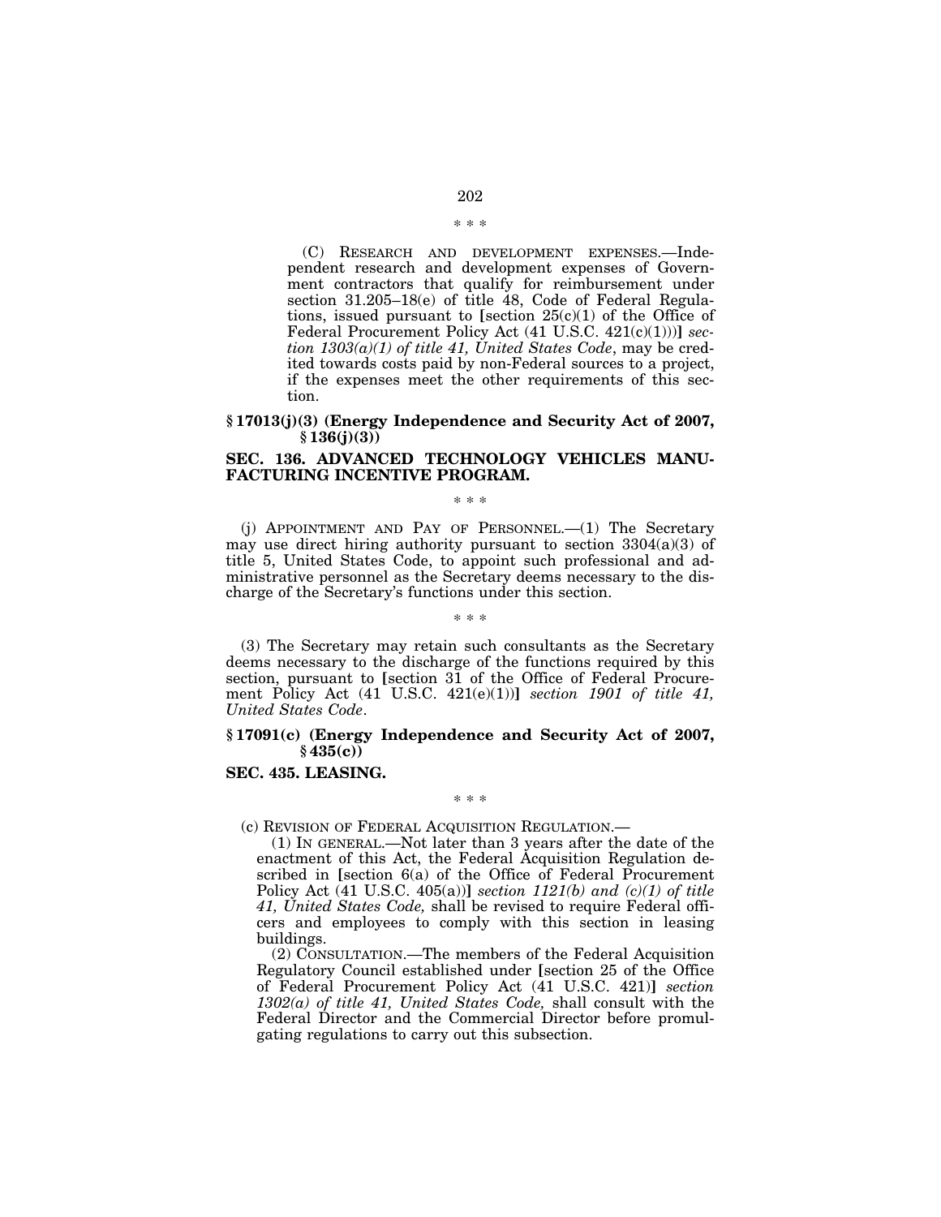\* \* \*

(C) RESEARCH AND DEVELOPMENT EXPENSES.—Independent research and development expenses of Government contractors that qualify for reimbursement under section 31.205–18(e) of title 48, Code of Federal Regulations, issued pursuant to [section 25(c)(1) of the Office of Federal Procurement Policy Act (41 U.S.C. 421(c)(1))] *section 1303(a)(1) of title 41, United States Code*, may be credited towards costs paid by non-Federal sources to a project, if the expenses meet the other requirements of this section.

### § 17013(j)(3) (Energy Independence and Security Act of 2007, § 136(j)(3))

### SEC. 136. ADVANCED TECHNOLOGY VEHICLES MANUFACTURING INCENTIVE PROGRAM.

\* \* \*

(j) APPOINTMENT AND PAY OF PERSONNEL.—(1) The Secretary may use direct hiring authority pursuant to section 3304(a)(3) of title 5, United States Code, to appoint such professional and administrative personnel as the Secretary deems necessary to the discharge of the Secretary's functions under this section.

\* \* \*

(3) The Secretary may retain such consultants as the Secretary deems necessary to the discharge of the functions required by this section, pursuant to [section 31 of the Office of Federal Procurement Policy Act (41 U.S.C. 421(e)(1))] *section 1901 of title 41, United States Code*.

### § 17091(c) (Energy Independence and Security Act of 2007, § 435(c))

### SEC. 435. LEASING.

\* \* \*

(c) REVISION OF FEDERAL ACQUISITION REGULATION.—

(1) IN GENERAL.—Not later than 3 years after the date of the enactment of this Act, the Federal Acquisition Regulation described in [section 6(a) of the Office of Federal Procurement Policy Act (41 U.S.C. 405(a))] *section 1121(b) and (c)(1) of title 41, United States Code,* shall be revised to require Federal officers and employees to comply with this section in leasing buildings.

(2) CONSULTATION.—The members of the Federal Acquisition Regulatory Council established under [section 25 of the Office of Federal Procurement Policy Act (41 U.S.C. 421)] *section 1302(a) of title 41, United States Code,* shall consult with the Federal Director and the Commercial Director before promulgating regulations to carry out this subsection.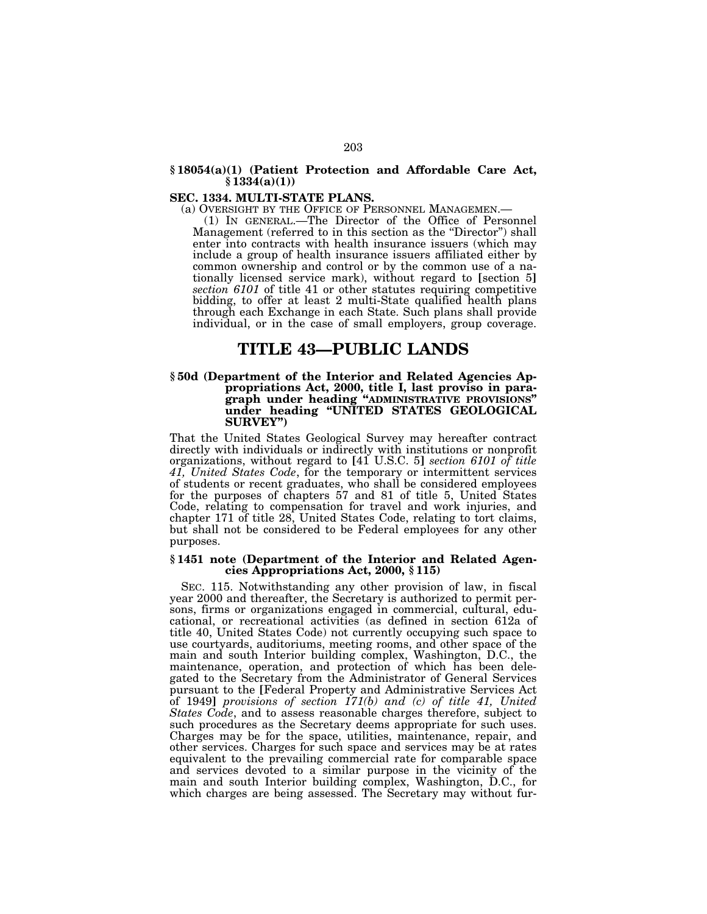**§ 18054(a)(1) (Patient Protection and Affordable Care Act, § 1334(a)(1))**

**SEC. 1334. MULTI-STATE PLANS.**

(a) OVERSIGHT BY THE OFFICE OF PERSONNEL MANAGEMEN.—

(1) IN GENERAL.—The Director of the Office of Personnel Management (referred to in this section as the "Director") shall enter into contracts with health insurance issuers (which may include a group of health insurance issuers affiliated either by common ownership and control or by the common use of a nationally licensed service mark), without regard to [section 5] *section 6101* of title 41 or other statutes requiring competitive bidding, to offer at least 2 multi-State qualified health plans through each Exchange in each State. Such plans shall provide individual, or in the case of small employers, group coverage.

# TITLE 43—PUBLIC LANDS

**§ 50d (Department of the Interior and Related Agencies Appropriations Act, 2000, title I, last proviso in paragraph under heading "ADMINISTRATIVE PROVISIONS" under heading "UNITED STATES GEOLOGICAL SURVEY")**

That the United States Geological Survey may hereafter contract directly with individuals or indirectly with institutions or nonprofit organizations, without regard to [41 U.S.C. 5] *section 6101 of title 41, United States Code*, for the temporary or intermittent services of students or recent graduates, who shall be considered employees for the purposes of chapters 57 and 81 of title 5, United States Code, relating to compensation for travel and work injuries, and chapter 171 of title 28, United States Code, relating to tort claims, but shall not be considered to be Federal employees for any other purposes.

**§ 1451 note (Department of the Interior and Related Agencies Appropriations Act, 2000, § 115)**

SEC. 115. Notwithstanding any other provision of law, in fiscal year 2000 and thereafter, the Secretary is authorized to permit persons, firms or organizations engaged in commercial, cultural, educational, or recreational activities (as defined in section 612a of title 40, United States Code) not currently occupying such space to use courtyards, auditoriums, meeting rooms, and other space of the main and south Interior building complex, Washington, D.C., the maintenance, operation, and protection of which has been delegated to the Secretary from the Administrator of General Services pursuant to the [Federal Property and Administrative Services Act of 1949] *provisions of section 171(b) and (c) of title 41, United States Code*, and to assess reasonable charges therefore, subject to such procedures as the Secretary deems appropriate for such uses. Charges may be for the space, utilities, maintenance, repair, and other services. Charges for such space and services may be at rates equivalent to the prevailing commercial rate for comparable space and services devoted to a similar purpose in the vicinity of the main and south Interior building complex, Washington, D.C., for which charges are being assessed. The Secretary may without fur-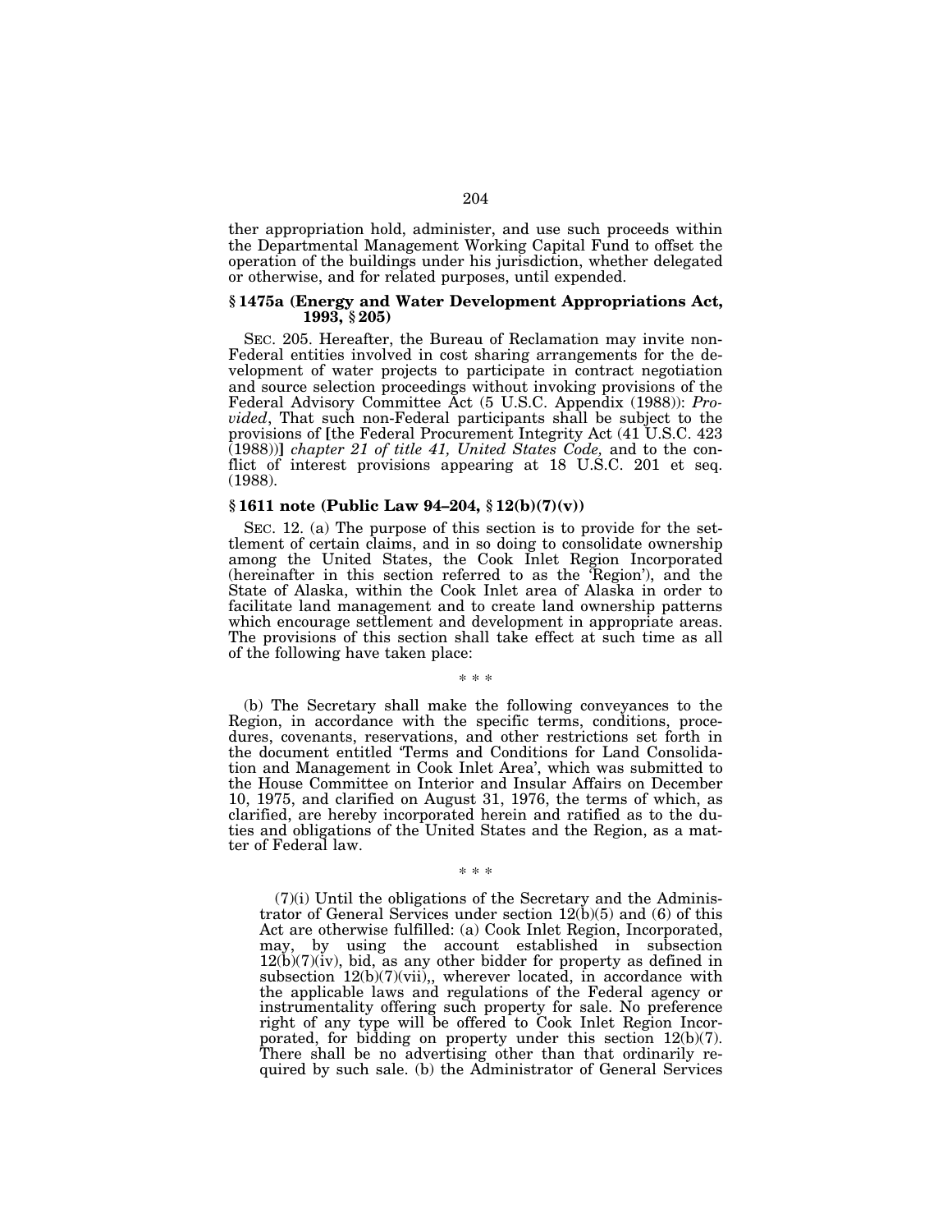ther appropriation hold, administer, and use such proceeds within the Departmental Management Working Capital Fund to offset the operation of the buildings under his jurisdiction, whether delegated or otherwise, and for related purposes, until expended.

### § 1475a (Energy and Water Development Appropriations Act, 1993, § 205)

SEC. 205. Hereafter, the Bureau of Reclamation may invite non-Federal entities involved in cost sharing arrangements for the development of water projects to participate in contract negotiation and source selection proceedings without invoking provisions of the Federal Advisory Committee Act (5 U.S.C. Appendix (1988)): *Provided*, That such non-Federal participants shall be subject to the provisions of [the Federal Procurement Integrity Act (41 U.S.C. 423 (1988))] *chapter 21 of title 41, United States Code,* and to the conflict of interest provisions appearing at 18 U.S.C. 201 et seq. (1988).

### § 1611 note (Public Law 94–204, § 12(b)(7)(v))

SEC. 12. (a) The purpose of this section is to provide for the settlement of certain claims, and in so doing to consolidate ownership among the United States, the Cook Inlet Region Incorporated (hereinafter in this section referred to as the 'Region'), and the State of Alaska, within the Cook Inlet area of Alaska in order to facilitate land management and to create land ownership patterns which encourage settlement and development in appropriate areas. The provisions of this section shall take effect at such time as all of the following have taken place:

\* \* \*

(b) The Secretary shall make the following conveyances to the Region, in accordance with the specific terms, conditions, procedures, covenants, reservations, and other restrictions set forth in the document entitled 'Terms and Conditions for Land Consolidation and Management in Cook Inlet Area', which was submitted to the House Committee on Interior and Insular Affairs on December 10, 1975, and clarified on August 31, 1976, the terms of which, as clarified, are hereby incorporated herein and ratified as to the duties and obligations of the United States and the Region, as a matter of Federal law.

\* \* \*

(7)(i) Until the obligations of the Secretary and the Administrator of General Services under section 12(b)(5) and (6) of this Act are otherwise fulfilled: (a) Cook Inlet Region, Incorporated, may, by using the account established in subsection 12(b)(7)(iv), bid, as any other bidder for property as defined in subsection 12(b)(7)(vii),, wherever located, in accordance with the applicable laws and regulations of the Federal agency or instrumentality offering such property for sale. No preference right of any type will be offered to Cook Inlet Region Incorporated, for bidding on property under this section 12(b)(7). There shall be no advertising other than that ordinarily required by such sale. (b) the Administrator of General Services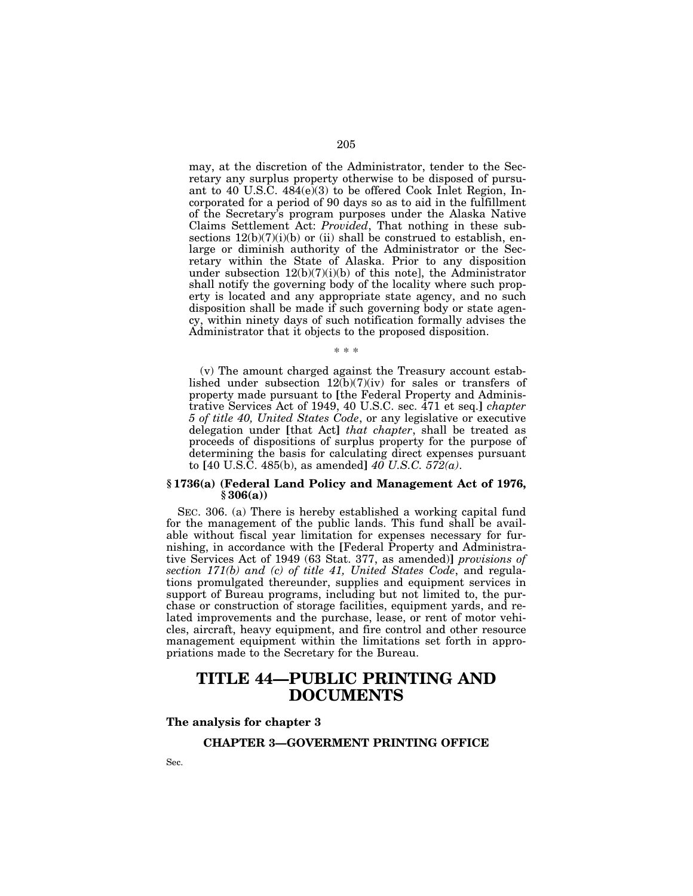may, at the discretion of the Administrator, tender to the Secretary any surplus property otherwise to be disposed of pursuant to 40 U.S.C. 484(e)(3) to be offered Cook Inlet Region, Incorporated for a period of 90 days so as to aid in the fulfillment of the Secretary's program purposes under the Alaska Native Claims Settlement Act: *Provided*, That nothing in these subsections 12(b)(7)(i)(b) or (ii) shall be construed to establish, enlarge or diminish authority of the Administrator or the Secretary within the State of Alaska. Prior to any disposition under subsection 12(b)(7)(i)(b) of this note], the Administrator shall notify the governing body of the locality where such property is located and any appropriate state agency, and no such disposition shall be made if such governing body or state agency, within ninety days of such notification formally advises the Administrator that it objects to the proposed disposition.

\* \* \*

(v) The amount charged against the Treasury account established under subsection 12(b)(7)(iv) for sales or transfers of property made pursuant to [the Federal Property and Administrative Services Act of 1949, 40 U.S.C. sec. 471 et seq.] *chapter 5 of title 40, United States Code*, or any legislative or executive delegation under [that Act] *that chapter*, shall be treated as proceeds of dispositions of surplus property for the purpose of determining the basis for calculating direct expenses pursuant to [40 U.S.C. 485(b), as amended] *40 U.S.C. 572(a)*.

#### § 1736(a) (Federal Land Policy and Management Act of 1976, § 306(a))

SEC. 306. (a) There is hereby established a working capital fund for the management of the public lands. This fund shall be available without fiscal year limitation for expenses necessary for furnishing, in accordance with the [Federal Property and Administrative Services Act of 1949 (63 Stat. 377, as amended)] *provisions of section 171(b) and (c) of title 41, United States Code*, and regulations promulgated thereunder, supplies and equipment services in support of Bureau programs, including but not limited to, the purchase or construction of storage facilities, equipment yards, and related improvements and the purchase, lease, or rent of motor vehicles, aircraft, heavy equipment, and fire control and other resource management equipment within the limitations set forth in appropriations made to the Secretary for the Bureau.

# TITLE 44—PUBLIC PRINTING AND DOCUMENTS

#### The analysis for chapter 3

##### CHAPTER 3—GOVERMENT PRINTING OFFICE

Sec.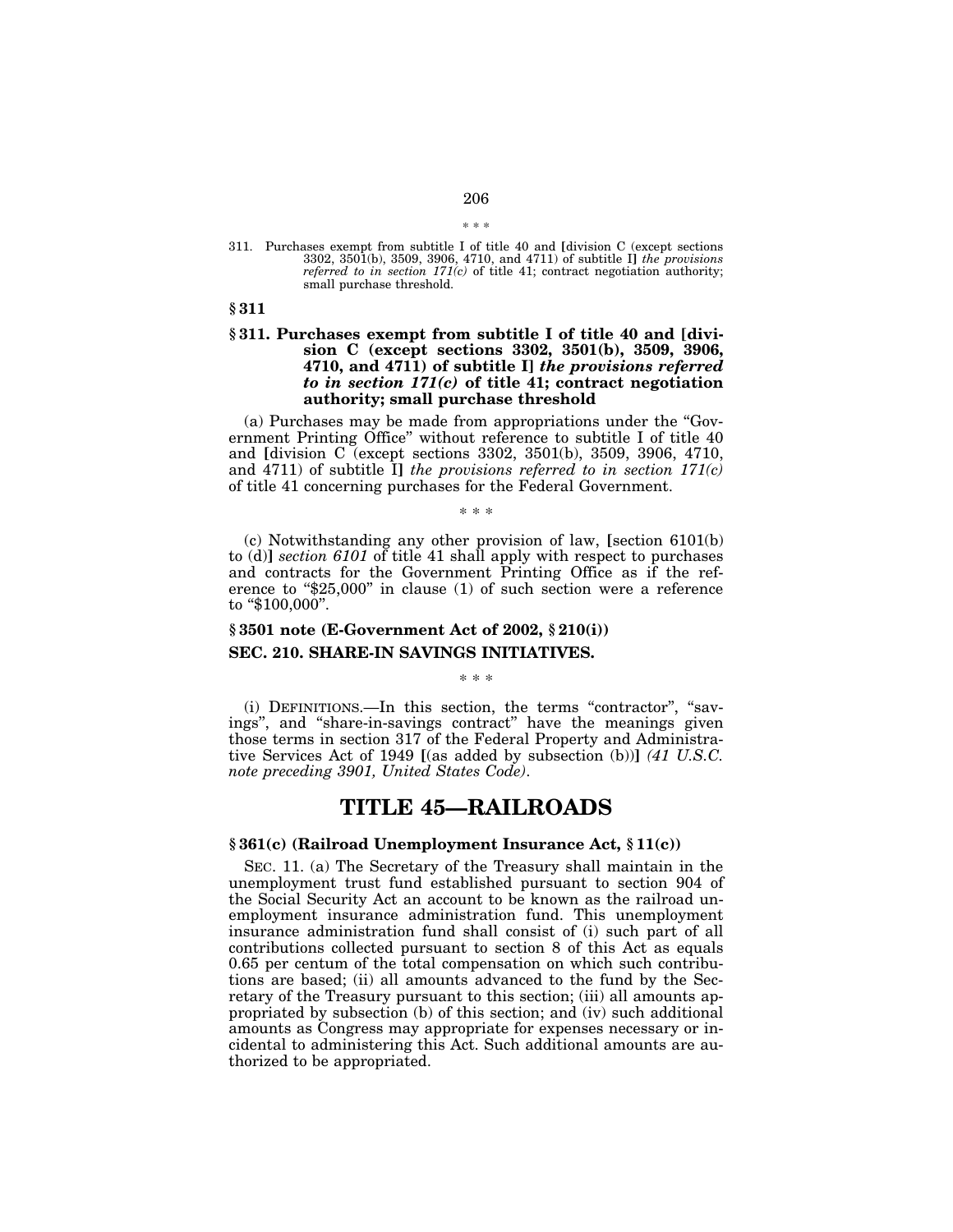\* \* \*

311. Purchases exempt from subtitle I of title 40 and [division C (except sections 3302, 3501(b), 3509, 3906, 4710, and 4711) of subtitle I] *the provisions referred to in section 171(c)* of title 41; contract negotiation authority; small purchase threshold.

**§ 311**

### § 311. Purchases exempt from subtitle I of title 40 and [division C (except sections 3302, 3501(b), 3509, 3906, 4710, and 4711) of subtitle I] *the provisions referred to in section 171(c)* of title 41; contract negotiation authority; small purchase threshold

(a) Purchases may be made from appropriations under the "Government Printing Office" without reference to subtitle I of title 40 and [division C (except sections 3302, 3501(b), 3509, 3906, 4710, and 4711) of subtitle I] *the provisions referred to in section 171(c)* of title 41 concerning purchases for the Federal Government.

\* \* \*

(c) Notwithstanding any other provision of law, [section 6101(b) to (d)] *section 6101* of title 41 shall apply with respect to purchases and contracts for the Government Printing Office as if the reference to "$25,000" in clause (1) of such section were a reference to "$100,000".

### § 3501 note (E-Government Act of 2002, § 210(i))

### SEC. 210. SHARE-IN SAVINGS INITIATIVES.

\* \* \*

(i) DEFINITIONS.—In this section, the terms "contractor", "savings", and "share-in-savings contract" have the meanings given those terms in section 317 of the Federal Property and Administrative Services Act of 1949 [(as added by subsection (b))] *(41 U.S.C. note preceding 3901, United States Code)*.

# TITLE 45—RAILROADS

### § 361(c) (Railroad Unemployment Insurance Act, § 11(c))

SEC. 11. (a) The Secretary of the Treasury shall maintain in the unemployment trust fund established pursuant to section 904 of the Social Security Act an account to be known as the railroad unemployment insurance administration fund. This unemployment insurance administration fund shall consist of (i) such part of all contributions collected pursuant to section 8 of this Act as equals 0.65 per centum of the total compensation on which such contributions are based; (ii) all amounts advanced to the fund by the Secretary of the Treasury pursuant to this section; (iii) all amounts appropriated by subsection (b) of this section; and (iv) such additional amounts as Congress may appropriate for expenses necessary or incidental to administering this Act. Such additional amounts are authorized to be appropriated.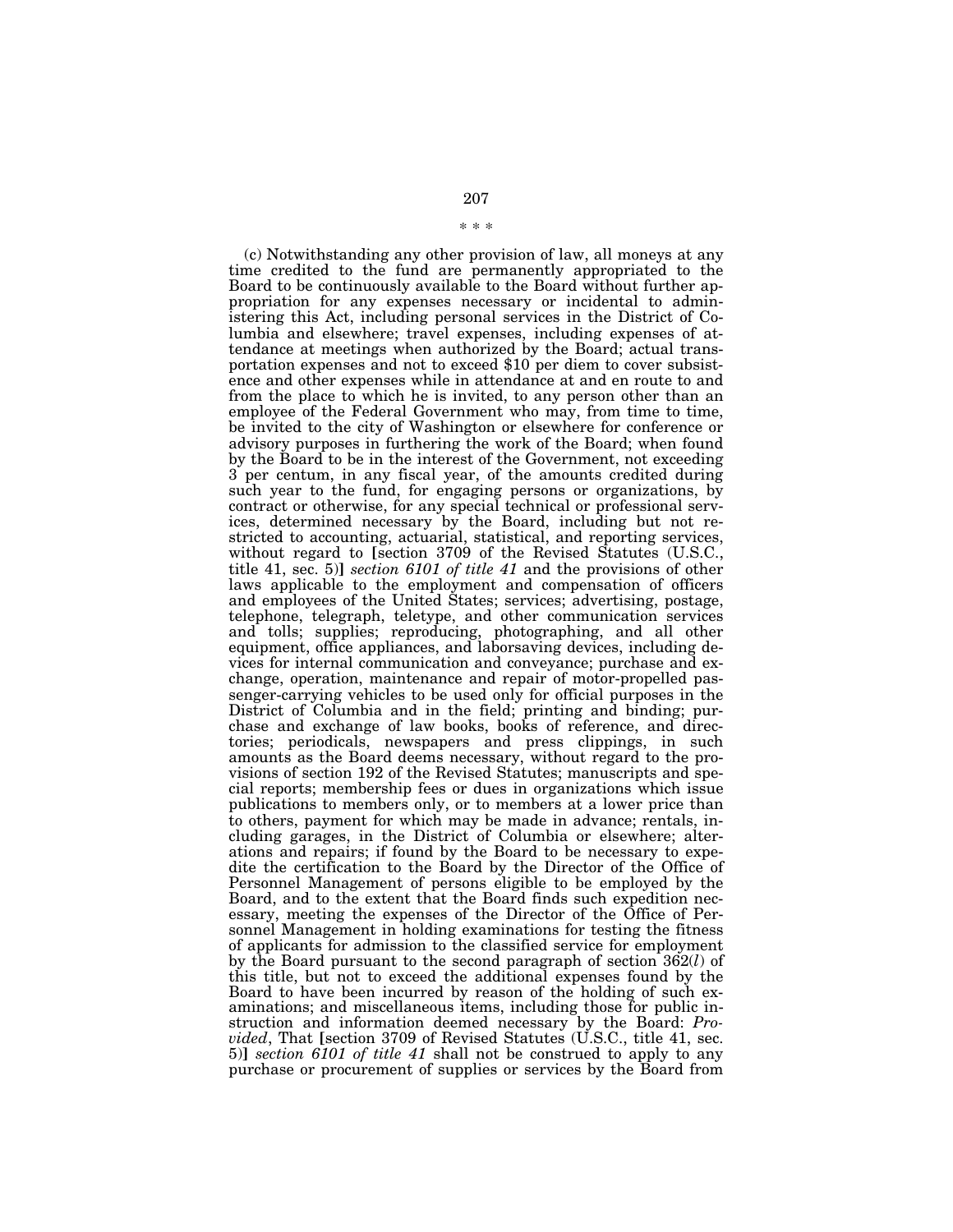\* \* \*

(c) Notwithstanding any other provision of law, all moneys at any time credited to the fund are permanently appropriated to the Board to be continuously available to the Board without further appropriation for any expenses necessary or incidental to administering this Act, including personal services in the District of Columbia and elsewhere; travel expenses, including expenses of attendance at meetings when authorized by the Board; actual transportation expenses and not to exceed $10 per diem to cover subsistence and other expenses while in attendance at and en route to and from the place to which he is invited, to any person other than an employee of the Federal Government who may, from time to time, be invited to the city of Washington or elsewhere for conference or advisory purposes in furthering the work of the Board; when found by the Board to be in the interest of the Government, not exceeding 3 per centum, in any fiscal year, of the amounts credited during such year to the fund, for engaging persons or organizations, by contract or otherwise, for any special technical or professional services, determined necessary by the Board, including but not restricted to accounting, actuarial, statistical, and reporting services, without regard to [section 3709 of the Revised Statutes (U.S.C., title 41, sec. 5)] *section 6101 of title 41* and the provisions of other laws applicable to the employment and compensation of officers and employees of the United States; services; advertising, postage, telephone, telegraph, teletype, and other communication services and tolls; supplies; reproducing, photographing, and all other equipment, office appliances, and laborsaving devices, including devices for internal communication and conveyance; purchase and exchange, operation, maintenance and repair of motor-propelled passenger-carrying vehicles to be used only for official purposes in the District of Columbia and in the field; printing and binding; purchase and exchange of law books, books of reference, and directories; periodicals, newspapers and press clippings, in such amounts as the Board deems necessary, without regard to the provisions of section 192 of the Revised Statutes; manuscripts and special reports; membership fees or dues in organizations which issue publications to members only, or to members at a lower price than to others, payment for which may be made in advance; rentals, including garages, in the District of Columbia or elsewhere; alterations and repairs; if found by the Board to be necessary to expedite the certification to the Board by the Director of the Office of Personnel Management of persons eligible to be employed by the Board, and to the extent that the Board finds such expedition necessary, meeting the expenses of the Director of the Office of Personnel Management in holding examinations for testing the fitness of applicants for admission to the classified service for employment by the Board pursuant to the second paragraph of section 362(*l*) of this title, but not to exceed the additional expenses found by the Board to have been incurred by reason of the holding of such examinations; and miscellaneous items, including those for public instruction and information deemed necessary by the Board: *Provided*, That [section 3709 of Revised Statutes (U.S.C., title 41, sec. 5)] *section 6101 of title 41* shall not be construed to apply to any purchase or procurement of supplies or services by the Board from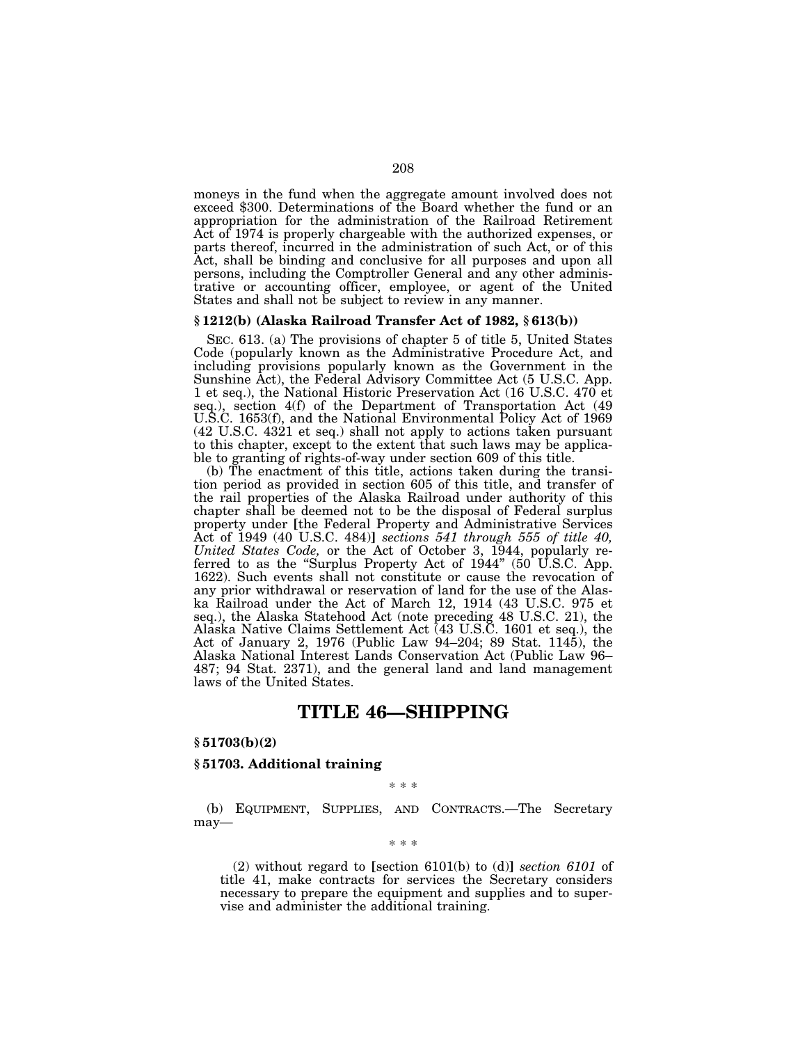moneys in the fund when the aggregate amount involved does not exceed $300. Determinations of the Board whether the fund or an appropriation for the administration of the Railroad Retirement Act of 1974 is properly chargeable with the authorized expenses, or parts thereof, incurred in the administration of such Act, or of this Act, shall be binding and conclusive for all purposes and upon all persons, including the Comptroller General and any other administrative or accounting officer, employee, or agent of the United States and shall not be subject to review in any manner.

**§ 1212(b) (Alaska Railroad Transfer Act of 1982, § 613(b))**

SEC. 613. (a) The provisions of chapter 5 of title 5, United States Code (popularly known as the Administrative Procedure Act, and including provisions popularly known as the Government in the Sunshine Act), the Federal Advisory Committee Act (5 U.S.C. App. 1 et seq.), the National Historic Preservation Act (16 U.S.C. 470 et seq.), section 4(f) of the Department of Transportation Act (49 U.S.C. 1653(f), and the National Environmental Policy Act of 1969 (42 U.S.C. 4321 et seq.) shall not apply to actions taken pursuant to this chapter, except to the extent that such laws may be applicable to granting of rights-of-way under section 609 of this title.

(b) The enactment of this title, actions taken during the transition period as provided in section 605 of this title, and transfer of the rail properties of the Alaska Railroad under authority of this chapter shall be deemed not to be the disposal of Federal surplus property under [the Federal Property and Administrative Services Act of 1949 (40 U.S.C. 484)] *sections 541 through 555 of title 40, United States Code,* or the Act of October 3, 1944, popularly referred to as the "Surplus Property Act of 1944" (50 U.S.C. App. 1622). Such events shall not constitute or cause the revocation of any prior withdrawal or reservation of land for the use of the Alaska Railroad under the Act of March 12, 1914 (43 U.S.C. 975 et seq.), the Alaska Statehood Act (note preceding 48 U.S.C. 21), the Alaska Native Claims Settlement Act (43 U.S.C. 1601 et seq.), the Act of January 2, 1976 (Public Law 94–204; 89 Stat. 1145), the Alaska National Interest Lands Conservation Act (Public Law 96–487; 94 Stat. 2371), and the general land and land management laws of the United States.

# TITLE 46—SHIPPING

**§ 51703(b)(2)**

**§ 51703. Additional training**

\* \* \*

(b) EQUIPMENT, SUPPLIES, AND CONTRACTS.—The Secretary may—

\* \* \*

(2) without regard to [section 6101(b) to (d)] *section 6101* of title 41, make contracts for services the Secretary considers necessary to prepare the equipment and supplies and to supervise and administer the additional training.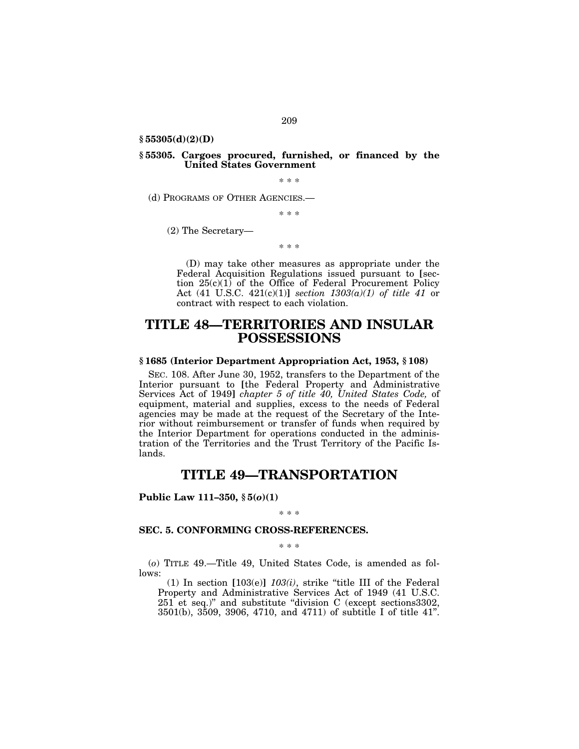**§ 55305(d)(2)(D)**

**§ 55305. Cargoes procured, furnished, or financed by the United States Government**

\* \* \*

(d) PROGRAMS OF OTHER AGENCIES.—

\* \* \*

(2) The Secretary—

\* \* \*

(D) may take other measures as appropriate under the Federal Acquisition Regulations issued pursuant to [section 25(c)(1) of the Office of Federal Procurement Policy Act (41 U.S.C. 421(c)(1)] *section 1303(a)(1) of title 41* or contract with respect to each violation.

# TITLE 48—TERRITORIES AND INSULAR POSSESSIONS

**§ 1685 (Interior Department Appropriation Act, 1953, § 108)**

SEC. 108. After June 30, 1952, transfers to the Department of the Interior pursuant to [the Federal Property and Administrative Services Act of 1949] *chapter 5 of title 40, United States Code,* of equipment, material and supplies, excess to the needs of Federal agencies may be made at the request of the Secretary of the Interior without reimbursement or transfer of funds when required by the Interior Department for operations conducted in the administration of the Territories and the Trust Territory of the Pacific Islands.

# TITLE 49—TRANSPORTATION

**Public Law 111–350, § 5(*o*)(1)**

\* \* \*

**SEC. 5. CONFORMING CROSS-REFERENCES.**

\* \* \*

(*o*) TITLE 49.—Title 49, United States Code, is amended as follows:

(1) In section [103(e)] *103(i)*, strike "title III of the Federal Property and Administrative Services Act of 1949 (41 U.S.C. 251 et seq.)" and substitute "division C (except sections3302, 3501(b), 3509, 3906, 4710, and 4711) of subtitle I of title 41".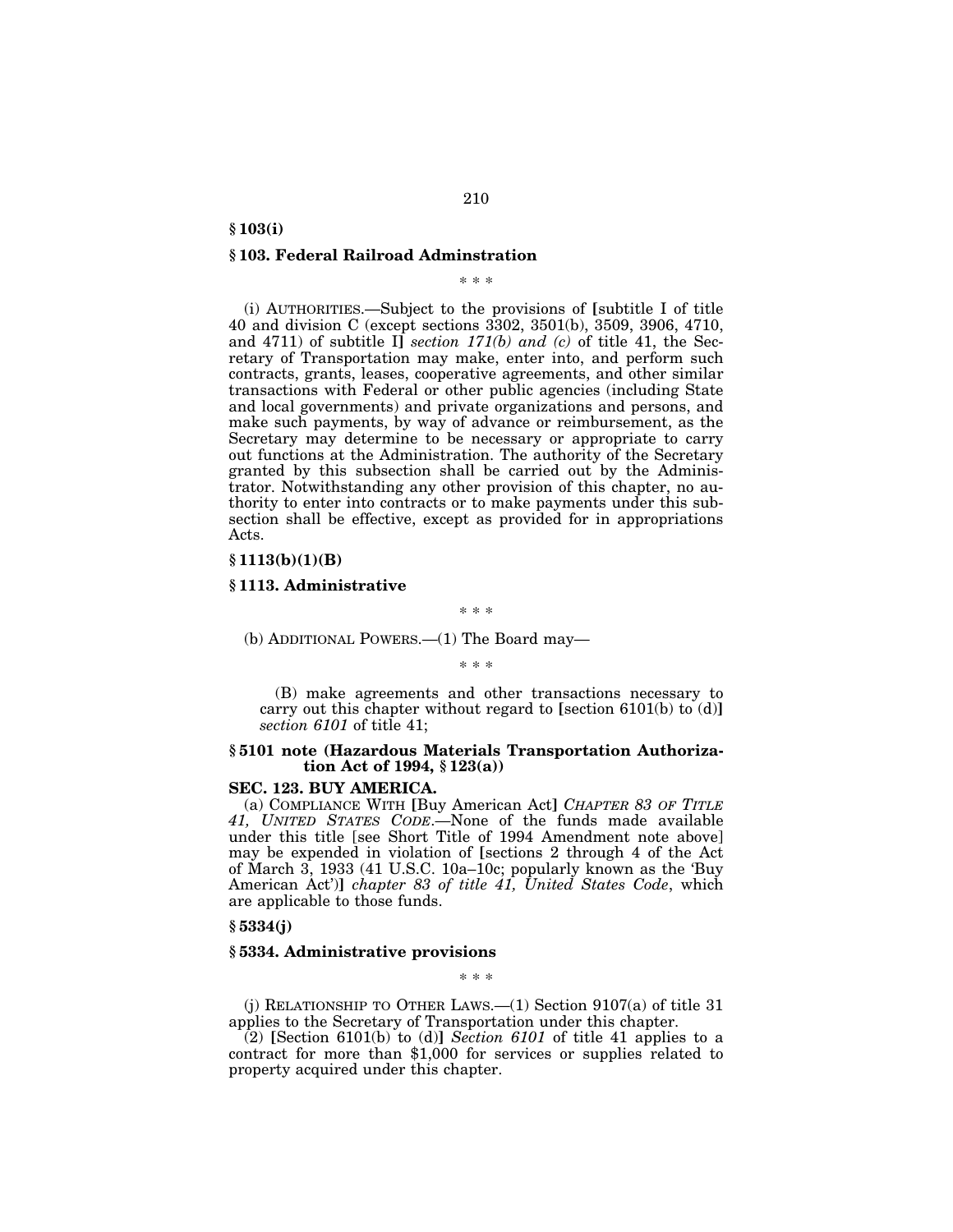**§ 103(i)**

**§ 103. Federal Railroad Adminstration**

\* \* \*

(i) AUTHORITIES.—Subject to the provisions of [subtitle I of title 40 and division C (except sections 3302, 3501(b), 3509, 3906, 4710, and 4711) of subtitle I] *section 171(b) and (c)* of title 41, the Secretary of Transportation may make, enter into, and perform such contracts, grants, leases, cooperative agreements, and other similar transactions with Federal or other public agencies (including State and local governments) and private organizations and persons, and make such payments, by way of advance or reimbursement, as the Secretary may determine to be necessary or appropriate to carry out functions at the Administration. The authority of the Secretary granted by this subsection shall be carried out by the Administrator. Notwithstanding any other provision of this chapter, no authority to enter into contracts or to make payments under this subsection shall be effective, except as provided for in appropriations Acts.

**§ 1113(b)(1)(B)**

**§ 1113. Administrative**

\* \* \*

(b) ADDITIONAL POWERS.—(1) The Board may—

\* \* \*

(B) make agreements and other transactions necessary to carry out this chapter without regard to [section 6101(b) to (d)] *section 6101* of title 41;

**§ 5101 note (Hazardous Materials Transportation Authorization Act of 1994, § 123(a))**

**SEC. 123. BUY AMERICA.**

(a) COMPLIANCE WITH [Buy American Act] *CHAPTER 83 OF TITLE 41, UNITED STATES CODE*.—None of the funds made available under this title [see Short Title of 1994 Amendment note above] may be expended in violation of [sections 2 through 4 of the Act of March 3, 1933 (41 U.S.C. 10a–10c; popularly known as the 'Buy American Act')] *chapter 83 of title 41, United States Code*, which are applicable to those funds.

**§ 5334(j)**

**§ 5334. Administrative provisions**

\* \* \*

(j) RELATIONSHIP TO OTHER LAWS.—(1) Section 9107(a) of title 31 applies to the Secretary of Transportation under this chapter.

(2) [Section 6101(b) to (d)] *Section 6101* of title 41 applies to a contract for more than $1,000 for services or supplies related to property acquired under this chapter.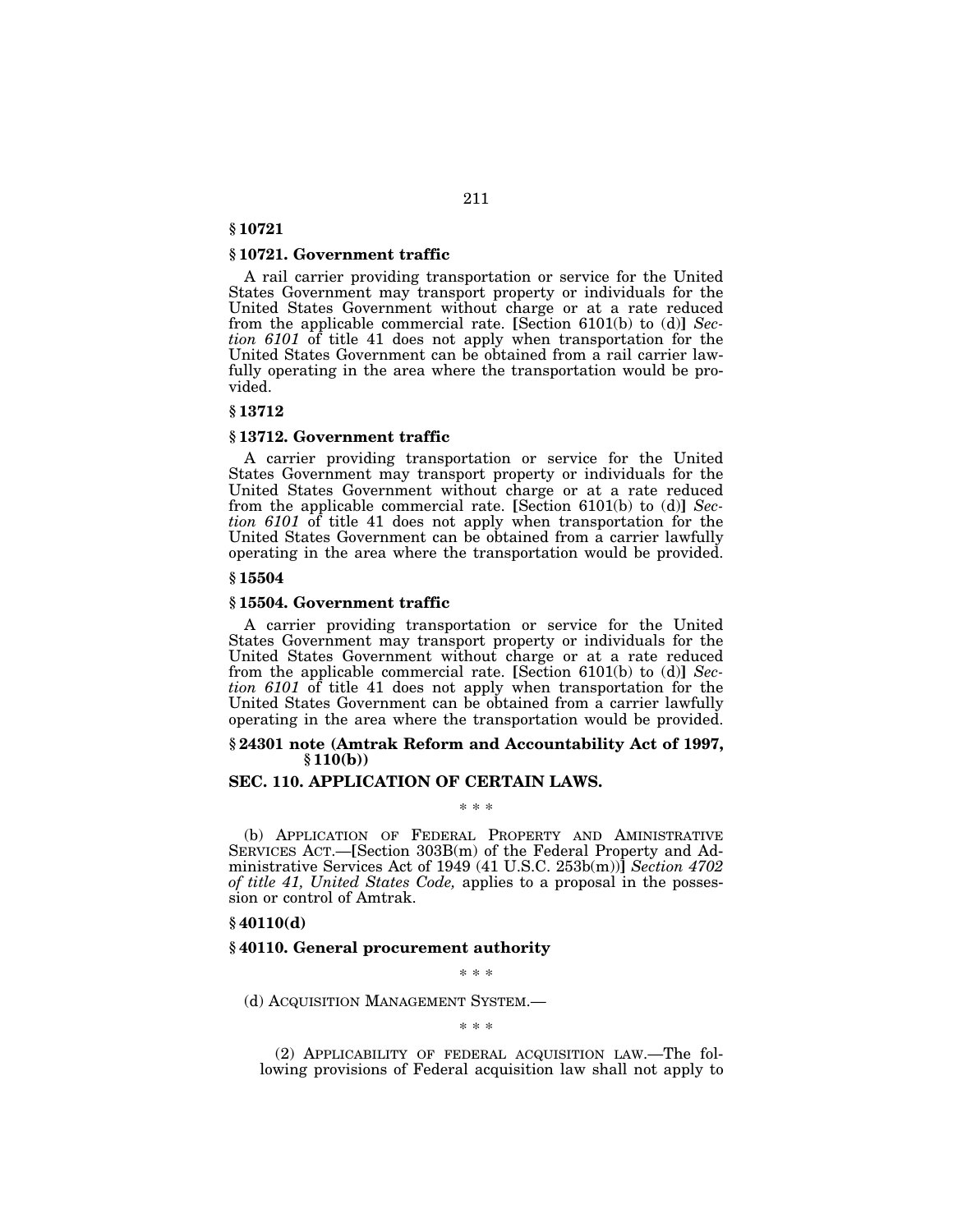**§ 10721**

**§ 10721. Government traffic**

A rail carrier providing transportation or service for the United States Government may transport property or individuals for the United States Government without charge or at a rate reduced from the applicable commercial rate. [Section 6101(b) to (d)] *Section 6101* of title 41 does not apply when transportation for the United States Government can be obtained from a rail carrier lawfully operating in the area where the transportation would be provided.

**§ 13712**

**§ 13712. Government traffic**

A carrier providing transportation or service for the United States Government may transport property or individuals for the United States Government without charge or at a rate reduced from the applicable commercial rate. [Section 6101(b) to (d)] *Section 6101* of title 41 does not apply when transportation for the United States Government can be obtained from a carrier lawfully operating in the area where the transportation would be provided.

**§ 15504**

**§ 15504. Government traffic**

A carrier providing transportation or service for the United States Government may transport property or individuals for the United States Government without charge or at a rate reduced from the applicable commercial rate. [Section 6101(b) to (d)] *Section 6101* of title 41 does not apply when transportation for the United States Government can be obtained from a carrier lawfully operating in the area where the transportation would be provided.

**§ 24301 note (Amtrak Reform and Accountability Act of 1997, § 110(b))**

**SEC. 110. APPLICATION OF CERTAIN LAWS.**

\* \* \*

(b) APPLICATION OF FEDERAL PROPERTY AND AMINISTRATIVE SERVICES ACT.—[Section 303B(m) of the Federal Property and Administrative Services Act of 1949 (41 U.S.C. 253b(m))] *Section 4702 of title 41, United States Code,* applies to a proposal in the possession or control of Amtrak.

**§ 40110(d)**

**§ 40110. General procurement authority**

\* \* \*

(d) ACQUISITION MANAGEMENT SYSTEM.—

\* \* \*

(2) APPLICABILITY OF FEDERAL ACQUISITION LAW.—The following provisions of Federal acquisition law shall not apply to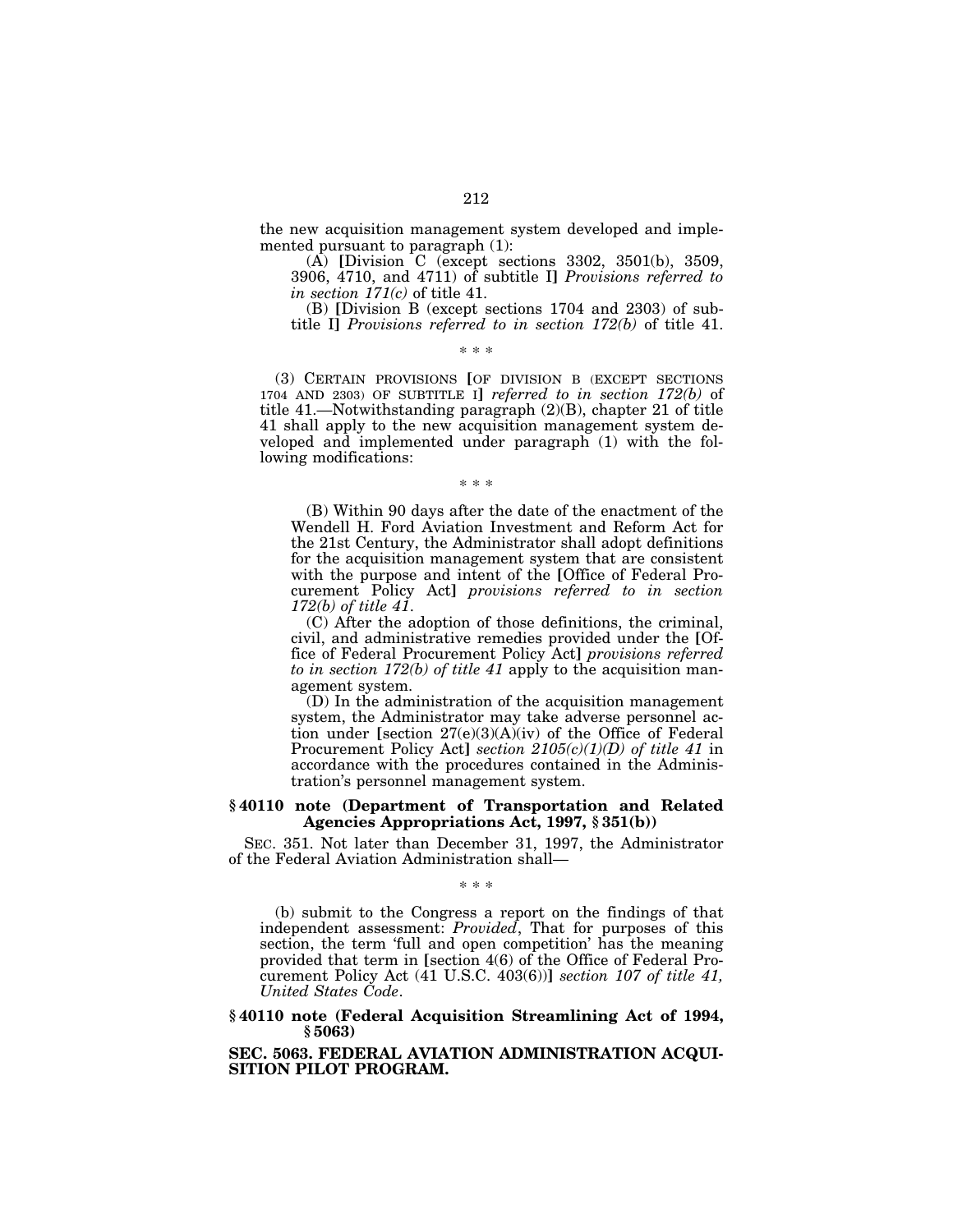the new acquisition management system developed and implemented pursuant to paragraph (1):

(A) [Division C (except sections 3302, 3501(b), 3509, 3906, 4710, and 4711) of subtitle I] *Provisions referred to in section 171(c)* of title 41.

(B) [Division B (except sections 1704 and 2303) of subtitle I] *Provisions referred to in section 172(b)* of title 41.

\* \* \*

(3) CERTAIN PROVISIONS [OF DIVISION B (EXCEPT SECTIONS 1704 AND 2303) OF SUBTITLE I] *referred to in section 172(b)* of title 41.—Notwithstanding paragraph (2)(B), chapter 21 of title 41 shall apply to the new acquisition management system developed and implemented under paragraph (1) with the following modifications:

\* \* \*

(B) Within 90 days after the date of the enactment of the Wendell H. Ford Aviation Investment and Reform Act for the 21st Century, the Administrator shall adopt definitions for the acquisition management system that are consistent with the purpose and intent of the [Office of Federal Procurement Policy Act] *provisions referred to in section 172(b) of title 41*.

(C) After the adoption of those definitions, the criminal, civil, and administrative remedies provided under the [Office of Federal Procurement Policy Act] *provisions referred to in section 172(b) of title 41* apply to the acquisition management system.

(D) In the administration of the acquisition management system, the Administrator may take adverse personnel action under [section 27(e)(3)(A)(iv) of the Office of Federal Procurement Policy Act] *section 2105(c)(1)(D) of title 41* in accordance with the procedures contained in the Administration's personnel management system.

### § 40110 note (Department of Transportation and Related Agencies Appropriations Act, 1997, § 351(b))

SEC. 351. Not later than December 31, 1997, the Administrator of the Federal Aviation Administration shall—

\* \* \*

(b) submit to the Congress a report on the findings of that independent assessment: *Provided*, That for purposes of this section, the term 'full and open competition' has the meaning provided that term in [section 4(6) of the Office of Federal Procurement Policy Act (41 U.S.C. 403(6))] *section 107 of title 41, United States Code*.

### § 40110 note (Federal Acquisition Streamlining Act of 1994, § 5063)

### SEC. 5063. FEDERAL AVIATION ADMINISTRATION ACQUISITION PILOT PROGRAM.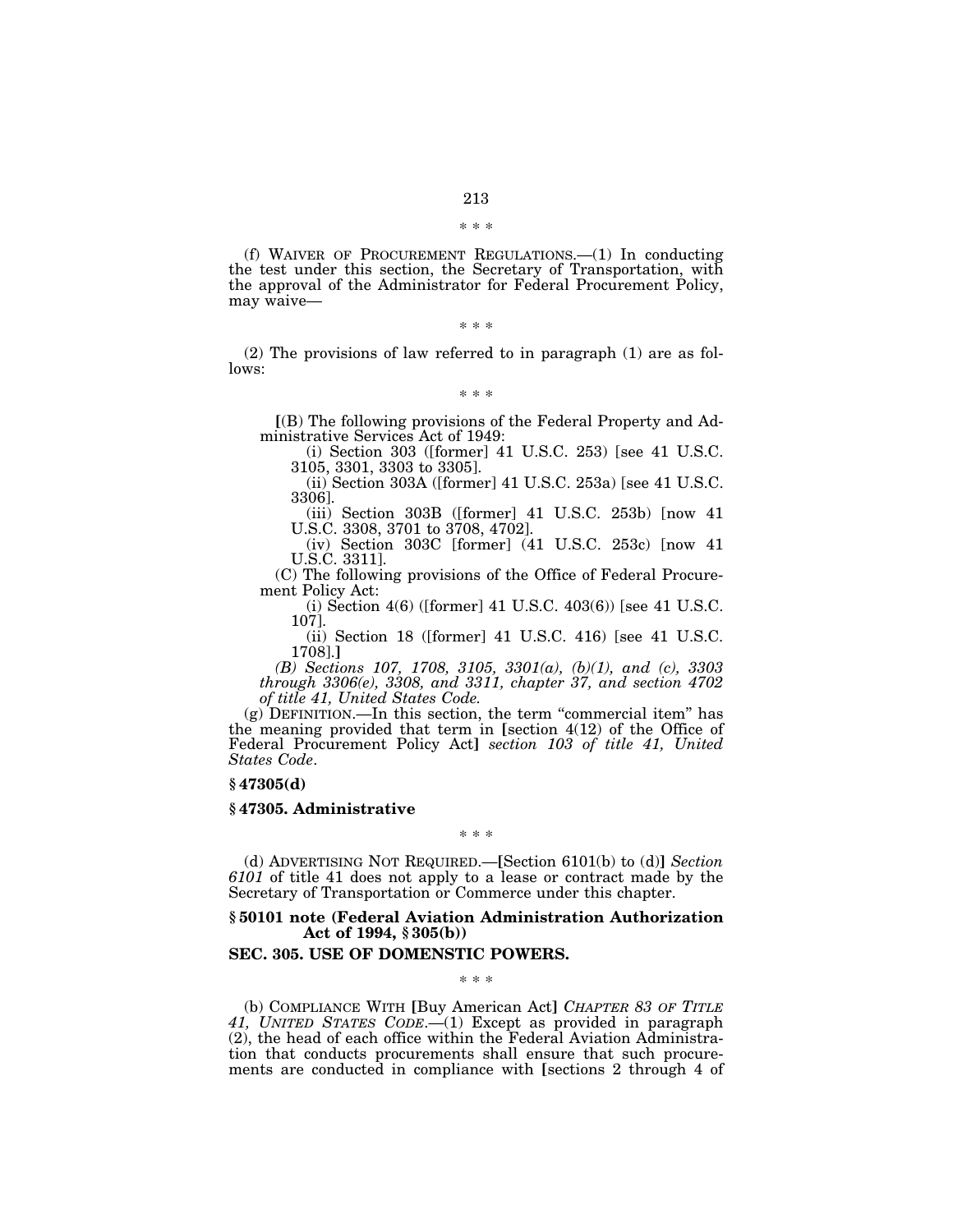\* \* \*

(f) WAIVER OF PROCUREMENT REGULATIONS.—(1) In conducting the test under this section, the Secretary of Transportation, with the approval of the Administrator for Federal Procurement Policy, may waive—

\* \* \*

(2) The provisions of law referred to in paragraph (1) are as follows:

\* \* \*

[(B) The following provisions of the Federal Property and Administrative Services Act of 1949:

(i) Section 303 ([former] 41 U.S.C. 253) [see 41 U.S.C. 3105, 3301, 3303 to 3305].

(ii) Section 303A ([former] 41 U.S.C. 253a) [see 41 U.S.C. 3306].

(iii) Section 303B ([former] 41 U.S.C. 253b) [now 41 U.S.C. 3308, 3701 to 3708, 4702].

(iv) Section 303C [former] (41 U.S.C. 253c) [now 41 U.S.C. 3311].

(C) The following provisions of the Office of Federal Procurement Policy Act:

(i) Section 4(6) ([former] 41 U.S.C. 403(6)) [see 41 U.S.C. 107].

(ii) Section 18 ([former] 41 U.S.C. 416) [see 41 U.S.C. 1708].]

*(B) Sections 107, 1708, 3105, 3301(a), (b)(1), and (c), 3303 through 3306(e), 3308, and 3311, chapter 37, and section 4702 of title 41, United States Code.*

(g) DEFINITION.—In this section, the term "commercial item" has the meaning provided that term in [section 4(12) of the Office of Federal Procurement Policy Act] *section 103 of title 41, United States Code*.

**§ 47305(d)**

**§ 47305. Administrative**

\* \* \*

(d) ADVERTISING NOT REQUIRED.—[Section 6101(b) to (d)] *Section 6101* of title 41 does not apply to a lease or contract made by the Secretary of Transportation or Commerce under this chapter.

**§ 50101 note (Federal Aviation Administration Authorization Act of 1994, § 305(b))**

**SEC. 305. USE OF DOMENSTIC POWERS.**

\* \* \*

(b) COMPLIANCE WITH [Buy American Act] *CHAPTER 83 OF TITLE 41, UNITED STATES CODE*.—(1) Except as provided in paragraph (2), the head of each office within the Federal Aviation Administration that conducts procurements shall ensure that such procurements are conducted in compliance with [sections 2 through 4 of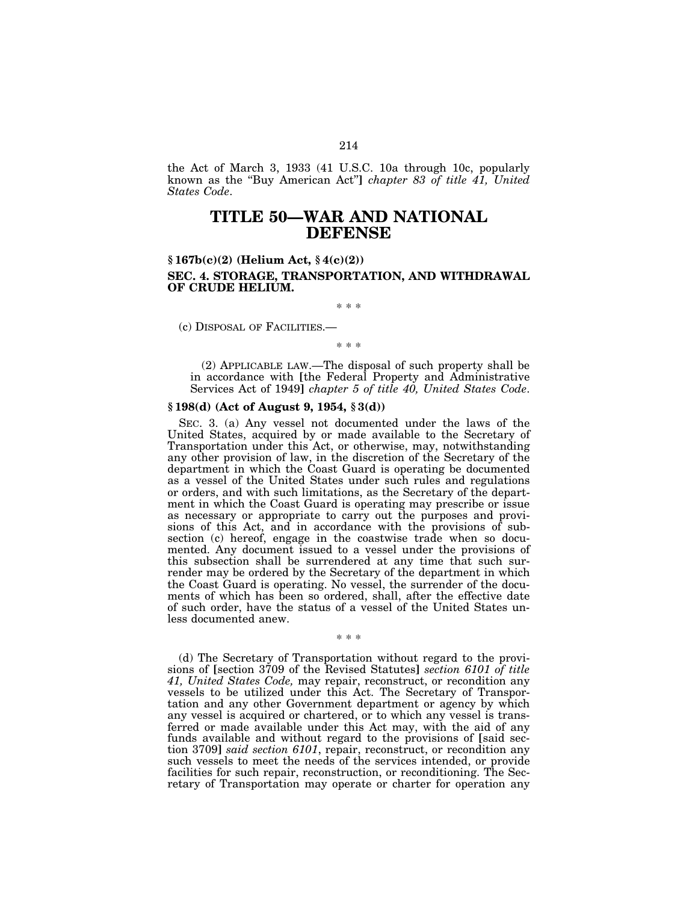the Act of March 3, 1933 (41 U.S.C. 10a through 10c, popularly known as the "Buy American Act"] *chapter 83 of title 41, United States Code*.

# TITLE 50—WAR AND NATIONAL DEFENSE

### § 167b(c)(2) (Helium Act, § 4(c)(2))

### SEC. 4. STORAGE, TRANSPORTATION, AND WITHDRAWAL OF CRUDE HELIUM.

\* \* \*

(c) DISPOSAL OF FACILITIES.—

\* \* \*

(2) APPLICABLE LAW.—The disposal of such property shall be in accordance with [the Federal Property and Administrative Services Act of 1949] *chapter 5 of title 40, United States Code*.

### § 198(d) (Act of August 9, 1954, § 3(d))

SEC. 3. (a) Any vessel not documented under the laws of the United States, acquired by or made available to the Secretary of Transportation under this Act, or otherwise, may, notwithstanding any other provision of law, in the discretion of the Secretary of the department in which the Coast Guard is operating be documented as a vessel of the United States under such rules and regulations or orders, and with such limitations, as the Secretary of the department in which the Coast Guard is operating may prescribe or issue as necessary or appropriate to carry out the purposes and provisions of this Act, and in accordance with the provisions of subsection (c) hereof, engage in the coastwise trade when so documented. Any document issued to a vessel under the provisions of this subsection shall be surrendered at any time that such surrender may be ordered by the Secretary of the department in which the Coast Guard is operating. No vessel, the surrender of the documents of which has been so ordered, shall, after the effective date of such order, have the status of a vessel of the United States unless documented anew.

\* \* \*

(d) The Secretary of Transportation without regard to the provisions of [section 3709 of the Revised Statutes] *section 6101 of title 41, United States Code,* may repair, reconstruct, or recondition any vessels to be utilized under this Act. The Secretary of Transportation and any other Government department or agency by which any vessel is acquired or chartered, or to which any vessel is transferred or made available under this Act may, with the aid of any funds available and without regard to the provisions of [said section 3709] *said section 6101*, repair, reconstruct, or recondition any such vessels to meet the needs of the services intended, or provide facilities for such repair, reconstruction, or reconditioning. The Secretary of Transportation may operate or charter for operation any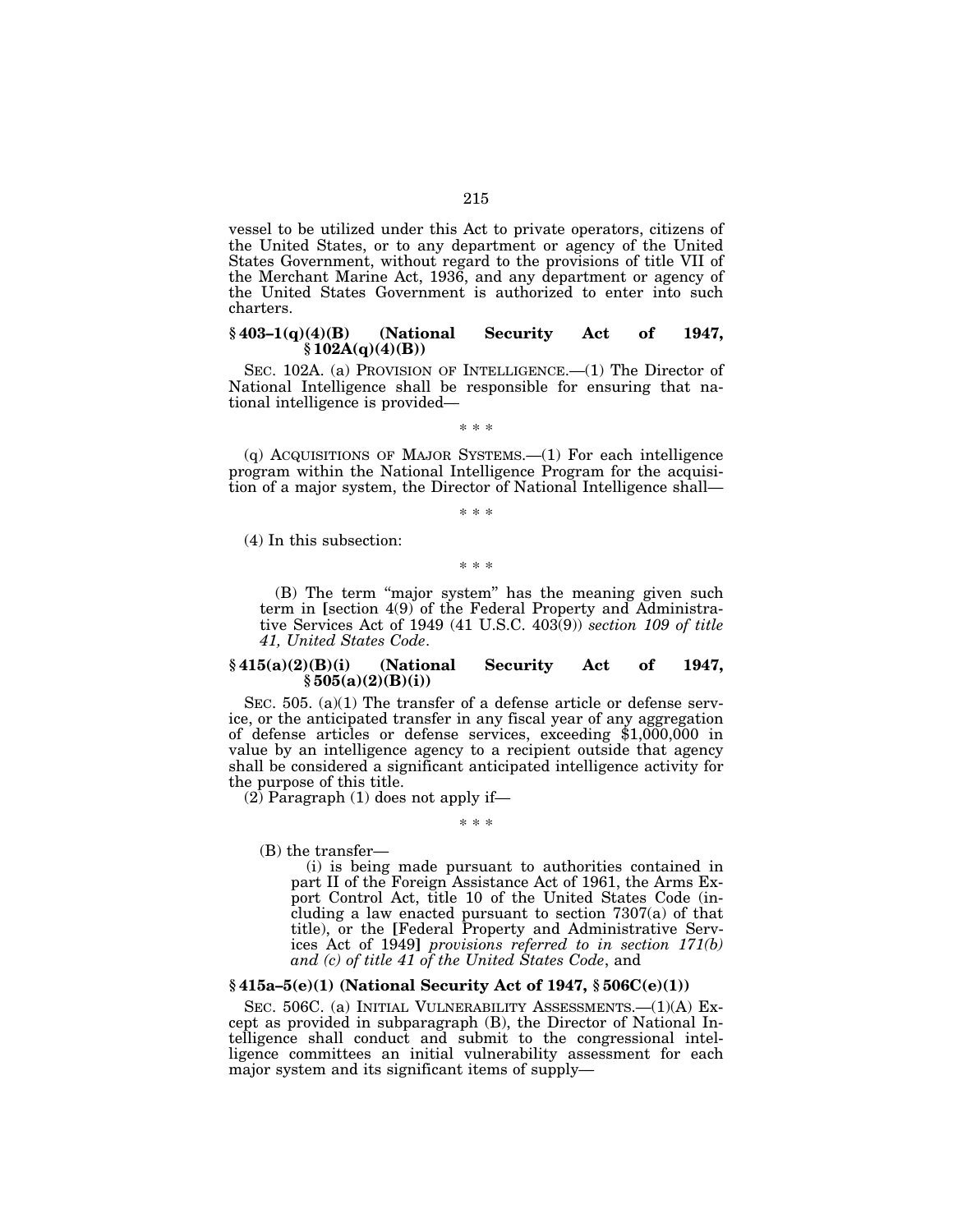vessel to be utilized under this Act to private operators, citizens of the United States, or to any department or agency of the United States Government, without regard to the provisions of title VII of the Merchant Marine Act, 1936, and any department or agency of the United States Government is authorized to enter into such charters.

### § 403–1(q)(4)(B) (National Security Act of 1947, § 102A(q)(4)(B))

SEC. 102A. (a) PROVISION OF INTELLIGENCE.—(1) The Director of National Intelligence shall be responsible for ensuring that national intelligence is provided—

\* \* \*

(q) ACQUISITIONS OF MAJOR SYSTEMS.—(1) For each intelligence program within the National Intelligence Program for the acquisition of a major system, the Director of National Intelligence shall—

\* \* \*

(4) In this subsection:

\* \* \*

(B) The term "major system" has the meaning given such term in [section 4(9) of the Federal Property and Administrative Services Act of 1949 (41 U.S.C. 403(9)) *section 109 of title 41, United States Code*.

### § 415(a)(2)(B)(i) (National Security Act of 1947, § 505(a)(2)(B)(i))

SEC. 505. (a)(1) The transfer of a defense article or defense service, or the anticipated transfer in any fiscal year of any aggregation of defense articles or defense services, exceeding $1,000,000 in value by an intelligence agency to a recipient outside that agency shall be considered a significant anticipated intelligence activity for the purpose of this title.

(2) Paragraph (1) does not apply if—

\* \* \*

(B) the transfer—

(i) is being made pursuant to authorities contained in part II of the Foreign Assistance Act of 1961, the Arms Export Control Act, title 10 of the United States Code (including a law enacted pursuant to section 7307(a) of that title), or the [Federal Property and Administrative Services Act of 1949] *provisions referred to in section 171(b) and (c) of title 41 of the United States Code*, and

### § 415a–5(e)(1) (National Security Act of 1947, § 506C(e)(1))

SEC. 506C. (a) INITIAL VULNERABILITY ASSESSMENTS.—(1)(A) Except as provided in subparagraph (B), the Director of National Intelligence shall conduct and submit to the congressional intelligence committees an initial vulnerability assessment for each major system and its significant items of supply—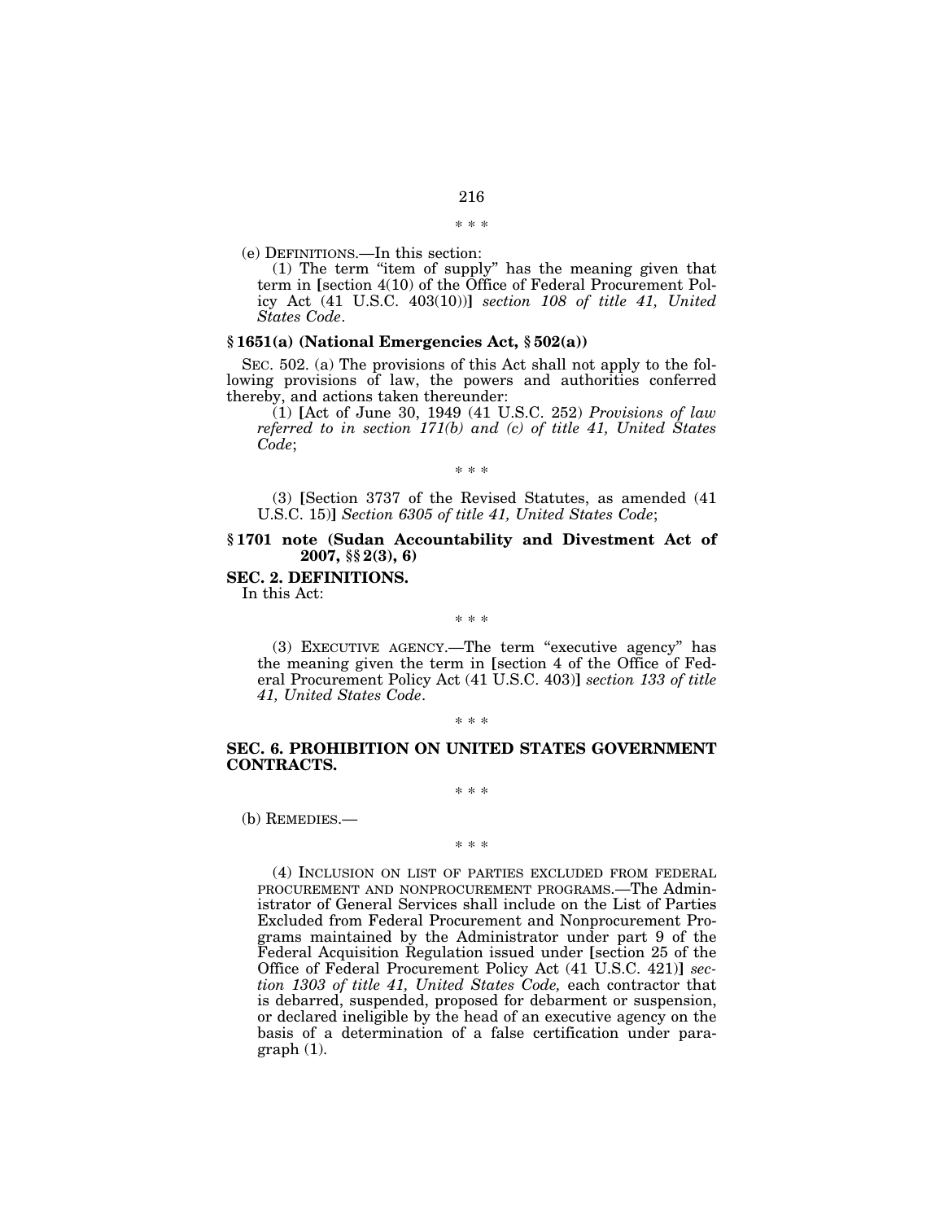\* \* \*

(e) DEFINITIONS.—In this section:

(1) The term "item of supply" has the meaning given that term in [section 4(10) of the Office of Federal Procurement Policy Act (41 U.S.C. 403(10))] *section 108 of title 41, United States Code*.

### § 1651(a) (National Emergencies Act, § 502(a))

SEC. 502. (a) The provisions of this Act shall not apply to the following provisions of law, the powers and authorities conferred thereby, and actions taken thereunder:

(1) [Act of June 30, 1949 (41 U.S.C. 252) *Provisions of law referred to in section 171(b) and (c) of title 41, United States Code*;

\* \* \*

(3) [Section 3737 of the Revised Statutes, as amended (41 U.S.C. 15)] *Section 6305 of title 41, United States Code*;

### § 1701 note (Sudan Accountability and Divestment Act of 2007, §§ 2(3), 6)

**SEC. 2. DEFINITIONS.**

In this Act:

\* \* \*

(3) EXECUTIVE AGENCY.—The term "executive agency" has the meaning given the term in [section 4 of the Office of Federal Procurement Policy Act (41 U.S.C. 403)] *section 133 of title 41, United States Code*.

\* \* \*

**SEC. 6. PROHIBITION ON UNITED STATES GOVERNMENT CONTRACTS.**

\* \* \*

(b) REMEDIES.—

\* \* \*

(4) INCLUSION ON LIST OF PARTIES EXCLUDED FROM FEDERAL PROCUREMENT AND NONPROCUREMENT PROGRAMS.—The Administrator of General Services shall include on the List of Parties Excluded from Federal Procurement and Nonprocurement Programs maintained by the Administrator under part 9 of the Federal Acquisition Regulation issued under [section 25 of the Office of Federal Procurement Policy Act (41 U.S.C. 421)] *section 1303 of title 41, United States Code,* each contractor that is debarred, suspended, proposed for debarment or suspension, or declared ineligible by the head of an executive agency on the basis of a determination of a false certification under paragraph (1).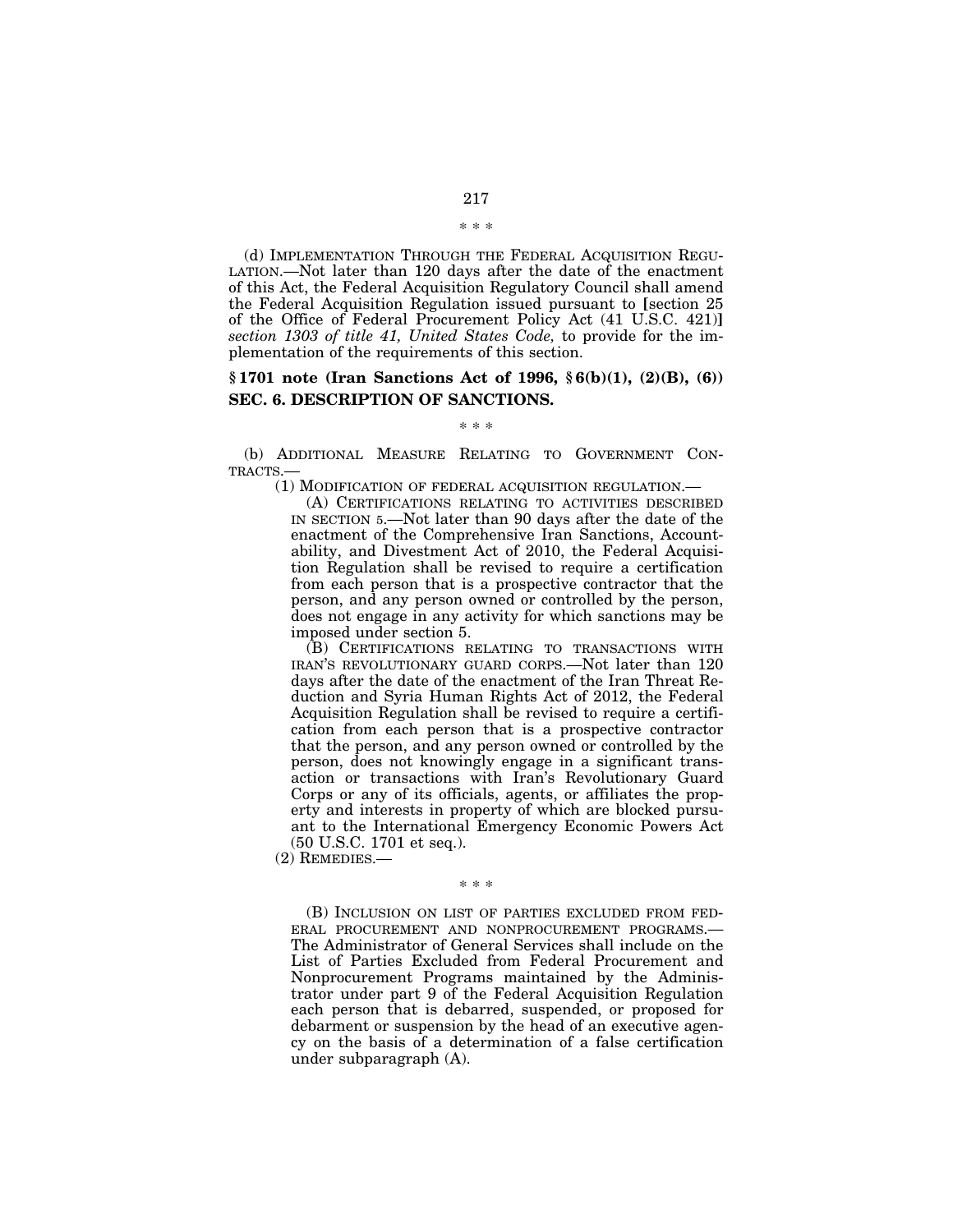\* \* \*

(d) IMPLEMENTATION THROUGH THE FEDERAL ACQUISITION REGULATION.—Not later than 120 days after the date of the enactment of this Act, the Federal Acquisition Regulatory Council shall amend the Federal Acquisition Regulation issued pursuant to [section 25 of the Office of Federal Procurement Policy Act (41 U.S.C. 421)] *section 1303 of title 41, United States Code,* to provide for the implementation of the requirements of this section.

## § 1701 note (Iran Sanctions Act of 1996, § 6(b)(1), (2)(B), (6))
## SEC. 6. DESCRIPTION OF SANCTIONS.

\* \* \*

(b) ADDITIONAL MEASURE RELATING TO GOVERNMENT CONTRACTS.—

(1) MODIFICATION OF FEDERAL ACQUISITION REGULATION.—

(A) CERTIFICATIONS RELATING TO ACTIVITIES DESCRIBED IN SECTION 5.—Not later than 90 days after the date of the enactment of the Comprehensive Iran Sanctions, Accountability, and Divestment Act of 2010, the Federal Acquisition Regulation shall be revised to require a certification from each person that is a prospective contractor that the person, and any person owned or controlled by the person, does not engage in any activity for which sanctions may be imposed under section 5.

(B) CERTIFICATIONS RELATING TO TRANSACTIONS WITH IRAN'S REVOLUTIONARY GUARD CORPS.—Not later than 120 days after the date of the enactment of the Iran Threat Reduction and Syria Human Rights Act of 2012, the Federal Acquisition Regulation shall be revised to require a certification from each person that is a prospective contractor that the person, and any person owned or controlled by the person, does not knowingly engage in a significant transaction or transactions with Iran's Revolutionary Guard Corps or any of its officials, agents, or affiliates the property and interests in property of which are blocked pursuant to the International Emergency Economic Powers Act (50 U.S.C. 1701 et seq.).

(2) REMEDIES.—

\* \* \*

(B) INCLUSION ON LIST OF PARTIES EXCLUDED FROM FEDERAL PROCUREMENT AND NONPROCUREMENT PROGRAMS.—The Administrator of General Services shall include on the List of Parties Excluded from Federal Procurement and Nonprocurement Programs maintained by the Administrator under part 9 of the Federal Acquisition Regulation each person that is debarred, suspended, or proposed for debarment or suspension by the head of an executive agency on the basis of a determination of a false certification under subparagraph (A).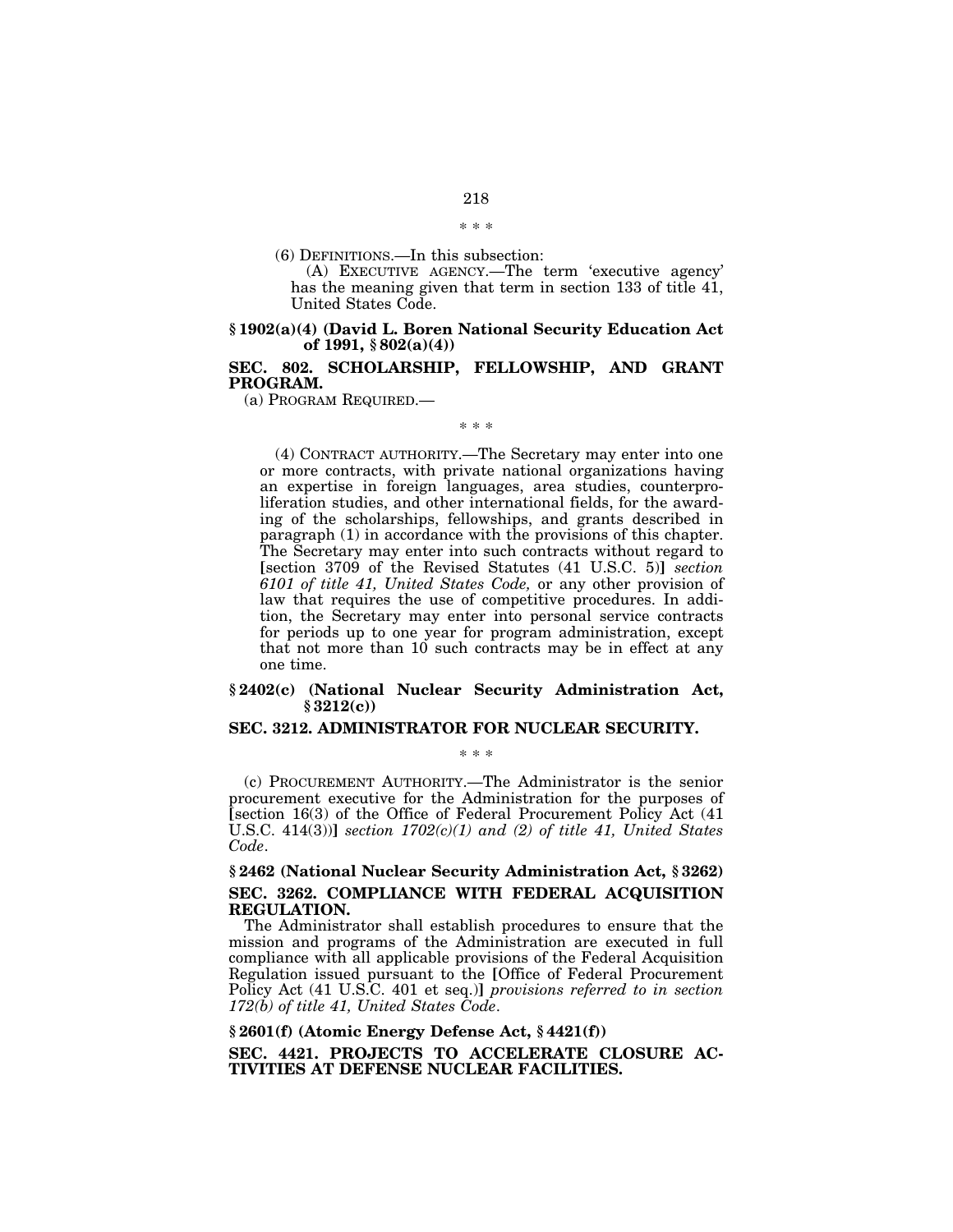\* \* \*

(6) DEFINITIONS.—In this subsection:

(A) EXECUTIVE AGENCY.—The term 'executive agency' has the meaning given that term in section 133 of title 41, United States Code.

**§ 1902(a)(4) (David L. Boren National Security Education Act of 1991, § 802(a)(4))**

**SEC. 802. SCHOLARSHIP, FELLOWSHIP, AND GRANT PROGRAM.**

(a) PROGRAM REQUIRED.—

\* \* \*

(4) CONTRACT AUTHORITY.—The Secretary may enter into one or more contracts, with private national organizations having an expertise in foreign languages, area studies, counterproliferation studies, and other international fields, for the awarding of the scholarships, fellowships, and grants described in paragraph (1) in accordance with the provisions of this chapter. The Secretary may enter into such contracts without regard to [section 3709 of the Revised Statutes (41 U.S.C. 5)] *section 6101 of title 41, United States Code,* or any other provision of law that requires the use of competitive procedures. In addition, the Secretary may enter into personal service contracts for periods up to one year for program administration, except that not more than 10 such contracts may be in effect at any one time.

**§ 2402(c) (National Nuclear Security Administration Act, § 3212(c))**

**SEC. 3212. ADMINISTRATOR FOR NUCLEAR SECURITY.**

\* \* \*

(c) PROCUREMENT AUTHORITY.—The Administrator is the senior procurement executive for the Administration for the purposes of [section 16(3) of the Office of Federal Procurement Policy Act (41 U.S.C. 414(3))] *section 1702(c)(1) and (2) of title 41, United States Code*.

**§ 2462 (National Nuclear Security Administration Act, § 3262)**

**SEC. 3262. COMPLIANCE WITH FEDERAL ACQUISITION REGULATION.**

The Administrator shall establish procedures to ensure that the mission and programs of the Administration are executed in full compliance with all applicable provisions of the Federal Acquisition Regulation issued pursuant to the [Office of Federal Procurement Policy Act (41 U.S.C. 401 et seq.)] *provisions referred to in section 172(b) of title 41, United States Code*.

**§ 2601(f) (Atomic Energy Defense Act, § 4421(f))**

**SEC. 4421. PROJECTS TO ACCELERATE CLOSURE ACTIVITIES AT DEFENSE NUCLEAR FACILITIES.**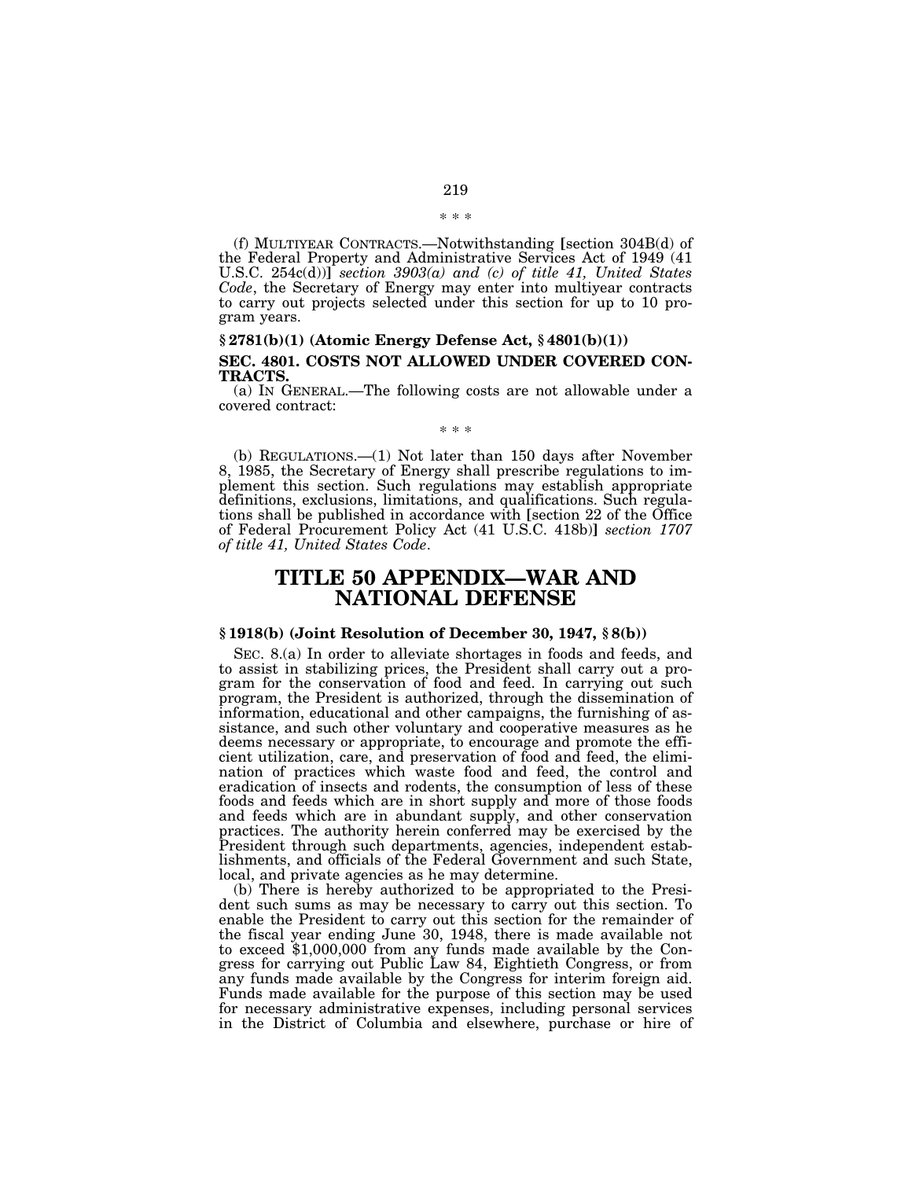\* \* \*

(f) MULTIYEAR CONTRACTS.—Notwithstanding [section 304B(d) of the Federal Property and Administrative Services Act of 1949 (41 U.S.C. 254c(d))] *section 3903(a) and (c) of title 41, United States Code*, the Secretary of Energy may enter into multiyear contracts to carry out projects selected under this section for up to 10 program years.

**§ 2781(b)(1) (Atomic Energy Defense Act, § 4801(b)(1))**

**SEC. 4801. COSTS NOT ALLOWED UNDER COVERED CONTRACTS.**

(a) IN GENERAL.—The following costs are not allowable under a covered contract:

\* \* \*

(b) REGULATIONS.—(1) Not later than 150 days after November 8, 1985, the Secretary of Energy shall prescribe regulations to implement this section. Such regulations may establish appropriate definitions, exclusions, limitations, and qualifications. Such regulations shall be published in accordance with [section 22 of the Office of Federal Procurement Policy Act (41 U.S.C. 418b)] *section 1707 of title 41, United States Code*.

# TITLE 50 APPENDIX—WAR AND NATIONAL DEFENSE

**§ 1918(b) (Joint Resolution of December 30, 1947, § 8(b))**

SEC. 8.(a) In order to alleviate shortages in foods and feeds, and to assist in stabilizing prices, the President shall carry out a program for the conservation of food and feed. In carrying out such program, the President is authorized, through the dissemination of information, educational and other campaigns, the furnishing of assistance, and such other voluntary and cooperative measures as he deems necessary or appropriate, to encourage and promote the efficient utilization, care, and preservation of food and feed, the elimination of practices which waste food and feed, the control and eradication of insects and rodents, the consumption of less of these foods and feeds which are in short supply and more of those foods and feeds which are in abundant supply, and other conservation practices. The authority herein conferred may be exercised by the President through such departments, agencies, independent establishments, and officials of the Federal Government and such State, local, and private agencies as he may determine.

(b) There is hereby authorized to be appropriated to the President such sums as may be necessary to carry out this section. To enable the President to carry out this section for the remainder of the fiscal year ending June 30, 1948, there is made available not to exceed $1,000,000 from any funds made available by the Congress for carrying out Public Law 84, Eightieth Congress, or from any funds made available by the Congress for interim foreign aid. Funds made available for the purpose of this section may be used for necessary administrative expenses, including personal services in the District of Columbia and elsewhere, purchase or hire of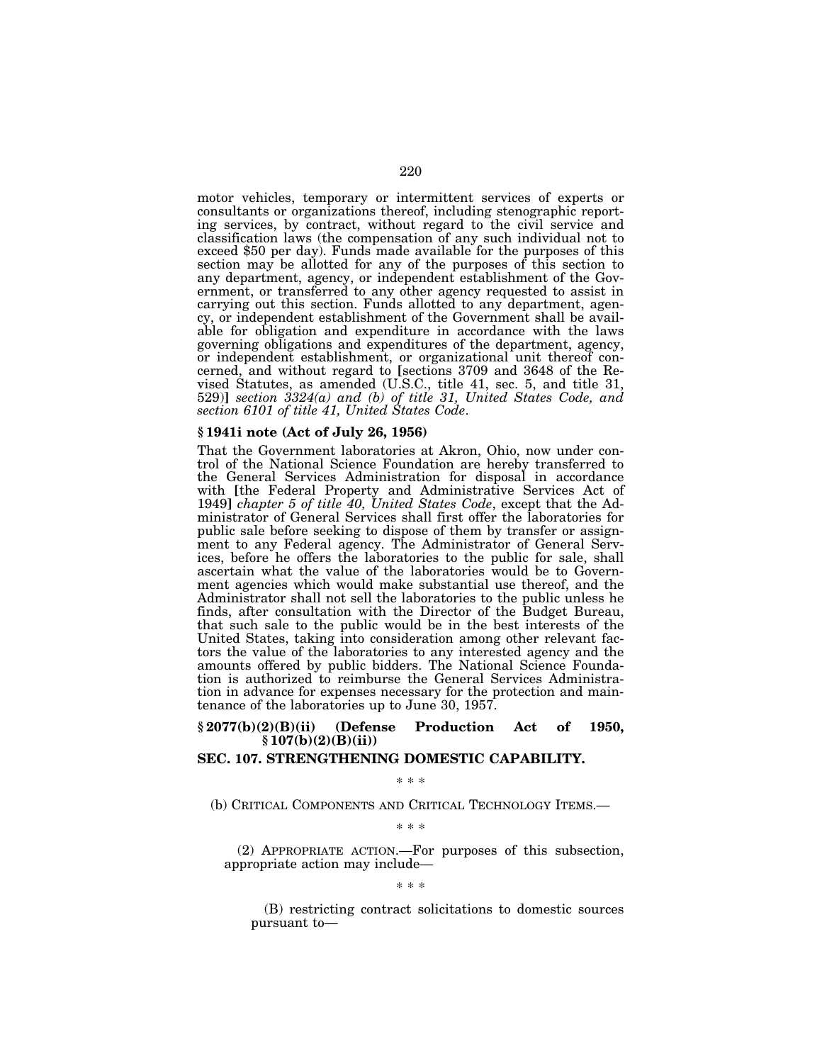motor vehicles, temporary or intermittent services of experts or consultants or organizations thereof, including stenographic reporting services, by contract, without regard to the civil service and classification laws (the compensation of any such individual not to exceed $50 per day). Funds made available for the purposes of this section may be allotted for any of the purposes of this section to any department, agency, or independent establishment of the Government, or transferred to any other agency requested to assist in carrying out this section. Funds allotted to any department, agency, or independent establishment of the Government shall be available for obligation and expenditure in accordance with the laws governing obligations and expenditures of the department, agency, or independent establishment, or organizational unit thereof concerned, and without regard to [sections 3709 and 3648 of the Revised Statutes, as amended (U.S.C., title 41, sec. 5, and title 31, 529)] *section 3324(a) and (b) of title 31, United States Code, and section 6101 of title 41, United States Code*.

**§ 1941i note (Act of July 26, 1956)**

That the Government laboratories at Akron, Ohio, now under control of the National Science Foundation are hereby transferred to the General Services Administration for disposal in accordance with [the Federal Property and Administrative Services Act of 1949] *chapter 5 of title 40, United States Code*, except that the Administrator of General Services shall first offer the laboratories for public sale before seeking to dispose of them by transfer or assignment to any Federal agency. The Administrator of General Services, before he offers the laboratories to the public for sale, shall ascertain what the value of the laboratories would be to Government agencies which would make substantial use thereof, and the Administrator shall not sell the laboratories to the public unless he finds, after consultation with the Director of the Budget Bureau, that such sale to the public would be in the best interests of the United States, taking into consideration among other relevant factors the value of the laboratories to any interested agency and the amounts offered by public bidders. The National Science Foundation is authorized to reimburse the General Services Administration in advance for expenses necessary for the protection and maintenance of the laboratories up to June 30, 1957.

**§ 2077(b)(2)(B)(ii) (Defense Production Act of 1950, § 107(b)(2)(B)(ii))**

**SEC. 107. STRENGTHENING DOMESTIC CAPABILITY.**

\* \* \*

(b) CRITICAL COMPONENTS AND CRITICAL TECHNOLOGY ITEMS.—

\* \* \*

(2) APPROPRIATE ACTION.—For purposes of this subsection, appropriate action may include—

\* \* \*

(B) restricting contract solicitations to domestic sources pursuant to—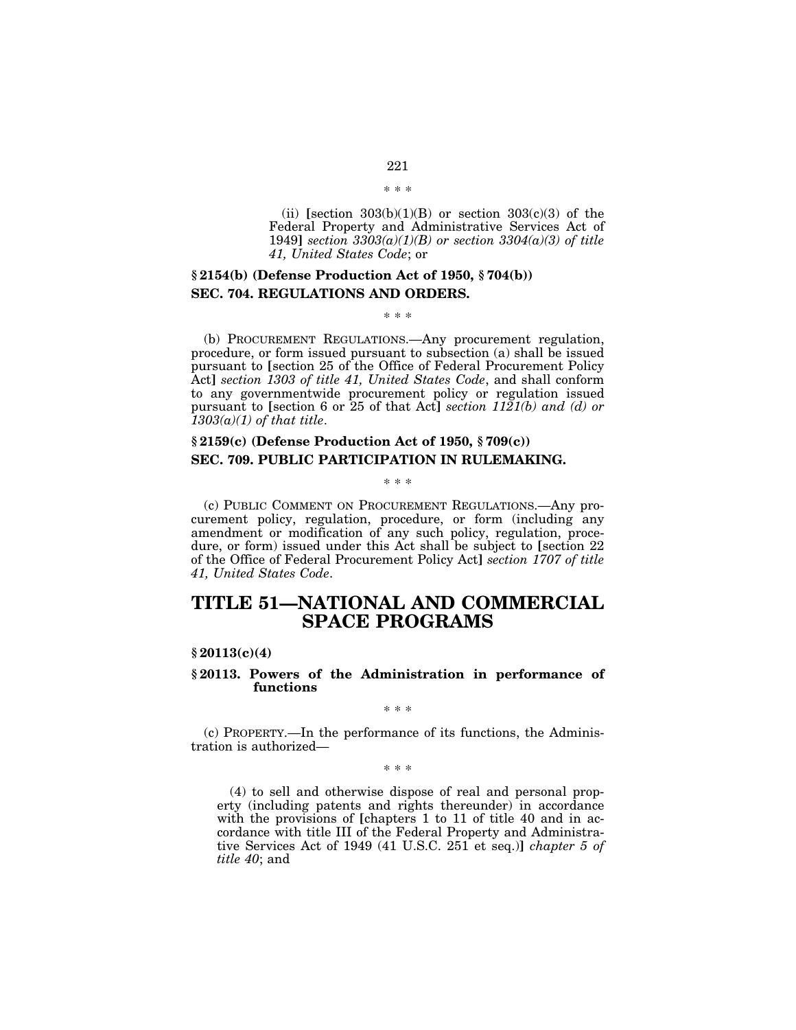\* \* \*

(ii) [section 303(b)(1)(B) or section 303(c)(3) of the Federal Property and Administrative Services Act of 1949] *section 3303(a)(1)(B) or section 3304(a)(3) of title 41, United States Code*; or

### § 2154(b) (Defense Production Act of 1950, § 704(b))

### SEC. 704. REGULATIONS AND ORDERS.

\* \* \*

(b) PROCUREMENT REGULATIONS.—Any procurement regulation, procedure, or form issued pursuant to subsection (a) shall be issued pursuant to [section 25 of the Office of Federal Procurement Policy Act] *section 1303 of title 41, United States Code*, and shall conform to any governmentwide procurement policy or regulation issued pursuant to [section 6 or 25 of that Act] *section 1121(b) and (d) or 1303(a)(1) of that title*.

### § 2159(c) (Defense Production Act of 1950, § 709(c))

### SEC. 709. PUBLIC PARTICIPATION IN RULEMAKING.

\* \* \*

(c) PUBLIC COMMENT ON PROCUREMENT REGULATIONS.—Any procurement policy, regulation, procedure, or form (including any amendment or modification of any such policy, regulation, procedure, or form) issued under this Act shall be subject to [section 22 of the Office of Federal Procurement Policy Act] *section 1707 of title 41, United States Code*.

# TITLE 51—NATIONAL AND COMMERCIAL SPACE PROGRAMS

### § 20113(c)(4)

### § 20113. Powers of the Administration in performance of functions

\* \* \*

(c) PROPERTY.—In the performance of its functions, the Administration is authorized—

\* \* \*

(4) to sell and otherwise dispose of real and personal property (including patents and rights thereunder) in accordance with the provisions of [chapters 1 to 11 of title 40 and in accordance with title III of the Federal Property and Administrative Services Act of 1949 (41 U.S.C. 251 et seq.)] *chapter 5 of title 40*; and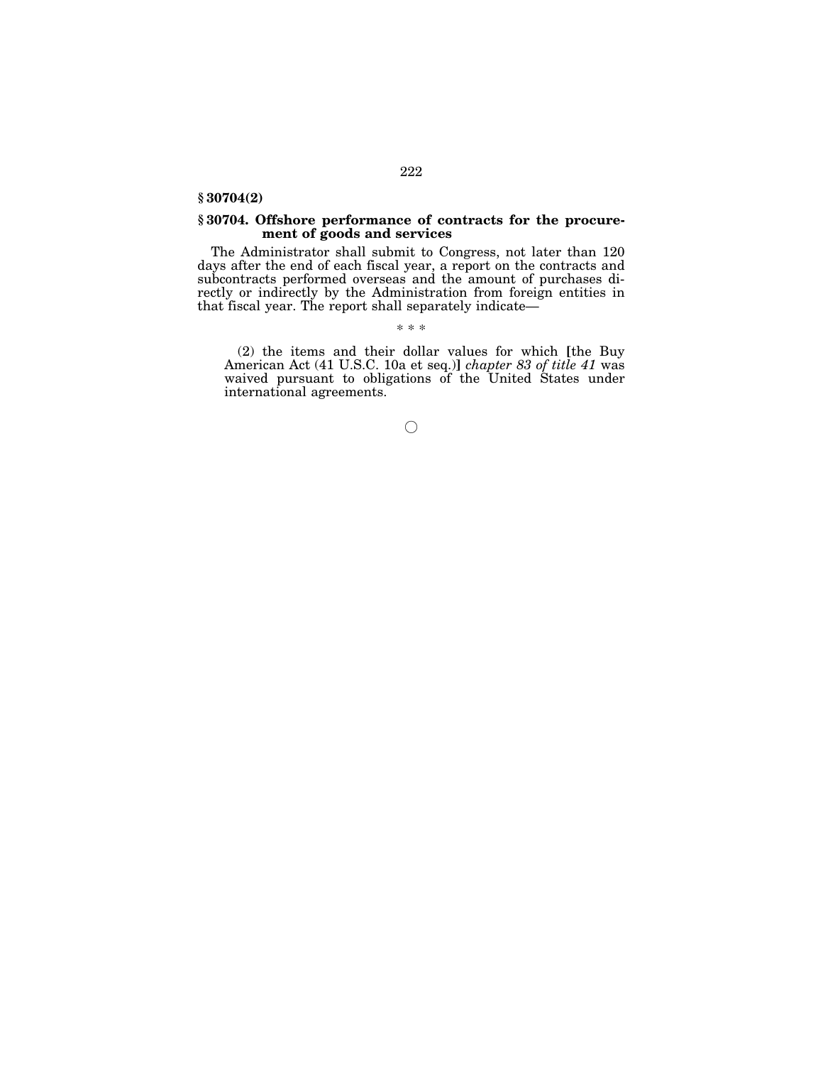**§ 30704(2)**

**§ 30704. Offshore performance of contracts for the procurement of goods and services**

The Administrator shall submit to Congress, not later than 120 days after the end of each fiscal year, a report on the contracts and subcontracts performed overseas and the amount of purchases directly or indirectly by the Administration from foreign entities in that fiscal year. The report shall separately indicate—

\* \* \*

(2) the items and their dollar values for which **[**the Buy American Act (41 U.S.C. 10a et seq.)**]** *chapter 83 of title 41* was waived pursuant to obligations of the United States under international agreements.

○